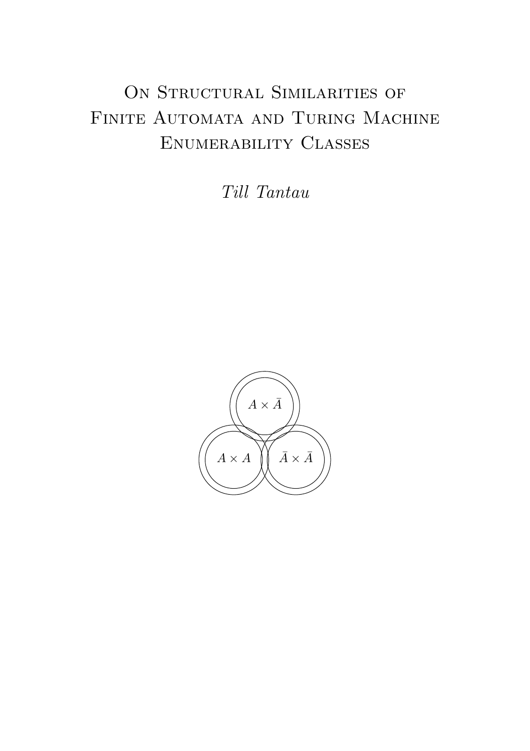# On Structural Similarities of Finite Automata and Turing Machine Enumerability Classes

*Till Tantau*

$A \times \bar{A}$

$A \times A$

$\bar{A} \times \bar{A}$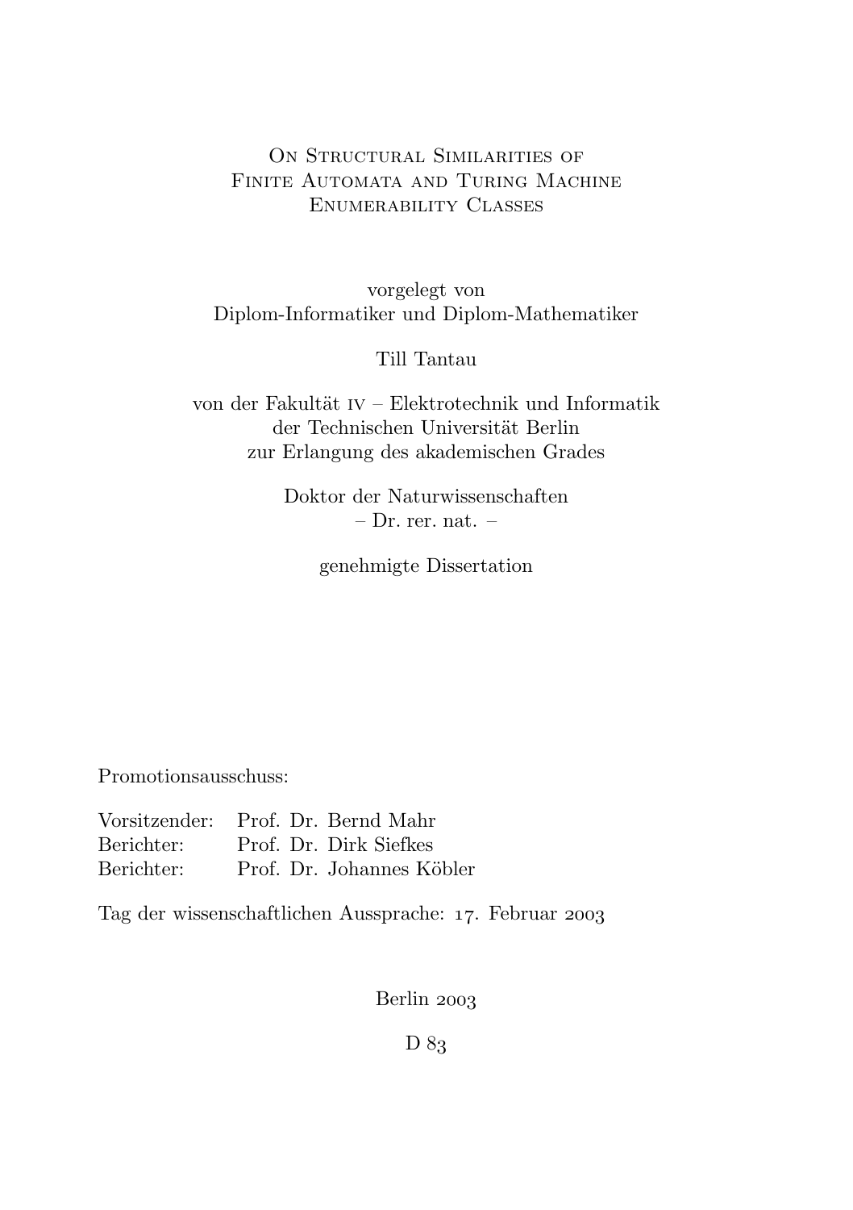# On Structural Similarities of Finite Automata and Turing Machine Enumerability Classes

vorgelegt von
Diplom-Informatiker und Diplom-Mathematiker

Till Tantau

von der Fakultät IV – Elektrotechnik und Informatik
der Technischen Universität Berlin
zur Erlangung des akademischen Grades

Doktor der Naturwissenschaften
– Dr. rer. nat. –

genehmigte Dissertation

Promotionsausschuss:

| | |
|---|---|
| Vorsitzender: | Prof. Dr. Bernd Mahr |
| Berichter: | Prof. Dr. Dirk Siefkes |
| Berichter: | Prof. Dr. Johannes Köbler |

Tag der wissenschaftlichen Aussprache: 17. Februar 2003

Berlin 2003

D 83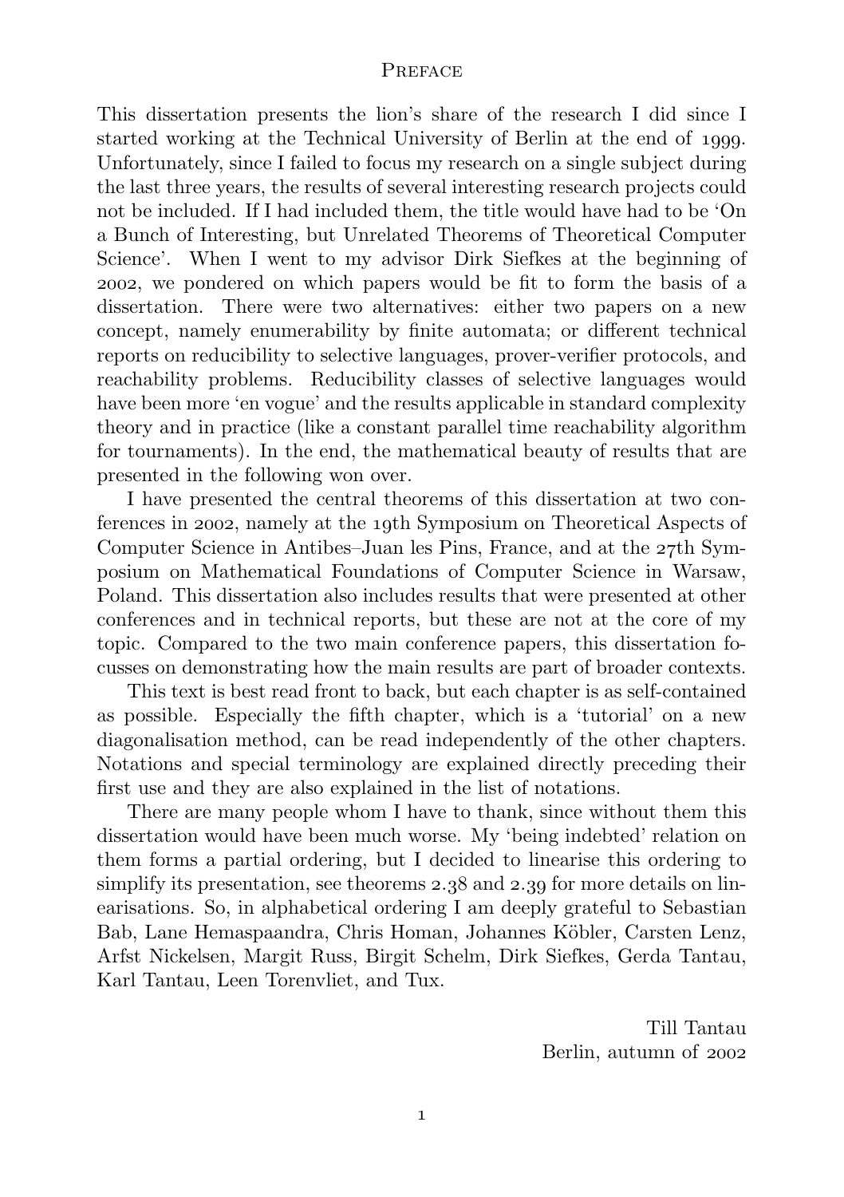# Preface

This dissertation presents the lion's share of the research I did since I started working at the Technical University of Berlin at the end of 1999. Unfortunately, since I failed to focus my research on a single subject during the last three years, the results of several interesting research projects could not be included. If I had included them, the title would have had to be 'On a Bunch of Interesting, but Unrelated Theorems of Theoretical Computer Science'. When I went to my advisor Dirk Siefkes at the beginning of 2002, we pondered on which papers would be fit to form the basis of a dissertation. There were two alternatives: either two papers on a new concept, namely enumerability by finite automata; or different technical reports on reducibility to selective languages, prover-verifier protocols, and reachability problems. Reducibility classes of selective languages would have been more 'en vogue' and the results applicable in standard complexity theory and in practice (like a constant parallel time reachability algorithm for tournaments). In the end, the mathematical beauty of results that are presented in the following won over.

I have presented the central theorems of this dissertation at two conferences in 2002, namely at the 19th Symposium on Theoretical Aspects of Computer Science in Antibes–Juan les Pins, France, and at the 27th Symposium on Mathematical Foundations of Computer Science in Warsaw, Poland. This dissertation also includes results that were presented at other conferences and in technical reports, but these are not at the core of my topic. Compared to the two main conference papers, this dissertation focusses on demonstrating how the main results are part of broader contexts.

This text is best read front to back, but each chapter is as self-contained as possible. Especially the fifth chapter, which is a 'tutorial' on a new diagonalisation method, can be read independently of the other chapters. Notations and special terminology are explained directly preceding their first use and they are also explained in the list of notations.

There are many people whom I have to thank, since without them this dissertation would have been much worse. My 'being indebted' relation on them forms a partial ordering, but I decided to linearise this ordering to simplify its presentation, see theorems 2.38 and 2.39 for more details on linearisations. So, in alphabetical ordering I am deeply grateful to Sebastian Bab, Lane Hemaspaandra, Chris Homan, Johannes Köbler, Carsten Lenz, Arfst Nickelsen, Margit Russ, Birgit Schelm, Dirk Siefkes, Gerda Tantau, Karl Tantau, Leen Torenvliet, and Tux.

Till Tantau
Berlin, autumn of 2002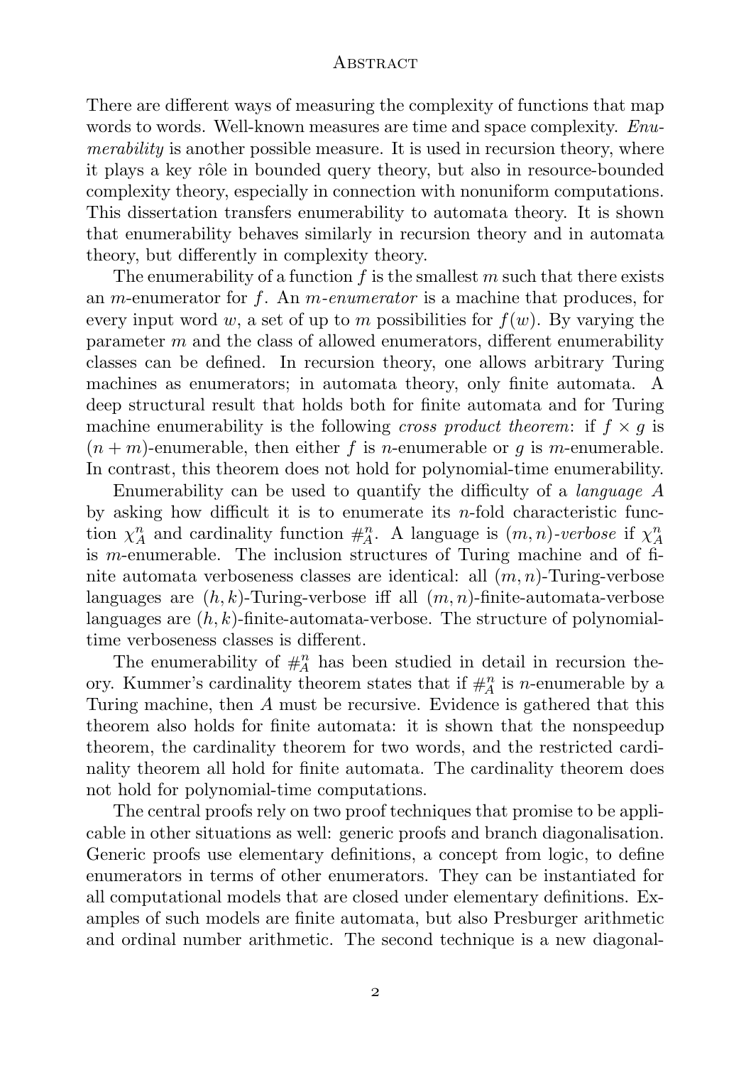# Abstract

There are different ways of measuring the complexity of functions that map words to words. Well-known measures are time and space complexity. *Enumerability* is another possible measure. It is used in recursion theory, where it plays a key rôle in bounded query theory, but also in resource-bounded complexity theory, especially in connection with nonuniform computations. This dissertation transfers enumerability to automata theory. It is shown that enumerability behaves similarly in recursion theory and in automata theory, but differently in complexity theory.

The enumerability of a function $f$ is the smallest $m$ such that there exists an $m$-enumerator for $f$. An *$m$-enumerator* is a machine that produces, for every input word $w$, a set of up to $m$ possibilities for $f(w)$. By varying the parameter $m$ and the class of allowed enumerators, different enumerability classes can be defined. In recursion theory, one allows arbitrary Turing machines as enumerators; in automata theory, only finite automata. A deep structural result that holds both for finite automata and for Turing machine enumerability is the following *cross product theorem*: if $f \times g$ is $(n+m)$-enumerable, then either $f$ is $n$-enumerable or $g$ is $m$-enumerable. In contrast, this theorem does not hold for polynomial-time enumerability.

Enumerability can be used to quantify the difficulty of a *language* $A$ by asking how difficult it is to enumerate its $n$-fold characteristic function $\chi_A^n$ and cardinality function $\#_A^n$. A language is *$(m,n)$-verbose* if $\chi_A^n$ is $m$-enumerable. The inclusion structures of Turing machine and of finite automata verboseness classes are identical: all $(m,n)$-Turing-verbose languages are $(h,k)$-Turing-verbose iff all $(m,n)$-finite-automata-verbose languages are $(h,k)$-finite-automata-verbose. The structure of polynomial-time verboseness classes is different.

The enumerability of $\#_A^n$ has been studied in detail in recursion theory. Kummer's cardinality theorem states that if $\#_A^n$ is $n$-enumerable by a Turing machine, then $A$ must be recursive. Evidence is gathered that this theorem also holds for finite automata: it is shown that the nonspeedup theorem, the cardinality theorem for two words, and the restricted cardinality theorem all hold for finite automata. The cardinality theorem does not hold for polynomial-time computations.

The central proofs rely on two proof techniques that promise to be applicable in other situations as well: generic proofs and branch diagonalisation. Generic proofs use elementary definitions, a concept from logic, to define enumerators in terms of other enumerators. They can be instantiated for all computational models that are closed under elementary definitions. Examples of such models are finite automata, but also Presburger arithmetic and ordinal number arithmetic. The second technique is a new diagonal-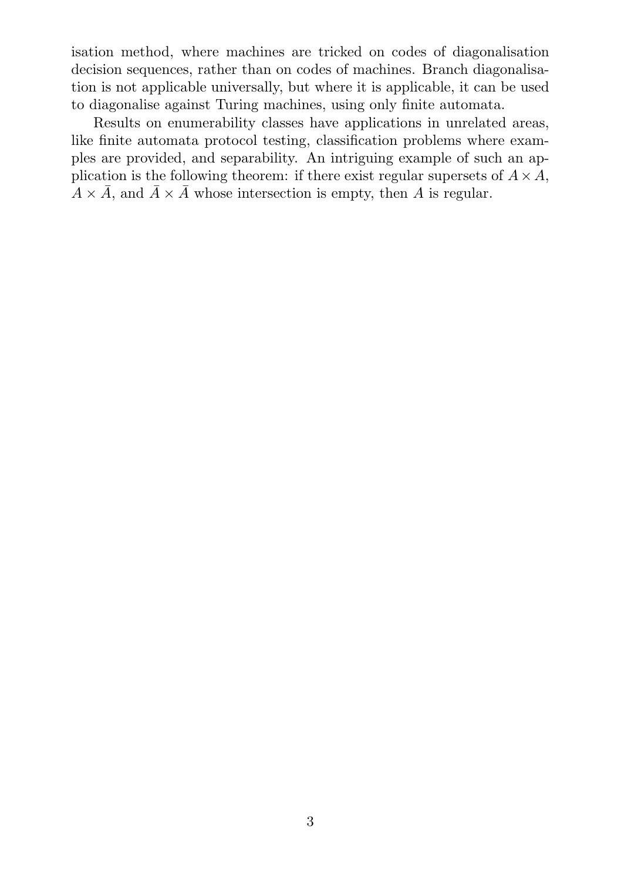isation method, where machines are tricked on codes of diagonalisation decision sequences, rather than on codes of machines. Branch diagonalisation is not applicable universally, but where it is applicable, it can be used to diagonalise against Turing machines, using only finite automata.

Results on enumerability classes have applications in unrelated areas, like finite automata protocol testing, classification problems where examples are provided, and separability. An intriguing example of such an application is the following theorem: if there exist regular supersets of $A \times A$, $A \times \bar{A}$, and $\bar{A} \times \bar{A}$ whose intersection is empty, then $A$ is regular.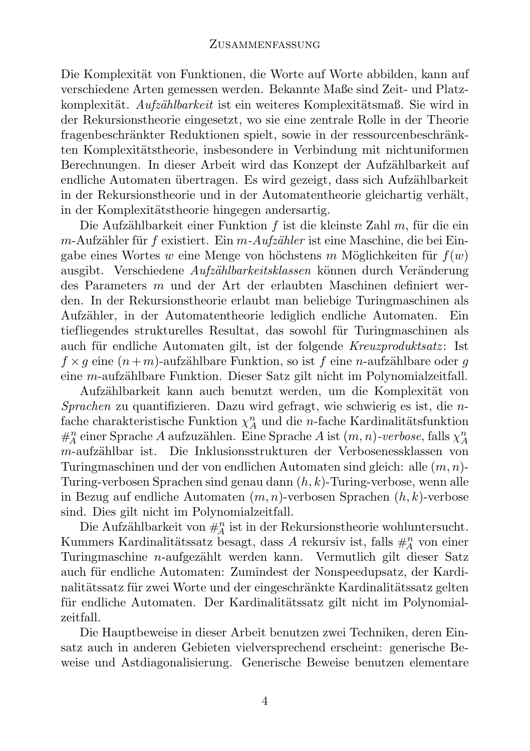# Zusammenfassung

Die Komplexität von Funktionen, die Worte auf Worte abbilden, kann auf verschiedene Arten gemessen werden. Bekannte Maße sind Zeit- und Platzkomplexität. *Aufzählbarkeit* ist ein weiteres Komplexitätsmaß. Sie wird in der Rekursionstheorie eingesetzt, wo sie eine zentrale Rolle in der Theorie fragenbeschränkter Reduktionen spielt, sowie in der ressourcenbeschränkten Komplexitätstheorie, insbesondere in Verbindung mit nichtuniformen Berechnungen. In dieser Arbeit wird das Konzept der Aufzählbarkeit auf endliche Automaten übertragen. Es wird gezeigt, dass sich Aufzählbarkeit in der Rekursionstheorie und in der Automatentheorie gleichartig verhält, in der Komplexitätstheorie hingegen andersartig.

Die Aufzählbarkeit einer Funktion $f$ ist die kleinste Zahl $m$, für die ein $m$-Aufzähler für $f$ existiert. Ein *$m$-Aufzähler* ist eine Maschine, die bei Eingabe eines Wortes $w$ eine Menge von höchstens $m$ Möglichkeiten für $f(w)$ ausgibt. Verschiedene *Aufzählbarkeitsklassen* können durch Veränderung des Parameters $m$ und der Art der erlaubten Maschinen definiert werden. In der Rekursionstheorie erlaubt man beliebige Turingmaschinen als Aufzähler, in der Automatentheorie lediglich endliche Automaten. Ein tiefliegendes strukturelles Resultat, das sowohl für Turingmaschinen als auch für endliche Automaten gilt, ist der folgende *Kreuzproduktsatz*: Ist $f \times g$ eine $(n+m)$-aufzählbare Funktion, so ist $f$ eine $n$-aufzählbare oder $g$ eine $m$-aufzählbare Funktion. Dieser Satz gilt nicht im Polynomialzeitfall.

Aufzählbarkeit kann auch benutzt werden, um die Komplexität von *Sprachen* zu quantifizieren. Dazu wird gefragt, wie schwierig es ist, die $n$-fache charakteristische Funktion $\chi_A^n$ und die $n$-fache Kardinalitätsfunktion $\#_A^n$ einer Sprache $A$ aufzuzählen. Eine Sprache $A$ ist *$(m,n)$-verbose*, falls $\chi_A^n$ $m$-aufzählbar ist. Die Inklusionsstrukturen der Verbosenessklassen von Turingmaschinen und der von endlichen Automaten sind gleich: alle $(m,n)$-Turing-verbosen Sprachen sind genau dann $(h,k)$-Turing-verbose, wenn alle in Bezug auf endliche Automaten $(m,n)$-verbosen Sprachen $(h,k)$-verbose sind. Dies gilt nicht im Polynomialzeitfall.

Die Aufzählbarkeit von $\#_A^n$ ist in der Rekursionstheorie wohluntersucht. Kummers Kardinalitätssatz besagt, dass $A$ rekursiv ist, falls $\#_A^n$ von einer Turingmaschine $n$-aufgezählt werden kann. Vermutlich gilt dieser Satz auch für endliche Automaten: Zumindest der Nonspeedupsatz, der Kardinalitätssatz für zwei Worte und der eingeschränkte Kardinalitätssatz gelten für endliche Automaten. Der Kardinalitätssatz gilt nicht im Polynomialzeitfall.

Die Hauptbeweise in dieser Arbeit benutzen zwei Techniken, deren Einsatz auch in anderen Gebieten vielversprechend erscheint: generische Beweise und Astdiagonalisierung. Generische Beweise benutzen elementare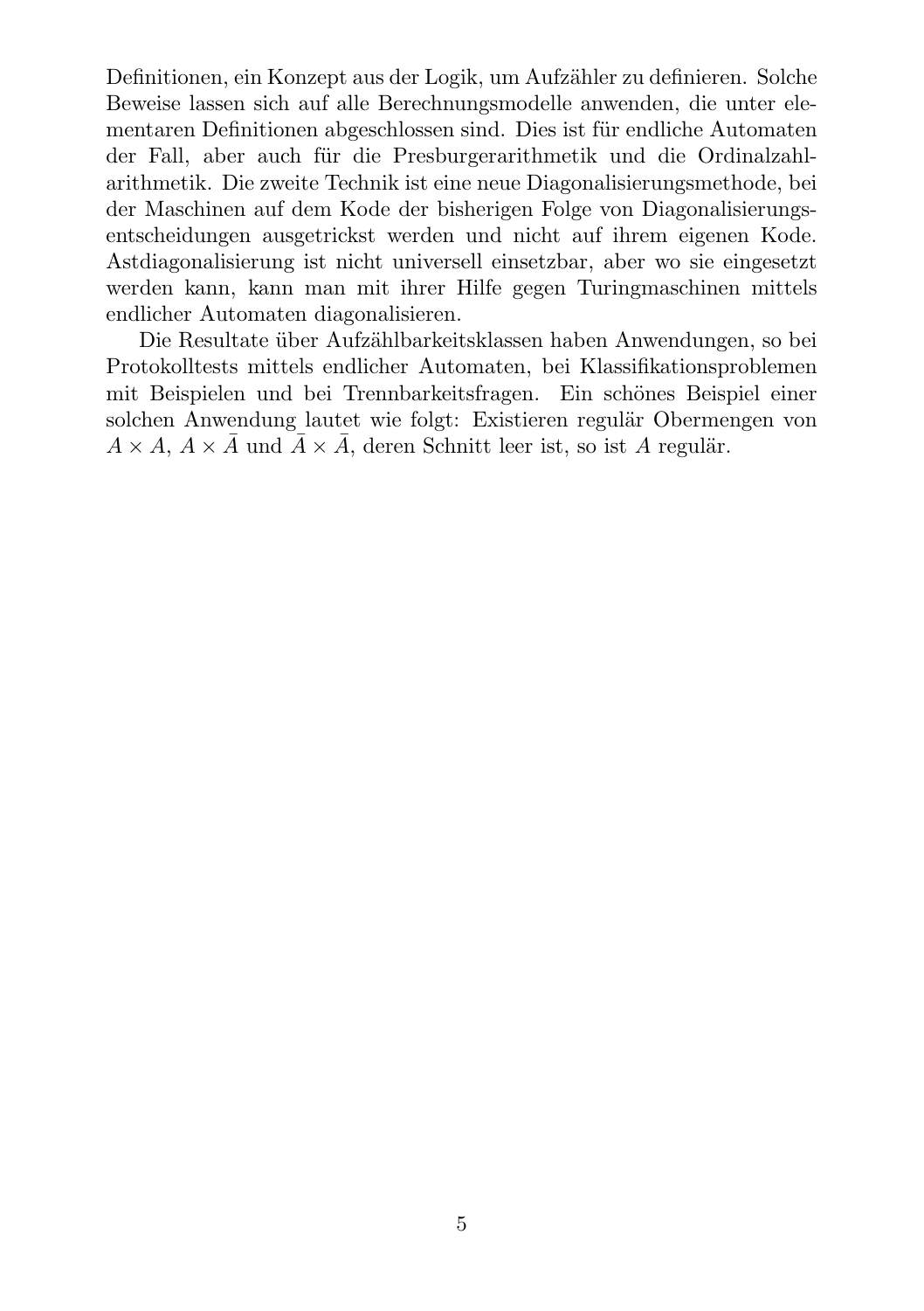Definitionen, ein Konzept aus der Logik, um Aufzähler zu definieren. Solche Beweise lassen sich auf alle Berechnungsmodelle anwenden, die unter elementaren Definitionen abgeschlossen sind. Dies ist für endliche Automaten der Fall, aber auch für die Presburgerarithmetik und die Ordinalzahlarithmetik. Die zweite Technik ist eine neue Diagonalisierungsmethode, bei der Maschinen auf dem Kode der bisherigen Folge von Diagonalisierungsentscheidungen ausgetrickst werden und nicht auf ihrem eigenen Kode. Astdiagonalisierung ist nicht universell einsetzbar, aber wo sie eingesetzt werden kann, kann man mit ihrer Hilfe gegen Turingmaschinen mittels endlicher Automaten diagonalisieren.

Die Resultate über Aufzählbarkeitsklassen haben Anwendungen, so bei Protokolltests mittels endlicher Automaten, bei Klassifikationsproblemen mit Beispielen und bei Trennbarkeitsfragen. Ein schönes Beispiel einer solchen Anwendung lautet wie folgt: Existieren regulär Obermengen von $A \times A$, $A \times \bar{A}$ und $\bar{A} \times \bar{A}$, deren Schnitt leer ist, so ist $A$ regulär.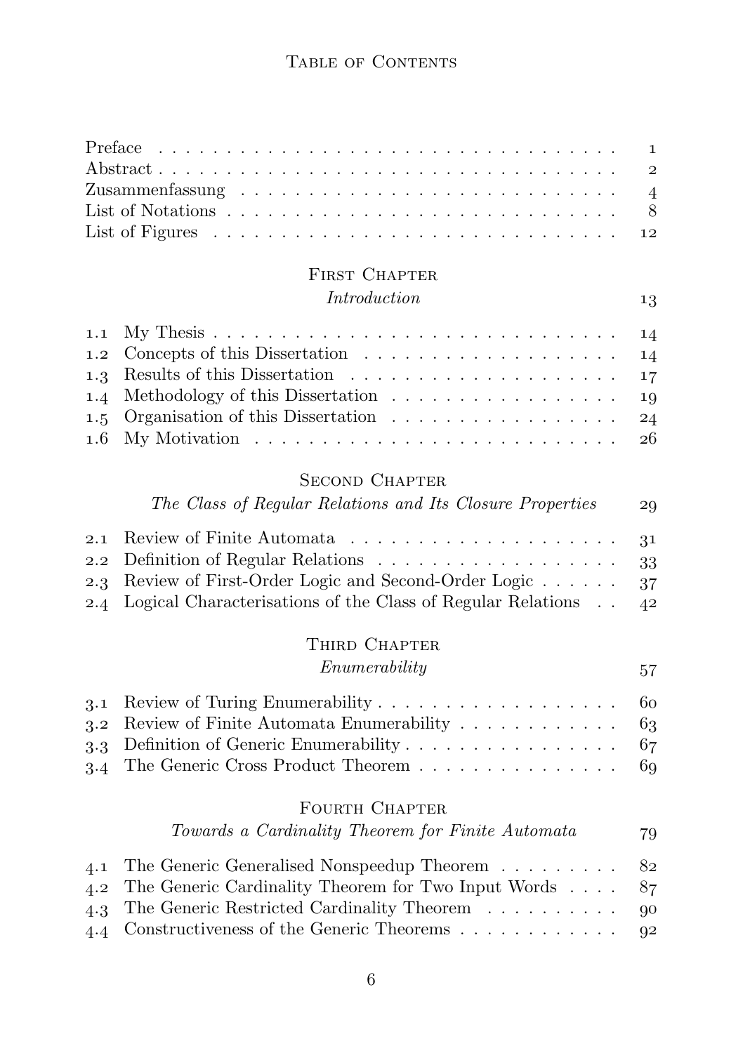# Table of Contents

| | |
|---|---|
| Preface | 1 |
| Abstract | 2 |
| Zusammenfassung | 4 |
| List of Notations | 8 |
| List of Figures | 12 |

## First Chapter
### *Introduction* — 13

| | | |
|---|---|---|
| 1.1 | My Thesis | 14 |
| 1.2 | Concepts of this Dissertation | 14 |
| 1.3 | Results of this Dissertation | 17 |
| 1.4 | Methodology of this Dissertation | 19 |
| 1.5 | Organisation of this Dissertation | 24 |
| 1.6 | My Motivation | 26 |

## Second Chapter
### *The Class of Regular Relations and Its Closure Properties* — 29

| | | |
|---|---|---|
| 2.1 | Review of Finite Automata | 31 |
| 2.2 | Definition of Regular Relations | 33 |
| 2.3 | Review of First-Order Logic and Second-Order Logic | 37 |
| 2.4 | Logical Characterisations of the Class of Regular Relations | 42 |

## Third Chapter
### *Enumerability* — 57

| | | |
|---|---|---|
| 3.1 | Review of Turing Enumerability | 60 |
| 3.2 | Review of Finite Automata Enumerability | 63 |
| 3.3 | Definition of Generic Enumerability | 67 |
| 3.4 | The Generic Cross Product Theorem | 69 |

## Fourth Chapter
### *Towards a Cardinality Theorem for Finite Automata* — 79

| | | |
|---|---|---|
| 4.1 | The Generic Generalised Nonspeedup Theorem | 82 |
| 4.2 | The Generic Cardinality Theorem for Two Input Words | 87 |
| 4.3 | The Generic Restricted Cardinality Theorem | 90 |
| 4.4 | Constructiveness of the Generic Theorems | 92 |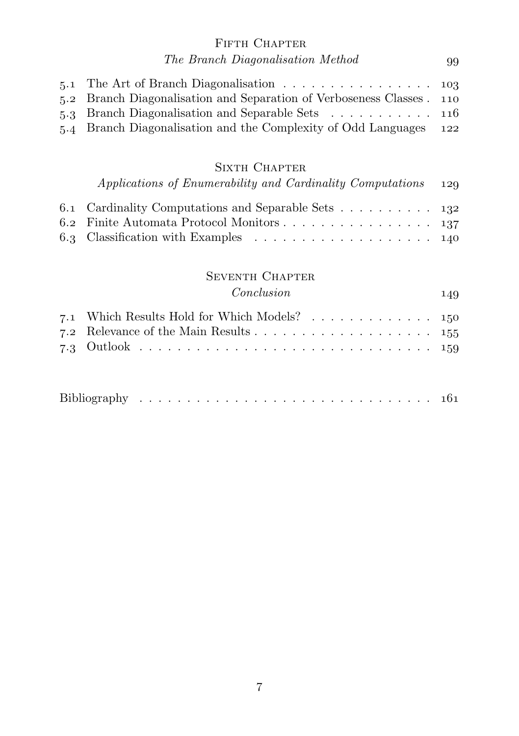## Fifth Chapter

*The Branch Diagonalisation Method* 99

5.1 The Art of Branch Diagonalisation . . . . . . . . . . . . . . . . 103
5.2 Branch Diagonalisation and Separation of Verboseness Classes . 110
5.3 Branch Diagonalisation and Separable Sets . . . . . . . . . . . 116
5.4 Branch Diagonalisation and the Complexity of Odd Languages 122

## Sixth Chapter

*Applications of Enumerability and Cardinality Computations* 129

6.1 Cardinality Computations and Separable Sets . . . . . . . . . . 132
6.2 Finite Automata Protocol Monitors . . . . . . . . . . . . . . . . 137
6.3 Classification with Examples . . . . . . . . . . . . . . . . . . . 140

## Seventh Chapter

*Conclusion* 149

7.1 Which Results Hold for Which Models? . . . . . . . . . . . . . 150
7.2 Relevance of the Main Results . . . . . . . . . . . . . . . . . . 155
7.3 Outlook . . . . . . . . . . . . . . . . . . . . . . . . . . . . . . 159

Bibliography . . . . . . . . . . . . . . . . . . . . . . . . . . . . . 161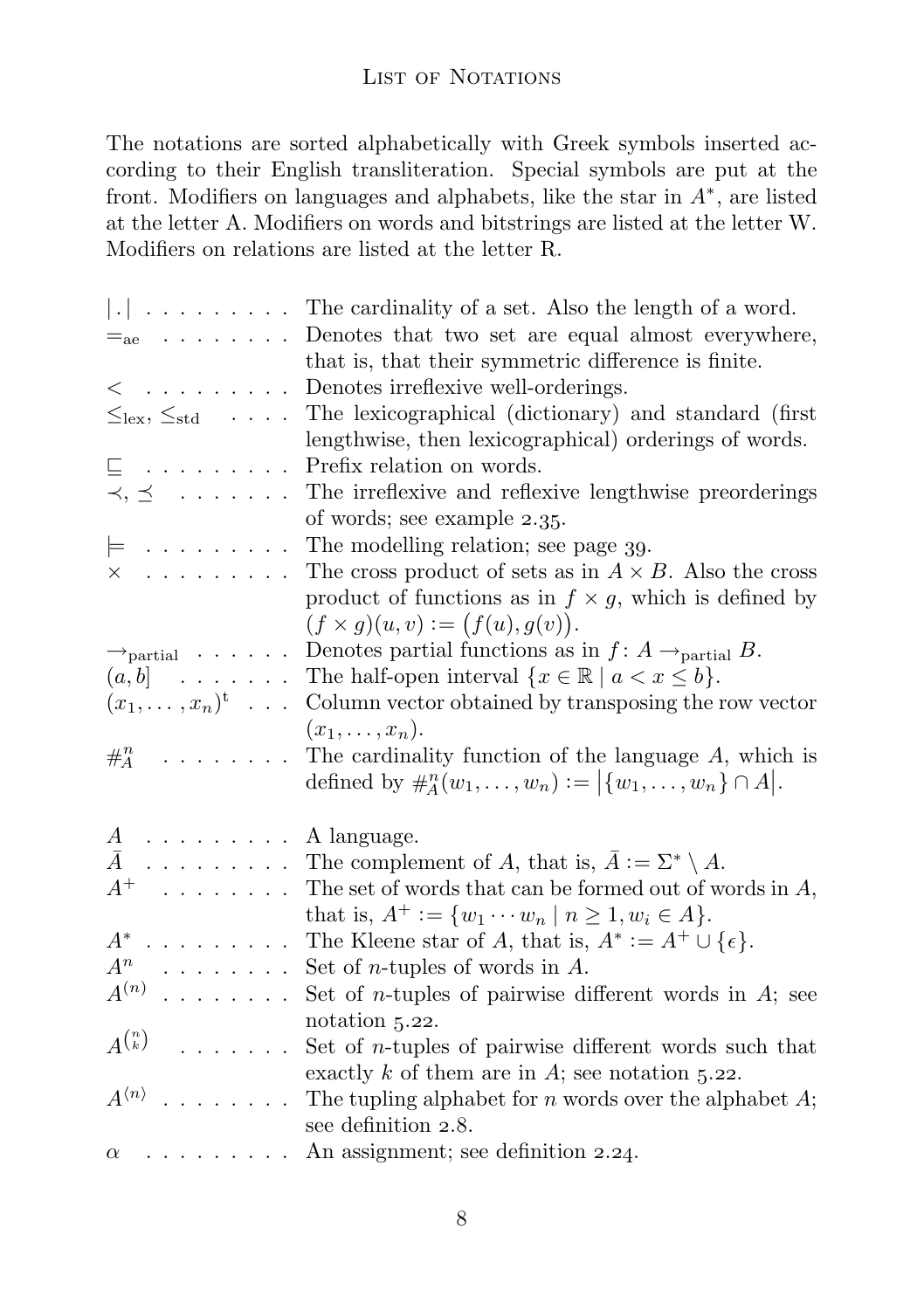# List of Notations

The notations are sorted alphabetically with Greek symbols inserted according to their English transliteration. Special symbols are put at the front. Modifiers on languages and alphabets, like the star in $A^*$, are listed at the letter A. Modifiers on words and bitstrings are listed at the letter W. Modifiers on relations are listed at the letter R.

| | |
|---|---|
| $\lvert . \rvert$ | The cardinality of a set. Also the length of a word. |
| $=_{\text{ae}}$ | Denotes that two set are equal almost everywhere, that is, that their symmetric difference is finite. |
| $<$ | Denotes irreflexive well-orderings. |
| $\leq_{\text{lex}}$, $\leq_{\text{std}}$ | The lexicographical (dictionary) and standard (first lengthwise, then lexicographical) orderings of words. |
| $\sqsubseteq$ | Prefix relation on words. |
| $\prec$, $\preceq$ | The irreflexive and reflexive lengthwise preorderings of words; see example 2.35. |
| $\models$ | The modelling relation; see page 39. |
| $\times$ | The cross product of sets as in $A \times B$. Also the cross product of functions as in $f \times g$, which is defined by $(f \times g)(u, v) := \big(f(u), g(v)\big)$. |
| $\to_{\text{partial}}$ | Denotes partial functions as in $f \colon A \to_{\text{partial}} B$. |
| $(a, b]$ | The half-open interval $\{x \in \mathbb{R} \mid a < x \leq b\}$. |
| $(x_1, \dots, x_n)^{\text{t}}$ | Column vector obtained by transposing the row vector $(x_1, \dots, x_n)$. |
| $\#_A^n$ | The cardinality function of the language $A$, which is defined by $\#_A^n(w_1, \dots, w_n) := \big\lvert \{w_1, \dots, w_n\} \cap A \big\rvert$. |
| $A$ | A language. |
| $\bar{A}$ | The complement of $A$, that is, $\bar{A} := \Sigma^* \setminus A$. |
| $A^+$ | The set of words that can be formed out of words in $A$, that is, $A^+ := \{w_1 \cdots w_n \mid n \geq 1, w_i \in A\}$. |
| $A^*$ | The Kleene star of $A$, that is, $A^* := A^+ \cup \{\epsilon\}$. |
| $A^n$ | Set of $n$-tuples of words in $A$. |
| $A^{(n)}$ | Set of $n$-tuples of pairwise different words in $A$; see notation 5.22. |
| $A^{\binom{n}{k}}$ | Set of $n$-tuples of pairwise different words such that exactly $k$ of them are in $A$; see notation 5.22. |
| $A^{\langle n \rangle}$ | The tupling alphabet for $n$ words over the alphabet $A$; see definition 2.8. |
| $\alpha$ | An assignment; see definition 2.24. |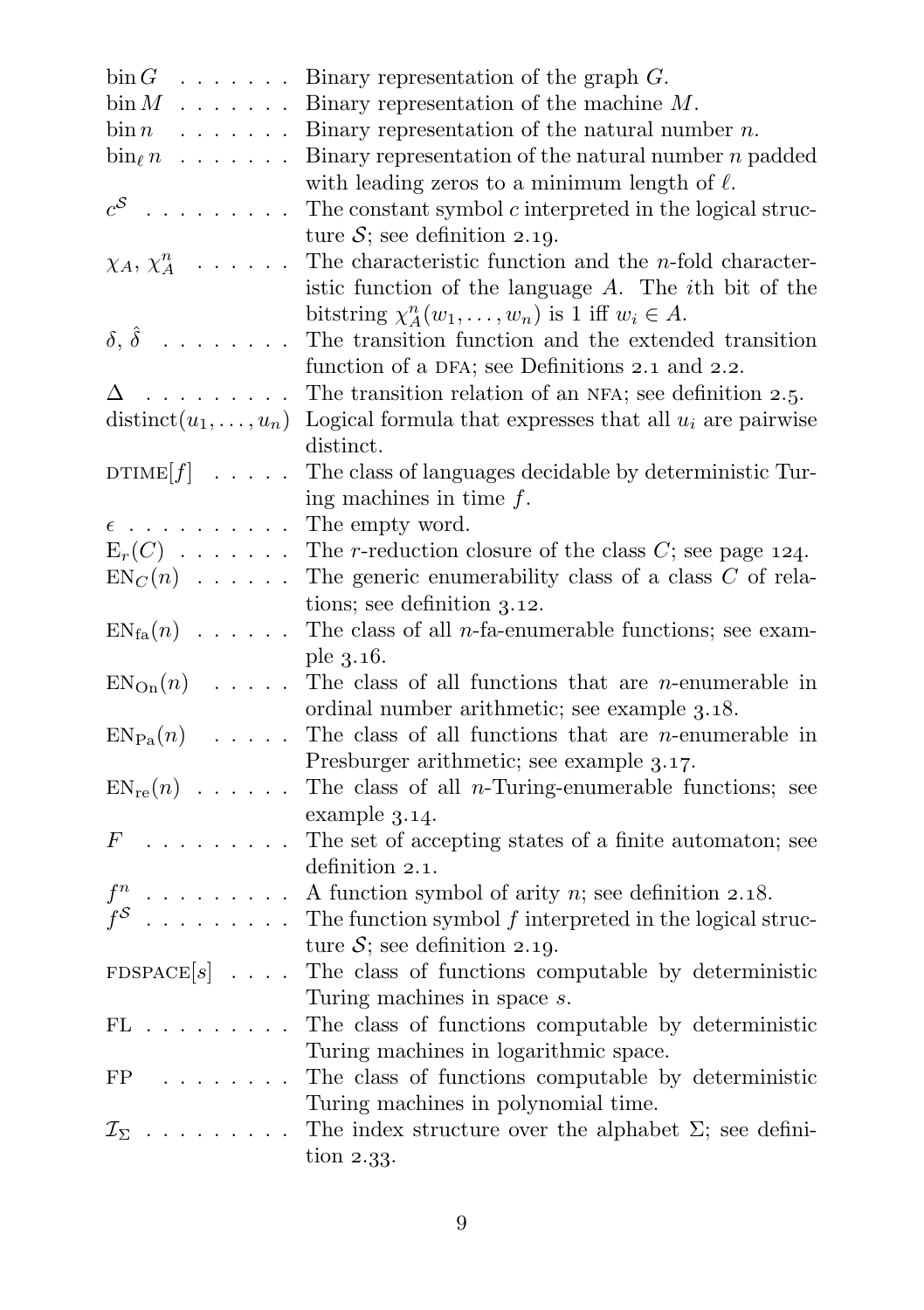| | |
|---|---|
| $\operatorname{bin} G$ | Binary representation of the graph $G$. |
| $\operatorname{bin} M$ | Binary representation of the machine $M$. |
| $\operatorname{bin} n$ | Binary representation of the natural number $n$. |
| $\operatorname{bin}_\ell n$ | Binary representation of the natural number $n$ padded with leading zeros to a minimum length of $\ell$. |
| $c^{\mathcal{S}}$ | The constant symbol $c$ interpreted in the logical structure $\mathcal{S}$; see definition 2.19. |
| $\chi_A$, $\chi_A^n$ | The characteristic function and the $n$-fold characteristic function of the language $A$. The $i$th bit of the bitstring $\chi_A^n(w_1, \dots, w_n)$ is 1 iff $w_i \in A$. |
| $\delta$, $\hat{\delta}$ | The transition function and the extended transition function of a DFA; see Definitions 2.1 and 2.2. |
| $\Delta$ | The transition relation of an NFA; see definition 2.5. |
| $\operatorname{distinct}(u_1, \dots, u_n)$ | Logical formula that expresses that all $u_i$ are pairwise distinct. |
| $\mathrm{DTIME}[f]$ | The class of languages decidable by deterministic Turing machines in time $f$. |
| $\epsilon$ | The empty word. |
| $\mathrm{E}_r(C)$ | The $r$-reduction closure of the class $C$; see page 124. |
| $\mathrm{EN}_C(n)$ | The generic enumerability class of a class $C$ of relations; see definition 3.12. |
| $\mathrm{EN}_{\mathrm{fa}}(n)$ | The class of all $n$-fa-enumerable functions; see example 3.16. |
| $\mathrm{EN}_{\mathrm{On}}(n)$ | The class of all functions that are $n$-enumerable in ordinal number arithmetic; see example 3.18. |
| $\mathrm{EN}_{\mathrm{Pa}}(n)$ | The class of all functions that are $n$-enumerable in Presburger arithmetic; see example 3.17. |
| $\mathrm{EN}_{\mathrm{re}}(n)$ | The class of all $n$-Turing-enumerable functions; see example 3.14. |
| $F$ | The set of accepting states of a finite automaton; see definition 2.1. |
| $f^n$ | A function symbol of arity $n$; see definition 2.18. |
| $f^{\mathcal{S}}$ | The function symbol $f$ interpreted in the logical structure $\mathcal{S}$; see definition 2.19. |
| $\mathrm{FDSPACE}[s]$ | The class of functions computable by deterministic Turing machines in space $s$. |
| FL | The class of functions computable by deterministic Turing machines in logarithmic space. |
| FP | The class of functions computable by deterministic Turing machines in polynomial time. |
| $\mathcal{I}_\Sigma$ | The index structure over the alphabet $\Sigma$; see definition 2.33. |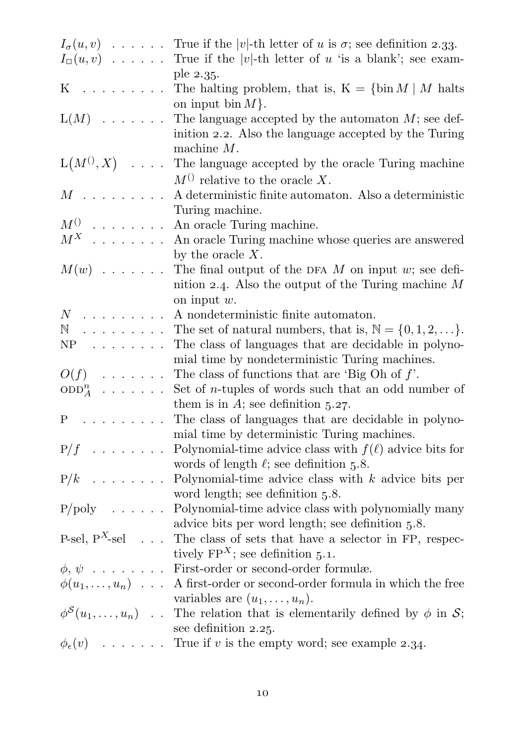| | |
|---|---|
| $I_\sigma(u, v)$ | True if the $\lvert v\rvert$-th letter of $u$ is $\sigma$; see definition 2.33. |
| $I_\Box(u, v)$ | True if the $\lvert v\rvert$-th letter of $u$ 'is a blank'; see example 2.35. |
| K | The halting problem, that is, $\mathrm{K} = \{\operatorname{bin} M \mid M \text{ halts on input } \operatorname{bin} M\}$. |
| $\mathrm{L}(M)$ | The language accepted by the automaton $M$; see definition 2.2. Also the language accepted by the Turing machine $M$. |
| $\mathrm{L}(M^{()}, X)$ | The language accepted by the oracle Turing machine $M^{()}$ relative to the oracle $X$. |
| $M$ | A deterministic finite automaton. Also a deterministic Turing machine. |
| $M^{()}$ | An oracle Turing machine. |
| $M^X$ | An oracle Turing machine whose queries are answered by the oracle $X$. |
| $M(w)$ | The final output of the DFA $M$ on input $w$; see definition 2.4. Also the output of the Turing machine $M$ on input $w$. |
| $N$ | A nondeterministic finite automaton. |
| $\mathbb{N}$ | The set of natural numbers, that is, $\mathbb{N} = \{0, 1, 2, \ldots\}$. |
| NP | The class of languages that are decidable in polynomial time by nondeterministic Turing machines. |
| $O(f)$ | The class of functions that are 'Big Oh of $f$'. |
| $\mathrm{ODD}^n_A$ | Set of $n$-tuples of words such that an odd number of them is in $A$; see definition 5.27. |
| P | The class of languages that are decidable in polynomial time by deterministic Turing machines. |
| $\mathrm{P}/f$ | Polynomial-time advice class with $f(\ell)$ advice bits for words of length $\ell$; see definition 5.8. |
| $\mathrm{P}/k$ | Polynomial-time advice class with $k$ advice bits per word length; see definition 5.8. |
| P/poly | Polynomial-time advice class with polynomially many advice bits per word length; see definition 5.8. |
| P-sel, $\mathrm{P}^X$-sel | The class of sets that have a selector in FP, respectively $\mathrm{FP}^X$; see definition 5.1. |
| $\phi$, $\psi$ | First-order or second-order formulæ. |
| $\phi(u_1, \ldots, u_n)$ | A first-order or second-order formula in which the free variables are $(u_1, \ldots, u_n)$. |
| $\phi^{\mathcal{S}}(u_1, \ldots, u_n)$ | The relation that is elementarily defined by $\phi$ in $\mathcal{S}$; see definition 2.25. |
| $\phi_\epsilon(v)$ | True if $v$ is the empty word; see example 2.34. |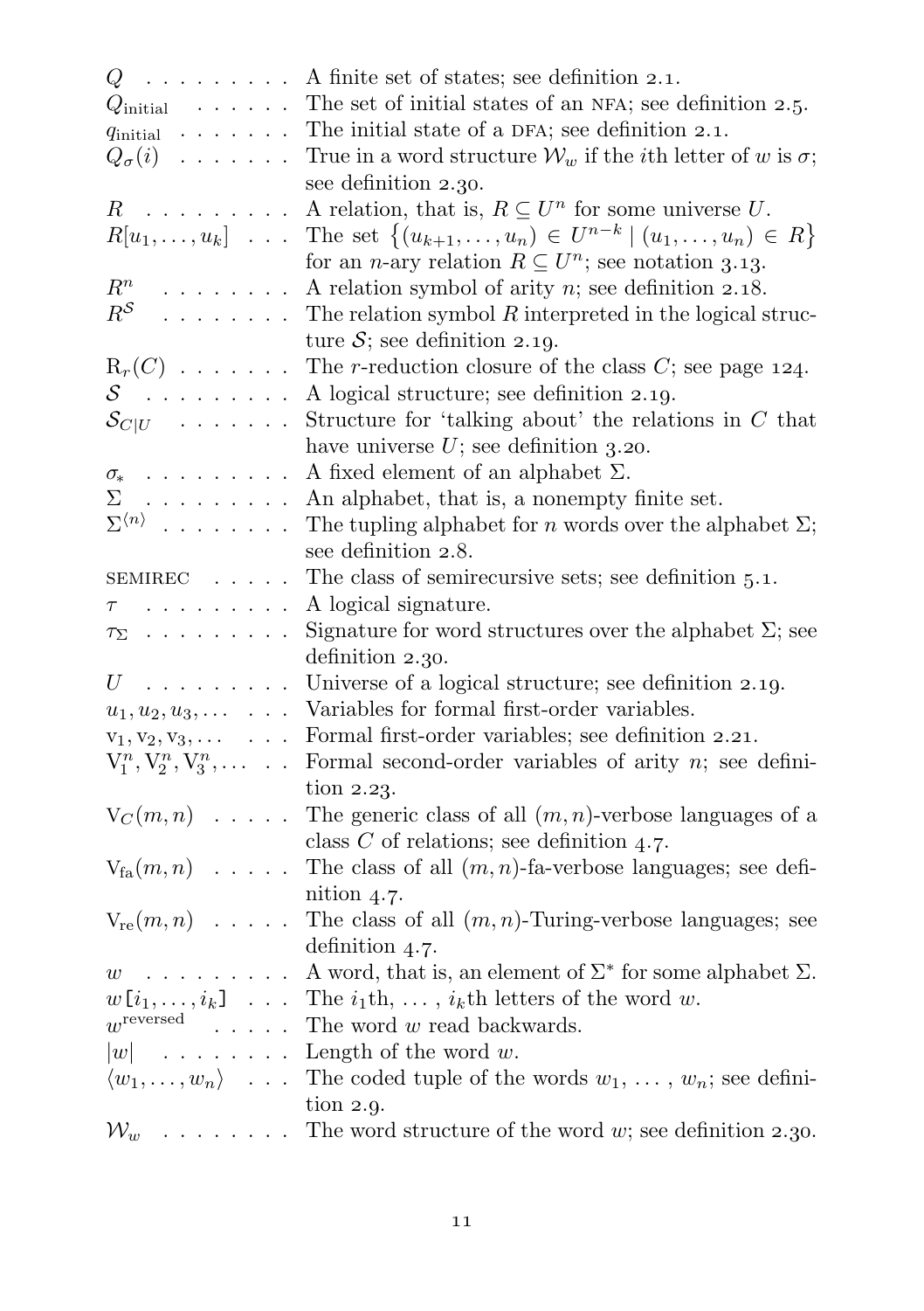| | |
|---|---|
| $Q$ | A finite set of states; see definition 2.1. |
| $Q_{\text{initial}}$ | The set of initial states of an NFA; see definition 2.5. |
| $q_{\text{initial}}$ | The initial state of a DFA; see definition 2.1. |
| $Q_\sigma(i)$ | True in a word structure $\mathcal{W}_w$ if the $i$th letter of $w$ is $\sigma$; see definition 2.30. |
| $R$ | A relation, that is, $R \subseteq U^n$ for some universe $U$. |
| $R[u_1, \dots, u_k]$ | The set $\{(u_{k+1}, \dots, u_n) \in U^{n-k} \mid (u_1, \dots, u_n) \in R\}$ for an $n$-ary relation $R \subseteq U^n$; see notation 3.13. |
| $R^n$ | A relation symbol of arity $n$; see definition 2.18. |
| $R^{\mathcal{S}}$ | The relation symbol $R$ interpreted in the logical structure $\mathcal{S}$; see definition 2.19. |
| $\mathrm{R}_r(C)$ | The $r$-reduction closure of the class $C$; see page 124. |
| $\mathcal{S}$ | A logical structure; see definition 2.19. |
| $\mathcal{S}_{C\vert U}$ | Structure for 'talking about' the relations in $C$ that have universe $U$; see definition 3.20. |
| $\sigma_*$ | A fixed element of an alphabet $\Sigma$. |
| $\Sigma$ | An alphabet, that is, a nonempty finite set. |
| $\Sigma^{\langle n\rangle}$ | The tupling alphabet for $n$ words over the alphabet $\Sigma$; see definition 2.8. |
| SEMIREC | The class of semirecursive sets; see definition 5.1. |
| $\tau$ | A logical signature. |
| $\tau_\Sigma$ | Signature for word structures over the alphabet $\Sigma$; see definition 2.30. |
| $U$ | Universe of a logical structure; see definition 2.19. |
| $u_1, u_2, u_3, \dots$ | Variables for formal first-order variables. |
| $\mathrm{v}_1, \mathrm{v}_2, \mathrm{v}_3, \dots$ | Formal first-order variables; see definition 2.21. |
| $\mathrm{V}_1^n, \mathrm{V}_2^n, \mathrm{V}_3^n, \dots$ | Formal second-order variables of arity $n$; see definition 2.23. |
| $\mathrm{V}_C(m,n)$ | The generic class of all $(m,n)$-verbose languages of a class $C$ of relations; see definition 4.7. |
| $\mathrm{V}_{\text{fa}}(m,n)$ | The class of all $(m,n)$-fa-verbose languages; see definition 4.7. |
| $\mathrm{V}_{\text{re}}(m,n)$ | The class of all $(m,n)$-Turing-verbose languages; see definition 4.7. |
| $w$ | A word, that is, an element of $\Sigma^*$ for some alphabet $\Sigma$. |
| $w[i_1, \dots, i_k]$ | The $i_1$th, …, $i_k$th letters of the word $w$. |
| $w^{\text{reversed}}$ | The word $w$ read backwards. |
| $\vert w\vert$ | Length of the word $w$. |
| $\langle w_1, \dots, w_n\rangle$ | The coded tuple of the words $w_1$, …, $w_n$; see definition 2.9. |
| $\mathcal{W}_w$ | The word structure of the word $w$; see definition 2.30. |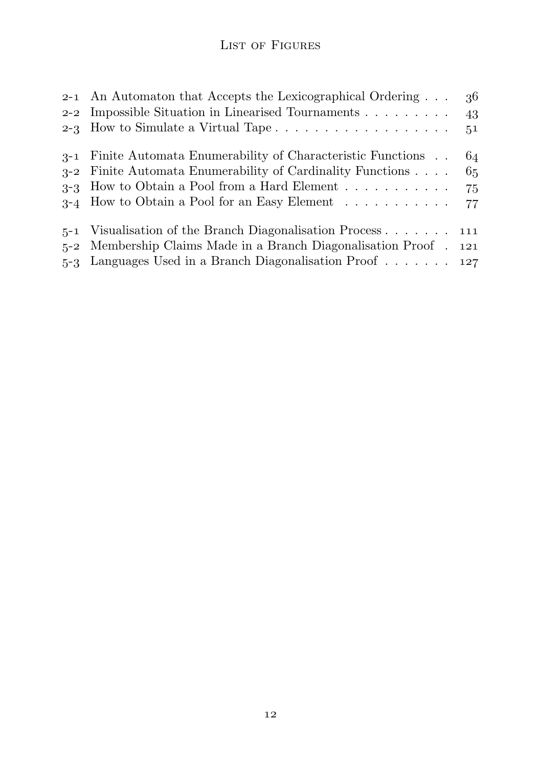# List of Figures

| | | |
|---|---|---|
| 2-1 | An Automaton that Accepts the Lexicographical Ordering | 36 |
| 2-2 | Impossible Situation in Linearised Tournaments | 43 |
| 2-3 | How to Simulate a Virtual Tape | 51 |
| 3-1 | Finite Automata Enumerability of Characteristic Functions | 64 |
| 3-2 | Finite Automata Enumerability of Cardinality Functions | 65 |
| 3-3 | How to Obtain a Pool from a Hard Element | 75 |
| 3-4 | How to Obtain a Pool for an Easy Element | 77 |
| 5-1 | Visualisation of the Branch Diagonalisation Process | 111 |
| 5-2 | Membership Claims Made in a Branch Diagonalisation Proof | 121 |
| 5-3 | Languages Used in a Branch Diagonalisation Proof | 127 |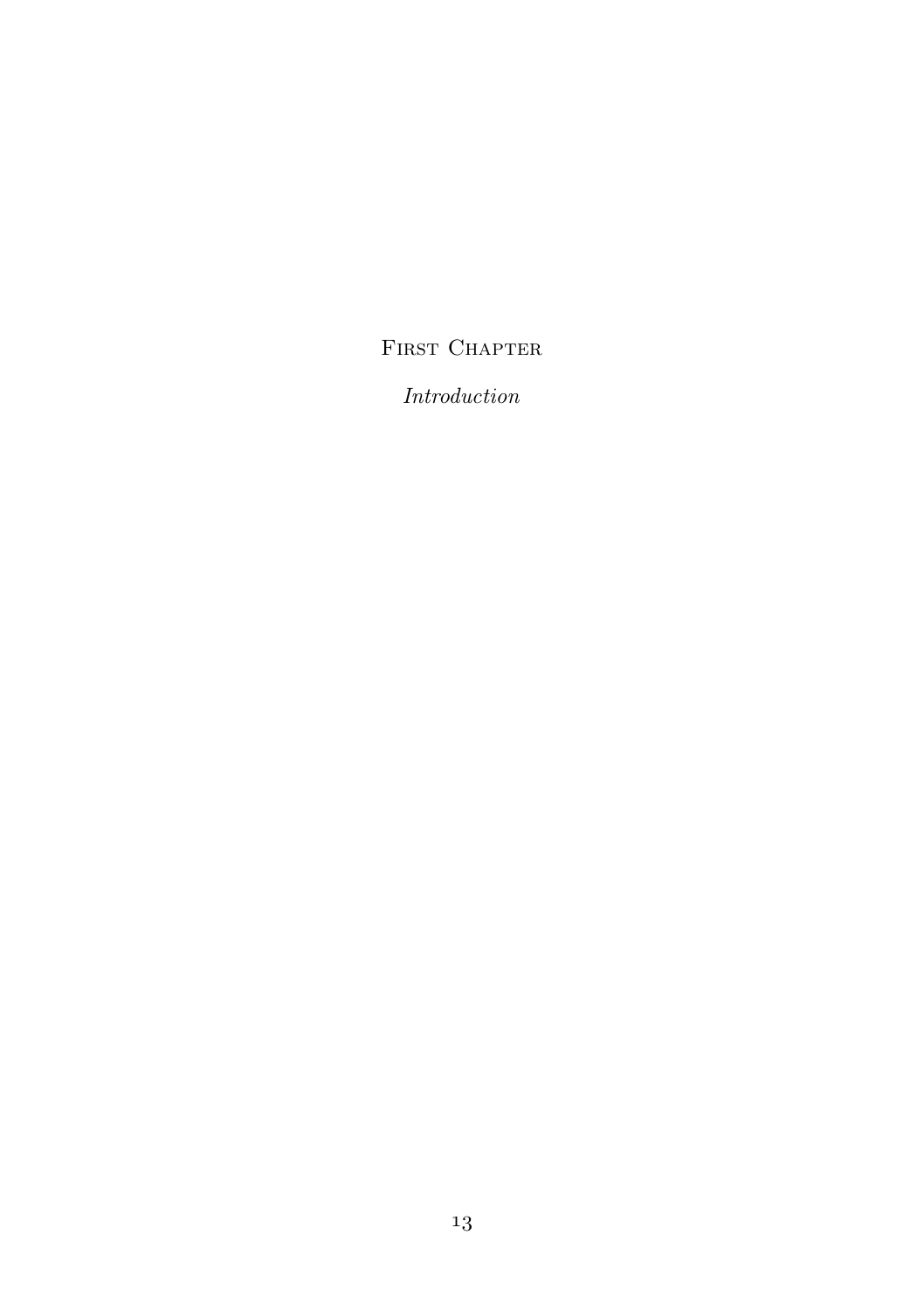# First Chapter

*Introduction*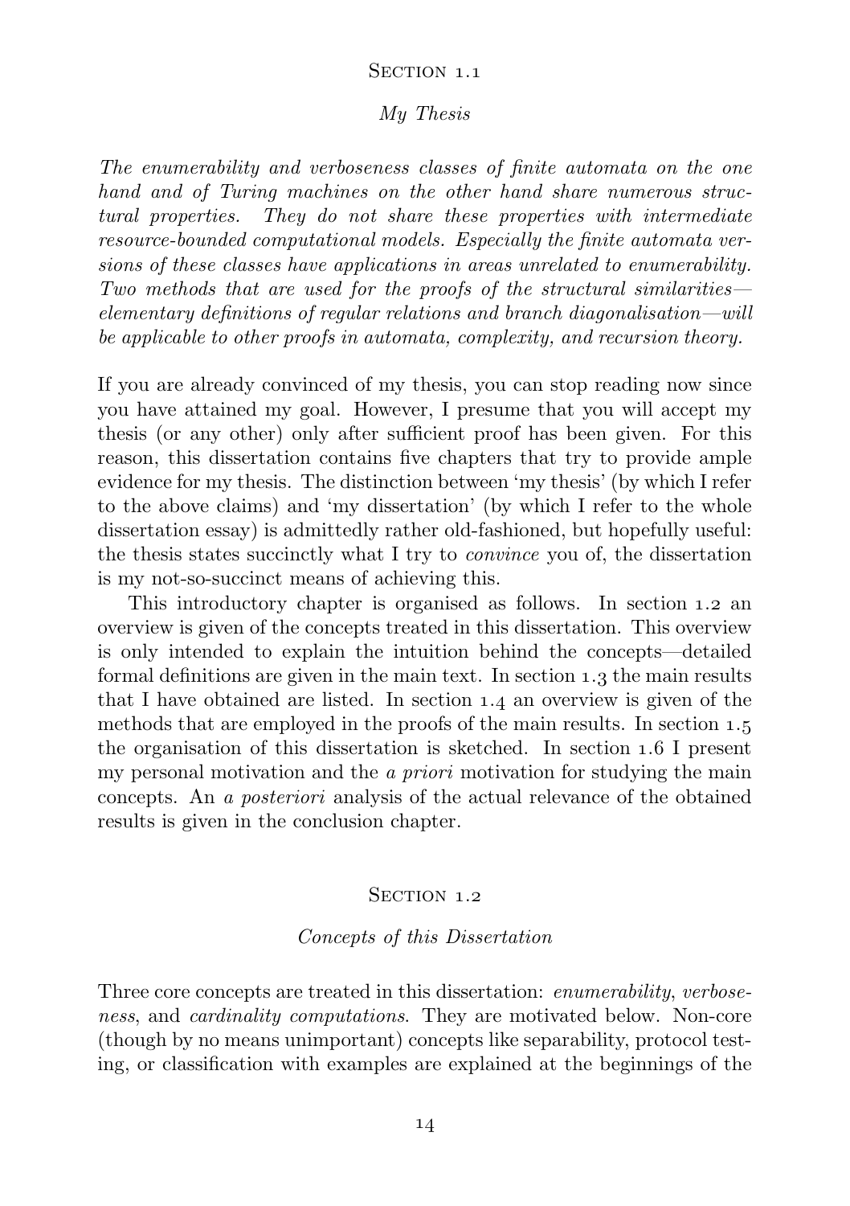## Section 1.1

### *My Thesis*

*The enumerability and verboseness classes of finite automata on the one hand and of Turing machines on the other hand share numerous structural properties. They do not share these properties with intermediate resource-bounded computational models. Especially the finite automata versions of these classes have applications in areas unrelated to enumerability. Two methods that are used for the proofs of the structural similarities—elementary definitions of regular relations and branch diagonalisation—will be applicable to other proofs in automata, complexity, and recursion theory.*

If you are already convinced of my thesis, you can stop reading now since you have attained my goal. However, I presume that you will accept my thesis (or any other) only after sufficient proof has been given. For this reason, this dissertation contains five chapters that try to provide ample evidence for my thesis. The distinction between 'my thesis' (by which I refer to the above claims) and 'my dissertation' (by which I refer to the whole dissertation essay) is admittedly rather old-fashioned, but hopefully useful: the thesis states succinctly what I try to *convince* you of, the dissertation is my not-so-succinct means of achieving this.

This introductory chapter is organised as follows. In section 1.2 an overview is given of the concepts treated in this dissertation. This overview is only intended to explain the intuition behind the concepts—detailed formal definitions are given in the main text. In section 1.3 the main results that I have obtained are listed. In section 1.4 an overview is given of the methods that are employed in the proofs of the main results. In section 1.5 the organisation of this dissertation is sketched. In section 1.6 I present my personal motivation and the *a priori* motivation for studying the main concepts. An *a posteriori* analysis of the actual relevance of the obtained results is given in the conclusion chapter.

## Section 1.2

### *Concepts of this Dissertation*

Three core concepts are treated in this dissertation: *enumerability*, *verboseness*, and *cardinality computations*. They are motivated below. Non-core (though by no means unimportant) concepts like separability, protocol testing, or classification with examples are explained at the beginnings of the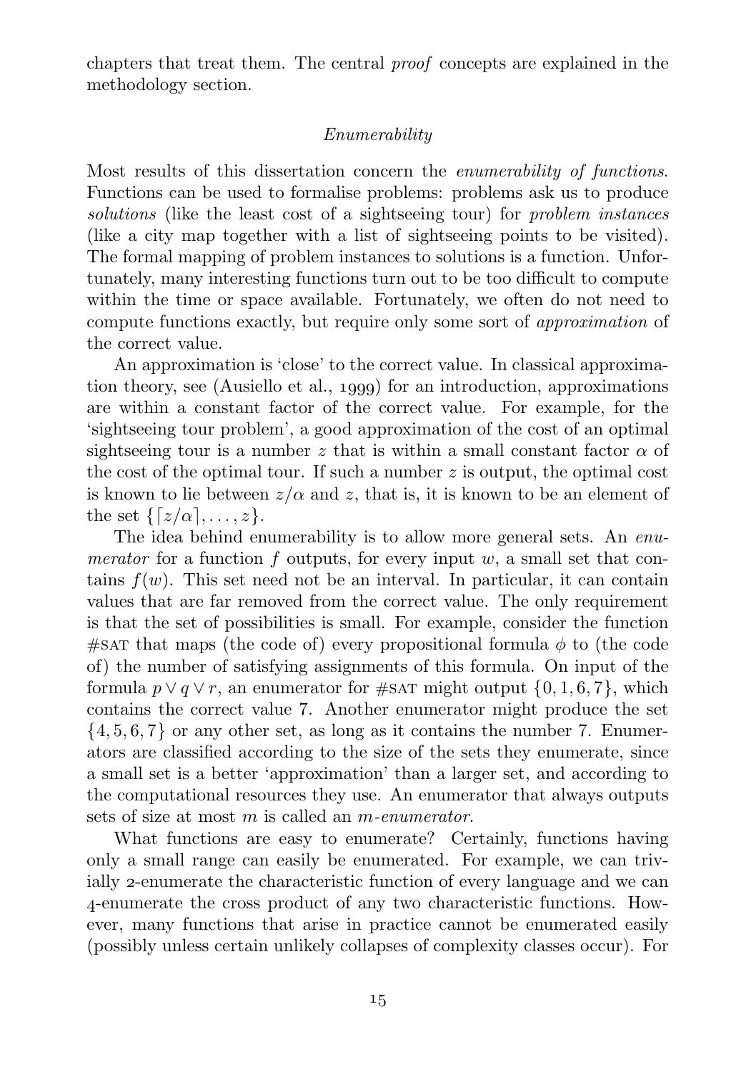chapters that treat them. The central *proof* concepts are explained in the methodology section.

### *Enumerability*

Most results of this dissertation concern the *enumerability of functions*. Functions can be used to formalise problems: problems ask us to produce *solutions* (like the least cost of a sightseeing tour) for *problem instances* (like a city map together with a list of sightseeing points to be visited). The formal mapping of problem instances to solutions is a function. Unfortunately, many interesting functions turn out to be too difficult to compute within the time or space available. Fortunately, we often do not need to compute functions exactly, but require only some sort of *approximation* of the correct value.

An approximation is 'close' to the correct value. In classical approximation theory, see (Ausiello et al., 1999) for an introduction, approximations are within a constant factor of the correct value. For example, for the 'sightseeing tour problem', a good approximation of the cost of an optimal sightseeing tour is a number $z$ that is within a small constant factor $\alpha$ of the cost of the optimal tour. If such a number $z$ is output, the optimal cost is known to lie between $z/\alpha$ and $z$, that is, it is known to be an element of the set $\{\lceil z/\alpha \rceil, \dots, z\}$.

The idea behind enumerability is to allow more general sets. An *enumerator* for a function $f$ outputs, for every input $w$, a small set that contains $f(w)$. This set need not be an interval. In particular, it can contain values that are far removed from the correct value. The only requirement is that the set of possibilities is small. For example, consider the function #SAT that maps (the code of) every propositional formula $\phi$ to (the code of) the number of satisfying assignments of this formula. On input of the formula $p \vee q \vee r$, an enumerator for #SAT might output $\{0, 1, 6, 7\}$, which contains the correct value 7. Another enumerator might produce the set $\{4, 5, 6, 7\}$ or any other set, as long as it contains the number 7. Enumerators are classified according to the size of the sets they enumerate, since a small set is a better 'approximation' than a larger set, and according to the computational resources they use. An enumerator that always outputs sets of size at most $m$ is called an *$m$-enumerator*.

What functions are easy to enumerate? Certainly, functions having only a small range can easily be enumerated. For example, we can trivially 2-enumerate the characteristic function of every language and we can 4-enumerate the cross product of any two characteristic functions. However, many functions that arise in practice cannot be enumerated easily (possibly unless certain unlikely collapses of complexity classes occur). For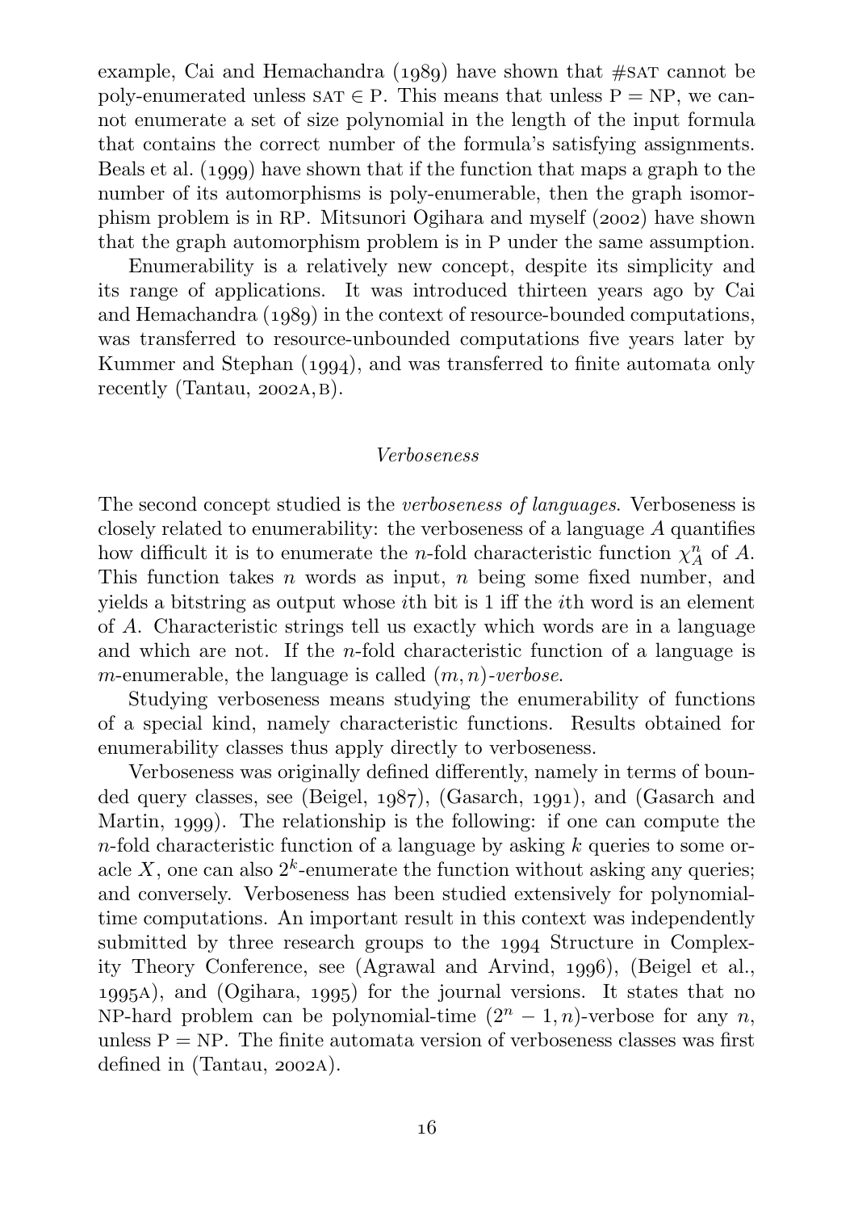example, Cai and Hemachandra (1989) have shown that #SAT cannot be poly-enumerated unless SAT $\in$ P. This means that unless P = NP, we cannot enumerate a set of size polynomial in the length of the input formula that contains the correct number of the formula's satisfying assignments. Beals et al. (1999) have shown that if the function that maps a graph to the number of its automorphisms is poly-enumerable, then the graph isomorphism problem is in RP. Mitsunori Ogihara and myself (2002) have shown that the graph automorphism problem is in P under the same assumption.

Enumerability is a relatively new concept, despite its simplicity and its range of applications. It was introduced thirteen years ago by Cai and Hemachandra (1989) in the context of resource-bounded computations, was transferred to resource-unbounded computations five years later by Kummer and Stephan (1994), and was transferred to finite automata only recently (Tantau, 2002A, B).

### *Verboseness*

The second concept studied is the *verboseness of languages*. Verboseness is closely related to enumerability: the verboseness of a language $A$ quantifies how difficult it is to enumerate the $n$-fold characteristic function $\chi_A^n$ of $A$. This function takes $n$ words as input, $n$ being some fixed number, and yields a bitstring as output whose $i$th bit is 1 iff the $i$th word is an element of $A$. Characteristic strings tell us exactly which words are in a language and which are not. If the $n$-fold characteristic function of a language is $m$-enumerable, the language is called $(m, n)$-*verbose*.

Studying verboseness means studying the enumerability of functions of a special kind, namely characteristic functions. Results obtained for enumerability classes thus apply directly to verboseness.

Verboseness was originally defined differently, namely in terms of bounded query classes, see (Beigel, 1987), (Gasarch, 1991), and (Gasarch and Martin, 1999). The relationship is the following: if one can compute the $n$-fold characteristic function of a language by asking $k$ queries to some oracle $X$, one can also $2^k$-enumerate the function without asking any queries; and conversely. Verboseness has been studied extensively for polynomial-time computations. An important result in this context was independently submitted by three research groups to the 1994 Structure in Complexity Theory Conference, see (Agrawal and Arvind, 1996), (Beigel et al., 1995A), and (Ogihara, 1995) for the journal versions. It states that no NP-hard problem can be polynomial-time $(2^n - 1, n)$-verbose for any $n$, unless P = NP. The finite automata version of verboseness classes was first defined in (Tantau, 2002A).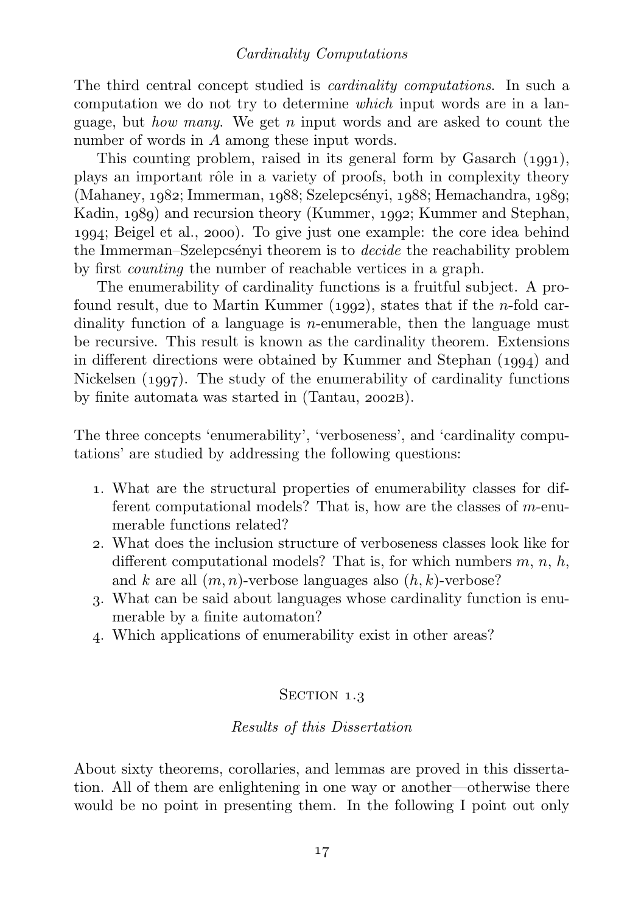### *Cardinality Computations*

The third central concept studied is *cardinality computations*. In such a computation we do not try to determine *which* input words are in a language, but *how many*. We get $n$ input words and are asked to count the number of words in $A$ among these input words.

This counting problem, raised in its general form by Gasarch (1991), plays an important rôle in a variety of proofs, both in complexity theory (Mahaney, 1982; Immerman, 1988; Szelepcsényi, 1988; Hemachandra, 1989; Kadin, 1989) and recursion theory (Kummer, 1992; Kummer and Stephan, 1994; Beigel et al., 2000). To give just one example: the core idea behind the Immerman–Szelepcsényi theorem is to *decide* the reachability problem by first *counting* the number of reachable vertices in a graph.

The enumerability of cardinality functions is a fruitful subject. A profound result, due to Martin Kummer (1992), states that if the $n$-fold cardinality function of a language is $n$-enumerable, then the language must be recursive. This result is known as the cardinality theorem. Extensions in different directions were obtained by Kummer and Stephan (1994) and Nickelsen (1997). The study of the enumerability of cardinality functions by finite automata was started in (Tantau, 2002b).

The three concepts 'enumerability', 'verboseness', and 'cardinality computations' are studied by addressing the following questions:

1. What are the structural properties of enumerability classes for different computational models? That is, how are the classes of $m$-enumerable functions related?
2. What does the inclusion structure of verboseness classes look like for different computational models? That is, for which numbers $m$, $n$, $h$, and $k$ are all $(m, n)$-verbose languages also $(h, k)$-verbose?
3. What can be said about languages whose cardinality function is enumerable by a finite automaton?
4. Which applications of enumerability exist in other areas?

## Section 1.3

### *Results of this Dissertation*

About sixty theorems, corollaries, and lemmas are proved in this dissertation. All of them are enlightening in one way or another—otherwise there would be no point in presenting them. In the following I point out only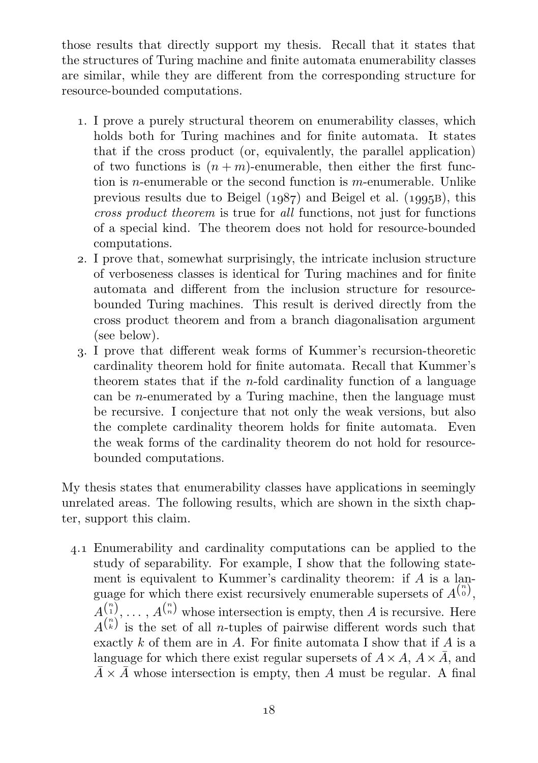those results that directly support my thesis. Recall that it states that the structures of Turing machine and finite automata enumerability classes are similar, while they are different from the corresponding structure for resource-bounded computations.

1. I prove a purely structural theorem on enumerability classes, which holds both for Turing machines and for finite automata. It states that if the cross product (or, equivalently, the parallel application) of two functions is $(n+m)$-enumerable, then either the first function is $n$-enumerable or the second function is $m$-enumerable. Unlike previous results due to Beigel (1987) and Beigel et al. (1995b), this *cross product theorem* is true for *all* functions, not just for functions of a special kind. The theorem does not hold for resource-bounded computations.
2. I prove that, somewhat surprisingly, the intricate inclusion structure of verboseness classes is identical for Turing machines and for finite automata and different from the inclusion structure for resource-bounded Turing machines. This result is derived directly from the cross product theorem and from a branch diagonalisation argument (see below).
3. I prove that different weak forms of Kummer's recursion-theoretic cardinality theorem hold for finite automata. Recall that Kummer's theorem states that if the $n$-fold cardinality function of a language can be $n$-enumerated by a Turing machine, then the language must be recursive. I conjecture that not only the weak versions, but also the complete cardinality theorem holds for finite automata. Even the weak forms of the cardinality theorem do not hold for resource-bounded computations.

My thesis states that enumerability classes have applications in seemingly unrelated areas. The following results, which are shown in the sixth chapter, support this claim.

4.1 Enumerability and cardinality computations can be applied to the study of separability. For example, I show that the following statement is equivalent to Kummer's cardinality theorem: if $A$ is a language for which there exist recursively enumerable supersets of $A^{\binom{n}{0}}$, $A^{\binom{n}{1}}, \dots, A^{\binom{n}{n}}$ whose intersection is empty, then $A$ is recursive. Here $A^{\binom{n}{k}}$ is the set of all $n$-tuples of pairwise different words such that exactly $k$ of them are in $A$. For finite automata I show that if $A$ is a language for which there exist regular supersets of $A \times A$, $A \times \bar{A}$, and $\bar{A} \times \bar{A}$ whose intersection is empty, then $A$ must be regular. A final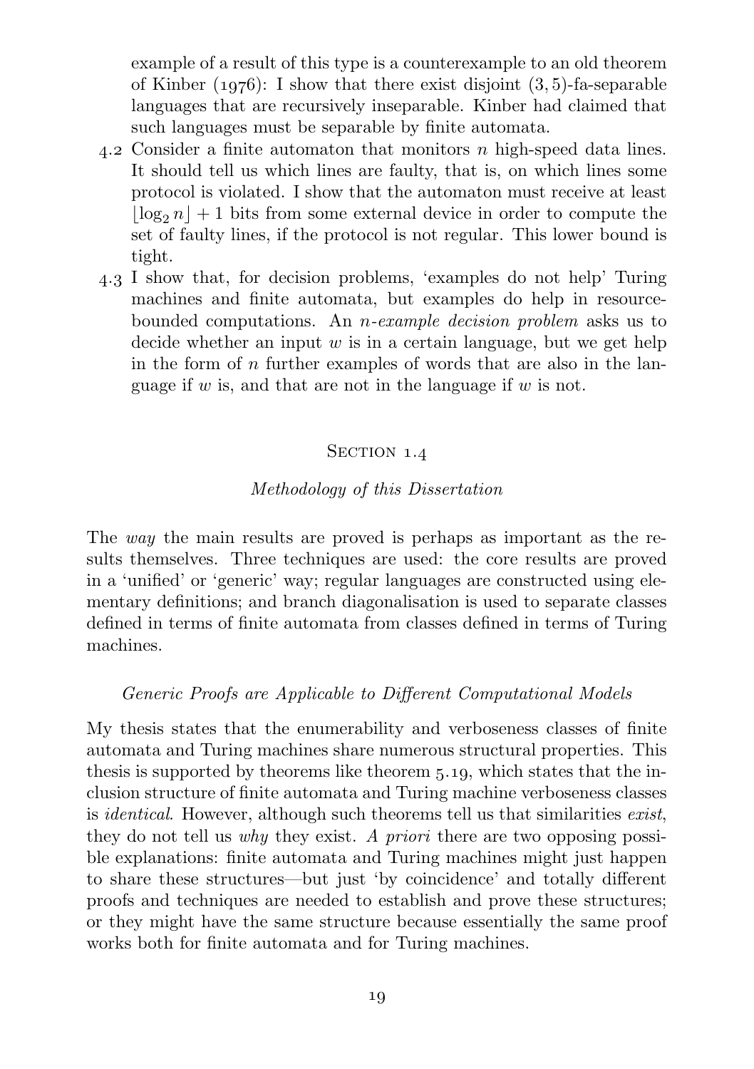example of a result of this type is a counterexample to an old theorem of Kinber (1976): I show that there exist disjoint $(3,5)$-fa-separable languages that are recursively inseparable. Kinber had claimed that such languages must be separable by finite automata.

4.2 Consider a finite automaton that monitors $n$ high-speed data lines. It should tell us which lines are faulty, that is, on which lines some protocol is violated. I show that the automaton must receive at least $\lfloor \log_2 n \rfloor + 1$ bits from some external device in order to compute the set of faulty lines, if the protocol is not regular. This lower bound is tight.

4.3 I show that, for decision problems, 'examples do not help' Turing machines and finite automata, but examples do help in resource-bounded computations. An *n-example decision problem* asks us to decide whether an input $w$ is in a certain language, but we get help in the form of $n$ further examples of words that are also in the language if $w$ is, and that are not in the language if $w$ is not.

## Section 1.4

### *Methodology of this Dissertation*

The *way* the main results are proved is perhaps as important as the results themselves. Three techniques are used: the core results are proved in a 'unified' or 'generic' way; regular languages are constructed using elementary definitions; and branch diagonalisation is used to separate classes defined in terms of finite automata from classes defined in terms of Turing machines.

#### *Generic Proofs are Applicable to Different Computational Models*

My thesis states that the enumerability and verboseness classes of finite automata and Turing machines share numerous structural properties. This thesis is supported by theorems like theorem 5.19, which states that the inclusion structure of finite automata and Turing machine verboseness classes is *identical*. However, although such theorems tell us that similarities *exist*, they do not tell us *why* they exist. *A priori* there are two opposing possible explanations: finite automata and Turing machines might just happen to share these structures—but just 'by coincidence' and totally different proofs and techniques are needed to establish and prove these structures; or they might have the same structure because essentially the same proof works both for finite automata and for Turing machines.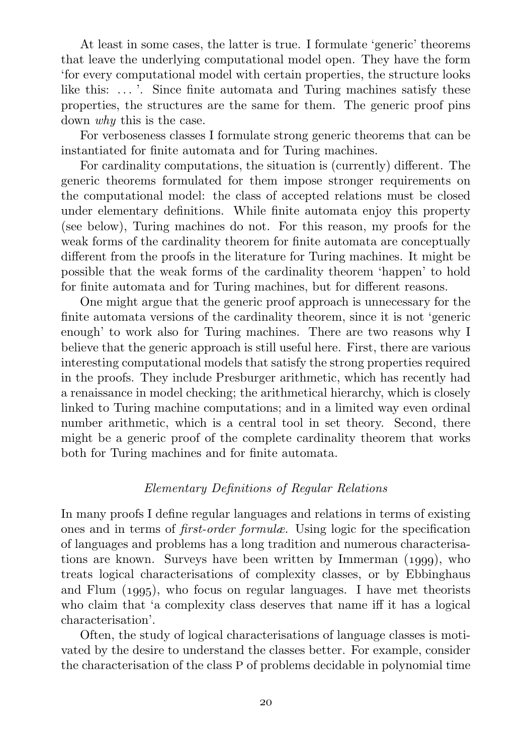At least in some cases, the latter is true. I formulate 'generic' theorems that leave the underlying computational model open. They have the form 'for every computational model with certain properties, the structure looks like this: … '. Since finite automata and Turing machines satisfy these properties, the structures are the same for them. The generic proof pins down *why* this is the case.

For verboseness classes I formulate strong generic theorems that can be instantiated for finite automata and for Turing machines.

For cardinality computations, the situation is (currently) different. The generic theorems formulated for them impose stronger requirements on the computational model: the class of accepted relations must be closed under elementary definitions. While finite automata enjoy this property (see below), Turing machines do not. For this reason, my proofs for the weak forms of the cardinality theorem for finite automata are conceptually different from the proofs in the literature for Turing machines. It might be possible that the weak forms of the cardinality theorem 'happen' to hold for finite automata and for Turing machines, but for different reasons.

One might argue that the generic proof approach is unnecessary for the finite automata versions of the cardinality theorem, since it is not 'generic enough' to work also for Turing machines. There are two reasons why I believe that the generic approach is still useful here. First, there are various interesting computational models that satisfy the strong properties required in the proofs. They include Presburger arithmetic, which has recently had a renaissance in model checking; the arithmetical hierarchy, which is closely linked to Turing machine computations; and in a limited way even ordinal number arithmetic, which is a central tool in set theory. Second, there might be a generic proof of the complete cardinality theorem that works both for Turing machines and for finite automata.

### *Elementary Definitions of Regular Relations*

In many proofs I define regular languages and relations in terms of existing ones and in terms of *first-order formulæ*. Using logic for the specification of languages and problems has a long tradition and numerous characterisations are known. Surveys have been written by Immerman (1999), who treats logical characterisations of complexity classes, or by Ebbinghaus and Flum (1995), who focus on regular languages. I have met theorists who claim that 'a complexity class deserves that name iff it has a logical characterisation'.

Often, the study of logical characterisations of language classes is motivated by the desire to understand the classes better. For example, consider the characterisation of the class P of problems decidable in polynomial time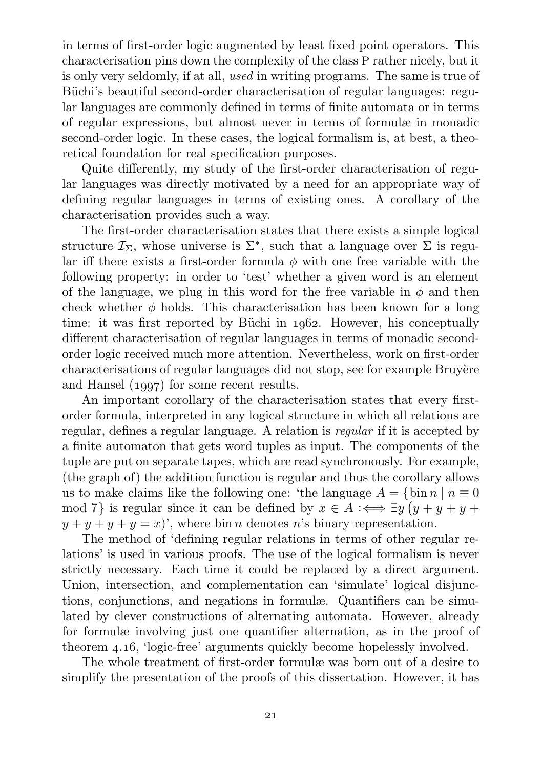in terms of first-order logic augmented by least fixed point operators. This characterisation pins down the complexity of the class P rather nicely, but it is only very seldomly, if at all, *used* in writing programs. The same is true of Büchi's beautiful second-order characterisation of regular languages: regular languages are commonly defined in terms of finite automata or in terms of regular expressions, but almost never in terms of formulæ in monadic second-order logic. In these cases, the logical formalism is, at best, a theoretical foundation for real specification purposes.

Quite differently, my study of the first-order characterisation of regular languages was directly motivated by a need for an appropriate way of defining regular languages in terms of existing ones. A corollary of the characterisation provides such a way.

The first-order characterisation states that there exists a simple logical structure $\mathcal{I}_\Sigma$, whose universe is $\Sigma^*$, such that a language over $\Sigma$ is regular iff there exists a first-order formula $\phi$ with one free variable with the following property: in order to 'test' whether a given word is an element of the language, we plug in this word for the free variable in $\phi$ and then check whether $\phi$ holds. This characterisation has been known for a long time: it was first reported by Büchi in 1962. However, his conceptually different characterisation of regular languages in terms of monadic second-order logic received much more attention. Nevertheless, work on first-order characterisations of regular languages did not stop, see for example Bruyère and Hansel (1997) for some recent results.

An important corollary of the characterisation states that every first-order formula, interpreted in any logical structure in which all relations are regular, defines a regular language. A relation is *regular* if it is accepted by a finite automaton that gets word tuples as input. The components of the tuple are put on separate tapes, which are read synchronously. For example, (the graph of) the addition function is regular and thus the corollary allows us to make claims like the following one: 'the language $A = \{\operatorname{bin} n \mid n \equiv 0 \mod 7\}$ is regular since it can be defined by $x \in A :\Longleftrightarrow \exists y \left(y + y + y + y + y + y + y = x\right)$', where $\operatorname{bin} n$ denotes $n$'s binary representation.

The method of 'defining regular relations in terms of other regular relations' is used in various proofs. The use of the logical formalism is never strictly necessary. Each time it could be replaced by a direct argument. Union, intersection, and complementation can 'simulate' logical disjunctions, conjunctions, and negations in formulæ. Quantifiers can be simulated by clever constructions of alternating automata. However, already for formulæ involving just one quantifier alternation, as in the proof of theorem 4.16, 'logic-free' arguments quickly become hopelessly involved.

The whole treatment of first-order formulæ was born out of a desire to simplify the presentation of the proofs of this dissertation. However, it has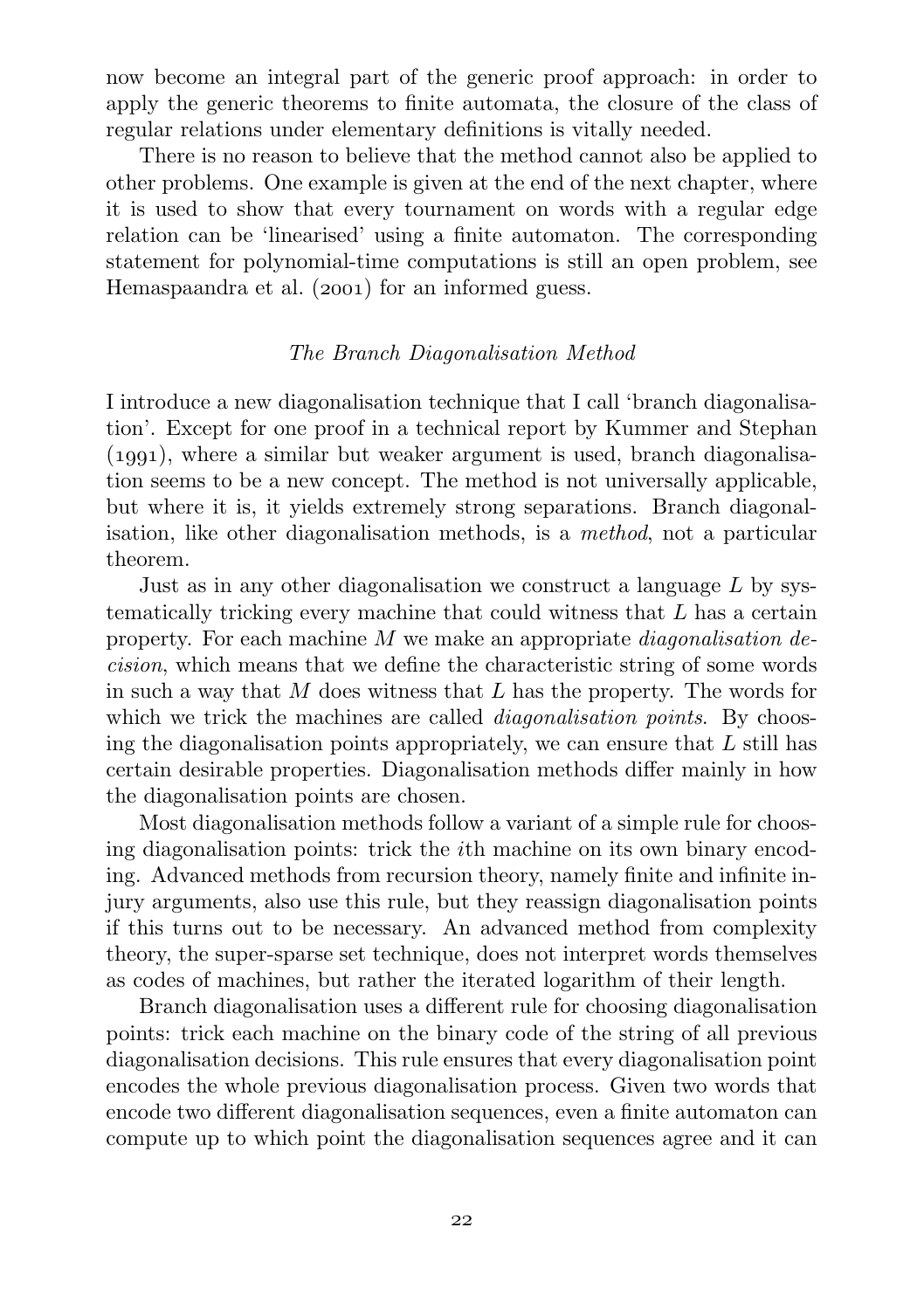now become an integral part of the generic proof approach: in order to apply the generic theorems to finite automata, the closure of the class of regular relations under elementary definitions is vitally needed.

There is no reason to believe that the method cannot also be applied to other problems. One example is given at the end of the next chapter, where it is used to show that every tournament on words with a regular edge relation can be 'linearised' using a finite automaton. The corresponding statement for polynomial-time computations is still an open problem, see Hemaspaandra et al. (2001) for an informed guess.

### *The Branch Diagonalisation Method*

I introduce a new diagonalisation technique that I call 'branch diagonalisation'. Except for one proof in a technical report by Kummer and Stephan (1991), where a similar but weaker argument is used, branch diagonalisation seems to be a new concept. The method is not universally applicable, but where it is, it yields extremely strong separations. Branch diagonalisation, like other diagonalisation methods, is a *method*, not a particular theorem.

Just as in any other diagonalisation we construct a language $L$ by systematically tricking every machine that could witness that $L$ has a certain property. For each machine $M$ we make an appropriate *diagonalisation decision*, which means that we define the characteristic string of some words in such a way that $M$ does witness that $L$ has the property. The words for which we trick the machines are called *diagonalisation points*. By choosing the diagonalisation points appropriately, we can ensure that $L$ still has certain desirable properties. Diagonalisation methods differ mainly in how the diagonalisation points are chosen.

Most diagonalisation methods follow a variant of a simple rule for choosing diagonalisation points: trick the $i$th machine on its own binary encoding. Advanced methods from recursion theory, namely finite and infinite injury arguments, also use this rule, but they reassign diagonalisation points if this turns out to be necessary. An advanced method from complexity theory, the super-sparse set technique, does not interpret words themselves as codes of machines, but rather the iterated logarithm of their length.

Branch diagonalisation uses a different rule for choosing diagonalisation points: trick each machine on the binary code of the string of all previous diagonalisation decisions. This rule ensures that every diagonalisation point encodes the whole previous diagonalisation process. Given two words that encode two different diagonalisation sequences, even a finite automaton can compute up to which point the diagonalisation sequences agree and it can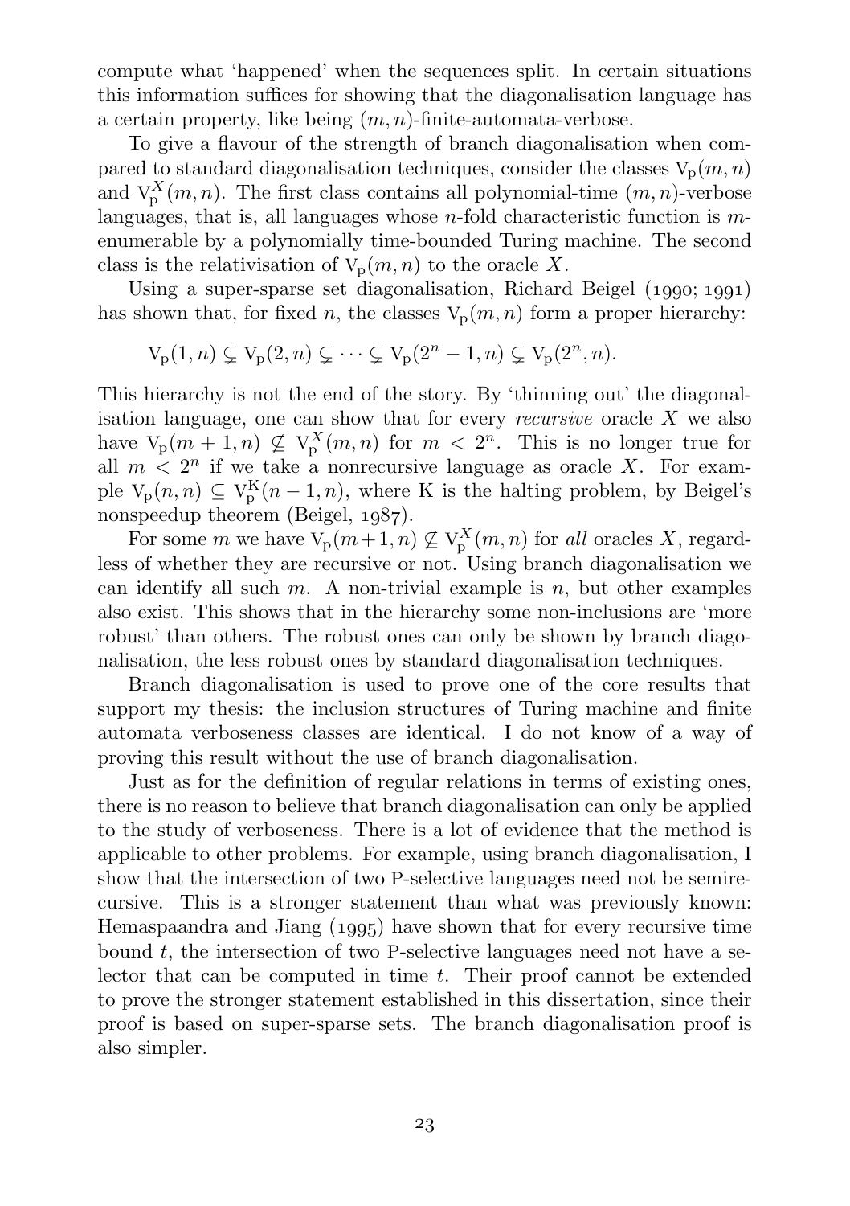compute what 'happened' when the sequences split. In certain situations this information suffices for showing that the diagonalisation language has a certain property, like being $(m, n)$-finite-automata-verbose.

To give a flavour of the strength of branch diagonalisation when compared to standard diagonalisation techniques, consider the classes $\mathrm{V_p}(m, n)$ and $\mathrm{V_p^X}(m, n)$. The first class contains all polynomial-time $(m, n)$-verbose languages, that is, all languages whose $n$-fold characteristic function is $m$-enumerable by a polynomially time-bounded Turing machine. The second class is the relativisation of $\mathrm{V_p}(m, n)$ to the oracle $X$.

Using a super-sparse set diagonalisation, Richard Beigel (1990; 1991) has shown that, for fixed $n$, the classes $\mathrm{V_p}(m, n)$ form a proper hierarchy:

$$\mathrm{V_p}(1, n) \subsetneq \mathrm{V_p}(2, n) \subsetneq \cdots \subsetneq \mathrm{V_p}(2^n - 1, n) \subsetneq \mathrm{V_p}(2^n, n).$$

This hierarchy is not the end of the story. By 'thinning out' the diagonalisation language, one can show that for every *recursive* oracle $X$ we also have $\mathrm{V_p}(m + 1, n) \not\subseteq \mathrm{V_p^X}(m, n)$ for $m < 2^n$. This is no longer true for all $m < 2^n$ if we take a nonrecursive language as oracle $X$. For example $\mathrm{V_p}(n, n) \subseteq \mathrm{V_p^K}(n - 1, n)$, where K is the halting problem, by Beigel's nonspeedup theorem (Beigel, 1987).

For some $m$ we have $\mathrm{V_p}(m+1, n) \not\subseteq \mathrm{V_p^X}(m, n)$ for *all* oracles $X$, regardless of whether they are recursive or not. Using branch diagonalisation we can identify all such $m$. A non-trivial example is $n$, but other examples also exist. This shows that in the hierarchy some non-inclusions are 'more robust' than others. The robust ones can only be shown by branch diagonalisation, the less robust ones by standard diagonalisation techniques.

Branch diagonalisation is used to prove one of the core results that support my thesis: the inclusion structures of Turing machine and finite automata verboseness classes are identical. I do not know of a way of proving this result without the use of branch diagonalisation.

Just as for the definition of regular relations in terms of existing ones, there is no reason to believe that branch diagonalisation can only be applied to the study of verboseness. There is a lot of evidence that the method is applicable to other problems. For example, using branch diagonalisation, I show that the intersection of two P-selective languages need not be semirecursive. This is a stronger statement than what was previously known: Hemaspaandra and Jiang (1995) have shown that for every recursive time bound $t$, the intersection of two P-selective languages need not have a selector that can be computed in time $t$. Their proof cannot be extended to prove the stronger statement established in this dissertation, since their proof is based on super-sparse sets. The branch diagonalisation proof is also simpler.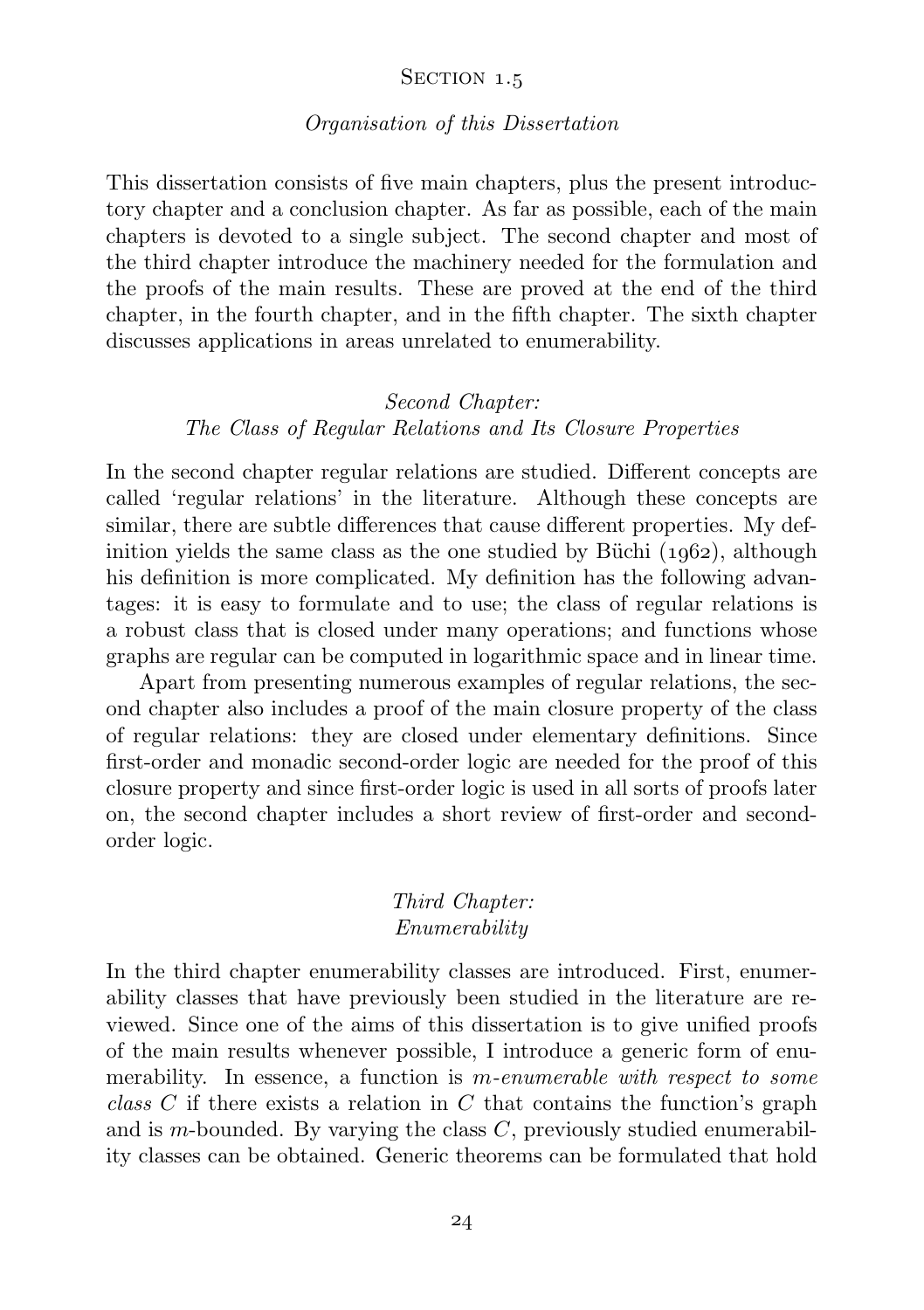## Section 1.5

### *Organisation of this Dissertation*

This dissertation consists of five main chapters, plus the present introductory chapter and a conclusion chapter. As far as possible, each of the main chapters is devoted to a single subject. The second chapter and most of the third chapter introduce the machinery needed for the formulation and the proofs of the main results. These are proved at the end of the third chapter, in the fourth chapter, and in the fifth chapter. The sixth chapter discusses applications in areas unrelated to enumerability.

#### *Second Chapter: The Class of Regular Relations and Its Closure Properties*

In the second chapter regular relations are studied. Different concepts are called 'regular relations' in the literature. Although these concepts are similar, there are subtle differences that cause different properties. My definition yields the same class as the one studied by Büchi (1962), although his definition is more complicated. My definition has the following advantages: it is easy to formulate and to use; the class of regular relations is a robust class that is closed under many operations; and functions whose graphs are regular can be computed in logarithmic space and in linear time.

Apart from presenting numerous examples of regular relations, the second chapter also includes a proof of the main closure property of the class of regular relations: they are closed under elementary definitions. Since first-order and monadic second-order logic are needed for the proof of this closure property and since first-order logic is used in all sorts of proofs later on, the second chapter includes a short review of first-order and second-order logic.

#### *Third Chapter: Enumerability*

In the third chapter enumerability classes are introduced. First, enumerability classes that have previously been studied in the literature are reviewed. Since one of the aims of this dissertation is to give unified proofs of the main results whenever possible, I introduce a generic form of enumerability. In essence, a function is *$m$-enumerable with respect to some class $C$* if there exists a relation in $C$ that contains the function's graph and is $m$-bounded. By varying the class $C$, previously studied enumerability classes can be obtained. Generic theorems can be formulated that hold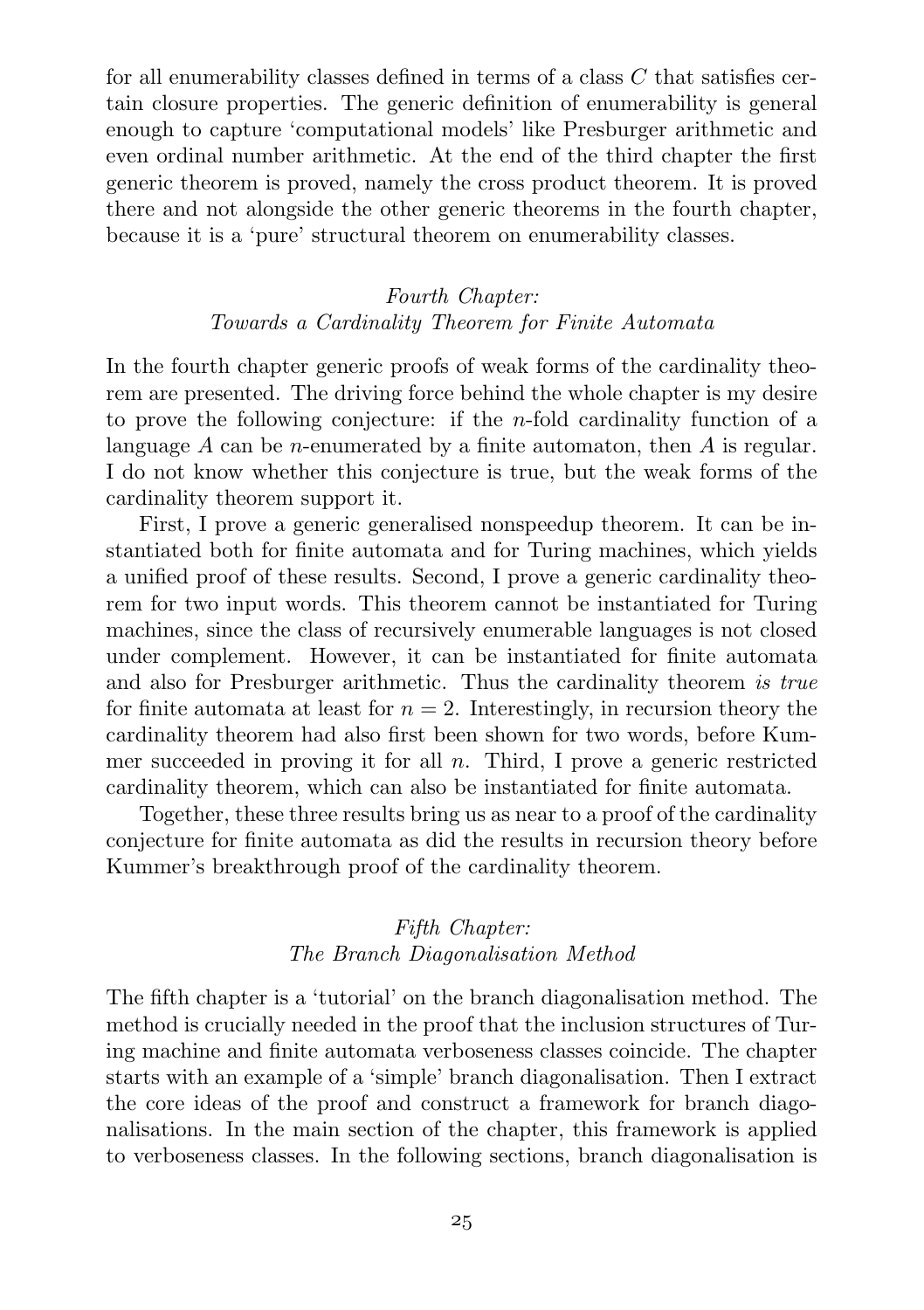for all enumerability classes defined in terms of a class $C$ that satisfies certain closure properties. The generic definition of enumerability is general enough to capture 'computational models' like Presburger arithmetic and even ordinal number arithmetic. At the end of the third chapter the first generic theorem is proved, namely the cross product theorem. It is proved there and not alongside the other generic theorems in the fourth chapter, because it is a 'pure' structural theorem on enumerability classes.

### *Fourth Chapter:* *Towards a Cardinality Theorem for Finite Automata*

In the fourth chapter generic proofs of weak forms of the cardinality theorem are presented. The driving force behind the whole chapter is my desire to prove the following conjecture: if the $n$-fold cardinality function of a language $A$ can be $n$-enumerated by a finite automaton, then $A$ is regular. I do not know whether this conjecture is true, but the weak forms of the cardinality theorem support it.

First, I prove a generic generalised nonspeedup theorem. It can be instantiated both for finite automata and for Turing machines, which yields a unified proof of these results. Second, I prove a generic cardinality theorem for two input words. This theorem cannot be instantiated for Turing machines, since the class of recursively enumerable languages is not closed under complement. However, it can be instantiated for finite automata and also for Presburger arithmetic. Thus the cardinality theorem *is true* for finite automata at least for $n = 2$. Interestingly, in recursion theory the cardinality theorem had also first been shown for two words, before Kummer succeeded in proving it for all $n$. Third, I prove a generic restricted cardinality theorem, which can also be instantiated for finite automata.

Together, these three results bring us as near to a proof of the cardinality conjecture for finite automata as did the results in recursion theory before Kummer's breakthrough proof of the cardinality theorem.

### *Fifth Chapter:* *The Branch Diagonalisation Method*

The fifth chapter is a 'tutorial' on the branch diagonalisation method. The method is crucially needed in the proof that the inclusion structures of Turing machine and finite automata verboseness classes coincide. The chapter starts with an example of a 'simple' branch diagonalisation. Then I extract the core ideas of the proof and construct a framework for branch diagonalisations. In the main section of the chapter, this framework is applied to verboseness classes. In the following sections, branch diagonalisation is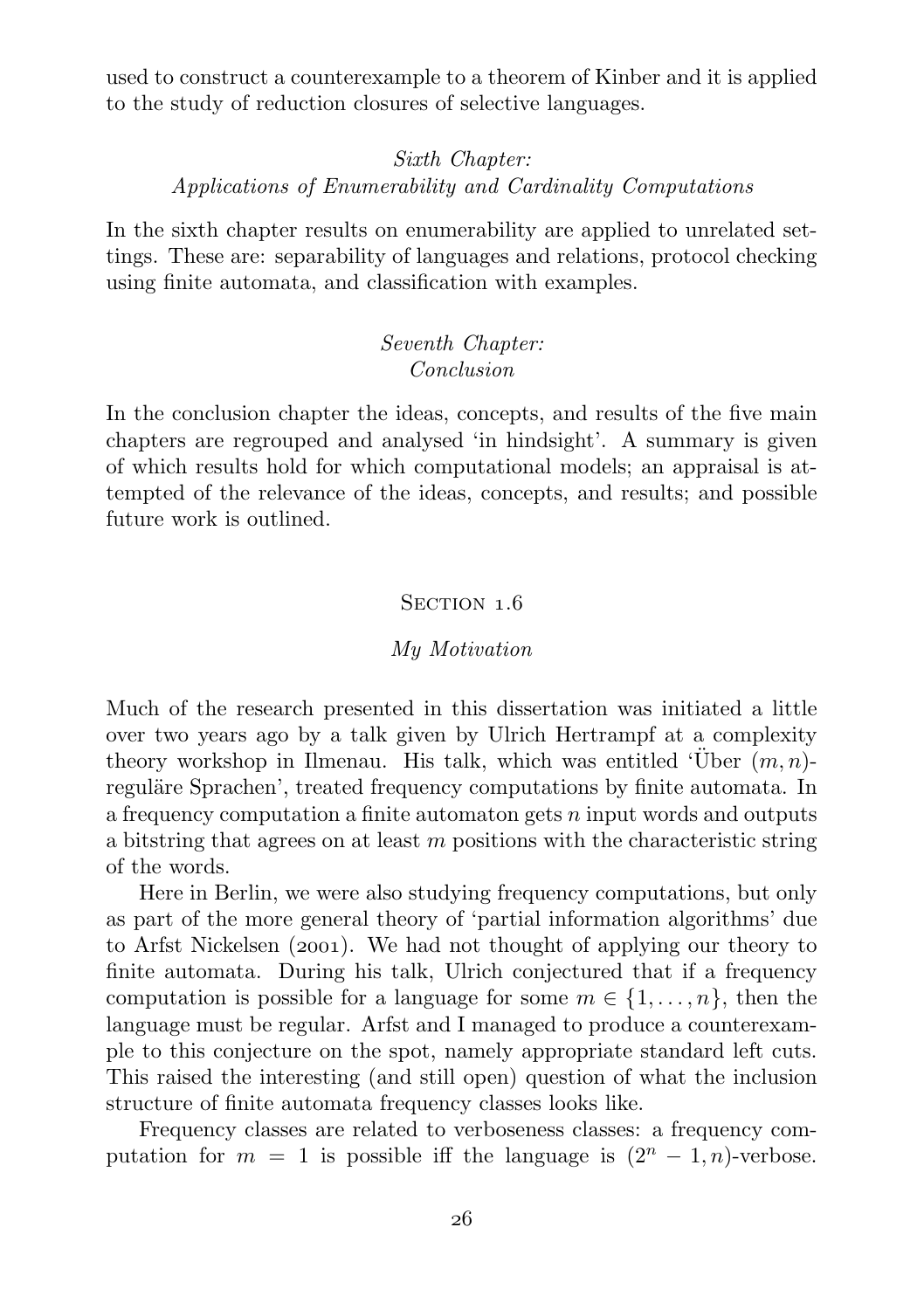used to construct a counterexample to a theorem of Kinber and it is applied to the study of reduction closures of selective languages.

*Sixth Chapter:*
*Applications of Enumerability and Cardinality Computations*

In the sixth chapter results on enumerability are applied to unrelated settings. These are: separability of languages and relations, protocol checking using finite automata, and classification with examples.

*Seventh Chapter:*
*Conclusion*

In the conclusion chapter the ideas, concepts, and results of the five main chapters are regrouped and analysed 'in hindsight'. A summary is given of which results hold for which computational models; an appraisal is attempted of the relevance of the ideas, concepts, and results; and possible future work is outlined.

## Section 1.6

### *My Motivation*

Much of the research presented in this dissertation was initiated a little over two years ago by a talk given by Ulrich Hertrampf at a complexity theory workshop in Ilmenau. His talk, which was entitled 'Über $(m, n)$-reguläre Sprachen', treated frequency computations by finite automata. In a frequency computation a finite automaton gets $n$ input words and outputs a bitstring that agrees on at least $m$ positions with the characteristic string of the words.

Here in Berlin, we were also studying frequency computations, but only as part of the more general theory of 'partial information algorithms' due to Arfst Nickelsen (2001). We had not thought of applying our theory to finite automata. During his talk, Ulrich conjectured that if a frequency computation is possible for a language for some $m \in \{1, \dots, n\}$, then the language must be regular. Arfst and I managed to produce a counterexample to this conjecture on the spot, namely appropriate standard left cuts. This raised the interesting (and still open) question of what the inclusion structure of finite automata frequency classes looks like.

Frequency classes are related to verboseness classes: a frequency computation for $m = 1$ is possible iff the language is $(2^n - 1, n)$-verbose.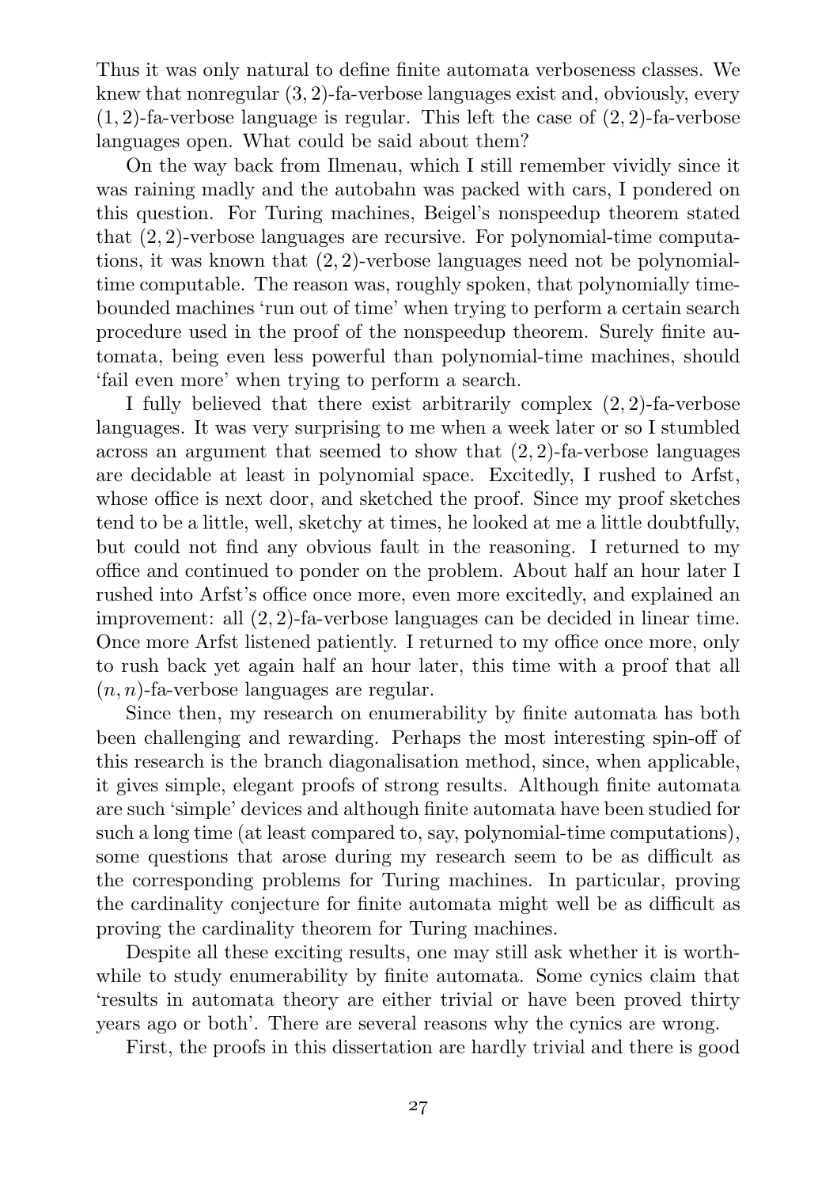Thus it was only natural to define finite automata verboseness classes. We knew that nonregular $(3, 2)$-fa-verbose languages exist and, obviously, every $(1, 2)$-fa-verbose language is regular. This left the case of $(2, 2)$-fa-verbose languages open. What could be said about them?

On the way back from Ilmenau, which I still remember vividly since it was raining madly and the autobahn was packed with cars, I pondered on this question. For Turing machines, Beigel's nonspeedup theorem stated that $(2, 2)$-verbose languages are recursive. For polynomial-time computations, it was known that $(2, 2)$-verbose languages need not be polynomial-time computable. The reason was, roughly spoken, that polynomially time-bounded machines 'run out of time' when trying to perform a certain search procedure used in the proof of the nonspeedup theorem. Surely finite automata, being even less powerful than polynomial-time machines, should 'fail even more' when trying to perform a search.

I fully believed that there exist arbitrarily complex $(2, 2)$-fa-verbose languages. It was very surprising to me when a week later or so I stumbled across an argument that seemed to show that $(2, 2)$-fa-verbose languages are decidable at least in polynomial space. Excitedly, I rushed to Arfst, whose office is next door, and sketched the proof. Since my proof sketches tend to be a little, well, sketchy at times, he looked at me a little doubtfully, but could not find any obvious fault in the reasoning. I returned to my office and continued to ponder on the problem. About half an hour later I rushed into Arfst's office once more, even more excitedly, and explained an improvement: all $(2, 2)$-fa-verbose languages can be decided in linear time. Once more Arfst listened patiently. I returned to my office once more, only to rush back yet again half an hour later, this time with a proof that all $(n, n)$-fa-verbose languages are regular.

Since then, my research on enumerability by finite automata has both been challenging and rewarding. Perhaps the most interesting spin-off of this research is the branch diagonalisation method, since, when applicable, it gives simple, elegant proofs of strong results. Although finite automata are such 'simple' devices and although finite automata have been studied for such a long time (at least compared to, say, polynomial-time computations), some questions that arose during my research seem to be as difficult as the corresponding problems for Turing machines. In particular, proving the cardinality conjecture for finite automata might well be as difficult as proving the cardinality theorem for Turing machines.

Despite all these exciting results, one may still ask whether it is worthwhile to study enumerability by finite automata. Some cynics claim that 'results in automata theory are either trivial or have been proved thirty years ago or both'. There are several reasons why the cynics are wrong.

First, the proofs in this dissertation are hardly trivial and there is good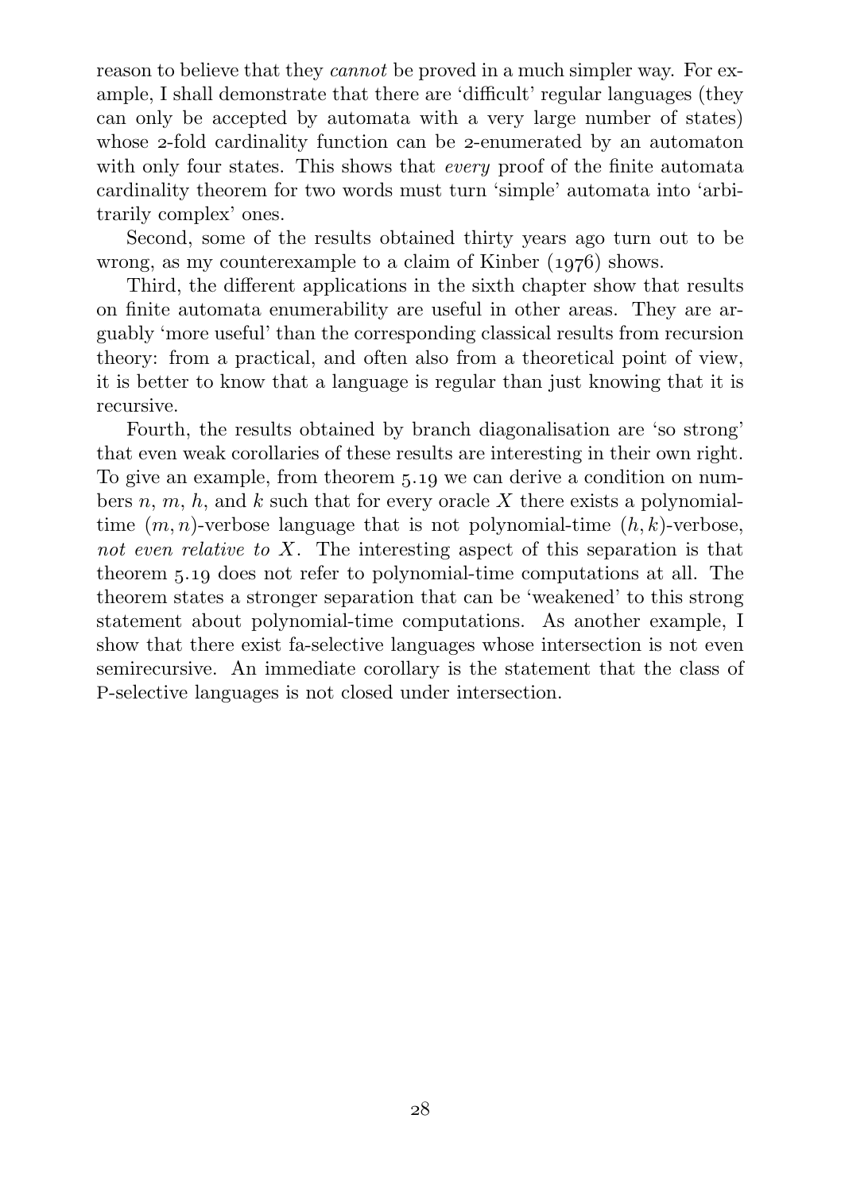reason to believe that they *cannot* be proved in a much simpler way. For example, I shall demonstrate that there are 'difficult' regular languages (they can only be accepted by automata with a very large number of states) whose 2-fold cardinality function can be 2-enumerated by an automaton with only four states. This shows that *every* proof of the finite automata cardinality theorem for two words must turn 'simple' automata into 'arbitrarily complex' ones.

Second, some of the results obtained thirty years ago turn out to be wrong, as my counterexample to a claim of Kinber (1976) shows.

Third, the different applications in the sixth chapter show that results on finite automata enumerability are useful in other areas. They are arguably 'more useful' than the corresponding classical results from recursion theory: from a practical, and often also from a theoretical point of view, it is better to know that a language is regular than just knowing that it is recursive.

Fourth, the results obtained by branch diagonalisation are 'so strong' that even weak corollaries of these results are interesting in their own right. To give an example, from theorem 5.19 we can derive a condition on numbers $n$, $m$, $h$, and $k$ such that for every oracle $X$ there exists a polynomial-time $(m, n)$-verbose language that is not polynomial-time $(h, k)$-verbose, *not even relative to* $X$. The interesting aspect of this separation is that theorem 5.19 does not refer to polynomial-time computations at all. The theorem states a stronger separation that can be 'weakened' to this strong statement about polynomial-time computations. As another example, I show that there exist fa-selective languages whose intersection is not even semirecursive. An immediate corollary is the statement that the class of P-selective languages is not closed under intersection.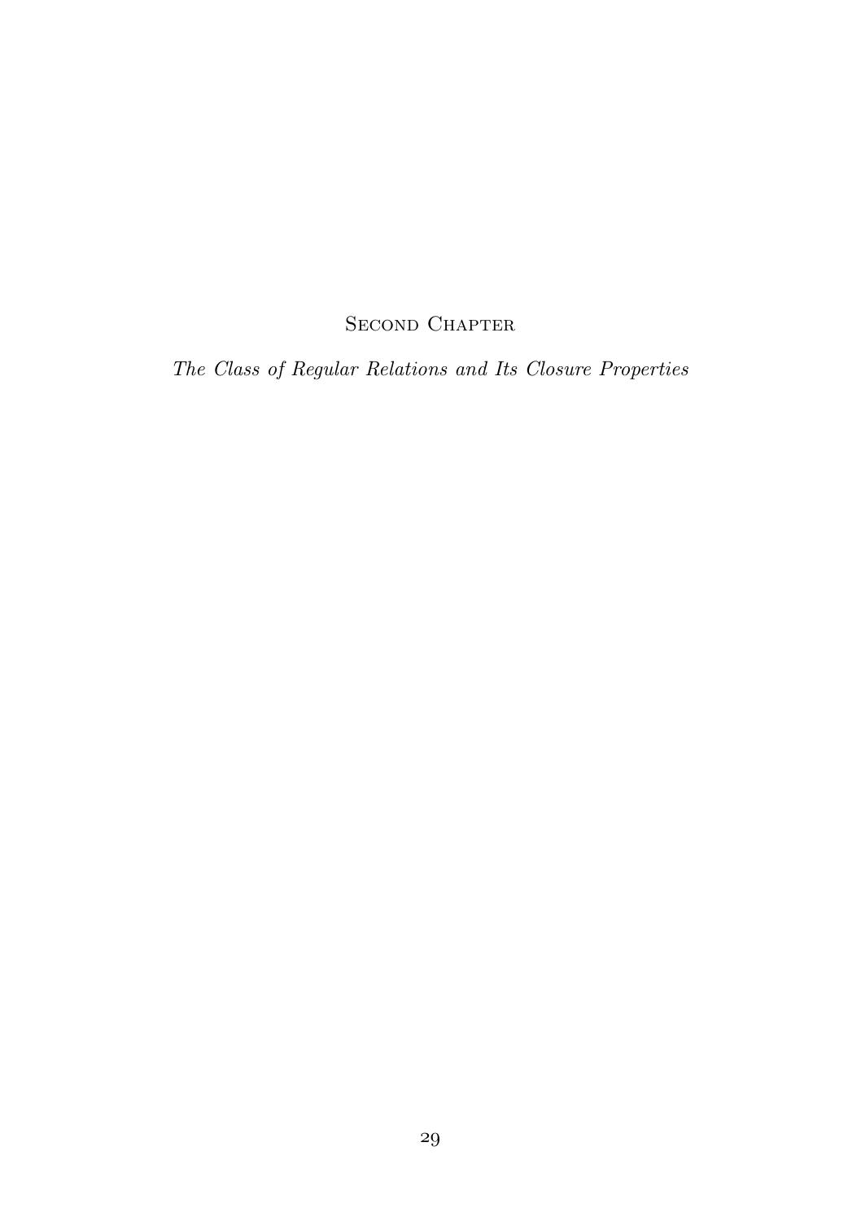# Second Chapter

*The Class of Regular Relations and Its Closure Properties*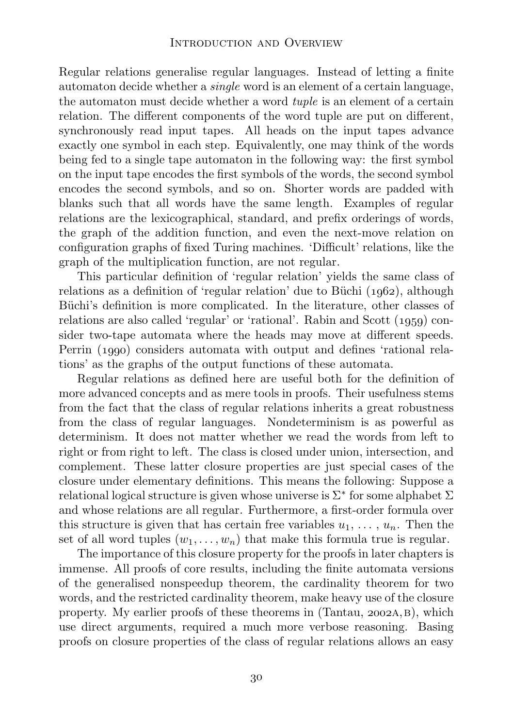Regular relations generalise regular languages. Instead of letting a finite automaton decide whether a *single* word is an element of a certain language, the automaton must decide whether a word *tuple* is an element of a certain relation. The different components of the word tuple are put on different, synchronously read input tapes. All heads on the input tapes advance exactly one symbol in each step. Equivalently, one may think of the words being fed to a single tape automaton in the following way: the first symbol on the input tape encodes the first symbols of the words, the second symbol encodes the second symbols, and so on. Shorter words are padded with blanks such that all words have the same length. Examples of regular relations are the lexicographical, standard, and prefix orderings of words, the graph of the addition function, and even the next-move relation on configuration graphs of fixed Turing machines. 'Difficult' relations, like the graph of the multiplication function, are not regular.

This particular definition of 'regular relation' yields the same class of relations as a definition of 'regular relation' due to Büchi (1962), although Büchi's definition is more complicated. In the literature, other classes of relations are also called 'regular' or 'rational'. Rabin and Scott (1959) consider two-tape automata where the heads may move at different speeds. Perrin (1990) considers automata with output and defines 'rational relations' as the graphs of the output functions of these automata.

Regular relations as defined here are useful both for the definition of more advanced concepts and as mere tools in proofs. Their usefulness stems from the fact that the class of regular relations inherits a great robustness from the class of regular languages. Nondeterminism is as powerful as determinism. It does not matter whether we read the words from left to right or from right to left. The class is closed under union, intersection, and complement. These latter closure properties are just special cases of the closure under elementary definitions. This means the following: Suppose a relational logical structure is given whose universe is $\Sigma^*$ for some alphabet $\Sigma$ and whose relations are all regular. Furthermore, a first-order formula over this structure is given that has certain free variables $u_1, \ldots, u_n$. Then the set of all word tuples $(w_1, \ldots, w_n)$ that make this formula true is regular.

The importance of this closure property for the proofs in later chapters is immense. All proofs of core results, including the finite automata versions of the generalised nonspeedup theorem, the cardinality theorem for two words, and the restricted cardinality theorem, make heavy use of the closure property. My earlier proofs of these theorems in (Tantau, 2002a, b), which use direct arguments, required a much more verbose reasoning. Basing proofs on closure properties of the class of regular relations allows an easy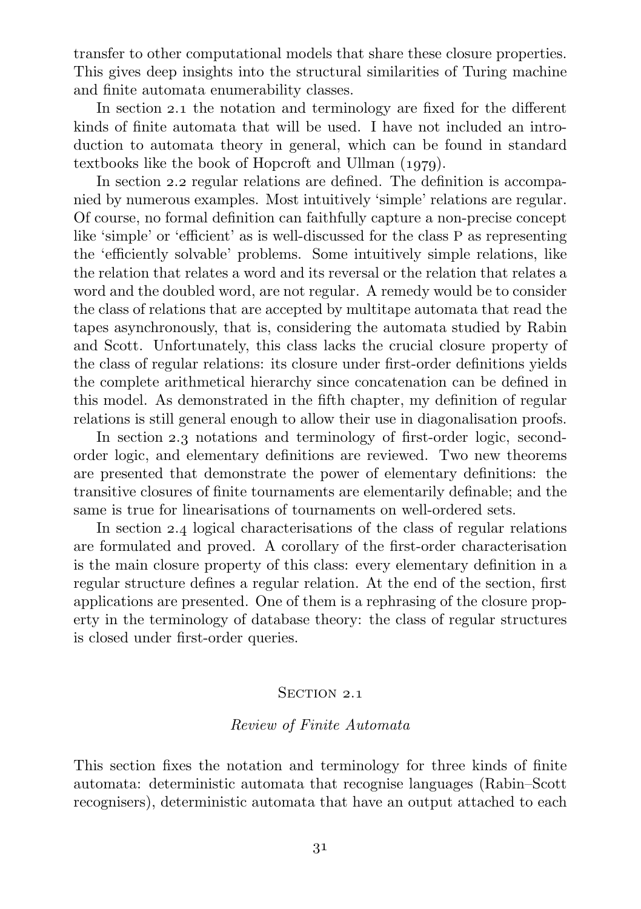transfer to other computational models that share these closure properties. This gives deep insights into the structural similarities of Turing machine and finite automata enumerability classes.

In section 2.1 the notation and terminology are fixed for the different kinds of finite automata that will be used. I have not included an introduction to automata theory in general, which can be found in standard textbooks like the book of Hopcroft and Ullman (1979).

In section 2.2 regular relations are defined. The definition is accompanied by numerous examples. Most intuitively 'simple' relations are regular. Of course, no formal definition can faithfully capture a non-precise concept like 'simple' or 'efficient' as is well-discussed for the class P as representing the 'efficiently solvable' problems. Some intuitively simple relations, like the relation that relates a word and its reversal or the relation that relates a word and the doubled word, are not regular. A remedy would be to consider the class of relations that are accepted by multitape automata that read the tapes asynchronously, that is, considering the automata studied by Rabin and Scott. Unfortunately, this class lacks the crucial closure property of the class of regular relations: its closure under first-order definitions yields the complete arithmetical hierarchy since concatenation can be defined in this model. As demonstrated in the fifth chapter, my definition of regular relations is still general enough to allow their use in diagonalisation proofs.

In section 2.3 notations and terminology of first-order logic, second-order logic, and elementary definitions are reviewed. Two new theorems are presented that demonstrate the power of elementary definitions: the transitive closures of finite tournaments are elementarily definable; and the same is true for linearisations of tournaments on well-ordered sets.

In section 2.4 logical characterisations of the class of regular relations are formulated and proved. A corollary of the first-order characterisation is the main closure property of this class: every elementary definition in a regular structure defines a regular relation. At the end of the section, first applications are presented. One of them is a rephrasing of the closure property in the terminology of database theory: the class of regular structures is closed under first-order queries.

## Section 2.1

### *Review of Finite Automata*

This section fixes the notation and terminology for three kinds of finite automata: deterministic automata that recognise languages (Rabin–Scott recognisers), deterministic automata that have an output attached to each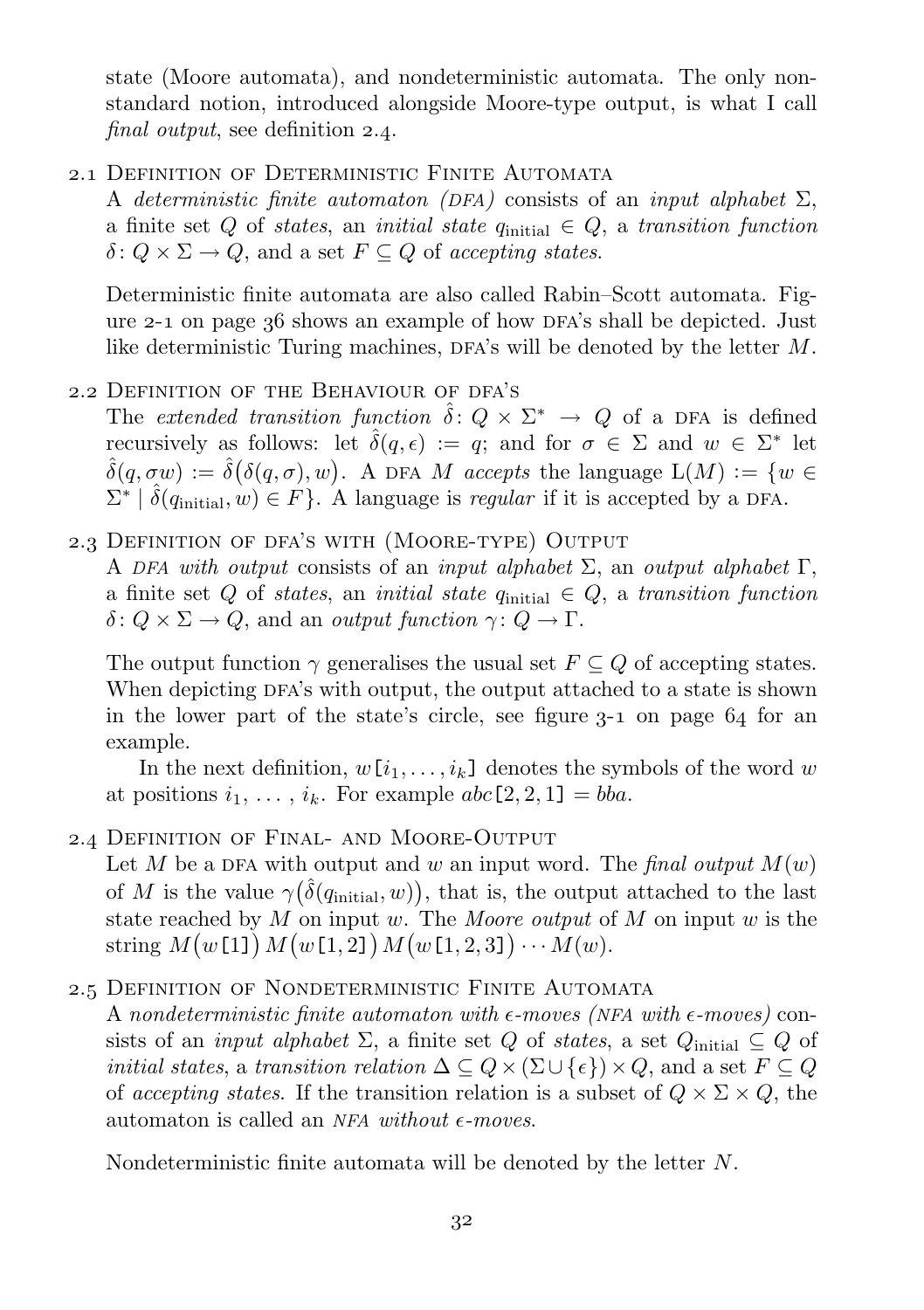state (Moore automata), and nondeterministic automata. The only non-standard notion, introduced alongside Moore-type output, is what I call *final output*, see definition 2.4.

### 2.1 Definition of Deterministic Finite Automata

A *deterministic finite automaton (DFA)* consists of an *input alphabet* $\Sigma$, a finite set $Q$ of *states*, an *initial state* $q_{\text{initial}} \in Q$, a *transition function* $\delta\colon Q \times \Sigma \to Q$, and a set $F \subseteq Q$ of *accepting states*.

Deterministic finite automata are also called Rabin–Scott automata. Figure 2-1 on page 36 shows an example of how DFA's shall be depicted. Just like deterministic Turing machines, DFA's will be denoted by the letter $M$.

### 2.2 Definition of the Behaviour of DFA's

The *extended transition function* $\hat{\delta}\colon Q \times \Sigma^* \to Q$ of a DFA is defined recursively as follows: let $\hat{\delta}(q, \epsilon) := q$; and for $\sigma \in \Sigma$ and $w \in \Sigma^*$ let $\hat{\delta}(q, \sigma w) := \hat{\delta}\bigl(\delta(q, \sigma), w\bigr)$. A DFA $M$ *accepts* the language $\mathrm{L}(M) := \{w \in \Sigma^* \mid \hat{\delta}(q_{\text{initial}}, w) \in F\}$. A language is *regular* if it is accepted by a DFA.

### 2.3 Definition of DFA's with (Moore-type) Output

A *DFA with output* consists of an *input alphabet* $\Sigma$, an *output alphabet* $\Gamma$, a finite set $Q$ of *states*, an *initial state* $q_{\text{initial}} \in Q$, a *transition function* $\delta\colon Q \times \Sigma \to Q$, and an *output function* $\gamma\colon Q \to \Gamma$.

The output function $\gamma$ generalises the usual set $F \subseteq Q$ of accepting states. When depicting DFA's with output, the output attached to a state is shown in the lower part of the state's circle, see figure 3-1 on page 64 for an example.

In the next definition, $w[i_1, \dots, i_k]$ denotes the symbols of the word $w$ at positions $i_1, \dots, i_k$. For example $abc[2,2,1] = bba$.

### 2.4 Definition of Final- and Moore-Output

Let $M$ be a DFA with output and $w$ an input word. The *final output* $M(w)$ of $M$ is the value $\gamma\bigl(\hat{\delta}(q_{\text{initial}}, w)\bigr)$, that is, the output attached to the last state reached by $M$ on input $w$. The *Moore output* of $M$ on input $w$ is the string $M\bigl(w[1]\bigr)\, M\bigl(w[1,2]\bigr)\, M\bigl(w[1,2,3]\bigr) \cdots M(w)$.

### 2.5 Definition of Nondeterministic Finite Automata

A *nondeterministic finite automaton with $\epsilon$-moves (NFA with $\epsilon$-moves)* consists of an *input alphabet* $\Sigma$, a finite set $Q$ of *states*, a set $Q_{\text{initial}} \subseteq Q$ of *initial states*, a *transition relation* $\Delta \subseteq Q \times (\Sigma \cup \{\epsilon\}) \times Q$, and a set $F \subseteq Q$ of *accepting states*. If the transition relation is a subset of $Q \times \Sigma \times Q$, the automaton is called an *NFA without $\epsilon$-moves*.

Nondeterministic finite automata will be denoted by the letter $N$.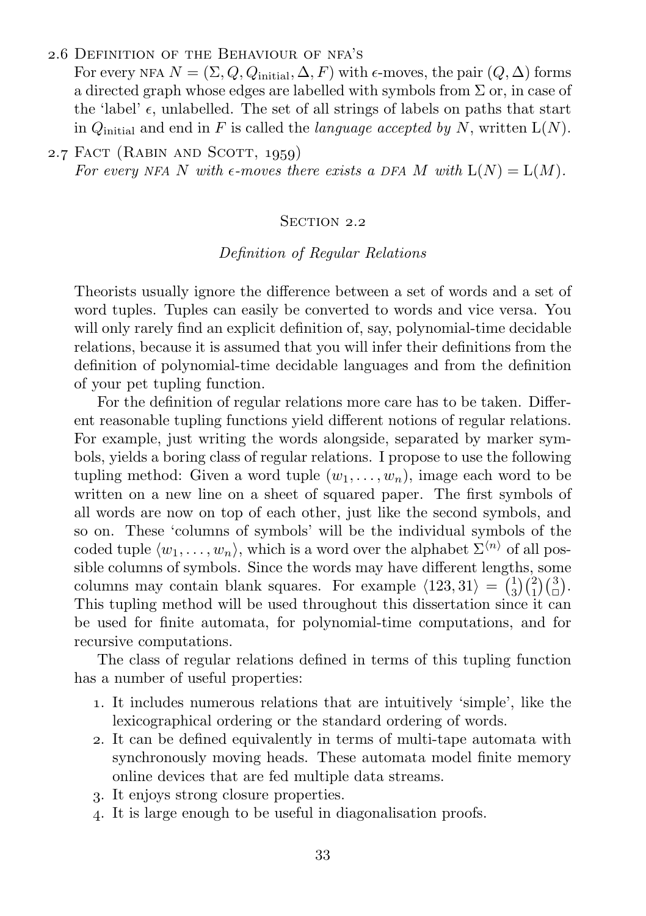2.6 Definition of the Behaviour of nfa's
For every nfa $N = (\Sigma, Q, Q_{\text{initial}}, \Delta, F)$ with $\epsilon$-moves, the pair $(Q, \Delta)$ forms a directed graph whose edges are labelled with symbols from $\Sigma$ or, in case of the 'label' $\epsilon$, unlabelled. The set of all strings of labels on paths that start in $Q_{\text{initial}}$ and end in $F$ is called the *language accepted by* $N$, written $\mathrm{L}(N)$.

2.7 Fact (Rabin and Scott, 1959)
*For every nfa $N$ with $\epsilon$-moves there exists a dfa $M$ with $\mathrm{L}(N) = \mathrm{L}(M)$.*

## Section 2.2

### *Definition of Regular Relations*

Theorists usually ignore the difference between a set of words and a set of word tuples. Tuples can easily be converted to words and vice versa. You will only rarely find an explicit definition of, say, polynomial-time decidable relations, because it is assumed that you will infer their definitions from the definition of polynomial-time decidable languages and from the definition of your pet tupling function.

For the definition of regular relations more care has to be taken. Different reasonable tupling functions yield different notions of regular relations. For example, just writing the words alongside, separated by marker symbols, yields a boring class of regular relations. I propose to use the following tupling method: Given a word tuple $(w_1, \dots, w_n)$, image each word to be written on a new line on a sheet of squared paper. The first symbols of all words are now on top of each other, just like the second symbols, and so on. These 'columns of symbols' will be the individual symbols of the coded tuple $\langle w_1, \dots, w_n \rangle$, which is a word over the alphabet $\Sigma^{\langle n \rangle}$ of all possible columns of symbols. Since the words may have different lengths, some columns may contain blank squares. For example $\langle 123, 31 \rangle = \binom{1}{3}\binom{2}{1}\binom{3}{\square}$. This tupling method will be used throughout this dissertation since it can be used for finite automata, for polynomial-time computations, and for recursive computations.

The class of regular relations defined in terms of this tupling function has a number of useful properties:

1. It includes numerous relations that are intuitively 'simple', like the lexicographical ordering or the standard ordering of words.
2. It can be defined equivalently in terms of multi-tape automata with synchronously moving heads. These automata model finite memory online devices that are fed multiple data streams.
3. It enjoys strong closure properties.
4. It is large enough to be useful in diagonalisation proofs.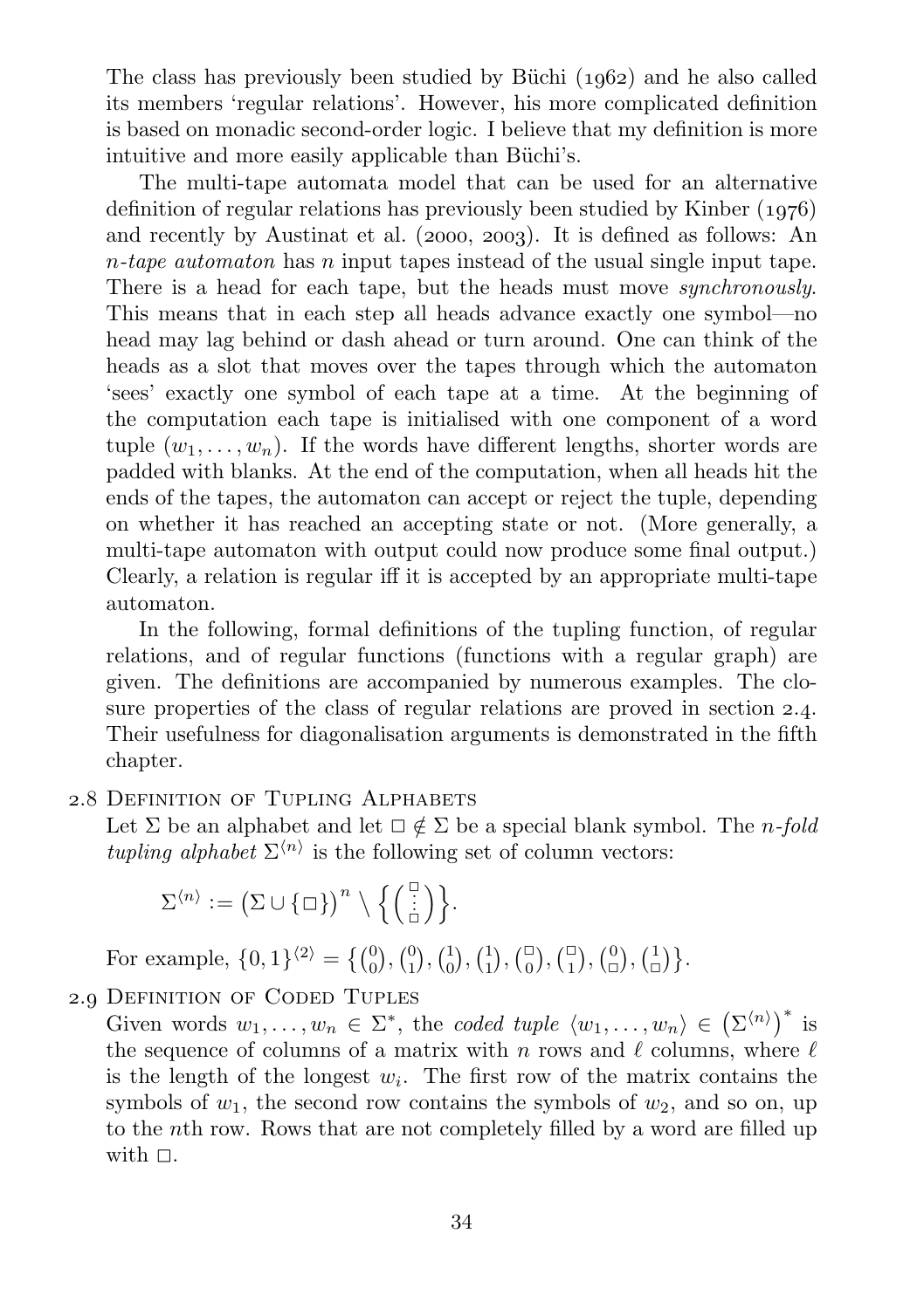The class has previously been studied by Büchi (1962) and he also called its members 'regular relations'. However, his more complicated definition is based on monadic second-order logic. I believe that my definition is more intuitive and more easily applicable than Büchi's.

The multi-tape automata model that can be used for an alternative definition of regular relations has previously been studied by Kinber (1976) and recently by Austinat et al. (2000, 2003). It is defined as follows: An *n-tape automaton* has $n$ input tapes instead of the usual single input tape. There is a head for each tape, but the heads must move *synchronously*. This means that in each step all heads advance exactly one symbol—no head may lag behind or dash ahead or turn around. One can think of the heads as a slot that moves over the tapes through which the automaton 'sees' exactly one symbol of each tape at a time. At the beginning of the computation each tape is initialised with one component of a word tuple $(w_1, \dots, w_n)$. If the words have different lengths, shorter words are padded with blanks. At the end of the computation, when all heads hit the ends of the tapes, the automaton can accept or reject the tuple, depending on whether it has reached an accepting state or not. (More generally, a multi-tape automaton with output could now produce some final output.) Clearly, a relation is regular iff it is accepted by an appropriate multi-tape automaton.

In the following, formal definitions of the tupling function, of regular relations, and of regular functions (functions with a regular graph) are given. The definitions are accompanied by numerous examples. The closure properties of the class of regular relations are proved in section 2.4. Their usefulness for diagonalisation arguments is demonstrated in the fifth chapter.

2.8 Definition of Tupling Alphabets

Let $\Sigma$ be an alphabet and let $\square \notin \Sigma$ be a special blank symbol. The *n-fold tupling alphabet* $\Sigma^{\langle n \rangle}$ is the following set of column vectors:

$$\Sigma^{\langle n \rangle} := \bigl(\Sigma \cup \{\square\}\bigr)^n \setminus \Bigl\{ \left(\begin{smallmatrix} \square \\ \vdots \\ \square \end{smallmatrix}\right) \Bigr\}.$$

For example, $\{0,1\}^{\langle 2 \rangle} = \bigl\{ \binom{0}{0}, \binom{0}{1}, \binom{1}{0}, \binom{1}{1}, \binom{\square}{0}, \binom{\square}{1}, \binom{0}{\square}, \binom{1}{\square} \bigr\}$.

2.9 Definition of Coded Tuples

Given words $w_1, \dots, w_n \in \Sigma^*$, the *coded tuple* $\langle w_1, \dots, w_n \rangle \in \bigl(\Sigma^{\langle n \rangle}\bigr)^*$ is the sequence of columns of a matrix with $n$ rows and $\ell$ columns, where $\ell$ is the length of the longest $w_i$. The first row of the matrix contains the symbols of $w_1$, the second row contains the symbols of $w_2$, and so on, up to the $n$th row. Rows that are not completely filled by a word are filled up with $\square$.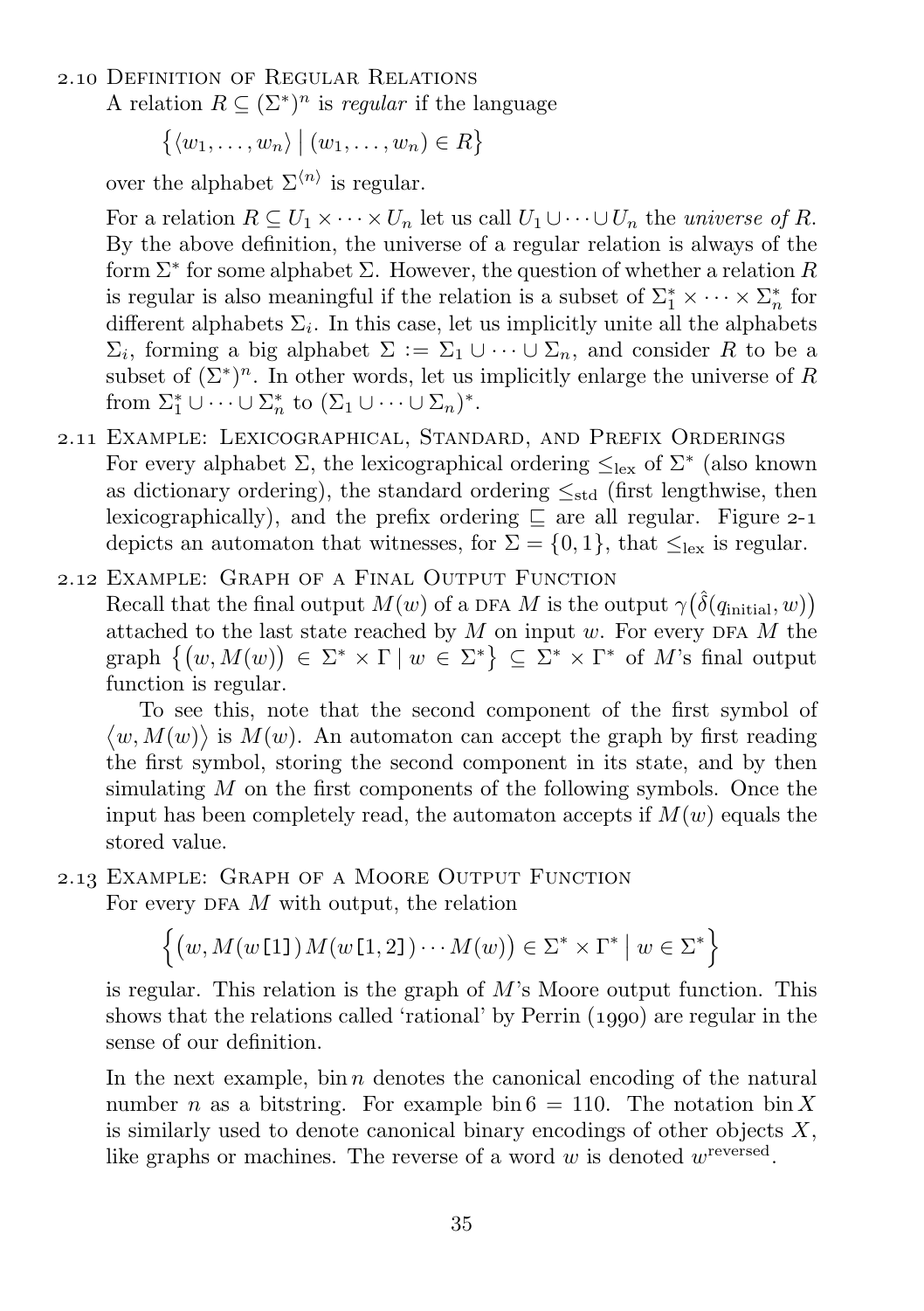2.10 Definition of Regular Relations

A relation $R \subseteq (\Sigma^*)^n$ is *regular* if the language

$$\bigl\{\langle w_1, \dots, w_n \rangle \bigm| (w_1, \dots, w_n) \in R\bigr\}$$

over the alphabet $\Sigma^{\langle n \rangle}$ is regular.

For a relation $R \subseteq U_1 \times \cdots \times U_n$ let us call $U_1 \cup \cdots \cup U_n$ the *universe of* $R$. By the above definition, the universe of a regular relation is always of the form $\Sigma^*$ for some alphabet $\Sigma$. However, the question of whether a relation $R$ is regular is also meaningful if the relation is a subset of $\Sigma_1^* \times \cdots \times \Sigma_n^*$ for different alphabets $\Sigma_i$. In this case, let us implicitly unite all the alphabets $\Sigma_i$, forming a big alphabet $\Sigma := \Sigma_1 \cup \cdots \cup \Sigma_n$, and consider $R$ to be a subset of $(\Sigma^*)^n$. In other words, let us implicitly enlarge the universe of $R$ from $\Sigma_1^* \cup \cdots \cup \Sigma_n^*$ to $(\Sigma_1 \cup \cdots \cup \Sigma_n)^*$.

2.11 Example: Lexicographical, Standard, and Prefix Orderings

For every alphabet $\Sigma$, the lexicographical ordering $\leq_{\text{lex}}$ of $\Sigma^*$ (also known as dictionary ordering), the standard ordering $\leq_{\text{std}}$ (first lengthwise, then lexicographically), and the prefix ordering $\sqsubseteq$ are all regular. Figure 2-1 depicts an automaton that witnesses, for $\Sigma = \{0, 1\}$, that $\leq_{\text{lex}}$ is regular.

2.12 Example: Graph of a Final Output Function

Recall that the final output $M(w)$ of a DFA $M$ is the output $\gamma\bigl(\hat\delta(q_{\text{initial}}, w)\bigr)$ attached to the last state reached by $M$ on input $w$. For every DFA $M$ the graph $\bigl\{\bigl(w, M(w)\bigr) \in \Sigma^* \times \Gamma \mid w \in \Sigma^*\bigr\} \subseteq \Sigma^* \times \Gamma^*$ of $M$'s final output function is regular.

To see this, note that the second component of the first symbol of $\bigl\langle w, M(w) \bigr\rangle$ is $M(w)$. An automaton can accept the graph by first reading the first symbol, storing the second component in its state, and by then simulating $M$ on the first components of the following symbols. Once the input has been completely read, the automaton accepts if $M(w)$ equals the stored value.

2.13 Example: Graph of a Moore Output Function

For every DFA $M$ with output, the relation

$$\Bigl\{\bigl(w, M(w\texttt{[1]})\, M(w\texttt{[1,2]}) \cdots M(w)\bigr) \in \Sigma^* \times \Gamma^* \Bigm| w \in \Sigma^*\Bigr\}$$

is regular. This relation is the graph of $M$'s Moore output function. This shows that the relations called 'rational' by Perrin (1990) are regular in the sense of our definition.

In the next example, $\operatorname{bin} n$ denotes the canonical encoding of the natural number $n$ as a bitstring. For example $\operatorname{bin} 6 = 110$. The notation $\operatorname{bin} X$ is similarly used to denote canonical binary encodings of other objects $X$, like graphs or machines. The reverse of a word $w$ is denoted $w^{\text{reversed}}$.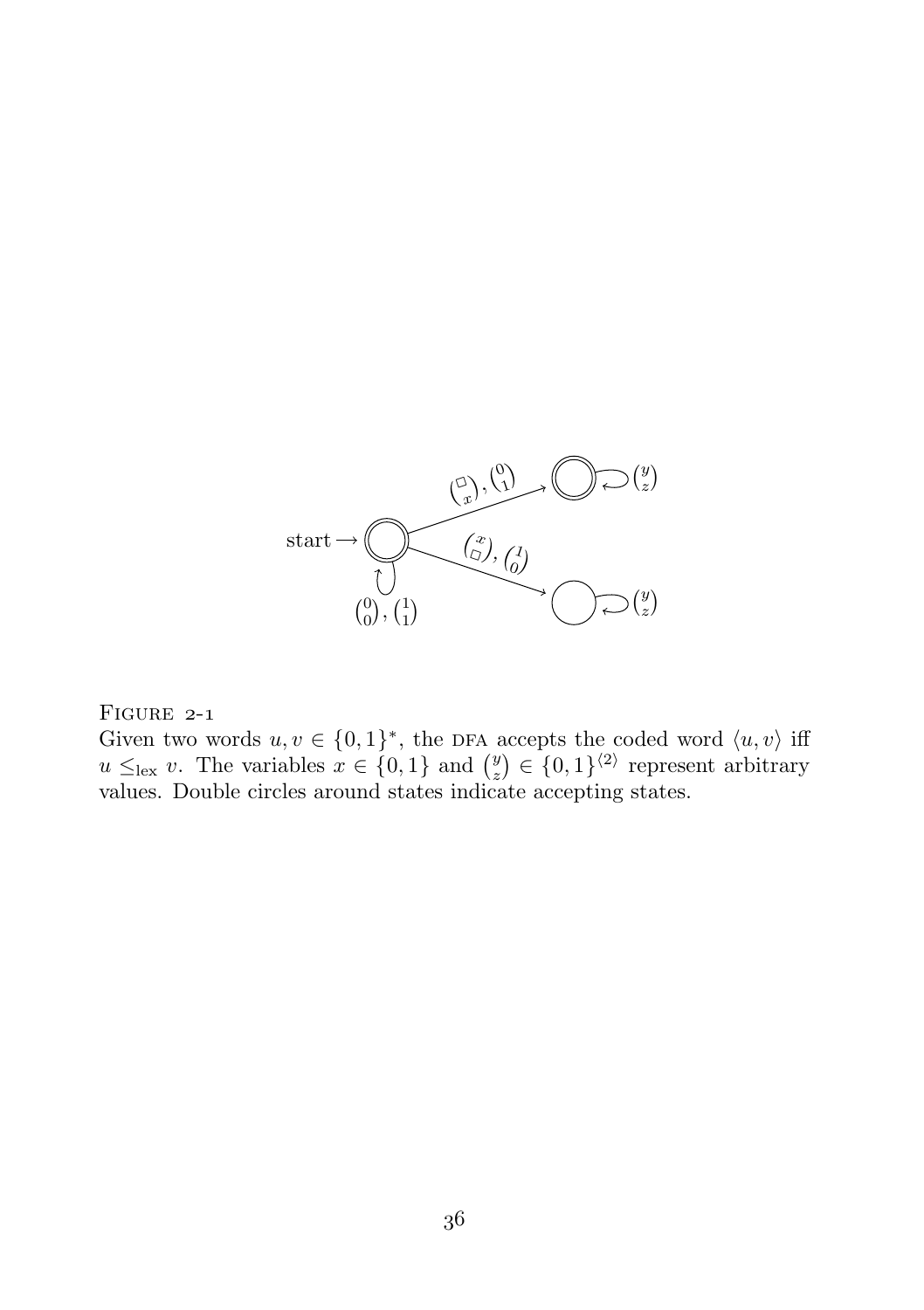start

$\binom{\square}{x}, \binom{0}{1}$

$\binom{y}{z}$

$\binom{x}{\square}, \binom{1}{0}$

$\binom{y}{z}$

$\binom{0}{0}, \binom{1}{1}$

FIGURE 2-1
Given two words $u, v \in \{0,1\}^*$, the DFA accepts the coded word $\langle u, v \rangle$ iff $u \leq_{\text{lex}} v$. The variables $x \in \{0,1\}$ and $\binom{y}{z} \in \{0,1\}^{\langle 2 \rangle}$ represent arbitrary values. Double circles around states indicate accepting states.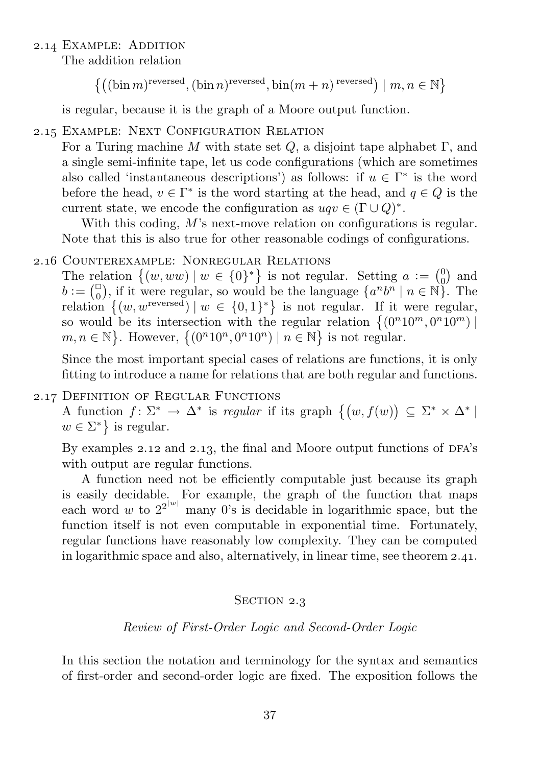2.14 Example: Addition

The addition relation

$$\big\{\big((\operatorname{bin} m)^{\text{reversed}}, (\operatorname{bin} n)^{\text{reversed}}, \operatorname{bin}(m+n)^{\text{ reversed}}\big) \mid m, n \in \mathbb{N}\big\}$$

is regular, because it is the graph of a Moore output function.

2.15 Example: Next Configuration Relation

For a Turing machine $M$ with state set $Q$, a disjoint tape alphabet $\Gamma$, and a single semi-infinite tape, let us code configurations (which are sometimes also called 'instantaneous descriptions') as follows: if $u \in \Gamma^*$ is the word before the head, $v \in \Gamma^*$ is the word starting at the head, and $q \in Q$ is the current state, we encode the configuration as $uqv \in (\Gamma \cup Q)^*$.

With this coding, $M$'s next-move relation on configurations is regular. Note that this is also true for other reasonable codings of configurations.

2.16 Counterexample: Nonregular Relations

The relation $\big\{(w, ww) \mid w \in \{0\}^*\big\}$ is not regular. Setting $a := \binom{0}{0}$ and $b := \binom{\square}{0}$, if it were regular, so would be the language $\{a^n b^n \mid n \in \mathbb{N}\}$. The relation $\big\{(w, w^{\text{reversed}}) \mid w \in \{0,1\}^*\big\}$ is not regular. If it were regular, so would be its intersection with the regular relation $\big\{(0^n 1 0^m, 0^n 1 0^m) \mid m, n \in \mathbb{N}\big\}$. However, $\big\{(0^n 1 0^n, 0^n 1 0^n) \mid n \in \mathbb{N}\big\}$ is not regular.

Since the most important special cases of relations are functions, it is only fitting to introduce a name for relations that are both regular and functions.

2.17 Definition of Regular Functions

A function $f\colon \Sigma^* \to \Delta^*$ is *regular* if its graph $\big\{\big(w, f(w)\big) \subseteq \Sigma^* \times \Delta^* \mid w \in \Sigma^*\big\}$ is regular.

By examples 2.12 and 2.13, the final and Moore output functions of DFA's with output are regular functions.

A function need not be efficiently computable just because its graph is easily decidable. For example, the graph of the function that maps each word $w$ to $2^{2^{|w|}}$ many 0's is decidable in logarithmic space, but the function itself is not even computable in exponential time. Fortunately, regular functions have reasonably low complexity. They can be computed in logarithmic space and also, alternatively, in linear time, see theorem 2.41.

## Section 2.3

### *Review of First-Order Logic and Second-Order Logic*

In this section the notation and terminology for the syntax and semantics of first-order and second-order logic are fixed. The exposition follows the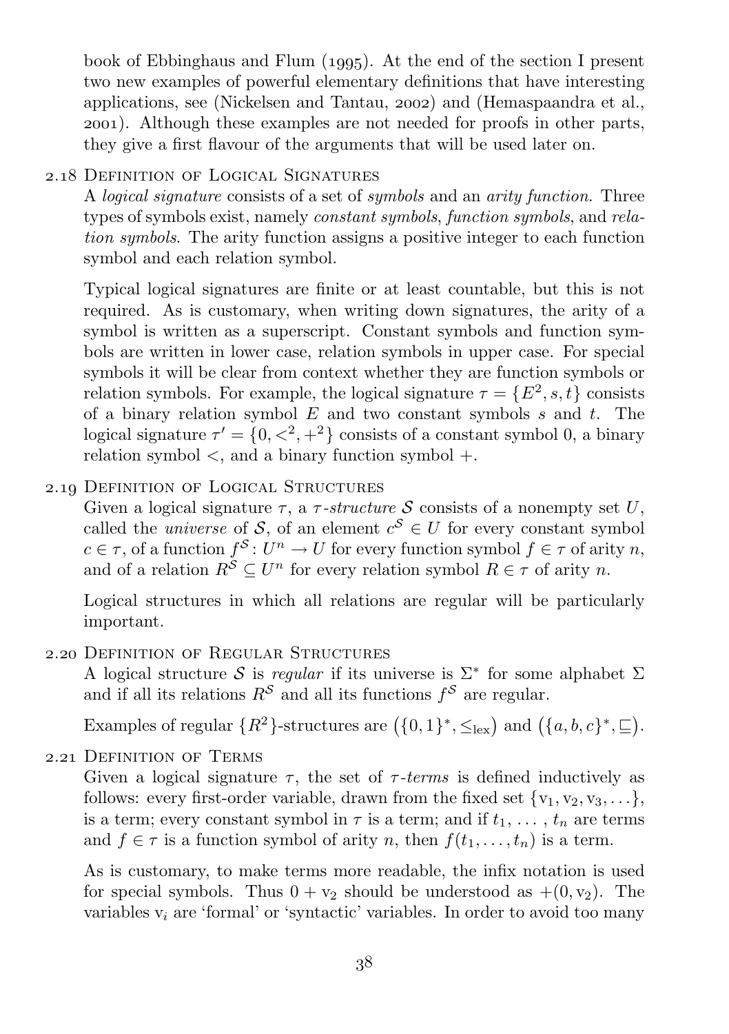book of Ebbinghaus and Flum (1995). At the end of the section I present two new examples of powerful elementary definitions that have interesting applications, see (Nickelsen and Tantau, 2002) and (Hemaspaandra et al., 2001). Although these examples are not needed for proofs in other parts, they give a first flavour of the arguments that will be used later on.

2.18 Definition of Logical Signatures

A *logical signature* consists of a set of *symbols* and an *arity function*. Three types of symbols exist, namely *constant symbols*, *function symbols*, and *relation symbols*. The arity function assigns a positive integer to each function symbol and each relation symbol.

Typical logical signatures are finite or at least countable, but this is not required. As is customary, when writing down signatures, the arity of a symbol is written as a superscript. Constant symbols and function symbols are written in lower case, relation symbols in upper case. For special symbols it will be clear from context whether they are function symbols or relation symbols. For example, the logical signature $\tau = \{E^2, s, t\}$ consists of a binary relation symbol $E$ and two constant symbols $s$ and $t$. The logical signature $\tau' = \{0, <^2, +^2\}$ consists of a constant symbol 0, a binary relation symbol $<$, and a binary function symbol $+$.

2.19 Definition of Logical Structures

Given a logical signature $\tau$, a *$\tau$-structure* $\mathcal{S}$ consists of a nonempty set $U$, called the *universe* of $\mathcal{S}$, of an element $c^{\mathcal{S}} \in U$ for every constant symbol $c \in \tau$, of a function $f^{\mathcal{S}} \colon U^n \to U$ for every function symbol $f \in \tau$ of arity $n$, and of a relation $R^{\mathcal{S}} \subseteq U^n$ for every relation symbol $R \in \tau$ of arity $n$.

Logical structures in which all relations are regular will be particularly important.

2.20 Definition of Regular Structures

A logical structure $\mathcal{S}$ is *regular* if its universe is $\Sigma^*$ for some alphabet $\Sigma$ and if all its relations $R^{\mathcal{S}}$ and all its functions $f^{\mathcal{S}}$ are regular.

Examples of regular $\{R^2\}$-structures are $\big(\{0,1\}^*, \leq_{\text{lex}}\big)$ and $\big(\{a,b,c\}^*, \sqsubseteq\big)$.

2.21 Definition of Terms

Given a logical signature $\tau$, the set of *$\tau$-terms* is defined inductively as follows: every first-order variable, drawn from the fixed set $\{\mathrm{v}_1, \mathrm{v}_2, \mathrm{v}_3, \dots\}$, is a term; every constant symbol in $\tau$ is a term; and if $t_1, \dots, t_n$ are terms and $f \in \tau$ is a function symbol of arity $n$, then $f(t_1, \dots, t_n)$ is a term.

As is customary, to make terms more readable, the infix notation is used for special symbols. Thus $0 + \mathrm{v}_2$ should be understood as $+(0, \mathrm{v}_2)$. The variables $\mathrm{v}_i$ are 'formal' or 'syntactic' variables. In order to avoid too many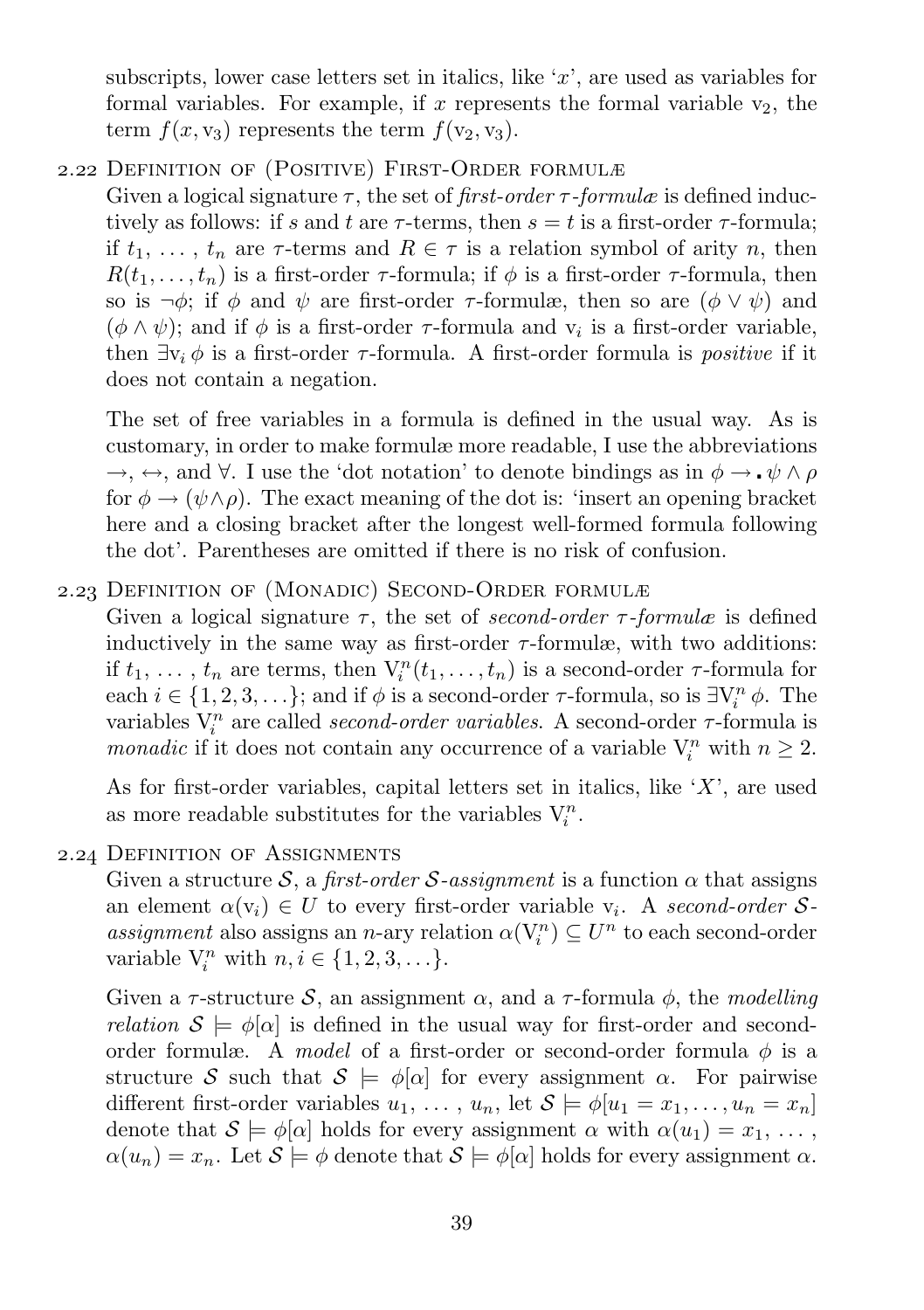subscripts, lower case letters set in italics, like '$x$', are used as variables for formal variables. For example, if $x$ represents the formal variable $\mathrm{v}_2$, the term $f(x, \mathrm{v}_3)$ represents the term $f(\mathrm{v}_2, \mathrm{v}_3)$.

2.22 Definition of (Positive) First-Order formulæ

Given a logical signature $\tau$, the set of *first-order $\tau$-formulæ* is defined inductively as follows: if $s$ and $t$ are $\tau$-terms, then $s = t$ is a first-order $\tau$-formula; if $t_1, \ldots, t_n$ are $\tau$-terms and $R \in \tau$ is a relation symbol of arity $n$, then $R(t_1, \ldots, t_n)$ is a first-order $\tau$-formula; if $\phi$ is a first-order $\tau$-formula, then so is $\neg\phi$; if $\phi$ and $\psi$ are first-order $\tau$-formulæ, then so are $(\phi \vee \psi)$ and $(\phi \wedge \psi)$; and if $\phi$ is a first-order $\tau$-formula and $\mathrm{v}_i$ is a first-order variable, then $\exists \mathrm{v}_i\, \phi$ is a first-order $\tau$-formula. A first-order formula is *positive* if it does not contain a negation.

The set of free variables in a formula is defined in the usual way. As is customary, in order to make formulæ more readable, I use the abbreviations $\rightarrow$, $\leftrightarrow$, and $\forall$. I use the 'dot notation' to denote bindings as in $\phi \rightarrow\!\centerdot\, \psi \wedge \rho$ for $\phi \rightarrow (\psi \wedge \rho)$. The exact meaning of the dot is: 'insert an opening bracket here and a closing bracket after the longest well-formed formula following the dot'. Parentheses are omitted if there is no risk of confusion.

2.23 Definition of (Monadic) Second-Order formulæ

Given a logical signature $\tau$, the set of *second-order $\tau$-formulæ* is defined inductively in the same way as first-order $\tau$-formulæ, with two additions: if $t_1, \ldots, t_n$ are terms, then $\mathrm{V}_i^n(t_1, \ldots, t_n)$ is a second-order $\tau$-formula for each $i \in \{1, 2, 3, \ldots\}$; and if $\phi$ is a second-order $\tau$-formula, so is $\exists \mathrm{V}_i^n\, \phi$. The variables $\mathrm{V}_i^n$ are called *second-order variables*. A second-order $\tau$-formula is *monadic* if it does not contain any occurrence of a variable $\mathrm{V}_i^n$ with $n \geq 2$.

As for first-order variables, capital letters set in italics, like '$X$', are used as more readable substitutes for the variables $\mathrm{V}_i^n$.

2.24 Definition of Assignments

Given a structure $\mathcal{S}$, a *first-order $\mathcal{S}$-assignment* is a function $\alpha$ that assigns an element $\alpha(\mathrm{v}_i) \in U$ to every first-order variable $\mathrm{v}_i$. A *second-order $\mathcal{S}$-assignment* also assigns an $n$-ary relation $\alpha(\mathrm{V}_i^n) \subseteq U^n$ to each second-order variable $\mathrm{V}_i^n$ with $n, i \in \{1, 2, 3, \ldots\}$.

Given a $\tau$-structure $\mathcal{S}$, an assignment $\alpha$, and a $\tau$-formula $\phi$, the *modelling relation* $\mathcal{S} \models \phi[\alpha]$ is defined in the usual way for first-order and second-order formulæ. A *model* of a first-order or second-order formula $\phi$ is a structure $\mathcal{S}$ such that $\mathcal{S} \models \phi[\alpha]$ for every assignment $\alpha$. For pairwise different first-order variables $u_1, \ldots, u_n$, let $\mathcal{S} \models \phi[u_1 = x_1, \ldots, u_n = x_n]$ denote that $\mathcal{S} \models \phi[\alpha]$ holds for every assignment $\alpha$ with $\alpha(u_1) = x_1, \ldots, \alpha(u_n) = x_n$. Let $\mathcal{S} \models \phi$ denote that $\mathcal{S} \models \phi[\alpha]$ holds for every assignment $\alpha$.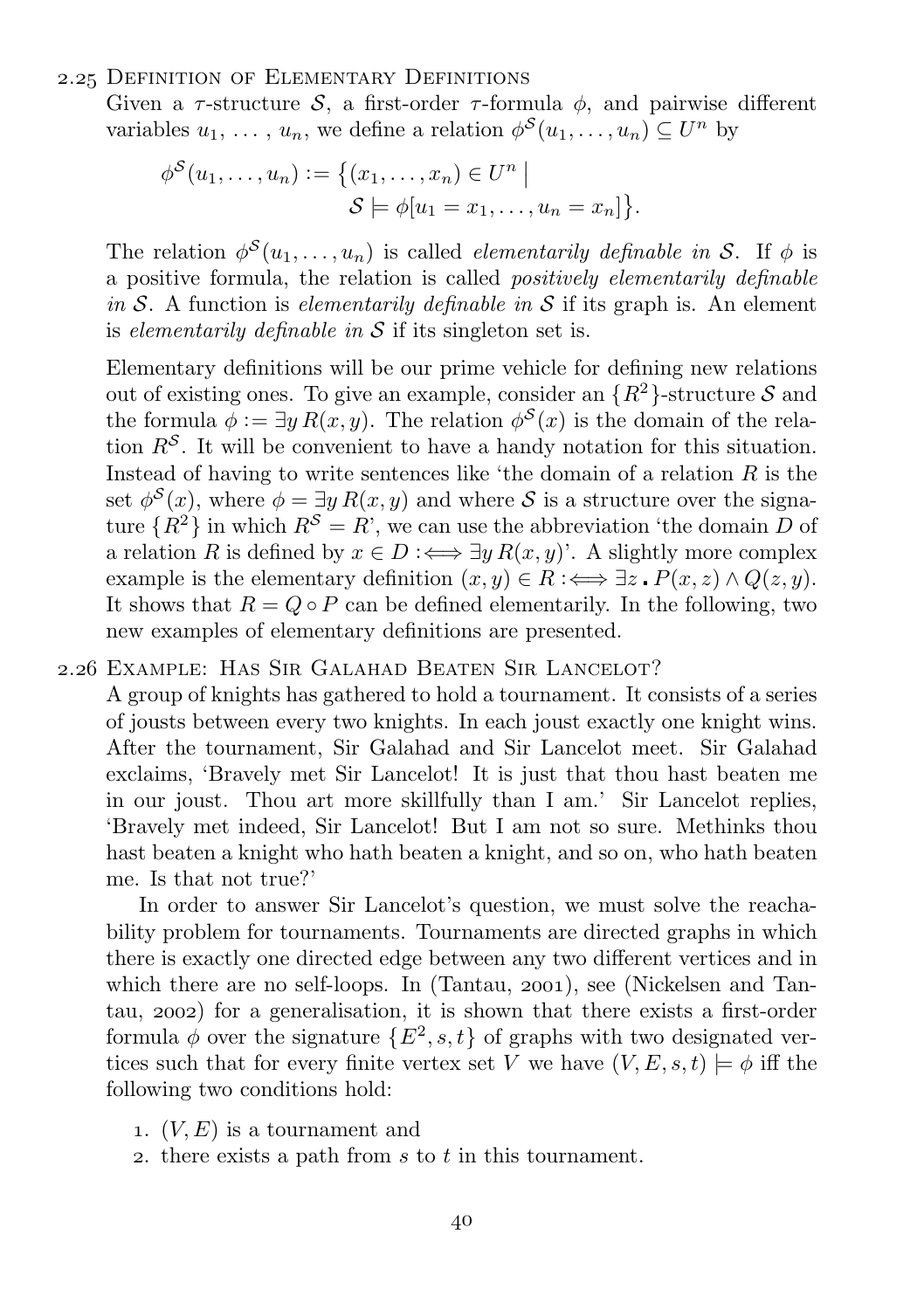### 2.25 Definition of Elementary Definitions

Given a $\tau$-structure $\mathcal{S}$, a first-order $\tau$-formula $\phi$, and pairwise different variables $u_1, \ldots, u_n$, we define a relation $\phi^{\mathcal{S}}(u_1, \ldots, u_n) \subseteq U^n$ by

$$\phi^{\mathcal{S}}(u_1, \ldots, u_n) := \bigl\{(x_1, \ldots, x_n) \in U^n \bigm| \mathcal{S} \models \phi[u_1 = x_1, \ldots, u_n = x_n]\bigr\}.$$

The relation $\phi^{\mathcal{S}}(u_1, \ldots, u_n)$ is called *elementarily definable in* $\mathcal{S}$. If $\phi$ is a positive formula, the relation is called *positively elementarily definable in* $\mathcal{S}$. A function is *elementarily definable in* $\mathcal{S}$ if its graph is. An element is *elementarily definable in* $\mathcal{S}$ if its singleton set is.

Elementary definitions will be our prime vehicle for defining new relations out of existing ones. To give an example, consider an $\{R^2\}$-structure $\mathcal{S}$ and the formula $\phi := \exists y\, R(x, y)$. The relation $\phi^{\mathcal{S}}(x)$ is the domain of the relation $R^{\mathcal{S}}$. It will be convenient to have a handy notation for this situation. Instead of having to write sentences like 'the domain of a relation $R$ is the set $\phi^{\mathcal{S}}(x)$, where $\phi = \exists y\, R(x, y)$ and where $\mathcal{S}$ is a structure over the signature $\{R^2\}$ in which $R^{\mathcal{S}} = R$', we can use the abbreviation 'the domain $D$ of a relation $R$ is defined by $x \in D :\iff \exists y\, R(x, y)$'. A slightly more complex example is the elementary definition $(x, y) \in R :\iff \exists z\, .\, P(x, z) \wedge Q(z, y)$. It shows that $R = Q \circ P$ can be defined elementarily. In the following, two new examples of elementary definitions are presented.

### 2.26 Example: Has Sir Galahad Beaten Sir Lancelot?

A group of knights has gathered to hold a tournament. It consists of a series of jousts between every two knights. In each joust exactly one knight wins. After the tournament, Sir Galahad and Sir Lancelot meet. Sir Galahad exclaims, 'Bravely met Sir Lancelot! It is just that thou hast beaten me in our joust. Thou art more skillfully than I am.' Sir Lancelot replies, 'Bravely met indeed, Sir Lancelot! But I am not so sure. Methinks thou hast beaten a knight who hath beaten a knight, and so on, who hath beaten me. Is that not true?'

In order to answer Sir Lancelot's question, we must solve the reachability problem for tournaments. Tournaments are directed graphs in which there is exactly one directed edge between any two different vertices and in which there are no self-loops. In (Tantau, 2001), see (Nickelsen and Tantau, 2002) for a generalisation, it is shown that there exists a first-order formula $\phi$ over the signature $\{E^2, s, t\}$ of graphs with two designated vertices such that for every finite vertex set $V$ we have $(V, E, s, t) \models \phi$ iff the following two conditions hold:

1. $(V, E)$ is a tournament and
2. there exists a path from $s$ to $t$ in this tournament.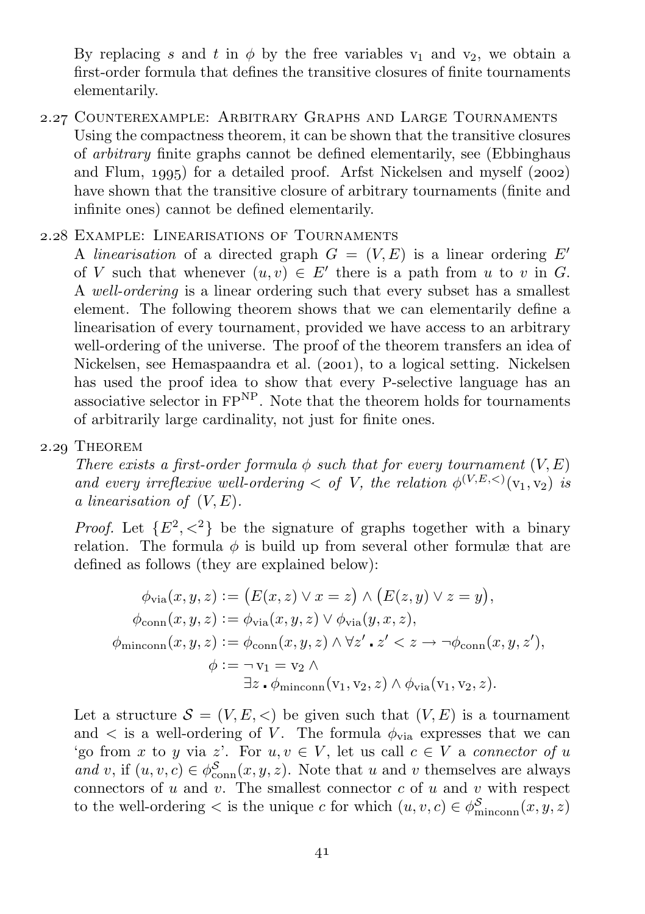By replacing $s$ and $t$ in $\phi$ by the free variables $v_1$ and $v_2$, we obtain a first-order formula that defines the transitive closures of finite tournaments elementarily.

2.27 Counterexample: Arbitrary Graphs and Large Tournaments

Using the compactness theorem, it can be shown that the transitive closures of *arbitrary* finite graphs cannot be defined elementarily, see (Ebbinghaus and Flum, 1995) for a detailed proof. Arfst Nickelsen and myself (2002) have shown that the transitive closure of arbitrary tournaments (finite and infinite ones) cannot be defined elementarily.

2.28 Example: Linearisations of Tournaments

A *linearisation* of a directed graph $G = (V, E)$ is a linear ordering $E'$ of $V$ such that whenever $(u, v) \in E'$ there is a path from $u$ to $v$ in $G$. A *well-ordering* is a linear ordering such that every subset has a smallest element. The following theorem shows that we can elementarily define a linearisation of every tournament, provided we have access to an arbitrary well-ordering of the universe. The proof of the theorem transfers an idea of Nickelsen, see Hemaspaandra et al. (2001), to a logical setting. Nickelsen has used the proof idea to show that every P-selective language has an associative selector in $\text{FP}^{\text{NP}}$. Note that the theorem holds for tournaments of arbitrarily large cardinality, not just for finite ones.

2.29 Theorem

*There exists a first-order formula $\phi$ such that for every tournament $(V, E)$ and every irreflexive well-ordering $<$ of $V$, the relation $\phi^{(V,E,<)}(v_1, v_2)$ is a linearisation of $(V, E)$.*

*Proof.* Let $\{E^2, <^2\}$ be the signature of graphs together with a binary relation. The formula $\phi$ is build up from several other formulæ that are defined as follows (they are explained below):

$$\begin{aligned}
\phi_{\text{via}}(x, y, z) &:= \bigl(E(x, z) \lor x = z\bigr) \land \bigl(E(z, y) \lor z = y\bigr),\\
\phi_{\text{conn}}(x, y, z) &:= \phi_{\text{via}}(x, y, z) \lor \phi_{\text{via}}(y, x, z),\\
\phi_{\text{minconn}}(x, y, z) &:= \phi_{\text{conn}}(x, y, z) \land \forall z' \,.\, z' < z \to \neg\phi_{\text{conn}}(x, y, z'),\\
\phi &:= \neg\, v_1 = v_2 \land\\
&\qquad \exists z \,.\, \phi_{\text{minconn}}(v_1, v_2, z) \land \phi_{\text{via}}(v_1, v_2, z).
\end{aligned}$$

Let a structure $\mathcal{S} = (V, E, <)$ be given such that $(V, E)$ is a tournament and $<$ is a well-ordering of $V$. The formula $\phi_{\text{via}}$ expresses that we can 'go from $x$ to $y$ via $z$'. For $u, v \in V$, let us call $c \in V$ a *connector of $u$ and $v$*, if $(u, v, c) \in \phi^{\mathcal{S}}_{\text{conn}}(x, y, z)$. Note that $u$ and $v$ themselves are always connectors of $u$ and $v$. The smallest connector $c$ of $u$ and $v$ with respect to the well-ordering $<$ is the unique $c$ for which $(u, v, c) \in \phi^{\mathcal{S}}_{\text{minconn}}(x, y, z)$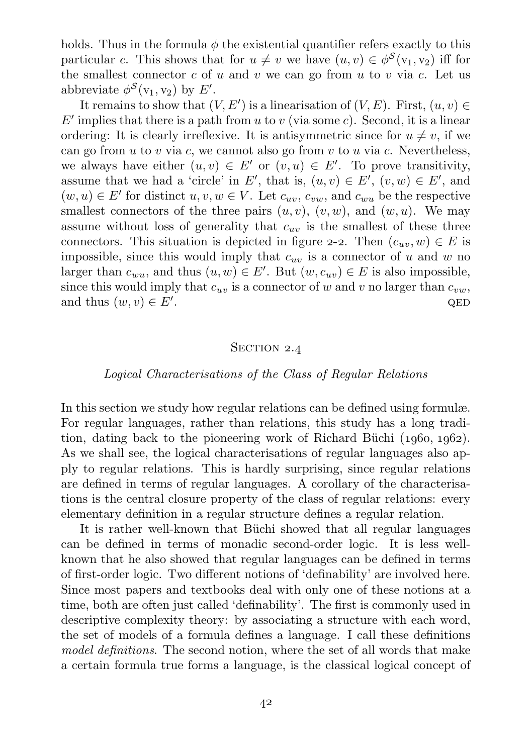holds. Thus in the formula $\phi$ the existential quantifier refers exactly to this particular $c$. This shows that for $u \neq v$ we have $(u, v) \in \phi^{\mathcal{S}}(\mathrm{v}_1, \mathrm{v}_2)$ iff for the smallest connector $c$ of $u$ and $v$ we can go from $u$ to $v$ via $c$. Let us abbreviate $\phi^{\mathcal{S}}(\mathrm{v}_1, \mathrm{v}_2)$ by $E'$.

It remains to show that $(V, E')$ is a linearisation of $(V, E)$. First, $(u, v) \in E'$ implies that there is a path from $u$ to $v$ (via some $c$). Second, it is a linear ordering: It is clearly irreflexive. It is antisymmetric since for $u \neq v$, if we can go from $u$ to $v$ via $c$, we cannot also go from $v$ to $u$ via $c$. Nevertheless, we always have either $(u, v) \in E'$ or $(v, u) \in E'$. To prove transitivity, assume that we had a 'circle' in $E'$, that is, $(u, v) \in E'$, $(v, w) \in E'$, and $(w, u) \in E'$ for distinct $u, v, w \in V$. Let $c_{uv}$, $c_{vw}$, and $c_{wu}$ be the respective smallest connectors of the three pairs $(u, v)$, $(v, w)$, and $(w, u)$. We may assume without loss of generality that $c_{uv}$ is the smallest of these three connectors. This situation is depicted in figure 2-2. Then $(c_{uv}, w) \in E$ is impossible, since this would imply that $c_{uv}$ is a connector of $u$ and $w$ no larger than $c_{wu}$, and thus $(u, w) \in E'$. But $(w, c_{uv}) \in E$ is also impossible, since this would imply that $c_{uv}$ is a connector of $w$ and $v$ no larger than $c_{vw}$, and thus $(w, v) \in E'$. QED

## Section 2.4

### *Logical Characterisations of the Class of Regular Relations*

In this section we study how regular relations can be defined using formulæ. For regular languages, rather than relations, this study has a long tradition, dating back to the pioneering work of Richard Büchi (1960, 1962). As we shall see, the logical characterisations of regular languages also apply to regular relations. This is hardly surprising, since regular relations are defined in terms of regular languages. A corollary of the characterisations is the central closure property of the class of regular relations: every elementary definition in a regular structure defines a regular relation.

It is rather well-known that Büchi showed that all regular languages can be defined in terms of monadic second-order logic. It is less well-known that he also showed that regular languages can be defined in terms of first-order logic. Two different notions of 'definability' are involved here. Since most papers and textbooks deal with only one of these notions at a time, both are often just called 'definability'. The first is commonly used in descriptive complexity theory: by associating a structure with each word, the set of models of a formula defines a language. I call these definitions *model definitions*. The second notion, where the set of all words that make a certain formula true forms a language, is the classical logical concept of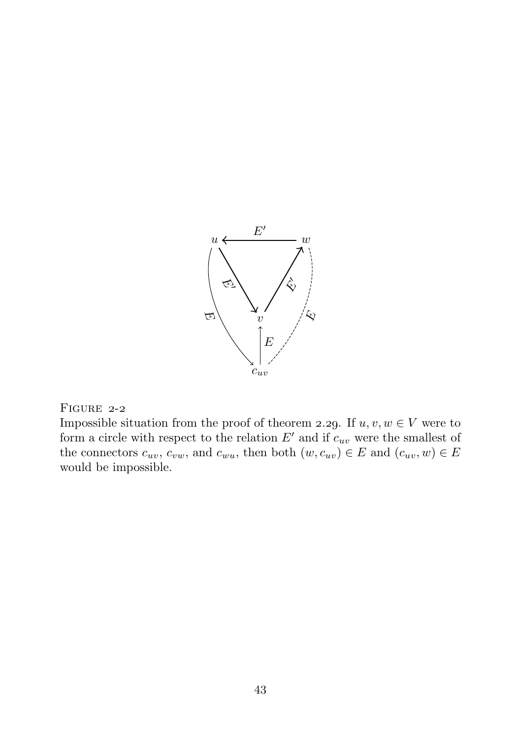$E'$

$u$ $w$

$E'$ $E'$

$E$ $v$ $E$

$E$

$c_{uv}$

FIGURE 2-2
Impossible situation from the proof of theorem 2.29. If $u, v, w \in V$ were to form a circle with respect to the relation $E'$ and if $c_{uv}$ were the smallest of the connectors $c_{uv}$, $c_{vw}$, and $c_{wu}$, then both $(w, c_{uv}) \in E$ and $(c_{uv}, w) \in E$ would be impossible.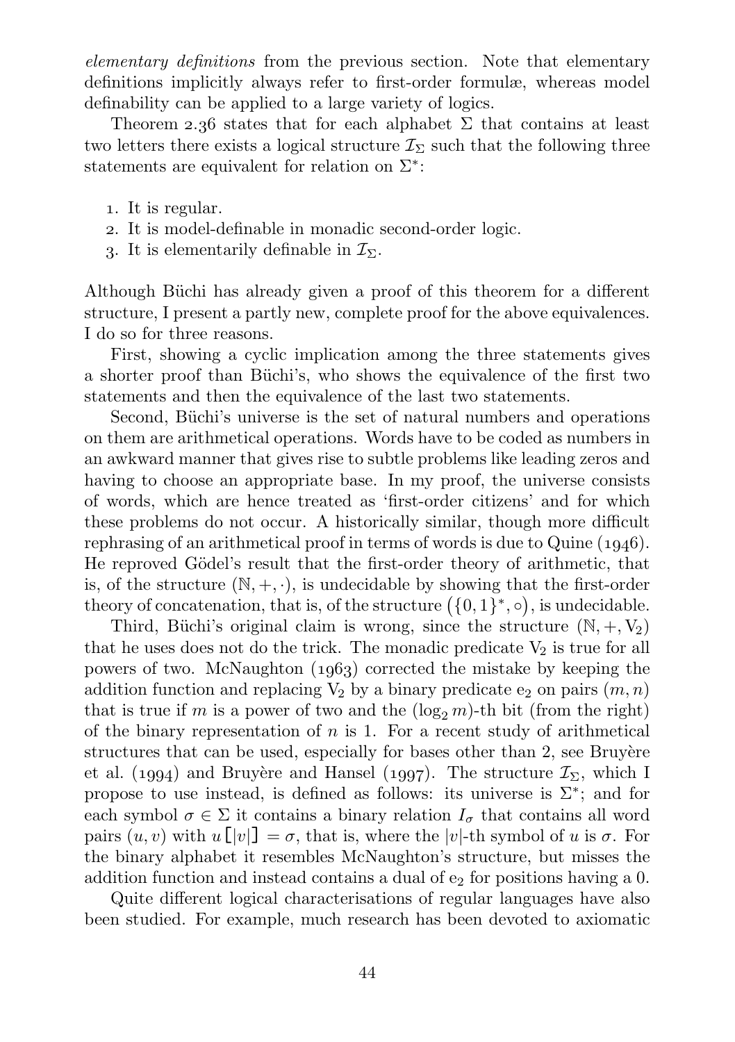*elementary definitions* from the previous section. Note that elementary definitions implicitly always refer to first-order formulæ, whereas model definability can be applied to a large variety of logics.

Theorem 2.36 states that for each alphabet $\Sigma$ that contains at least two letters there exists a logical structure $\mathcal{I}_\Sigma$ such that the following three statements are equivalent for relation on $\Sigma^*$:

1. It is regular.
2. It is model-definable in monadic second-order logic.
3. It is elementarily definable in $\mathcal{I}_\Sigma$.

Although Büchi has already given a proof of this theorem for a different structure, I present a partly new, complete proof for the above equivalences. I do so for three reasons.

First, showing a cyclic implication among the three statements gives a shorter proof than Büchi's, who shows the equivalence of the first two statements and then the equivalence of the last two statements.

Second, Büchi's universe is the set of natural numbers and operations on them are arithmetical operations. Words have to be coded as numbers in an awkward manner that gives rise to subtle problems like leading zeros and having to choose an appropriate base. In my proof, the universe consists of words, which are hence treated as 'first-order citizens' and for which these problems do not occur. A historically similar, though more difficult rephrasing of an arithmetical proof in terms of words is due to Quine (1946). He reproved Gödel's result that the first-order theory of arithmetic, that is, of the structure $(\mathbb{N}, +, \cdot)$, is undecidable by showing that the first-order theory of concatenation, that is, of the structure $(\{0,1\}^*, \circ)$, is undecidable.

Third, Büchi's original claim is wrong, since the structure $(\mathbb{N}, +, \mathrm{V}_2)$ that he uses does not do the trick. The monadic predicate $\mathrm{V}_2$ is true for all powers of two. McNaughton (1963) corrected the mistake by keeping the addition function and replacing $\mathrm{V}_2$ by a binary predicate $\mathrm{e}_2$ on pairs $(m, n)$ that is true if $m$ is a power of two and the $(\log_2 m)$-th bit (from the right) of the binary representation of $n$ is 1. For a recent study of arithmetical structures that can be used, especially for bases other than 2, see Bruyère et al. (1994) and Bruyère and Hansel (1997). The structure $\mathcal{I}_\Sigma$, which I propose to use instead, is defined as follows: its universe is $\Sigma^*$; and for each symbol $\sigma \in \Sigma$ it contains a binary relation $I_\sigma$ that contains all word pairs $(u, v)$ with $u\,[\![|v|]\!] = \sigma$, that is, where the $|v|$-th symbol of $u$ is $\sigma$. For the binary alphabet it resembles McNaughton's structure, but misses the addition function and instead contains a dual of $\mathrm{e}_2$ for positions having a 0.

Quite different logical characterisations of regular languages have also been studied. For example, much research has been devoted to axiomatic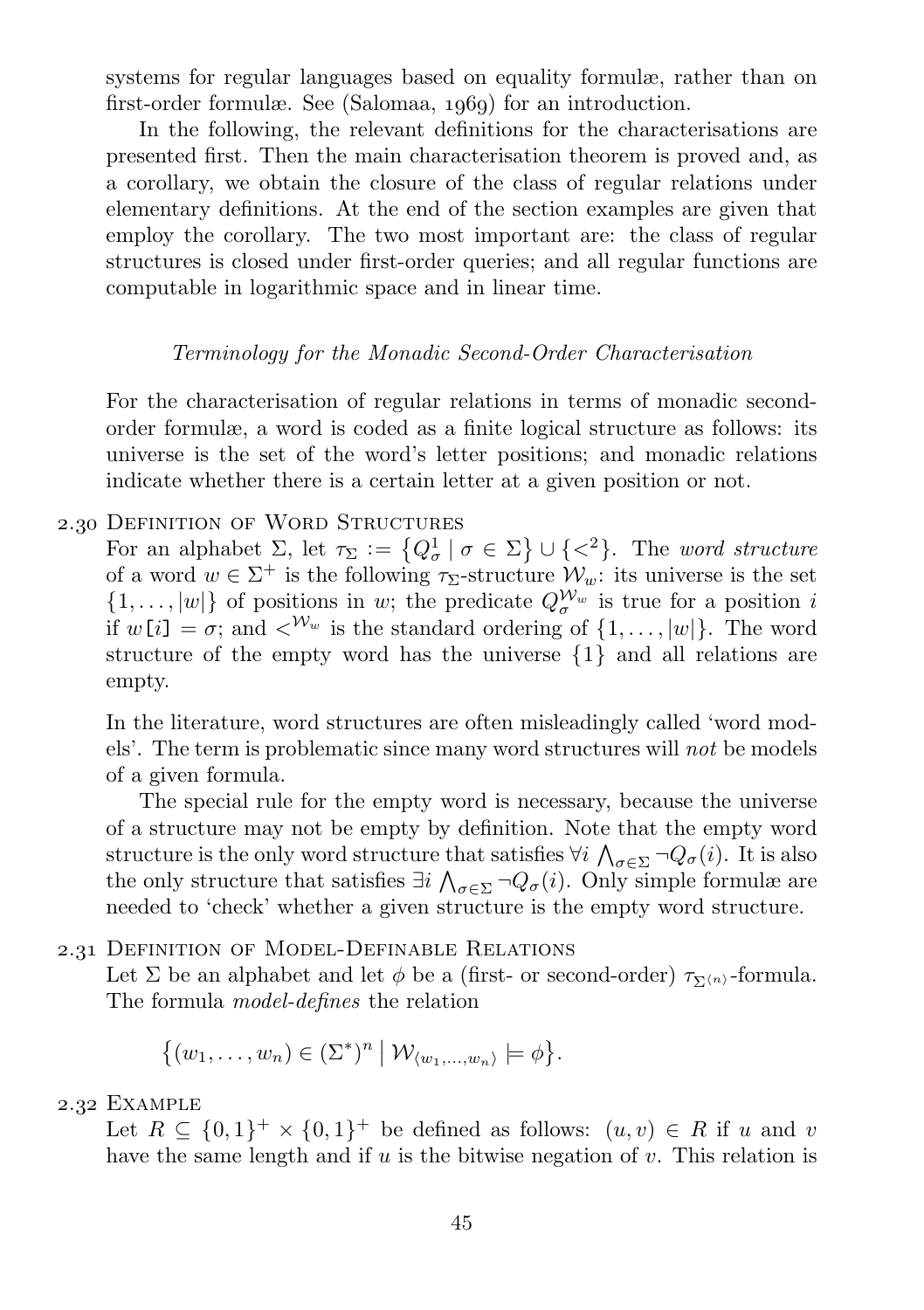systems for regular languages based on equality formulæ, rather than on first-order formulæ. See (Salomaa, 1969) for an introduction.

In the following, the relevant definitions for the characterisations are presented first. Then the main characterisation theorem is proved and, as a corollary, we obtain the closure of the class of regular relations under elementary definitions. At the end of the section examples are given that employ the corollary. The two most important are: the class of regular structures is closed under first-order queries; and all regular functions are computable in logarithmic space and in linear time.

### *Terminology for the Monadic Second-Order Characterisation*

For the characterisation of regular relations in terms of monadic second-order formulæ, a word is coded as a finite logical structure as follows: its universe is the set of the word's letter positions; and monadic relations indicate whether there is a certain letter at a given position or not.

2.30 Definition of Word Structures
For an alphabet $\Sigma$, let $\tau_\Sigma := \{Q^1_\sigma \mid \sigma \in \Sigma\} \cup \{<^2\}$. The *word structure* of a word $w \in \Sigma^+$ is the following $\tau_\Sigma$-structure $\mathcal{W}_w$: its universe is the set $\{1, \dots, |w|\}$ of positions in $w$; the predicate $Q^{\mathcal{W}_w}_\sigma$ is true for a position $i$ if $w[i] = \sigma$; and $<^{\mathcal{W}_w}$ is the standard ordering of $\{1, \dots, |w|\}$. The word structure of the empty word has the universe $\{1\}$ and all relations are empty.

In the literature, word structures are often misleadingly called 'word models'. The term is problematic since many word structures will *not* be models of a given formula.

The special rule for the empty word is necessary, because the universe of a structure may not be empty by definition. Note that the empty word structure is the only word structure that satisfies $\forall i \bigwedge_{\sigma\in\Sigma} \neg Q_\sigma(i)$. It is also the only structure that satisfies $\exists i \bigwedge_{\sigma\in\Sigma} \neg Q_\sigma(i)$. Only simple formulæ are needed to 'check' whether a given structure is the empty word structure.

2.31 Definition of Model-Definable Relations
Let $\Sigma$ be an alphabet and let $\phi$ be a (first- or second-order) $\tau_{\Sigma^{\langle n\rangle}}$-formula. The formula *model-defines* the relation

$$\big\{(w_1, \dots, w_n) \in (\Sigma^*)^n \;\big|\; \mathcal{W}_{\langle w_1,\dots,w_n\rangle} \models \phi\big\}.$$

2.32 Example
Let $R \subseteq \{0,1\}^+ \times \{0,1\}^+$ be defined as follows: $(u, v) \in R$ if $u$ and $v$ have the same length and if $u$ is the bitwise negation of $v$. This relation is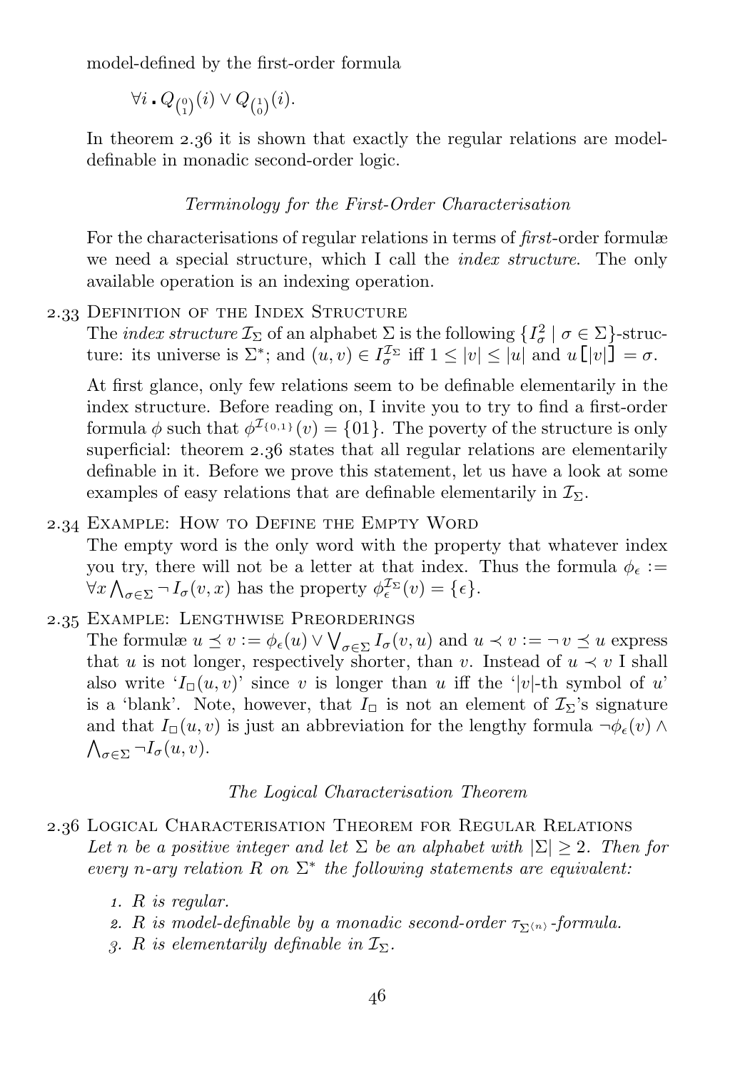model-defined by the first-order formula

$$\forall i \,.\, Q_{\binom{0}{1}}(i) \vee Q_{\binom{1}{0}}(i).$$

In theorem 2.36 it is shown that exactly the regular relations are model-definable in monadic second-order logic.

### *Terminology for the First-Order Characterisation*

For the characterisations of regular relations in terms of *first*-order formulæ we need a special structure, which I call the *index structure*. The only available operation is an indexing operation.

**2.33 Definition of the Index Structure**

The *index structure* $\mathcal{I}_\Sigma$ of an alphabet $\Sigma$ is the following $\{I^2_\sigma \mid \sigma \in \Sigma\}$-structure: its universe is $\Sigma^*$; and $(u, v) \in I^{\mathcal{I}_\Sigma}_\sigma$ iff $1 \leq |v| \leq |u|$ and $u[\![|v|]\!] = \sigma$.

At first glance, only few relations seem to be definable elementarily in the index structure. Before reading on, I invite you to try to find a first-order formula $\phi$ such that $\phi^{\mathcal{I}_{\{0,1\}}}(v) = \{01\}$. The poverty of the structure is only superficial: theorem 2.36 states that all regular relations are elementarily definable in it. Before we prove this statement, let us have a look at some examples of easy relations that are definable elementarily in $\mathcal{I}_\Sigma$.

**2.34 Example: How to Define the Empty Word**

The empty word is the only word with the property that whatever index you try, there will not be a letter at that index. Thus the formula $\phi_\epsilon := \forall x \bigwedge_{\sigma \in \Sigma} \neg I_\sigma(v, x)$ has the property $\phi^{\mathcal{I}_\Sigma}_\epsilon(v) = \{\epsilon\}$.

**2.35 Example: Lengthwise Preorderings**

The formulæ $u \preceq v := \phi_\epsilon(u) \vee \bigvee_{\sigma \in \Sigma} I_\sigma(v, u)$ and $u \prec v := \neg v \preceq u$ express that $u$ is not longer, respectively shorter, than $v$. Instead of $u \prec v$ I shall also write '$I_\square(u, v)$' since $v$ is longer than $u$ iff the '$|v|$-th symbol of $u$' is a 'blank'. Note, however, that $I_\square$ is not an element of $\mathcal{I}_\Sigma$'s signature and that $I_\square(u, v)$ is just an abbreviation for the lengthy formula $\neg\phi_\epsilon(v) \wedge \bigwedge_{\sigma \in \Sigma} \neg I_\sigma(u, v)$.

### *The Logical Characterisation Theorem*

**2.36 Logical Characterisation Theorem for Regular Relations**

*Let $n$ be a positive integer and let $\Sigma$ be an alphabet with $|\Sigma| \geq 2$. Then for every $n$-ary relation $R$ on $\Sigma^*$ the following statements are equivalent:*

1. *$R$ is regular.*
2. *$R$ is model-definable by a monadic second-order $\tau_{\Sigma^{\langle n \rangle}}$-formula.*
3. *$R$ is elementarily definable in $\mathcal{I}_\Sigma$.*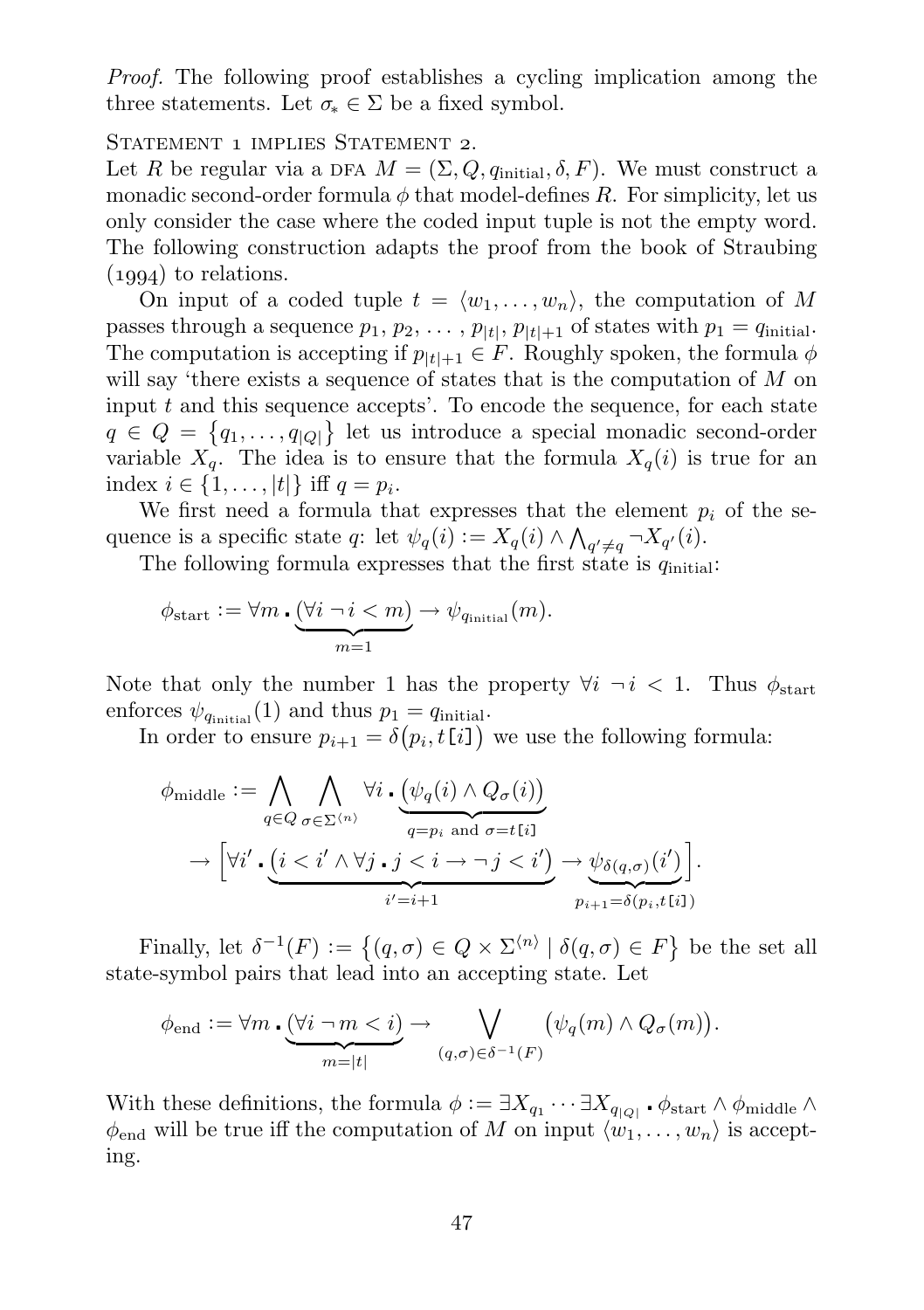*Proof.* The following proof establishes a cycling implication among the three statements. Let $\sigma_* \in \Sigma$ be a fixed symbol.

STATEMENT 1 IMPLIES STATEMENT 2.
Let $R$ be regular via a DFA $M = (\Sigma, Q, q_{\text{initial}}, \delta, F)$. We must construct a monadic second-order formula $\phi$ that model-defines $R$. For simplicity, let us only consider the case where the coded input tuple is not the empty word. The following construction adapts the proof from the book of Straubing (1994) to relations.

On input of a coded tuple $t = \langle w_1, \dots, w_n \rangle$, the computation of $M$ passes through a sequence $p_1, p_2, \dots, p_{|t|}, p_{|t|+1}$ of states with $p_1 = q_{\text{initial}}$. The computation is accepting if $p_{|t|+1} \in F$. Roughly spoken, the formula $\phi$ will say 'there exists a sequence of states that is the computation of $M$ on input $t$ and this sequence accepts'. To encode the sequence, for each state $q \in Q = \{q_1, \dots, q_{|Q|}\}$ let us introduce a special monadic second-order variable $X_q$. The idea is to ensure that the formula $X_q(i)$ is true for an index $i \in \{1, \dots, |t|\}$ iff $q = p_i$.

We first need a formula that expresses that the element $p_i$ of the sequence is a specific state $q$: let $\psi_q(i) := X_q(i) \wedge \bigwedge_{q' \neq q} \neg X_{q'}(i)$.

The following formula expresses that the first state is $q_{\text{initial}}$:

$$\phi_{\text{start}} := \forall m \,.\, \underbrace{(\forall i\, \neg\, i < m)}_{m=1} \rightarrow \psi_{q_{\text{initial}}}(m).$$

Note that only the number 1 has the property $\forall i\, \neg\, i < 1$. Thus $\phi_{\text{start}}$ enforces $\psi_{q_{\text{initial}}}(1)$ and thus $p_1 = q_{\text{initial}}$.

In order to ensure $p_{i+1} = \delta\bigl(p_i, t[i]\bigr)$ we use the following formula:

$$\begin{aligned}\phi_{\text{middle}} := \bigwedge_{q \in Q} \bigwedge_{\sigma \in \Sigma^{\langle n \rangle}} \forall i \,.\, &\underbrace{\bigl(\psi_q(i) \wedge Q_\sigma(i)\bigr)}_{q = p_i \text{ and } \sigma = t[i]} \\ &\rightarrow \Bigl[\forall i' \,.\, \underbrace{\bigl(i < i' \wedge \forall j \,.\, j < i \rightarrow \neg\, j < i'\bigr)}_{i' = i+1} \rightarrow \underbrace{\psi_{\delta(q,\sigma)}(i')}_{p_{i+1} = \delta(p_i, t[i])}\Bigr].\end{aligned}$$

Finally, let $\delta^{-1}(F) := \bigl\{(q, \sigma) \in Q \times \Sigma^{\langle n \rangle} \mid \delta(q, \sigma) \in F\bigr\}$ be the set all state-symbol pairs that lead into an accepting state. Let

$$\phi_{\text{end}} := \forall m \,.\, \underbrace{(\forall i\, \neg\, m < i)}_{m = |t|} \rightarrow \bigvee_{(q,\sigma) \in \delta^{-1}(F)} \bigl(\psi_q(m) \wedge Q_\sigma(m)\bigr).$$

With these definitions, the formula $\phi := \exists X_{q_1} \cdots \exists X_{q_{|Q|}} \,.\, \phi_{\text{start}} \wedge \phi_{\text{middle}} \wedge \phi_{\text{end}}$ will be true iff the computation of $M$ on input $\langle w_1, \dots, w_n \rangle$ is accepting.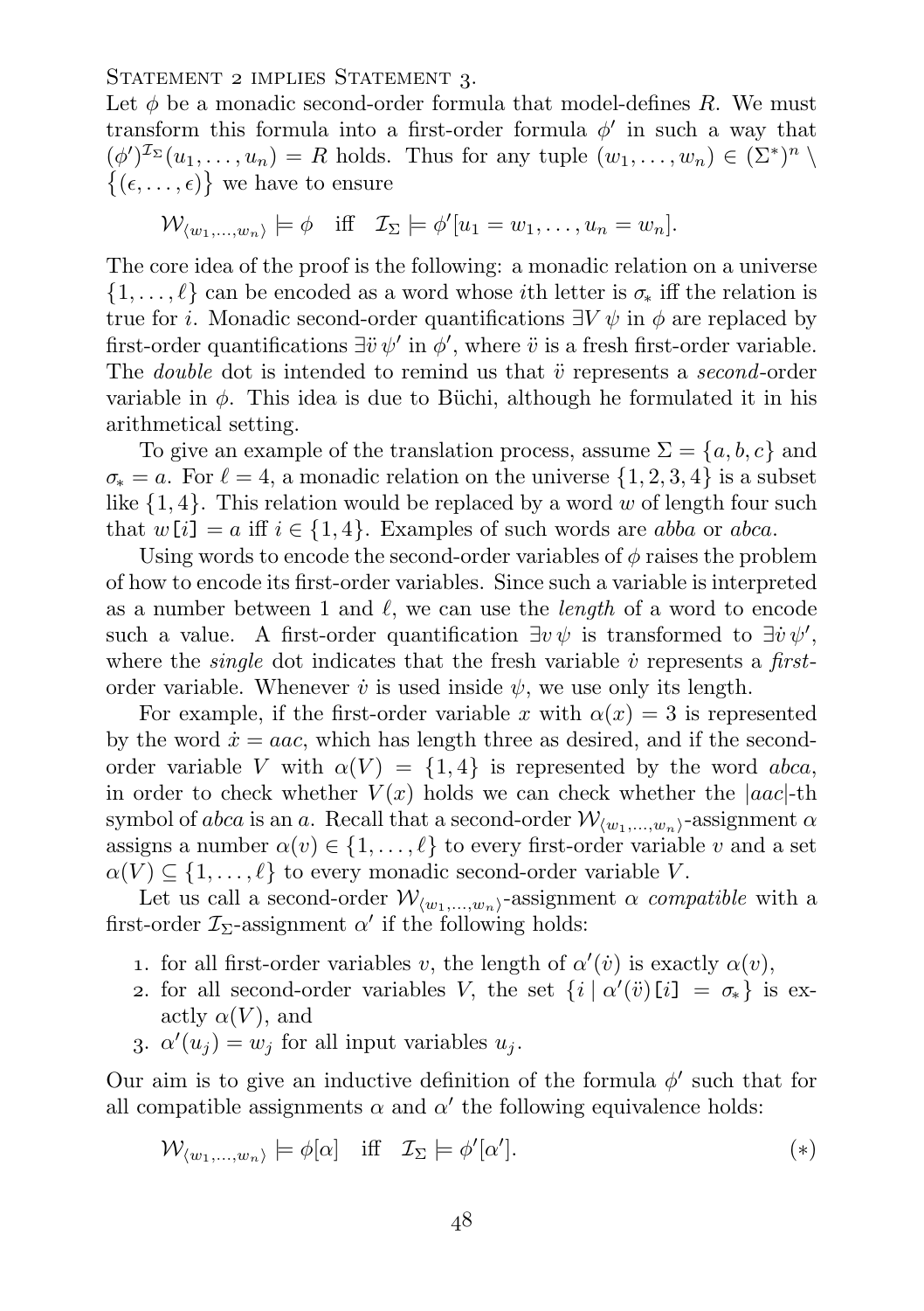Statement 2 implies Statement 3.

Let $\phi$ be a monadic second-order formula that model-defines $R$. We must transform this formula into a first-order formula $\phi'$ in such a way that $(\phi')^{\mathcal{I}_\Sigma}(u_1, \dots, u_n) = R$ holds. Thus for any tuple $(w_1, \dots, w_n) \in (\Sigma^*)^n \setminus \{(\epsilon, \dots, \epsilon)\}$ we have to ensure

$$\mathcal{W}_{\langle w_1,\dots,w_n \rangle} \models \phi \quad \text{iff} \quad \mathcal{I}_\Sigma \models \phi'[u_1 = w_1, \dots, u_n = w_n].$$

The core idea of the proof is the following: a monadic relation on a universe $\{1, \dots, \ell\}$ can be encoded as a word whose $i$th letter is $\sigma_*$ iff the relation is true for $i$. Monadic second-order quantifications $\exists V\, \psi$ in $\phi$ are replaced by first-order quantifications $\exists \ddot{v}\, \psi'$ in $\phi'$, where $\ddot{v}$ is a fresh first-order variable. The *double* dot is intended to remind us that $\ddot{v}$ represents a *second*-order variable in $\phi$. This idea is due to Büchi, although he formulated it in his arithmetical setting.

To give an example of the translation process, assume $\Sigma = \{a, b, c\}$ and $\sigma_* = a$. For $\ell = 4$, a monadic relation on the universe $\{1, 2, 3, 4\}$ is a subset like $\{1, 4\}$. This relation would be replaced by a word $w$ of length four such that $w[i] = a$ iff $i \in \{1, 4\}$. Examples of such words are *abba* or *abca*.

Using words to encode the second-order variables of $\phi$ raises the problem of how to encode its first-order variables. Since such a variable is interpreted as a number between 1 and $\ell$, we can use the *length* of a word to encode such a value. A first-order quantification $\exists v\, \psi$ is transformed to $\exists \dot{v}\, \psi'$, where the *single* dot indicates that the fresh variable $\dot{v}$ represents a *first*-order variable. Whenever $\dot{v}$ is used inside $\psi$, we use only its length.

For example, if the first-order variable $x$ with $\alpha(x) = 3$ is represented by the word $\dot{x} = aac$, which has length three as desired, and if the second-order variable $V$ with $\alpha(V) = \{1, 4\}$ is represented by the word *abca*, in order to check whether $V(x)$ holds we can check whether the $|aac|$-th symbol of *abca* is an $a$. Recall that a second-order $\mathcal{W}_{\langle w_1,\dots,w_n \rangle}$-assignment $\alpha$ assigns a number $\alpha(v) \in \{1, \dots, \ell\}$ to every first-order variable $v$ and a set $\alpha(V) \subseteq \{1, \dots, \ell\}$ to every monadic second-order variable $V$.

Let us call a second-order $\mathcal{W}_{\langle w_1,\dots,w_n \rangle}$-assignment $\alpha$ *compatible* with a first-order $\mathcal{I}_\Sigma$-assignment $\alpha'$ if the following holds:

1. for all first-order variables $v$, the length of $\alpha'(\dot{v})$ is exactly $\alpha(v)$,
2. for all second-order variables $V$, the set $\{i \mid \alpha'(\ddot{v})[i] = \sigma_*\}$ is exactly $\alpha(V)$, and
3. $\alpha'(u_j) = w_j$ for all input variables $u_j$.

Our aim is to give an inductive definition of the formula $\phi'$ such that for all compatible assignments $\alpha$ and $\alpha'$ the following equivalence holds:

$$\mathcal{W}_{\langle w_1,\dots,w_n \rangle} \models \phi[\alpha] \quad \text{iff} \quad \mathcal{I}_\Sigma \models \phi'[\alpha']. \tag{$*$}$$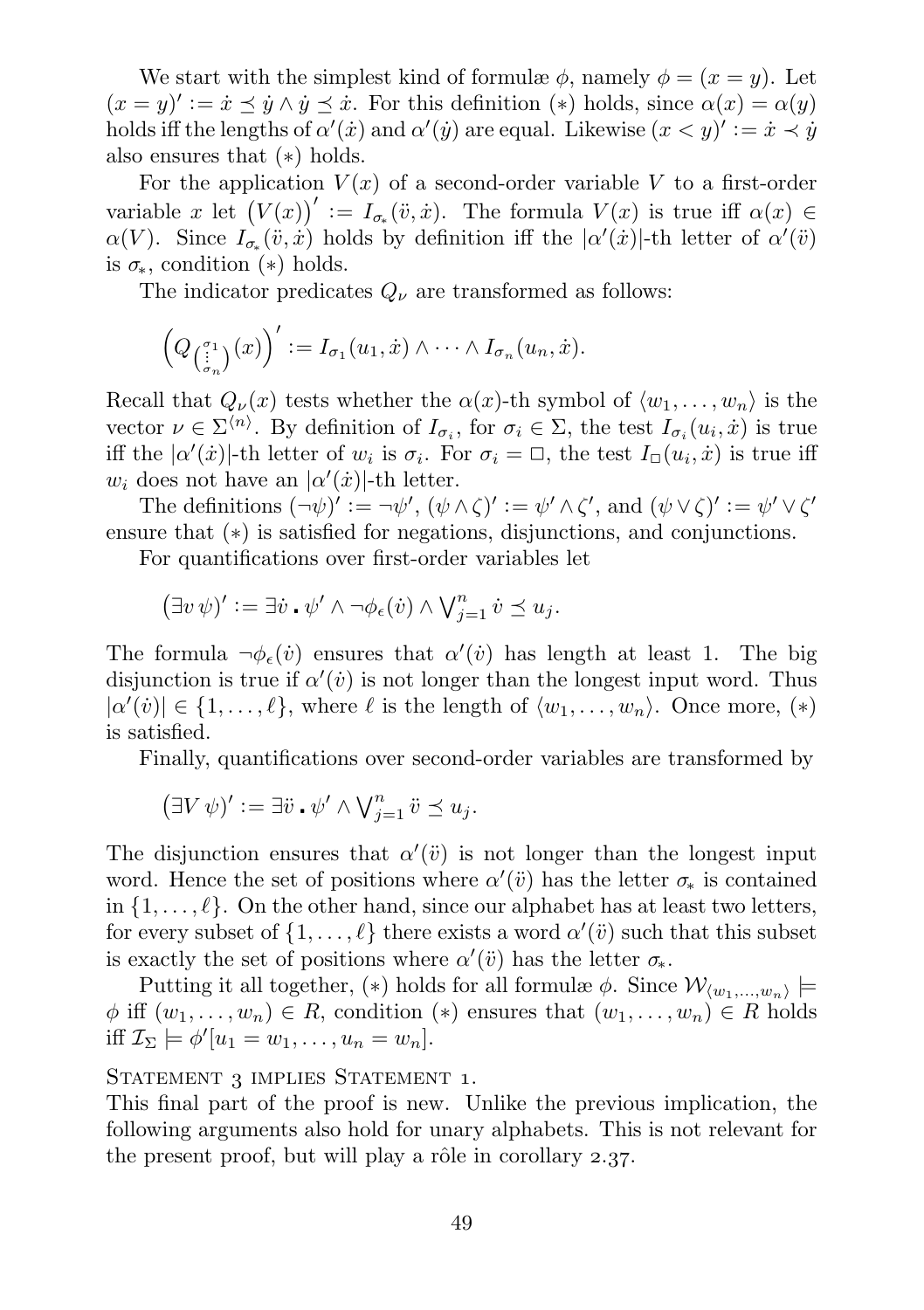We start with the simplest kind of formulæ $\phi$, namely $\phi = (x = y)$. Let $(x = y)' := \dot{x} \preceq \dot{y} \wedge \dot{y} \preceq \dot{x}$. For this definition $(*)$ holds, since $\alpha(x) = \alpha(y)$ holds iff the lengths of $\alpha'(\dot{x})$ and $\alpha'(\dot{y})$ are equal. Likewise $(x < y)' := \dot{x} \prec \dot{y}$ also ensures that $(*)$ holds.

For the application $V(x)$ of a second-order variable $V$ to a first-order variable $x$ let $\big(V(x)\big)' := I_{\sigma_*}(\ddot{v}, \dot{x})$. The formula $V(x)$ is true iff $\alpha(x) \in \alpha(V)$. Since $I_{\sigma_*}(\ddot{v}, \dot{x})$ holds by definition iff the $|\alpha'(\dot{x})|$-th letter of $\alpha'(\ddot{v})$ is $\sigma_*$, condition $(*)$ holds.

The indicator predicates $Q_\nu$ are transformed as follows:

$$\Big(Q_{\left(\begin{smallmatrix}\sigma_1\\ \vdots \\ \sigma_n\end{smallmatrix}\right)}(x)\Big)' := I_{\sigma_1}(u_1, \dot{x}) \wedge \cdots \wedge I_{\sigma_n}(u_n, \dot{x}).$$

Recall that $Q_\nu(x)$ tests whether the $\alpha(x)$-th symbol of $\langle w_1, \ldots, w_n\rangle$ is the vector $\nu \in \Sigma^{\langle n\rangle}$. By definition of $I_{\sigma_i}$, for $\sigma_i \in \Sigma$, the test $I_{\sigma_i}(u_i, \dot{x})$ is true iff the $|\alpha'(\dot{x})|$-th letter of $w_i$ is $\sigma_i$. For $\sigma_i = \Box$, the test $I_\Box(u_i, \dot{x})$ is true iff $w_i$ does not have an $|\alpha'(\dot{x})|$-th letter.

The definitions $(\neg\psi)' := \neg\psi'$, $(\psi \wedge \zeta)' := \psi' \wedge \zeta'$, and $(\psi \vee \zeta)' := \psi' \vee \zeta'$ ensure that $(*)$ is satisfied for negations, disjunctions, and conjunctions.

For quantifications over first-order variables let

$$\big(\exists v\, \psi\big)' := \exists \dot{v} \,\mathbf{.}\, \psi' \wedge \neg\phi_\epsilon(\dot{v}) \wedge \textstyle\bigvee_{j=1}^n \dot{v} \preceq u_j.$$

The formula $\neg\phi_\epsilon(\dot{v})$ ensures that $\alpha'(\dot{v})$ has length at least 1. The big disjunction is true if $\alpha'(\dot{v})$ is not longer than the longest input word. Thus $|\alpha'(\dot{v})| \in \{1, \ldots, \ell\}$, where $\ell$ is the length of $\langle w_1, \ldots, w_n\rangle$. Once more, $(*)$ is satisfied.

Finally, quantifications over second-order variables are transformed by

$$\big(\exists V\, \psi\big)' := \exists \ddot{v} \,\mathbf{.}\, \psi' \wedge \textstyle\bigvee_{j=1}^n \ddot{v} \preceq u_j.$$

The disjunction ensures that $\alpha'(\ddot{v})$ is not longer than the longest input word. Hence the set of positions where $\alpha'(\ddot{v})$ has the letter $\sigma_*$ is contained in $\{1, \ldots, \ell\}$. On the other hand, since our alphabet has at least two letters, for every subset of $\{1, \ldots, \ell\}$ there exists a word $\alpha'(\ddot{v})$ such that this subset is exactly the set of positions where $\alpha'(\ddot{v})$ has the letter $\sigma_*$.

Putting it all together, $(*)$ holds for all formulæ $\phi$. Since $\mathcal{W}_{\langle w_1, \ldots, w_n\rangle} \models \phi$ iff $(w_1, \ldots, w_n) \in R$, condition $(*)$ ensures that $(w_1, \ldots, w_n) \in R$ holds iff $\mathcal{I}_\Sigma \models \phi'[u_1 = w_1, \ldots, u_n = w_n]$.

Statement 3 implies Statement 1.
This final part of the proof is new. Unlike the previous implication, the following arguments also hold for unary alphabets. This is not relevant for the present proof, but will play a rôle in corollary 2.37.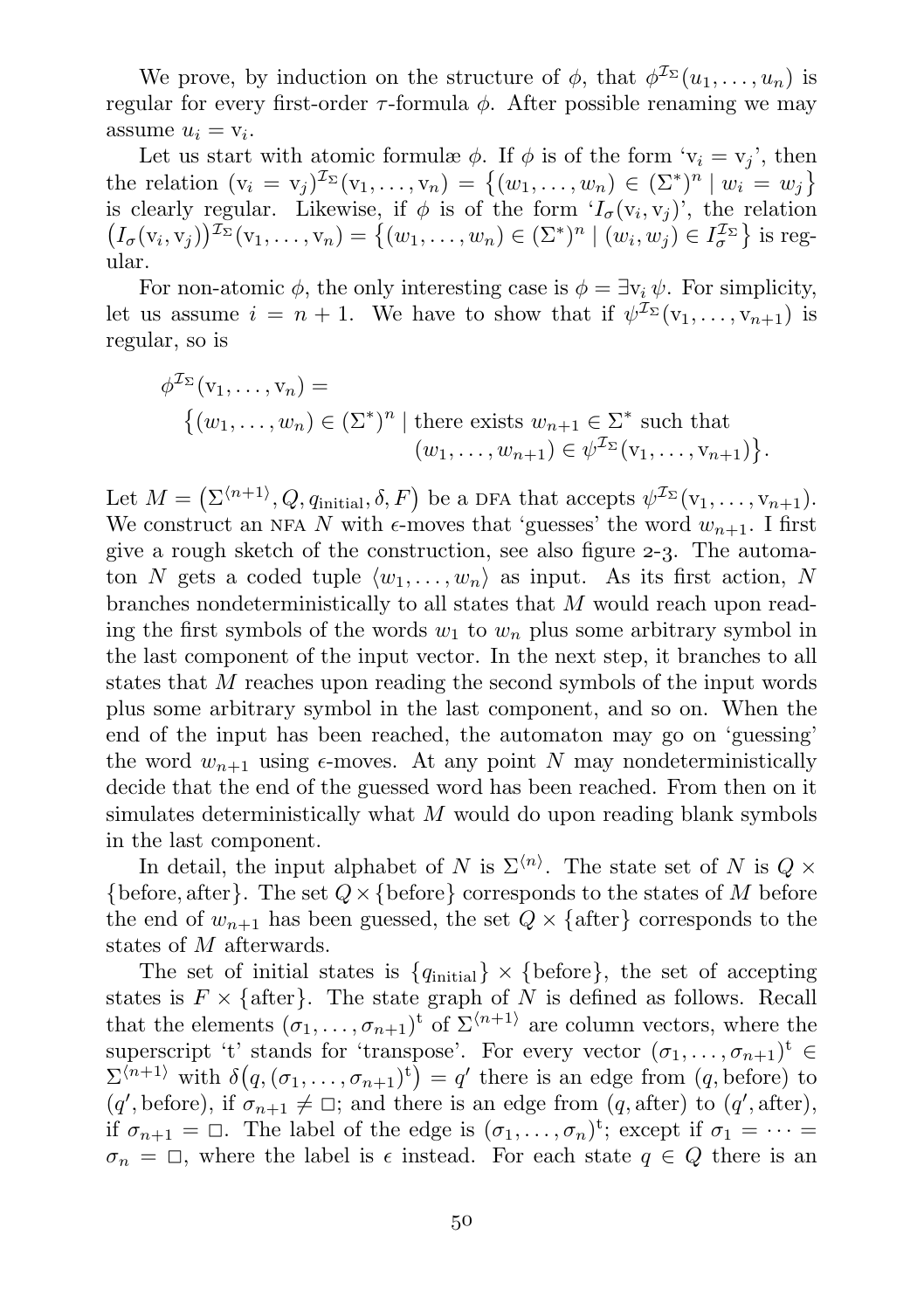We prove, by induction on the structure of $\phi$, that $\phi^{\mathcal{I}_\Sigma}(u_1,\ldots,u_n)$ is regular for every first-order $\tau$-formula $\phi$. After possible renaming we may assume $u_i = \mathrm{v}_i$.

Let us start with atomic formulæ $\phi$. If $\phi$ is of the form '$\mathrm{v}_i = \mathrm{v}_j$', then the relation $(\mathrm{v}_i = \mathrm{v}_j)^{\mathcal{I}_\Sigma}(\mathrm{v}_1,\ldots,\mathrm{v}_n) = \{(w_1,\ldots,w_n) \in (\Sigma^*)^n \mid w_i = w_j\}$ is clearly regular. Likewise, if $\phi$ is of the form '$I_\sigma(\mathrm{v}_i,\mathrm{v}_j)$', the relation $\big(I_\sigma(\mathrm{v}_i,\mathrm{v}_j)\big)^{\mathcal{I}_\Sigma}(\mathrm{v}_1,\ldots,\mathrm{v}_n) = \{(w_1,\ldots,w_n) \in (\Sigma^*)^n \mid (w_i,w_j) \in I_\sigma^{\mathcal{I}_\Sigma}\}$ is regular.

For non-atomic $\phi$, the only interesting case is $\phi = \exists \mathrm{v}_i\, \psi$. For simplicity, let us assume $i = n+1$. We have to show that if $\psi^{\mathcal{I}_\Sigma}(\mathrm{v}_1,\ldots,\mathrm{v}_{n+1})$ is regular, so is

$$\begin{aligned}
&\phi^{\mathcal{I}_\Sigma}(\mathrm{v}_1,\ldots,\mathrm{v}_n) = \\
&\quad \big\{(w_1,\ldots,w_n) \in (\Sigma^*)^n \mid \text{there exists } w_{n+1} \in \Sigma^* \text{ such that} \\
&\qquad\qquad (w_1,\ldots,w_{n+1}) \in \psi^{\mathcal{I}_\Sigma}(\mathrm{v}_1,\ldots,\mathrm{v}_{n+1})\big\}.
\end{aligned}$$

Let $M = \big(\Sigma^{\langle n+1\rangle}, Q, q_{\text{initial}}, \delta, F\big)$ be a DFA that accepts $\psi^{\mathcal{I}_\Sigma}(\mathrm{v}_1,\ldots,\mathrm{v}_{n+1})$. We construct an NFA $N$ with $\epsilon$-moves that 'guesses' the word $w_{n+1}$. I first give a rough sketch of the construction, see also figure 2-3. The automaton $N$ gets a coded tuple $\langle w_1,\ldots,w_n\rangle$ as input. As its first action, $N$ branches nondeterministically to all states that $M$ would reach upon reading the first symbols of the words $w_1$ to $w_n$ plus some arbitrary symbol in the last component of the input vector. In the next step, it branches to all states that $M$ reaches upon reading the second symbols of the input words plus some arbitrary symbol in the last component, and so on. When the end of the input has been reached, the automaton may go on 'guessing' the word $w_{n+1}$ using $\epsilon$-moves. At any point $N$ may nondeterministically decide that the end of the guessed word has been reached. From then on it simulates deterministically what $M$ would do upon reading blank symbols in the last component.

In detail, the input alphabet of $N$ is $\Sigma^{\langle n\rangle}$. The state set of $N$ is $Q \times \{\text{before}, \text{after}\}$. The set $Q \times \{\text{before}\}$ corresponds to the states of $M$ before the end of $w_{n+1}$ has been guessed, the set $Q \times \{\text{after}\}$ corresponds to the states of $M$ afterwards.

The set of initial states is $\{q_{\text{initial}}\} \times \{\text{before}\}$, the set of accepting states is $F \times \{\text{after}\}$. The state graph of $N$ is defined as follows. Recall that the elements $(\sigma_1,\ldots,\sigma_{n+1})^{\mathrm{t}}$ of $\Sigma^{\langle n+1\rangle}$ are column vectors, where the superscript 't' stands for 'transpose'. For every vector $(\sigma_1,\ldots,\sigma_{n+1})^{\mathrm{t}} \in \Sigma^{\langle n+1\rangle}$ with $\delta\big(q,(\sigma_1,\ldots,\sigma_{n+1})^{\mathrm{t}}\big) = q'$ there is an edge from $(q,\text{before})$ to $(q',\text{before})$, if $\sigma_{n+1} \neq \square$; and there is an edge from $(q,\text{after})$ to $(q',\text{after})$, if $\sigma_{n+1} = \square$. The label of the edge is $(\sigma_1,\ldots,\sigma_n)^{\mathrm{t}}$; except if $\sigma_1 = \cdots = \sigma_n = \square$, where the label is $\epsilon$ instead. For each state $q \in Q$ there is an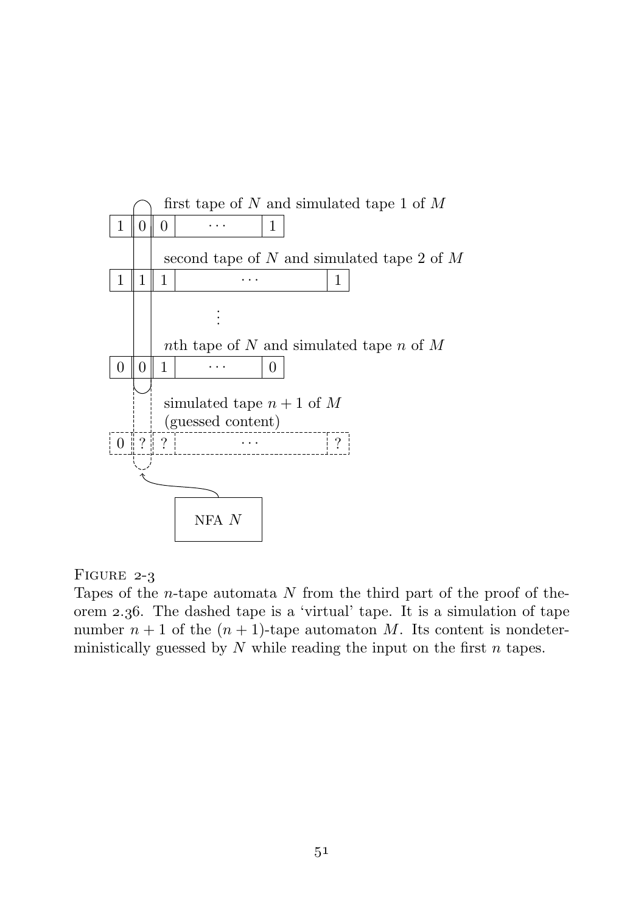first tape of $N$ and simulated tape 1 of $M$

1 0 0 ⋯ 1

second tape of $N$ and simulated tape 2 of $M$

1 1 1 ⋯ 1

⋮

$n$th tape of $N$ and simulated tape $n$ of $M$

0 0 1 ⋯ 0

simulated tape $n+1$ of $M$
(guessed content)

0 ? ? ⋯ ?

NFA $N$

Figure 2-3
Tapes of the $n$-tape automata $N$ from the third part of the proof of theorem 2.36. The dashed tape is a 'virtual' tape. It is a simulation of tape number $n+1$ of the $(n+1)$-tape automaton $M$. Its content is nondeterministically guessed by $N$ while reading the input on the first $n$ tapes.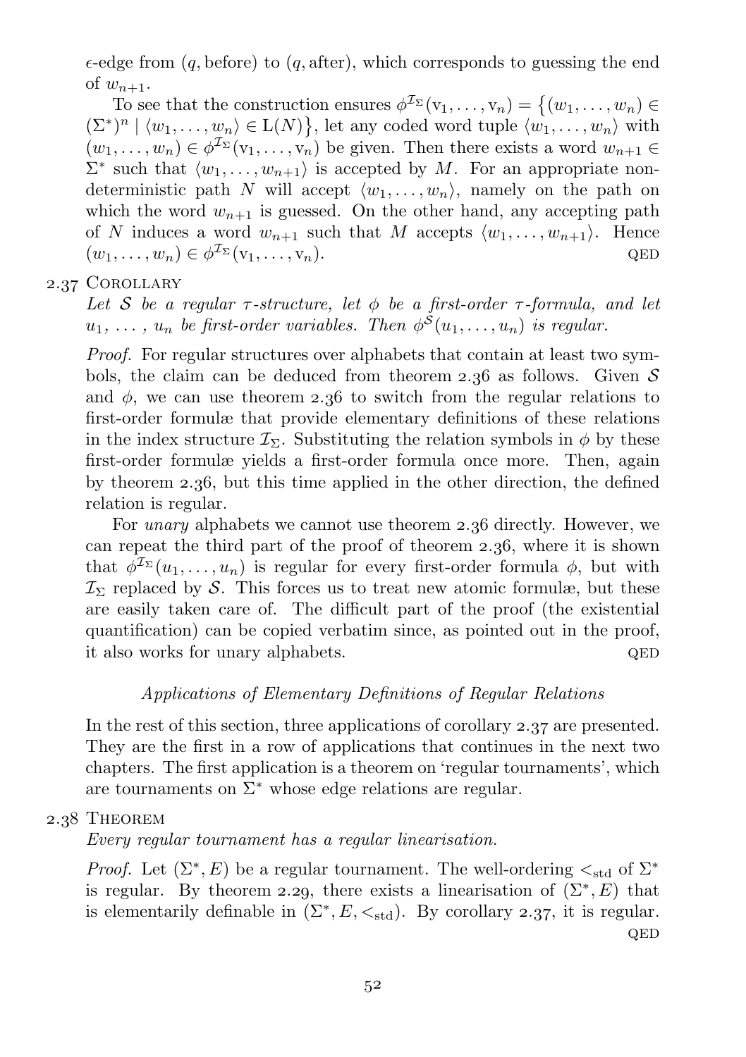$\epsilon$-edge from $(q, \text{before})$ to $(q, \text{after})$, which corresponds to guessing the end of $w_{n+1}$.

To see that the construction ensures $\phi^{\mathcal{I}_\Sigma}(\mathrm{v}_1, \ldots, \mathrm{v}_n) = \{(w_1, \ldots, w_n) \in (\Sigma^*)^n \mid \langle w_1, \ldots, w_n \rangle \in \mathrm{L}(N)\}$, let any coded word tuple $\langle w_1, \ldots, w_n \rangle$ with $(w_1, \ldots, w_n) \in \phi^{\mathcal{I}_\Sigma}(\mathrm{v}_1, \ldots, \mathrm{v}_n)$ be given. Then there exists a word $w_{n+1} \in \Sigma^*$ such that $\langle w_1, \ldots, w_{n+1} \rangle$ is accepted by $M$. For an appropriate nondeterministic path $N$ will accept $\langle w_1, \ldots, w_n \rangle$, namely on the path on which the word $w_{n+1}$ is guessed. On the other hand, any accepting path of $N$ induces a word $w_{n+1}$ such that $M$ accepts $\langle w_1, \ldots, w_{n+1} \rangle$. Hence $(w_1, \ldots, w_n) \in \phi^{\mathcal{I}_\Sigma}(\mathrm{v}_1, \ldots, \mathrm{v}_n)$. QED

2.37 Corollary

*Let $\mathcal{S}$ be a regular $\tau$-structure, let $\phi$ be a first-order $\tau$-formula, and let $u_1, \ldots, u_n$ be first-order variables. Then $\phi^{\mathcal{S}}(u_1, \ldots, u_n)$ is regular.*

*Proof.* For regular structures over alphabets that contain at least two symbols, the claim can be deduced from theorem 2.36 as follows. Given $\mathcal{S}$ and $\phi$, we can use theorem 2.36 to switch from the regular relations to first-order formulæ that provide elementary definitions of these relations in the index structure $\mathcal{I}_\Sigma$. Substituting the relation symbols in $\phi$ by these first-order formulæ yields a first-order formula once more. Then, again by theorem 2.36, but this time applied in the other direction, the defined relation is regular.

For *unary* alphabets we cannot use theorem 2.36 directly. However, we can repeat the third part of the proof of theorem 2.36, where it is shown that $\phi^{\mathcal{I}_\Sigma}(u_1, \ldots, u_n)$ is regular for every first-order formula $\phi$, but with $\mathcal{I}_\Sigma$ replaced by $\mathcal{S}$. This forces us to treat new atomic formulæ, but these are easily taken care of. The difficult part of the proof (the existential quantification) can be copied verbatim since, as pointed out in the proof, it also works for unary alphabets. QED

### *Applications of Elementary Definitions of Regular Relations*

In the rest of this section, three applications of corollary 2.37 are presented. They are the first in a row of applications that continues in the next two chapters. The first application is a theorem on 'regular tournaments', which are tournaments on $\Sigma^*$ whose edge relations are regular.

2.38 Theorem

*Every regular tournament has a regular linearisation.*

*Proof.* Let $(\Sigma^*, E)$ be a regular tournament. The well-ordering $<_{\text{std}}$ of $\Sigma^*$ is regular. By theorem 2.29, there exists a linearisation of $(\Sigma^*, E)$ that is elementarily definable in $(\Sigma^*, E, <_{\text{std}})$. By corollary 2.37, it is regular. QED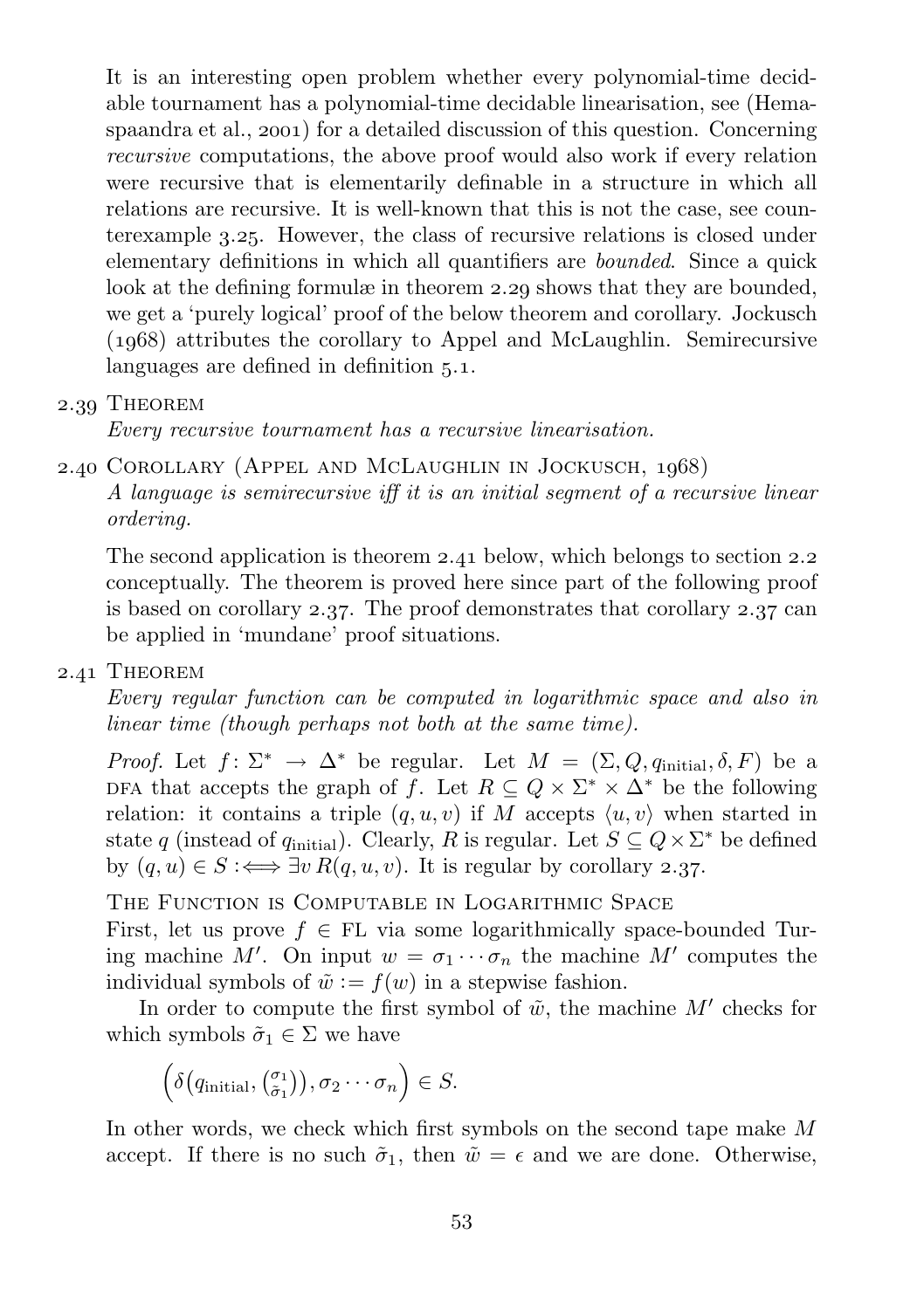It is an interesting open problem whether every polynomial-time decidable tournament has a polynomial-time decidable linearisation, see (Hemaspaandra et al., 2001) for a detailed discussion of this question. Concerning *recursive* computations, the above proof would also work if every relation were recursive that is elementarily definable in a structure in which all relations are recursive. It is well-known that this is not the case, see counterexample 3.25. However, the class of recursive relations is closed under elementary definitions in which all quantifiers are *bounded*. Since a quick look at the defining formulæ in theorem 2.29 shows that they are bounded, we get a 'purely logical' proof of the below theorem and corollary. Jockusch (1968) attributes the corollary to Appel and McLaughlin. Semirecursive languages are defined in definition 5.1.

2.39 Theorem
*Every recursive tournament has a recursive linearisation.*

2.40 Corollary (Appel and McLaughlin in Jockusch, 1968)
*A language is semirecursive iff it is an initial segment of a recursive linear ordering.*

The second application is theorem 2.41 below, which belongs to section 2.2 conceptually. The theorem is proved here since part of the following proof is based on corollary 2.37. The proof demonstrates that corollary 2.37 can be applied in 'mundane' proof situations.

2.41 Theorem
*Every regular function can be computed in logarithmic space and also in linear time (though perhaps not both at the same time).*

*Proof.* Let $f\colon \Sigma^* \to \Delta^*$ be regular. Let $M = (\Sigma, Q, q_{\text{initial}}, \delta, F)$ be a DFA that accepts the graph of $f$. Let $R \subseteq Q \times \Sigma^* \times \Delta^*$ be the following relation: it contains a triple $(q, u, v)$ if $M$ accepts $\langle u, v\rangle$ when started in state $q$ (instead of $q_{\text{initial}}$). Clearly, $R$ is regular. Let $S \subseteq Q \times \Sigma^*$ be defined by $(q, u) \in S :\iff \exists v\, R(q, u, v)$. It is regular by corollary 2.37.

The Function is Computable in Logarithmic Space
First, let us prove $f \in \text{FL}$ via some logarithmically space-bounded Turing machine $M'$. On input $w = \sigma_1 \cdots \sigma_n$ the machine $M'$ computes the individual symbols of $\tilde{w} := f(w)$ in a stepwise fashion.

In order to compute the first symbol of $\tilde{w}$, the machine $M'$ checks for which symbols $\tilde{\sigma}_1 \in \Sigma$ we have

$$\Bigl(\delta\bigl(q_{\text{initial}}, \tbinom{\sigma_1}{\tilde{\sigma}_1}\bigr), \sigma_2 \cdots \sigma_n\Bigr) \in S.$$

In other words, we check which first symbols on the second tape make $M$ accept. If there is no such $\tilde{\sigma}_1$, then $\tilde{w} = \epsilon$ and we are done. Otherwise,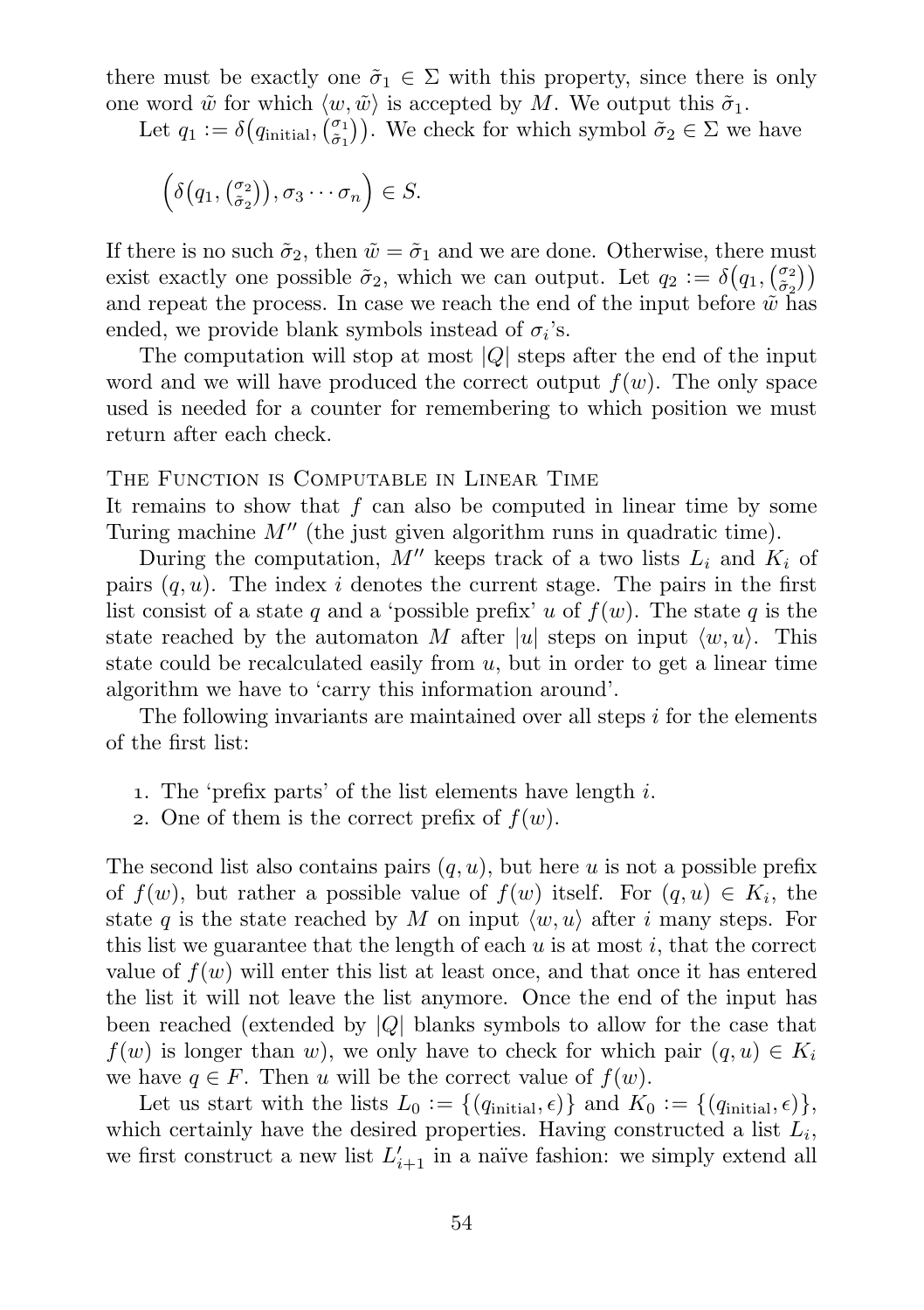there must be exactly one $\tilde\sigma_1 \in \Sigma$ with this property, since there is only one word $\tilde w$ for which $\langle w, \tilde w\rangle$ is accepted by $M$. We output this $\tilde\sigma_1$.

Let $q_1 := \delta\big(q_{\text{initial}}, \binom{\sigma_1}{\tilde\sigma_1}\big)$. We check for which symbol $\tilde\sigma_2 \in \Sigma$ we have

$$\Big(\delta\big(q_1, \tbinom{\sigma_2}{\tilde\sigma_2}\big), \sigma_3 \cdots \sigma_n\Big) \in S.$$

If there is no such $\tilde\sigma_2$, then $\tilde w = \tilde\sigma_1$ and we are done. Otherwise, there must exist exactly one possible $\tilde\sigma_2$, which we can output. Let $q_2 := \delta\big(q_1, \binom{\sigma_2}{\tilde\sigma_2}\big)$ and repeat the process. In case we reach the end of the input before $\tilde w$ has ended, we provide blank symbols instead of $\sigma_i$'s.

The computation will stop at most $|Q|$ steps after the end of the input word and we will have produced the correct output $f(w)$. The only space used is needed for a counter for remembering to which position we must return after each check.

### The Function is Computable in Linear Time

It remains to show that $f$ can also be computed in linear time by some Turing machine $M''$ (the just given algorithm runs in quadratic time).

During the computation, $M''$ keeps track of a two lists $L_i$ and $K_i$ of pairs $(q, u)$. The index $i$ denotes the current stage. The pairs in the first list consist of a state $q$ and a 'possible prefix' $u$ of $f(w)$. The state $q$ is the state reached by the automaton $M$ after $|u|$ steps on input $\langle w, u\rangle$. This state could be recalculated easily from $u$, but in order to get a linear time algorithm we have to 'carry this information around'.

The following invariants are maintained over all steps $i$ for the elements of the first list:

1. The 'prefix parts' of the list elements have length $i$.
2. One of them is the correct prefix of $f(w)$.

The second list also contains pairs $(q, u)$, but here $u$ is not a possible prefix of $f(w)$, but rather a possible value of $f(w)$ itself. For $(q, u) \in K_i$, the state $q$ is the state reached by $M$ on input $\langle w, u\rangle$ after $i$ many steps. For this list we guarantee that the length of each $u$ is at most $i$, that the correct value of $f(w)$ will enter this list at least once, and that once it has entered the list it will not leave the list anymore. Once the end of the input has been reached (extended by $|Q|$ blanks symbols to allow for the case that $f(w)$ is longer than $w$), we only have to check for which pair $(q, u) \in K_i$ we have $q \in F$. Then $u$ will be the correct value of $f(w)$.

Let us start with the lists $L_0 := \{(q_{\text{initial}}, \epsilon)\}$ and $K_0 := \{(q_{\text{initial}}, \epsilon)\}$, which certainly have the desired properties. Having constructed a list $L_i$, we first construct a new list $L'_{i+1}$ in a naïve fashion: we simply extend all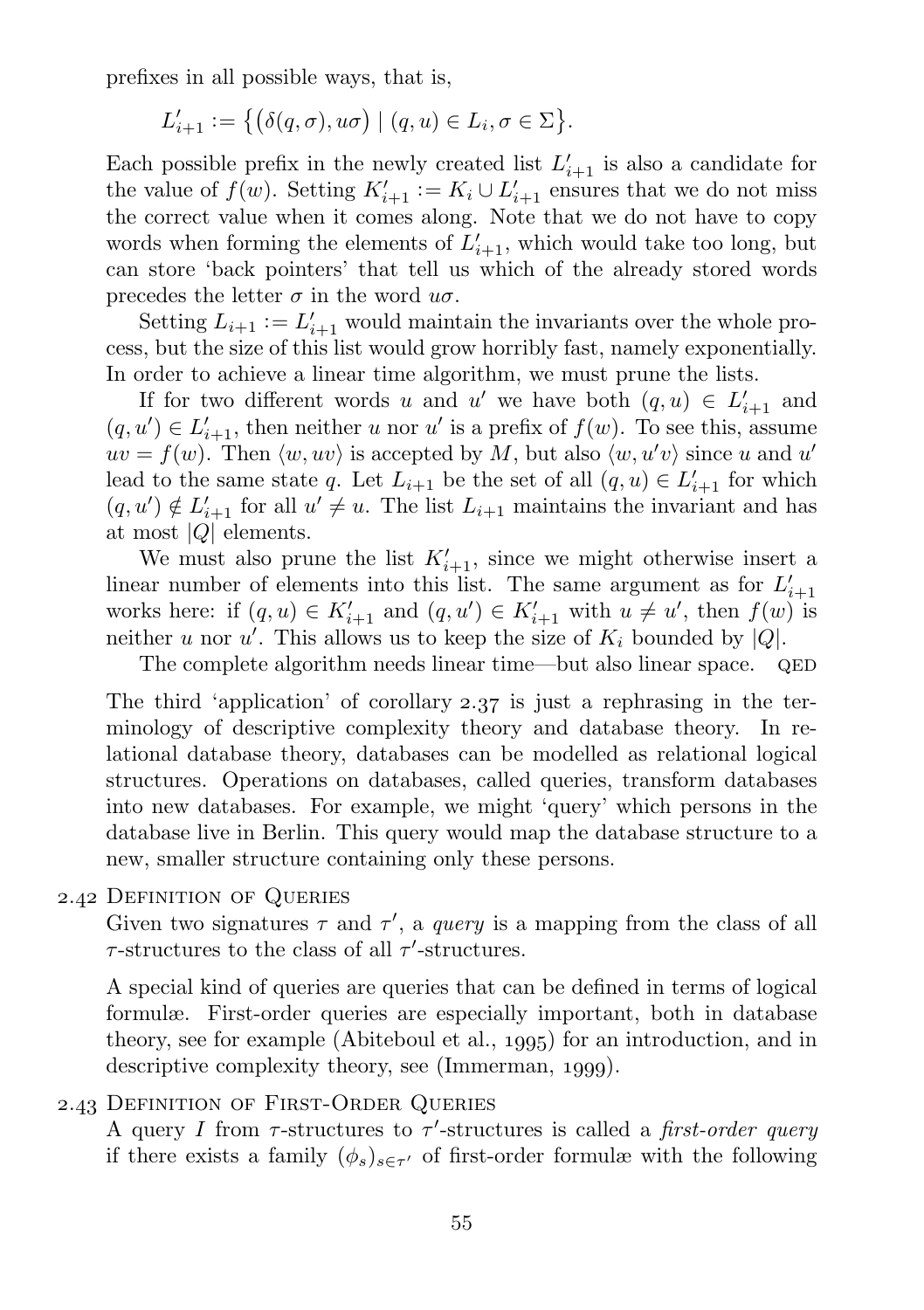prefixes in all possible ways, that is,

$$L'_{i+1} := \{(\delta(q,\sigma), u\sigma) \mid (q,u) \in L_i, \sigma \in \Sigma\}.$$

Each possible prefix in the newly created list $L'_{i+1}$ is also a candidate for the value of $f(w)$. Setting $K'_{i+1} := K_i \cup L'_{i+1}$ ensures that we do not miss the correct value when it comes along. Note that we do not have to copy words when forming the elements of $L'_{i+1}$, which would take too long, but can store 'back pointers' that tell us which of the already stored words precedes the letter $\sigma$ in the word $u\sigma$.

Setting $L_{i+1} := L'_{i+1}$ would maintain the invariants over the whole process, but the size of this list would grow horribly fast, namely exponentially. In order to achieve a linear time algorithm, we must prune the lists.

If for two different words $u$ and $u'$ we have both $(q,u) \in L'_{i+1}$ and $(q,u') \in L'_{i+1}$, then neither $u$ nor $u'$ is a prefix of $f(w)$. To see this, assume $uv = f(w)$. Then $\langle w, uv\rangle$ is accepted by $M$, but also $\langle w, u'v\rangle$ since $u$ and $u'$ lead to the same state $q$. Let $L_{i+1}$ be the set of all $(q,u) \in L'_{i+1}$ for which $(q,u') \notin L'_{i+1}$ for all $u' \neq u$. The list $L_{i+1}$ maintains the invariant and has at most $|Q|$ elements.

We must also prune the list $K'_{i+1}$, since we might otherwise insert a linear number of elements into this list. The same argument as for $L'_{i+1}$ works here: if $(q,u) \in K'_{i+1}$ and $(q,u') \in K'_{i+1}$ with $u \neq u'$, then $f(w)$ is neither $u$ nor $u'$. This allows us to keep the size of $K_i$ bounded by $|Q|$.

The complete algorithm needs linear time—but also linear space. QED

The third 'application' of corollary 2.37 is just a rephrasing in the terminology of descriptive complexity theory and database theory. In relational database theory, databases can be modelled as relational logical structures. Operations on databases, called queries, transform databases into new databases. For example, we might 'query' which persons in the database live in Berlin. This query would map the database structure to a new, smaller structure containing only these persons.

### 2.42 Definition of Queries

Given two signatures $\tau$ and $\tau'$, a *query* is a mapping from the class of all $\tau$-structures to the class of all $\tau'$-structures.

A special kind of queries are queries that can be defined in terms of logical formulæ. First-order queries are especially important, both in database theory, see for example (Abiteboul et al., 1995) for an introduction, and in descriptive complexity theory, see (Immerman, 1999).

### 2.43 Definition of First-Order Queries

A query $I$ from $\tau$-structures to $\tau'$-structures is called a *first-order query* if there exists a family $(\phi_s)_{s\in\tau'}$ of first-order formulæ with the following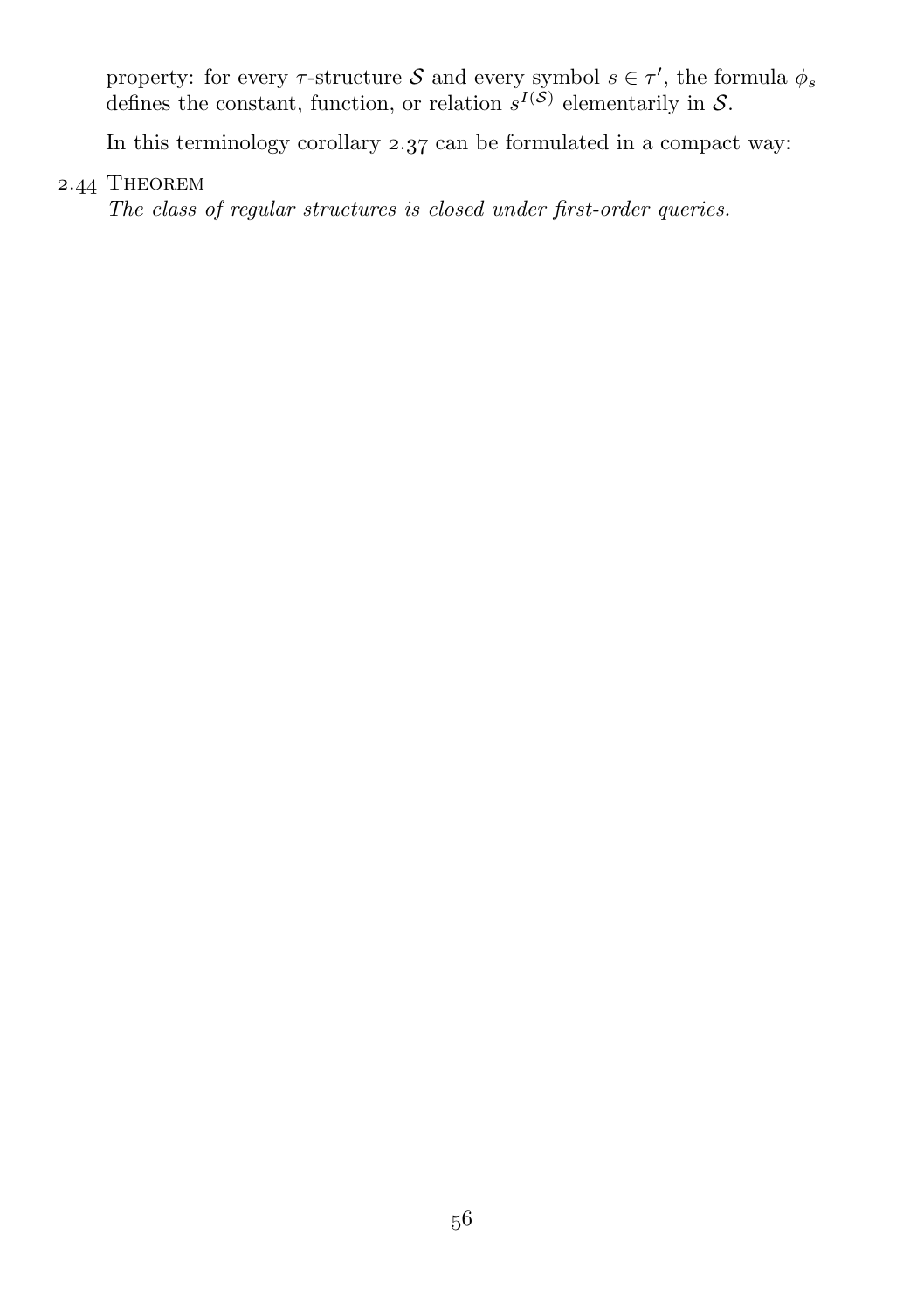property: for every $\tau$-structure $\mathcal{S}$ and every symbol $s \in \tau'$, the formula $\phi_s$ defines the constant, function, or relation $s^{I(\mathcal{S})}$ elementarily in $\mathcal{S}$.

In this terminology corollary 2.37 can be formulated in a compact way:

2.44 Theorem

*The class of regular structures is closed under first-order queries.*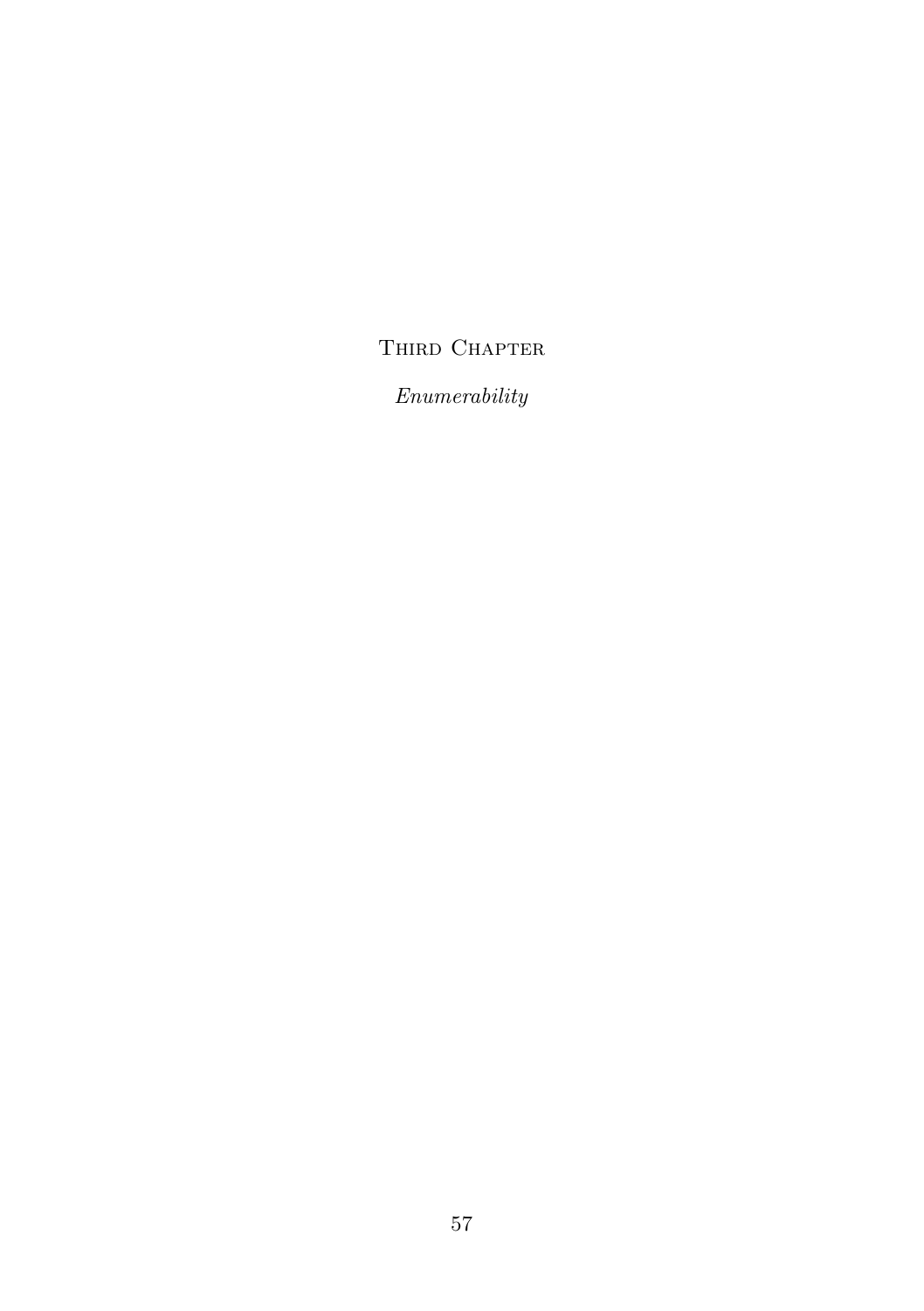# Third Chapter

*Enumerability*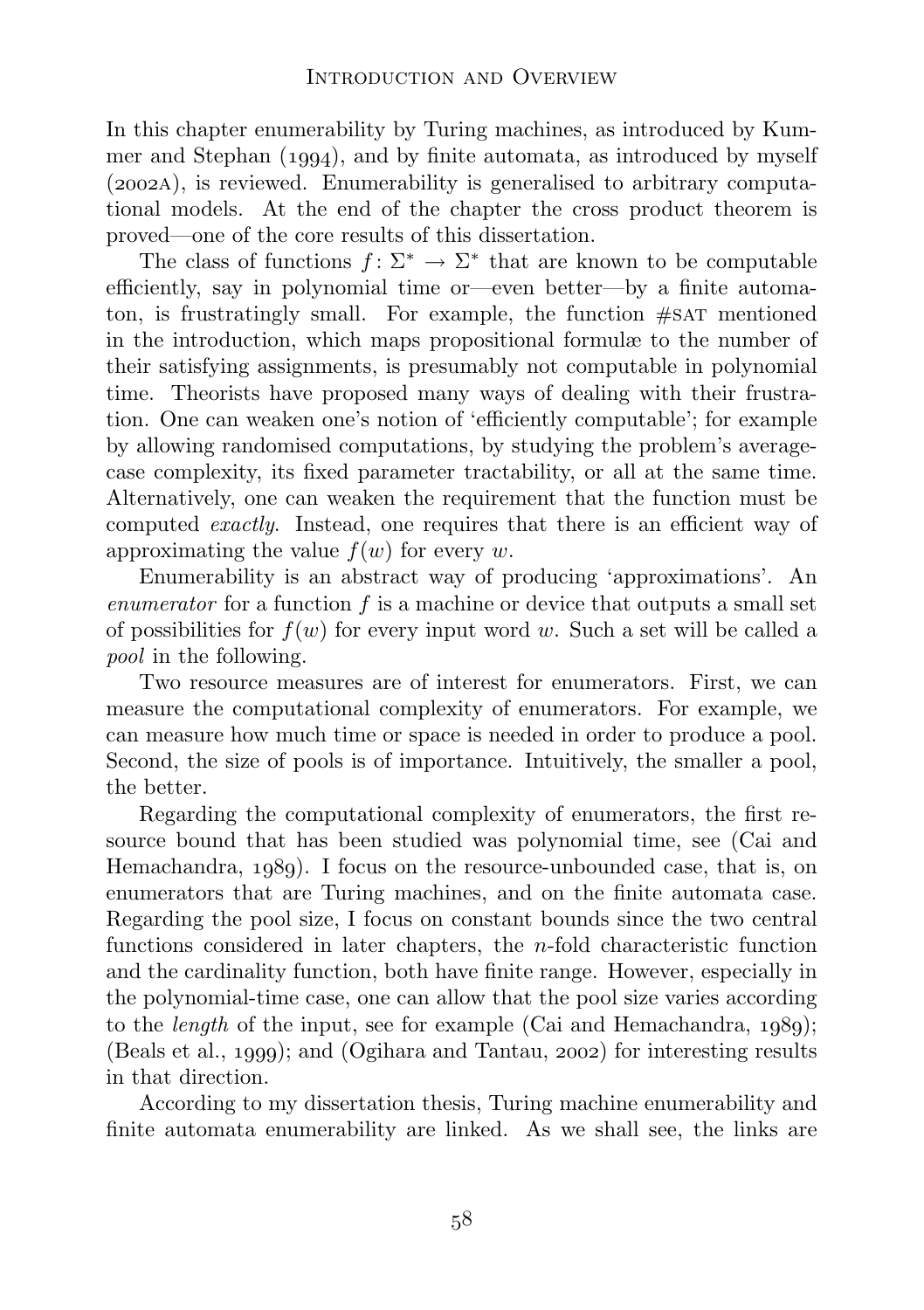In this chapter enumerability by Turing machines, as introduced by Kummer and Stephan (1994), and by finite automata, as introduced by myself (2002a), is reviewed. Enumerability is generalised to arbitrary computational models. At the end of the chapter the cross product theorem is proved—one of the core results of this dissertation.

The class of functions $f\colon \Sigma^* \to \Sigma^*$ that are known to be computable efficiently, say in polynomial time or—even better—by a finite automaton, is frustratingly small. For example, the function #SAT mentioned in the introduction, which maps propositional formulæ to the number of their satisfying assignments, is presumably not computable in polynomial time. Theorists have proposed many ways of dealing with their frustration. One can weaken one's notion of 'efficiently computable'; for example by allowing randomised computations, by studying the problem's average-case complexity, its fixed parameter tractability, or all at the same time. Alternatively, one can weaken the requirement that the function must be computed *exactly*. Instead, one requires that there is an efficient way of approximating the value $f(w)$ for every $w$.

Enumerability is an abstract way of producing 'approximations'. An *enumerator* for a function $f$ is a machine or device that outputs a small set of possibilities for $f(w)$ for every input word $w$. Such a set will be called a *pool* in the following.

Two resource measures are of interest for enumerators. First, we can measure the computational complexity of enumerators. For example, we can measure how much time or space is needed in order to produce a pool. Second, the size of pools is of importance. Intuitively, the smaller a pool, the better.

Regarding the computational complexity of enumerators, the first resource bound that has been studied was polynomial time, see (Cai and Hemachandra, 1989). I focus on the resource-unbounded case, that is, on enumerators that are Turing machines, and on the finite automata case. Regarding the pool size, I focus on constant bounds since the two central functions considered in later chapters, the $n$-fold characteristic function and the cardinality function, both have finite range. However, especially in the polynomial-time case, one can allow that the pool size varies according to the *length* of the input, see for example (Cai and Hemachandra, 1989); (Beals et al., 1999); and (Ogihara and Tantau, 2002) for interesting results in that direction.

According to my dissertation thesis, Turing machine enumerability and finite automata enumerability are linked. As we shall see, the links are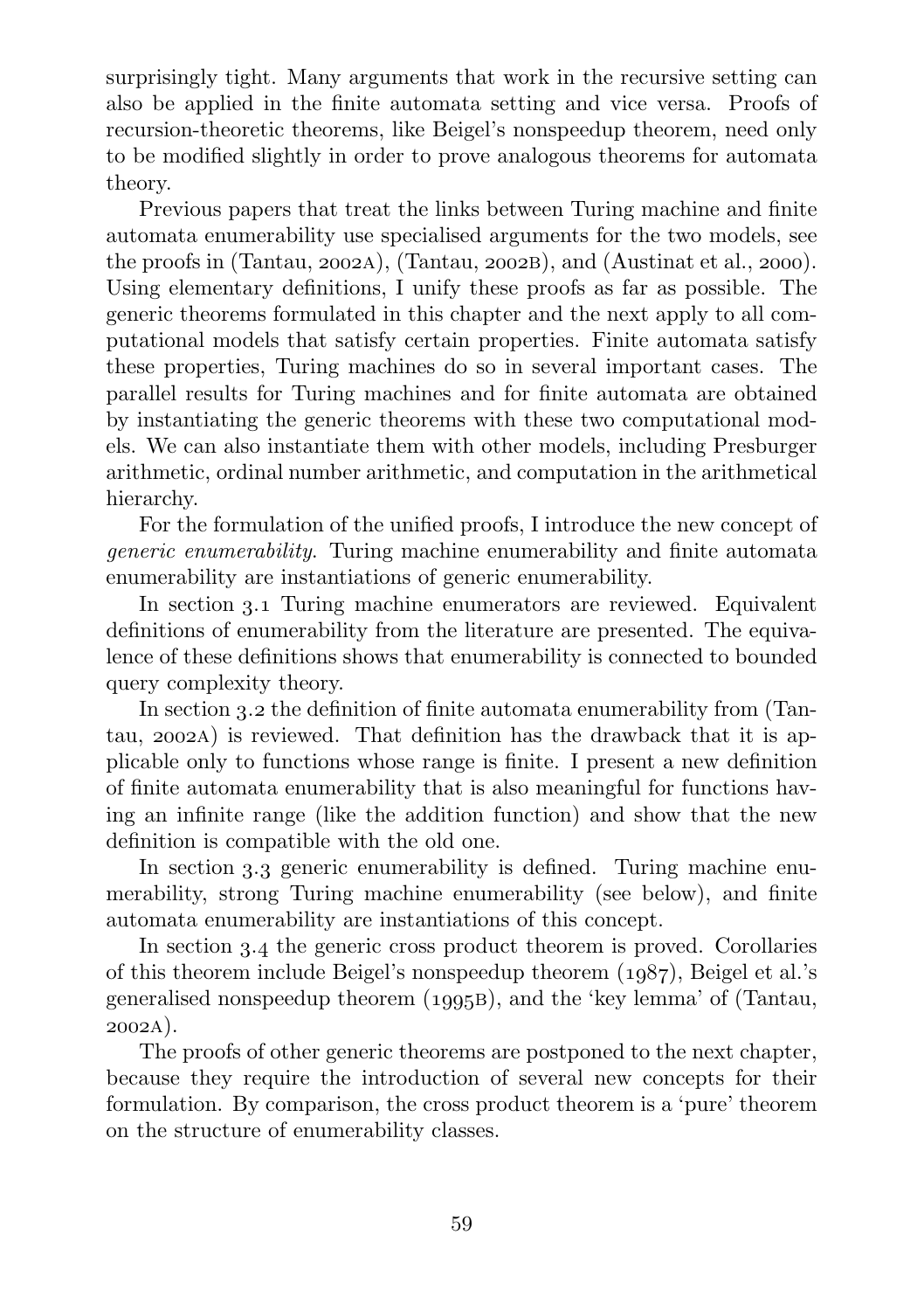surprisingly tight. Many arguments that work in the recursive setting can also be applied in the finite automata setting and vice versa. Proofs of recursion-theoretic theorems, like Beigel's nonspeedup theorem, need only to be modified slightly in order to prove analogous theorems for automata theory.

Previous papers that treat the links between Turing machine and finite automata enumerability use specialised arguments for the two models, see the proofs in (Tantau, 2002a), (Tantau, 2002b), and (Austinat et al., 2000). Using elementary definitions, I unify these proofs as far as possible. The generic theorems formulated in this chapter and the next apply to all computational models that satisfy certain properties. Finite automata satisfy these properties, Turing machines do so in several important cases. The parallel results for Turing machines and for finite automata are obtained by instantiating the generic theorems with these two computational models. We can also instantiate them with other models, including Presburger arithmetic, ordinal number arithmetic, and computation in the arithmetical hierarchy.

For the formulation of the unified proofs, I introduce the new concept of *generic enumerability*. Turing machine enumerability and finite automata enumerability are instantiations of generic enumerability.

In section 3.1 Turing machine enumerators are reviewed. Equivalent definitions of enumerability from the literature are presented. The equivalence of these definitions shows that enumerability is connected to bounded query complexity theory.

In section 3.2 the definition of finite automata enumerability from (Tantau, 2002a) is reviewed. That definition has the drawback that it is applicable only to functions whose range is finite. I present a new definition of finite automata enumerability that is also meaningful for functions having an infinite range (like the addition function) and show that the new definition is compatible with the old one.

In section 3.3 generic enumerability is defined. Turing machine enumerability, strong Turing machine enumerability (see below), and finite automata enumerability are instantiations of this concept.

In section 3.4 the generic cross product theorem is proved. Corollaries of this theorem include Beigel's nonspeedup theorem (1987), Beigel et al.'s generalised nonspeedup theorem (1995b), and the 'key lemma' of (Tantau, 2002a).

The proofs of other generic theorems are postponed to the next chapter, because they require the introduction of several new concepts for their formulation. By comparison, the cross product theorem is a 'pure' theorem on the structure of enumerability classes.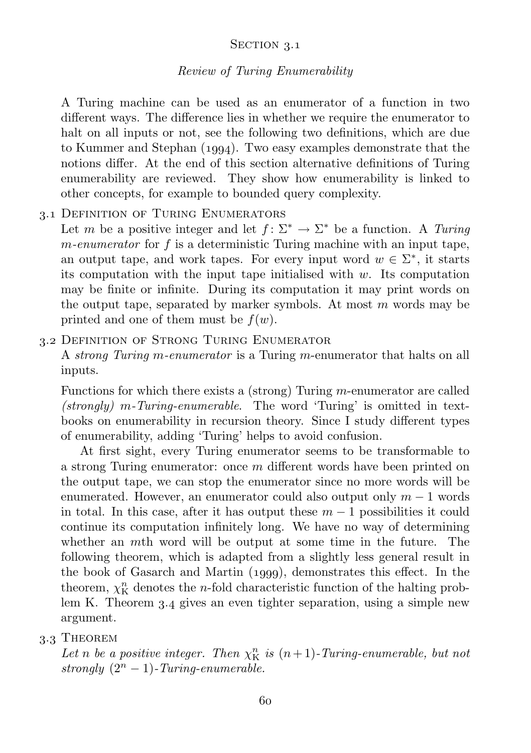## Section 3.1

### *Review of Turing Enumerability*

A Turing machine can be used as an enumerator of a function in two different ways. The difference lies in whether we require the enumerator to halt on all inputs or not, see the following two definitions, which are due to Kummer and Stephan (1994). Two easy examples demonstrate that the notions differ. At the end of this section alternative definitions of Turing enumerability are reviewed. They show how enumerability is linked to other concepts, for example to bounded query complexity.

**3.1 Definition of Turing Enumerators**

Let $m$ be a positive integer and let $f\colon \Sigma^* \to \Sigma^*$ be a function. A *Turing $m$-enumerator* for $f$ is a deterministic Turing machine with an input tape, an output tape, and work tapes. For every input word $w \in \Sigma^*$, it starts its computation with the input tape initialised with $w$. Its computation may be finite or infinite. During its computation it may print words on the output tape, separated by marker symbols. At most $m$ words may be printed and one of them must be $f(w)$.

**3.2 Definition of Strong Turing Enumerator**

A *strong Turing $m$-enumerator* is a Turing $m$-enumerator that halts on all inputs.

Functions for which there exists a (strong) Turing $m$-enumerator are called *(strongly) $m$-Turing-enumerable*. The word 'Turing' is omitted in textbooks on enumerability in recursion theory. Since I study different types of enumerability, adding 'Turing' helps to avoid confusion.

At first sight, every Turing enumerator seems to be transformable to a strong Turing enumerator: once $m$ different words have been printed on the output tape, we can stop the enumerator since no more words will be enumerated. However, an enumerator could also output only $m-1$ words in total. In this case, after it has output these $m-1$ possibilities it could continue its computation infinitely long. We have no way of determining whether an $m$th word will be output at some time in the future. The following theorem, which is adapted from a slightly less general result in the book of Gasarch and Martin (1999), demonstrates this effect. In the theorem, $\chi_{\mathrm{K}}^n$ denotes the $n$-fold characteristic function of the halting problem K. Theorem 3.4 gives an even tighter separation, using a simple new argument.

**3.3 Theorem**

*Let $n$ be a positive integer. Then $\chi_{\mathrm{K}}^n$ is $(n+1)$-Turing-enumerable, but not strongly $(2^n-1)$-Turing-enumerable.*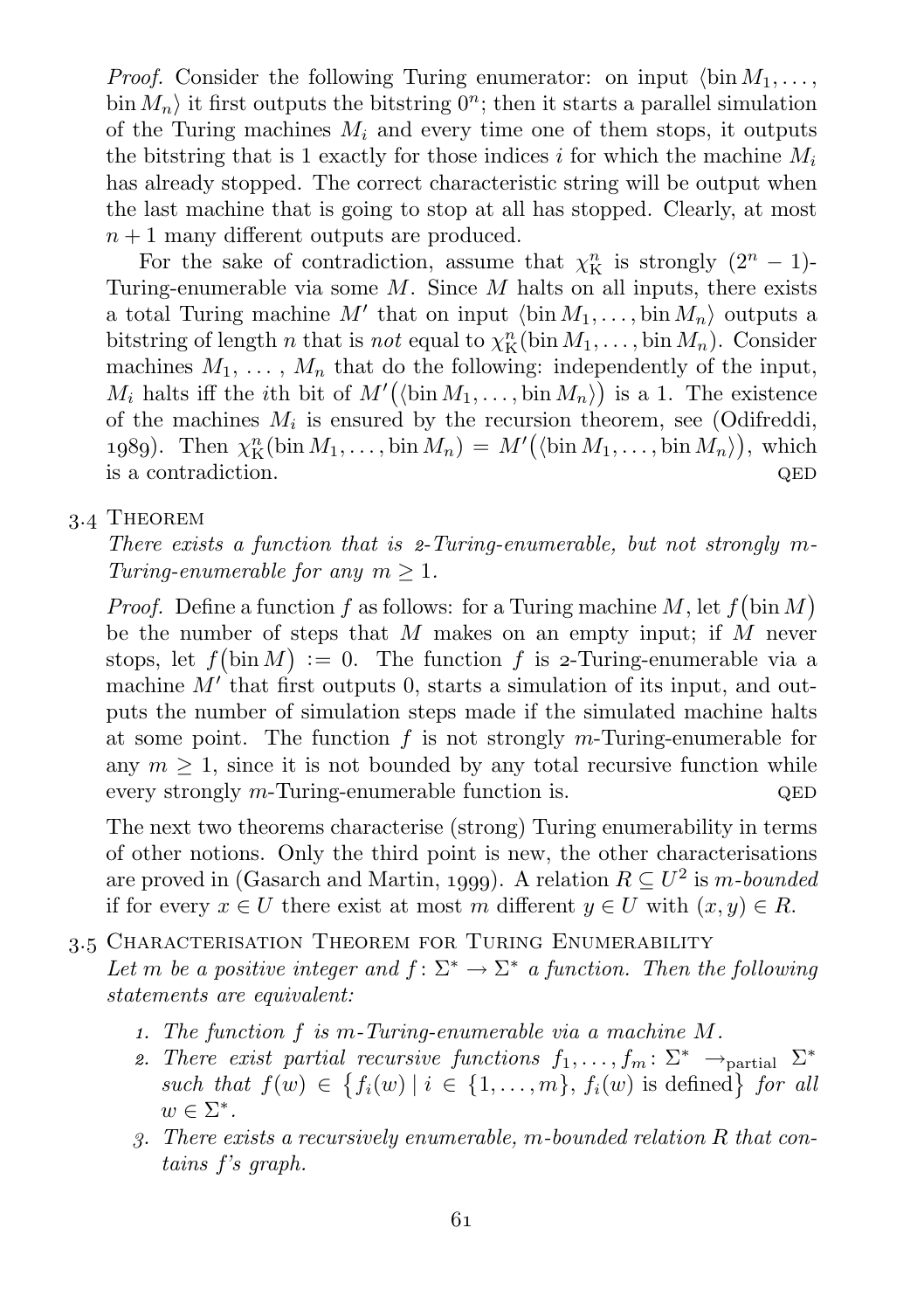*Proof.* Consider the following Turing enumerator: on input $\langle \operatorname{bin} M_1, \ldots, \operatorname{bin} M_n \rangle$ it first outputs the bitstring $0^n$; then it starts a parallel simulation of the Turing machines $M_i$ and every time one of them stops, it outputs the bitstring that is 1 exactly for those indices $i$ for which the machine $M_i$ has already stopped. The correct characteristic string will be output when the last machine that is going to stop at all has stopped. Clearly, at most $n+1$ many different outputs are produced.

For the sake of contradiction, assume that $\chi^n_K$ is strongly $(2^n-1)$-Turing-enumerable via some $M$. Since $M$ halts on all inputs, there exists a total Turing machine $M'$ that on input $\langle \operatorname{bin} M_1, \ldots, \operatorname{bin} M_n \rangle$ outputs a bitstring of length $n$ that is *not* equal to $\chi^n_K(\operatorname{bin} M_1, \ldots, \operatorname{bin} M_n)$. Consider machines $M_1, \ldots, M_n$ that do the following: independently of the input, $M_i$ halts iff the $i$th bit of $M'\big(\langle \operatorname{bin} M_1, \ldots, \operatorname{bin} M_n \rangle\big)$ is a 1. The existence of the machines $M_i$ is ensured by the recursion theorem, see (Odifreddi, 1989). Then $\chi^n_K(\operatorname{bin} M_1, \ldots, \operatorname{bin} M_n) = M'\big(\langle \operatorname{bin} M_1, \ldots, \operatorname{bin} M_n \rangle\big)$, which is a contradiction. QED

### 3.4 Theorem

*There exists a function that is 2-Turing-enumerable, but not strongly $m$-Turing-enumerable for any $m \geq 1$.*

*Proof.* Define a function $f$ as follows: for a Turing machine $M$, let $f\big(\operatorname{bin} M\big)$ be the number of steps that $M$ makes on an empty input; if $M$ never stops, let $f\big(\operatorname{bin} M\big) := 0$. The function $f$ is 2-Turing-enumerable via a machine $M'$ that first outputs 0, starts a simulation of its input, and outputs the number of simulation steps made if the simulated machine halts at some point. The function $f$ is not strongly $m$-Turing-enumerable for any $m \geq 1$, since it is not bounded by any total recursive function while every strongly $m$-Turing-enumerable function is. QED

The next two theorems characterise (strong) Turing enumerability in terms of other notions. Only the third point is new, the other characterisations are proved in (Gasarch and Martin, 1999). A relation $R \subseteq U^2$ is *$m$-bounded* if for every $x \in U$ there exist at most $m$ different $y \in U$ with $(x, y) \in R$.

### 3.5 Characterisation Theorem for Turing Enumerability

*Let $m$ be a positive integer and $f\colon \Sigma^* \to \Sigma^*$ a function. Then the following statements are equivalent:*

1. *The function $f$ is $m$-Turing-enumerable via a machine $M$.*
2. *There exist partial recursive functions $f_1, \ldots, f_m\colon \Sigma^* \to_{\text{partial}} \Sigma^*$ such that $f(w) \in \big\{ f_i(w) \mid i \in \{1, \ldots, m\},\ f_i(w) \text{ is defined} \big\}$ for all $w \in \Sigma^*$.*
3. *There exists a recursively enumerable, $m$-bounded relation $R$ that contains $f$'s graph.*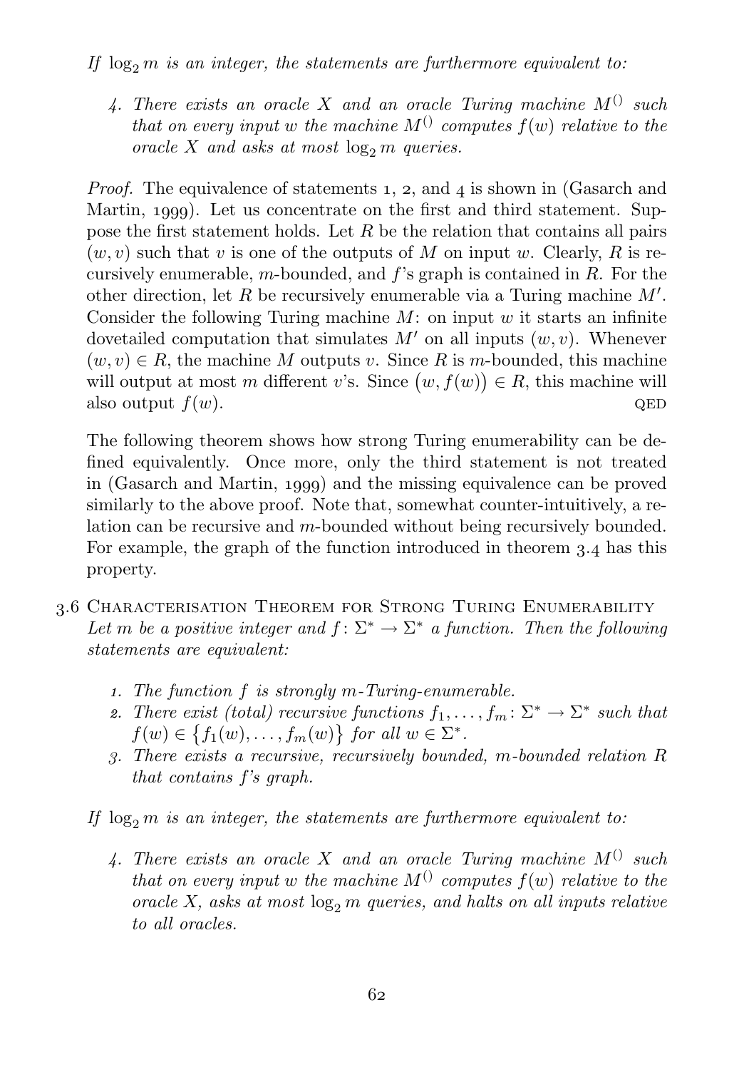*If $\log_2 m$ is an integer, the statements are furthermore equivalent to:*

4. *There exists an oracle $X$ and an oracle Turing machine $M^{()}$ such that on every input $w$ the machine $M^{()}$ computes $f(w)$ relative to the oracle $X$ and asks at most $\log_2 m$ queries.*

*Proof.* The equivalence of statements 1, 2, and 4 is shown in (Gasarch and Martin, 1999). Let us concentrate on the first and third statement. Suppose the first statement holds. Let $R$ be the relation that contains all pairs $(w, v)$ such that $v$ is one of the outputs of $M$ on input $w$. Clearly, $R$ is recursively enumerable, $m$-bounded, and $f$'s graph is contained in $R$. For the other direction, let $R$ be recursively enumerable via a Turing machine $M'$. Consider the following Turing machine $M$: on input $w$ it starts an infinite dovetailed computation that simulates $M'$ on all inputs $(w, v)$. Whenever $(w, v) \in R$, the machine $M$ outputs $v$. Since $R$ is $m$-bounded, this machine will output at most $m$ different $v$'s. Since $\big(w, f(w)\big) \in R$, this machine will also output $f(w)$. QED

The following theorem shows how strong Turing enumerability can be defined equivalently. Once more, only the third statement is not treated in (Gasarch and Martin, 1999) and the missing equivalence can be proved similarly to the above proof. Note that, somewhat counter-intuitively, a relation can be recursive and $m$-bounded without being recursively bounded. For example, the graph of the function introduced in theorem 3.4 has this property.

3.6 Characterisation Theorem for Strong Turing Enumerability
*Let $m$ be a positive integer and $f\colon \Sigma^* \to \Sigma^*$ a function. Then the following statements are equivalent:*

1. *The function $f$ is strongly $m$-Turing-enumerable.*
2. *There exist (total) recursive functions $f_1, \dots, f_m\colon \Sigma^* \to \Sigma^*$ such that $f(w) \in \big\{f_1(w), \dots, f_m(w)\big\}$ for all $w \in \Sigma^*$.*
3. *There exists a recursive, recursively bounded, $m$-bounded relation $R$ that contains $f$'s graph.*

*If $\log_2 m$ is an integer, the statements are furthermore equivalent to:*

4. *There exists an oracle $X$ and an oracle Turing machine $M^{()}$ such that on every input $w$ the machine $M^{()}$ computes $f(w)$ relative to the oracle $X$, asks at most $\log_2 m$ queries, and halts on all inputs relative to all oracles.*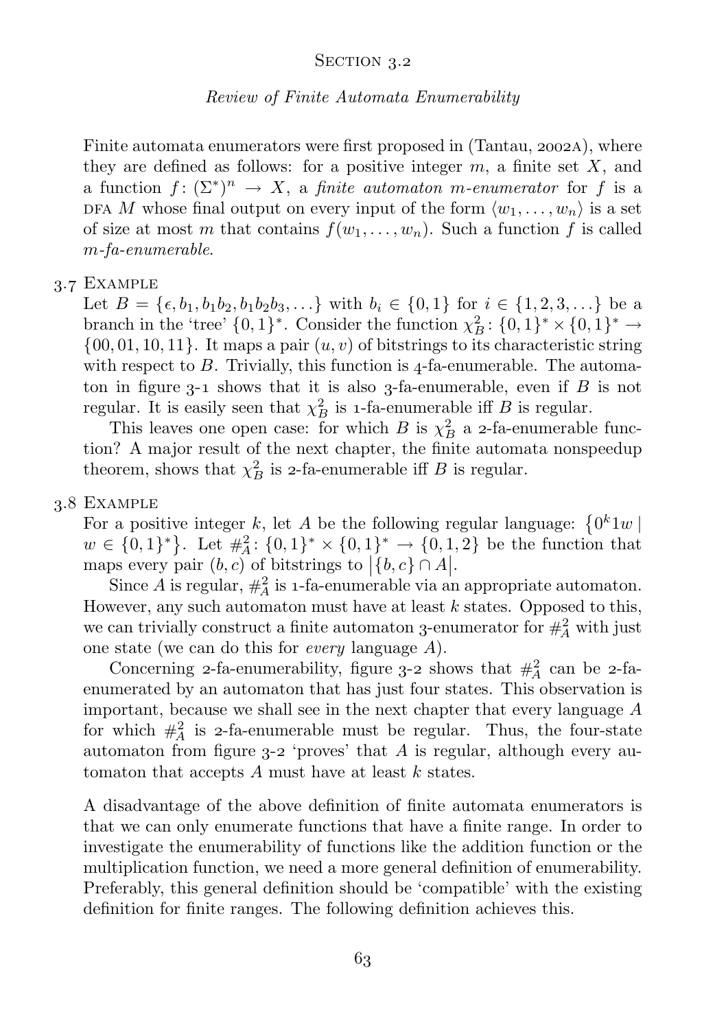## Section 3.2

### *Review of Finite Automata Enumerability*

Finite automata enumerators were first proposed in (Tantau, 2002a), where they are defined as follows: for a positive integer $m$, a finite set $X$, and a function $f\colon (\Sigma^*)^n \to X$, a *finite automaton m-enumerator* for $f$ is a DFA $M$ whose final output on every input of the form $\langle w_1, \dots, w_n \rangle$ is a set of size at most $m$ that contains $f(w_1, \dots, w_n)$. Such a function $f$ is called *m-fa-enumerable*.

**3.7 Example**

Let $B = \{\epsilon, b_1, b_1b_2, b_1b_2b_3, \dots\}$ with $b_i \in \{0,1\}$ for $i \in \{1, 2, 3, \dots\}$ be a branch in the 'tree' $\{0,1\}^*$. Consider the function $\chi_B^2\colon \{0,1\}^* \times \{0,1\}^* \to \{00, 01, 10, 11\}$. It maps a pair $(u, v)$ of bitstrings to its characteristic string with respect to $B$. Trivially, this function is 4-fa-enumerable. The automaton in figure 3-1 shows that it is also 3-fa-enumerable, even if $B$ is not regular. It is easily seen that $\chi_B^2$ is 1-fa-enumerable iff $B$ is regular.

This leaves one open case: for which $B$ is $\chi_B^2$ a 2-fa-enumerable function? A major result of the next chapter, the finite automata nonspeedup theorem, shows that $\chi_B^2$ is 2-fa-enumerable iff $B$ is regular.

**3.8 Example**

For a positive integer $k$, let $A$ be the following regular language: $\{0^k1w \mid w \in \{0,1\}^*\}$. Let $\#_A^2\colon \{0,1\}^* \times \{0,1\}^* \to \{0,1,2\}$ be the function that maps every pair $(b, c)$ of bitstrings to $\bigl|\{b, c\} \cap A\bigr|$.

Since $A$ is regular, $\#_A^2$ is 1-fa-enumerable via an appropriate automaton. However, any such automaton must have at least $k$ states. Opposed to this, we can trivially construct a finite automaton 3-enumerator for $\#_A^2$ with just one state (we can do this for *every* language $A$).

Concerning 2-fa-enumerability, figure 3-2 shows that $\#_A^2$ can be 2-fa-enumerated by an automaton that has just four states. This observation is important, because we shall see in the next chapter that every language $A$ for which $\#_A^2$ is 2-fa-enumerable must be regular. Thus, the four-state automaton from figure 3-2 'proves' that $A$ is regular, although every automaton that accepts $A$ must have at least $k$ states.

A disadvantage of the above definition of finite automata enumerators is that we can only enumerate functions that have a finite range. In order to investigate the enumerability of functions like the addition function or the multiplication function, we need a more general definition of enumerability. Preferably, this general definition should be 'compatible' with the existing definition for finite ranges. The following definition achieves this.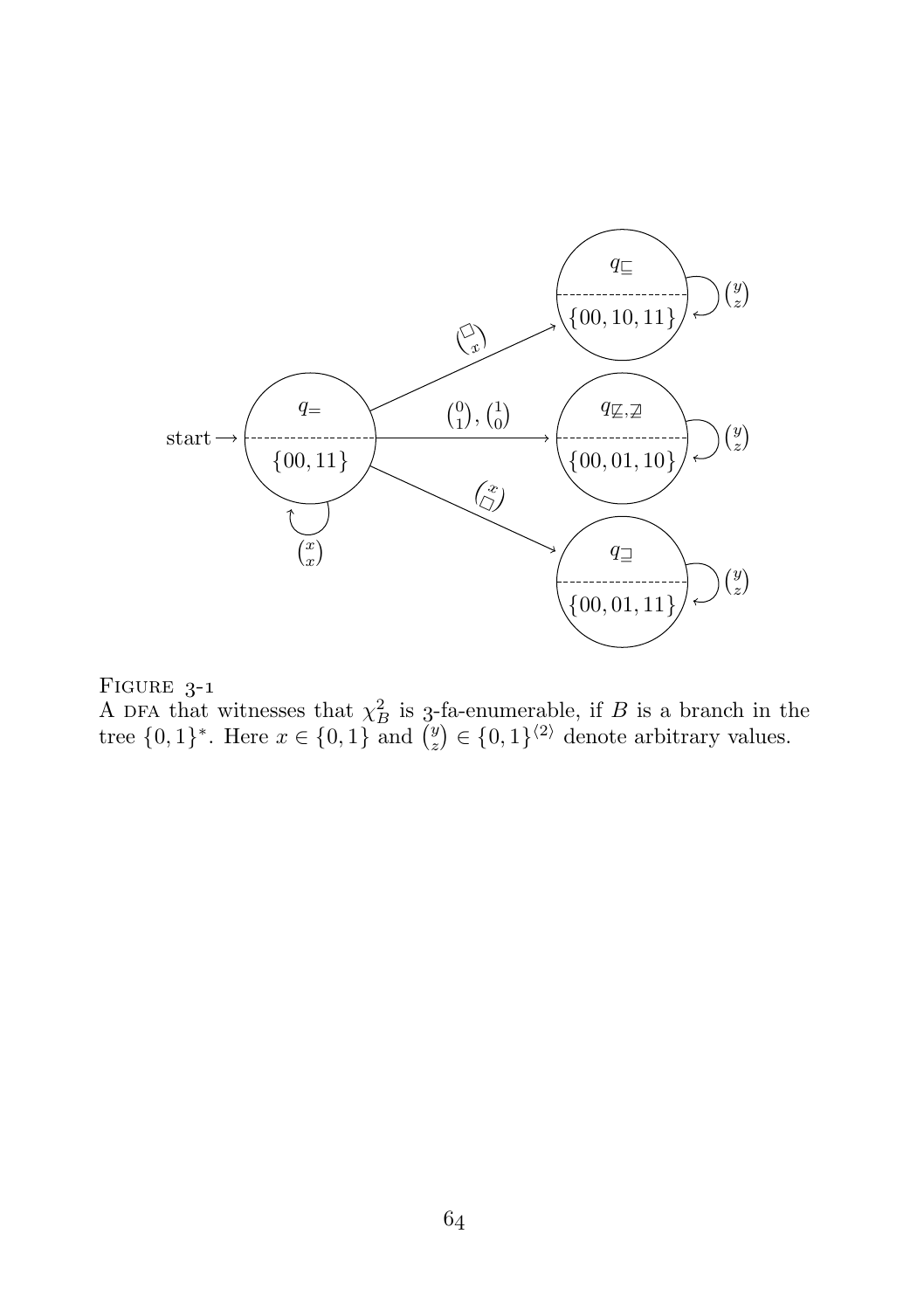start ⟶

$q_{=}$

$\{00, 11\}$

$\binom{x}{x}$

$\binom{\square}{x}$

$\binom{0}{1}, \binom{1}{0}$

$\binom{x}{\square}$

$q_{\sqsubseteq}$

$\{00, 10, 11\}$

$\binom{y}{z}$

$q_{\not\sqsubseteq, \not\sqsupseteq}$

$\{00, 01, 10\}$

$\binom{y}{z}$

$q_{\sqsupseteq}$

$\{00, 01, 11\}$

$\binom{y}{z}$

FIGURE 3-1
A DFA that witnesses that $\chi_B^2$ is 3-fa-enumerable, if $B$ is a branch in the tree $\{0,1\}^*$. Here $x \in \{0,1\}$ and $\binom{y}{z} \in \{0,1\}^{\langle 2 \rangle}$ denote arbitrary values.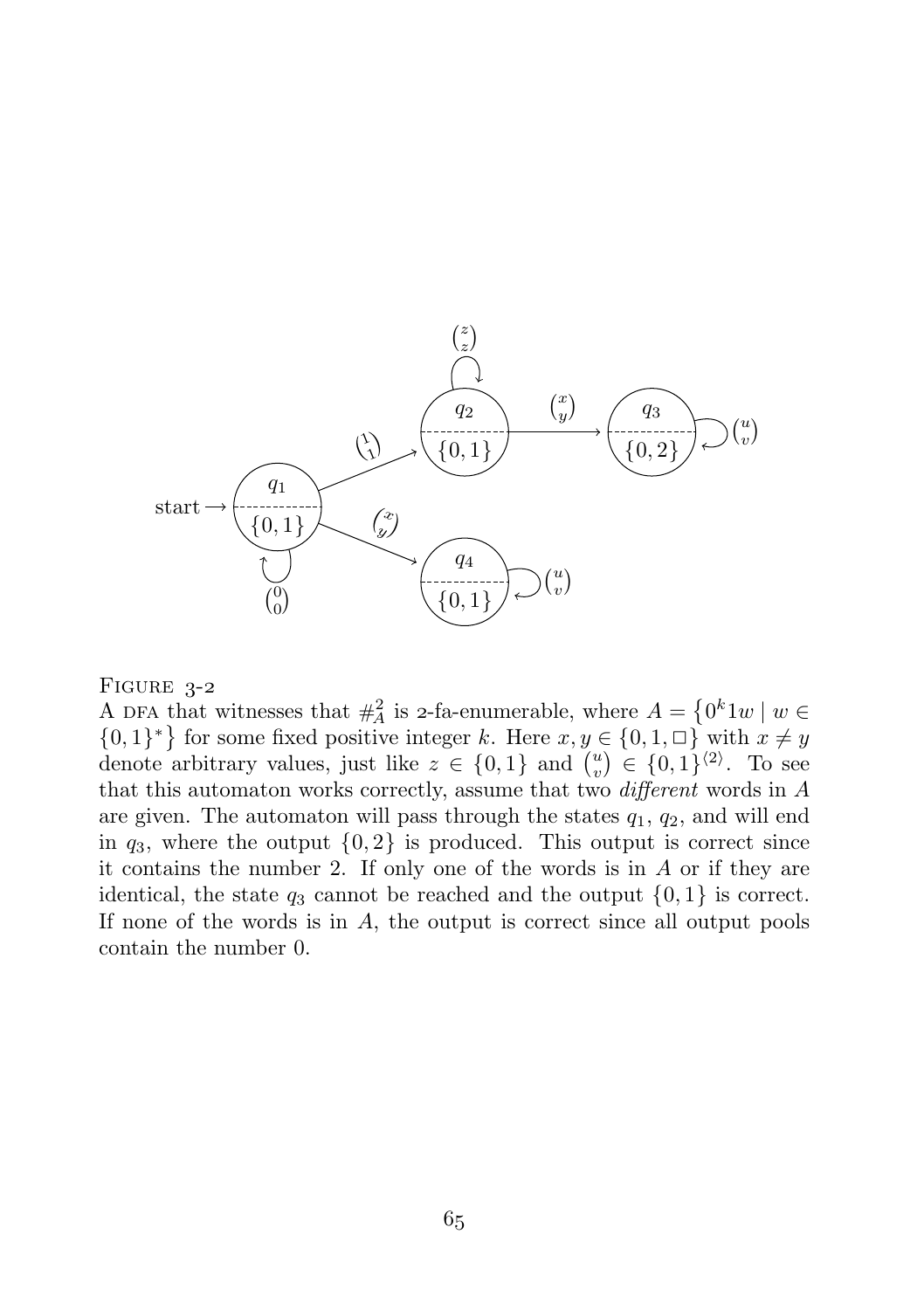start ⟶

$q_1$

$\{0,1\}$

$\binom{0}{0}$

$\binom{1}{1}$

$\binom{x}{y}$

$q_2$

$\{0,1\}$

$\binom{z}{z}$

$\binom{x}{y}$

$q_3$

$\{0,2\}$

$\binom{u}{v}$

$q_4$

$\{0,1\}$

$\binom{u}{v}$

Figure 3-2

A DFA that witnesses that $\#_A^2$ is 2-fa-enumerable, where $A = \{0^k 1w \mid w \in \{0,1\}^*\}$ for some fixed positive integer $k$. Here $x, y \in \{0,1,\square\}$ with $x \neq y$ denote arbitrary values, just like $z \in \{0,1\}$ and $\binom{u}{v} \in \{0,1\}^{\langle 2 \rangle}$. To see that this automaton works correctly, assume that two *different* words in $A$ are given. The automaton will pass through the states $q_1$, $q_2$, and will end in $q_3$, where the output $\{0,2\}$ is produced. This output is correct since it contains the number 2. If only one of the words is in $A$ or if they are identical, the state $q_3$ cannot be reached and the output $\{0,1\}$ is correct. If none of the words is in $A$, the output is correct since all output pools contain the number 0.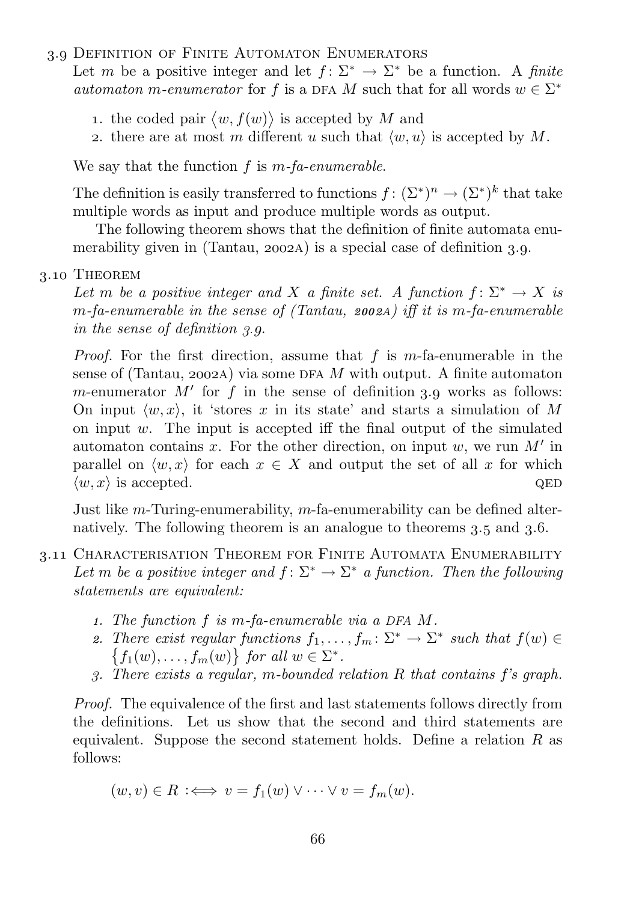3.9 Definition of Finite Automaton Enumerators

Let $m$ be a positive integer and let $f\colon \Sigma^* \to \Sigma^*$ be a function. A *finite automaton $m$-enumerator* for $f$ is a DFA $M$ such that for all words $w \in \Sigma^*$

1. the coded pair $\langle w, f(w)\rangle$ is accepted by $M$ and
2. there are at most $m$ different $u$ such that $\langle w, u\rangle$ is accepted by $M$.

We say that the function $f$ is *$m$-fa-enumerable*.

The definition is easily transferred to functions $f\colon (\Sigma^*)^n \to (\Sigma^*)^k$ that take multiple words as input and produce multiple words as output.

The following theorem shows that the definition of finite automata enumerability given in (Tantau, 2002a) is a special case of definition 3.9.

3.10 Theorem

*Let $m$ be a positive integer and $X$ a finite set. A function $f\colon \Sigma^* \to X$ is $m$-fa-enumerable in the sense of (Tantau, 2002a) iff it is $m$-fa-enumerable in the sense of definition 3.9.*

*Proof.* For the first direction, assume that $f$ is $m$-fa-enumerable in the sense of (Tantau, 2002a) via some DFA $M$ with output. A finite automaton $m$-enumerator $M'$ for $f$ in the sense of definition 3.9 works as follows: On input $\langle w, x\rangle$, it 'stores $x$ in its state' and starts a simulation of $M$ on input $w$. The input is accepted iff the final output of the simulated automaton contains $x$. For the other direction, on input $w$, we run $M'$ in parallel on $\langle w, x\rangle$ for each $x \in X$ and output the set of all $x$ for which $\langle w, x\rangle$ is accepted. QED

Just like $m$-Turing-enumerability, $m$-fa-enumerability can be defined alternatively. The following theorem is an analogue to theorems 3.5 and 3.6.

3.11 Characterisation Theorem for Finite Automata Enumerability

*Let $m$ be a positive integer and $f\colon \Sigma^* \to \Sigma^*$ a function. Then the following statements are equivalent:*

1. *The function $f$ is $m$-fa-enumerable via a DFA $M$.*
2. *There exist regular functions $f_1, \dots, f_m\colon \Sigma^* \to \Sigma^*$ such that $f(w) \in \{f_1(w), \dots, f_m(w)\}$ for all $w \in \Sigma^*$.*
3. *There exists a regular, $m$-bounded relation $R$ that contains $f$'s graph.*

*Proof.* The equivalence of the first and last statements follows directly from the definitions. Let us show that the second and third statements are equivalent. Suppose the second statement holds. Define a relation $R$ as follows:

$$(w, v) \in R :\iff v = f_1(w) \vee \dots \vee v = f_m(w).$$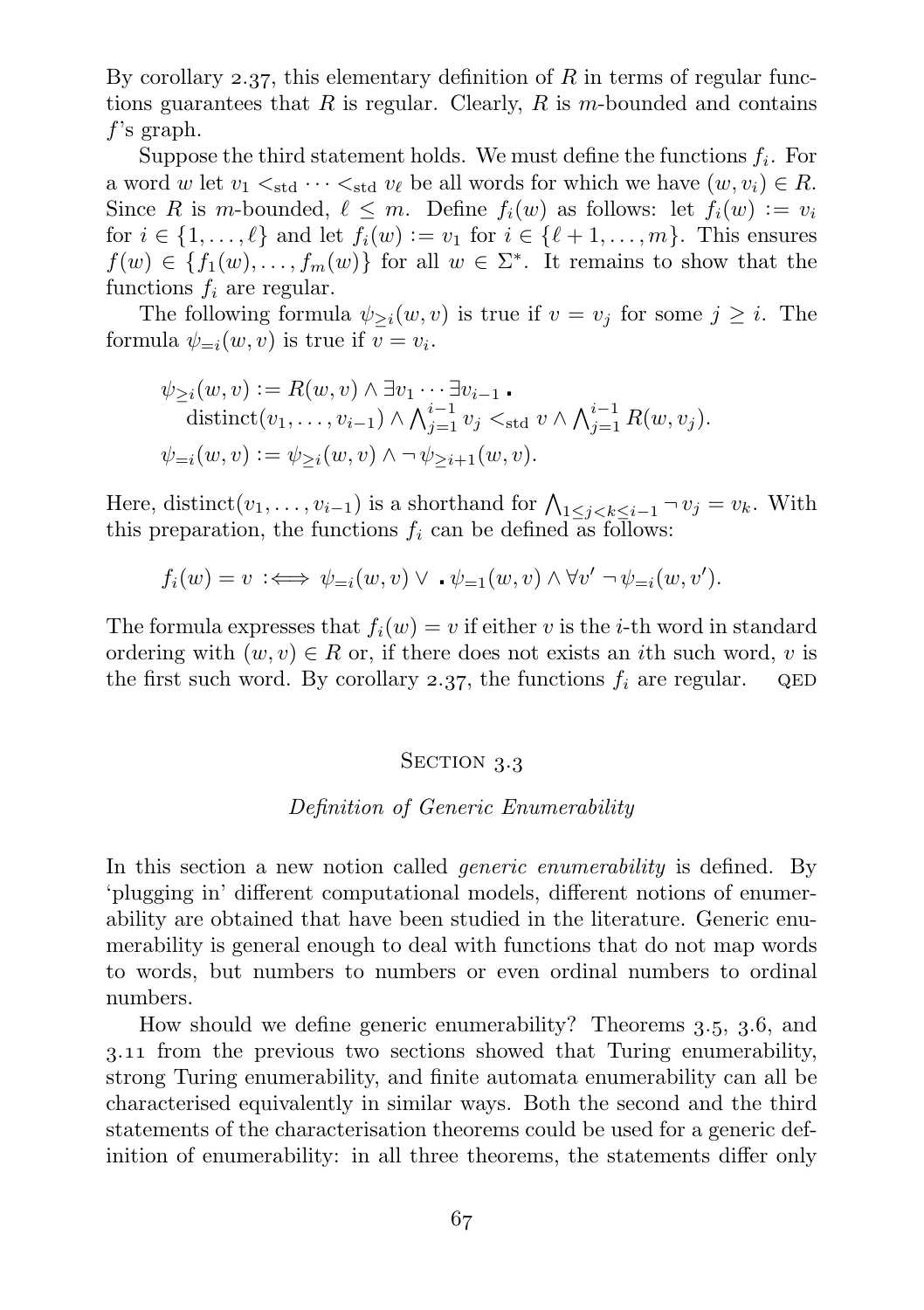By corollary 2.37, this elementary definition of $R$ in terms of regular functions guarantees that $R$ is regular. Clearly, $R$ is $m$-bounded and contains $f$'s graph.

Suppose the third statement holds. We must define the functions $f_i$. For a word $w$ let $v_1 <_{\text{std}} \cdots <_{\text{std}} v_\ell$ be all words for which we have $(w, v_i) \in R$. Since $R$ is $m$-bounded, $\ell \leq m$. Define $f_i(w)$ as follows: let $f_i(w) := v_i$ for $i \in \{1, \dots, \ell\}$ and let $f_i(w) := v_1$ for $i \in \{\ell + 1, \dots, m\}$. This ensures $f(w) \in \{f_1(w), \dots, f_m(w)\}$ for all $w \in \Sigma^*$. It remains to show that the functions $f_i$ are regular.

The following formula $\psi_{\geq i}(w, v)$ is true if $v = v_j$ for some $j \geq i$. The formula $\psi_{=i}(w, v)$ is true if $v = v_i$.

$$
\begin{aligned}
&\psi_{\geq i}(w, v) := R(w, v) \wedge \exists v_1 \cdots \exists v_{i-1} \,\centerdot \\
&\quad \text{distinct}(v_1, \dots, v_{i-1}) \wedge \textstyle\bigwedge_{j=1}^{i-1} v_j <_{\text{std}} v \wedge \bigwedge_{j=1}^{i-1} R(w, v_j). \\
&\psi_{=i}(w, v) := \psi_{\geq i}(w, v) \wedge \neg\, \psi_{\geq i+1}(w, v).
\end{aligned}
$$

Here, $\text{distinct}(v_1, \dots, v_{i-1})$ is a shorthand for $\bigwedge_{1 \leq j < k \leq i-1} \neg\, v_j = v_k$. With this preparation, the functions $f_i$ can be defined as follows:

$$
f_i(w) = v \;:\Longleftrightarrow\; \psi_{=i}(w, v) \vee \,\centerdot\, \psi_{=1}(w, v) \wedge \forall v' \,\neg\, \psi_{=i}(w, v').
$$

The formula expresses that $f_i(w) = v$ if either $v$ is the $i$-th word in standard ordering with $(w, v) \in R$ or, if there does not exists an $i$th such word, $v$ is the first such word. By corollary 2.37, the functions $f_i$ are regular. QED

## Section 3.3

### *Definition of Generic Enumerability*

In this section a new notion called *generic enumerability* is defined. By 'plugging in' different computational models, different notions of enumerability are obtained that have been studied in the literature. Generic enumerability is general enough to deal with functions that do not map words to words, but numbers to numbers or even ordinal numbers to ordinal numbers.

How should we define generic enumerability? Theorems 3.5, 3.6, and 3.11 from the previous two sections showed that Turing enumerability, strong Turing enumerability, and finite automata enumerability can all be characterised equivalently in similar ways. Both the second and the third statements of the characterisation theorems could be used for a generic definition of enumerability: in all three theorems, the statements differ only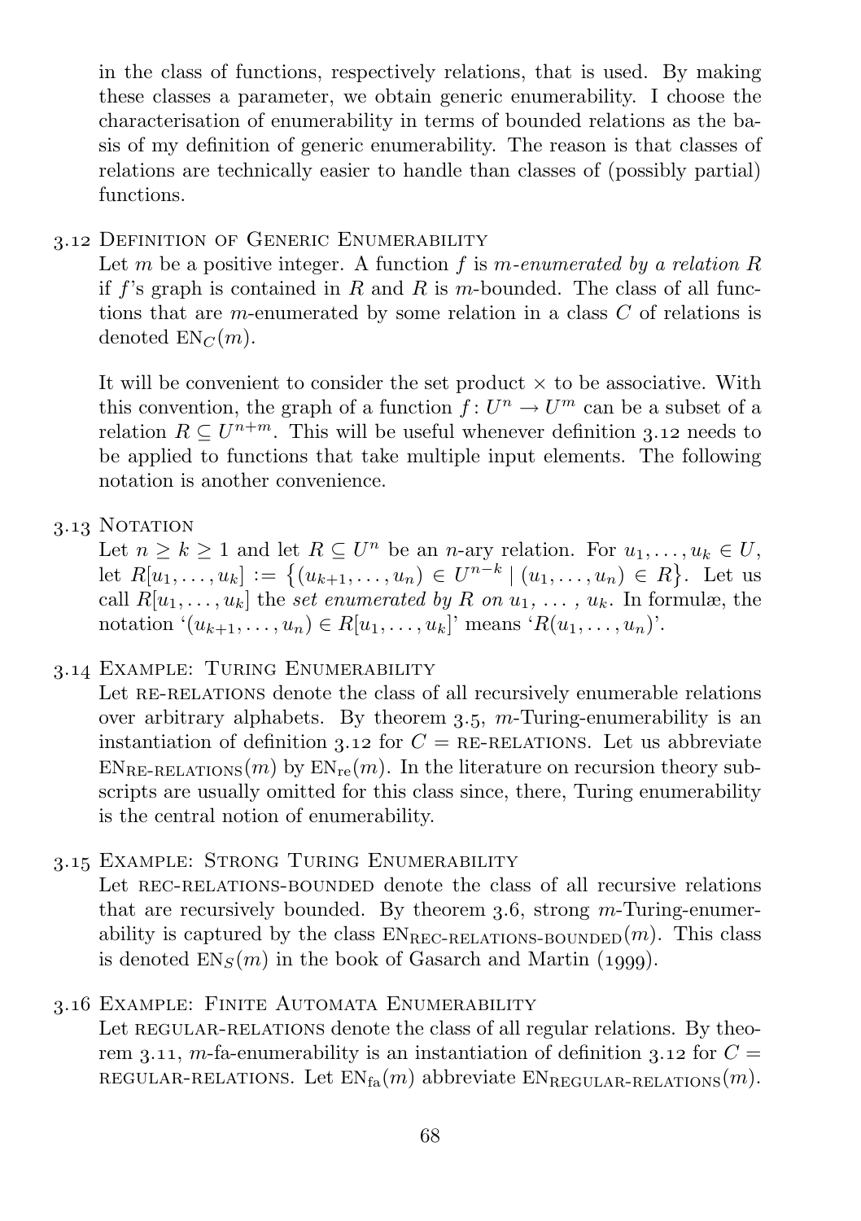in the class of functions, respectively relations, that is used. By making these classes a parameter, we obtain generic enumerability. I choose the characterisation of enumerability in terms of bounded relations as the basis of my definition of generic enumerability. The reason is that classes of relations are technically easier to handle than classes of (possibly partial) functions.

3.12 Definition of Generic Enumerability

Let $m$ be a positive integer. A function $f$ is *$m$-enumerated by a relation $R$* if $f$'s graph is contained in $R$ and $R$ is $m$-bounded. The class of all functions that are $m$-enumerated by some relation in a class $C$ of relations is denoted $\text{EN}_C(m)$.

It will be convenient to consider the set product $\times$ to be associative. With this convention, the graph of a function $f\colon U^n \to U^m$ can be a subset of a relation $R \subseteq U^{n+m}$. This will be useful whenever definition 3.12 needs to be applied to functions that take multiple input elements. The following notation is another convenience.

3.13 Notation

Let $n \geq k \geq 1$ and let $R \subseteq U^n$ be an $n$-ary relation. For $u_1, \dots, u_k \in U$, let $R[u_1, \dots, u_k] := \{(u_{k+1}, \dots, u_n) \in U^{n-k} \mid (u_1, \dots, u_n) \in R\}$. Let us call $R[u_1, \dots, u_k]$ the *set enumerated by $R$ on $u_1, \dots, u_k$*. In formulæ, the notation '$(u_{k+1}, \dots, u_n) \in R[u_1, \dots, u_k]$' means '$R(u_1, \dots, u_n)$'.

3.14 Example: Turing Enumerability

Let RE-RELATIONS denote the class of all recursively enumerable relations over arbitrary alphabets. By theorem 3.5, $m$-Turing-enumerability is an instantiation of definition 3.12 for $C = \text{RE-RELATIONS}$. Let us abbreviate $\text{EN}_{\text{RE-RELATIONS}}(m)$ by $\text{EN}_{\text{re}}(m)$. In the literature on recursion theory subscripts are usually omitted for this class since, there, Turing enumerability is the central notion of enumerability.

3.15 Example: Strong Turing Enumerability

Let REC-RELATIONS-BOUNDED denote the class of all recursive relations that are recursively bounded. By theorem 3.6, strong $m$-Turing-enumerability is captured by the class $\text{EN}_{\text{REC-RELATIONS-BOUNDED}}(m)$. This class is denoted $\text{EN}_S(m)$ in the book of Gasarch and Martin (1999).

3.16 Example: Finite Automata Enumerability

Let REGULAR-RELATIONS denote the class of all regular relations. By theorem 3.11, $m$-fa-enumerability is an instantiation of definition 3.12 for $C = \text{REGULAR-RELATIONS}$. Let $\text{EN}_{\text{fa}}(m)$ abbreviate $\text{EN}_{\text{REGULAR-RELATIONS}}(m)$.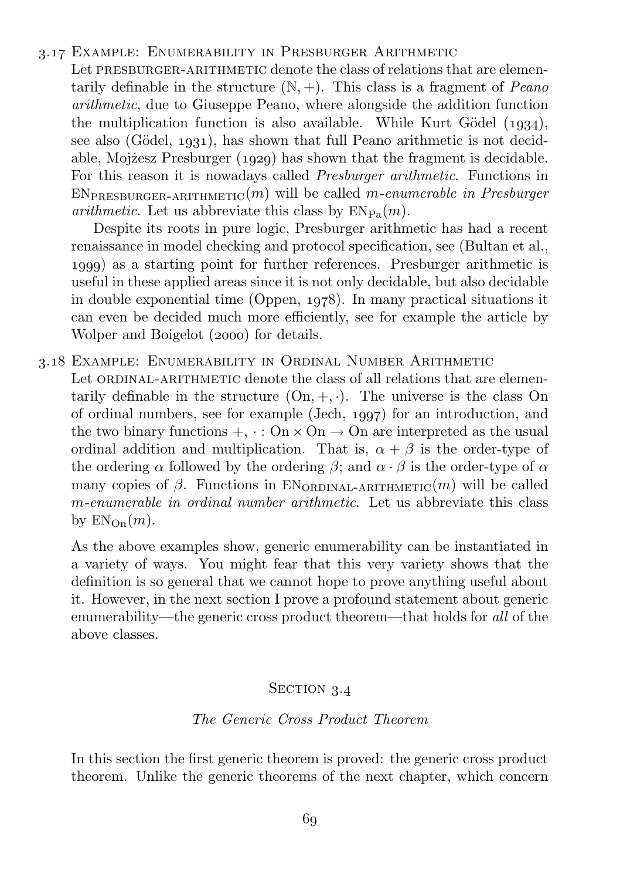3.17 Example: Enumerability in Presburger Arithmetic

Let PRESBURGER-ARITHMETIC denote the class of relations that are elementarily definable in the structure $(\mathbb{N}, +)$. This class is a fragment of *Peano arithmetic*, due to Giuseppe Peano, where alongside the addition function the multiplication function is also available. While Kurt Gödel (1934), see also (Gödel, 1931), has shown that full Peano arithmetic is not decidable, Mojżesz Presburger (1929) has shown that the fragment is decidable. For this reason it is nowadays called *Presburger arithmetic*. Functions in $\text{EN}_{\text{PRESBURGER-ARITHMETIC}}(m)$ will be called *m-enumerable in Presburger arithmetic*. Let us abbreviate this class by $\text{EN}_{\text{Pa}}(m)$.

Despite its roots in pure logic, Presburger arithmetic has had a recent renaissance in model checking and protocol specification, see (Bultan et al., 1999) as a starting point for further references. Presburger arithmetic is useful in these applied areas since it is not only decidable, but also decidable in double exponential time (Oppen, 1978). In many practical situations it can even be decided much more efficiently, see for example the article by Wolper and Boigelot (2000) for details.

3.18 Example: Enumerability in Ordinal Number Arithmetic

Let ORDINAL-ARITHMETIC denote the class of all relations that are elementarily definable in the structure $(\text{On}, +, \cdot)$. The universe is the class On of ordinal numbers, see for example (Jech, 1997) for an introduction, and the two binary functions $+, \cdot : \text{On} \times \text{On} \to \text{On}$ are interpreted as the usual ordinal addition and multiplication. That is, $\alpha + \beta$ is the order-type of the ordering $\alpha$ followed by the ordering $\beta$; and $\alpha \cdot \beta$ is the order-type of $\alpha$ many copies of $\beta$. Functions in $\text{EN}_{\text{ORDINAL-ARITHMETIC}}(m)$ will be called *m-enumerable in ordinal number arithmetic*. Let us abbreviate this class by $\text{EN}_{\text{On}}(m)$.

As the above examples show, generic enumerability can be instantiated in a variety of ways. You might fear that this very variety shows that the definition is so general that we cannot hope to prove anything useful about it. However, in the next section I prove a profound statement about generic enumerability—the generic cross product theorem—that holds for *all* of the above classes.

## Section 3.4

### *The Generic Cross Product Theorem*

In this section the first generic theorem is proved: the generic cross product theorem. Unlike the generic theorems of the next chapter, which concern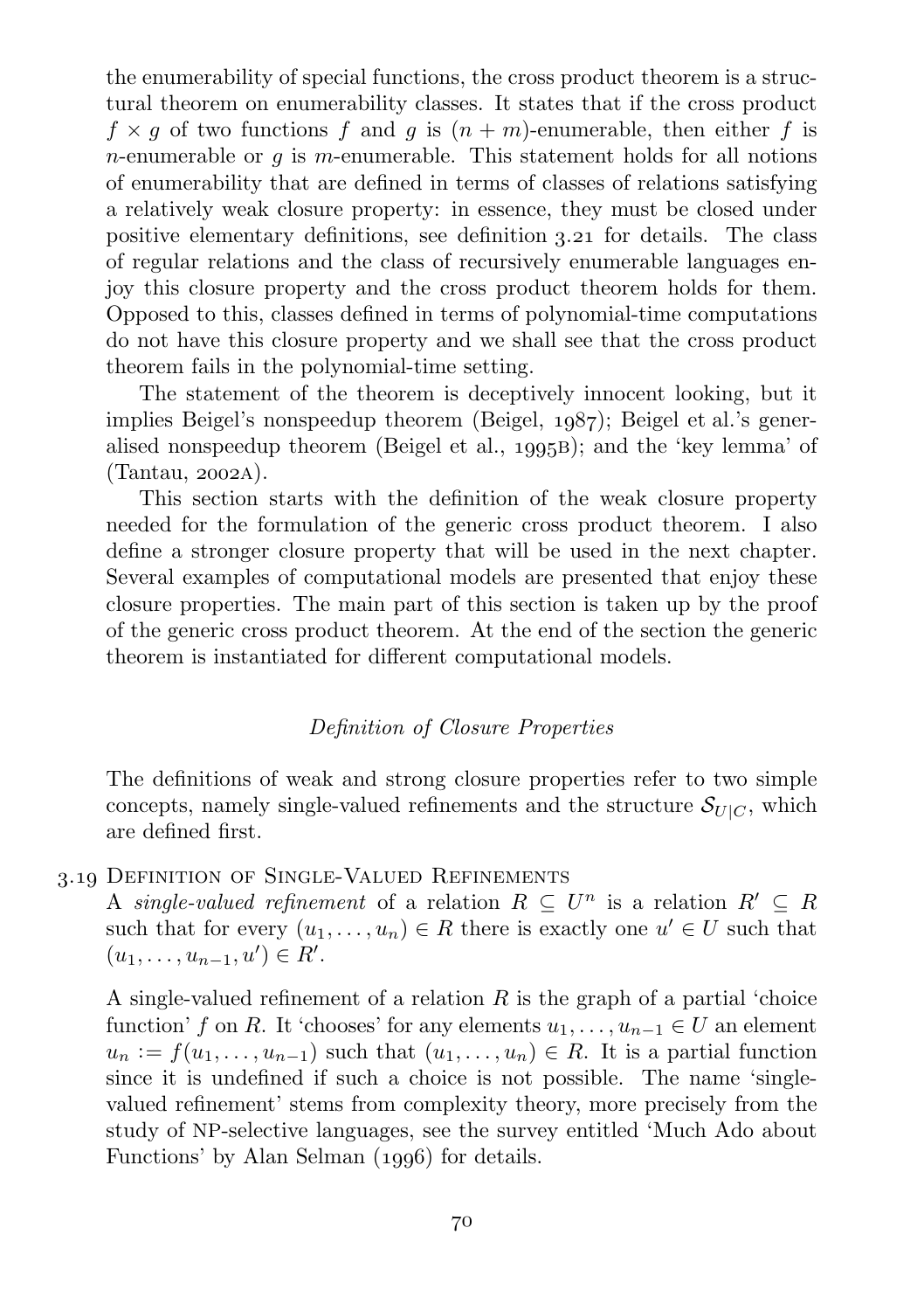the enumerability of special functions, the cross product theorem is a structural theorem on enumerability classes. It states that if the cross product $f \times g$ of two functions $f$ and $g$ is $(n+m)$-enumerable, then either $f$ is $n$-enumerable or $g$ is $m$-enumerable. This statement holds for all notions of enumerability that are defined in terms of classes of relations satisfying a relatively weak closure property: in essence, they must be closed under positive elementary definitions, see definition 3.21 for details. The class of regular relations and the class of recursively enumerable languages enjoy this closure property and the cross product theorem holds for them. Opposed to this, classes defined in terms of polynomial-time computations do not have this closure property and we shall see that the cross product theorem fails in the polynomial-time setting.

The statement of the theorem is deceptively innocent looking, but it implies Beigel's nonspeedup theorem (Beigel, 1987); Beigel et al.'s generalised nonspeedup theorem (Beigel et al., 1995b); and the 'key lemma' of (Tantau, 2002a).

This section starts with the definition of the weak closure property needed for the formulation of the generic cross product theorem. I also define a stronger closure property that will be used in the next chapter. Several examples of computational models are presented that enjoy these closure properties. The main part of this section is taken up by the proof of the generic cross product theorem. At the end of the section the generic theorem is instantiated for different computational models.

### *Definition of Closure Properties*

The definitions of weak and strong closure properties refer to two simple concepts, namely single-valued refinements and the structure $\mathcal{S}_{U|C}$, which are defined first.

3.19 Definition of Single-Valued Refinements

A *single-valued refinement* of a relation $R \subseteq U^n$ is a relation $R' \subseteq R$ such that for every $(u_1, \dots, u_n) \in R$ there is exactly one $u' \in U$ such that $(u_1, \dots, u_{n-1}, u') \in R'$.

A single-valued refinement of a relation $R$ is the graph of a partial 'choice function' $f$ on $R$. It 'chooses' for any elements $u_1, \dots, u_{n-1} \in U$ an element $u_n := f(u_1, \dots, u_{n-1})$ such that $(u_1, \dots, u_n) \in R$. It is a partial function since it is undefined if such a choice is not possible. The name 'single-valued refinement' stems from complexity theory, more precisely from the study of NP-selective languages, see the survey entitled 'Much Ado about Functions' by Alan Selman (1996) for details.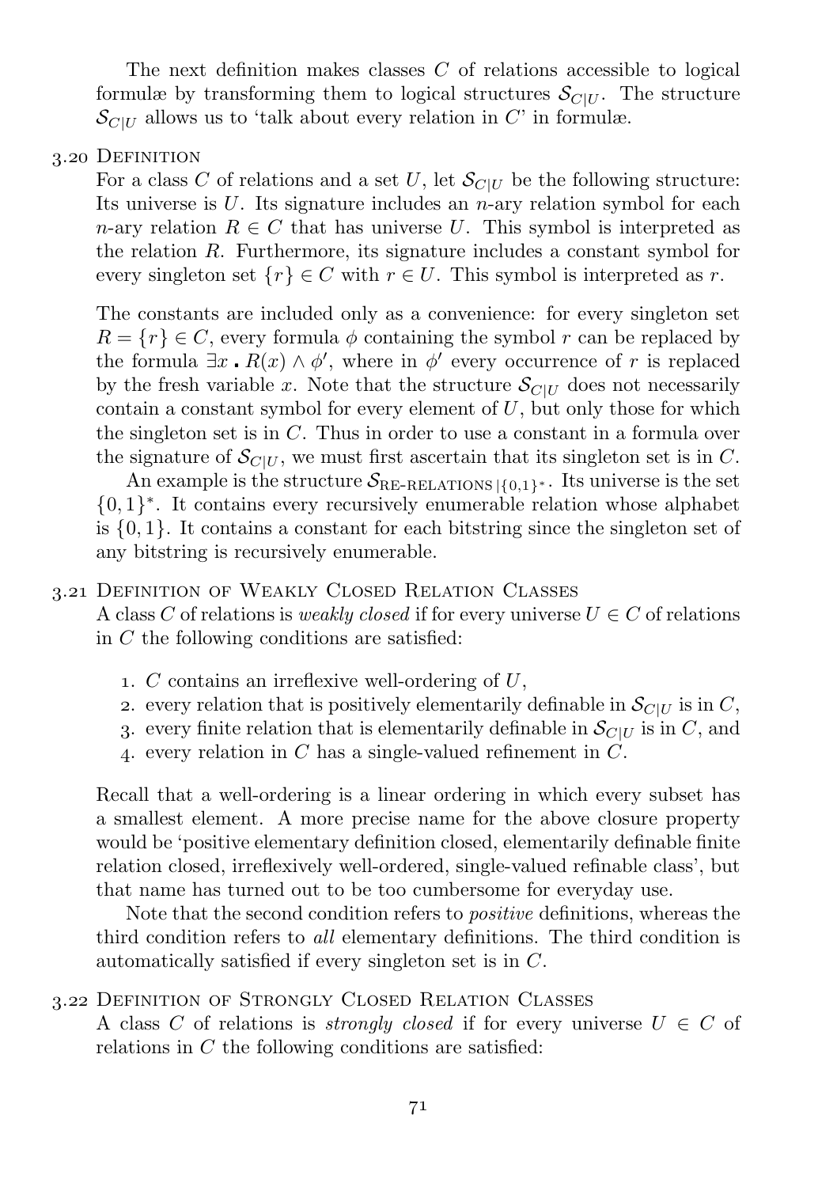The next definition makes classes $C$ of relations accessible to logical formulæ by transforming them to logical structures $\mathcal{S}_{C|U}$. The structure $\mathcal{S}_{C|U}$ allows us to 'talk about every relation in $C$' in formulæ.

3.20 Definition

For a class $C$ of relations and a set $U$, let $\mathcal{S}_{C|U}$ be the following structure: Its universe is $U$. Its signature includes an $n$-ary relation symbol for each $n$-ary relation $R \in C$ that has universe $U$. This symbol is interpreted as the relation $R$. Furthermore, its signature includes a constant symbol for every singleton set $\{r\} \in C$ with $r \in U$. This symbol is interpreted as $r$.

The constants are included only as a convenience: for every singleton set $R = \{r\} \in C$, every formula $\phi$ containing the symbol $r$ can be replaced by the formula $\exists x \,.\, R(x) \wedge \phi'$, where in $\phi'$ every occurrence of $r$ is replaced by the fresh variable $x$. Note that the structure $\mathcal{S}_{C|U}$ does not necessarily contain a constant symbol for every element of $U$, but only those for which the singleton set is in $C$. Thus in order to use a constant in a formula over the signature of $\mathcal{S}_{C|U}$, we must first ascertain that its singleton set is in $C$.

An example is the structure $\mathcal{S}_{\text{RE-RELATIONS}\,|\{0,1\}^*}$. Its universe is the set $\{0,1\}^*$. It contains every recursively enumerable relation whose alphabet is $\{0,1\}$. It contains a constant for each bitstring since the singleton set of any bitstring is recursively enumerable.

3.21 Definition of Weakly Closed Relation Classes

A class $C$ of relations is *weakly closed* if for every universe $U \in C$ of relations in $C$ the following conditions are satisfied:

1. $C$ contains an irreflexive well-ordering of $U$,
2. every relation that is positively elementarily definable in $\mathcal{S}_{C|U}$ is in $C$,
3. every finite relation that is elementarily definable in $\mathcal{S}_{C|U}$ is in $C$, and
4. every relation in $C$ has a single-valued refinement in $C$.

Recall that a well-ordering is a linear ordering in which every subset has a smallest element. A more precise name for the above closure property would be 'positive elementary definition closed, elementarily definable finite relation closed, irreflexively well-ordered, single-valued refinable class', but that name has turned out to be too cumbersome for everyday use.

Note that the second condition refers to *positive* definitions, whereas the third condition refers to *all* elementary definitions. The third condition is automatically satisfied if every singleton set is in $C$.

3.22 Definition of Strongly Closed Relation Classes

A class $C$ of relations is *strongly closed* if for every universe $U \in C$ of relations in $C$ the following conditions are satisfied: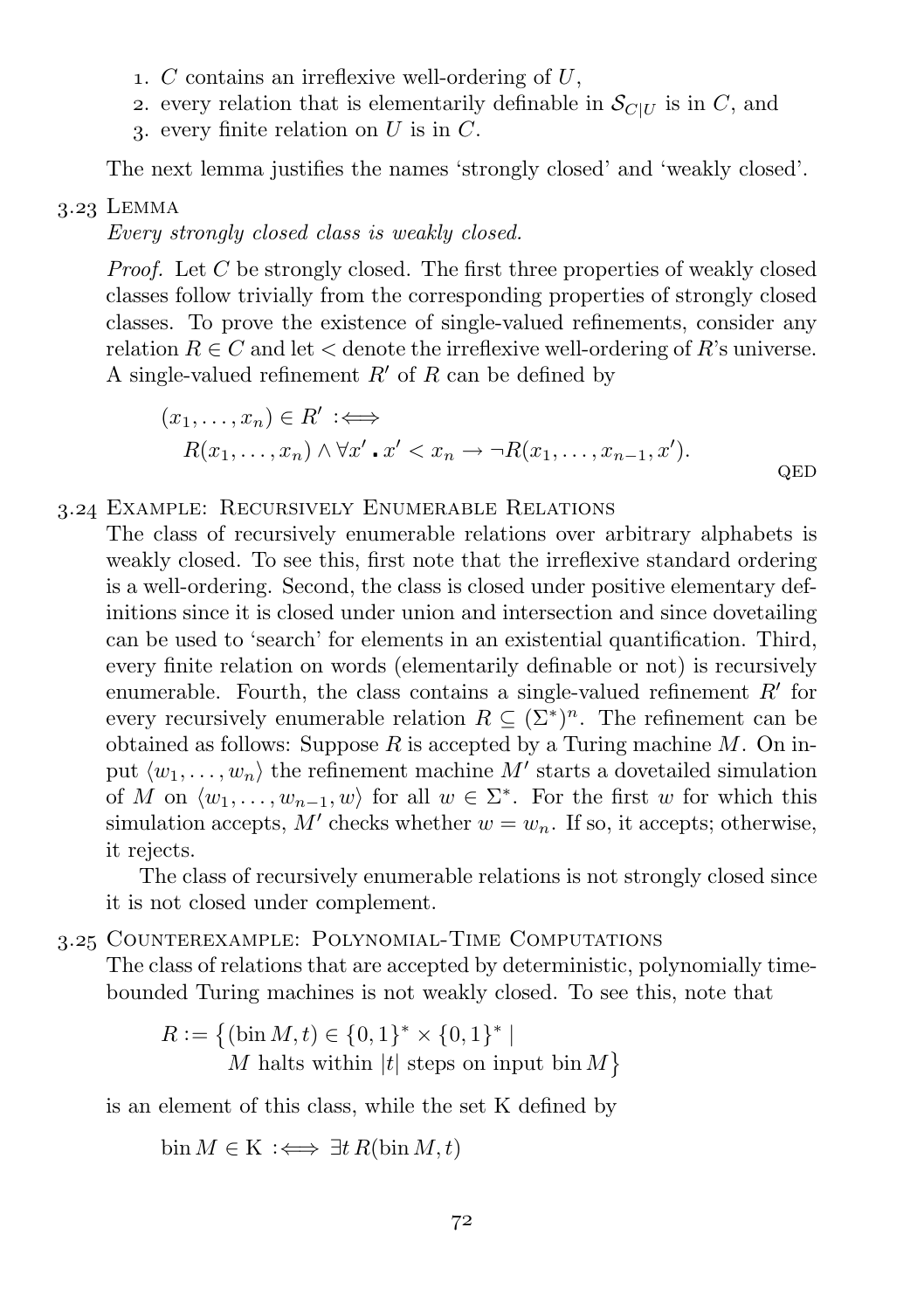1. $C$ contains an irreflexive well-ordering of $U$,
2. every relation that is elementarily definable in $\mathcal{S}_{C|U}$ is in $C$, and
3. every finite relation on $U$ is in $C$.

The next lemma justifies the names 'strongly closed' and 'weakly closed'.

3.23 Lemma

*Every strongly closed class is weakly closed.*

*Proof.* Let $C$ be strongly closed. The first three properties of weakly closed classes follow trivially from the corresponding properties of strongly closed classes. To prove the existence of single-valued refinements, consider any relation $R \in C$ and let $<$ denote the irreflexive well-ordering of $R$'s universe. A single-valued refinement $R'$ of $R$ can be defined by

$$(x_1, \dots, x_n) \in R' :\iff R(x_1, \dots, x_n) \wedge \forall x' \,.\, x' < x_n \to \neg R(x_1, \dots, x_{n-1}, x').$$

QED

3.24 Example: Recursively Enumerable Relations

The class of recursively enumerable relations over arbitrary alphabets is weakly closed. To see this, first note that the irreflexive standard ordering is a well-ordering. Second, the class is closed under positive elementary definitions since it is closed under union and intersection and since dovetailing can be used to 'search' for elements in an existential quantification. Third, every finite relation on words (elementarily definable or not) is recursively enumerable. Fourth, the class contains a single-valued refinement $R'$ for every recursively enumerable relation $R \subseteq (\Sigma^*)^n$. The refinement can be obtained as follows: Suppose $R$ is accepted by a Turing machine $M$. On input $\langle w_1, \dots, w_n \rangle$ the refinement machine $M'$ starts a dovetailed simulation of $M$ on $\langle w_1, \dots, w_{n-1}, w \rangle$ for all $w \in \Sigma^*$. For the first $w$ for which this simulation accepts, $M'$ checks whether $w = w_n$. If so, it accepts; otherwise, it rejects.

The class of recursively enumerable relations is not strongly closed since it is not closed under complement.

3.25 Counterexample: Polynomial-Time Computations

The class of relations that are accepted by deterministic, polynomially time-bounded Turing machines is not weakly closed. To see this, note that

$$R := \{(\operatorname{bin} M, t) \in \{0,1\}^* \times \{0,1\}^* \mid M \text{ halts within } |t| \text{ steps on input } \operatorname{bin} M\}$$

is an element of this class, while the set K defined by

$$\operatorname{bin} M \in \mathrm{K} :\iff \exists t\, R(\operatorname{bin} M, t)$$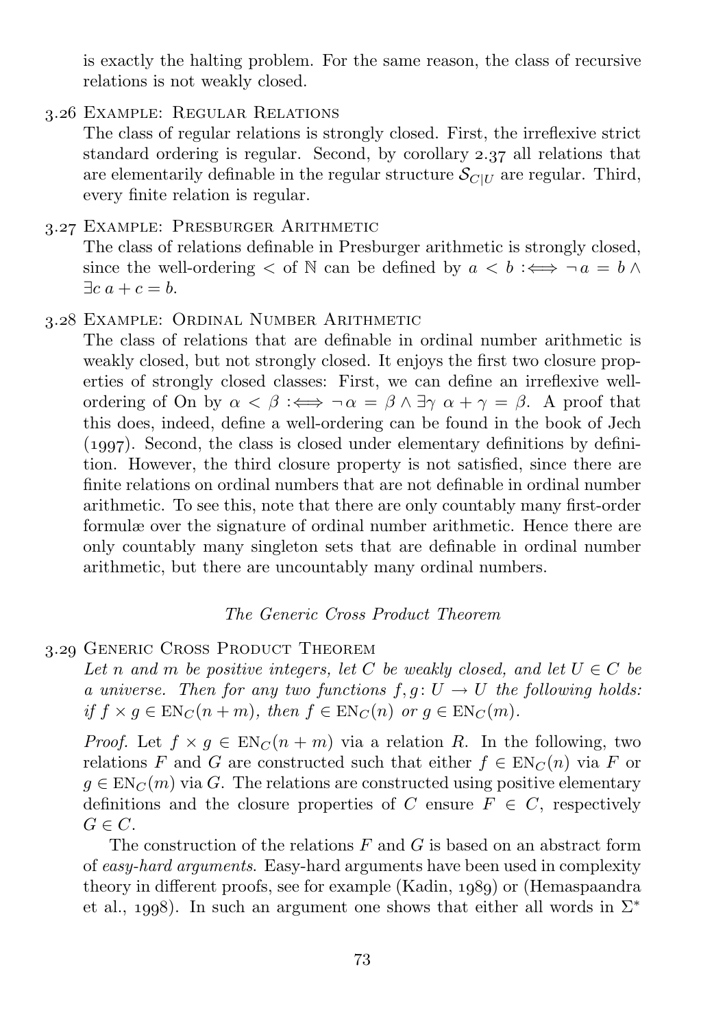is exactly the halting problem. For the same reason, the class of recursive relations is not weakly closed.

3.26 Example: Regular Relations

The class of regular relations is strongly closed. First, the irreflexive strict standard ordering is regular. Second, by corollary 2.37 all relations that are elementarily definable in the regular structure $\mathcal{S}_{C|U}$ are regular. Third, every finite relation is regular.

3.27 Example: Presburger Arithmetic

The class of relations definable in Presburger arithmetic is strongly closed, since the well-ordering $<$ of $\mathbb{N}$ can be defined by $a < b :\iff \neg a = b \wedge \exists c\ a + c = b$.

3.28 Example: Ordinal Number Arithmetic

The class of relations that are definable in ordinal number arithmetic is weakly closed, but not strongly closed. It enjoys the first two closure properties of strongly closed classes: First, we can define an irreflexive well-ordering of On by $\alpha < \beta :\iff \neg \alpha = \beta \wedge \exists \gamma\ \alpha + \gamma = \beta$. A proof that this does, indeed, define a well-ordering can be found in the book of Jech (1997). Second, the class is closed under elementary definitions by definition. However, the third closure property is not satisfied, since there are finite relations on ordinal numbers that are not definable in ordinal number arithmetic. To see this, note that there are only countably many first-order formulæ over the signature of ordinal number arithmetic. Hence there are only countably many singleton sets that are definable in ordinal number arithmetic, but there are uncountably many ordinal numbers.

*The Generic Cross Product Theorem*

3.29 Generic Cross Product Theorem

*Let $n$ and $m$ be positive integers, let $C$ be weakly closed, and let $U \in C$ be a universe. Then for any two functions $f, g\colon U \to U$ the following holds: if $f \times g \in \mathrm{EN}_C(n+m)$, then $f \in \mathrm{EN}_C(n)$ or $g \in \mathrm{EN}_C(m)$.*

*Proof.* Let $f \times g \in \mathrm{EN}_C(n+m)$ via a relation $R$. In the following, two relations $F$ and $G$ are constructed such that either $f \in \mathrm{EN}_C(n)$ via $F$ or $g \in \mathrm{EN}_C(m)$ via $G$. The relations are constructed using positive elementary definitions and the closure properties of $C$ ensure $F \in C$, respectively $G \in C$.

The construction of the relations $F$ and $G$ is based on an abstract form of *easy-hard arguments*. Easy-hard arguments have been used in complexity theory in different proofs, see for example (Kadin, 1989) or (Hemaspaandra et al., 1998). In such an argument one shows that either all words in $\Sigma^*$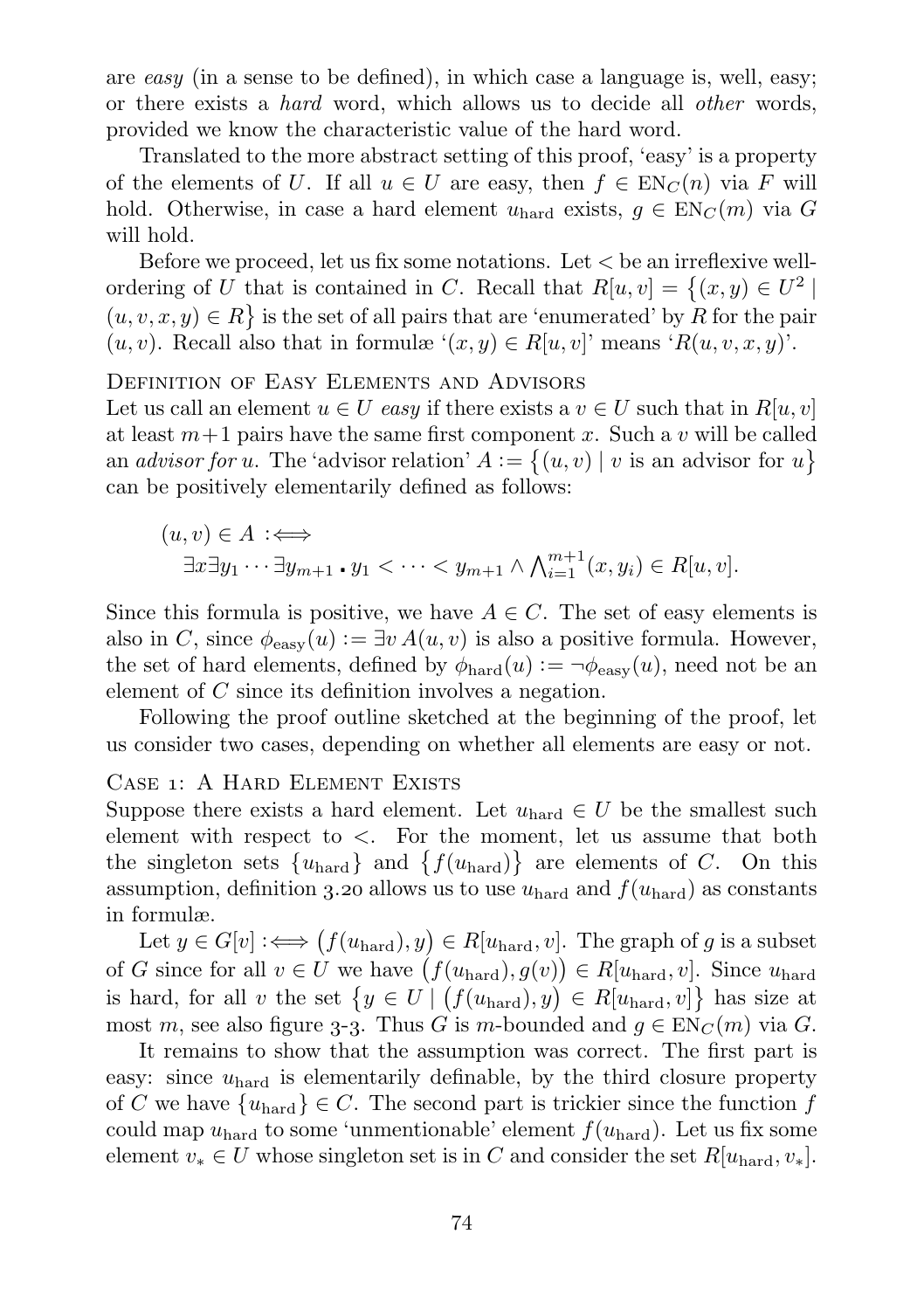are *easy* (in a sense to be defined), in which case a language is, well, easy; or there exists a *hard* word, which allows us to decide all *other* words, provided we know the characteristic value of the hard word.

Translated to the more abstract setting of this proof, 'easy' is a property of the elements of $U$. If all $u \in U$ are easy, then $f \in \text{EN}_C(n)$ via $F$ will hold. Otherwise, in case a hard element $u_{\text{hard}}$ exists, $g \in \text{EN}_C(m)$ via $G$ will hold.

Before we proceed, let us fix some notations. Let $<$ be an irreflexive well-ordering of $U$ that is contained in $C$. Recall that $R[u,v] = \{(x,y) \in U^2 \mid (u,v,x,y) \in R\}$ is the set of all pairs that are 'enumerated' by $R$ for the pair $(u,v)$. Recall also that in formulæ '$(x,y) \in R[u,v]$' means '$R(u,v,x,y)$'.

Definition of Easy Elements and Advisors

Let us call an element $u \in U$ *easy* if there exists a $v \in U$ such that in $R[u,v]$ at least $m+1$ pairs have the same first component $x$. Such a $v$ will be called an *advisor for* $u$. The 'advisor relation' $A := \{(u,v) \mid v \text{ is an advisor for } u\}$ can be positively elementarily defined as follows:

$$(u,v) \in A :\iff \\ \exists x \exists y_1 \cdots \exists y_{m+1} \,.\, y_1 < \cdots < y_{m+1} \wedge \textstyle\bigwedge_{i=1}^{m+1} (x, y_i) \in R[u,v].$$

Since this formula is positive, we have $A \in C$. The set of easy elements is also in $C$, since $\phi_{\text{easy}}(u) := \exists v\, A(u,v)$ is also a positive formula. However, the set of hard elements, defined by $\phi_{\text{hard}}(u) := \neg\phi_{\text{easy}}(u)$, need not be an element of $C$ since its definition involves a negation.

Following the proof outline sketched at the beginning of the proof, let us consider two cases, depending on whether all elements are easy or not.

Case 1: A Hard Element Exists

Suppose there exists a hard element. Let $u_{\text{hard}} \in U$ be the smallest such element with respect to $<$. For the moment, let us assume that both the singleton sets $\{u_{\text{hard}}\}$ and $\{f(u_{\text{hard}})\}$ are elements of $C$. On this assumption, definition 3.20 allows us to use $u_{\text{hard}}$ and $f(u_{\text{hard}})$ as constants in formulæ.

Let $y \in G[v] :\iff (f(u_{\text{hard}}), y) \in R[u_{\text{hard}}, v]$. The graph of $g$ is a subset of $G$ since for all $v \in U$ we have $(f(u_{\text{hard}}), g(v)) \in R[u_{\text{hard}}, v]$. Since $u_{\text{hard}}$ is hard, for all $v$ the set $\{y \in U \mid (f(u_{\text{hard}}), y) \in R[u_{\text{hard}}, v]\}$ has size at most $m$, see also figure 3-3. Thus $G$ is $m$-bounded and $g \in \text{EN}_C(m)$ via $G$.

It remains to show that the assumption was correct. The first part is easy: since $u_{\text{hard}}$ is elementarily definable, by the third closure property of $C$ we have $\{u_{\text{hard}}\} \in C$. The second part is trickier since the function $f$ could map $u_{\text{hard}}$ to some 'unmentionable' element $f(u_{\text{hard}})$. Let us fix some element $v_* \in U$ whose singleton set is in $C$ and consider the set $R[u_{\text{hard}}, v_*]$.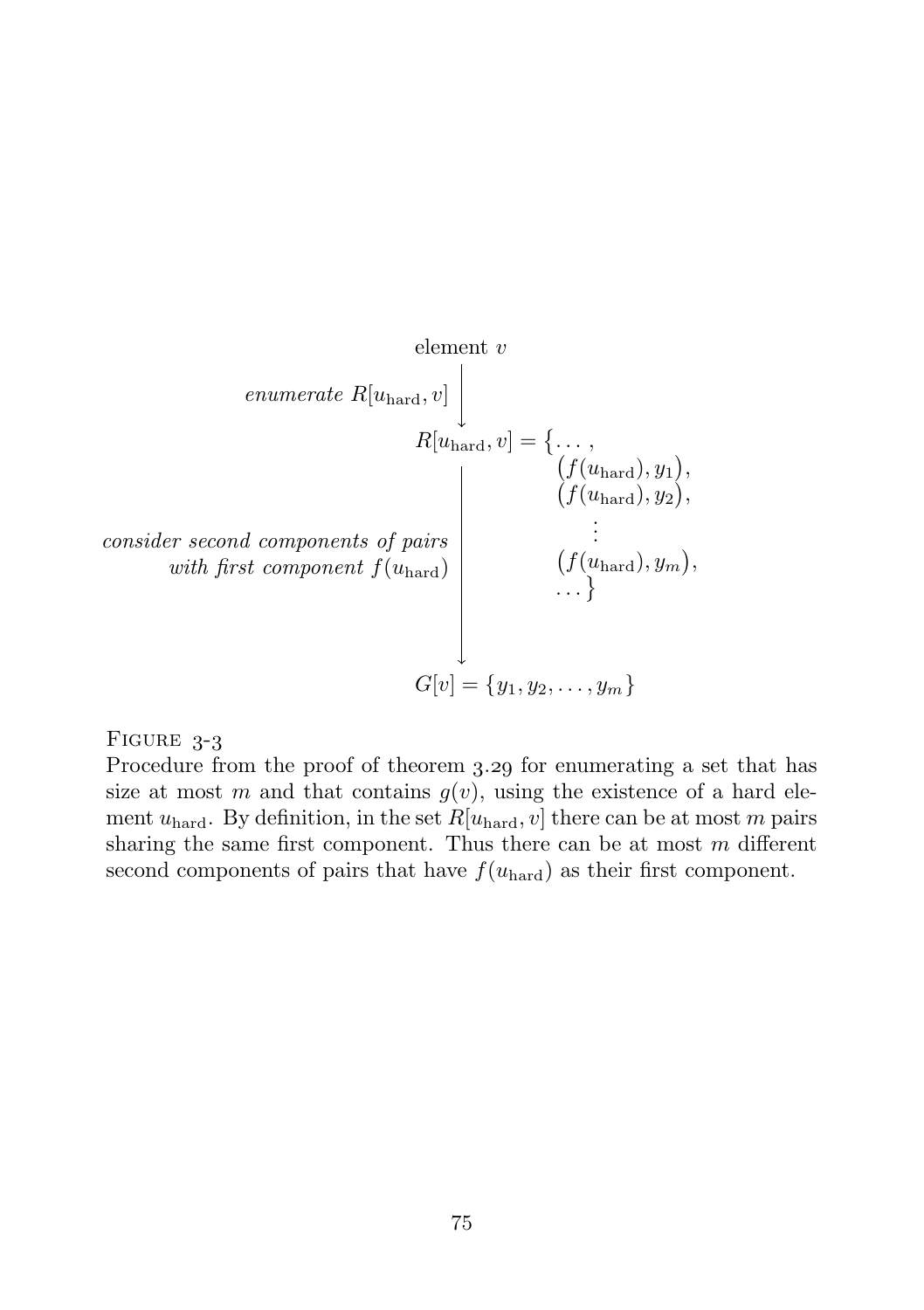element $v$

*enumerate* $R[u_{\text{hard}}, v]$

$$R[u_{\text{hard}}, v] = \{\ldots, \big(f(u_{\text{hard}}), y_1\big), \big(f(u_{\text{hard}}), y_2\big), \ldots, \big(f(u_{\text{hard}}), y_m\big), \ldots\}$$

*consider second components of pairs with first component* $f(u_{\text{hard}})$

$$G[v] = \{y_1, y_2, \ldots, y_m\}$$

FIGURE 3-3
Procedure from the proof of theorem 3.29 for enumerating a set that has size at most $m$ and that contains $g(v)$, using the existence of a hard element $u_{\text{hard}}$. By definition, in the set $R[u_{\text{hard}}, v]$ there can be at most $m$ pairs sharing the same first component. Thus there can be at most $m$ different second components of pairs that have $f(u_{\text{hard}})$ as their first component.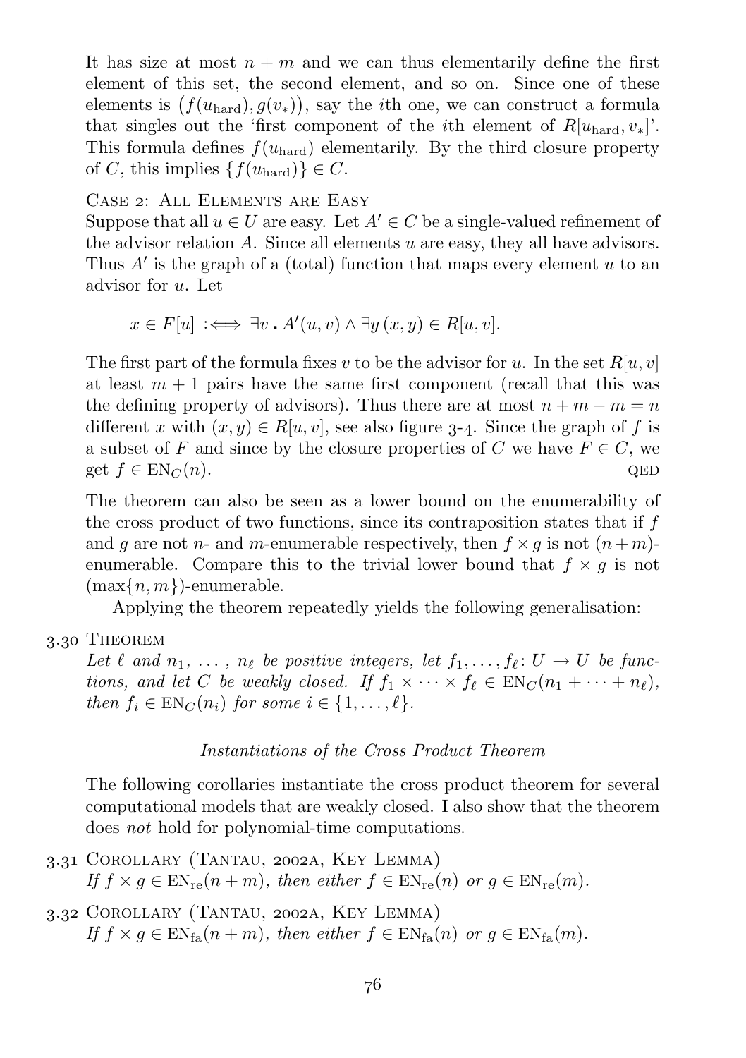It has size at most $n + m$ and we can thus elementarily define the first element of this set, the second element, and so on. Since one of these elements is $\big(f(u_{\text{hard}}), g(v_*)\big)$, say the $i$th one, we can construct a formula that singles out the 'first component of the $i$th element of $R[u_{\text{hard}}, v_*]$'. This formula defines $f(u_{\text{hard}})$ elementarily. By the third closure property of $C$, this implies $\{f(u_{\text{hard}})\} \in C$.

Case 2: All Elements are Easy

Suppose that all $u \in U$ are easy. Let $A' \in C$ be a single-valued refinement of the advisor relation $A$. Since all elements $u$ are easy, they all have advisors. Thus $A'$ is the graph of a (total) function that maps every element $u$ to an advisor for $u$. Let

$$x \in F[u] :\iff \exists v \mathbin{.} A'(u, v) \land \exists y \, (x, y) \in R[u, v].$$

The first part of the formula fixes $v$ to be the advisor for $u$. In the set $R[u, v]$ at least $m + 1$ pairs have the same first component (recall that this was the defining property of advisors). Thus there are at most $n + m - m = n$ different $x$ with $(x, y) \in R[u, v]$, see also figure 3-4. Since the graph of $f$ is a subset of $F$ and since by the closure properties of $C$ we have $F \in C$, we get $f \in \text{EN}_C(n)$. QED

The theorem can also be seen as a lower bound on the enumerability of the cross product of two functions, since its contraposition states that if $f$ and $g$ are not $n$- and $m$-enumerable respectively, then $f \times g$ is not $(n+m)$-enumerable. Compare this to the trivial lower bound that $f \times g$ is not $(\max\{n, m\})$-enumerable.

Applying the theorem repeatedly yields the following generalisation:

3.30 Theorem

*Let $\ell$ and $n_1, \ldots, n_\ell$ be positive integers, let $f_1, \ldots, f_\ell \colon U \to U$ be functions, and let $C$ be weakly closed. If $f_1 \times \cdots \times f_\ell \in \text{EN}_C(n_1 + \cdots + n_\ell)$, then $f_i \in \text{EN}_C(n_i)$ for some $i \in \{1, \ldots, \ell\}$.*

### *Instantiations of the Cross Product Theorem*

The following corollaries instantiate the cross product theorem for several computational models that are weakly closed. I also show that the theorem does *not* hold for polynomial-time computations.

3.31 Corollary (Tantau, 2002a, Key Lemma)

*If $f \times g \in \text{EN}_{\text{re}}(n + m)$, then either $f \in \text{EN}_{\text{re}}(n)$ or $g \in \text{EN}_{\text{re}}(m)$.*

3.32 Corollary (Tantau, 2002a, Key Lemma)

*If $f \times g \in \text{EN}_{\text{fa}}(n + m)$, then either $f \in \text{EN}_{\text{fa}}(n)$ or $g \in \text{EN}_{\text{fa}}(m)$.*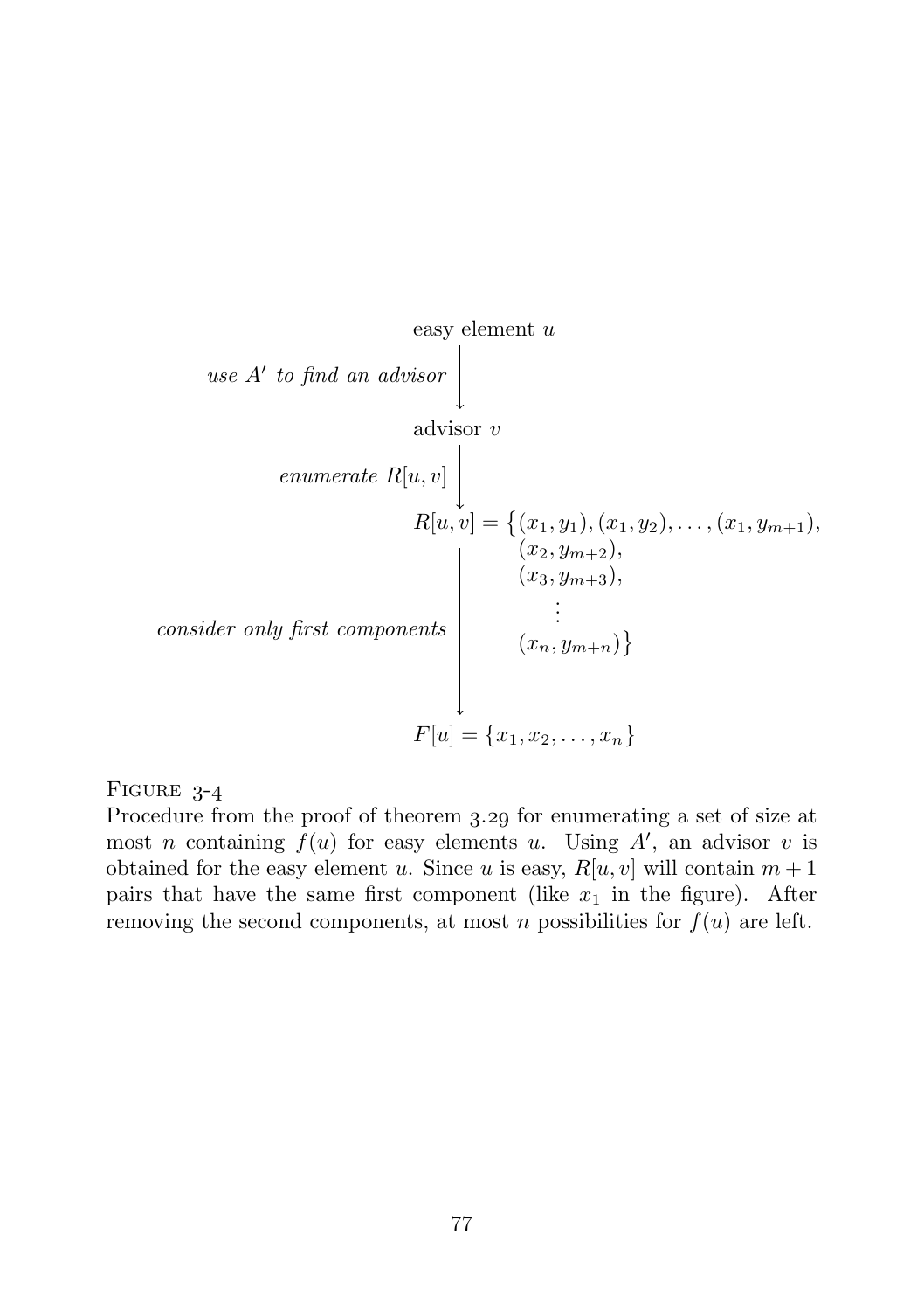easy element $u$

*use $A'$ to find an advisor* ↓

advisor $v$

*enumerate $R[u,v]$* ↓

$$R[u,v] = \big\{(x_1, y_1), (x_1, y_2), \ldots, (x_1, y_{m+1}), (x_2, y_{m+2}), (x_3, y_{m+3}), \ldots, (x_n, y_{m+n})\big\}$$

*consider only first components* ↓

$$F[u] = \{x_1, x_2, \ldots, x_n\}$$

Figure 3-4
Procedure from the proof of theorem 3.29 for enumerating a set of size at most $n$ containing $f(u)$ for easy elements $u$. Using $A'$, an advisor $v$ is obtained for the easy element $u$. Since $u$ is easy, $R[u,v]$ will contain $m+1$ pairs that have the same first component (like $x_1$ in the figure). After removing the second components, at most $n$ possibilities for $f(u)$ are left.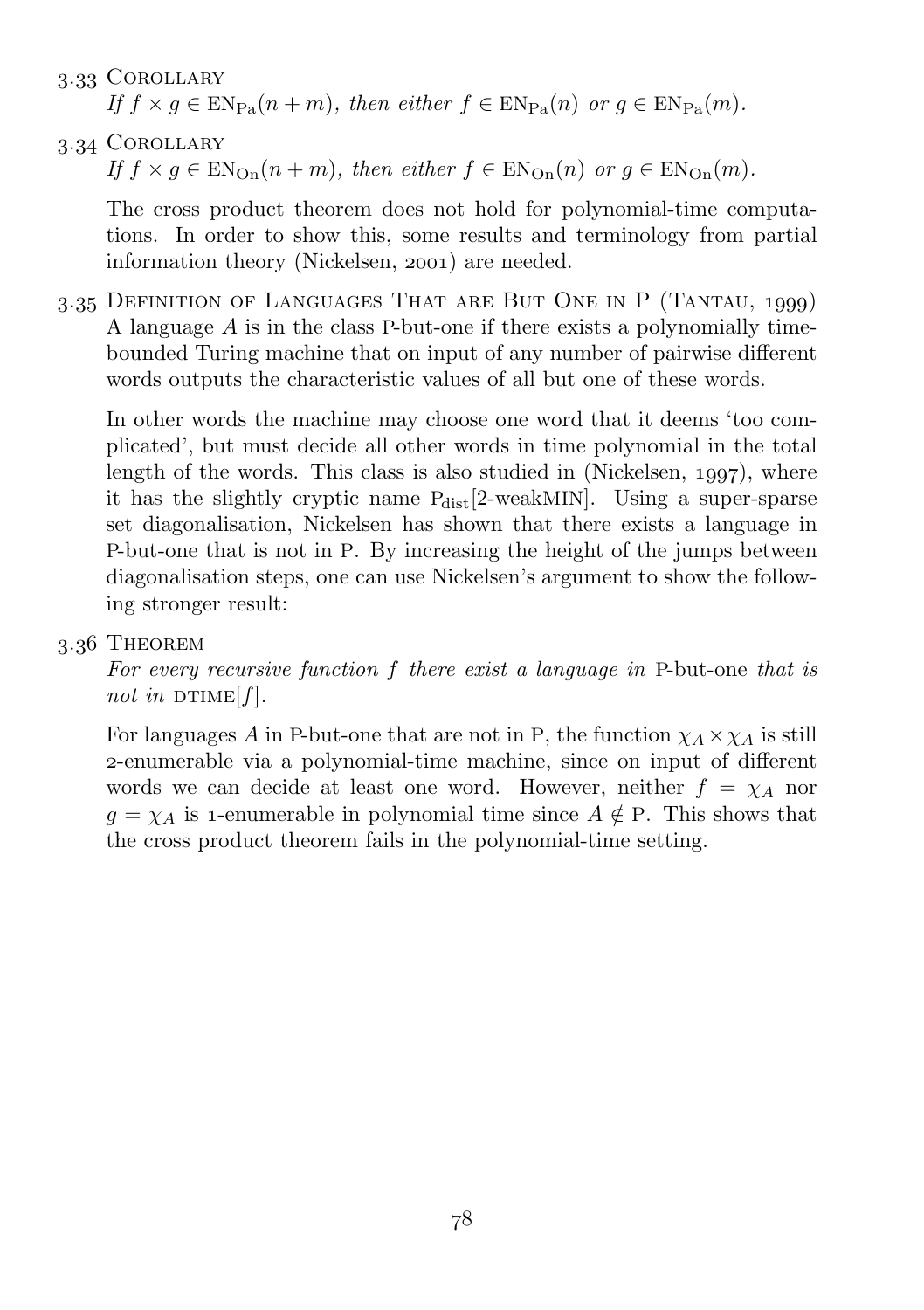3.33 Corollary

*If $f \times g \in \mathrm{EN}_{\mathrm{Pa}}(n+m)$, then either $f \in \mathrm{EN}_{\mathrm{Pa}}(n)$ or $g \in \mathrm{EN}_{\mathrm{Pa}}(m)$.*

3.34 Corollary

*If $f \times g \in \mathrm{EN}_{\mathrm{On}}(n+m)$, then either $f \in \mathrm{EN}_{\mathrm{On}}(n)$ or $g \in \mathrm{EN}_{\mathrm{On}}(m)$.*

The cross product theorem does not hold for polynomial-time computations. In order to show this, some results and terminology from partial information theory (Nickelsen, 2001) are needed.

3.35 Definition of Languages That are But One in P (Tantau, 1999)

A language $A$ is in the class P-but-one if there exists a polynomially time-bounded Turing machine that on input of any number of pairwise different words outputs the characteristic values of all but one of these words.

In other words the machine may choose one word that it deems 'too complicated', but must decide all other words in time polynomial in the total length of the words. This class is also studied in (Nickelsen, 1997), where it has the slightly cryptic name $\mathrm{P}_{\mathrm{dist}}[\text{2-weakMIN}]$. Using a super-sparse set diagonalisation, Nickelsen has shown that there exists a language in P-but-one that is not in P. By increasing the height of the jumps between diagonalisation steps, one can use Nickelsen's argument to show the following stronger result:

3.36 Theorem

*For every recursive function $f$ there exist a language in* P-but-one *that is not in* $\mathrm{DTIME}[f]$.

For languages $A$ in P-but-one that are not in P, the function $\chi_A \times \chi_A$ is still 2-enumerable via a polynomial-time machine, since on input of different words we can decide at least one word. However, neither $f = \chi_A$ nor $g = \chi_A$ is 1-enumerable in polynomial time since $A \notin \mathrm{P}$. This shows that the cross product theorem fails in the polynomial-time setting.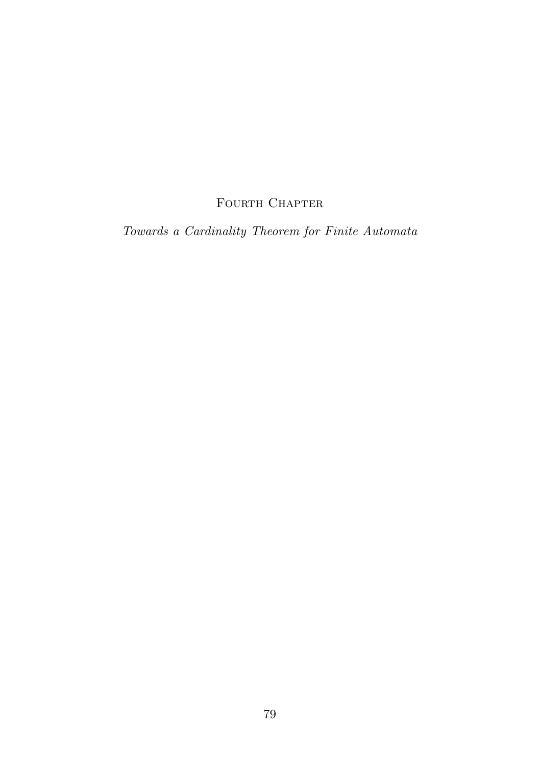# Fourth Chapter

*Towards a Cardinality Theorem for Finite Automata*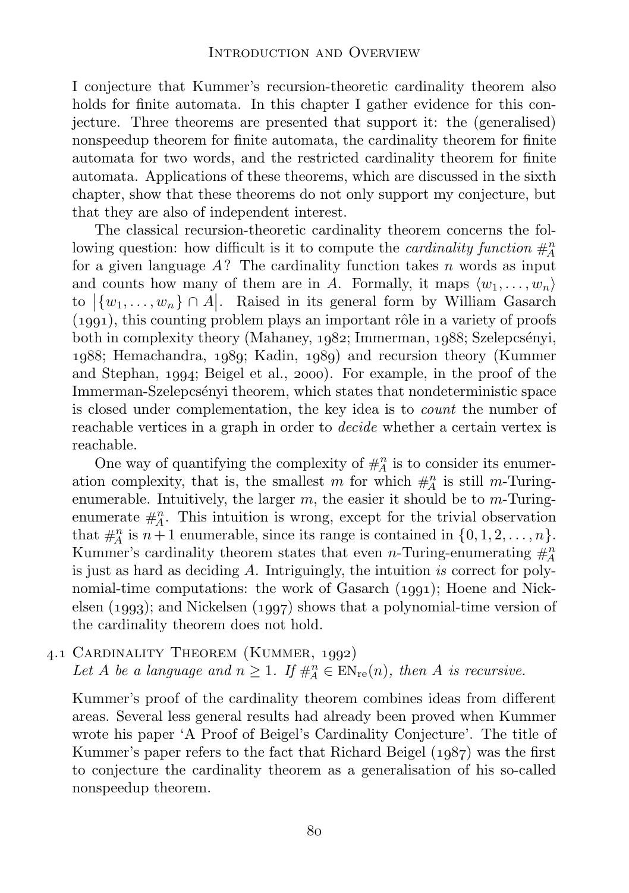I conjecture that Kummer's recursion-theoretic cardinality theorem also holds for finite automata. In this chapter I gather evidence for this conjecture. Three theorems are presented that support it: the (generalised) nonspeedup theorem for finite automata, the cardinality theorem for finite automata for two words, and the restricted cardinality theorem for finite automata. Applications of these theorems, which are discussed in the sixth chapter, show that these theorems do not only support my conjecture, but that they are also of independent interest.

The classical recursion-theoretic cardinality theorem concerns the following question: how difficult is it to compute the *cardinality function* $\#_A^n$ for a given language $A$? The cardinality function takes $n$ words as input and counts how many of them are in $A$. Formally, it maps $\langle w_1, \dots, w_n \rangle$ to $\left|\{w_1, \dots, w_n\} \cap A\right|$. Raised in its general form by William Gasarch (1991), this counting problem plays an important rôle in a variety of proofs both in complexity theory (Mahaney, 1982; Immerman, 1988; Szelepcsényi, 1988; Hemachandra, 1989; Kadin, 1989) and recursion theory (Kummer and Stephan, 1994; Beigel et al., 2000). For example, in the proof of the Immerman-Szelepcsényi theorem, which states that nondeterministic space is closed under complementation, the key idea is to *count* the number of reachable vertices in a graph in order to *decide* whether a certain vertex is reachable.

One way of quantifying the complexity of $\#_A^n$ is to consider its enumeration complexity, that is, the smallest $m$ for which $\#_A^n$ is still $m$-Turing-enumerable. Intuitively, the larger $m$, the easier it should be to $m$-Turing-enumerate $\#_A^n$. This intuition is wrong, except for the trivial observation that $\#_A^n$ is $n+1$ enumerable, since its range is contained in $\{0, 1, 2, \dots, n\}$. Kummer's cardinality theorem states that even $n$-Turing-enumerating $\#_A^n$ is just as hard as deciding $A$. Intriguingly, the intuition *is* correct for polynomial-time computations: the work of Gasarch (1991); Hoene and Nickelsen (1993); and Nickelsen (1997) shows that a polynomial-time version of the cardinality theorem does not hold.

4.1 Cardinality Theorem (Kummer, 1992)
*Let $A$ be a language and $n \geq 1$. If $\#_A^n \in \mathrm{EN}_{\mathrm{re}}(n)$, then $A$ is recursive.*

Kummer's proof of the cardinality theorem combines ideas from different areas. Several less general results had already been proved when Kummer wrote his paper 'A Proof of Beigel's Cardinality Conjecture'. The title of Kummer's paper refers to the fact that Richard Beigel (1987) was the first to conjecture the cardinality theorem as a generalisation of his so-called nonspeedup theorem.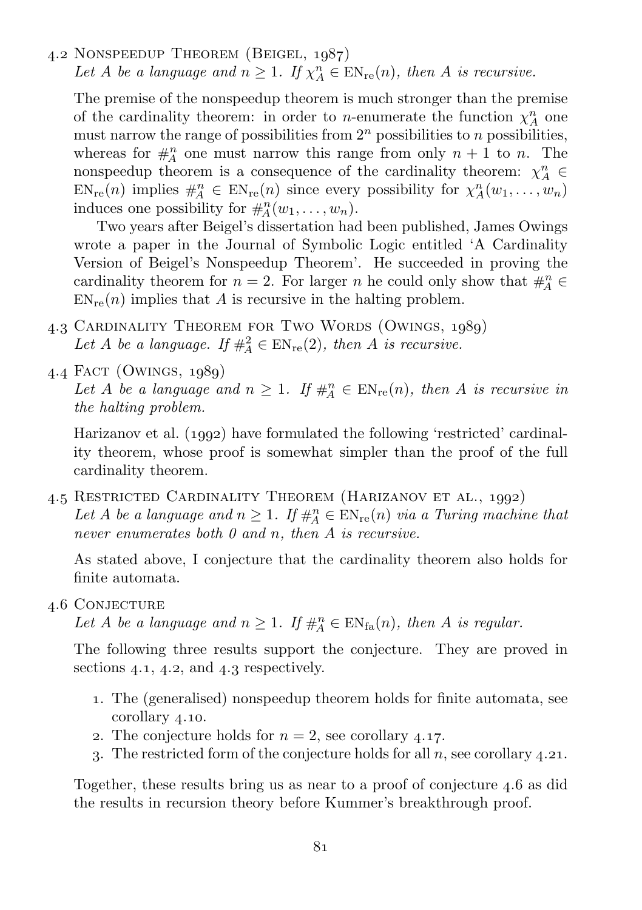4.2 Nonspeedup Theorem (Beigel, 1987)
*Let $A$ be a language and $n \geq 1$. If $\chi_A^n \in \mathrm{EN}_{\mathrm{re}}(n)$, then $A$ is recursive.*

The premise of the nonspeedup theorem is much stronger than the premise of the cardinality theorem: in order to $n$-enumerate the function $\chi_A^n$ one must narrow the range of possibilities from $2^n$ possibilities to $n$ possibilities, whereas for $\#_A^n$ one must narrow this range from only $n+1$ to $n$. The nonspeedup theorem is a consequence of the cardinality theorem: $\chi_A^n \in \mathrm{EN}_{\mathrm{re}}(n)$ implies $\#_A^n \in \mathrm{EN}_{\mathrm{re}}(n)$ since every possibility for $\chi_A^n(w_1, \dots, w_n)$ induces one possibility for $\#_A^n(w_1, \dots, w_n)$.

Two years after Beigel's dissertation had been published, James Owings wrote a paper in the Journal of Symbolic Logic entitled 'A Cardinality Version of Beigel's Nonspeedup Theorem'. He succeeded in proving the cardinality theorem for $n = 2$. For larger $n$ he could only show that $\#_A^n \in \mathrm{EN}_{\mathrm{re}}(n)$ implies that $A$ is recursive in the halting problem.

4.3 Cardinality Theorem for Two Words (Owings, 1989)
*Let $A$ be a language. If $\#_A^2 \in \mathrm{EN}_{\mathrm{re}}(2)$, then $A$ is recursive.*

4.4 Fact (Owings, 1989)
*Let $A$ be a language and $n \geq 1$. If $\#_A^n \in \mathrm{EN}_{\mathrm{re}}(n)$, then $A$ is recursive in the halting problem.*

Harizanov et al. (1992) have formulated the following 'restricted' cardinality theorem, whose proof is somewhat simpler than the proof of the full cardinality theorem.

4.5 Restricted Cardinality Theorem (Harizanov et al., 1992)
*Let $A$ be a language and $n \geq 1$. If $\#_A^n \in \mathrm{EN}_{\mathrm{re}}(n)$ via a Turing machine that never enumerates both 0 and $n$, then $A$ is recursive.*

As stated above, I conjecture that the cardinality theorem also holds for finite automata.

4.6 Conjecture
*Let $A$ be a language and $n \geq 1$. If $\#_A^n \in \mathrm{EN}_{\mathrm{fa}}(n)$, then $A$ is regular.*

The following three results support the conjecture. They are proved in sections 4.1, 4.2, and 4.3 respectively.

1. The (generalised) nonspeedup theorem holds for finite automata, see corollary 4.10.
2. The conjecture holds for $n = 2$, see corollary 4.17.
3. The restricted form of the conjecture holds for all $n$, see corollary 4.21.

Together, these results bring us as near to a proof of conjecture 4.6 as did the results in recursion theory before Kummer's breakthrough proof.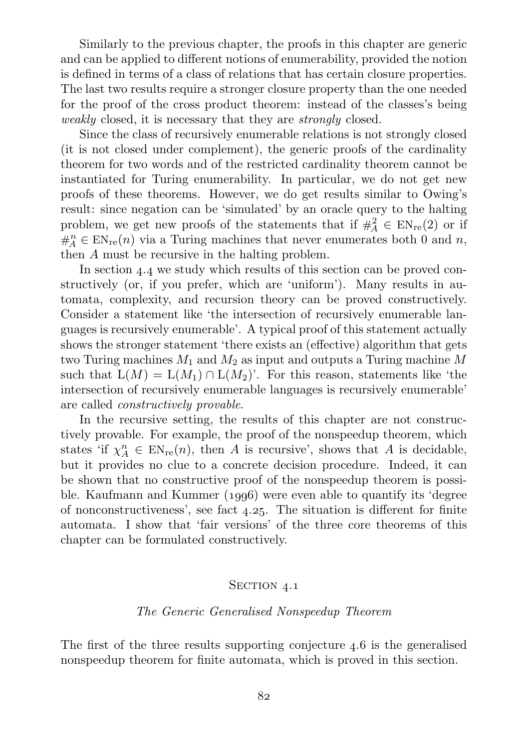Similarly to the previous chapter, the proofs in this chapter are generic and can be applied to different notions of enumerability, provided the notion is defined in terms of a class of relations that has certain closure properties. The last two results require a stronger closure property than the one needed for the proof of the cross product theorem: instead of the classes's being *weakly* closed, it is necessary that they are *strongly* closed.

Since the class of recursively enumerable relations is not strongly closed (it is not closed under complement), the generic proofs of the cardinality theorem for two words and of the restricted cardinality theorem cannot be instantiated for Turing enumerability. In particular, we do not get new proofs of these theorems. However, we do get results similar to Owing's result: since negation can be 'simulated' by an oracle query to the halting problem, we get new proofs of the statements that if $\#_A^2 \in \mathrm{EN}_{\mathrm{re}}(2)$ or if $\#_A^n \in \mathrm{EN}_{\mathrm{re}}(n)$ via a Turing machines that never enumerates both 0 and $n$, then $A$ must be recursive in the halting problem.

In section 4.4 we study which results of this section can be proved constructively (or, if you prefer, which are 'uniform'). Many results in automata, complexity, and recursion theory can be proved constructively. Consider a statement like 'the intersection of recursively enumerable languages is recursively enumerable'. A typical proof of this statement actually shows the stronger statement 'there exists an (effective) algorithm that gets two Turing machines $M_1$ and $M_2$ as input and outputs a Turing machine $M$ such that $\mathrm{L}(M) = \mathrm{L}(M_1) \cap \mathrm{L}(M_2)$'. For this reason, statements like 'the intersection of recursively enumerable languages is recursively enumerable' are called *constructively provable*.

In the recursive setting, the results of this chapter are not constructively provable. For example, the proof of the nonspeedup theorem, which states 'if $\chi_A^n \in \mathrm{EN}_{\mathrm{re}}(n)$, then $A$ is recursive', shows that $A$ is decidable, but it provides no clue to a concrete decision procedure. Indeed, it can be shown that no constructive proof of the nonspeedup theorem is possible. Kaufmann and Kummer (1996) were even able to quantify its 'degree of nonconstructiveness', see fact 4.25. The situation is different for finite automata. I show that 'fair versions' of the three core theorems of this chapter can be formulated constructively.

## Section 4.1

### *The Generic Generalised Nonspeedup Theorem*

The first of the three results supporting conjecture 4.6 is the generalised nonspeedup theorem for finite automata, which is proved in this section.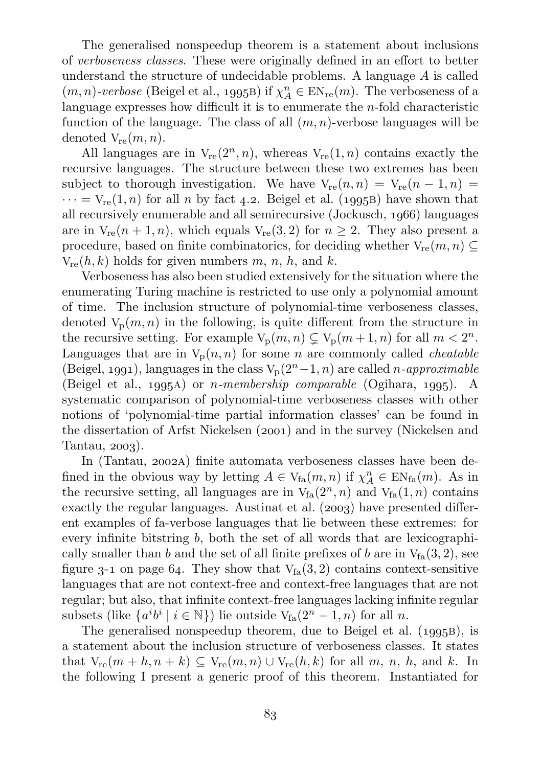The generalised nonspeedup theorem is a statement about inclusions of *verboseness classes*. These were originally defined in an effort to better understand the structure of undecidable problems. A language $A$ is called $(m,n)$-*verbose* (Beigel et al., 1995B) if $\chi^n_A \in \mathrm{EN}_{\mathrm{re}}(m)$. The verboseness of a language expresses how difficult it is to enumerate the $n$-fold characteristic function of the language. The class of all $(m,n)$-verbose languages will be denoted $\mathrm{V}_{\mathrm{re}}(m,n)$.

All languages are in $\mathrm{V}_{\mathrm{re}}(2^n,n)$, whereas $\mathrm{V}_{\mathrm{re}}(1,n)$ contains exactly the recursive languages. The structure between these two extremes has been subject to thorough investigation. We have $\mathrm{V}_{\mathrm{re}}(n,n) = \mathrm{V}_{\mathrm{re}}(n-1,n) = \cdots = \mathrm{V}_{\mathrm{re}}(1,n)$ for all $n$ by fact 4.2. Beigel et al. (1995B) have shown that all recursively enumerable and all semirecursive (Jockusch, 1966) languages are in $\mathrm{V}_{\mathrm{re}}(n+1,n)$, which equals $\mathrm{V}_{\mathrm{re}}(3,2)$ for $n \geq 2$. They also present a procedure, based on finite combinatorics, for deciding whether $\mathrm{V}_{\mathrm{re}}(m,n) \subseteq \mathrm{V}_{\mathrm{re}}(h,k)$ holds for given numbers $m$, $n$, $h$, and $k$.

Verboseness has also been studied extensively for the situation where the enumerating Turing machine is restricted to use only a polynomial amount of time. The inclusion structure of polynomial-time verboseness classes, denoted $\mathrm{V}_{\mathrm{p}}(m,n)$ in the following, is quite different from the structure in the recursive setting. For example $\mathrm{V}_{\mathrm{p}}(m,n) \subsetneq \mathrm{V}_{\mathrm{p}}(m+1,n)$ for all $m < 2^n$. Languages that are in $\mathrm{V}_{\mathrm{p}}(n,n)$ for some $n$ are commonly called *cheatable* (Beigel, 1991), languages in the class $\mathrm{V}_{\mathrm{p}}(2^n-1,n)$ are called $n$-*approximable* (Beigel et al., 1995A) or $n$-*membership comparable* (Ogihara, 1995). A systematic comparison of polynomial-time verboseness classes with other notions of 'polynomial-time partial information classes' can be found in the dissertation of Arfst Nickelsen (2001) and in the survey (Nickelsen and Tantau, 2003).

In (Tantau, 2002A) finite automata verboseness classes have been defined in the obvious way by letting $A \in \mathrm{V}_{\mathrm{fa}}(m,n)$ if $\chi^n_A \in \mathrm{EN}_{\mathrm{fa}}(m)$. As in the recursive setting, all languages are in $\mathrm{V}_{\mathrm{fa}}(2^n,n)$ and $\mathrm{V}_{\mathrm{fa}}(1,n)$ contains exactly the regular languages. Austinat et al. (2003) have presented different examples of fa-verbose languages that lie between these extremes: for every infinite bitstring $b$, both the set of all words that are lexicographically smaller than $b$ and the set of all finite prefixes of $b$ are in $\mathrm{V}_{\mathrm{fa}}(3,2)$, see figure 3-1 on page 64. They show that $\mathrm{V}_{\mathrm{fa}}(3,2)$ contains context-sensitive languages that are not context-free and context-free languages that are not regular; but also, that infinite context-free languages lacking infinite regular subsets (like $\{a^i b^i \mid i \in \mathbb{N}\}$) lie outside $\mathrm{V}_{\mathrm{fa}}(2^n-1,n)$ for all $n$.

The generalised nonspeedup theorem, due to Beigel et al. (1995B), is a statement about the inclusion structure of verboseness classes. It states that $\mathrm{V}_{\mathrm{re}}(m+h,n+k) \subseteq \mathrm{V}_{\mathrm{re}}(m,n) \cup \mathrm{V}_{\mathrm{re}}(h,k)$ for all $m$, $n$, $h$, and $k$. In the following I present a generic proof of this theorem. Instantiated for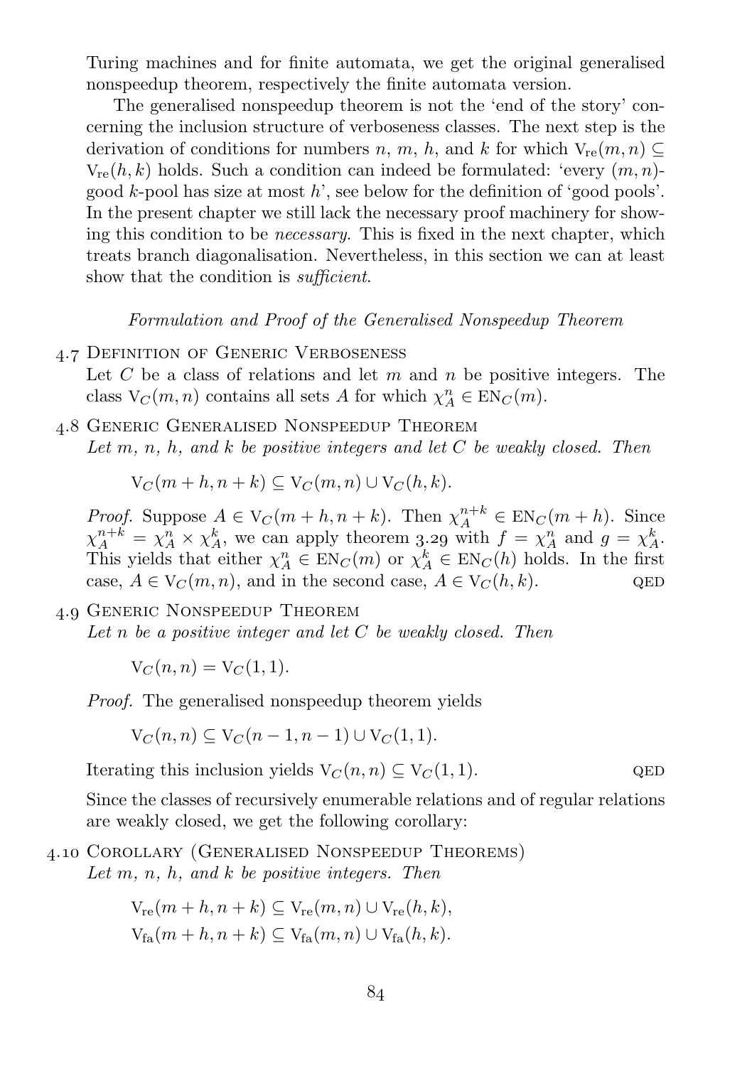Turing machines and for finite automata, we get the original generalised nonspeedup theorem, respectively the finite automata version.

The generalised nonspeedup theorem is not the 'end of the story' concerning the inclusion structure of verboseness classes. The next step is the derivation of conditions for numbers $n$, $m$, $h$, and $k$ for which $\mathrm{V}_{\mathrm{re}}(m,n) \subseteq \mathrm{V}_{\mathrm{re}}(h,k)$ holds. Such a condition can indeed be formulated: 'every $(m,n)$-good $k$-pool has size at most $h$', see below for the definition of 'good pools'. In the present chapter we still lack the necessary proof machinery for showing this condition to be *necessary*. This is fixed in the next chapter, which treats branch diagonalisation. Nevertheless, in this section we can at least show that the condition is *sufficient*.

*Formulation and Proof of the Generalised Nonspeedup Theorem*

**4.7 Definition of Generic Verboseness**
Let $C$ be a class of relations and let $m$ and $n$ be positive integers. The class $\mathrm{V}_C(m,n)$ contains all sets $A$ for which $\chi_A^n \in \mathrm{EN}_C(m)$.

**4.8 Generic Generalised Nonspeedup Theorem**
*Let $m$, $n$, $h$, and $k$ be positive integers and let $C$ be weakly closed. Then*

$$\mathrm{V}_C(m+h, n+k) \subseteq \mathrm{V}_C(m,n) \cup \mathrm{V}_C(h,k).$$

*Proof.* Suppose $A \in \mathrm{V}_C(m+h, n+k)$. Then $\chi_A^{n+k} \in \mathrm{EN}_C(m+h)$. Since $\chi_A^{n+k} = \chi_A^n \times \chi_A^k$, we can apply theorem 3.29 with $f = \chi_A^n$ and $g = \chi_A^k$. This yields that either $\chi_A^n \in \mathrm{EN}_C(m)$ or $\chi_A^k \in \mathrm{EN}_C(h)$ holds. In the first case, $A \in \mathrm{V}_C(m,n)$, and in the second case, $A \in \mathrm{V}_C(h,k)$. QED

**4.9 Generic Nonspeedup Theorem**
*Let $n$ be a positive integer and let $C$ be weakly closed. Then*

$$\mathrm{V}_C(n,n) = \mathrm{V}_C(1,1).$$

*Proof.* The generalised nonspeedup theorem yields

$$\mathrm{V}_C(n,n) \subseteq \mathrm{V}_C(n-1,n-1) \cup \mathrm{V}_C(1,1).$$

Iterating this inclusion yields $\mathrm{V}_C(n,n) \subseteq \mathrm{V}_C(1,1)$. QED

Since the classes of recursively enumerable relations and of regular relations are weakly closed, we get the following corollary:

**4.10 Corollary (Generalised Nonspeedup Theorems)**
*Let $m$, $n$, $h$, and $k$ be positive integers. Then*

$$\mathrm{V}_{\mathrm{re}}(m+h, n+k) \subseteq \mathrm{V}_{\mathrm{re}}(m,n) \cup \mathrm{V}_{\mathrm{re}}(h,k),$$
$$\mathrm{V}_{\mathrm{fa}}(m+h, n+k) \subseteq \mathrm{V}_{\mathrm{fa}}(m,n) \cup \mathrm{V}_{\mathrm{fa}}(h,k).$$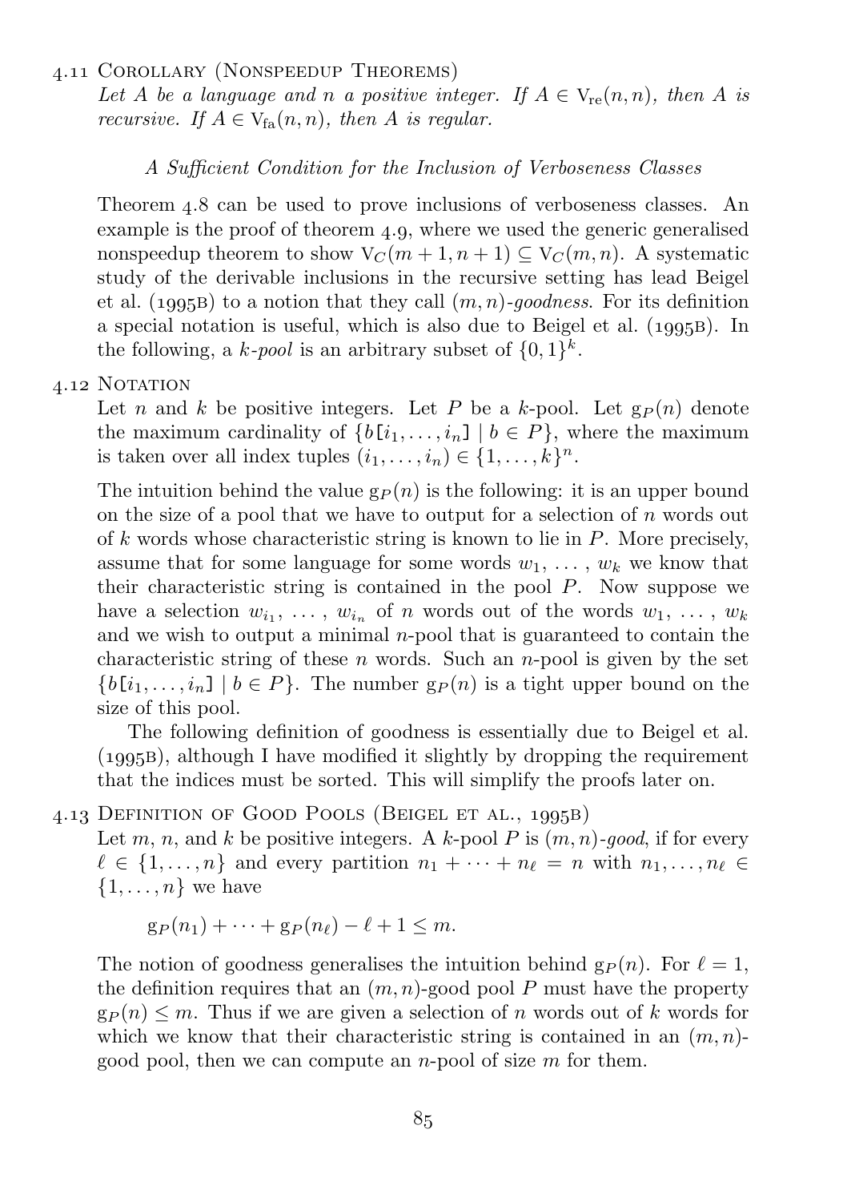4.11 Corollary (Nonspeedup Theorems)

*Let $A$ be a language and $n$ a positive integer. If $A \in \mathrm{V}_{\mathrm{re}}(n,n)$, then $A$ is recursive. If $A \in \mathrm{V}_{\mathrm{fa}}(n,n)$, then $A$ is regular.*

*A Sufficient Condition for the Inclusion of Verboseness Classes*

Theorem 4.8 can be used to prove inclusions of verboseness classes. An example is the proof of theorem 4.9, where we used the generic generalised nonspeedup theorem to show $\mathrm{V}_C(m+1,n+1) \subseteq \mathrm{V}_C(m,n)$. A systematic study of the derivable inclusions in the recursive setting has lead Beigel et al. (1995b) to a notion that they call *$(m,n)$-goodness*. For its definition a special notation is useful, which is also due to Beigel et al. (1995b). In the following, a *$k$-pool* is an arbitrary subset of $\{0,1\}^k$.

4.12 Notation

Let $n$ and $k$ be positive integers. Let $P$ be a $k$-pool. Let $\mathrm{g}_P(n)$ denote the maximum cardinality of $\{b[i_1,\dots,i_n] \mid b \in P\}$, where the maximum is taken over all index tuples $(i_1,\dots,i_n) \in \{1,\dots,k\}^n$.

The intuition behind the value $\mathrm{g}_P(n)$ is the following: it is an upper bound on the size of a pool that we have to output for a selection of $n$ words out of $k$ words whose characteristic string is known to lie in $P$. More precisely, assume that for some language for some words $w_1, \dots, w_k$ we know that their characteristic string is contained in the pool $P$. Now suppose we have a selection $w_{i_1}, \dots, w_{i_n}$ of $n$ words out of the words $w_1, \dots, w_k$ and we wish to output a minimal $n$-pool that is guaranteed to contain the characteristic string of these $n$ words. Such an $n$-pool is given by the set $\{b[i_1,\dots,i_n] \mid b \in P\}$. The number $\mathrm{g}_P(n)$ is a tight upper bound on the size of this pool.

The following definition of goodness is essentially due to Beigel et al. (1995b), although I have modified it slightly by dropping the requirement that the indices must be sorted. This will simplify the proofs later on.

4.13 Definition of Good Pools (Beigel et al., 1995b)

Let $m$, $n$, and $k$ be positive integers. A $k$-pool $P$ is *$(m,n)$-good*, if for every $\ell \in \{1,\dots,n\}$ and every partition $n_1 + \dots + n_\ell = n$ with $n_1,\dots,n_\ell \in \{1,\dots,n\}$ we have

$$\mathrm{g}_P(n_1) + \dots + \mathrm{g}_P(n_\ell) - \ell + 1 \le m.$$

The notion of goodness generalises the intuition behind $\mathrm{g}_P(n)$. For $\ell = 1$, the definition requires that an $(m,n)$-good pool $P$ must have the property $\mathrm{g}_P(n) \le m$. Thus if we are given a selection of $n$ words out of $k$ words for which we know that their characteristic string is contained in an $(m,n)$-good pool, then we can compute an $n$-pool of size $m$ for them.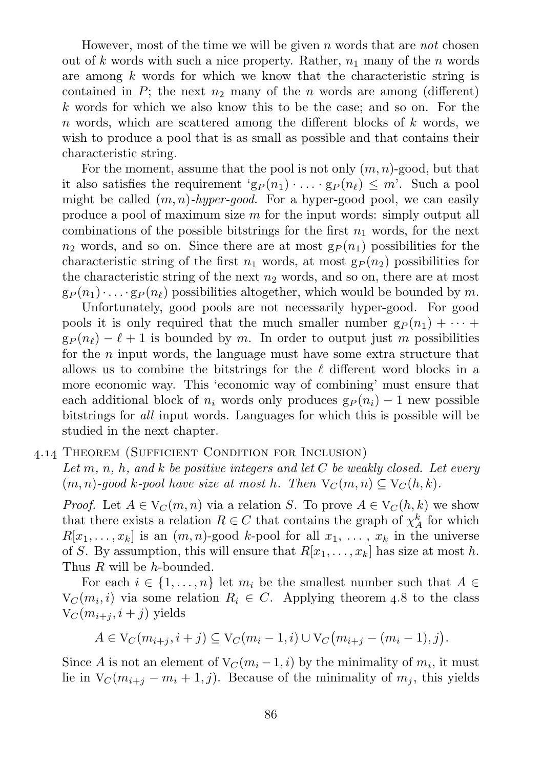However, most of the time we will be given $n$ words that are *not* chosen out of $k$ words with such a nice property. Rather, $n_1$ many of the $n$ words are among $k$ words for which we know that the characteristic string is contained in $P$; the next $n_2$ many of the $n$ words are among (different) $k$ words for which we also know this to be the case; and so on. For the $n$ words, which are scattered among the different blocks of $k$ words, we wish to produce a pool that is as small as possible and that contains their characteristic string.

For the moment, assume that the pool is not only $(m, n)$-good, but that it also satisfies the requirement '$\mathrm{g}_P(n_1) \cdot \ldots \cdot \mathrm{g}_P(n_\ell) \leq m$'. Such a pool might be called $(m, n)$-*hyper-good*. For a hyper-good pool, we can easily produce a pool of maximum size $m$ for the input words: simply output all combinations of the possible bitstrings for the first $n_1$ words, for the next $n_2$ words, and so on. Since there are at most $\mathrm{g}_P(n_1)$ possibilities for the characteristic string of the first $n_1$ words, at most $\mathrm{g}_P(n_2)$ possibilities for the characteristic string of the next $n_2$ words, and so on, there are at most $\mathrm{g}_P(n_1) \cdot \ldots \cdot \mathrm{g}_P(n_\ell)$ possibilities altogether, which would be bounded by $m$.

Unfortunately, good pools are not necessarily hyper-good. For good pools it is only required that the much smaller number $\mathrm{g}_P(n_1) + \cdots + \mathrm{g}_P(n_\ell) - \ell + 1$ is bounded by $m$. In order to output just $m$ possibilities for the $n$ input words, the language must have some extra structure that allows us to combine the bitstrings for the $\ell$ different word blocks in a more economic way. This 'economic way of combining' must ensure that each additional block of $n_i$ words only produces $\mathrm{g}_P(n_i) - 1$ new possible bitstrings for *all* input words. Languages for which this is possible will be studied in the next chapter.

4.14 Theorem (Sufficient Condition for Inclusion)
*Let $m$, $n$, $h$, and $k$ be positive integers and let $C$ be weakly closed. Let every $(m, n)$-good $k$-pool have size at most $h$. Then $\mathrm{V}_C(m, n) \subseteq \mathrm{V}_C(h, k)$.*

*Proof.* Let $A \in \mathrm{V}_C(m, n)$ via a relation $S$. To prove $A \in \mathrm{V}_C(h, k)$ we show that there exists a relation $R \in C$ that contains the graph of $\chi_A^k$ for which $R[x_1, \ldots, x_k]$ is an $(m, n)$-good $k$-pool for all $x_1, \ldots, x_k$ in the universe of $S$. By assumption, this will ensure that $R[x_1, \ldots, x_k]$ has size at most $h$. Thus $R$ will be $h$-bounded.

For each $i \in \{1, \ldots, n\}$ let $m_i$ be the smallest number such that $A \in \mathrm{V}_C(m_i, i)$ via some relation $R_i \in C$. Applying theorem 4.8 to the class $\mathrm{V}_C(m_{i+j}, i + j)$ yields

$$A \in \mathrm{V}_C(m_{i+j}, i + j) \subseteq \mathrm{V}_C(m_i - 1, i) \cup \mathrm{V}_C\big(m_{i+j} - (m_i - 1), j\big).$$

Since $A$ is not an element of $\mathrm{V}_C(m_i - 1, i)$ by the minimality of $m_i$, it must lie in $\mathrm{V}_C(m_{i+j} - m_i + 1, j)$. Because of the minimality of $m_j$, this yields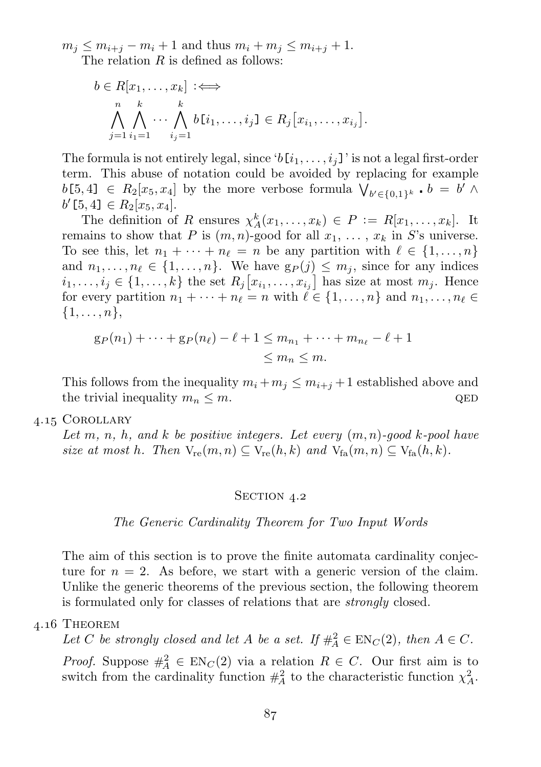$m_j \leq m_{i+j} - m_i + 1$ and thus $m_i + m_j \leq m_{i+j} + 1$.

The relation $R$ is defined as follows:

$$b \in R[x_1, \dots, x_k] :\iff \bigwedge_{j=1}^{n} \bigwedge_{i_1=1}^{k} \cdots \bigwedge_{i_j=1}^{k} b\texttt{[}i_1, \dots, i_j\texttt{]} \in R_j\bigl[x_{i_1}, \dots, x_{i_j}\bigr].$$

The formula is not entirely legal, since '$b\texttt{[}i_1, \dots, i_j\texttt{]}$' is not a legal first-order term. This abuse of notation could be avoided by replacing for example $b\texttt{[}5,4\texttt{]} \in R_2[x_5, x_4]$ by the more verbose formula $\bigvee_{b' \in \{0,1\}^k} . \, b = b' \wedge b'\texttt{[}5,4\texttt{]} \in R_2[x_5, x_4]$.

The definition of $R$ ensures $\chi_A^k(x_1, \dots, x_k) \in P := R[x_1, \dots, x_k]$. It remains to show that $P$ is $(m,n)$-good for all $x_1, \dots, x_k$ in $S$'s universe. To see this, let $n_1 + \dots + n_\ell = n$ be any partition with $\ell \in \{1, \dots, n\}$ and $n_1, \dots, n_\ell \in \{1, \dots, n\}$. We have $\mathrm{g}_P(j) \leq m_j$, since for any indices $i_1, \dots, i_j \in \{1, \dots, k\}$ the set $R_j\bigl[x_{i_1}, \dots, x_{i_j}\bigr]$ has size at most $m_j$. Hence for every partition $n_1 + \dots + n_\ell = n$ with $\ell \in \{1, \dots, n\}$ and $n_1, \dots, n_\ell \in \{1, \dots, n\}$,

$$\begin{aligned} \mathrm{g}_P(n_1) + \dots + \mathrm{g}_P(n_\ell) - \ell + 1 &\leq m_{n_1} + \dots + m_{n_\ell} - \ell + 1 \\ &\leq m_n \leq m. \end{aligned}$$

This follows from the inequality $m_i + m_j \leq m_{i+j} + 1$ established above and the trivial inequality $m_n \leq m$. QED

4.15 COROLLARY

*Let $m$, $n$, $h$, and $k$ be positive integers. Let every $(m,n)$-good $k$-pool have size at most $h$. Then $\mathrm{V}_{\mathrm{re}}(m,n) \subseteq \mathrm{V}_{\mathrm{re}}(h,k)$ and $\mathrm{V}_{\mathrm{fa}}(m,n) \subseteq \mathrm{V}_{\mathrm{fa}}(h,k)$.*

## SECTION 4.2

### *The Generic Cardinality Theorem for Two Input Words*

The aim of this section is to prove the finite automata cardinality conjecture for $n = 2$. As before, we start with a generic version of the claim. Unlike the generic theorems of the previous section, the following theorem is formulated only for classes of relations that are *strongly* closed.

4.16 THEOREM

*Let $C$ be strongly closed and let $A$ be a set. If $\#_A^2 \in \mathrm{EN}_C(2)$, then $A \in C$.*

*Proof.* Suppose $\#_A^2 \in \mathrm{EN}_C(2)$ via a relation $R \in C$. Our first aim is to switch from the cardinality function $\#_A^2$ to the characteristic function $\chi_A^2$.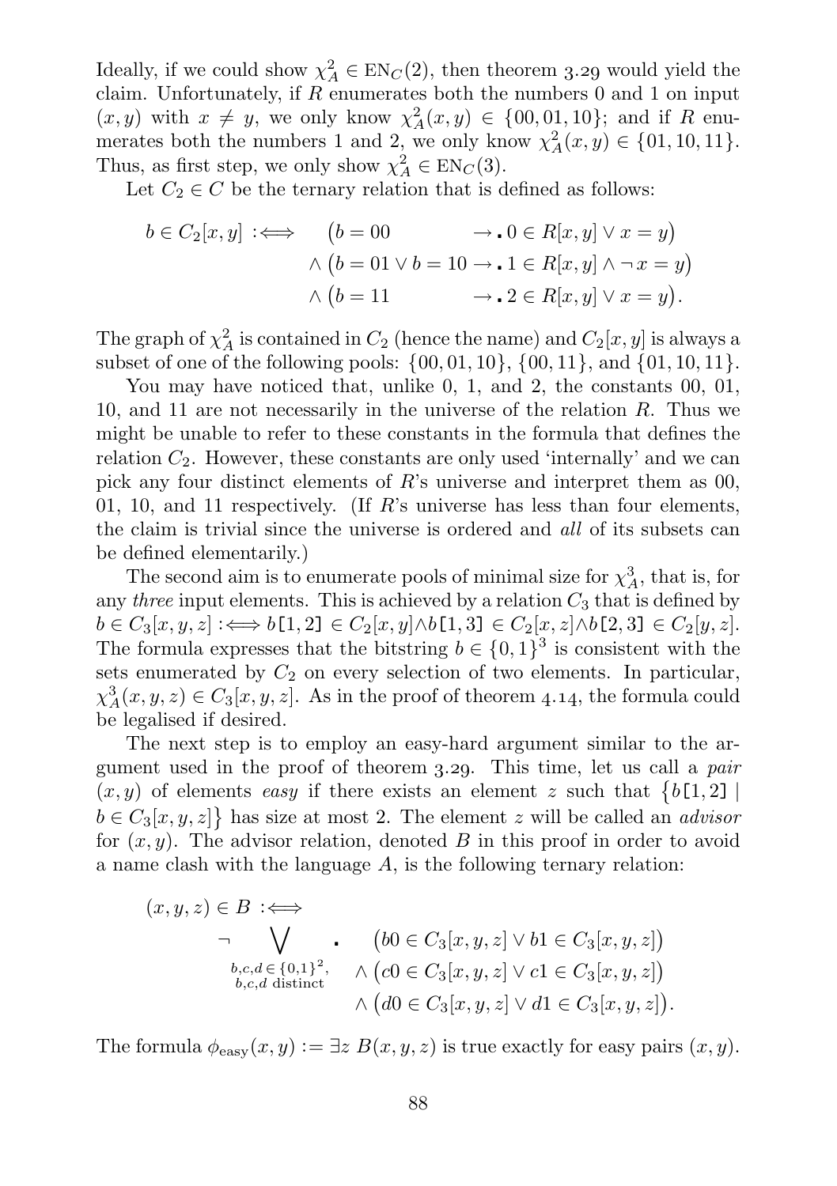Ideally, if we could show $\chi^2_A \in \mathrm{EN}_C(2)$, then theorem 3.29 would yield the claim. Unfortunately, if $R$ enumerates both the numbers 0 and 1 on input $(x, y)$ with $x \neq y$, we only know $\chi^2_A(x, y) \in \{00, 01, 10\}$; and if $R$ enumerates both the numbers 1 and 2, we only know $\chi^2_A(x, y) \in \{01, 10, 11\}$. Thus, as first step, we only show $\chi^2_A \in \mathrm{EN}_C(3)$.

Let $C_2 \in C$ be the ternary relation that is defined as follows:

$$
\begin{aligned}
b \in C_2[x, y] :\iff \quad & \big(b = 00 \qquad\qquad \to . \; 0 \in R[x, y] \lor x = y\big) \\
& \land \big(b = 01 \lor b = 10 \to . \; 1 \in R[x, y] \land \neg\, x = y\big) \\
& \land \big(b = 11 \qquad\qquad \to . \; 2 \in R[x, y] \lor x = y\big).
\end{aligned}
$$

The graph of $\chi^2_A$ is contained in $C_2$ (hence the name) and $C_2[x, y]$ is always a subset of one of the following pools: $\{00, 01, 10\}$, $\{00, 11\}$, and $\{01, 10, 11\}$.

You may have noticed that, unlike 0, 1, and 2, the constants 00, 01, 10, and 11 are not necessarily in the universe of the relation $R$. Thus we might be unable to refer to these constants in the formula that defines the relation $C_2$. However, these constants are only used 'internally' and we can pick any four distinct elements of $R$'s universe and interpret them as 00, 01, 10, and 11 respectively. (If $R$'s universe has less than four elements, the claim is trivial since the universe is ordered and *all* of its subsets can be defined elementarily.)

The second aim is to enumerate pools of minimal size for $\chi^3_A$, that is, for any *three* input elements. This is achieved by a relation $C_3$ that is defined by $b \in C_3[x, y, z] :\iff b\texttt{[1,2]} \in C_2[x, y] \land b\texttt{[1,3]} \in C_2[x, z] \land b\texttt{[2,3]} \in C_2[y, z]$. The formula expresses that the bitstring $b \in \{0, 1\}^3$ is consistent with the sets enumerated by $C_2$ on every selection of two elements. In particular, $\chi^3_A(x, y, z) \in C_3[x, y, z]$. As in the proof of theorem 4.14, the formula could be legalised if desired.

The next step is to employ an easy-hard argument similar to the argument used in the proof of theorem 3.29. This time, let us call a *pair* $(x, y)$ of elements *easy* if there exists an element $z$ such that $\big\{b\texttt{[1,2]} \mid b \in C_3[x, y, z]\big\}$ has size at most 2. The element $z$ will be called an *advisor* for $(x, y)$. The advisor relation, denoted $B$ in this proof in order to avoid a name clash with the language $A$, is the following ternary relation:

$$
\begin{aligned}
(x, y, z) \in B :\iff & \\
& \neg \bigvee_{\substack{b,c,d \,\in\, \{0,1\}^2, \\ b,c,d \text{ distinct}}} . \quad \big(b0 \in C_3[x, y, z] \lor b1 \in C_3[x, y, z]\big) \\
& \qquad\qquad\qquad \land \big(c0 \in C_3[x, y, z] \lor c1 \in C_3[x, y, z]\big) \\
& \qquad\qquad\qquad \land \big(d0 \in C_3[x, y, z] \lor d1 \in C_3[x, y, z]\big).
\end{aligned}
$$

The formula $\phi_{\text{easy}}(x, y) := \exists z\; B(x, y, z)$ is true exactly for easy pairs $(x, y)$.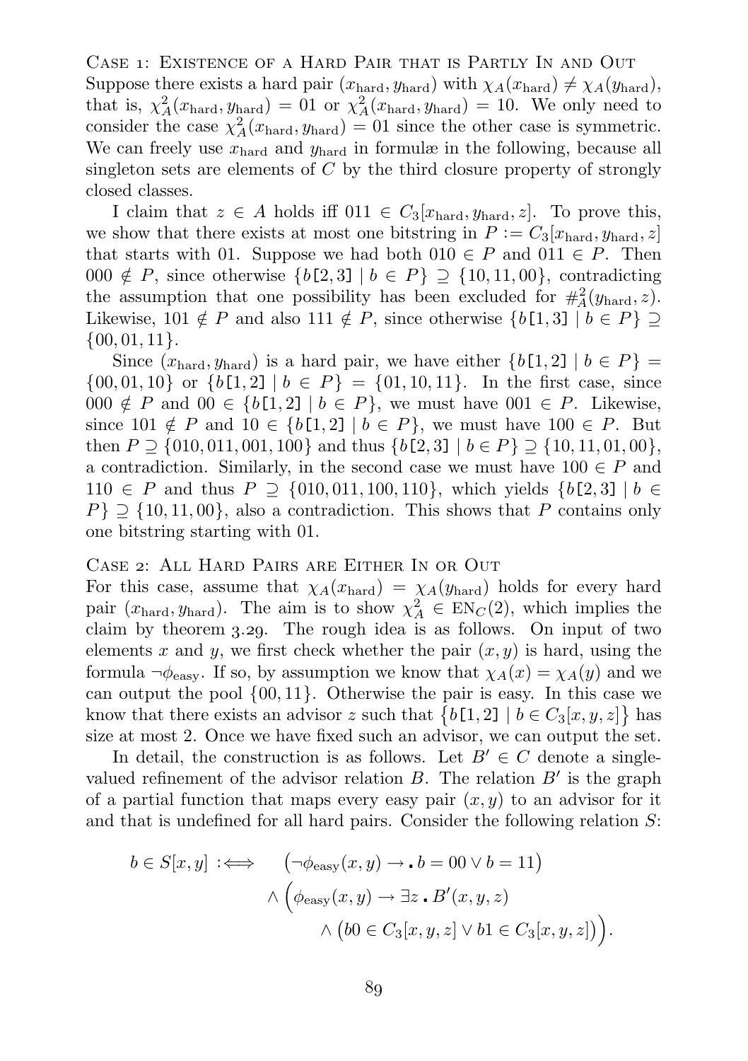Case 1: Existence of a Hard Pair that is Partly In and Out

Suppose there exists a hard pair $(x_{\text{hard}}, y_{\text{hard}})$ with $\chi_A(x_{\text{hard}}) \neq \chi_A(y_{\text{hard}})$, that is, $\chi_A^2(x_{\text{hard}}, y_{\text{hard}}) = 01$ or $\chi_A^2(x_{\text{hard}}, y_{\text{hard}}) = 10$. We only need to consider the case $\chi_A^2(x_{\text{hard}}, y_{\text{hard}}) = 01$ since the other case is symmetric. We can freely use $x_{\text{hard}}$ and $y_{\text{hard}}$ in formulæ in the following, because all singleton sets are elements of $C$ by the third closure property of strongly closed classes.

I claim that $z \in A$ holds iff $011 \in C_3[x_{\text{hard}}, y_{\text{hard}}, z]$. To prove this, we show that there exists at most one bitstring in $P := C_3[x_{\text{hard}}, y_{\text{hard}}, z]$ that starts with 01. Suppose we had both $010 \in P$ and $011 \in P$. Then $000 \notin P$, since otherwise $\{b[2,3] \mid b \in P\} \supseteq \{10, 11, 00\}$, contradicting the assumption that one possibility has been excluded for $\#_A^2(y_{\text{hard}}, z)$. Likewise, $101 \notin P$ and also $111 \notin P$, since otherwise $\{b[1,3] \mid b \in P\} \supseteq \{00, 01, 11\}$.

Since $(x_{\text{hard}}, y_{\text{hard}})$ is a hard pair, we have either $\{b[1,2] \mid b \in P\} = \{00, 01, 10\}$ or $\{b[1,2] \mid b \in P\} = \{01, 10, 11\}$. In the first case, since $000 \notin P$ and $00 \in \{b[1,2] \mid b \in P\}$, we must have $001 \in P$. Likewise, since $101 \notin P$ and $10 \in \{b[1,2] \mid b \in P\}$, we must have $100 \in P$. But then $P \supseteq \{010, 011, 001, 100\}$ and thus $\{b[2,3] \mid b \in P\} \supseteq \{10, 11, 01, 00\}$, a contradiction. Similarly, in the second case we must have $100 \in P$ and $110 \in P$ and thus $P \supseteq \{010, 011, 100, 110\}$, which yields $\{b[2,3] \mid b \in P\} \supseteq \{10, 11, 00\}$, also a contradiction. This shows that $P$ contains only one bitstring starting with 01.

Case 2: All Hard Pairs are Either In or Out

For this case, assume that $\chi_A(x_{\text{hard}}) = \chi_A(y_{\text{hard}})$ holds for every hard pair $(x_{\text{hard}}, y_{\text{hard}})$. The aim is to show $\chi_A^2 \in \text{EN}_C(2)$, which implies the claim by theorem 3.29. The rough idea is as follows. On input of two elements $x$ and $y$, we first check whether the pair $(x, y)$ is hard, using the formula $\neg\phi_{\text{easy}}$. If so, by assumption we know that $\chi_A(x) = \chi_A(y)$ and we can output the pool $\{00, 11\}$. Otherwise the pair is easy. In this case we know that there exists an advisor $z$ such that $\{b[1,2] \mid b \in C_3[x, y, z]\}$ has size at most 2. Once we have fixed such an advisor, we can output the set.

In detail, the construction is as follows. Let $B' \in C$ denote a single-valued refinement of the advisor relation $B$. The relation $B'$ is the graph of a partial function that maps every easy pair $(x, y)$ to an advisor for it and that is undefined for all hard pairs. Consider the following relation $S$:

$$
\begin{aligned}
b \in S[x, y] :\iff \quad & \big(\neg\phi_{\text{easy}}(x, y) \rightarrow \mathbin{.}\, b = 00 \lor b = 11\big) \\
& \land \Big(\phi_{\text{easy}}(x, y) \rightarrow \exists z \mathbin{.}\, B'(x, y, z) \\
& \qquad \land \big(b0 \in C_3[x, y, z] \lor b1 \in C_3[x, y, z]\big)\Big).
\end{aligned}
$$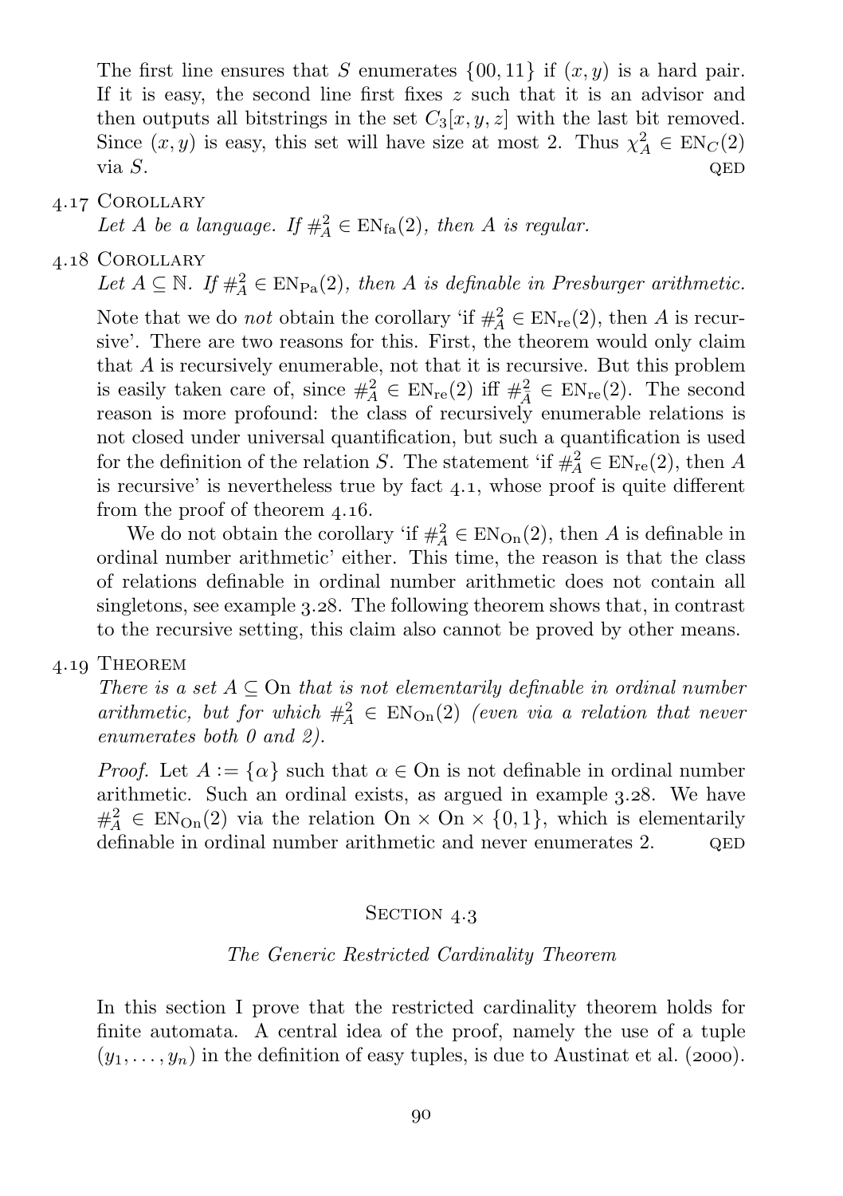The first line ensures that $S$ enumerates $\{00, 11\}$ if $(x, y)$ is a hard pair. If it is easy, the second line first fixes $z$ such that it is an advisor and then outputs all bitstrings in the set $C_3[x, y, z]$ with the last bit removed. Since $(x, y)$ is easy, this set will have size at most 2. Thus $\chi^2_A \in \mathrm{EN}_C(2)$ via $S$. QED

**4.17 Corollary**
*Let $A$ be a language. If $\#^2_A \in \mathrm{EN}_{\mathrm{fa}}(2)$, then $A$ is regular.*

**4.18 Corollary**
*Let $A \subseteq \mathbb{N}$. If $\#^2_A \in \mathrm{EN}_{\mathrm{Pa}}(2)$, then $A$ is definable in Presburger arithmetic.*

Note that we do *not* obtain the corollary 'if $\#^2_A \in \mathrm{EN}_{\mathrm{re}}(2)$, then $A$ is recursive'. There are two reasons for this. First, the theorem would only claim that $A$ is recursively enumerable, not that it is recursive. But this problem is easily taken care of, since $\#^2_A \in \mathrm{EN}_{\mathrm{re}}(2)$ iff $\#^2_{\bar{A}} \in \mathrm{EN}_{\mathrm{re}}(2)$. The second reason is more profound: the class of recursively enumerable relations is not closed under universal quantification, but such a quantification is used for the definition of the relation $S$. The statement 'if $\#^2_A \in \mathrm{EN}_{\mathrm{re}}(2)$, then $A$ is recursive' is nevertheless true by fact 4.1, whose proof is quite different from the proof of theorem 4.16.

We do not obtain the corollary 'if $\#^2_A \in \mathrm{EN}_{\mathrm{On}}(2)$, then $A$ is definable in ordinal number arithmetic' either. This time, the reason is that the class of relations definable in ordinal number arithmetic does not contain all singletons, see example 3.28. The following theorem shows that, in contrast to the recursive setting, this claim also cannot be proved by other means.

**4.19 Theorem**
*There is a set $A \subseteq \mathrm{On}$ that is not elementarily definable in ordinal number arithmetic, but for which $\#^2_A \in \mathrm{EN}_{\mathrm{On}}(2)$ (even via a relation that never enumerates both 0 and 2).*

*Proof.* Let $A := \{\alpha\}$ such that $\alpha \in \mathrm{On}$ is not definable in ordinal number arithmetic. Such an ordinal exists, as argued in example 3.28. We have $\#^2_A \in \mathrm{EN}_{\mathrm{On}}(2)$ via the relation $\mathrm{On} \times \mathrm{On} \times \{0, 1\}$, which is elementarily definable in ordinal number arithmetic and never enumerates 2. QED

## Section 4.3

### *The Generic Restricted Cardinality Theorem*

In this section I prove that the restricted cardinality theorem holds for finite automata. A central idea of the proof, namely the use of a tuple $(y_1, \dots, y_n)$ in the definition of easy tuples, is due to Austinat et al. (2000).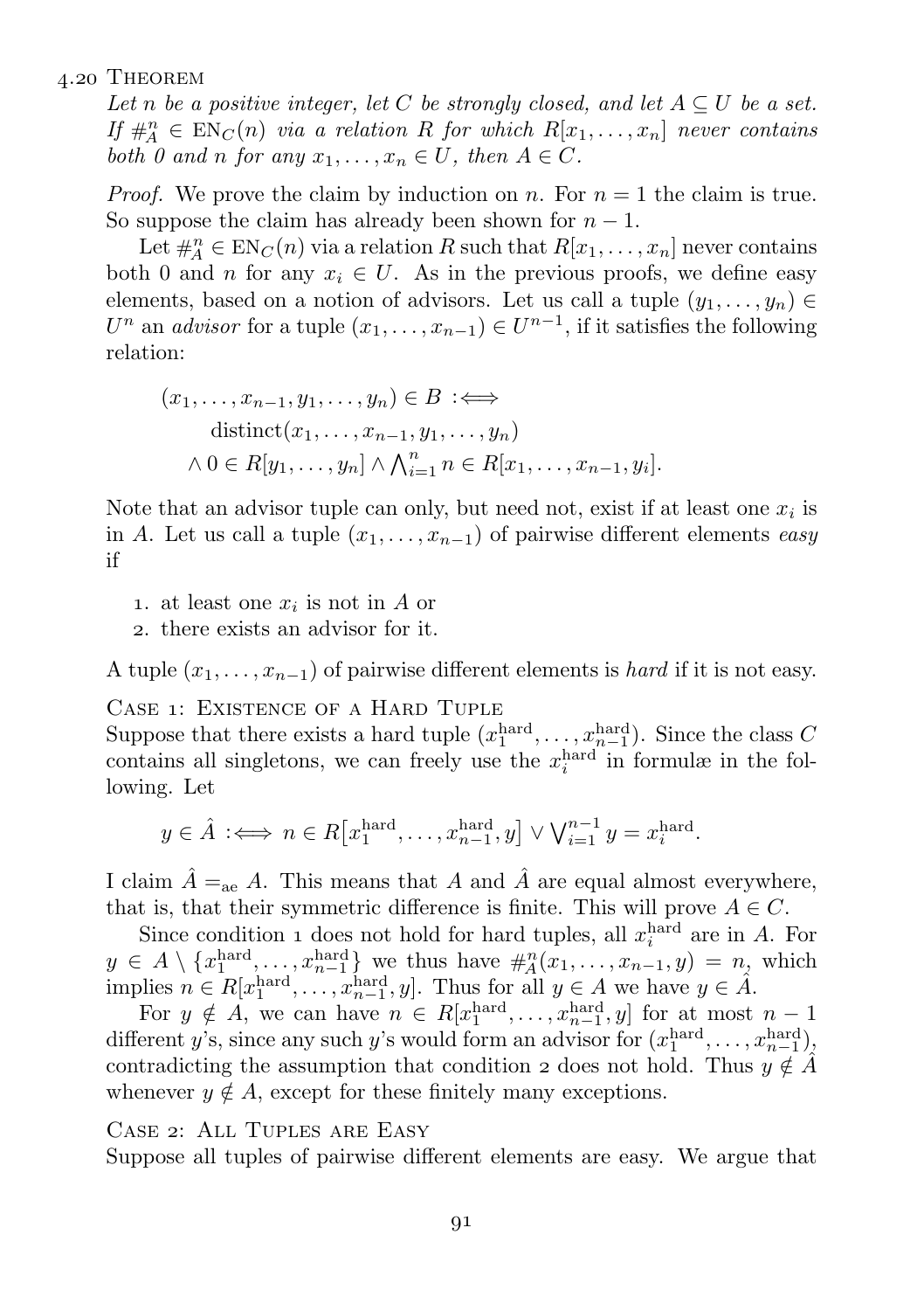4.20 Theorem

*Let $n$ be a positive integer, let $C$ be strongly closed, and let $A \subseteq U$ be a set. If $\#_A^n \in \mathrm{EN}_C(n)$ via a relation $R$ for which $R[x_1,\dots,x_n]$ never contains both 0 and $n$ for any $x_1,\dots,x_n \in U$, then $A \in C$.*

*Proof.* We prove the claim by induction on $n$. For $n=1$ the claim is true. So suppose the claim has already been shown for $n-1$.

Let $\#_A^n \in \mathrm{EN}_C(n)$ via a relation $R$ such that $R[x_1,\dots,x_n]$ never contains both 0 and $n$ for any $x_i \in U$. As in the previous proofs, we define easy elements, based on a notion of advisors. Let us call a tuple $(y_1,\dots,y_n) \in U^n$ an *advisor* for a tuple $(x_1,\dots,x_{n-1}) \in U^{n-1}$, if it satisfies the following relation:

$$\begin{aligned}
&(x_1,\dots,x_{n-1},y_1,\dots,y_n) \in B :\Longleftrightarrow \\
&\qquad \mathrm{distinct}(x_1,\dots,x_{n-1},y_1,\dots,y_n) \\
&\qquad \wedge\, 0 \in R[y_1,\dots,y_n] \wedge \textstyle\bigwedge_{i=1}^{n} n \in R[x_1,\dots,x_{n-1},y_i].
\end{aligned}$$

Note that an advisor tuple can only, but need not, exist if at least one $x_i$ is in $A$. Let us call a tuple $(x_1,\dots,x_{n-1})$ of pairwise different elements *easy* if

1. at least one $x_i$ is not in $A$ or
2. there exists an advisor for it.

A tuple $(x_1,\dots,x_{n-1})$ of pairwise different elements is *hard* if it is not easy.

Case 1: Existence of a Hard Tuple

Suppose that there exists a hard tuple $(x_1^{\mathrm{hard}},\dots,x_{n-1}^{\mathrm{hard}})$. Since the class $C$ contains all singletons, we can freely use the $x_i^{\mathrm{hard}}$ in formulæ in the following. Let

$$y \in \hat{A} :\Longleftrightarrow n \in R\big[x_1^{\mathrm{hard}},\dots,x_{n-1}^{\mathrm{hard}},y\big] \vee \textstyle\bigvee_{i=1}^{n-1} y = x_i^{\mathrm{hard}}.$$

I claim $\hat{A} =_{\mathrm{ae}} A$. This means that $A$ and $\hat{A}$ are equal almost everywhere, that is, that their symmetric difference is finite. This will prove $A \in C$.

Since condition 1 does not hold for hard tuples, all $x_i^{\mathrm{hard}}$ are in $A$. For $y \in A \setminus \{x_1^{\mathrm{hard}},\dots,x_{n-1}^{\mathrm{hard}}\}$ we thus have $\#_A^n(x_1,\dots,x_{n-1},y) = n$, which implies $n \in R[x_1^{\mathrm{hard}},\dots,x_{n-1}^{\mathrm{hard}},y]$. Thus for all $y \in A$ we have $y \in \hat{A}$.

For $y \notin A$, we can have $n \in R[x_1^{\mathrm{hard}},\dots,x_{n-1}^{\mathrm{hard}},y]$ for at most $n-1$ different $y$'s, since any such $y$'s would form an advisor for $(x_1^{\mathrm{hard}},\dots,x_{n-1}^{\mathrm{hard}})$, contradicting the assumption that condition 2 does not hold. Thus $y \notin \hat{A}$ whenever $y \notin A$, except for these finitely many exceptions.

Case 2: All Tuples are Easy

Suppose all tuples of pairwise different elements are easy. We argue that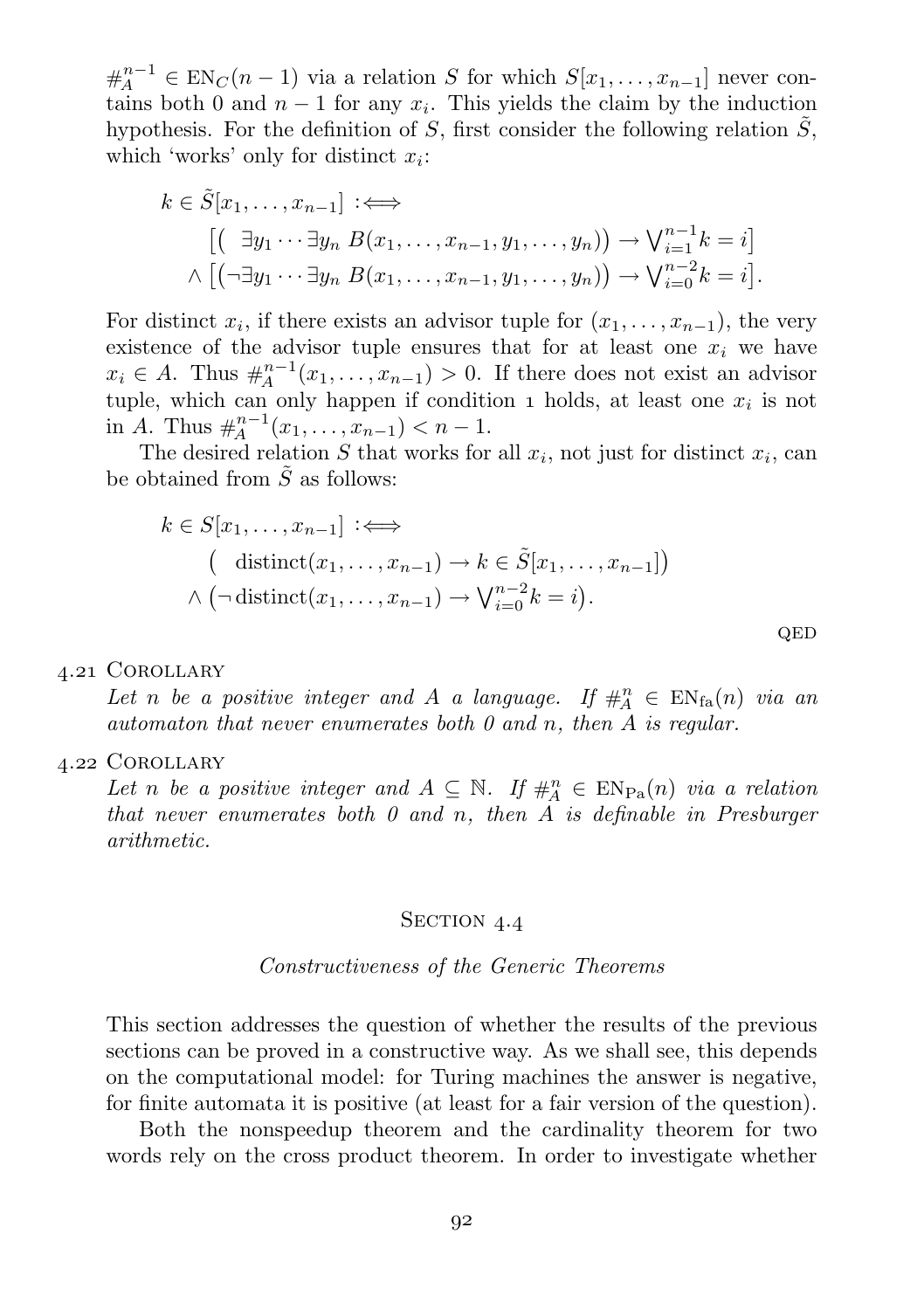$\#_A^{n-1} \in \mathrm{EN}_C(n-1)$ via a relation $S$ for which $S[x_1, \dots, x_{n-1}]$ never contains both 0 and $n-1$ for any $x_i$. This yields the claim by the induction hypothesis. For the definition of $S$, first consider the following relation $\tilde{S}$, which 'works' only for distinct $x_i$:

$$
\begin{aligned}
k \in \tilde{S}[x_1, \dots, x_{n-1}] \;:\Longleftrightarrow \\
&\big[\big(\ \ \exists y_1 \cdots \exists y_n\, B(x_1, \dots, x_{n-1}, y_1, \dots, y_n)\big) \rightarrow \textstyle\bigvee_{i=1}^{n-1} k = i\big] \\
\wedge\ &\big[\big(\neg \exists y_1 \cdots \exists y_n\, B(x_1, \dots, x_{n-1}, y_1, \dots, y_n)\big) \rightarrow \textstyle\bigvee_{i=0}^{n-2} k = i\big].
\end{aligned}
$$

For distinct $x_i$, if there exists an advisor tuple for $(x_1, \dots, x_{n-1})$, the very existence of the advisor tuple ensures that for at least one $x_i$ we have $x_i \in A$. Thus $\#_A^{n-1}(x_1, \dots, x_{n-1}) > 0$. If there does not exist an advisor tuple, which can only happen if condition 1 holds, at least one $x_i$ is not in $A$. Thus $\#_A^{n-1}(x_1, \dots, x_{n-1}) < n-1$.

The desired relation $S$ that works for all $x_i$, not just for distinct $x_i$, can be obtained from $\tilde{S}$ as follows:

$$
\begin{aligned}
k \in S[x_1, \dots, x_{n-1}] \;:\Longleftrightarrow \\
&\big(\ \ \mathrm{distinct}(x_1, \dots, x_{n-1}) \rightarrow k \in \tilde{S}[x_1, \dots, x_{n-1}]\big) \\
\wedge\ &\big(\neg\, \mathrm{distinct}(x_1, \dots, x_{n-1}) \rightarrow \textstyle\bigvee_{i=0}^{n-2} k = i\big).
\end{aligned}
$$

QED

**4.21 Corollary**

*Let $n$ be a positive integer and $A$ a language. If $\#_A^n \in \mathrm{EN}_{\mathrm{fa}}(n)$ via an automaton that never enumerates both 0 and $n$, then $A$ is regular.*

**4.22 Corollary**

*Let $n$ be a positive integer and $A \subseteq \mathbb{N}$. If $\#_A^n \in \mathrm{EN}_{\mathrm{Pa}}(n)$ via a relation that never enumerates both 0 and $n$, then $A$ is definable in Presburger arithmetic.*

## Section 4.4

### *Constructiveness of the Generic Theorems*

This section addresses the question of whether the results of the previous sections can be proved in a constructive way. As we shall see, this depends on the computational model: for Turing machines the answer is negative, for finite automata it is positive (at least for a fair version of the question).

Both the nonspeedup theorem and the cardinality theorem for two words rely on the cross product theorem. In order to investigate whether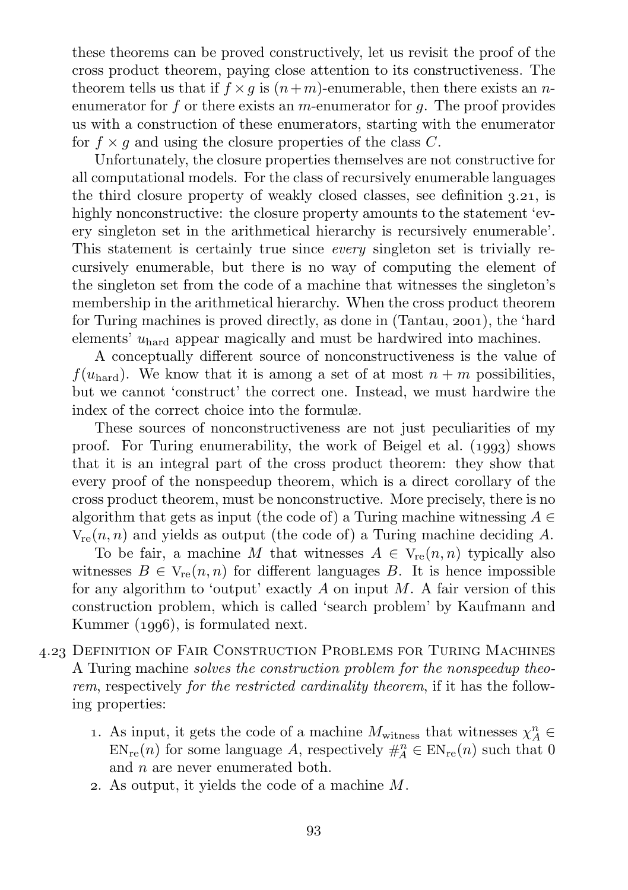these theorems can be proved constructively, let us revisit the proof of the cross product theorem, paying close attention to its constructiveness. The theorem tells us that if $f \times g$ is $(n+m)$-enumerable, then there exists an $n$-enumerator for $f$ or there exists an $m$-enumerator for $g$. The proof provides us with a construction of these enumerators, starting with the enumerator for $f \times g$ and using the closure properties of the class $C$.

Unfortunately, the closure properties themselves are not constructive for all computational models. For the class of recursively enumerable languages the third closure property of weakly closed classes, see definition 3.21, is highly nonconstructive: the closure property amounts to the statement 'every singleton set in the arithmetical hierarchy is recursively enumerable'. This statement is certainly true since *every* singleton set is trivially recursively enumerable, but there is no way of computing the element of the singleton set from the code of a machine that witnesses the singleton's membership in the arithmetical hierarchy. When the cross product theorem for Turing machines is proved directly, as done in (Tantau, 2001), the 'hard elements' $u_{\text{hard}}$ appear magically and must be hardwired into machines.

A conceptually different source of nonconstructiveness is the value of $f(u_{\text{hard}})$. We know that it is among a set of at most $n+m$ possibilities, but we cannot 'construct' the correct one. Instead, we must hardwire the index of the correct choice into the formulæ.

These sources of nonconstructiveness are not just peculiarities of my proof. For Turing enumerability, the work of Beigel et al. (1993) shows that it is an integral part of the cross product theorem: they show that every proof of the nonspeedup theorem, which is a direct corollary of the cross product theorem, must be nonconstructive. More precisely, there is no algorithm that gets as input (the code of) a Turing machine witnessing $A \in \mathrm{V}_{\mathrm{re}}(n,n)$ and yields as output (the code of) a Turing machine deciding $A$.

To be fair, a machine $M$ that witnesses $A \in \mathrm{V}_{\mathrm{re}}(n,n)$ typically also witnesses $B \in \mathrm{V}_{\mathrm{re}}(n,n)$ for different languages $B$. It is hence impossible for any algorithm to 'output' exactly $A$ on input $M$. A fair version of this construction problem, which is called 'search problem' by Kaufmann and Kummer (1996), is formulated next.

4.23 Definition of Fair Construction Problems for Turing Machines

A Turing machine *solves the construction problem for the nonspeedup theorem*, respectively *for the restricted cardinality theorem*, if it has the following properties:

1. As input, it gets the code of a machine $M_{\text{witness}}$ that witnesses $\chi_A^n \in \mathrm{EN}_{\mathrm{re}}(n)$ for some language $A$, respectively $\#_A^n \in \mathrm{EN}_{\mathrm{re}}(n)$ such that $0$ and $n$ are never enumerated both.
2. As output, it yields the code of a machine $M$.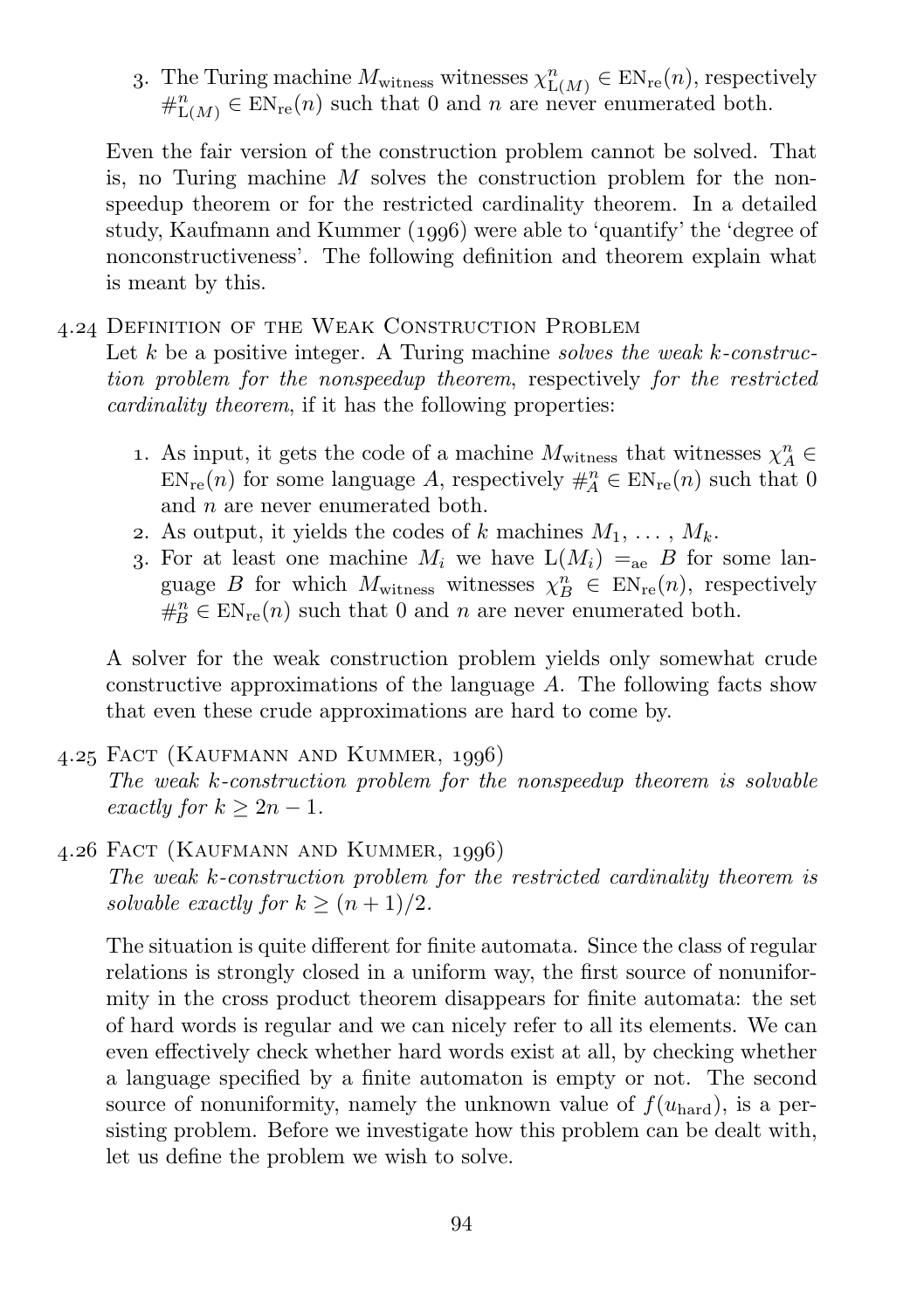3. The Turing machine $M_{\text{witness}}$ witnesses $\chi^n_{\text{L}(M)} \in \text{EN}_{\text{re}}(n)$, respectively $\#^n_{\text{L}(M)} \in \text{EN}_{\text{re}}(n)$ such that 0 and $n$ are never enumerated both.

Even the fair version of the construction problem cannot be solved. That is, no Turing machine $M$ solves the construction problem for the nonspeedup theorem or for the restricted cardinality theorem. In a detailed study, Kaufmann and Kummer (1996) were able to 'quantify' the 'degree of nonconstructiveness'. The following definition and theorem explain what is meant by this.

### 4.24 Definition of the Weak Construction Problem

Let $k$ be a positive integer. A Turing machine *solves the weak $k$-construction problem for the nonspeedup theorem*, respectively *for the restricted cardinality theorem*, if it has the following properties:

1. As input, it gets the code of a machine $M_{\text{witness}}$ that witnesses $\chi^n_A \in \text{EN}_{\text{re}}(n)$ for some language $A$, respectively $\#^n_A \in \text{EN}_{\text{re}}(n)$ such that 0 and $n$ are never enumerated both.
2. As output, it yields the codes of $k$ machines $M_1, \dots, M_k$.
3. For at least one machine $M_i$ we have $\text{L}(M_i) =_{\text{ae}} B$ for some language $B$ for which $M_{\text{witness}}$ witnesses $\chi^n_B \in \text{EN}_{\text{re}}(n)$, respectively $\#^n_B \in \text{EN}_{\text{re}}(n)$ such that 0 and $n$ are never enumerated both.

A solver for the weak construction problem yields only somewhat crude constructive approximations of the language $A$. The following facts show that even these crude approximations are hard to come by.

### 4.25 Fact (Kaufmann and Kummer, 1996)

*The weak $k$-construction problem for the nonspeedup theorem is solvable exactly for $k \geq 2n - 1$.*

### 4.26 Fact (Kaufmann and Kummer, 1996)

*The weak $k$-construction problem for the restricted cardinality theorem is solvable exactly for $k \geq (n + 1)/2$.*

The situation is quite different for finite automata. Since the class of regular relations is strongly closed in a uniform way, the first source of nonuniformity in the cross product theorem disappears for finite automata: the set of hard words is regular and we can nicely refer to all its elements. We can even effectively check whether hard words exist at all, by checking whether a language specified by a finite automaton is empty or not. The second source of nonuniformity, namely the unknown value of $f(u_{\text{hard}})$, is a persisting problem. Before we investigate how this problem can be dealt with, let us define the problem we wish to solve.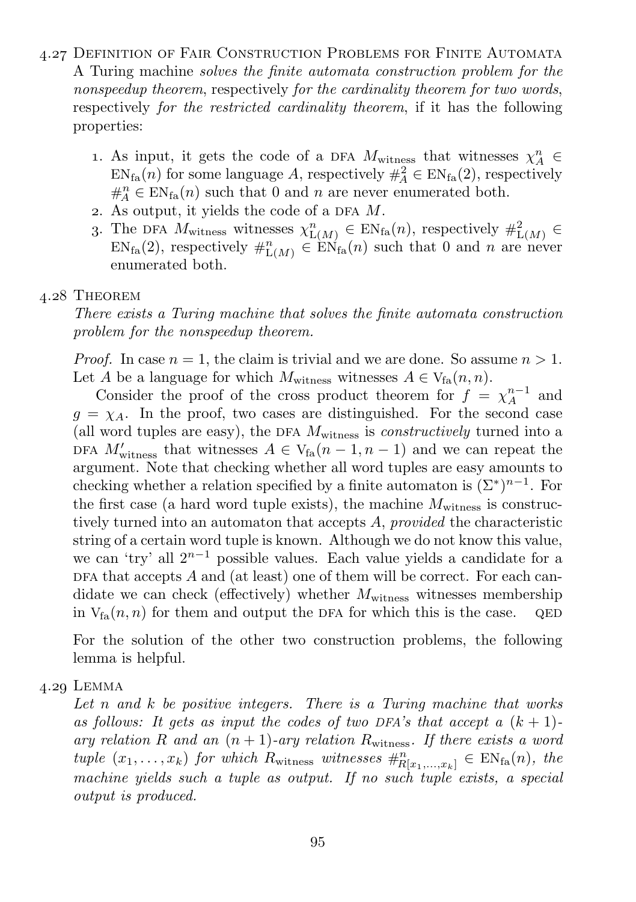4.27 Definition of Fair Construction Problems for Finite Automata

A Turing machine *solves the finite automata construction problem for the nonspeedup theorem*, respectively *for the cardinality theorem for two words*, respectively *for the restricted cardinality theorem*, if it has the following properties:

1. As input, it gets the code of a DFA $M_{\text{witness}}$ that witnesses $\chi_A^n \in \text{EN}_{\text{fa}}(n)$ for some language $A$, respectively $\#_A^2 \in \text{EN}_{\text{fa}}(2)$, respectively $\#_A^n \in \text{EN}_{\text{fa}}(n)$ such that 0 and $n$ are never enumerated both.
2. As output, it yields the code of a DFA $M$.
3. The DFA $M_{\text{witness}}$ witnesses $\chi_{\text{L}(M)}^n \in \text{EN}_{\text{fa}}(n)$, respectively $\#_{\text{L}(M)}^2 \in \text{EN}_{\text{fa}}(2)$, respectively $\#_{\text{L}(M)}^n \in \text{EN}_{\text{fa}}(n)$ such that 0 and $n$ are never enumerated both.

4.28 Theorem

*There exists a Turing machine that solves the finite automata construction problem for the nonspeedup theorem.*

*Proof.* In case $n = 1$, the claim is trivial and we are done. So assume $n > 1$. Let $A$ be a language for which $M_{\text{witness}}$ witnesses $A \in \text{V}_{\text{fa}}(n, n)$.

Consider the proof of the cross product theorem for $f = \chi_A^{n-1}$ and $g = \chi_A$. In the proof, two cases are distinguished. For the second case (all word tuples are easy), the DFA $M_{\text{witness}}$ is *constructively* turned into a DFA $M'_{\text{witness}}$ that witnesses $A \in \text{V}_{\text{fa}}(n-1, n-1)$ and we can repeat the argument. Note that checking whether all word tuples are easy amounts to checking whether a relation specified by a finite automaton is $(\Sigma^*)^{n-1}$. For the first case (a hard word tuple exists), the machine $M_{\text{witness}}$ is constructively turned into an automaton that accepts $A$, *provided* the characteristic string of a certain word tuple is known. Although we do not know this value, we can 'try' all $2^{n-1}$ possible values. Each value yields a candidate for a DFA that accepts $A$ and (at least) one of them will be correct. For each candidate we can check (effectively) whether $M_{\text{witness}}$ witnesses membership in $\text{V}_{\text{fa}}(n, n)$ for them and output the DFA for which this is the case. QED

For the solution of the other two construction problems, the following lemma is helpful.

4.29 Lemma

*Let $n$ and $k$ be positive integers. There is a Turing machine that works as follows: It gets as input the codes of two DFA's that accept a $(k+1)$-ary relation $R$ and an $(n+1)$-ary relation $R_{\text{witness}}$. If there exists a word tuple $(x_1, \dots, x_k)$ for which $R_{\text{witness}}$ witnesses $\#_{R[x_1,\dots,x_k]}^n \in \text{EN}_{\text{fa}}(n)$, the machine yields such a tuple as output. If no such tuple exists, a special output is produced.*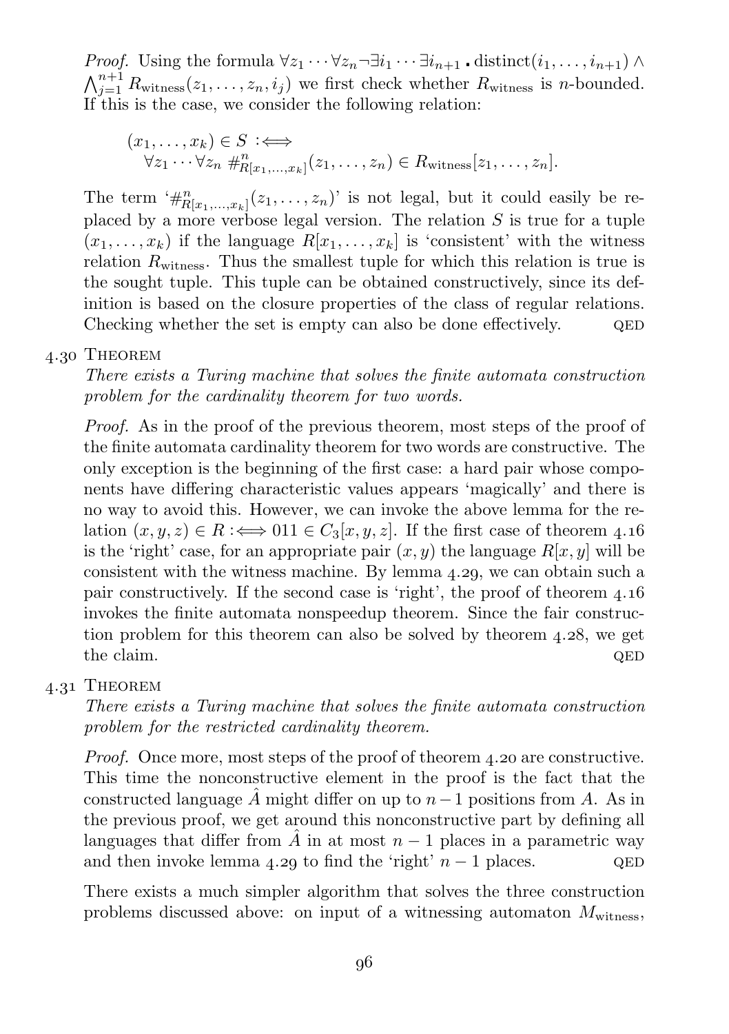*Proof.* Using the formula $\forall z_1 \cdots \forall z_n \neg \exists i_1 \cdots \exists i_{n+1} \,.\, \text{distinct}(i_1, \dots, i_{n+1}) \wedge \bigwedge_{j=1}^{n+1} R_{\text{witness}}(z_1, \dots, z_n, i_j)$ we first check whether $R_{\text{witness}}$ is $n$-bounded. If this is the case, we consider the following relation:

$$(x_1, \dots, x_k) \in S \;:\Longleftrightarrow\; \forall z_1 \cdots \forall z_n \; \#^n_{R[x_1,\dots,x_k]}(z_1, \dots, z_n) \in R_{\text{witness}}[z_1, \dots, z_n].$$

The term '$\#^n_{R[x_1,\dots,x_k]}(z_1, \dots, z_n)$' is not legal, but it could easily be replaced by a more verbose legal version. The relation $S$ is true for a tuple $(x_1, \dots, x_k)$ if the language $R[x_1, \dots, x_k]$ is 'consistent' with the witness relation $R_{\text{witness}}$. Thus the smallest tuple for which this relation is true is the sought tuple. This tuple can be obtained constructively, since its definition is based on the closure properties of the class of regular relations. Checking whether the set is empty can also be done effectively. QED

4.30 Theorem

*There exists a Turing machine that solves the finite automata construction problem for the cardinality theorem for two words.*

*Proof.* As in the proof of the previous theorem, most steps of the proof of the finite automata cardinality theorem for two words are constructive. The only exception is the beginning of the first case: a hard pair whose components have differing characteristic values appears 'magically' and there is no way to avoid this. However, we can invoke the above lemma for the relation $(x, y, z) \in R :\Longleftrightarrow 011 \in C_3[x, y, z]$. If the first case of theorem 4.16 is the 'right' case, for an appropriate pair $(x, y)$ the language $R[x, y]$ will be consistent with the witness machine. By lemma 4.29, we can obtain such a pair constructively. If the second case is 'right', the proof of theorem 4.16 invokes the finite automata nonspeedup theorem. Since the fair construction problem for this theorem can also be solved by theorem 4.28, we get the claim. QED

4.31 Theorem

*There exists a Turing machine that solves the finite automata construction problem for the restricted cardinality theorem.*

*Proof.* Once more, most steps of the proof of theorem 4.20 are constructive. This time the nonconstructive element in the proof is the fact that the constructed language $\hat{A}$ might differ on up to $n-1$ positions from $A$. As in the previous proof, we get around this nonconstructive part by defining all languages that differ from $\hat{A}$ in at most $n-1$ places in a parametric way and then invoke lemma 4.29 to find the 'right' $n-1$ places. QED

There exists a much simpler algorithm that solves the three construction problems discussed above: on input of a witnessing automaton $M_{\text{witness}}$,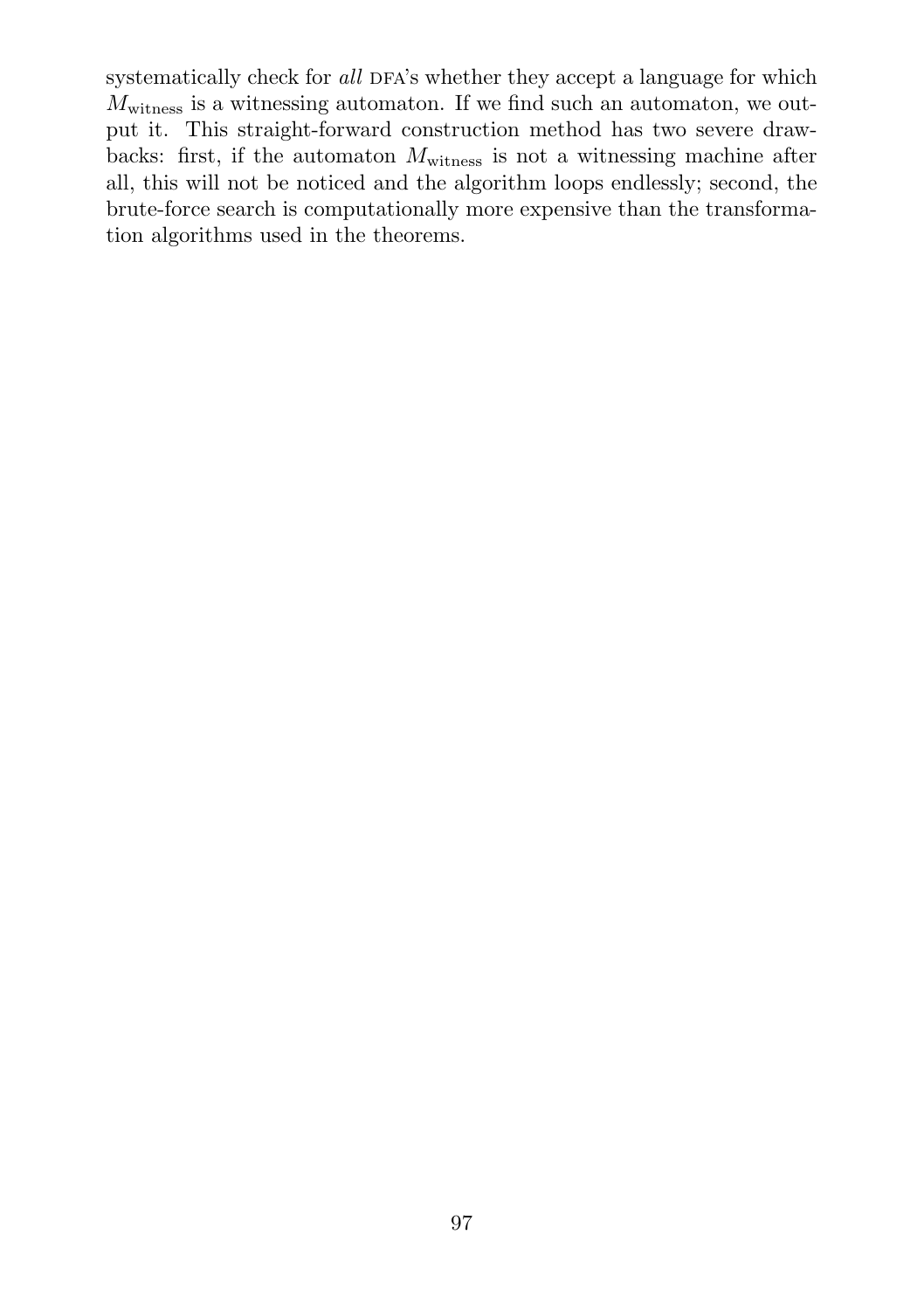systematically check for *all* DFA's whether they accept a language for which $M_{\text{witness}}$ is a witnessing automaton. If we find such an automaton, we output it. This straight-forward construction method has two severe drawbacks: first, if the automaton $M_{\text{witness}}$ is not a witnessing machine after all, this will not be noticed and the algorithm loops endlessly; second, the brute-force search is computationally more expensive than the transformation algorithms used in the theorems.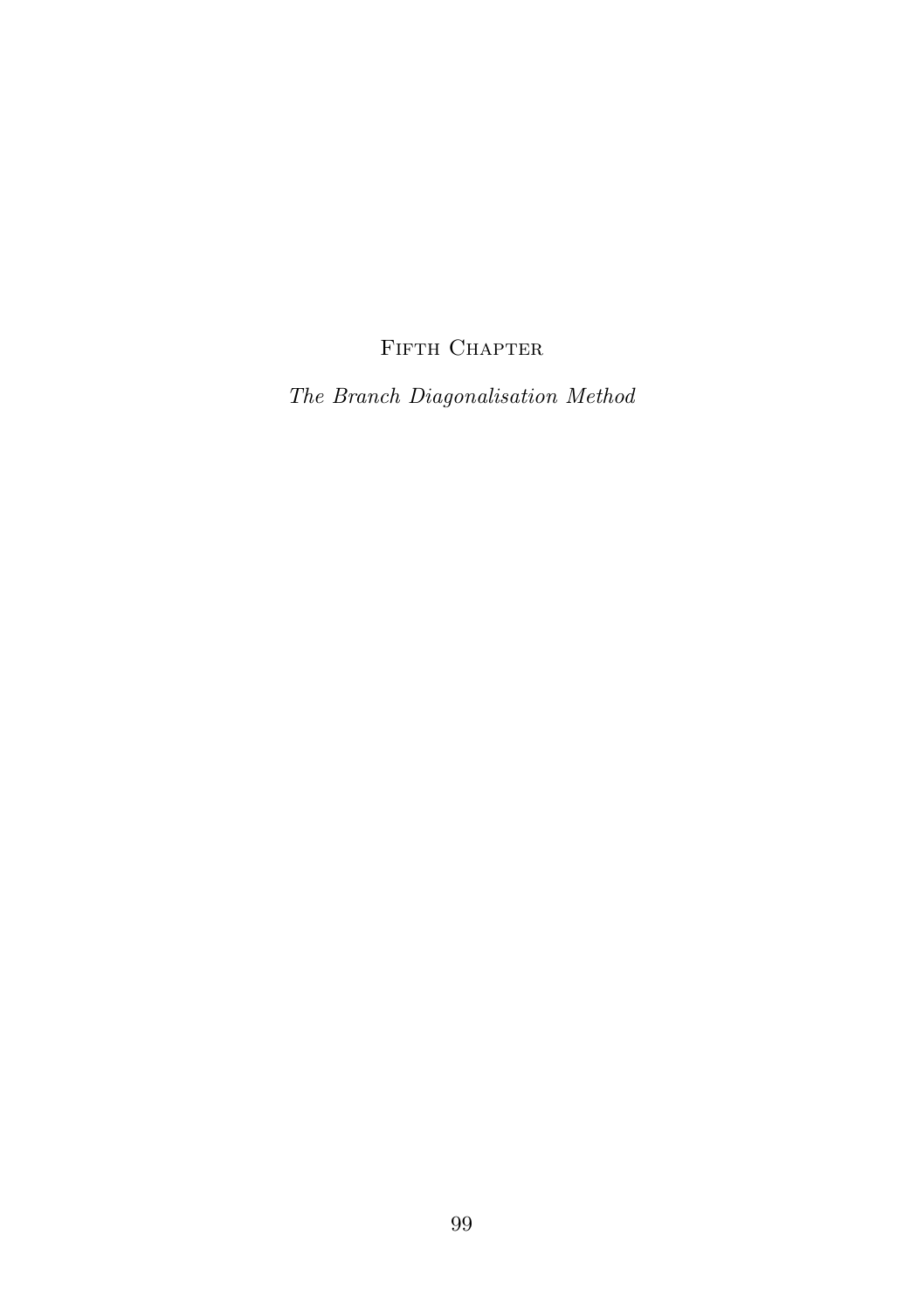# Fifth Chapter

*The Branch Diagonalisation Method*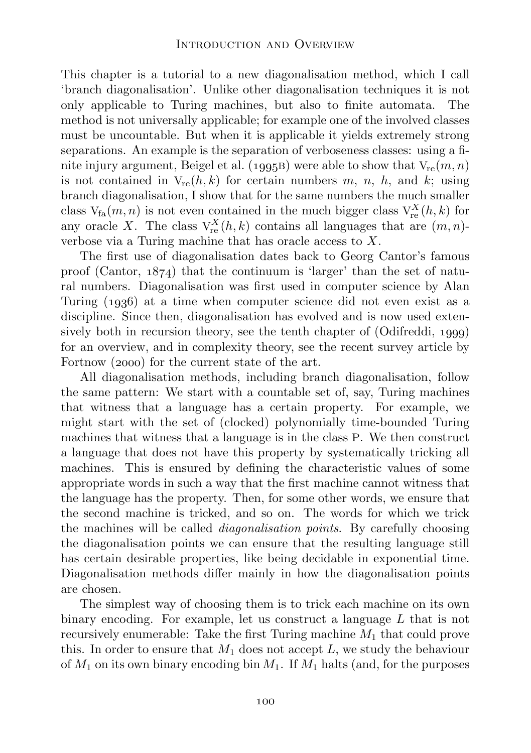This chapter is a tutorial to a new diagonalisation method, which I call 'branch diagonalisation'. Unlike other diagonalisation techniques it is not only applicable to Turing machines, but also to finite automata. The method is not universally applicable; for example one of the involved classes must be uncountable. But when it is applicable it yields extremely strong separations. An example is the separation of verboseness classes: using a finite injury argument, Beigel et al. (1995b) were able to show that $\mathrm{V}_{\mathrm{re}}(m,n)$ is not contained in $\mathrm{V}_{\mathrm{re}}(h,k)$ for certain numbers $m$, $n$, $h$, and $k$; using branch diagonalisation, I show that for the same numbers the much smaller class $\mathrm{V}_{\mathrm{fa}}(m,n)$ is not even contained in the much bigger class $\mathrm{V}^X_{\mathrm{re}}(h,k)$ for any oracle $X$. The class $\mathrm{V}^X_{\mathrm{re}}(h,k)$ contains all languages that are $(m,n)$-verbose via a Turing machine that has oracle access to $X$.

The first use of diagonalisation dates back to Georg Cantor's famous proof (Cantor, 1874) that the continuum is 'larger' than the set of natural numbers. Diagonalisation was first used in computer science by Alan Turing (1936) at a time when computer science did not even exist as a discipline. Since then, diagonalisation has evolved and is now used extensively both in recursion theory, see the tenth chapter of (Odifreddi, 1999) for an overview, and in complexity theory, see the recent survey article by Fortnow (2000) for the current state of the art.

All diagonalisation methods, including branch diagonalisation, follow the same pattern: We start with a countable set of, say, Turing machines that witness that a language has a certain property. For example, we might start with the set of (clocked) polynomially time-bounded Turing machines that witness that a language is in the class P. We then construct a language that does not have this property by systematically tricking all machines. This is ensured by defining the characteristic values of some appropriate words in such a way that the first machine cannot witness that the language has the property. Then, for some other words, we ensure that the second machine is tricked, and so on. The words for which we trick the machines will be called *diagonalisation points*. By carefully choosing the diagonalisation points we can ensure that the resulting language still has certain desirable properties, like being decidable in exponential time. Diagonalisation methods differ mainly in how the diagonalisation points are chosen.

The simplest way of choosing them is to trick each machine on its own binary encoding. For example, let us construct a language $L$ that is not recursively enumerable: Take the first Turing machine $M_1$ that could prove this. In order to ensure that $M_1$ does not accept $L$, we study the behaviour of $M_1$ on its own binary encoding $\operatorname{bin} M_1$. If $M_1$ halts (and, for the purposes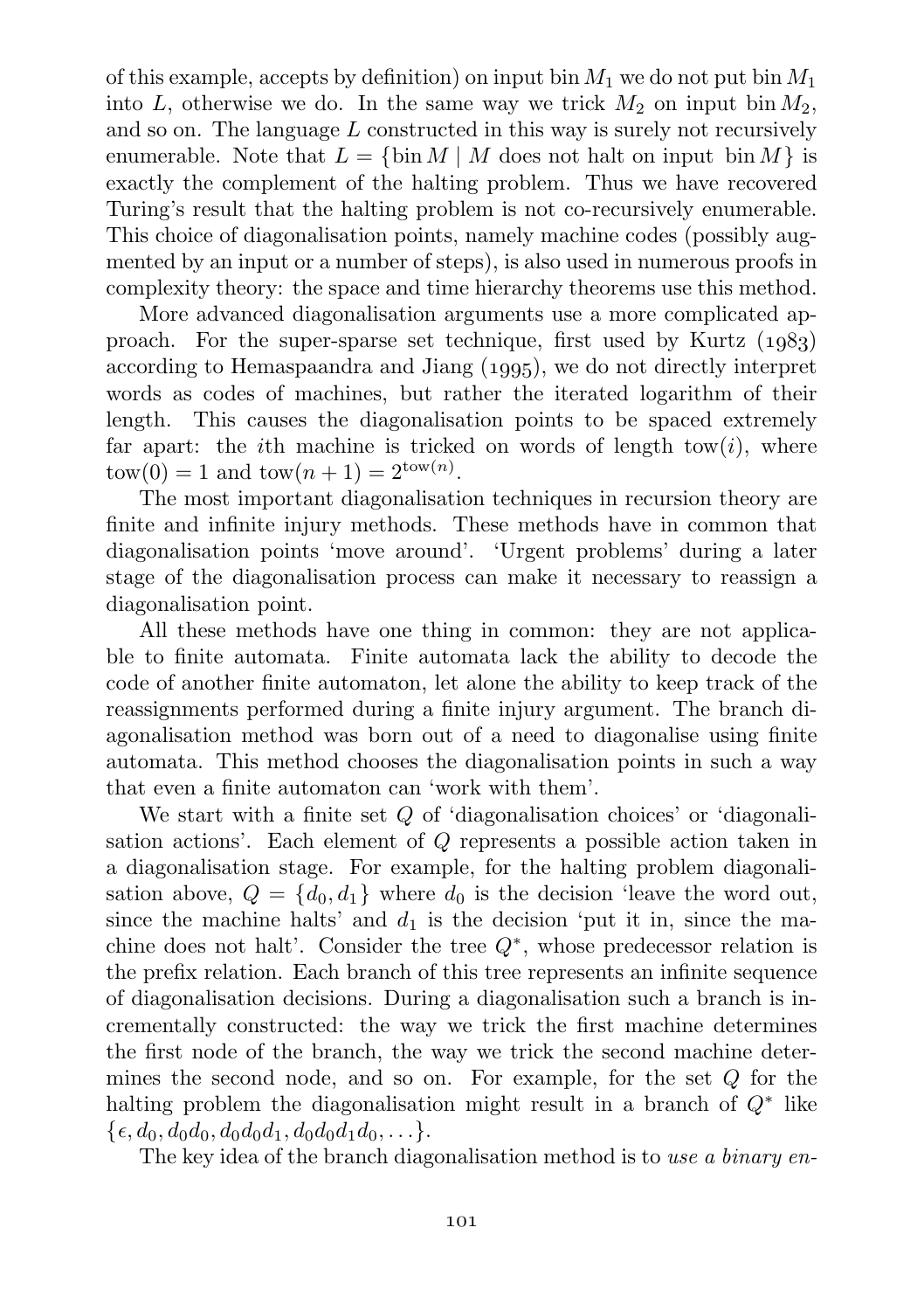of this example, accepts by definition) on input $\operatorname{bin} M_1$ we do not put $\operatorname{bin} M_1$ into $L$, otherwise we do. In the same way we trick $M_2$ on input $\operatorname{bin} M_2$, and so on. The language $L$ constructed in this way is surely not recursively enumerable. Note that $L = \{\operatorname{bin} M \mid M \text{ does not halt on input } \operatorname{bin} M\}$ is exactly the complement of the halting problem. Thus we have recovered Turing's result that the halting problem is not co-recursively enumerable. This choice of diagonalisation points, namely machine codes (possibly augmented by an input or a number of steps), is also used in numerous proofs in complexity theory: the space and time hierarchy theorems use this method.

More advanced diagonalisation arguments use a more complicated approach. For the super-sparse set technique, first used by Kurtz (1983) according to Hemaspaandra and Jiang (1995), we do not directly interpret words as codes of machines, but rather the iterated logarithm of their length. This causes the diagonalisation points to be spaced extremely far apart: the $i$th machine is tricked on words of length $\operatorname{tow}(i)$, where $\operatorname{tow}(0) = 1$ and $\operatorname{tow}(n+1) = 2^{\operatorname{tow}(n)}$.

The most important diagonalisation techniques in recursion theory are finite and infinite injury methods. These methods have in common that diagonalisation points 'move around'. 'Urgent problems' during a later stage of the diagonalisation process can make it necessary to reassign a diagonalisation point.

All these methods have one thing in common: they are not applicable to finite automata. Finite automata lack the ability to decode the code of another finite automaton, let alone the ability to keep track of the reassignments performed during a finite injury argument. The branch diagonalisation method was born out of a need to diagonalise using finite automata. This method chooses the diagonalisation points in such a way that even a finite automaton can 'work with them'.

We start with a finite set $Q$ of 'diagonalisation choices' or 'diagonalisation actions'. Each element of $Q$ represents a possible action taken in a diagonalisation stage. For example, for the halting problem diagonalisation above, $Q = \{d_0, d_1\}$ where $d_0$ is the decision 'leave the word out, since the machine halts' and $d_1$ is the decision 'put it in, since the machine does not halt'. Consider the tree $Q^*$, whose predecessor relation is the prefix relation. Each branch of this tree represents an infinite sequence of diagonalisation decisions. During a diagonalisation such a branch is incrementally constructed: the way we trick the first machine determines the first node of the branch, the way we trick the second machine determines the second node, and so on. For example, for the set $Q$ for the halting problem the diagonalisation might result in a branch of $Q^*$ like $\{\epsilon, d_0, d_0d_0, d_0d_0d_1, d_0d_0d_1d_0, \dots\}$.

The key idea of the branch diagonalisation method is to *use a binary en-*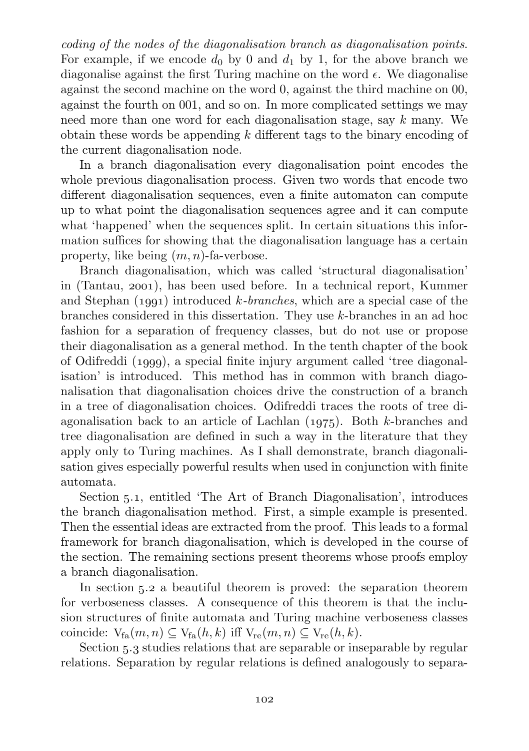*coding of the nodes of the diagonalisation branch as diagonalisation points.* For example, if we encode $d_0$ by 0 and $d_1$ by 1, for the above branch we diagonalise against the first Turing machine on the word $\epsilon$. We diagonalise against the second machine on the word 0, against the third machine on 00, against the fourth on 001, and so on. In more complicated settings we may need more than one word for each diagonalisation stage, say $k$ many. We obtain these words be appending $k$ different tags to the binary encoding of the current diagonalisation node.

In a branch diagonalisation every diagonalisation point encodes the whole previous diagonalisation process. Given two words that encode two different diagonalisation sequences, even a finite automaton can compute up to what point the diagonalisation sequences agree and it can compute what 'happened' when the sequences split. In certain situations this information suffices for showing that the diagonalisation language has a certain property, like being $(m, n)$-fa-verbose.

Branch diagonalisation, which was called 'structural diagonalisation' in (Tantau, 2001), has been used before. In a technical report, Kummer and Stephan (1991) introduced *k-branches*, which are a special case of the branches considered in this dissertation. They use $k$-branches in an ad hoc fashion for a separation of frequency classes, but do not use or propose their diagonalisation as a general method. In the tenth chapter of the book of Odifreddi (1999), a special finite injury argument called 'tree diagonalisation' is introduced. This method has in common with branch diagonalisation that diagonalisation choices drive the construction of a branch in a tree of diagonalisation choices. Odifreddi traces the roots of tree diagonalisation back to an article of Lachlan (1975). Both $k$-branches and tree diagonalisation are defined in such a way in the literature that they apply only to Turing machines. As I shall demonstrate, branch diagonalisation gives especially powerful results when used in conjunction with finite automata.

Section 5.1, entitled 'The Art of Branch Diagonalisation', introduces the branch diagonalisation method. First, a simple example is presented. Then the essential ideas are extracted from the proof. This leads to a formal framework for branch diagonalisation, which is developed in the course of the section. The remaining sections present theorems whose proofs employ a branch diagonalisation.

In section 5.2 a beautiful theorem is proved: the separation theorem for verboseness classes. A consequence of this theorem is that the inclusion structures of finite automata and Turing machine verboseness classes coincide: $\mathrm{V}_{\mathrm{fa}}(m, n) \subseteq \mathrm{V}_{\mathrm{fa}}(h, k)$ iff $\mathrm{V}_{\mathrm{re}}(m, n) \subseteq \mathrm{V}_{\mathrm{re}}(h, k)$.

Section 5.3 studies relations that are separable or inseparable by regular relations. Separation by regular relations is defined analogously to separa-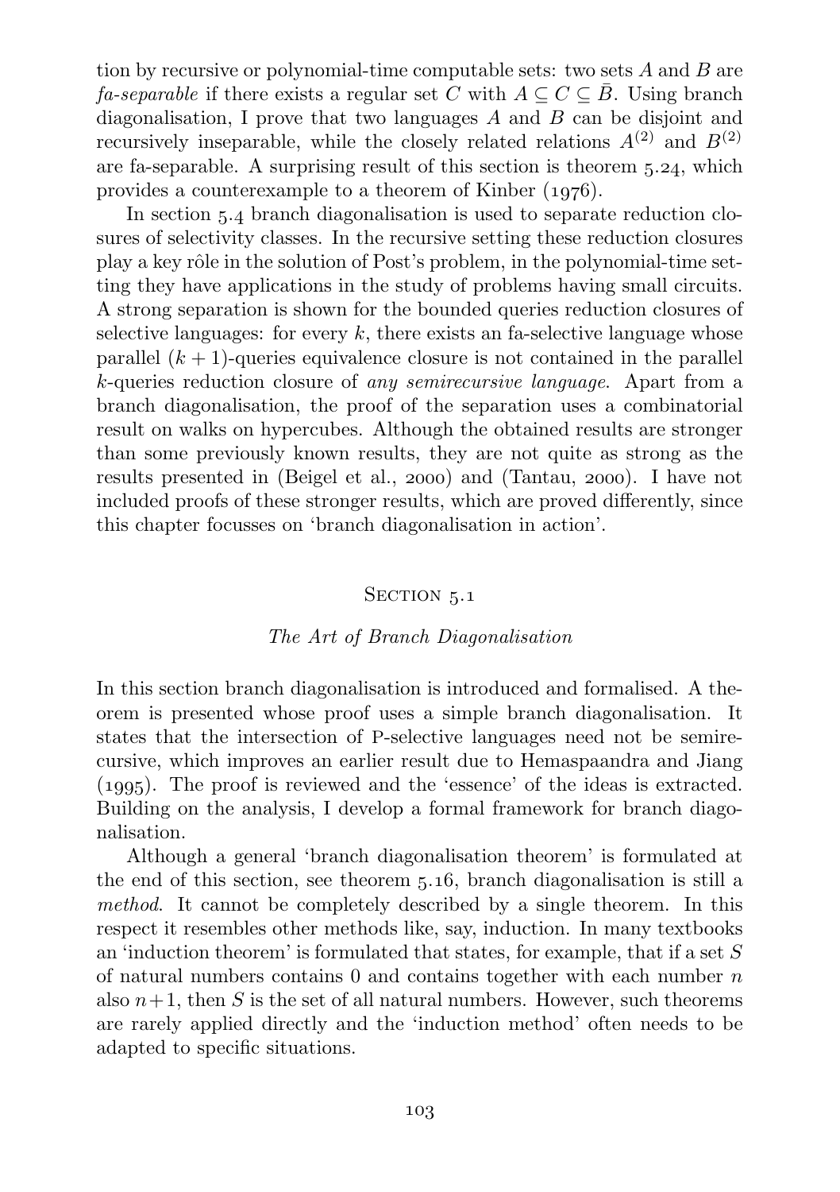tion by recursive or polynomial-time computable sets: two sets $A$ and $B$ are *fa-separable* if there exists a regular set $C$ with $A \subseteq C \subseteq \bar{B}$. Using branch diagonalisation, I prove that two languages $A$ and $B$ can be disjoint and recursively inseparable, while the closely related relations $A^{(2)}$ and $B^{(2)}$ are fa-separable. A surprising result of this section is theorem 5.24, which provides a counterexample to a theorem of Kinber (1976).

In section 5.4 branch diagonalisation is used to separate reduction closures of selectivity classes. In the recursive setting these reduction closures play a key rôle in the solution of Post's problem, in the polynomial-time setting they have applications in the study of problems having small circuits. A strong separation is shown for the bounded queries reduction closures of selective languages: for every $k$, there exists an fa-selective language whose parallel $(k+1)$-queries equivalence closure is not contained in the parallel $k$-queries reduction closure of *any semirecursive language*. Apart from a branch diagonalisation, the proof of the separation uses a combinatorial result on walks on hypercubes. Although the obtained results are stronger than some previously known results, they are not quite as strong as the results presented in (Beigel et al., 2000) and (Tantau, 2000). I have not included proofs of these stronger results, which are proved differently, since this chapter focusses on 'branch diagonalisation in action'.

## Section 5.1

### *The Art of Branch Diagonalisation*

In this section branch diagonalisation is introduced and formalised. A theorem is presented whose proof uses a simple branch diagonalisation. It states that the intersection of P-selective languages need not be semirecursive, which improves an earlier result due to Hemaspaandra and Jiang (1995). The proof is reviewed and the 'essence' of the ideas is extracted. Building on the analysis, I develop a formal framework for branch diagonalisation.

Although a general 'branch diagonalisation theorem' is formulated at the end of this section, see theorem 5.16, branch diagonalisation is still a *method*. It cannot be completely described by a single theorem. In this respect it resembles other methods like, say, induction. In many textbooks an 'induction theorem' is formulated that states, for example, that if a set $S$ of natural numbers contains 0 and contains together with each number $n$ also $n+1$, then $S$ is the set of all natural numbers. However, such theorems are rarely applied directly and the 'induction method' often needs to be adapted to specific situations.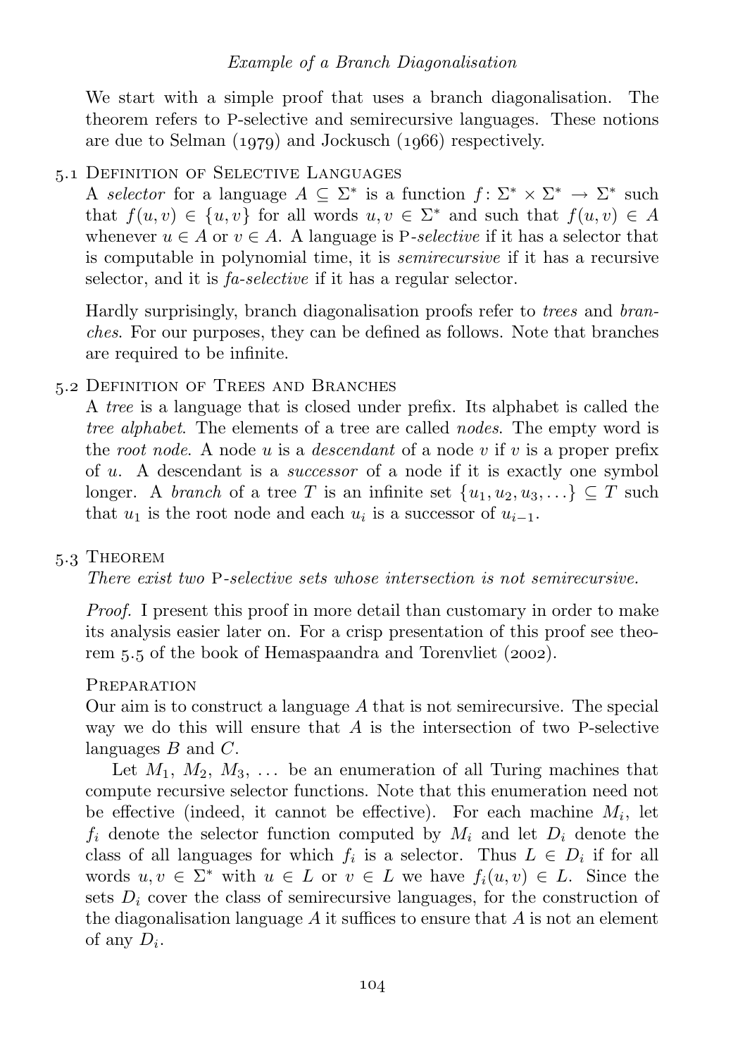*Example of a Branch Diagonalisation*

We start with a simple proof that uses a branch diagonalisation. The theorem refers to P-selective and semirecursive languages. These notions are due to Selman (1979) and Jockusch (1966) respectively.

### 5.1 Definition of Selective Languages

A *selector* for a language $A \subseteq \Sigma^*$ is a function $f\colon \Sigma^* \times \Sigma^* \to \Sigma^*$ such that $f(u,v) \in \{u,v\}$ for all words $u,v \in \Sigma^*$ and such that $f(u,v) \in A$ whenever $u \in A$ or $v \in A$. A language is P*-selective* if it has a selector that is computable in polynomial time, it is *semirecursive* if it has a recursive selector, and it is *fa-selective* if it has a regular selector.

Hardly surprisingly, branch diagonalisation proofs refer to *trees* and *branches*. For our purposes, they can be defined as follows. Note that branches are required to be infinite.

### 5.2 Definition of Trees and Branches

A *tree* is a language that is closed under prefix. Its alphabet is called the *tree alphabet*. The elements of a tree are called *nodes*. The empty word is the *root node*. A node $u$ is a *descendant* of a node $v$ if $v$ is a proper prefix of $u$. A descendant is a *successor* of a node if it is exactly one symbol longer. A *branch* of a tree $T$ is an infinite set $\{u_1, u_2, u_3, \dots\} \subseteq T$ such that $u_1$ is the root node and each $u_i$ is a successor of $u_{i-1}$.

### 5.3 Theorem

*There exist two* P*-selective sets whose intersection is not semirecursive.*

*Proof.* I present this proof in more detail than customary in order to make its analysis easier later on. For a crisp presentation of this proof see theorem 5.5 of the book of Hemaspaandra and Torenvliet (2002).

Preparation

Our aim is to construct a language $A$ that is not semirecursive. The special way we do this will ensure that $A$ is the intersection of two P-selective languages $B$ and $C$.

Let $M_1$, $M_2$, $M_3$, ... be an enumeration of all Turing machines that compute recursive selector functions. Note that this enumeration need not be effective (indeed, it cannot be effective). For each machine $M_i$, let $f_i$ denote the selector function computed by $M_i$ and let $D_i$ denote the class of all languages for which $f_i$ is a selector. Thus $L \in D_i$ if for all words $u, v \in \Sigma^*$ with $u \in L$ or $v \in L$ we have $f_i(u,v) \in L$. Since the sets $D_i$ cover the class of semirecursive languages, for the construction of the diagonalisation language $A$ it suffices to ensure that $A$ is not an element of any $D_i$.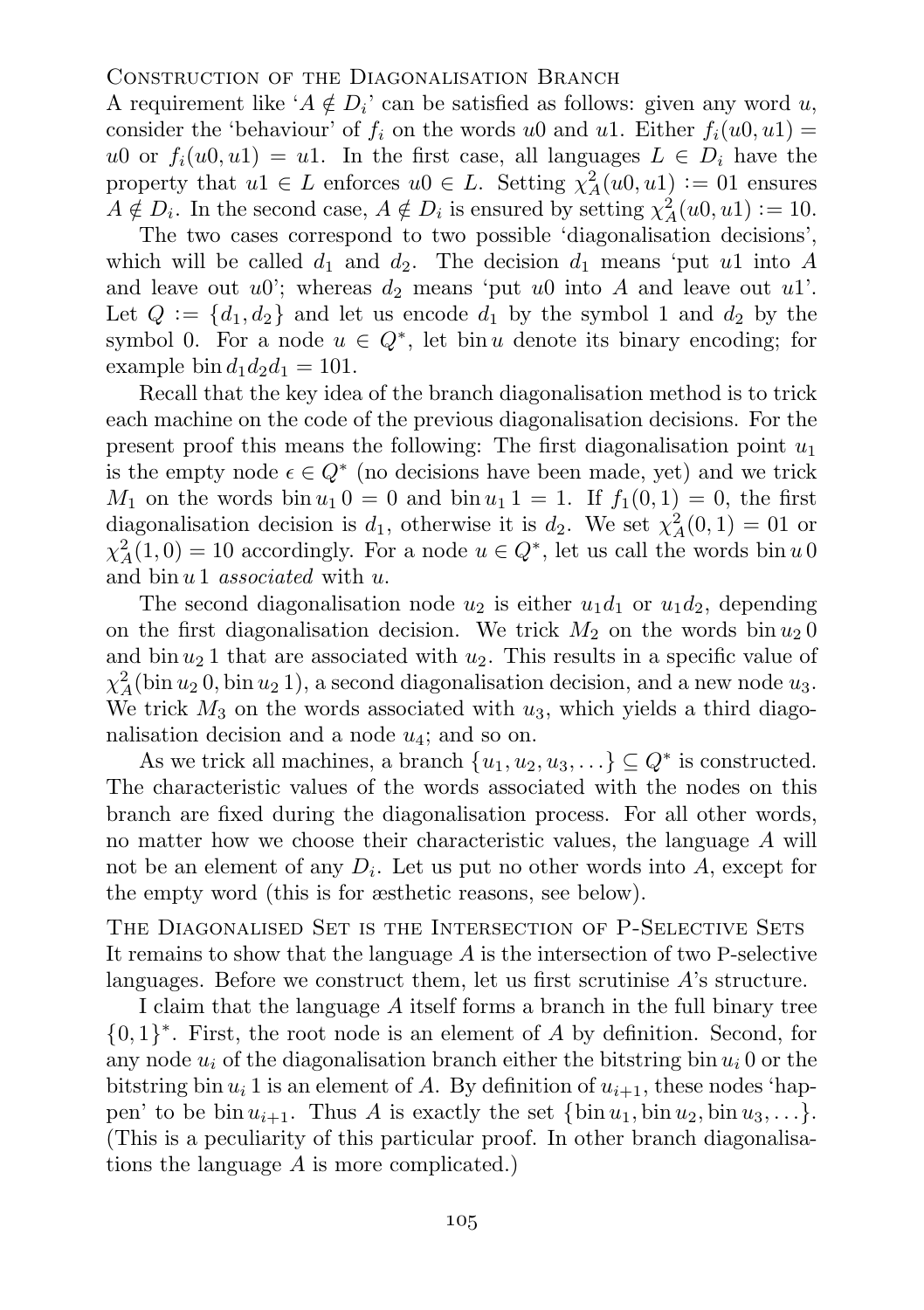### Construction of the Diagonalisation Branch

A requirement like '$A \notin D_i$' can be satisfied as follows: given any word $u$, consider the 'behaviour' of $f_i$ on the words $u0$ and $u1$. Either $f_i(u0, u1) = u0$ or $f_i(u0, u1) = u1$. In the first case, all languages $L \in D_i$ have the property that $u1 \in L$ enforces $u0 \in L$. Setting $\chi_A^2(u0, u1) := 01$ ensures $A \notin D_i$. In the second case, $A \notin D_i$ is ensured by setting $\chi_A^2(u0, u1) := 10$.

The two cases correspond to two possible 'diagonalisation decisions', which will be called $d_1$ and $d_2$. The decision $d_1$ means 'put $u1$ into $A$ and leave out $u0$'; whereas $d_2$ means 'put $u0$ into $A$ and leave out $u1$'. Let $Q := \{d_1, d_2\}$ and let us encode $d_1$ by the symbol 1 and $d_2$ by the symbol 0. For a node $u \in Q^*$, let $\operatorname{bin} u$ denote its binary encoding; for example $\operatorname{bin} d_1 d_2 d_1 = 101$.

Recall that the key idea of the branch diagonalisation method is to trick each machine on the code of the previous diagonalisation decisions. For the present proof this means the following: The first diagonalisation point $u_1$ is the empty node $\epsilon \in Q^*$ (no decisions have been made, yet) and we trick $M_1$ on the words $\operatorname{bin} u_1\, 0 = 0$ and $\operatorname{bin} u_1\, 1 = 1$. If $f_1(0,1) = 0$, the first diagonalisation decision is $d_1$, otherwise it is $d_2$. We set $\chi_A^2(0,1) = 01$ or $\chi_A^2(1,0) = 10$ accordingly. For a node $u \in Q^*$, let us call the words $\operatorname{bin} u\, 0$ and $\operatorname{bin} u\, 1$ *associated* with $u$.

The second diagonalisation node $u_2$ is either $u_1 d_1$ or $u_1 d_2$, depending on the first diagonalisation decision. We trick $M_2$ on the words $\operatorname{bin} u_2\, 0$ and $\operatorname{bin} u_2\, 1$ that are associated with $u_2$. This results in a specific value of $\chi_A^2(\operatorname{bin} u_2\, 0, \operatorname{bin} u_2\, 1)$, a second diagonalisation decision, and a new node $u_3$. We trick $M_3$ on the words associated with $u_3$, which yields a third diagonalisation decision and a node $u_4$; and so on.

As we trick all machines, a branch $\{u_1, u_2, u_3, \ldots\} \subseteq Q^*$ is constructed. The characteristic values of the words associated with the nodes on this branch are fixed during the diagonalisation process. For all other words, no matter how we choose their characteristic values, the language $A$ will not be an element of any $D_i$. Let us put no other words into $A$, except for the empty word (this is for æsthetic reasons, see below).

### The Diagonalised Set is the Intersection of P-Selective Sets

It remains to show that the language $A$ is the intersection of two P-selective languages. Before we construct them, let us first scrutinise $A$'s structure.

I claim that the language $A$ itself forms a branch in the full binary tree $\{0,1\}^*$. First, the root node is an element of $A$ by definition. Second, for any node $u_i$ of the diagonalisation branch either the bitstring $\operatorname{bin} u_i\, 0$ or the bitstring $\operatorname{bin} u_i\, 1$ is an element of $A$. By definition of $u_{i+1}$, these nodes 'happen' to be $\operatorname{bin} u_{i+1}$. Thus $A$ is exactly the set $\{\operatorname{bin} u_1, \operatorname{bin} u_2, \operatorname{bin} u_3, \ldots\}$. (This is a peculiarity of this particular proof. In other branch diagonalisations the language $A$ is more complicated.)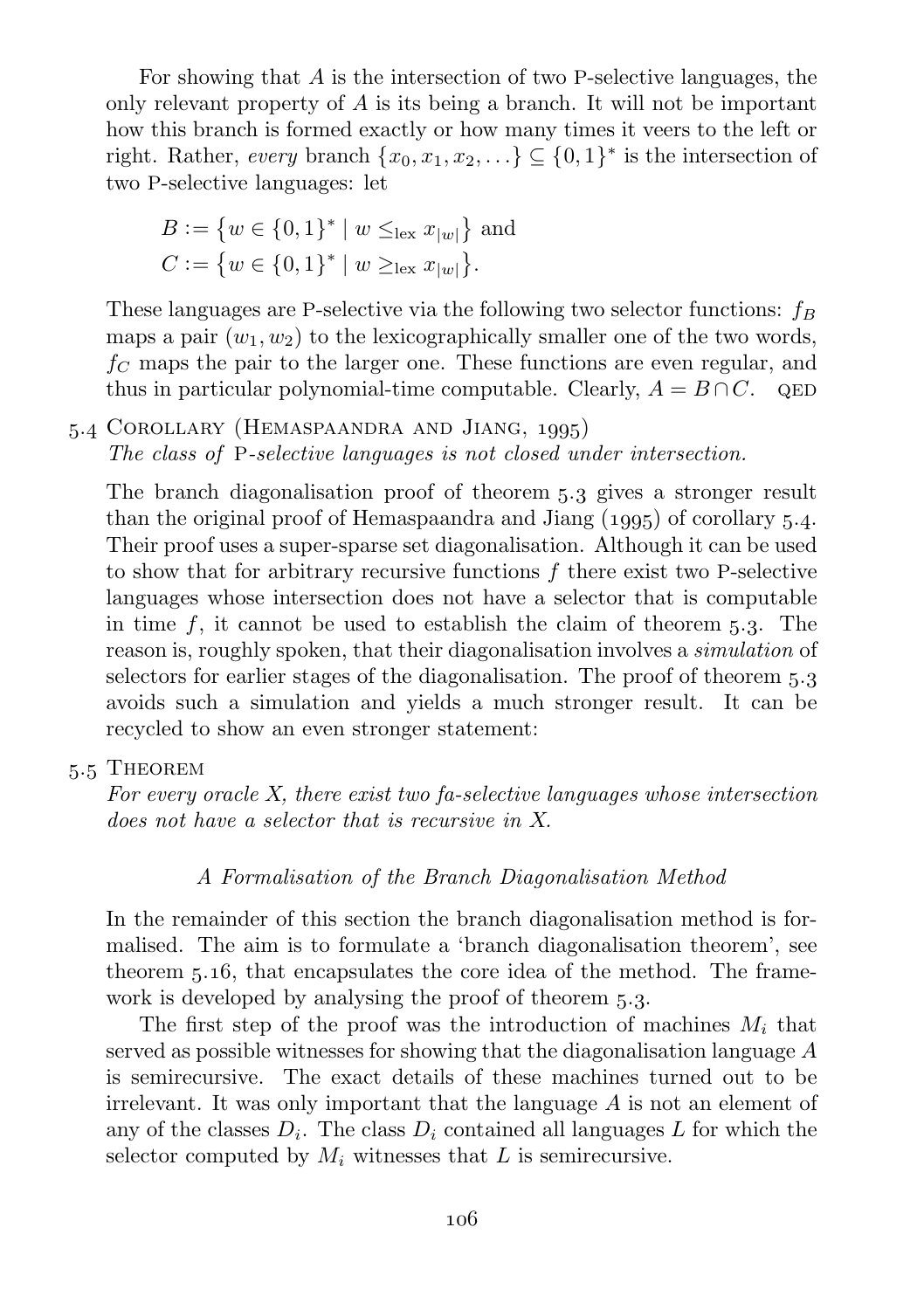For showing that $A$ is the intersection of two P-selective languages, the only relevant property of $A$ is its being a branch. It will not be important how this branch is formed exactly or how many times it veers to the left or right. Rather, *every* branch $\{x_0, x_1, x_2, \dots\} \subseteq \{0,1\}^*$ is the intersection of two P-selective languages: let

$$B := \{w \in \{0,1\}^* \mid w \leq_{\text{lex}} x_{|w|}\} \text{ and}$$
$$C := \{w \in \{0,1\}^* \mid w \geq_{\text{lex}} x_{|w|}\}.$$

These languages are P-selective via the following two selector functions: $f_B$ maps a pair $(w_1, w_2)$ to the lexicographically smaller one of the two words, $f_C$ maps the pair to the larger one. These functions are even regular, and thus in particular polynomial-time computable. Clearly, $A = B \cap C$. QED

5.4 Corollary (Hemaspaandra and Jiang, 1995)
*The class of* P*-selective languages is not closed under intersection.*

The branch diagonalisation proof of theorem 5.3 gives a stronger result than the original proof of Hemaspaandra and Jiang (1995) of corollary 5.4. Their proof uses a super-sparse set diagonalisation. Although it can be used to show that for arbitrary recursive functions $f$ there exist two P-selective languages whose intersection does not have a selector that is computable in time $f$, it cannot be used to establish the claim of theorem 5.3. The reason is, roughly spoken, that their diagonalisation involves a *simulation* of selectors for earlier stages of the diagonalisation. The proof of theorem 5.3 avoids such a simulation and yields a much stronger result. It can be recycled to show an even stronger statement:

5.5 Theorem
*For every oracle $X$, there exist two fa-selective languages whose intersection does not have a selector that is recursive in $X$.*

### *A Formalisation of the Branch Diagonalisation Method*

In the remainder of this section the branch diagonalisation method is formalised. The aim is to formulate a 'branch diagonalisation theorem', see theorem 5.16, that encapsulates the core idea of the method. The framework is developed by analysing the proof of theorem 5.3.

The first step of the proof was the introduction of machines $M_i$ that served as possible witnesses for showing that the diagonalisation language $A$ is semirecursive. The exact details of these machines turned out to be irrelevant. It was only important that the language $A$ is not an element of any of the classes $D_i$. The class $D_i$ contained all languages $L$ for which the selector computed by $M_i$ witnesses that $L$ is semirecursive.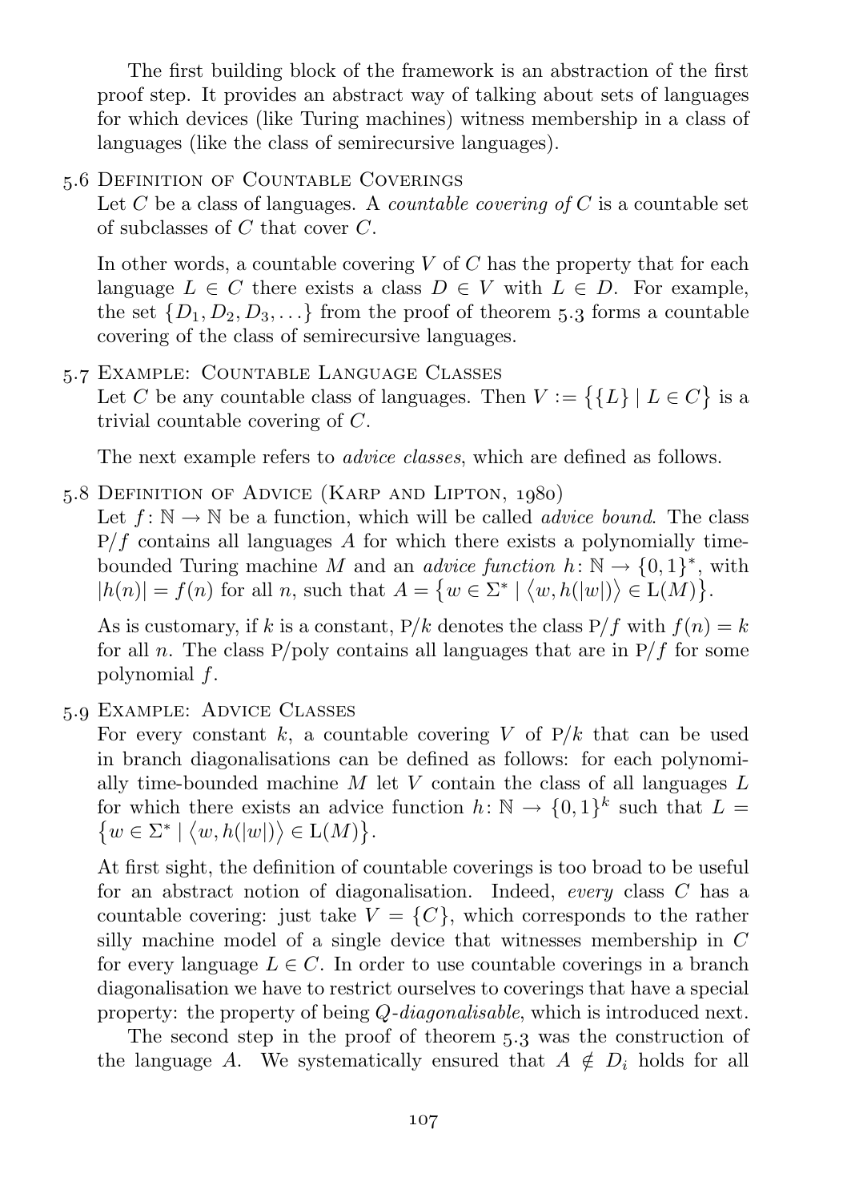The first building block of the framework is an abstraction of the first proof step. It provides an abstract way of talking about sets of languages for which devices (like Turing machines) witness membership in a class of languages (like the class of semirecursive languages).

5.6 Definition of Countable Coverings
Let $C$ be a class of languages. A *countable covering of* $C$ is a countable set of subclasses of $C$ that cover $C$.

In other words, a countable covering $V$ of $C$ has the property that for each language $L \in C$ there exists a class $D \in V$ with $L \in D$. For example, the set $\{D_1, D_2, D_3, \dots\}$ from the proof of theorem 5.3 forms a countable covering of the class of semirecursive languages.

5.7 Example: Countable Language Classes
Let $C$ be any countable class of languages. Then $V := \big\{\{L\} \mid L \in C\big\}$ is a trivial countable covering of $C$.

The next example refers to *advice classes*, which are defined as follows.

5.8 Definition of Advice (Karp and Lipton, 1980)
Let $f \colon \mathbb{N} \to \mathbb{N}$ be a function, which will be called *advice bound*. The class $\mathrm{P}/f$ contains all languages $A$ for which there exists a polynomially time-bounded Turing machine $M$ and an *advice function* $h \colon \mathbb{N} \to \{0,1\}^*$, with $|h(n)| = f(n)$ for all $n$, such that $A = \big\{w \in \Sigma^* \mid \langle w, h(|w|)\rangle \in \mathrm{L}(M)\big\}$.

As is customary, if $k$ is a constant, $\mathrm{P}/k$ denotes the class $\mathrm{P}/f$ with $f(n) = k$ for all $n$. The class $\mathrm{P}/\mathrm{poly}$ contains all languages that are in $\mathrm{P}/f$ for some polynomial $f$.

5.9 Example: Advice Classes
For every constant $k$, a countable covering $V$ of $\mathrm{P}/k$ that can be used in branch diagonalisations can be defined as follows: for each polynomially time-bounded machine $M$ let $V$ contain the class of all languages $L$ for which there exists an advice function $h \colon \mathbb{N} \to \{0,1\}^k$ such that $L = \big\{w \in \Sigma^* \mid \langle w, h(|w|)\rangle \in \mathrm{L}(M)\big\}$.

At first sight, the definition of countable coverings is too broad to be useful for an abstract notion of diagonalisation. Indeed, *every* class $C$ has a countable covering: just take $V = \{C\}$, which corresponds to the rather silly machine model of a single device that witnesses membership in $C$ for every language $L \in C$. In order to use countable coverings in a branch diagonalisation we have to restrict ourselves to coverings that have a special property: the property of being *$Q$-diagonalisable*, which is introduced next.

The second step in the proof of theorem 5.3 was the construction of the language $A$. We systematically ensured that $A \notin D_i$ holds for all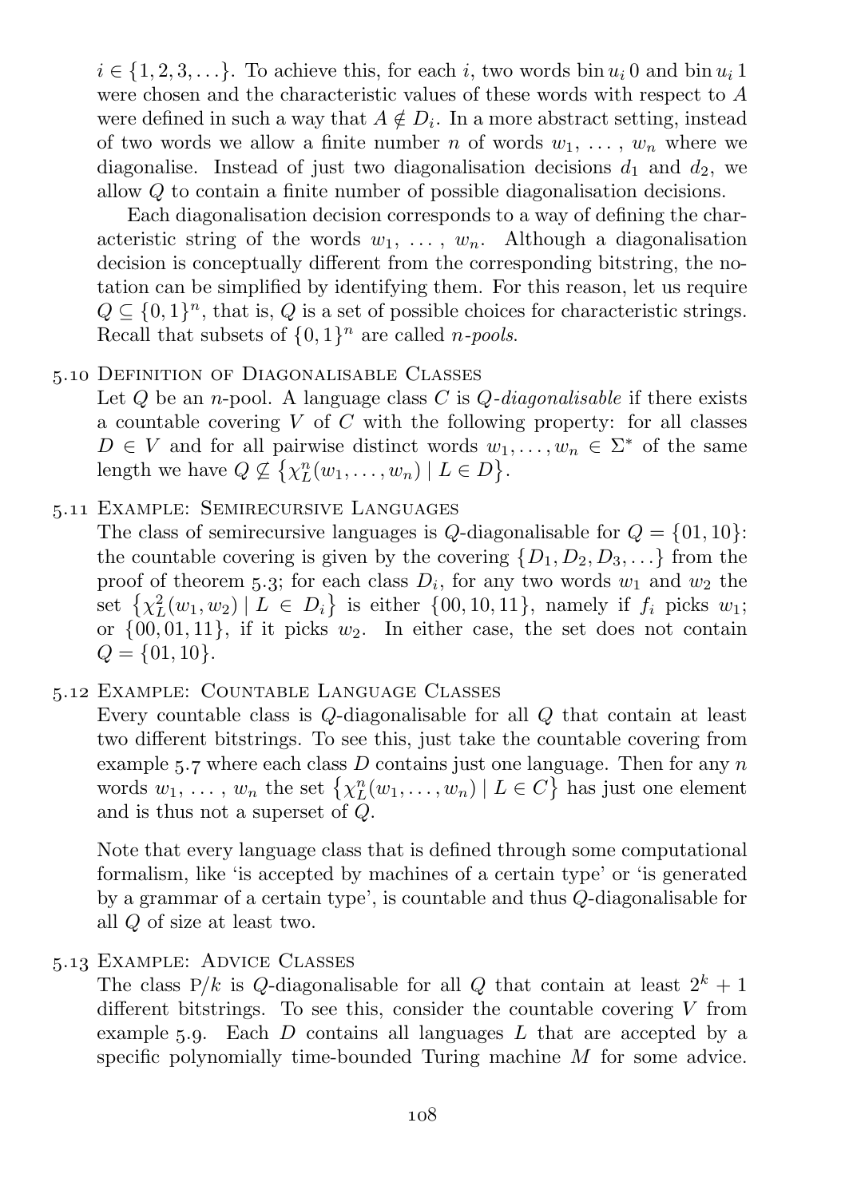$i \in \{1, 2, 3, \ldots\}$. To achieve this, for each $i$, two words $\operatorname{bin} u_i\, 0$ and $\operatorname{bin} u_i\, 1$ were chosen and the characteristic values of these words with respect to $A$ were defined in such a way that $A \notin D_i$. In a more abstract setting, instead of two words we allow a finite number $n$ of words $w_1, \ldots, w_n$ where we diagonalise. Instead of just two diagonalisation decisions $d_1$ and $d_2$, we allow $Q$ to contain a finite number of possible diagonalisation decisions.

Each diagonalisation decision corresponds to a way of defining the characteristic string of the words $w_1, \ldots, w_n$. Although a diagonalisation decision is conceptually different from the corresponding bitstring, the notation can be simplified by identifying them. For this reason, let us require $Q \subseteq \{0,1\}^n$, that is, $Q$ is a set of possible choices for characteristic strings. Recall that subsets of $\{0,1\}^n$ are called *n-pools*.

5.10 Definition of Diagonalisable Classes

Let $Q$ be an $n$-pool. A language class $C$ is *$Q$-diagonalisable* if there exists a countable covering $V$ of $C$ with the following property: for all classes $D \in V$ and for all pairwise distinct words $w_1, \ldots, w_n \in \Sigma^*$ of the same length we have $Q \not\subseteq \{\chi_L^n(w_1, \ldots, w_n) \mid L \in D\}$.

5.11 Example: Semirecursive Languages

The class of semirecursive languages is $Q$-diagonalisable for $Q = \{01, 10\}$: the countable covering is given by the covering $\{D_1, D_2, D_3, \ldots\}$ from the proof of theorem 5.3; for each class $D_i$, for any two words $w_1$ and $w_2$ the set $\{\chi_L^2(w_1, w_2) \mid L \in D_i\}$ is either $\{00, 10, 11\}$, namely if $f_i$ picks $w_1$; or $\{00, 01, 11\}$, if it picks $w_2$. In either case, the set does not contain $Q = \{01, 10\}$.

5.12 Example: Countable Language Classes

Every countable class is $Q$-diagonalisable for all $Q$ that contain at least two different bitstrings. To see this, just take the countable covering from example 5.7 where each class $D$ contains just one language. Then for any $n$ words $w_1, \ldots, w_n$ the set $\{\chi_L^n(w_1, \ldots, w_n) \mid L \in C\}$ has just one element and is thus not a superset of $Q$.

Note that every language class that is defined through some computational formalism, like 'is accepted by machines of a certain type' or 'is generated by a grammar of a certain type', is countable and thus $Q$-diagonalisable for all $Q$ of size at least two.

5.13 Example: Advice Classes

The class $\mathrm{P}/k$ is $Q$-diagonalisable for all $Q$ that contain at least $2^k + 1$ different bitstrings. To see this, consider the countable covering $V$ from example 5.9. Each $D$ contains all languages $L$ that are accepted by a specific polynomially time-bounded Turing machine $M$ for some advice.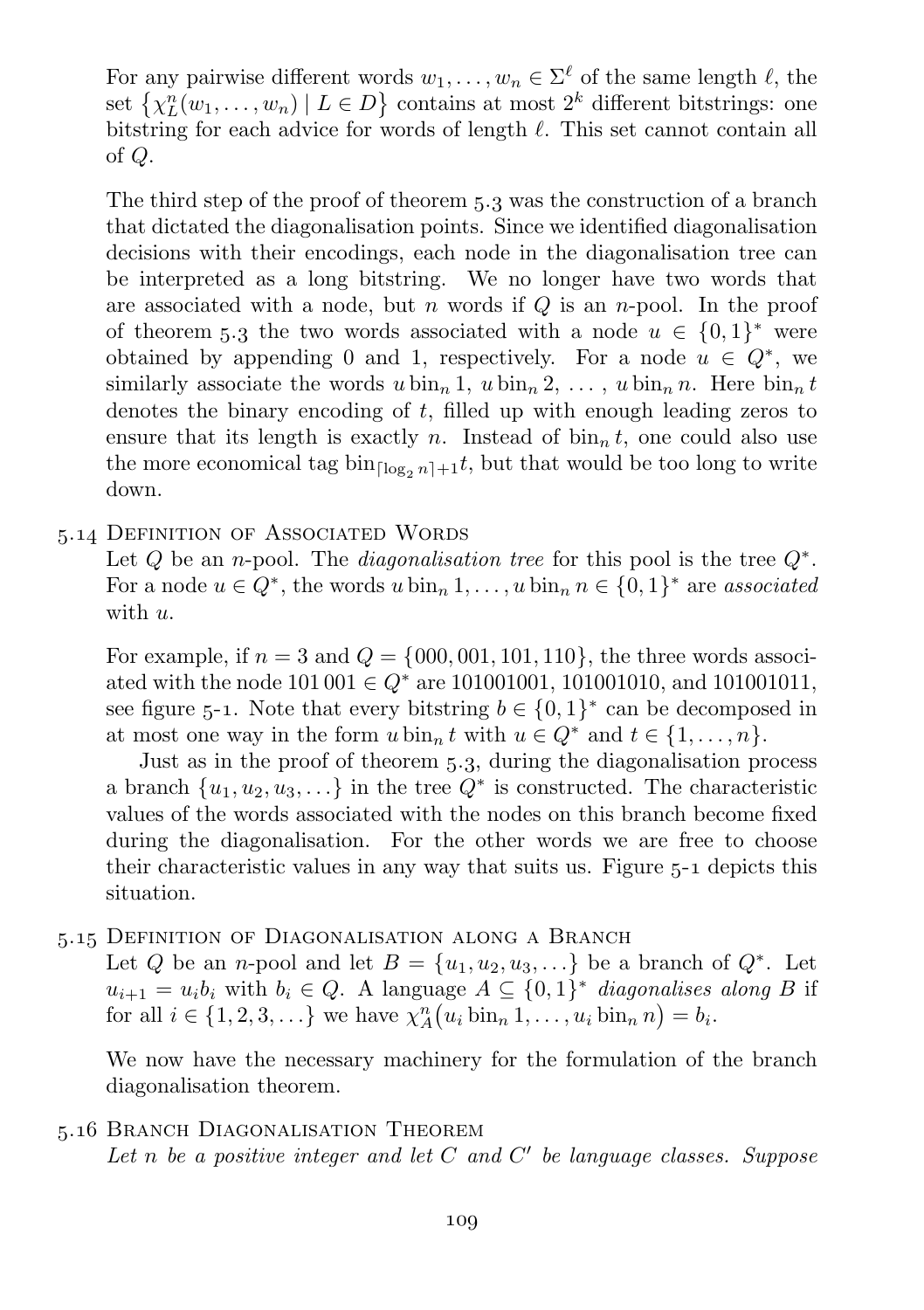For any pairwise different words $w_1, \dots, w_n \in \Sigma^\ell$ of the same length $\ell$, the set $\{\chi^n_L(w_1, \dots, w_n) \mid L \in D\}$ contains at most $2^k$ different bitstrings: one bitstring for each advice for words of length $\ell$. This set cannot contain all of $Q$.

The third step of the proof of theorem 5.3 was the construction of a branch that dictated the diagonalisation points. Since we identified diagonalisation decisions with their encodings, each node in the diagonalisation tree can be interpreted as a long bitstring. We no longer have two words that are associated with a node, but $n$ words if $Q$ is an $n$-pool. In the proof of theorem 5.3 the two words associated with a node $u \in \{0,1\}^*$ were obtained by appending 0 and 1, respectively. For a node $u \in Q^*$, we similarly associate the words $u \operatorname{bin}_n 1$, $u \operatorname{bin}_n 2$, ..., $u \operatorname{bin}_n n$. Here $\operatorname{bin}_n t$ denotes the binary encoding of $t$, filled up with enough leading zeros to ensure that its length is exactly $n$. Instead of $\operatorname{bin}_n t$, one could also use the more economical tag $\operatorname{bin}_{\lceil \log_2 n \rceil + 1} t$, but that would be too long to write down.

### 5.14 Definition of Associated Words

Let $Q$ be an $n$-pool. The *diagonalisation tree* for this pool is the tree $Q^*$. For a node $u \in Q^*$, the words $u \operatorname{bin}_n 1, \dots, u \operatorname{bin}_n n \in \{0,1\}^*$ are *associated* with $u$.

For example, if $n = 3$ and $Q = \{000, 001, 101, 110\}$, the three words associated with the node $101\,001 \in Q^*$ are 101001001, 101001010, and 101001011, see figure 5-1. Note that every bitstring $b \in \{0,1\}^*$ can be decomposed in at most one way in the form $u \operatorname{bin}_n t$ with $u \in Q^*$ and $t \in \{1, \dots, n\}$.

Just as in the proof of theorem 5.3, during the diagonalisation process a branch $\{u_1, u_2, u_3, \dots\}$ in the tree $Q^*$ is constructed. The characteristic values of the words associated with the nodes on this branch become fixed during the diagonalisation. For the other words we are free to choose their characteristic values in any way that suits us. Figure 5-1 depicts this situation.

### 5.15 Definition of Diagonalisation along a Branch

Let $Q$ be an $n$-pool and let $B = \{u_1, u_2, u_3, \dots\}$ be a branch of $Q^*$. Let $u_{i+1} = u_i b_i$ with $b_i \in Q$. A language $A \subseteq \{0,1\}^*$ *diagonalises along* $B$ if for all $i \in \{1, 2, 3, \dots\}$ we have $\chi^n_A\big(u_i \operatorname{bin}_n 1, \dots, u_i \operatorname{bin}_n n\big) = b_i$.

We now have the necessary machinery for the formulation of the branch diagonalisation theorem.

### 5.16 Branch Diagonalisation Theorem

*Let $n$ be a positive integer and let $C$ and $C'$ be language classes. Suppose*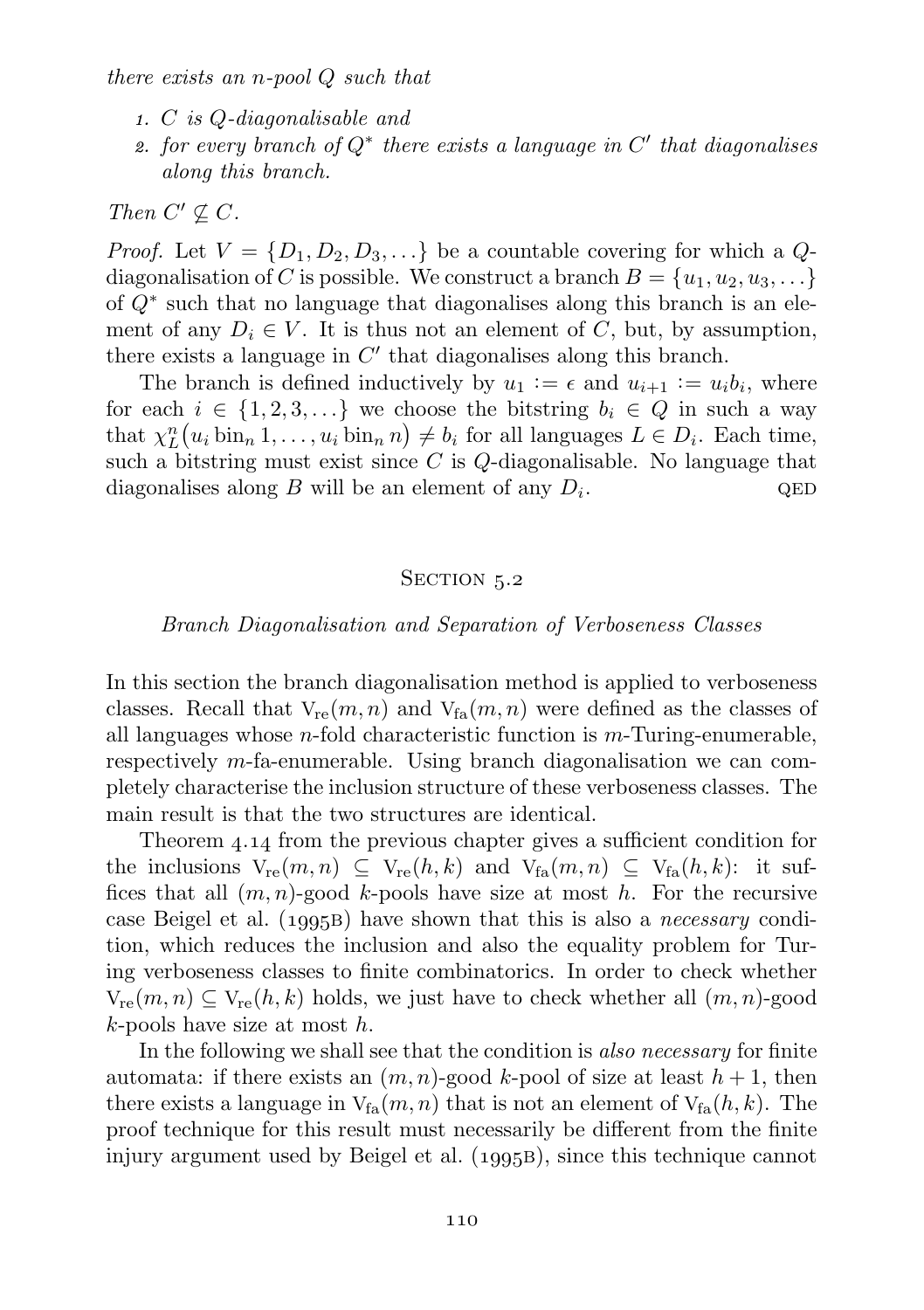*there exists an $n$-pool $Q$ such that*

1. *$C$ is $Q$-diagonalisable and*
2. *for every branch of $Q^*$ there exists a language in $C'$ that diagonalises along this branch.*

*Then $C' \not\subseteq C$.*

*Proof.* Let $V = \{D_1, D_2, D_3, \dots\}$ be a countable covering for which a $Q$-diagonalisation of $C$ is possible. We construct a branch $B = \{u_1, u_2, u_3, \dots\}$ of $Q^*$ such that no language that diagonalises along this branch is an element of any $D_i \in V$. It is thus not an element of $C$, but, by assumption, there exists a language in $C'$ that diagonalises along this branch.

The branch is defined inductively by $u_1 := \epsilon$ and $u_{i+1} := u_i b_i$, where for each $i \in \{1, 2, 3, \dots\}$ we choose the bitstring $b_i \in Q$ in such a way that $\chi_L^n\big(u_i \operatorname{bin}_n 1, \dots, u_i \operatorname{bin}_n n\big) \neq b_i$ for all languages $L \in D_i$. Each time, such a bitstring must exist since $C$ is $Q$-diagonalisable. No language that diagonalises along $B$ will be an element of any $D_i$. QED

## Section 5.2

### *Branch Diagonalisation and Separation of Verboseness Classes*

In this section the branch diagonalisation method is applied to verboseness classes. Recall that $\mathrm{V}_{\mathrm{re}}(m,n)$ and $\mathrm{V}_{\mathrm{fa}}(m,n)$ were defined as the classes of all languages whose $n$-fold characteristic function is $m$-Turing-enumerable, respectively $m$-fa-enumerable. Using branch diagonalisation we can completely characterise the inclusion structure of these verboseness classes. The main result is that the two structures are identical.

Theorem 4.14 from the previous chapter gives a sufficient condition for the inclusions $\mathrm{V}_{\mathrm{re}}(m,n) \subseteq \mathrm{V}_{\mathrm{re}}(h,k)$ and $\mathrm{V}_{\mathrm{fa}}(m,n) \subseteq \mathrm{V}_{\mathrm{fa}}(h,k)$: it suffices that all $(m,n)$-good $k$-pools have size at most $h$. For the recursive case Beigel et al. (1995b) have shown that this is also a *necessary* condition, which reduces the inclusion and also the equality problem for Turing verboseness classes to finite combinatorics. In order to check whether $\mathrm{V}_{\mathrm{re}}(m,n) \subseteq \mathrm{V}_{\mathrm{re}}(h,k)$ holds, we just have to check whether all $(m,n)$-good $k$-pools have size at most $h$.

In the following we shall see that the condition is *also necessary* for finite automata: if there exists an $(m,n)$-good $k$-pool of size at least $h+1$, then there exists a language in $\mathrm{V}_{\mathrm{fa}}(m,n)$ that is not an element of $\mathrm{V}_{\mathrm{fa}}(h,k)$. The proof technique for this result must necessarily be different from the finite injury argument used by Beigel et al. (1995b), since this technique cannot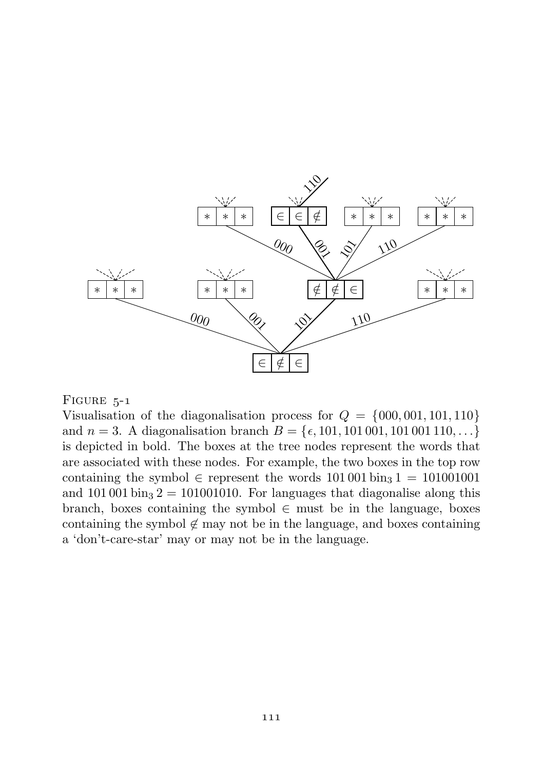110

∈ | ∈ | ∉

∗ | ∗ | ∗

∗ | ∗ | ∗

∗ | ∗ | ∗

000

001

101

110

∗ | ∗ | ∗

∗ | ∗ | ∗

∉ | ∉ | ∈

∗ | ∗ | ∗

000

001

101

110

∈ | ∉ | ∈

FIGURE 5-1

Visualisation of the diagonalisation process for $Q = \{000, 001, 101, 110\}$ and $n = 3$. A diagonalisation branch $B = \{\epsilon, 101, 101\,001, 101\,001\,110, \ldots\}$ is depicted in bold. The boxes at the tree nodes represent the words that are associated with these nodes. For example, the two boxes in the top row containing the symbol $\in$ represent the words $101\,001\,\mathrm{bin}_3\,1 = 101001001$ and $101\,001\,\mathrm{bin}_3\,2 = 101001010$. For languages that diagonalise along this branch, boxes containing the symbol $\in$ must be in the language, boxes containing the symbol $\notin$ may not be in the language, and boxes containing a 'don't-care-star' may or may not be in the language.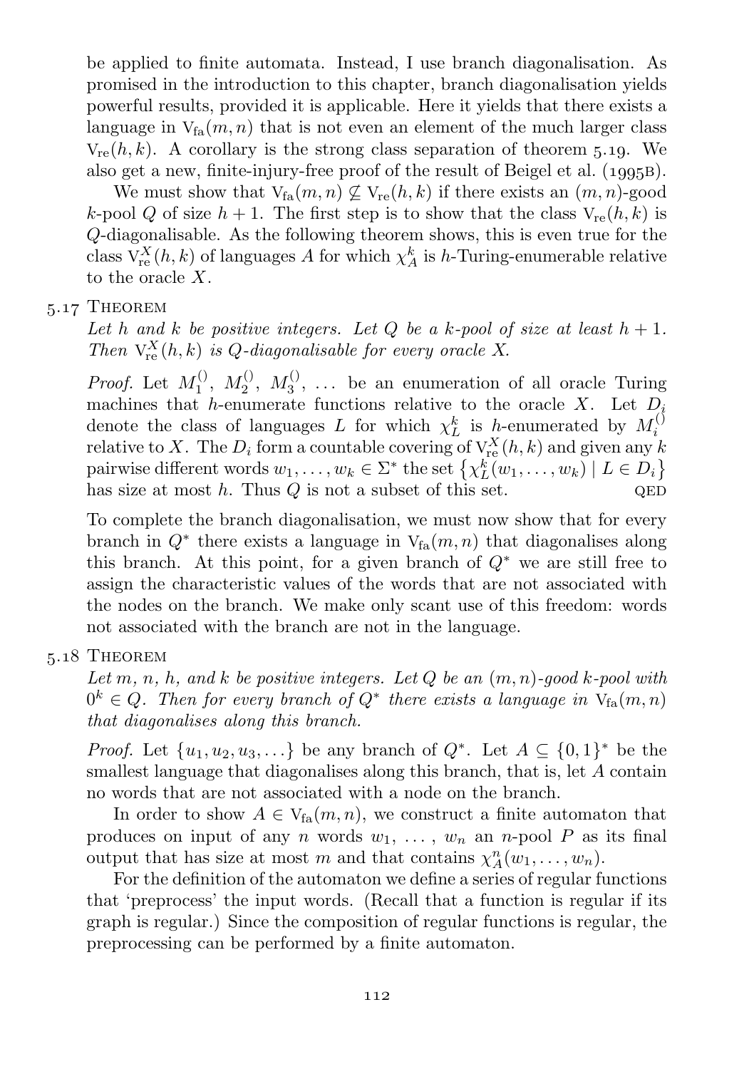be applied to finite automata. Instead, I use branch diagonalisation. As promised in the introduction to this chapter, branch diagonalisation yields powerful results, provided it is applicable. Here it yields that there exists a language in $\mathrm{V}_{\mathrm{fa}}(m,n)$ that is not even an element of the much larger class $\mathrm{V}_{\mathrm{re}}(h,k)$. A corollary is the strong class separation of theorem 5.19. We also get a new, finite-injury-free proof of the result of Beigel et al. (1995b).

We must show that $\mathrm{V}_{\mathrm{fa}}(m,n) \not\subseteq \mathrm{V}_{\mathrm{re}}(h,k)$ if there exists an $(m,n)$-good $k$-pool $Q$ of size $h+1$. The first step is to show that the class $\mathrm{V}_{\mathrm{re}}(h,k)$ is $Q$-diagonalisable. As the following theorem shows, this is even true for the class $\mathrm{V}^X_{\mathrm{re}}(h,k)$ of languages $A$ for which $\chi^k_A$ is $h$-Turing-enumerable relative to the oracle $X$.

5.17 Theorem

*Let $h$ and $k$ be positive integers. Let $Q$ be a $k$-pool of size at least $h+1$. Then $\mathrm{V}^X_{\mathrm{re}}(h,k)$ is $Q$-diagonalisable for every oracle $X$.*

*Proof.* Let $M_1^{()}$, $M_2^{()}$, $M_3^{()}$, ... be an enumeration of all oracle Turing machines that $h$-enumerate functions relative to the oracle $X$. Let $D_i$ denote the class of languages $L$ for which $\chi^k_L$ is $h$-enumerated by $M_i^{()}$ relative to $X$. The $D_i$ form a countable covering of $\mathrm{V}^X_{\mathrm{re}}(h,k)$ and given any $k$ pairwise different words $w_1,\dots,w_k \in \Sigma^*$ the set $\{\chi^k_L(w_1,\dots,w_k) \mid L \in D_i\}$ has size at most $h$. Thus $Q$ is not a subset of this set. QED

To complete the branch diagonalisation, we must now show that for every branch in $Q^*$ there exists a language in $\mathrm{V}_{\mathrm{fa}}(m,n)$ that diagonalises along this branch. At this point, for a given branch of $Q^*$ we are still free to assign the characteristic values of the words that are not associated with the nodes on the branch. We make only scant use of this freedom: words not associated with the branch are not in the language.

5.18 Theorem

*Let $m$, $n$, $h$, and $k$ be positive integers. Let $Q$ be an $(m,n)$-good $k$-pool with $0^k \in Q$. Then for every branch of $Q^*$ there exists a language in $\mathrm{V}_{\mathrm{fa}}(m,n)$ that diagonalises along this branch.*

*Proof.* Let $\{u_1,u_2,u_3,\dots\}$ be any branch of $Q^*$. Let $A \subseteq \{0,1\}^*$ be the smallest language that diagonalises along this branch, that is, let $A$ contain no words that are not associated with a node on the branch.

In order to show $A \in \mathrm{V}_{\mathrm{fa}}(m,n)$, we construct a finite automaton that produces on input of any $n$ words $w_1$, ..., $w_n$ an $n$-pool $P$ as its final output that has size at most $m$ and that contains $\chi^n_A(w_1,\dots,w_n)$.

For the definition of the automaton we define a series of regular functions that 'preprocess' the input words. (Recall that a function is regular if its graph is regular.) Since the composition of regular functions is regular, the preprocessing can be performed by a finite automaton.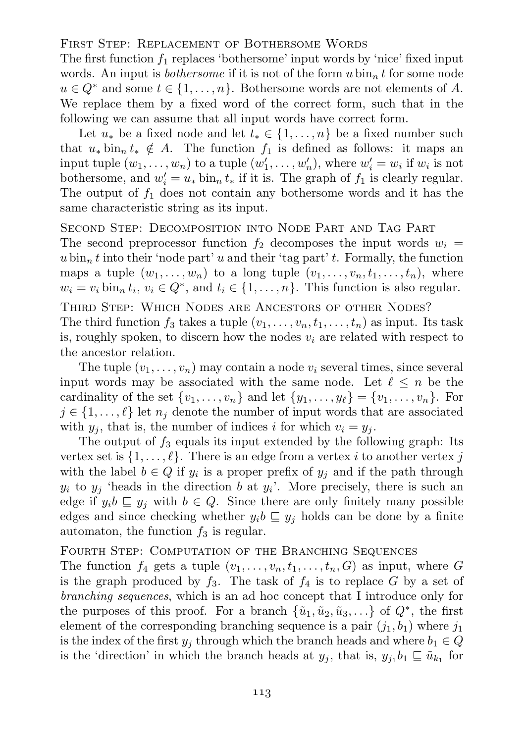#### First Step: Replacement of Bothersome Words

The first function $f_1$ replaces 'bothersome' input words by 'nice' fixed input words. An input is *bothersome* if it is not of the form $u \operatorname{bin}_n t$ for some node $u \in Q^*$ and some $t \in \{1, \ldots, n\}$. Bothersome words are not elements of $A$. We replace them by a fixed word of the correct form, such that in the following we can assume that all input words have correct form.

Let $u_*$ be a fixed node and let $t_* \in \{1, \ldots, n\}$ be a fixed number such that $u_* \operatorname{bin}_n t_* \notin A$. The function $f_1$ is defined as follows: it maps an input tuple $(w_1, \ldots, w_n)$ to a tuple $(w_1', \ldots, w_n')$, where $w_i' = w_i$ if $w_i$ is not bothersome, and $w_i' = u_* \operatorname{bin}_n t_*$ if it is. The graph of $f_1$ is clearly regular. The output of $f_1$ does not contain any bothersome words and it has the same characteristic string as its input.

#### Second Step: Decomposition into Node Part and Tag Part

The second preprocessor function $f_2$ decomposes the input words $w_i = u \operatorname{bin}_n t$ into their 'node part' $u$ and their 'tag part' $t$. Formally, the function maps a tuple $(w_1, \ldots, w_n)$ to a long tuple $(v_1, \ldots, v_n, t_1, \ldots, t_n)$, where $w_i = v_i \operatorname{bin}_n t_i$, $v_i \in Q^*$, and $t_i \in \{1, \ldots, n\}$. This function is also regular.

#### Third Step: Which Nodes are Ancestors of other Nodes?

The third function $f_3$ takes a tuple $(v_1, \ldots, v_n, t_1, \ldots, t_n)$ as input. Its task is, roughly spoken, to discern how the nodes $v_i$ are related with respect to the ancestor relation.

The tuple $(v_1, \ldots, v_n)$ may contain a node $v_i$ several times, since several input words may be associated with the same node. Let $\ell \leq n$ be the cardinality of the set $\{v_1, \ldots, v_n\}$ and let $\{y_1, \ldots, y_\ell\} = \{v_1, \ldots, v_n\}$. For $j \in \{1, \ldots, \ell\}$ let $n_j$ denote the number of input words that are associated with $y_j$, that is, the number of indices $i$ for which $v_i = y_j$.

The output of $f_3$ equals its input extended by the following graph: Its vertex set is $\{1, \ldots, \ell\}$. There is an edge from a vertex $i$ to another vertex $j$ with the label $b \in Q$ if $y_i$ is a proper prefix of $y_j$ and if the path through $y_i$ to $y_j$ 'heads in the direction $b$ at $y_i$'. More precisely, there is such an edge if $y_i b \sqsubseteq y_j$ with $b \in Q$. Since there are only finitely many possible edges and since checking whether $y_i b \sqsubseteq y_j$ holds can be done by a finite automaton, the function $f_3$ is regular.

#### Fourth Step: Computation of the Branching Sequences

The function $f_4$ gets a tuple $(v_1, \ldots, v_n, t_1, \ldots, t_n, G)$ as input, where $G$ is the graph produced by $f_3$. The task of $f_4$ is to replace $G$ by a set of *branching sequences*, which is an ad hoc concept that I introduce only for the purposes of this proof. For a branch $\{\tilde{u}_1, \tilde{u}_2, \tilde{u}_3, \ldots\}$ of $Q^*$, the first element of the corresponding branching sequence is a pair $(j_1, b_1)$ where $j_1$ is the index of the first $y_j$ through which the branch heads and where $b_1 \in Q$ is the 'direction' in which the branch heads at $y_j$, that is, $y_{j_1} b_1 \sqsubseteq \tilde{u}_{k_1}$ for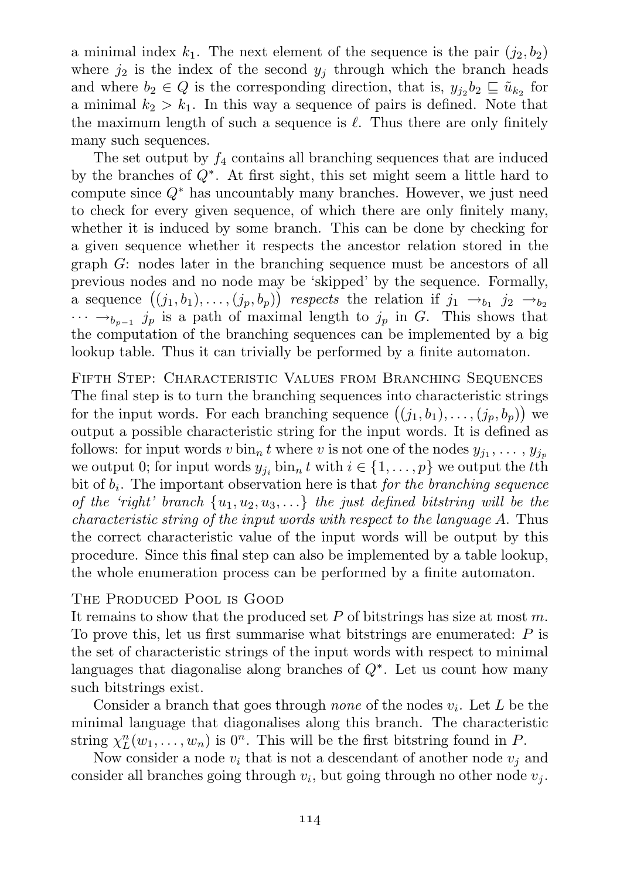a minimal index $k_1$. The next element of the sequence is the pair $(j_2, b_2)$ where $j_2$ is the index of the second $y_j$ through which the branch heads and where $b_2 \in Q$ is the corresponding direction, that is, $y_{j_2} b_2 \sqsubseteq \tilde{u}_{k_2}$ for a minimal $k_2 > k_1$. In this way a sequence of pairs is defined. Note that the maximum length of such a sequence is $\ell$. Thus there are only finitely many such sequences.

The set output by $f_4$ contains all branching sequences that are induced by the branches of $Q^*$. At first sight, this set might seem a little hard to compute since $Q^*$ has uncountably many branches. However, we just need to check for every given sequence, of which there are only finitely many, whether it is induced by some branch. This can be done by checking for a given sequence whether it respects the ancestor relation stored in the graph $G$: nodes later in the branching sequence must be ancestors of all previous nodes and no node may be 'skipped' by the sequence. Formally, a sequence $\big((j_1, b_1), \dots, (j_p, b_p)\big)$ *respects* the relation if $j_1 \to_{b_1} j_2 \to_{b_2} \cdots \to_{b_{p-1}} j_p$ is a path of maximal length to $j_p$ in $G$. This shows that the computation of the branching sequences can be implemented by a big lookup table. Thus it can trivially be performed by a finite automaton.

Fifth Step: Characteristic Values from Branching Sequences
The final step is to turn the branching sequences into characteristic strings for the input words. For each branching sequence $\big((j_1, b_1), \dots, (j_p, b_p)\big)$ we output a possible characteristic string for the input words. It is defined as follows: for input words $v \operatorname{bin}_n t$ where $v$ is not one of the nodes $y_{j_1}, \dots, y_{j_p}$ we output 0; for input words $y_{j_i} \operatorname{bin}_n t$ with $i \in \{1, \dots, p\}$ we output the $t$th bit of $b_i$. The important observation here is that *for the branching sequence of the 'right' branch $\{u_1, u_2, u_3, \dots\}$ the just defined bitstring will be the characteristic string of the input words with respect to the language $A$.* Thus the correct characteristic value of the input words will be output by this procedure. Since this final step can also be implemented by a table lookup, the whole enumeration process can be performed by a finite automaton.

The Produced Pool is Good
It remains to show that the produced set $P$ of bitstrings has size at most $m$. To prove this, let us first summarise what bitstrings are enumerated: $P$ is the set of characteristic strings of the input words with respect to minimal languages that diagonalise along branches of $Q^*$. Let us count how many such bitstrings exist.

Consider a branch that goes through *none* of the nodes $v_i$. Let $L$ be the minimal language that diagonalises along this branch. The characteristic string $\chi_L^n(w_1, \dots, w_n)$ is $0^n$. This will be the first bitstring found in $P$.

Now consider a node $v_i$ that is not a descendant of another node $v_j$ and consider all branches going through $v_i$, but going through no other node $v_j$.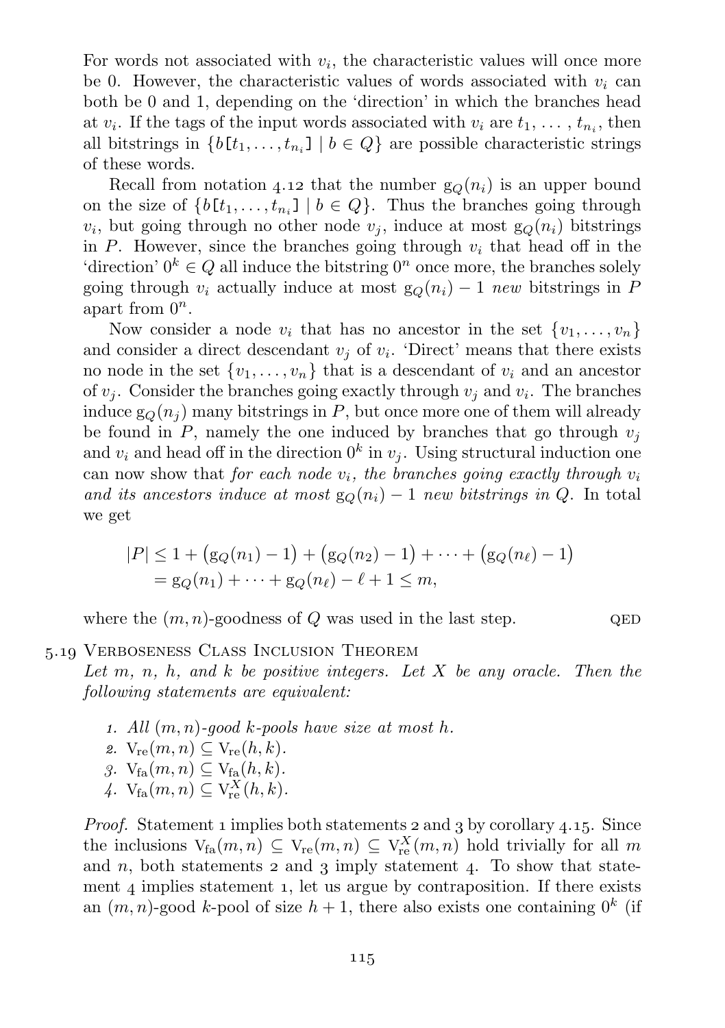For words not associated with $v_i$, the characteristic values will once more be 0. However, the characteristic values of words associated with $v_i$ can both be 0 and 1, depending on the 'direction' in which the branches head at $v_i$. If the tags of the input words associated with $v_i$ are $t_1, \dots, t_{n_i}$, then all bitstrings in $\{b[t_1, \dots, t_{n_i}] \mid b \in Q\}$ are possible characteristic strings of these words.

Recall from notation 4.12 that the number $g_Q(n_i)$ is an upper bound on the size of $\{b[t_1, \dots, t_{n_i}] \mid b \in Q\}$. Thus the branches going through $v_i$, but going through no other node $v_j$, induce at most $g_Q(n_i)$ bitstrings in $P$. However, since the branches going through $v_i$ that head off in the 'direction' $0^k \in Q$ all induce the bitstring $0^n$ once more, the branches solely going through $v_i$ actually induce at most $g_Q(n_i) - 1$ *new* bitstrings in $P$ apart from $0^n$.

Now consider a node $v_i$ that has no ancestor in the set $\{v_1, \dots, v_n\}$ and consider a direct descendant $v_j$ of $v_i$. 'Direct' means that there exists no node in the set $\{v_1, \dots, v_n\}$ that is a descendant of $v_i$ and an ancestor of $v_j$. Consider the branches going exactly through $v_j$ and $v_i$. The branches induce $g_Q(n_j)$ many bitstrings in $P$, but once more one of them will already be found in $P$, namely the one induced by branches that go through $v_j$ and $v_i$ and head off in the direction $0^k$ in $v_j$. Using structural induction one can now show that *for each node $v_i$, the branches going exactly through $v_i$ and its ancestors induce at most $g_Q(n_i) - 1$ new bitstrings in $Q$.* In total we get

$$
\begin{aligned}
|P| &\le 1 + \big(g_Q(n_1) - 1\big) + \big(g_Q(n_2) - 1\big) + \dots + \big(g_Q(n_\ell) - 1\big) \\
&= g_Q(n_1) + \dots + g_Q(n_\ell) - \ell + 1 \le m,
\end{aligned}
$$

where the $(m,n)$-goodness of $Q$ was used in the last step. QED

5.19 Verboseness Class Inclusion Theorem

*Let $m$, $n$, $h$, and $k$ be positive integers. Let $X$ be any oracle. Then the following statements are equivalent:*

1. *All $(m,n)$-good $k$-pools have size at most $h$.*
2. $V_{\text{re}}(m,n) \subseteq V_{\text{re}}(h,k)$.
3. $V_{\text{fa}}(m,n) \subseteq V_{\text{fa}}(h,k)$.
4. $V_{\text{fa}}(m,n) \subseteq V^X_{\text{re}}(h,k)$.

*Proof.* Statement 1 implies both statements 2 and 3 by corollary 4.15. Since the inclusions $V_{\text{fa}}(m,n) \subseteq V_{\text{re}}(m,n) \subseteq V^X_{\text{re}}(m,n)$ hold trivially for all $m$ and $n$, both statements 2 and 3 imply statement 4. To show that statement 4 implies statement 1, let us argue by contraposition. If there exists an $(m,n)$-good $k$-pool of size $h+1$, there also exists one containing $0^k$ (if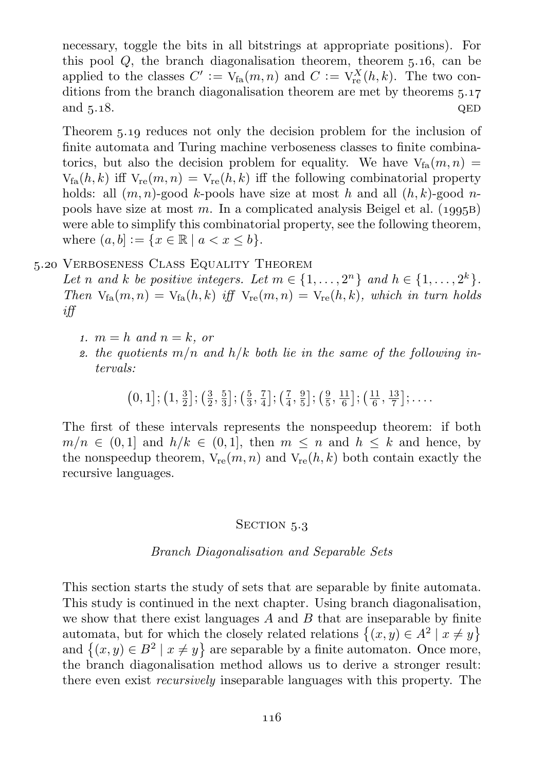necessary, toggle the bits in all bitstrings at appropriate positions). For this pool $Q$, the branch diagonalisation theorem, theorem 5.16, can be applied to the classes $C' := \mathrm{V_{fa}}(m,n)$ and $C := \mathrm{V}^X_{\mathrm{re}}(h,k)$. The two conditions from the branch diagonalisation theorem are met by theorems 5.17 and 5.18. QED

Theorem 5.19 reduces not only the decision problem for the inclusion of finite automata and Turing machine verboseness classes to finite combinatorics, but also the decision problem for equality. We have $\mathrm{V_{fa}}(m,n) = \mathrm{V_{fa}}(h,k)$ iff $\mathrm{V_{re}}(m,n) = \mathrm{V_{re}}(h,k)$ iff the following combinatorial property holds: all $(m,n)$-good $k$-pools have size at most $h$ and all $(h,k)$-good $n$-pools have size at most $m$. In a complicated analysis Beigel et al. (1995b) were able to simplify this combinatorial property, see the following theorem, where $(a,b] := \{x \in \mathbb{R} \mid a < x \leq b\}$.

5.20 Verboseness Class Equality Theorem

*Let $n$ and $k$ be positive integers. Let $m \in \{1,\dots,2^n\}$ and $h \in \{1,\dots,2^k\}$. Then $\mathrm{V_{fa}}(m,n) = \mathrm{V_{fa}}(h,k)$ iff $\mathrm{V_{re}}(m,n) = \mathrm{V_{re}}(h,k)$, which in turn holds iff*

1. *$m = h$ and $n = k$, or*
2. *the quotients $m/n$ and $h/k$ both lie in the same of the following intervals:*

$$(0,1]; (1,\tfrac{3}{2}]; (\tfrac{3}{2},\tfrac{5}{3}]; (\tfrac{5}{3},\tfrac{7}{4}]; (\tfrac{7}{4},\tfrac{9}{5}]; (\tfrac{9}{5},\tfrac{11}{6}]; (\tfrac{11}{6},\tfrac{13}{7}]; \dots.$$

The first of these intervals represents the nonspeedup theorem: if both $m/n \in (0,1]$ and $h/k \in (0,1]$, then $m \leq n$ and $h \leq k$ and hence, by the nonspeedup theorem, $\mathrm{V_{re}}(m,n)$ and $\mathrm{V_{re}}(h,k)$ both contain exactly the recursive languages.

## Section 5.3

### *Branch Diagonalisation and Separable Sets*

This section starts the study of sets that are separable by finite automata. This study is continued in the next chapter. Using branch diagonalisation, we show that there exist languages $A$ and $B$ that are inseparable by finite automata, but for which the closely related relations $\{(x,y) \in A^2 \mid x \neq y\}$ and $\{(x,y) \in B^2 \mid x \neq y\}$ are separable by a finite automaton. Once more, the branch diagonalisation method allows us to derive a stronger result: there even exist *recursively* inseparable languages with this property. The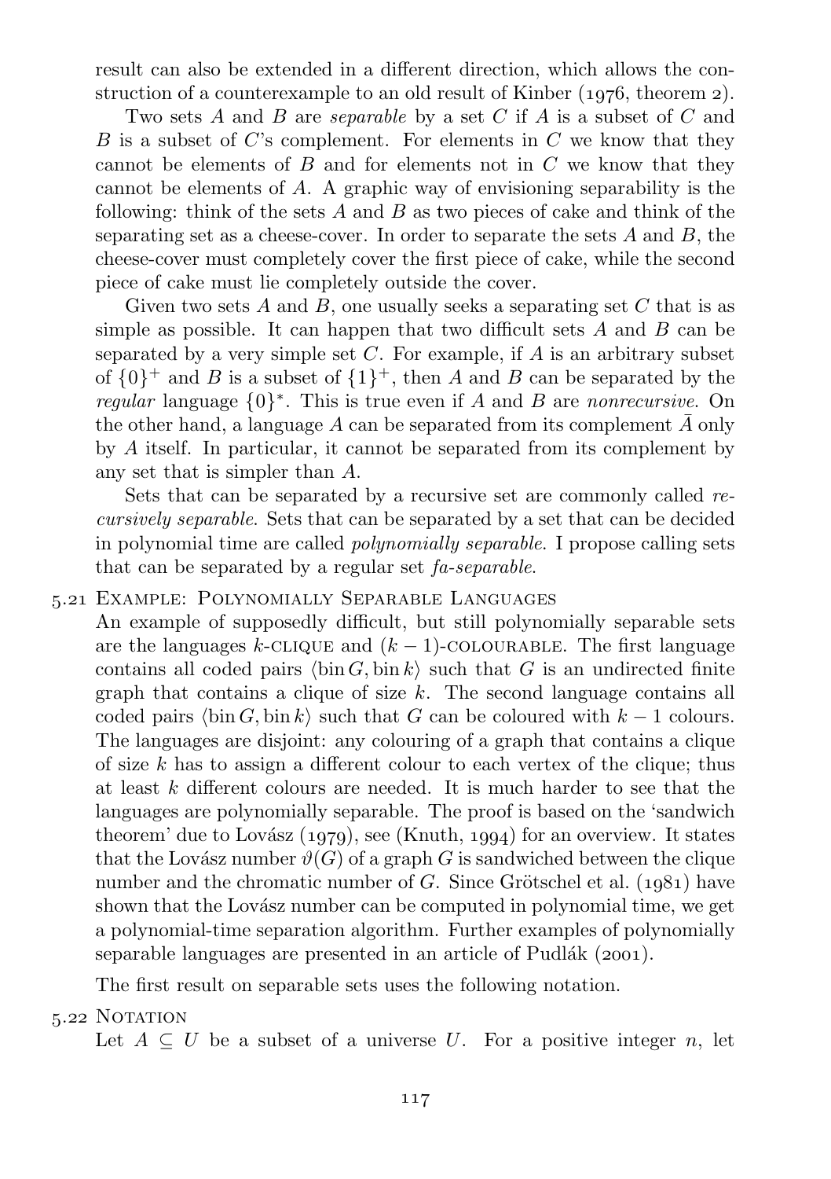result can also be extended in a different direction, which allows the construction of a counterexample to an old result of Kinber (1976, theorem 2).

Two sets $A$ and $B$ are *separable* by a set $C$ if $A$ is a subset of $C$ and $B$ is a subset of $C$'s complement. For elements in $C$ we know that they cannot be elements of $B$ and for elements not in $C$ we know that they cannot be elements of $A$. A graphic way of envisioning separability is the following: think of the sets $A$ and $B$ as two pieces of cake and think of the separating set as a cheese-cover. In order to separate the sets $A$ and $B$, the cheese-cover must completely cover the first piece of cake, while the second piece of cake must lie completely outside the cover.

Given two sets $A$ and $B$, one usually seeks a separating set $C$ that is as simple as possible. It can happen that two difficult sets $A$ and $B$ can be separated by a very simple set $C$. For example, if $A$ is an arbitrary subset of $\{0\}^+$ and $B$ is a subset of $\{1\}^+$, then $A$ and $B$ can be separated by the *regular* language $\{0\}^*$. This is true even if $A$ and $B$ are *nonrecursive*. On the other hand, a language $A$ can be separated from its complement $\bar{A}$ only by $A$ itself. In particular, it cannot be separated from its complement by any set that is simpler than $A$.

Sets that can be separated by a recursive set are commonly called *recursively separable*. Sets that can be separated by a set that can be decided in polynomial time are called *polynomially separable*. I propose calling sets that can be separated by a regular set *fa-separable*.

### 5.21 Example: Polynomially Separable Languages

An example of supposedly difficult, but still polynomially separable sets are the languages $k$-CLIQUE and $(k-1)$-COLOURABLE. The first language contains all coded pairs $\langle \operatorname{bin} G, \operatorname{bin} k \rangle$ such that $G$ is an undirected finite graph that contains a clique of size $k$. The second language contains all coded pairs $\langle \operatorname{bin} G, \operatorname{bin} k \rangle$ such that $G$ can be coloured with $k-1$ colours. The languages are disjoint: any colouring of a graph that contains a clique of size $k$ has to assign a different colour to each vertex of the clique; thus at least $k$ different colours are needed. It is much harder to see that the languages are polynomially separable. The proof is based on the 'sandwich theorem' due to Lovász (1979), see (Knuth, 1994) for an overview. It states that the Lovász number $\vartheta(G)$ of a graph $G$ is sandwiched between the clique number and the chromatic number of $G$. Since Grötschel et al. (1981) have shown that the Lovász number can be computed in polynomial time, we get a polynomial-time separation algorithm. Further examples of polynomially separable languages are presented in an article of Pudlák (2001).

The first result on separable sets uses the following notation.

### 5.22 Notation

Let $A \subseteq U$ be a subset of a universe $U$. For a positive integer $n$, let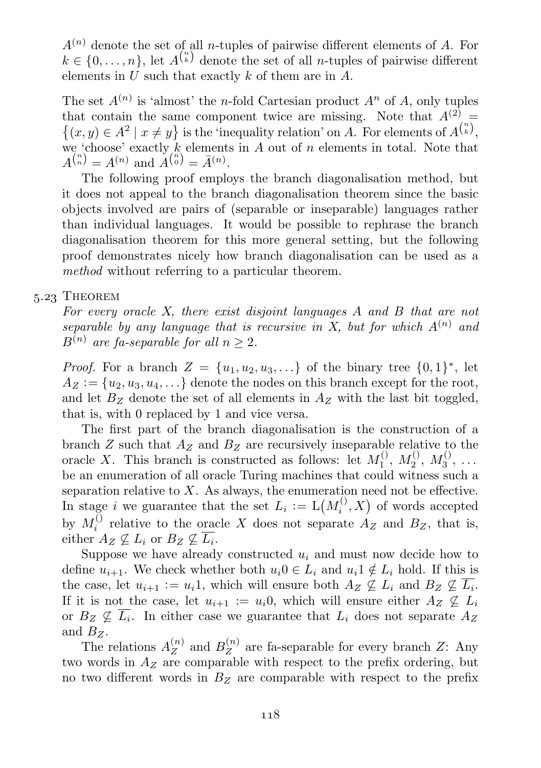$A^{(n)}$ denote the set of all $n$-tuples of pairwise different elements of $A$. For $k \in \{0, \dots, n\}$, let $A^{\binom{n}{k}}$ denote the set of all $n$-tuples of pairwise different elements in $U$ such that exactly $k$ of them are in $A$.

The set $A^{(n)}$ is 'almost' the $n$-fold Cartesian product $A^n$ of $A$, only tuples that contain the same component twice are missing. Note that $A^{(2)} = \{(x, y) \in A^2 \mid x \neq y\}$ is the 'inequality relation' on $A$. For elements of $A^{\binom{n}{k}}$, we 'choose' exactly $k$ elements in $A$ out of $n$ elements in total. Note that $A^{\binom{n}{n}} = A^{(n)}$ and $A^{\binom{n}{0}} = \bar{A}^{(n)}$.

The following proof employs the branch diagonalisation method, but it does not appeal to the branch diagonalisation theorem since the basic objects involved are pairs of (separable or inseparable) languages rather than individual languages. It would be possible to rephrase the branch diagonalisation theorem for this more general setting, but the following proof demonstrates nicely how branch diagonalisation can be used as a *method* without referring to a particular theorem.

5.23 THEOREM

*For every oracle X, there exist disjoint languages A and B that are not separable by any language that is recursive in X, but for which $A^{(n)}$ and $B^{(n)}$ are fa-separable for all $n \geq 2$.*

*Proof.* For a branch $Z = \{u_1, u_2, u_3, \dots\}$ of the binary tree $\{0,1\}^*$, let $A_Z := \{u_2, u_3, u_4, \dots\}$ denote the nodes on this branch except for the root, and let $B_Z$ denote the set of all elements in $A_Z$ with the last bit toggled, that is, with 0 replaced by 1 and vice versa.

The first part of the branch diagonalisation is the construction of a branch $Z$ such that $A_Z$ and $B_Z$ are recursively inseparable relative to the oracle $X$. This branch is constructed as follows: let $M_1^{()}$, $M_2^{()}$, $M_3^{()}$, ... be an enumeration of all oracle Turing machines that could witness such a separation relative to $X$. As always, the enumeration need not be effective. In stage $i$ we guarantee that the set $L_i := \mathrm{L}\big(M_i^{()}, X\big)$ of words accepted by $M_i^{()}$ relative to the oracle $X$ does not separate $A_Z$ and $B_Z$, that is, either $A_Z \not\subseteq L_i$ or $B_Z \not\subseteq \overline{L_i}$.

Suppose we have already constructed $u_i$ and must now decide how to define $u_{i+1}$. We check whether both $u_i0 \in L_i$ and $u_i1 \notin L_i$ hold. If this is the case, let $u_{i+1} := u_i1$, which will ensure both $A_Z \not\subseteq L_i$ and $B_Z \not\subseteq \overline{L_i}$. If it is not the case, let $u_{i+1} := u_i0$, which will ensure either $A_Z \not\subseteq L_i$ or $B_Z \not\subseteq \overline{L_i}$. In either case we guarantee that $L_i$ does not separate $A_Z$ and $B_Z$.

The relations $A_Z^{(n)}$ and $B_Z^{(n)}$ are fa-separable for every branch $Z$: Any two words in $A_Z$ are comparable with respect to the prefix ordering, but no two different words in $B_Z$ are comparable with respect to the prefix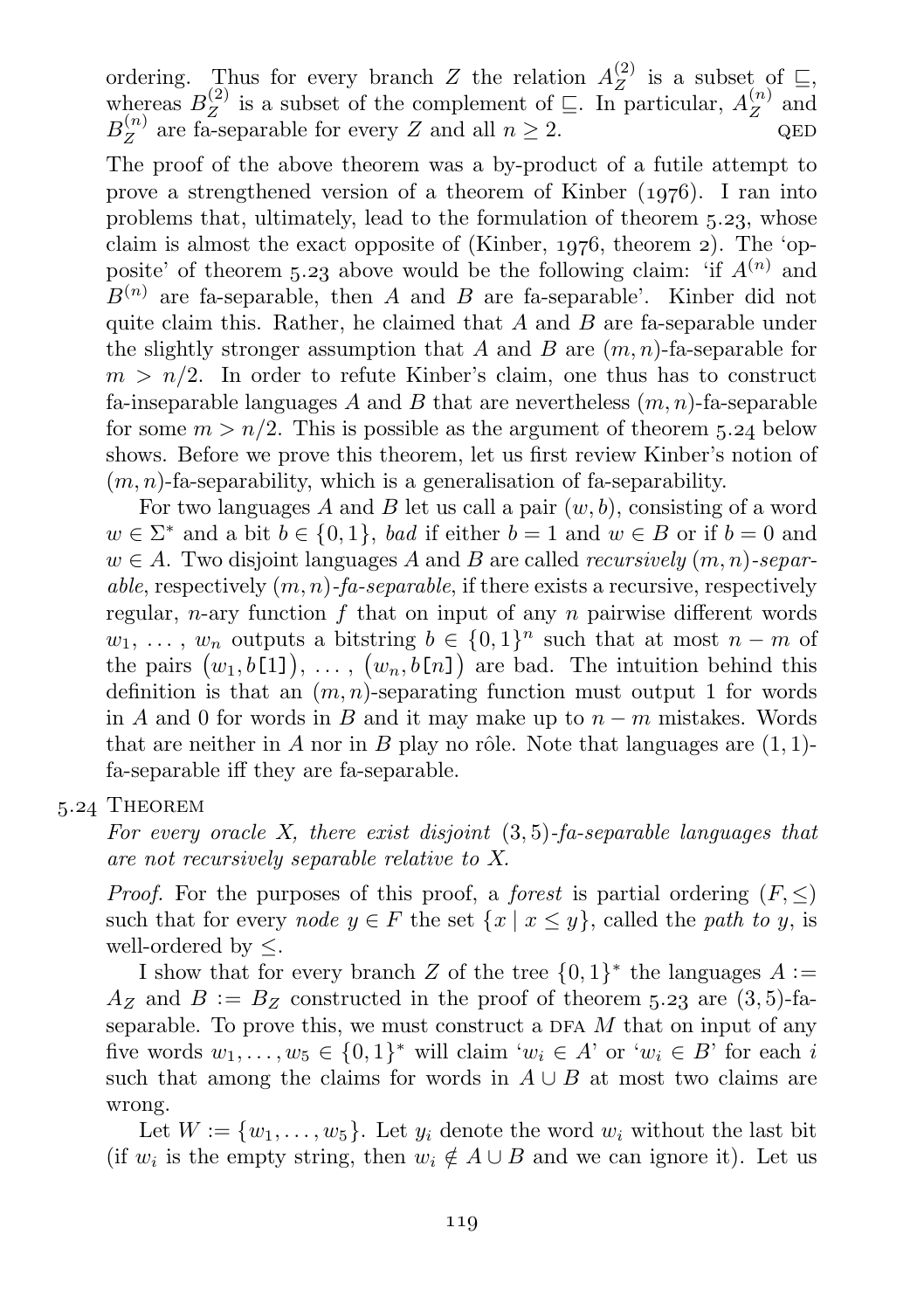ordering. Thus for every branch $Z$ the relation $A_Z^{(2)}$ is a subset of $\sqsubseteq$, whereas $B_Z^{(2)}$ is a subset of the complement of $\sqsubseteq$. In particular, $A_Z^{(n)}$ and $B_Z^{(n)}$ are fa-separable for every $Z$ and all $n \geq 2$. QED

The proof of the above theorem was a by-product of a futile attempt to prove a strengthened version of a theorem of Kinber (1976). I ran into problems that, ultimately, lead to the formulation of theorem 5.23, whose claim is almost the exact opposite of (Kinber, 1976, theorem 2). The 'opposite' of theorem 5.23 above would be the following claim: 'if $A^{(n)}$ and $B^{(n)}$ are fa-separable, then $A$ and $B$ are fa-separable'. Kinber did not quite claim this. Rather, he claimed that $A$ and $B$ are fa-separable under the slightly stronger assumption that $A$ and $B$ are $(m, n)$-fa-separable for $m > n/2$. In order to refute Kinber's claim, one thus has to construct fa-inseparable languages $A$ and $B$ that are nevertheless $(m, n)$-fa-separable for some $m > n/2$. This is possible as the argument of theorem 5.24 below shows. Before we prove this theorem, let us first review Kinber's notion of $(m, n)$-fa-separability, which is a generalisation of fa-separability.

For two languages $A$ and $B$ let us call a pair $(w, b)$, consisting of a word $w \in \Sigma^*$ and a bit $b \in \{0, 1\}$, *bad* if either $b = 1$ and $w \in B$ or if $b = 0$ and $w \in A$. Two disjoint languages $A$ and $B$ are called *recursively* $(m, n)$*-separable*, respectively $(m, n)$*-fa-separable*, if there exists a recursive, respectively regular, $n$-ary function $f$ that on input of any $n$ pairwise different words $w_1, \dots, w_n$ outputs a bitstring $b \in \{0, 1\}^n$ such that at most $n - m$ of the pairs $\big(w_1, b[1]\big), \dots, \big(w_n, b[n]\big)$ are bad. The intuition behind this definition is that an $(m, n)$-separating function must output 1 for words in $A$ and 0 for words in $B$ and it may make up to $n - m$ mistakes. Words that are neither in $A$ nor in $B$ play no rôle. Note that languages are $(1, 1)$-fa-separable iff they are fa-separable.

5.24 Theorem

*For every oracle $X$, there exist disjoint $(3, 5)$-fa-separable languages that are not recursively separable relative to $X$.*

*Proof.* For the purposes of this proof, a *forest* is partial ordering $(F, \leq)$ such that for every *node* $y \in F$ the set $\{x \mid x \leq y\}$, called the *path to* $y$, is well-ordered by $\leq$.

I show that for every branch $Z$ of the tree $\{0, 1\}^*$ the languages $A := A_Z$ and $B := B_Z$ constructed in the proof of theorem 5.23 are $(3, 5)$-fa-separable. To prove this, we must construct a DFA $M$ that on input of any five words $w_1, \dots, w_5 \in \{0, 1\}^*$ will claim '$w_i \in A$' or '$w_i \in B$' for each $i$ such that among the claims for words in $A \cup B$ at most two claims are wrong.

Let $W := \{w_1, \dots, w_5\}$. Let $y_i$ denote the word $w_i$ without the last bit (if $w_i$ is the empty string, then $w_i \notin A \cup B$ and we can ignore it). Let us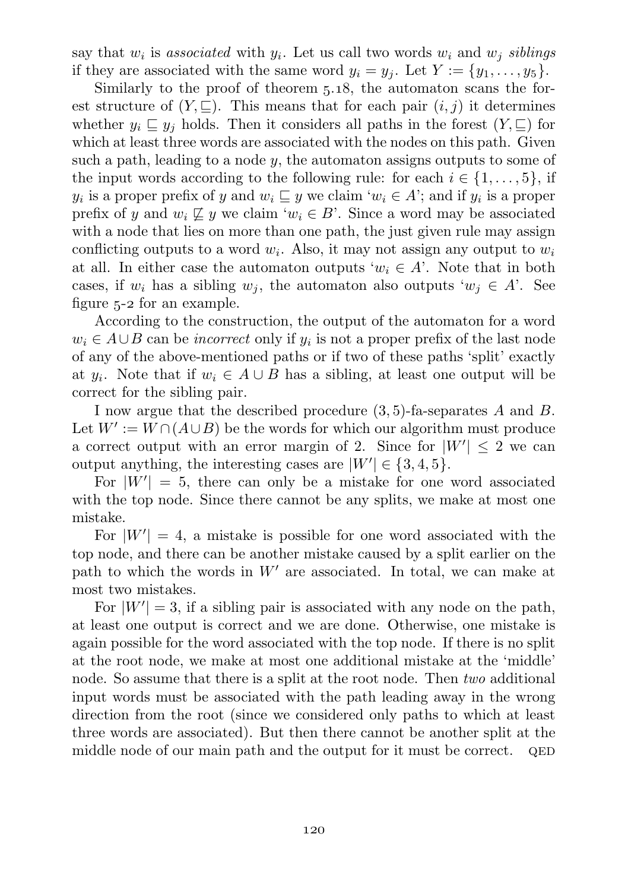say that $w_i$ is *associated* with $y_i$. Let us call two words $w_i$ and $w_j$ *siblings* if they are associated with the same word $y_i = y_j$. Let $Y := \{y_1, \ldots, y_5\}$.

Similarly to the proof of theorem 5.18, the automaton scans the forest structure of $(Y, \sqsubseteq)$. This means that for each pair $(i, j)$ it determines whether $y_i \sqsubseteq y_j$ holds. Then it considers all paths in the forest $(Y, \sqsubseteq)$ for which at least three words are associated with the nodes on this path. Given such a path, leading to a node $y$, the automaton assigns outputs to some of the input words according to the following rule: for each $i \in \{1, \ldots, 5\}$, if $y_i$ is a proper prefix of $y$ and $w_i \sqsubseteq y$ we claim '$w_i \in A$'; and if $y_i$ is a proper prefix of $y$ and $w_i \not\sqsubseteq y$ we claim '$w_i \in B$'. Since a word may be associated with a node that lies on more than one path, the just given rule may assign conflicting outputs to a word $w_i$. Also, it may not assign any output to $w_i$ at all. In either case the automaton outputs '$w_i \in A$'. Note that in both cases, if $w_i$ has a sibling $w_j$, the automaton also outputs '$w_j \in A$'. See figure 5-2 for an example.

According to the construction, the output of the automaton for a word $w_i \in A \cup B$ can be *incorrect* only if $y_i$ is not a proper prefix of the last node of any of the above-mentioned paths or if two of these paths 'split' exactly at $y_i$. Note that if $w_i \in A \cup B$ has a sibling, at least one output will be correct for the sibling pair.

I now argue that the described procedure $(3, 5)$-fa-separates $A$ and $B$. Let $W' := W \cap (A \cup B)$ be the words for which our algorithm must produce a correct output with an error margin of 2. Since for $|W'| \leq 2$ we can output anything, the interesting cases are $|W'| \in \{3, 4, 5\}$.

For $|W'| = 5$, there can only be a mistake for one word associated with the top node. Since there cannot be any splits, we make at most one mistake.

For $|W'| = 4$, a mistake is possible for one word associated with the top node, and there can be another mistake caused by a split earlier on the path to which the words in $W'$ are associated. In total, we can make at most two mistakes.

For $|W'| = 3$, if a sibling pair is associated with any node on the path, at least one output is correct and we are done. Otherwise, one mistake is again possible for the word associated with the top node. If there is no split at the root node, we make at most one additional mistake at the 'middle' node. So assume that there is a split at the root node. Then *two* additional input words must be associated with the path leading away in the wrong direction from the root (since we considered only paths to which at least three words are associated). But then there cannot be another split at the middle node of our main path and the output for it must be correct. QED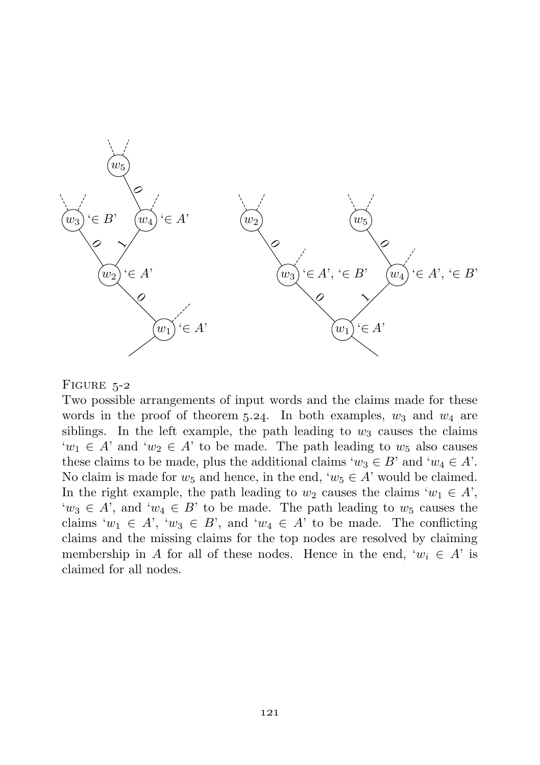FIGURE 5-2

Two possible arrangements of input words and the claims made for these words in the proof of theorem 5.24. In both examples, $w_3$ and $w_4$ are siblings. In the left example, the path leading to $w_3$ causes the claims '$w_1 \in A$' and '$w_2 \in A$' to be made. The path leading to $w_5$ also causes these claims to be made, plus the additional claims '$w_3 \in B$' and '$w_4 \in A$'. No claim is made for $w_5$ and hence, in the end, '$w_5 \in A$' would be claimed. In the right example, the path leading to $w_2$ causes the claims '$w_1 \in A$', '$w_3 \in A$', and '$w_4 \in B$' to be made. The path leading to $w_5$ causes the claims '$w_1 \in A$', '$w_3 \in B$', and '$w_4 \in A$' to be made. The conflicting claims and the missing claims for the top nodes are resolved by claiming membership in $A$ for all of these nodes. Hence in the end, '$w_i \in A$' is claimed for all nodes.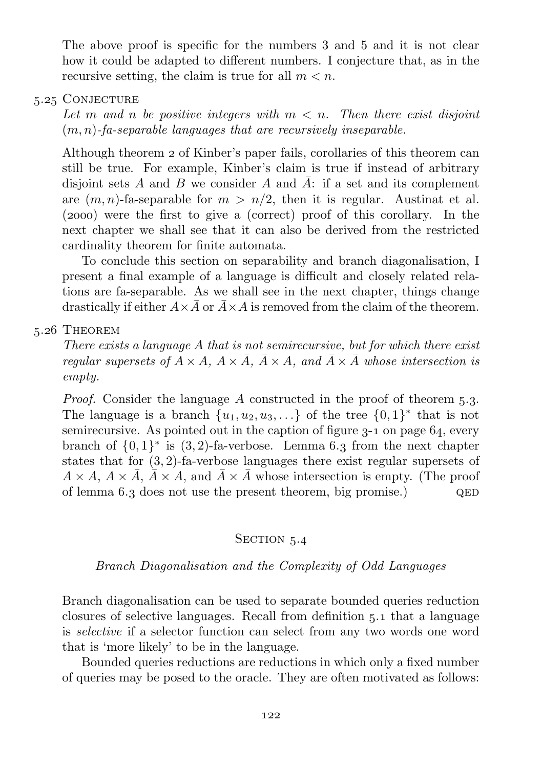The above proof is specific for the numbers 3 and 5 and it is not clear how it could be adapted to different numbers. I conjecture that, as in the recursive setting, the claim is true for all $m < n$.

5.25 Conjecture

*Let $m$ and $n$ be positive integers with $m < n$. Then there exist disjoint $(m,n)$-fa-separable languages that are recursively inseparable.*

Although theorem 2 of Kinber's paper fails, corollaries of this theorem can still be true. For example, Kinber's claim is true if instead of arbitrary disjoint sets $A$ and $B$ we consider $A$ and $\bar{A}$: if a set and its complement are $(m,n)$-fa-separable for $m > n/2$, then it is regular. Austinat et al. (2000) were the first to give a (correct) proof of this corollary. In the next chapter we shall see that it can also be derived from the restricted cardinality theorem for finite automata.

To conclude this section on separability and branch diagonalisation, I present a final example of a language is difficult and closely related relations are fa-separable. As we shall see in the next chapter, things change drastically if either $A \times \bar{A}$ or $\bar{A} \times A$ is removed from the claim of the theorem.

5.26 Theorem

*There exists a language $A$ that is not semirecursive, but for which there exist regular supersets of $A \times A$, $A \times \bar{A}$, $\bar{A} \times A$, and $\bar{A} \times \bar{A}$ whose intersection is empty.*

*Proof.* Consider the language $A$ constructed in the proof of theorem 5.3. The language is a branch $\{u_1, u_2, u_3, \dots\}$ of the tree $\{0,1\}^*$ that is not semirecursive. As pointed out in the caption of figure 3-1 on page 64, every branch of $\{0,1\}^*$ is $(3,2)$-fa-verbose. Lemma 6.3 from the next chapter states that for $(3,2)$-fa-verbose languages there exist regular supersets of $A \times A$, $A \times \bar{A}$, $\bar{A} \times A$, and $\bar{A} \times \bar{A}$ whose intersection is empty. (The proof of lemma 6.3 does not use the present theorem, big promise.) QED

## Section 5.4

### *Branch Diagonalisation and the Complexity of Odd Languages*

Branch diagonalisation can be used to separate bounded queries reduction closures of selective languages. Recall from definition 5.1 that a language is *selective* if a selector function can select from any two words one word that is 'more likely' to be in the language.

Bounded queries reductions are reductions in which only a fixed number of queries may be posed to the oracle. They are often motivated as follows: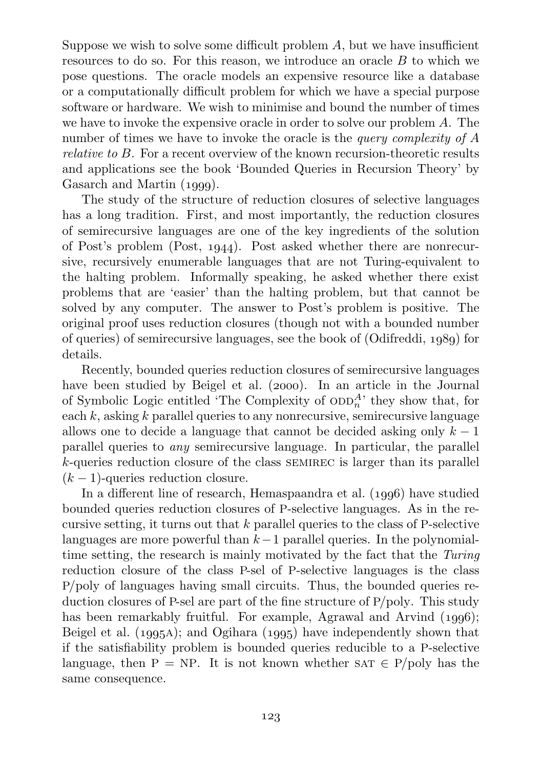Suppose we wish to solve some difficult problem $A$, but we have insufficient resources to do so. For this reason, we introduce an oracle $B$ to which we pose questions. The oracle models an expensive resource like a database or a computationally difficult problem for which we have a special purpose software or hardware. We wish to minimise and bound the number of times we have to invoke the expensive oracle in order to solve our problem $A$. The number of times we have to invoke the oracle is the *query complexity of $A$ relative to $B$*. For a recent overview of the known recursion-theoretic results and applications see the book 'Bounded Queries in Recursion Theory' by Gasarch and Martin (1999).

The study of the structure of reduction closures of selective languages has a long tradition. First, and most importantly, the reduction closures of semirecursive languages are one of the key ingredients of the solution of Post's problem (Post, 1944). Post asked whether there are nonrecursive, recursively enumerable languages that are not Turing-equivalent to the halting problem. Informally speaking, he asked whether there exist problems that are 'easier' than the halting problem, but that cannot be solved by any computer. The answer to Post's problem is positive. The original proof uses reduction closures (though not with a bounded number of queries) of semirecursive languages, see the book of (Odifreddi, 1989) for details.

Recently, bounded queries reduction closures of semirecursive languages have been studied by Beigel et al. (2000). In an article in the Journal of Symbolic Logic entitled 'The Complexity of $\text{ODD}_n^A$' they show that, for each $k$, asking $k$ parallel queries to any nonrecursive, semirecursive language allows one to decide a language that cannot be decided asking only $k-1$ parallel queries to *any* semirecursive language. In particular, the parallel $k$-queries reduction closure of the class SEMIREC is larger than its parallel $(k-1)$-queries reduction closure.

In a different line of research, Hemaspaandra et al. (1996) have studied bounded queries reduction closures of P-selective languages. As in the recursive setting, it turns out that $k$ parallel queries to the class of P-selective languages are more powerful than $k-1$ parallel queries. In the polynomial-time setting, the research is mainly motivated by the fact that the *Turing* reduction closure of the class P-sel of P-selective languages is the class P/poly of languages having small circuits. Thus, the bounded queries reduction closures of P-sel are part of the fine structure of P/poly. This study has been remarkably fruitful. For example, Agrawal and Arvind (1996); Beigel et al. (1995A); and Ogihara (1995) have independently shown that if the satisfiability problem is bounded queries reducible to a P-selective language, then P = NP. It is not known whether SAT $\in$ P/poly has the same consequence.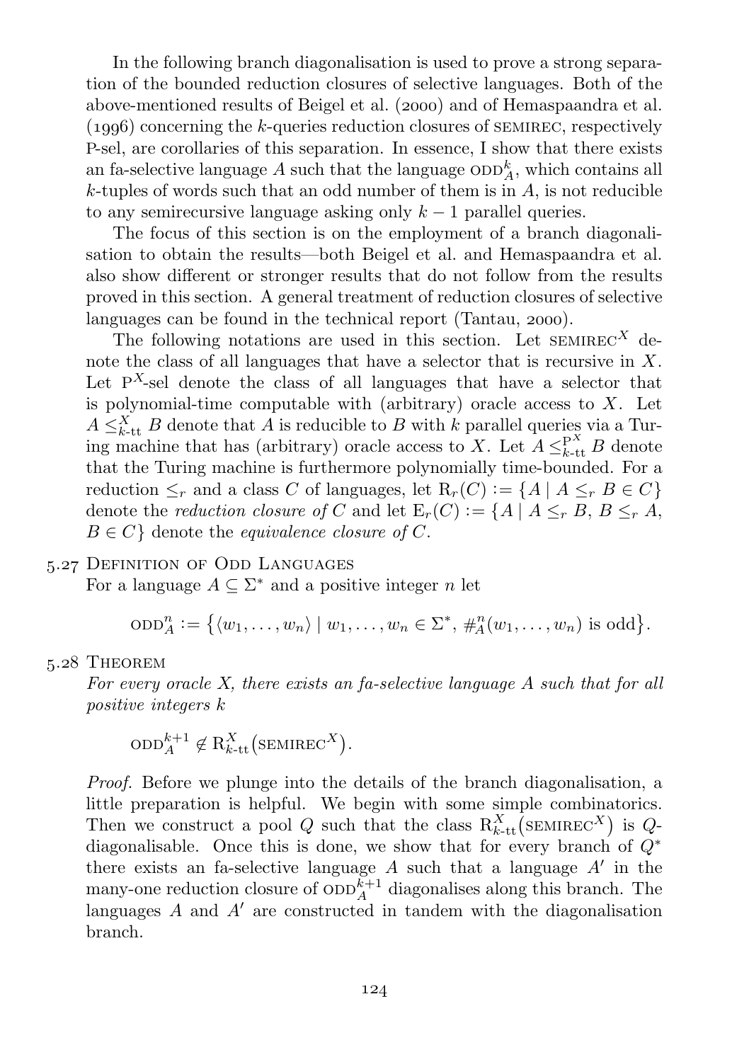In the following branch diagonalisation is used to prove a strong separation of the bounded reduction closures of selective languages. Both of the above-mentioned results of Beigel et al. (2000) and of Hemaspaandra et al. (1996) concerning the $k$-queries reduction closures of SEMIREC, respectively P-sel, are corollaries of this separation. In essence, I show that there exists an fa-selective language $A$ such that the language $\text{ODD}_A^k$, which contains all $k$-tuples of words such that an odd number of them is in $A$, is not reducible to any semirecursive language asking only $k-1$ parallel queries.

The focus of this section is on the employment of a branch diagonalisation to obtain the results—both Beigel et al. and Hemaspaandra et al. also show different or stronger results that do not follow from the results proved in this section. A general treatment of reduction closures of selective languages can be found in the technical report (Tantau, 2000).

The following notations are used in this section. Let $\text{SEMIREC}^X$ denote the class of all languages that have a selector that is recursive in $X$. Let $\text{P}^X$-sel denote the class of all languages that have a selector that is polynomial-time computable with (arbitrary) oracle access to $X$. Let $A \leq_{k\text{-tt}}^X B$ denote that $A$ is reducible to $B$ with $k$ parallel queries via a Turing machine that has (arbitrary) oracle access to $X$. Let $A \leq_{k\text{-tt}}^{\text{P}^X} B$ denote that the Turing machine is furthermore polynomially time-bounded. For a reduction $\leq_r$ and a class $C$ of languages, let $\text{R}_r(C) := \{A \mid A \leq_r B \in C\}$ denote the *reduction closure of* $C$ and let $\text{E}_r(C) := \{A \mid A \leq_r B,\ B \leq_r A,\ B \in C\}$ denote the *equivalence closure of* $C$.

**5.27 Definition of Odd Languages**

For a language $A \subseteq \Sigma^*$ and a positive integer $n$ let

$$\text{ODD}_A^n := \bigl\{\langle w_1, \dots, w_n\rangle \mid w_1, \dots, w_n \in \Sigma^*,\ \#_A^n(w_1, \dots, w_n) \text{ is odd}\bigr\}.$$

**5.28 Theorem**

*For every oracle $X$, there exists an fa-selective language $A$ such that for all positive integers $k$*

$$\text{ODD}_A^{k+1} \notin \text{R}_{k\text{-tt}}^X\bigl(\text{SEMIREC}^X\bigr).$$

*Proof.* Before we plunge into the details of the branch diagonalisation, a little preparation is helpful. We begin with some simple combinatorics. Then we construct a pool $Q$ such that the class $\text{R}_{k\text{-tt}}^X\bigl(\text{SEMIREC}^X\bigr)$ is $Q$-diagonalisable. Once this is done, we show that for every branch of $Q^*$ there exists an fa-selective language $A$ such that a language $A'$ in the many-one reduction closure of $\text{ODD}_A^{k+1}$ diagonalises along this branch. The languages $A$ and $A'$ are constructed in tandem with the diagonalisation branch.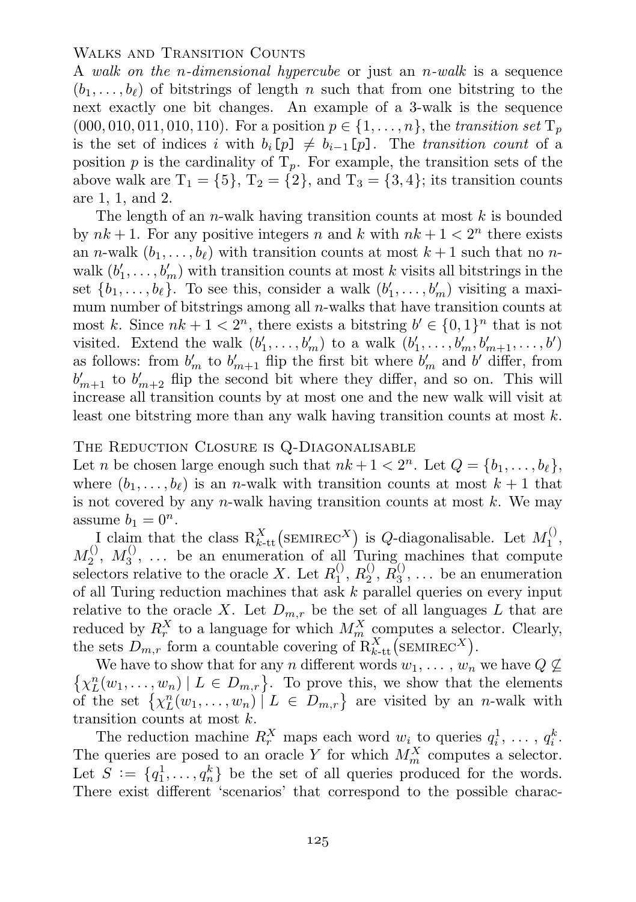### Walks and Transition Counts

A *walk on the n-dimensional hypercube* or just an *n-walk* is a sequence $(b_1, \dots, b_\ell)$ of bitstrings of length $n$ such that from one bitstring to the next exactly one bit changes. An example of a 3-walk is the sequence $(000, 010, 011, 010, 110)$. For a position $p \in \{1, \dots, n\}$, the *transition set* $\mathrm{T}_p$ is the set of indices $i$ with $b_i[p] \neq b_{i-1}[p]$. The *transition count* of a position $p$ is the cardinality of $\mathrm{T}_p$. For example, the transition sets of the above walk are $\mathrm{T}_1 = \{5\}$, $\mathrm{T}_2 = \{2\}$, and $\mathrm{T}_3 = \{3, 4\}$; its transition counts are 1, 1, and 2.

The length of an $n$-walk having transition counts at most $k$ is bounded by $nk + 1$. For any positive integers $n$ and $k$ with $nk + 1 < 2^n$ there exists an $n$-walk $(b_1, \dots, b_\ell)$ with transition counts at most $k + 1$ such that no $n$-walk $(b'_1, \dots, b'_m)$ with transition counts at most $k$ visits all bitstrings in the set $\{b_1, \dots, b_\ell\}$. To see this, consider a walk $(b'_1, \dots, b'_m)$ visiting a maximum number of bitstrings among all $n$-walks that have transition counts at most $k$. Since $nk + 1 < 2^n$, there exists a bitstring $b' \in \{0, 1\}^n$ that is not visited. Extend the walk $(b'_1, \dots, b'_m)$ to a walk $(b'_1, \dots, b'_m, b'_{m+1}, \dots, b')$ as follows: from $b'_m$ to $b'_{m+1}$ flip the first bit where $b'_m$ and $b'$ differ, from $b'_{m+1}$ to $b'_{m+2}$ flip the second bit where they differ, and so on. This will increase all transition counts by at most one and the new walk will visit at least one bitstring more than any walk having transition counts at most $k$.

### The Reduction Closure is Q-Diagonalisable

Let $n$ be chosen large enough such that $nk + 1 < 2^n$. Let $Q = \{b_1, \dots, b_\ell\}$, where $(b_1, \dots, b_\ell)$ is an $n$-walk with transition counts at most $k + 1$ that is not covered by any $n$-walk having transition counts at most $k$. We may assume $b_1 = 0^n$.

I claim that the class $\mathrm{R}^X_{k\text{-tt}}(\mathrm{SEMIREC}^X)$ is $Q$-diagonalisable. Let $M^{()}_1$, $M^{()}_2$, $M^{()}_3$, ... be an enumeration of all Turing machines that compute selectors relative to the oracle $X$. Let $R^{()}_1$, $R^{()}_2$, $R^{()}_3$, ... be an enumeration of all Turing reduction machines that ask $k$ parallel queries on every input relative to the oracle $X$. Let $D_{m,r}$ be the set of all languages $L$ that are reduced by $R^X_r$ to a language for which $M^X_m$ computes a selector. Clearly, the sets $D_{m,r}$ form a countable covering of $\mathrm{R}^X_{k\text{-tt}}(\mathrm{SEMIREC}^X)$.

We have to show that for any $n$ different words $w_1, \dots, w_n$ we have $Q \not\subseteq \{\chi^n_L(w_1, \dots, w_n) \mid L \in D_{m,r}\}$. To prove this, we show that the elements of the set $\{\chi^n_L(w_1, \dots, w_n) \mid L \in D_{m,r}\}$ are visited by an $n$-walk with transition counts at most $k$.

The reduction machine $R^X_r$ maps each word $w_i$ to queries $q^1_i, \dots, q^k_i$. The queries are posed to an oracle $Y$ for which $M^X_m$ computes a selector. Let $S := \{q^1_1, \dots, q^k_n\}$ be the set of all queries produced for the words. There exist different 'scenarios' that correspond to the possible charac-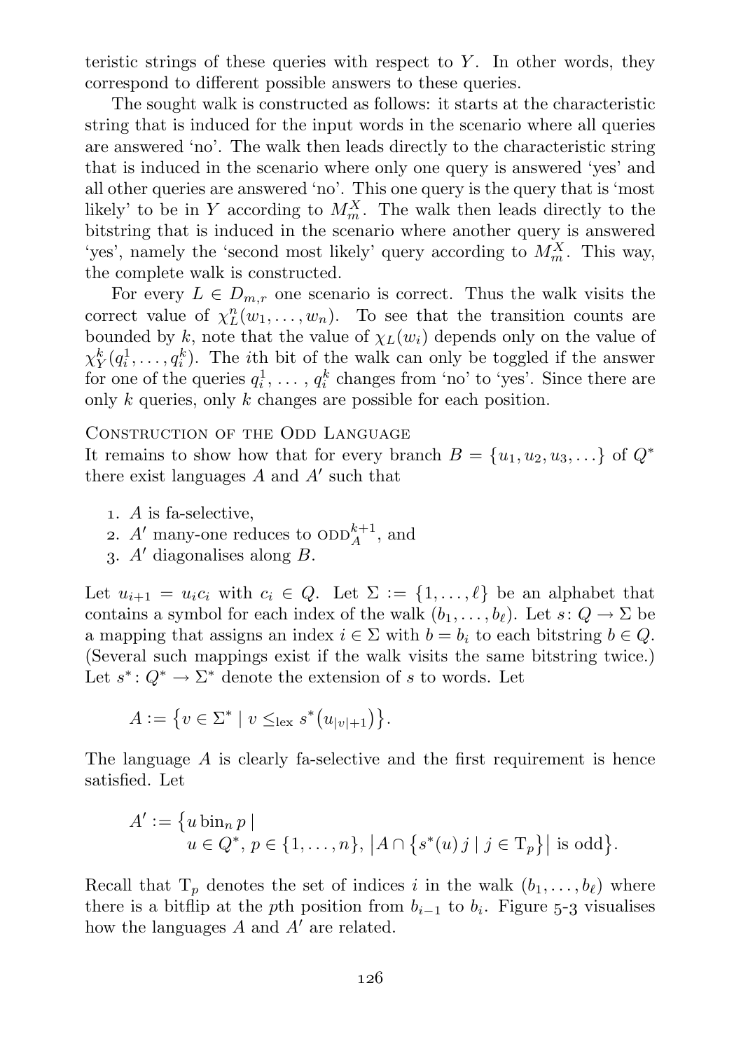teristic strings of these queries with respect to $Y$. In other words, they correspond to different possible answers to these queries.

The sought walk is constructed as follows: it starts at the characteristic string that is induced for the input words in the scenario where all queries are answered 'no'. The walk then leads directly to the characteristic string that is induced in the scenario where only one query is answered 'yes' and all other queries are answered 'no'. This one query is the query that is 'most likely' to be in $Y$ according to $M_m^X$. The walk then leads directly to the bitstring that is induced in the scenario where another query is answered 'yes', namely the 'second most likely' query according to $M_m^X$. This way, the complete walk is constructed.

For every $L \in D_{m,r}$ one scenario is correct. Thus the walk visits the correct value of $\chi_L^n(w_1, \dots, w_n)$. To see that the transition counts are bounded by $k$, note that the value of $\chi_L(w_i)$ depends only on the value of $\chi_Y^k(q_i^1, \dots, q_i^k)$. The $i$th bit of the walk can only be toggled if the answer for one of the queries $q_i^1, \dots, q_i^k$ changes from 'no' to 'yes'. Since there are only $k$ queries, only $k$ changes are possible for each position.

### Construction of the Odd Language

It remains to show how that for every branch $B = \{u_1, u_2, u_3, \dots\}$ of $Q^*$ there exist languages $A$ and $A'$ such that

1. $A$ is fa-selective,
2. $A'$ many-one reduces to $\text{ODD}_A^{k+1}$, and
3. $A'$ diagonalises along $B$.

Let $u_{i+1} = u_i c_i$ with $c_i \in Q$. Let $\Sigma := \{1, \dots, \ell\}$ be an alphabet that contains a symbol for each index of the walk $(b_1, \dots, b_\ell)$. Let $s \colon Q \to \Sigma$ be a mapping that assigns an index $i \in \Sigma$ with $b = b_i$ to each bitstring $b \in Q$. (Several such mappings exist if the walk visits the same bitstring twice.) Let $s^* \colon Q^* \to \Sigma^*$ denote the extension of $s$ to words. Let

$$A := \{v \in \Sigma^* \mid v \leq_{\text{lex}} s^*(u_{|v|+1})\}.$$

The language $A$ is clearly fa-selective and the first requirement is hence satisfied. Let

$$A' := \{u \operatorname{bin}_n p \mid u \in Q^*,\, p \in \{1, \dots, n\},\, |A \cap \{s^*(u)\, j \mid j \in \mathrm{T}_p\}| \text{ is odd}\}.$$

Recall that $\mathrm{T}_p$ denotes the set of indices $i$ in the walk $(b_1, \dots, b_\ell)$ where there is a bitflip at the $p$th position from $b_{i-1}$ to $b_i$. Figure 5-3 visualises how the languages $A$ and $A'$ are related.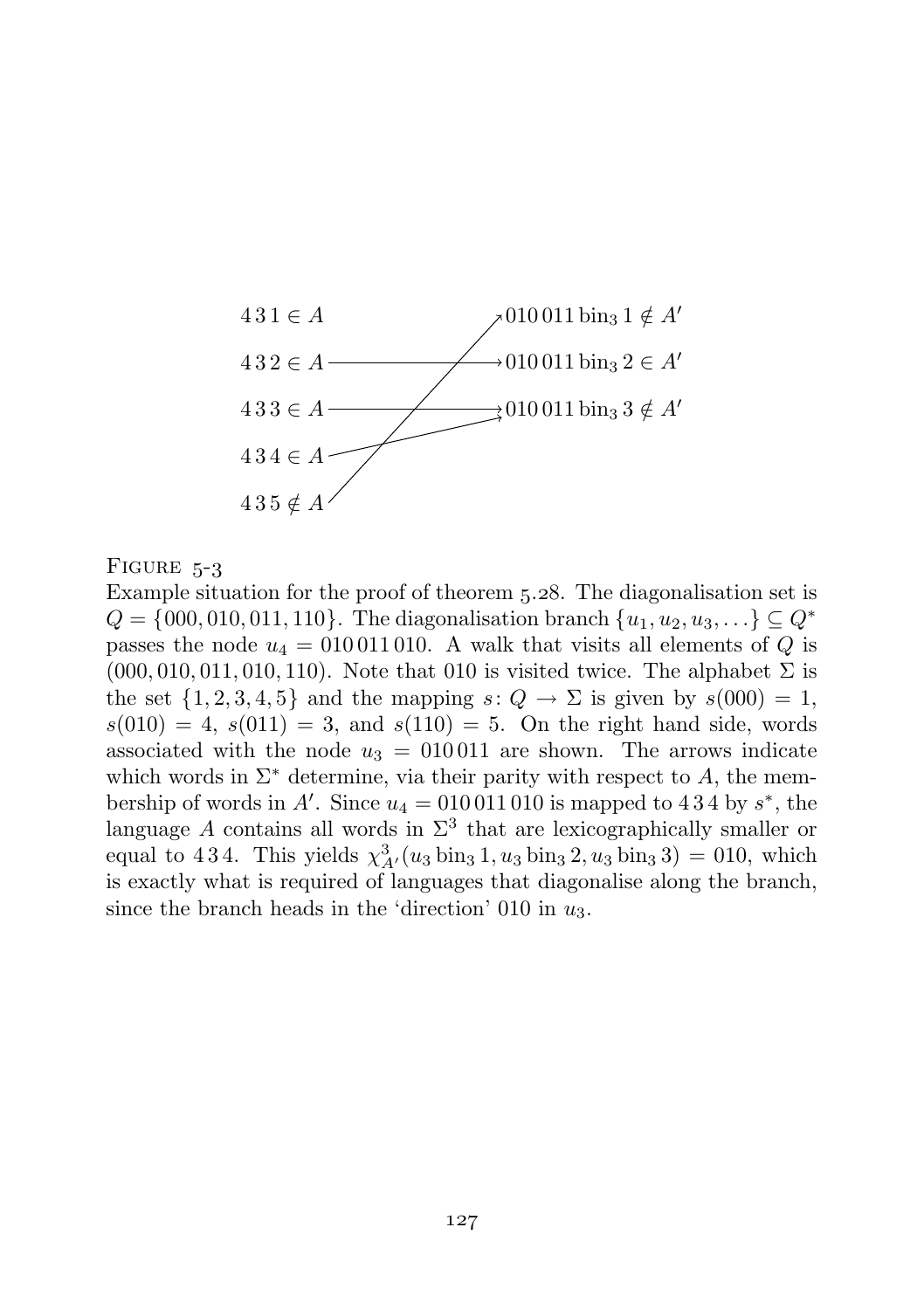$4\,3\,1 \in A$

$4\,3\,2 \in A$

$4\,3\,3 \in A$

$4\,3\,4 \in A$

$4\,3\,5 \notin A$

$010\,011\,\mathrm{bin}_3\,1 \notin A'$

$010\,011\,\mathrm{bin}_3\,2 \in A'$

$010\,011\,\mathrm{bin}_3\,3 \notin A'$

Figure 5-3
Example situation for the proof of theorem 5.28. The diagonalisation set is $Q = \{000, 010, 011, 110\}$. The diagonalisation branch $\{u_1, u_2, u_3, \dots\} \subseteq Q^*$ passes the node $u_4 = 010\,011\,010$. A walk that visits all elements of $Q$ is $(000, 010, 011, 010, 110)$. Note that 010 is visited twice. The alphabet $\Sigma$ is the set $\{1, 2, 3, 4, 5\}$ and the mapping $s\colon Q \to \Sigma$ is given by $s(000) = 1$, $s(010) = 4$, $s(011) = 3$, and $s(110) = 5$. On the right hand side, words associated with the node $u_3 = 010\,011$ are shown. The arrows indicate which words in $\Sigma^*$ determine, via their parity with respect to $A$, the membership of words in $A'$. Since $u_4 = 010\,011\,010$ is mapped to $4\,3\,4$ by $s^*$, the language $A$ contains all words in $\Sigma^3$ that are lexicographically smaller or equal to $4\,3\,4$. This yields $\chi^3_{A'}(u_3\,\mathrm{bin}_3\,1, u_3\,\mathrm{bin}_3\,2, u_3\,\mathrm{bin}_3\,3) = 010$, which is exactly what is required of languages that diagonalise along the branch, since the branch heads in the 'direction' 010 in $u_3$.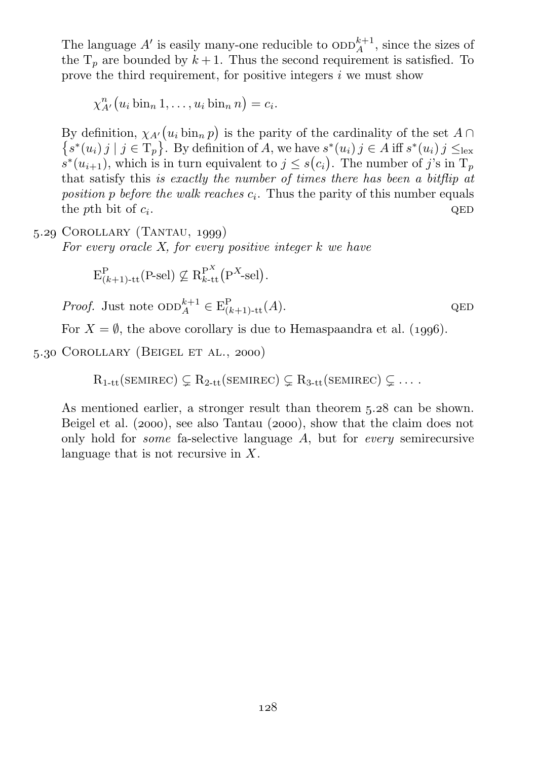The language $A'$ is easily many-one reducible to $\text{ODD}_A^{k+1}$, since the sizes of the $\mathrm{T}_p$ are bounded by $k+1$. Thus the second requirement is satisfied. To prove the third requirement, for positive integers $i$ we must show

$$\chi_{A'}^n\big(u_i \operatorname{bin}_n 1, \dots, u_i \operatorname{bin}_n n\big) = c_i.$$

By definition, $\chi_{A'}\big(u_i \operatorname{bin}_n p\big)$ is the parity of the cardinality of the set $A \cap \big\{s^*(u_i)\, j \mid j \in \mathrm{T}_p\big\}$. By definition of $A$, we have $s^*(u_i)\, j \in A$ iff $s^*(u_i)\, j \leq_{\text{lex}} s^*(u_{i+1})$, which is in turn equivalent to $j \leq s\big(c_i\big)$. The number of $j$'s in $\mathrm{T}_p$ that satisfy this *is exactly the number of times there has been a bitflip at position $p$ before the walk reaches $c_i$*. Thus the parity of this number equals the $p$th bit of $c_i$. QED

5.29 Corollary (Tantau, 1999)
*For every oracle $X$, for every positive integer $k$ we have*

$$\mathrm{E}^{\mathrm{P}}_{(k+1)\text{-tt}}(\text{P-sel}) \not\subseteq \mathrm{R}^{\mathrm{P}^X}_{k\text{-tt}}\big(\mathrm{P}^X\text{-sel}\big).$$

*Proof.* Just note $\text{ODD}_A^{k+1} \in \mathrm{E}^{\mathrm{P}}_{(k+1)\text{-tt}}(A)$. QED

For $X = \emptyset$, the above corollary is due to Hemaspaandra et al. (1996).

5.30 Corollary (Beigel et al., 2000)

$$\mathrm{R}_{1\text{-tt}}(\text{SEMIREC}) \subsetneq \mathrm{R}_{2\text{-tt}}(\text{SEMIREC}) \subsetneq \mathrm{R}_{3\text{-tt}}(\text{SEMIREC}) \subsetneq \dots .$$

As mentioned earlier, a stronger result than theorem 5.28 can be shown. Beigel et al. (2000), see also Tantau (2000), show that the claim does not only hold for *some* fa-selective language $A$, but for *every* semirecursive language that is not recursive in $X$.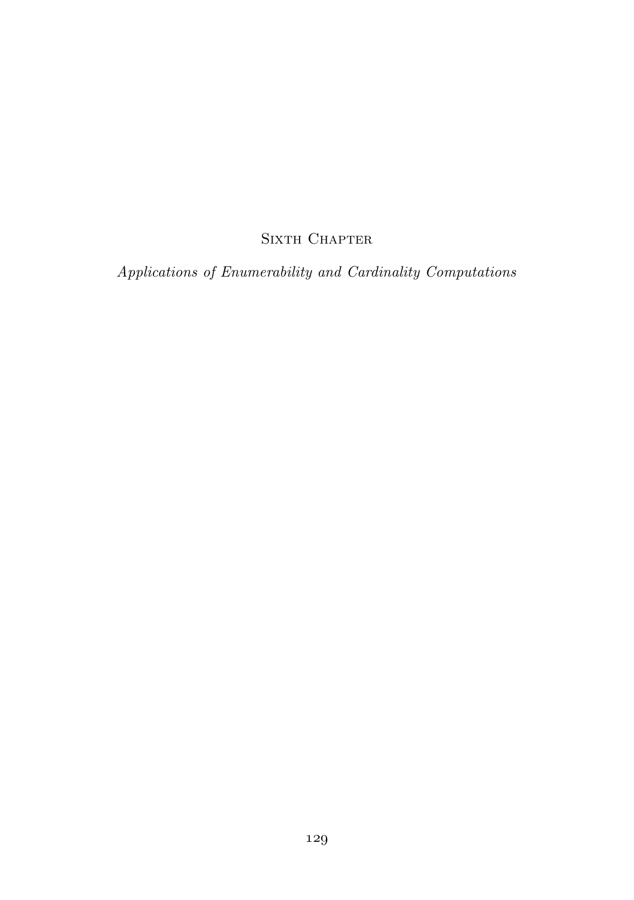# Sixth Chapter

*Applications of Enumerability and Cardinality Computations*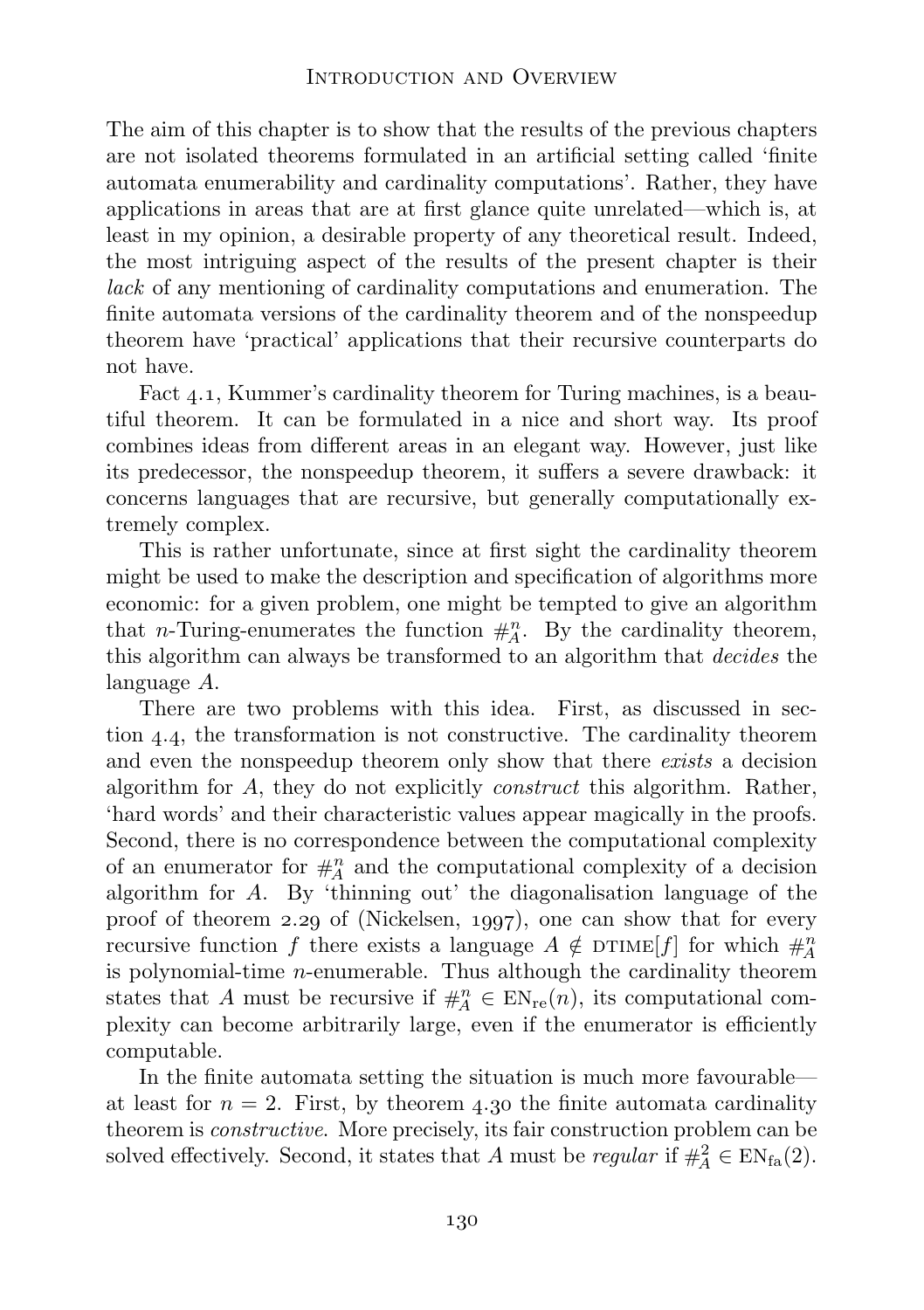The aim of this chapter is to show that the results of the previous chapters are not isolated theorems formulated in an artificial setting called 'finite automata enumerability and cardinality computations'. Rather, they have applications in areas that are at first glance quite unrelated—which is, at least in my opinion, a desirable property of any theoretical result. Indeed, the most intriguing aspect of the results of the present chapter is their *lack* of any mentioning of cardinality computations and enumeration. The finite automata versions of the cardinality theorem and of the nonspeedup theorem have 'practical' applications that their recursive counterparts do not have.

Fact 4.1, Kummer's cardinality theorem for Turing machines, is a beautiful theorem. It can be formulated in a nice and short way. Its proof combines ideas from different areas in an elegant way. However, just like its predecessor, the nonspeedup theorem, it suffers a severe drawback: it concerns languages that are recursive, but generally computationally extremely complex.

This is rather unfortunate, since at first sight the cardinality theorem might be used to make the description and specification of algorithms more economic: for a given problem, one might be tempted to give an algorithm that $n$-Turing-enumerates the function $\#_A^n$. By the cardinality theorem, this algorithm can always be transformed to an algorithm that *decides* the language $A$.

There are two problems with this idea. First, as discussed in section 4.4, the transformation is not constructive. The cardinality theorem and even the nonspeedup theorem only show that there *exists* a decision algorithm for $A$, they do not explicitly *construct* this algorithm. Rather, 'hard words' and their characteristic values appear magically in the proofs. Second, there is no correspondence between the computational complexity of an enumerator for $\#_A^n$ and the computational complexity of a decision algorithm for $A$. By 'thinning out' the diagonalisation language of the proof of theorem 2.29 of (Nickelsen, 1997), one can show that for every recursive function $f$ there exists a language $A \notin \text{DTIME}[f]$ for which $\#_A^n$ is polynomial-time $n$-enumerable. Thus although the cardinality theorem states that $A$ must be recursive if $\#_A^n \in \text{EN}_{\text{re}}(n)$, its computational complexity can become arbitrarily large, even if the enumerator is efficiently computable.

In the finite automata setting the situation is much more favourable—at least for $n = 2$. First, by theorem 4.30 the finite automata cardinality theorem is *constructive*. More precisely, its fair construction problem can be solved effectively. Second, it states that $A$ must be *regular* if $\#_A^2 \in \text{EN}_{\text{fa}}(2)$.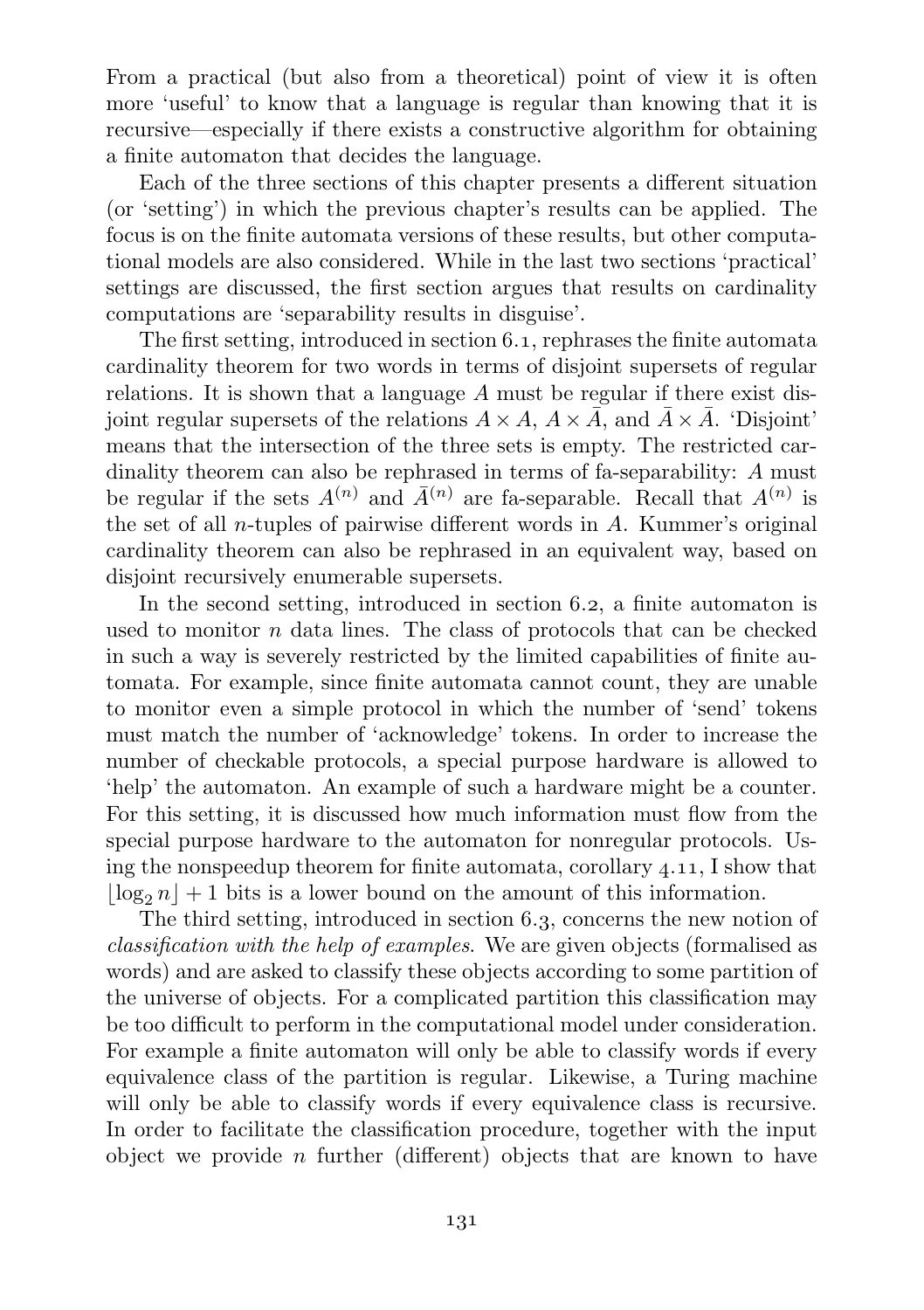From a practical (but also from a theoretical) point of view it is often more 'useful' to know that a language is regular than knowing that it is recursive—especially if there exists a constructive algorithm for obtaining a finite automaton that decides the language.

Each of the three sections of this chapter presents a different situation (or 'setting') in which the previous chapter's results can be applied. The focus is on the finite automata versions of these results, but other computational models are also considered. While in the last two sections 'practical' settings are discussed, the first section argues that results on cardinality computations are 'separability results in disguise'.

The first setting, introduced in section 6.1, rephrases the finite automata cardinality theorem for two words in terms of disjoint supersets of regular relations. It is shown that a language $A$ must be regular if there exist disjoint regular supersets of the relations $A \times A$, $A \times \bar{A}$, and $\bar{A} \times \bar{A}$. 'Disjoint' means that the intersection of the three sets is empty. The restricted cardinality theorem can also be rephrased in terms of fa-separability: $A$ must be regular if the sets $A^{(n)}$ and $\bar{A}^{(n)}$ are fa-separable. Recall that $A^{(n)}$ is the set of all $n$-tuples of pairwise different words in $A$. Kummer's original cardinality theorem can also be rephrased in an equivalent way, based on disjoint recursively enumerable supersets.

In the second setting, introduced in section 6.2, a finite automaton is used to monitor $n$ data lines. The class of protocols that can be checked in such a way is severely restricted by the limited capabilities of finite automata. For example, since finite automata cannot count, they are unable to monitor even a simple protocol in which the number of 'send' tokens must match the number of 'acknowledge' tokens. In order to increase the number of checkable protocols, a special purpose hardware is allowed to 'help' the automaton. An example of such a hardware might be a counter. For this setting, it is discussed how much information must flow from the special purpose hardware to the automaton for nonregular protocols. Using the nonspeedup theorem for finite automata, corollary 4.11, I show that $\lfloor \log_2 n \rfloor + 1$ bits is a lower bound on the amount of this information.

The third setting, introduced in section 6.3, concerns the new notion of *classification with the help of examples*. We are given objects (formalised as words) and are asked to classify these objects according to some partition of the universe of objects. For a complicated partition this classification may be too difficult to perform in the computational model under consideration. For example a finite automaton will only be able to classify words if every equivalence class of the partition is regular. Likewise, a Turing machine will only be able to classify words if every equivalence class is recursive. In order to facilitate the classification procedure, together with the input object we provide $n$ further (different) objects that are known to have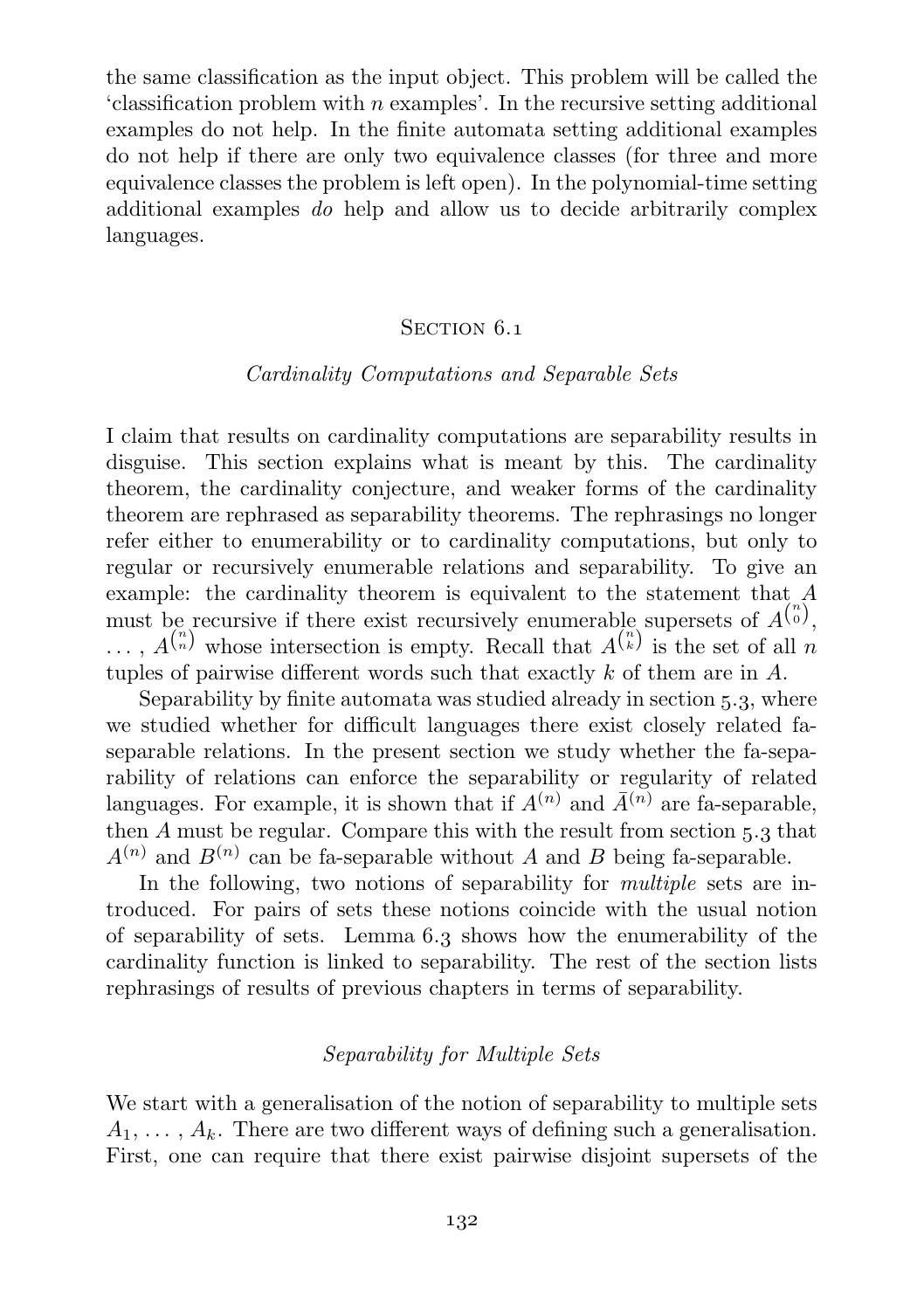the same classification as the input object. This problem will be called the 'classification problem with $n$ examples'. In the recursive setting additional examples do not help. In the finite automata setting additional examples do not help if there are only two equivalence classes (for three and more equivalence classes the problem is left open). In the polynomial-time setting additional examples *do* help and allow us to decide arbitrarily complex languages.

## Section 6.1

### *Cardinality Computations and Separable Sets*

I claim that results on cardinality computations are separability results in disguise. This section explains what is meant by this. The cardinality theorem, the cardinality conjecture, and weaker forms of the cardinality theorem are rephrased as separability theorems. The rephrasings no longer refer either to enumerability or to cardinality computations, but only to regular or recursively enumerable relations and separability. To give an example: the cardinality theorem is equivalent to the statement that $A$ must be recursive if there exist recursively enumerable supersets of $A^{\binom{n}{0}}$, ..., $A^{\binom{n}{n}}$ whose intersection is empty. Recall that $A^{\binom{n}{k}}$ is the set of all $n$ tuples of pairwise different words such that exactly $k$ of them are in $A$.

Separability by finite automata was studied already in section 5.3, where we studied whether for difficult languages there exist closely related fa-separable relations. In the present section we study whether the fa-separability of relations can enforce the separability or regularity of related languages. For example, it is shown that if $A^{(n)}$ and $\bar{A}^{(n)}$ are fa-separable, then $A$ must be regular. Compare this with the result from section 5.3 that $A^{(n)}$ and $B^{(n)}$ can be fa-separable without $A$ and $B$ being fa-separable.

In the following, two notions of separability for *multiple* sets are introduced. For pairs of sets these notions coincide with the usual notion of separability of sets. Lemma 6.3 shows how the enumerability of the cardinality function is linked to separability. The rest of the section lists rephrasings of results of previous chapters in terms of separability.

### *Separability for Multiple Sets*

We start with a generalisation of the notion of separability to multiple sets $A_1, \ldots, A_k$. There are two different ways of defining such a generalisation. First, one can require that there exist pairwise disjoint supersets of the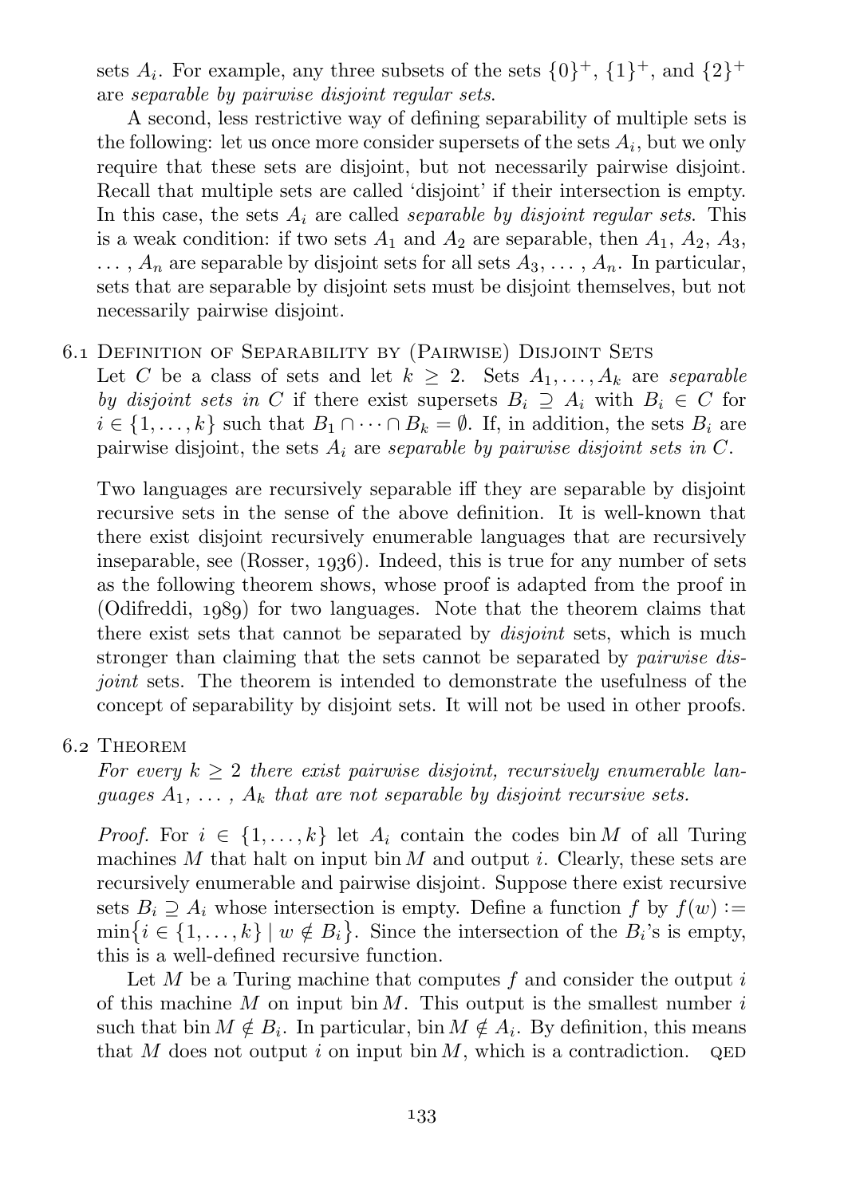sets $A_i$. For example, any three subsets of the sets $\{0\}^+$, $\{1\}^+$, and $\{2\}^+$ are *separable by pairwise disjoint regular sets*.

A second, less restrictive way of defining separability of multiple sets is the following: let us once more consider supersets of the sets $A_i$, but we only require that these sets are disjoint, but not necessarily pairwise disjoint. Recall that multiple sets are called 'disjoint' if their intersection is empty. In this case, the sets $A_i$ are called *separable by disjoint regular sets*. This is a weak condition: if two sets $A_1$ and $A_2$ are separable, then $A_1$, $A_2$, $A_3$, $\dots$, $A_n$ are separable by disjoint sets for all sets $A_3, \dots, A_n$. In particular, sets that are separable by disjoint sets must be disjoint themselves, but not necessarily pairwise disjoint.

### 6.1 Definition of Separability by (Pairwise) Disjoint Sets

Let $C$ be a class of sets and let $k \geq 2$. Sets $A_1, \dots, A_k$ are *separable by disjoint sets in* $C$ if there exist supersets $B_i \supseteq A_i$ with $B_i \in C$ for $i \in \{1, \dots, k\}$ such that $B_1 \cap \dots \cap B_k = \emptyset$. If, in addition, the sets $B_i$ are pairwise disjoint, the sets $A_i$ are *separable by pairwise disjoint sets in* $C$.

Two languages are recursively separable iff they are separable by disjoint recursive sets in the sense of the above definition. It is well-known that there exist disjoint recursively enumerable languages that are recursively inseparable, see (Rosser, 1936). Indeed, this is true for any number of sets as the following theorem shows, whose proof is adapted from the proof in (Odifreddi, 1989) for two languages. Note that the theorem claims that there exist sets that cannot be separated by *disjoint* sets, which is much stronger than claiming that the sets cannot be separated by *pairwise disjoint* sets. The theorem is intended to demonstrate the usefulness of the concept of separability by disjoint sets. It will not be used in other proofs.

### 6.2 Theorem

*For every $k \geq 2$ there exist pairwise disjoint, recursively enumerable languages $A_1, \dots, A_k$ that are not separable by disjoint recursive sets.*

*Proof.* For $i \in \{1, \dots, k\}$ let $A_i$ contain the codes $\operatorname{bin} M$ of all Turing machines $M$ that halt on input $\operatorname{bin} M$ and output $i$. Clearly, these sets are recursively enumerable and pairwise disjoint. Suppose there exist recursive sets $B_i \supseteq A_i$ whose intersection is empty. Define a function $f$ by $f(w) := \min\{i \in \{1, \dots, k\} \mid w \notin B_i\}$. Since the intersection of the $B_i$'s is empty, this is a well-defined recursive function.

Let $M$ be a Turing machine that computes $f$ and consider the output $i$ of this machine $M$ on input $\operatorname{bin} M$. This output is the smallest number $i$ such that $\operatorname{bin} M \notin B_i$. In particular, $\operatorname{bin} M \notin A_i$. By definition, this means that $M$ does not output $i$ on input $\operatorname{bin} M$, which is a contradiction. QED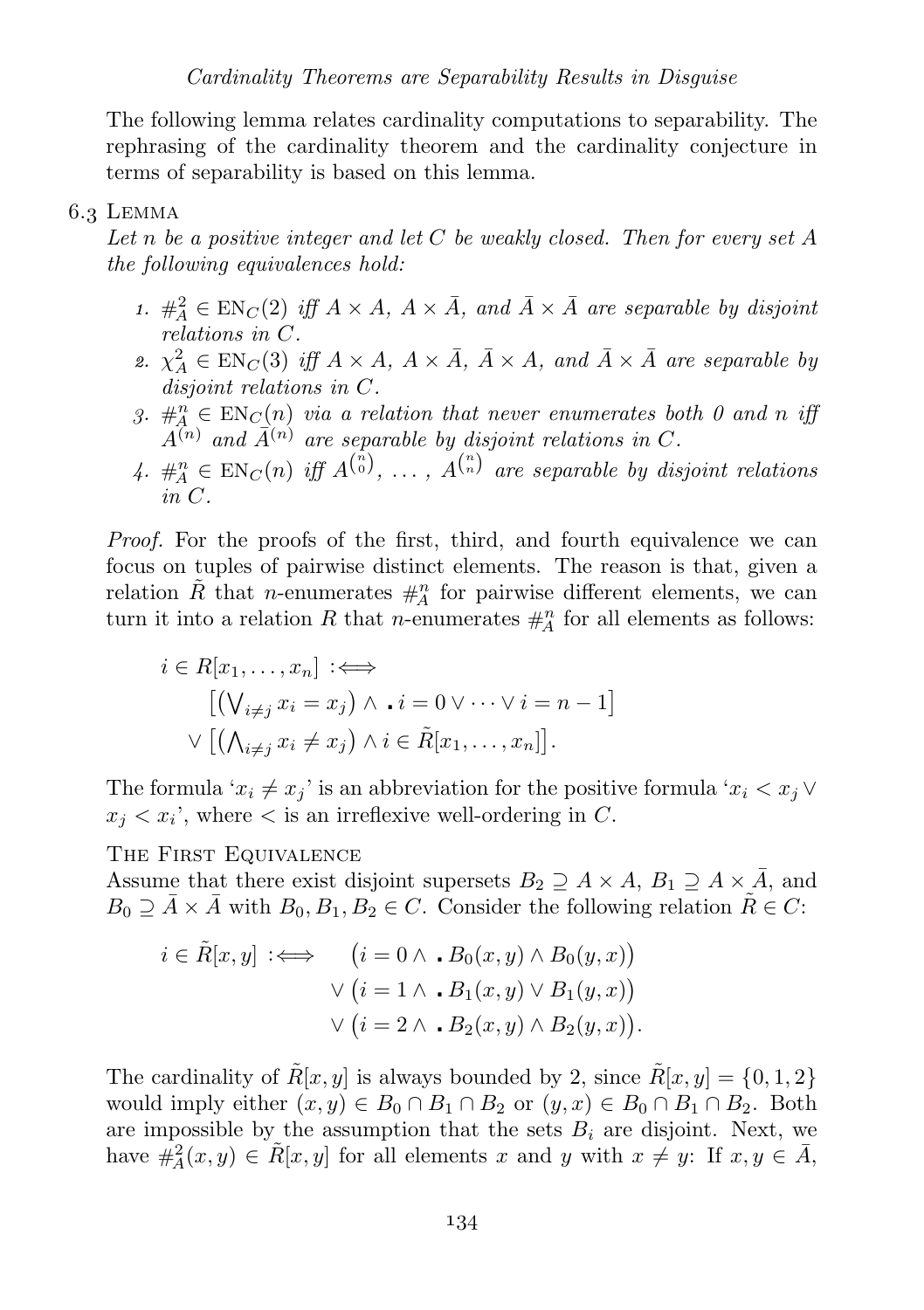The following lemma relates cardinality computations to separability. The rephrasing of the cardinality theorem and the cardinality conjecture in terms of separability is based on this lemma.

6.3 Lemma

*Let $n$ be a positive integer and let $C$ be weakly closed. Then for every set $A$ the following equivalences hold:*

1. *$\#_A^2 \in \mathrm{EN}_C(2)$ iff $A \times A$, $A \times \bar{A}$, and $\bar{A} \times \bar{A}$ are separable by disjoint relations in $C$.*
2. *$\chi_A^2 \in \mathrm{EN}_C(3)$ iff $A \times A$, $A \times \bar{A}$, $\bar{A} \times A$, and $\bar{A} \times \bar{A}$ are separable by disjoint relations in $C$.*
3. *$\#_A^n \in \mathrm{EN}_C(n)$ via a relation that never enumerates both 0 and $n$ iff $A^{(n)}$ and $\bar{A}^{(n)}$ are separable by disjoint relations in $C$.*
4. *$\#_A^n \in \mathrm{EN}_C(n)$ iff $A^{\binom{n}{0}}, \dots, A^{\binom{n}{n}}$ are separable by disjoint relations in $C$.*

*Proof.* For the proofs of the first, third, and fourth equivalence we can focus on tuples of pairwise distinct elements. The reason is that, given a relation $\tilde{R}$ that $n$-enumerates $\#_A^n$ for pairwise different elements, we can turn it into a relation $R$ that $n$-enumerates $\#_A^n$ for all elements as follows:

$$
\begin{aligned}
&i \in R[x_1, \dots, x_n] :\iff \\
&\qquad \bigl[\bigl(\textstyle\bigvee_{i \neq j} x_i = x_j\bigr) \wedge \,.\, i = 0 \vee \dots \vee i = n-1\bigr] \\
&\qquad \vee \bigl[\bigl(\textstyle\bigwedge_{i \neq j} x_i \neq x_j\bigr) \wedge i \in \tilde{R}[x_1, \dots, x_n]\bigr].
\end{aligned}
$$

The formula '$x_i \neq x_j$' is an abbreviation for the positive formula '$x_i < x_j \vee x_j < x_i$', where $<$ is an irreflexive well-ordering in $C$.

The First Equivalence

Assume that there exist disjoint supersets $B_2 \supseteq A \times A$, $B_1 \supseteq A \times \bar{A}$, and $B_0 \supseteq \bar{A} \times \bar{A}$ with $B_0, B_1, B_2 \in C$. Consider the following relation $\tilde{R} \in C$:

$$
\begin{aligned}
i \in \tilde{R}[x, y] :\iff \quad & \bigl(i = 0 \wedge \,.\, B_0(x, y) \wedge B_0(y, x)\bigr) \\
\vee\, & \bigl(i = 1 \wedge \,.\, B_1(x, y) \vee B_1(y, x)\bigr) \\
\vee\, & \bigl(i = 2 \wedge \,.\, B_2(x, y) \wedge B_2(y, x)\bigr).
\end{aligned}
$$

The cardinality of $\tilde{R}[x, y]$ is always bounded by 2, since $\tilde{R}[x, y] = \{0, 1, 2\}$ would imply either $(x, y) \in B_0 \cap B_1 \cap B_2$ or $(y, x) \in B_0 \cap B_1 \cap B_2$. Both are impossible by the assumption that the sets $B_i$ are disjoint. Next, we have $\#_A^2(x, y) \in \tilde{R}[x, y]$ for all elements $x$ and $y$ with $x \neq y$: If $x, y \in \bar{A}$,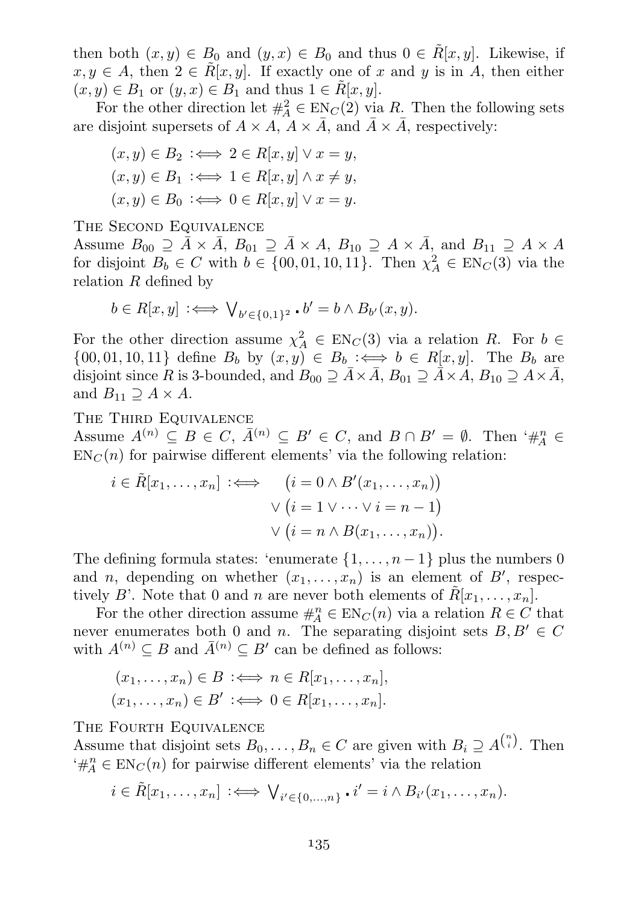then both $(x, y) \in B_0$ and $(y, x) \in B_0$ and thus $0 \in \tilde{R}[x, y]$. Likewise, if $x, y \in A$, then $2 \in \tilde{R}[x, y]$. If exactly one of $x$ and $y$ is in $A$, then either $(x, y) \in B_1$ or $(y, x) \in B_1$ and thus $1 \in \tilde{R}[x, y]$.

For the other direction let $\#_A^2 \in \mathrm{EN}_C(2)$ via $R$. Then the following sets are disjoint supersets of $A \times A$, $A \times \bar{A}$, and $\bar{A} \times \bar{A}$, respectively:

$$(x, y) \in B_2 :\iff 2 \in R[x, y] \vee x = y,$$
$$(x, y) \in B_1 :\iff 1 \in R[x, y] \wedge x \neq y,$$
$$(x, y) \in B_0 :\iff 0 \in R[x, y] \vee x = y.$$

The Second Equivalence

Assume $B_{00} \supseteq \bar{A} \times \bar{A}$, $B_{01} \supseteq \bar{A} \times A$, $B_{10} \supseteq A \times \bar{A}$, and $B_{11} \supseteq A \times A$ for disjoint $B_b \in C$ with $b \in \{00, 01, 10, 11\}$. Then $\chi_A^2 \in \mathrm{EN}_C(3)$ via the relation $R$ defined by

$$b \in R[x, y] :\iff \bigvee_{b' \in \{0,1\}^2} . \, b' = b \wedge B_{b'}(x, y).$$

For the other direction assume $\chi_A^2 \in \mathrm{EN}_C(3)$ via a relation $R$. For $b \in \{00, 01, 10, 11\}$ define $B_b$ by $(x, y) \in B_b :\iff b \in R[x, y]$. The $B_b$ are disjoint since $R$ is 3-bounded, and $B_{00} \supseteq \bar{A} \times \bar{A}$, $B_{01} \supseteq \bar{A} \times A$, $B_{10} \supseteq A \times \bar{A}$, and $B_{11} \supseteq A \times A$.

The Third Equivalence

Assume $A^{(n)} \subseteq B \in C$, $\bar{A}^{(n)} \subseteq B' \in C$, and $B \cap B' = \emptyset$. Then '$\#_A^n \in \mathrm{EN}_C(n)$ for pairwise different elements' via the following relation:

$$\begin{aligned} i \in \tilde{R}[x_1, \dots, x_n] :\iff \quad & \big(i = 0 \wedge B'(x_1, \dots, x_n)\big) \\ & \vee \big(i = 1 \vee \dots \vee i = n - 1\big) \\ & \vee \big(i = n \wedge B(x_1, \dots, x_n)\big). \end{aligned}$$

The defining formula states: 'enumerate $\{1, \dots, n-1\}$ plus the numbers 0 and $n$, depending on whether $(x_1, \dots, x_n)$ is an element of $B'$, respectively $B$'. Note that 0 and $n$ are never both elements of $\tilde{R}[x_1, \dots, x_n]$.

For the other direction assume $\#_A^n \in \mathrm{EN}_C(n)$ via a relation $R \in C$ that never enumerates both 0 and $n$. The separating disjoint sets $B, B' \in C$ with $A^{(n)} \subseteq B$ and $\bar{A}^{(n)} \subseteq B'$ can be defined as follows:

$$(x_1, \dots, x_n) \in B :\iff n \in R[x_1, \dots, x_n],$$
$$(x_1, \dots, x_n) \in B' :\iff 0 \in R[x_1, \dots, x_n].$$

The Fourth Equivalence

Assume that disjoint sets $B_0, \dots, B_n \in C$ are given with $B_i \supseteq A^{\binom{n}{i}}$. Then '$\#_A^n \in \mathrm{EN}_C(n)$ for pairwise different elements' via the relation

$$i \in \tilde{R}[x_1, \dots, x_n] :\iff \bigvee_{i' \in \{0, \dots, n\}} . \, i' = i \wedge B_{i'}(x_1, \dots, x_n).$$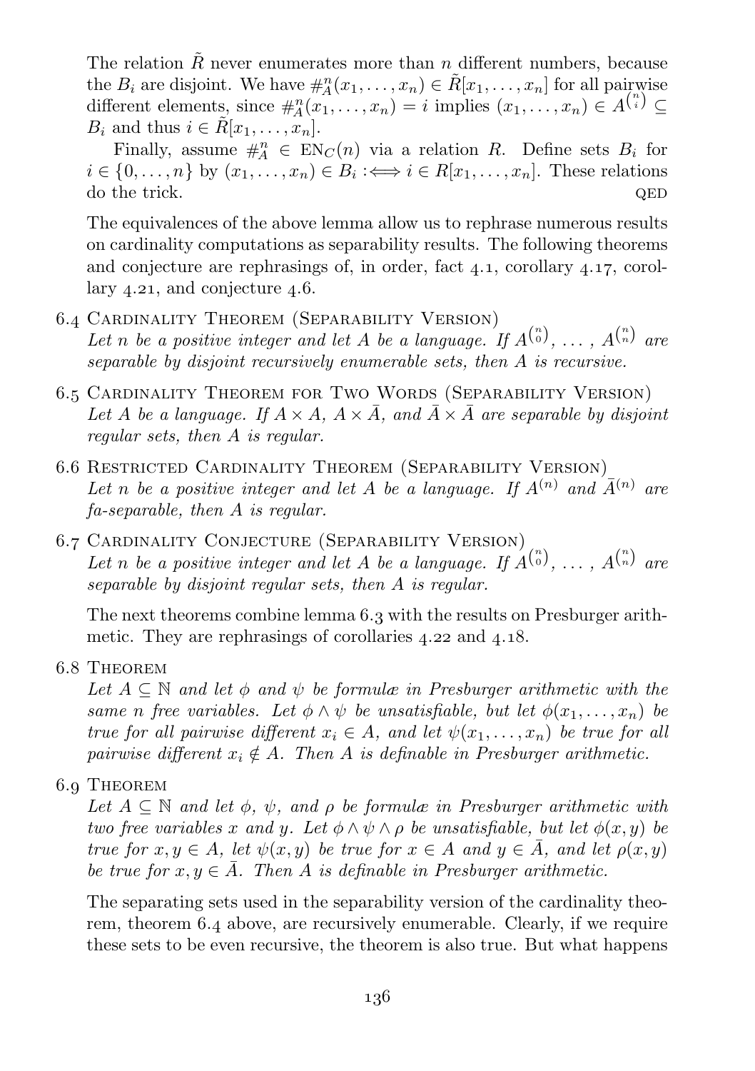The relation $\tilde{R}$ never enumerates more than $n$ different numbers, because the $B_i$ are disjoint. We have $\#_A^n(x_1, \dots, x_n) \in \tilde{R}[x_1, \dots, x_n]$ for all pairwise different elements, since $\#_A^n(x_1, \dots, x_n) = i$ implies $(x_1, \dots, x_n) \in A^{\binom{n}{i}} \subseteq B_i$ and thus $i \in \tilde{R}[x_1, \dots, x_n]$.

Finally, assume $\#_A^n \in \mathrm{EN}_C(n)$ via a relation $R$. Define sets $B_i$ for $i \in \{0, \dots, n\}$ by $(x_1, \dots, x_n) \in B_i :\iff i \in R[x_1, \dots, x_n]$. These relations do the trick. QED

The equivalences of the above lemma allow us to rephrase numerous results on cardinality computations as separability results. The following theorems and conjecture are rephrasings of, in order, fact 4.1, corollary 4.17, corollary 4.21, and conjecture 4.6.

6.4 Cardinality Theorem (Separability Version)
*Let $n$ be a positive integer and let $A$ be a language. If $A^{\binom{n}{0}}, \dots, A^{\binom{n}{n}}$ are separable by disjoint recursively enumerable sets, then $A$ is recursive.*

6.5 Cardinality Theorem for Two Words (Separability Version)
*Let $A$ be a language. If $A \times A$, $A \times \bar{A}$, and $\bar{A} \times \bar{A}$ are separable by disjoint regular sets, then $A$ is regular.*

6.6 Restricted Cardinality Theorem (Separability Version)
*Let $n$ be a positive integer and let $A$ be a language. If $A^{(n)}$ and $\bar{A}^{(n)}$ are fa-separable, then $A$ is regular.*

6.7 Cardinality Conjecture (Separability Version)
*Let $n$ be a positive integer and let $A$ be a language. If $A^{\binom{n}{0}}, \dots, A^{\binom{n}{n}}$ are separable by disjoint regular sets, then $A$ is regular.*

The next theorems combine lemma 6.3 with the results on Presburger arithmetic. They are rephrasings of corollaries 4.22 and 4.18.

6.8 Theorem
*Let $A \subseteq \mathbb{N}$ and let $\phi$ and $\psi$ be formulæ in Presburger arithmetic with the same $n$ free variables. Let $\phi \wedge \psi$ be unsatisfiable, but let $\phi(x_1, \dots, x_n)$ be true for all pairwise different $x_i \in A$, and let $\psi(x_1, \dots, x_n)$ be true for all pairwise different $x_i \notin A$. Then $A$ is definable in Presburger arithmetic.*

6.9 Theorem
*Let $A \subseteq \mathbb{N}$ and let $\phi$, $\psi$, and $\rho$ be formulæ in Presburger arithmetic with two free variables $x$ and $y$. Let $\phi \wedge \psi \wedge \rho$ be unsatisfiable, but let $\phi(x, y)$ be true for $x, y \in A$, let $\psi(x, y)$ be true for $x \in A$ and $y \in \bar{A}$, and let $\rho(x, y)$ be true for $x, y \in \bar{A}$. Then $A$ is definable in Presburger arithmetic.*

The separating sets used in the separability version of the cardinality theorem, theorem 6.4 above, are recursively enumerable. Clearly, if we require these sets to be even recursive, the theorem is also true. But what happens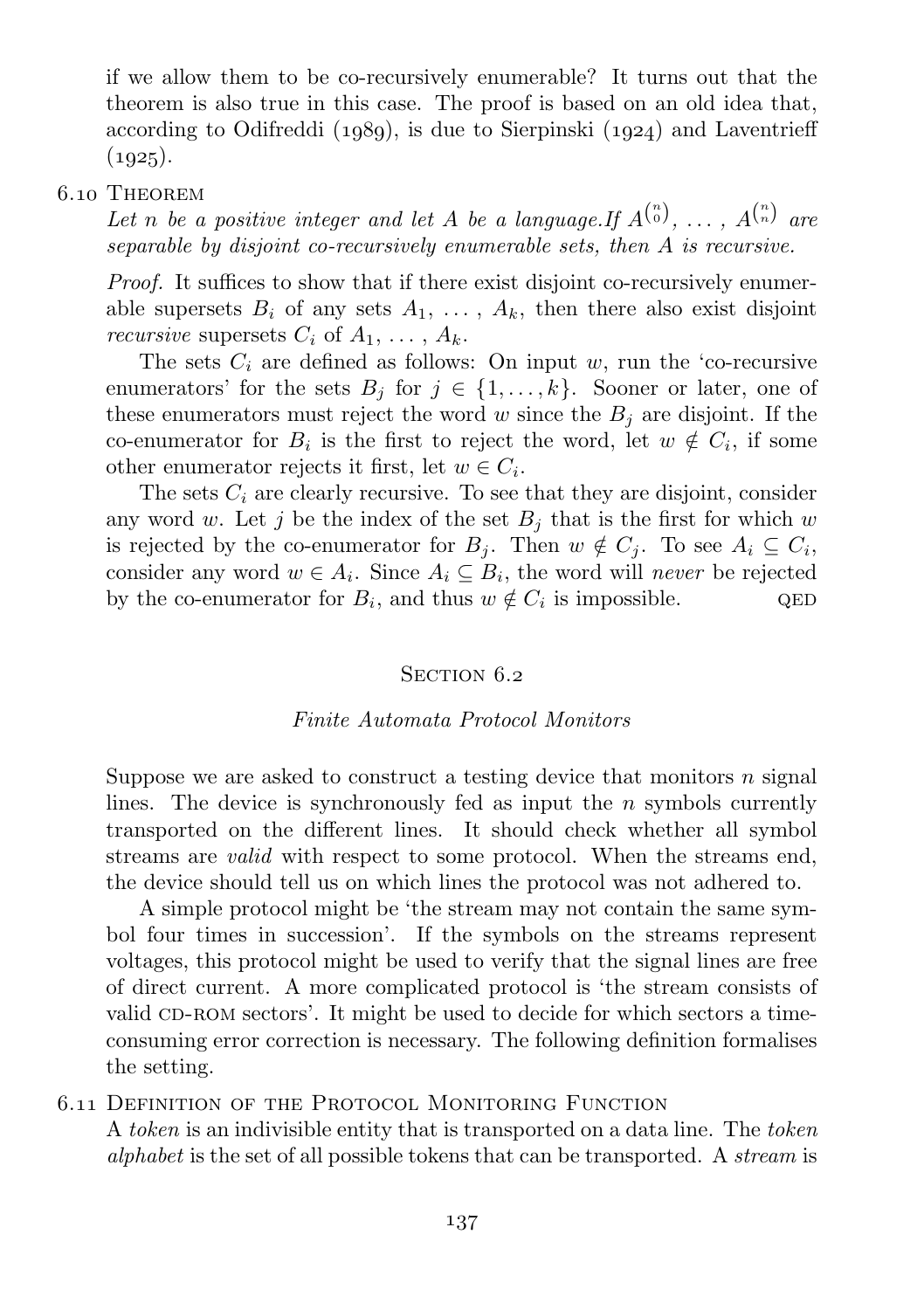if we allow them to be co-recursively enumerable? It turns out that the theorem is also true in this case. The proof is based on an old idea that, according to Odifreddi (1989), is due to Sierpinski (1924) and Laventrieff (1925).

**6.10 Theorem**

*Let $n$ be a positive integer and let $A$ be a language. If $A^{\binom{n}{0}}, \dots, A^{\binom{n}{n}}$ are separable by disjoint co-recursively enumerable sets, then $A$ is recursive.*

*Proof.* It suffices to show that if there exist disjoint co-recursively enumerable supersets $B_i$ of any sets $A_1, \dots, A_k$, then there also exist disjoint *recursive* supersets $C_i$ of $A_1, \dots, A_k$.

The sets $C_i$ are defined as follows: On input $w$, run the 'co-recursive enumerators' for the sets $B_j$ for $j \in \{1, \dots, k\}$. Sooner or later, one of these enumerators must reject the word $w$ since the $B_j$ are disjoint. If the co-enumerator for $B_i$ is the first to reject the word, let $w \notin C_i$, if some other enumerator rejects it first, let $w \in C_i$.

The sets $C_i$ are clearly recursive. To see that they are disjoint, consider any word $w$. Let $j$ be the index of the set $B_j$ that is the first for which $w$ is rejected by the co-enumerator for $B_j$. Then $w \notin C_j$. To see $A_i \subseteq C_i$, consider any word $w \in A_i$. Since $A_i \subseteq B_i$, the word will *never* be rejected by the co-enumerator for $B_i$, and thus $w \notin C_i$ is impossible. QED

## Section 6.2

### *Finite Automata Protocol Monitors*

Suppose we are asked to construct a testing device that monitors $n$ signal lines. The device is synchronously fed as input the $n$ symbols currently transported on the different lines. It should check whether all symbol streams are *valid* with respect to some protocol. When the streams end, the device should tell us on which lines the protocol was not adhered to.

A simple protocol might be 'the stream may not contain the same symbol four times in succession'. If the symbols on the streams represent voltages, this protocol might be used to verify that the signal lines are free of direct current. A more complicated protocol is 'the stream consists of valid CD-ROM sectors'. It might be used to decide for which sectors a time-consuming error correction is necessary. The following definition formalises the setting.

**6.11 Definition of the Protocol Monitoring Function**

A *token* is an indivisible entity that is transported on a data line. The *token alphabet* is the set of all possible tokens that can be transported. A *stream* is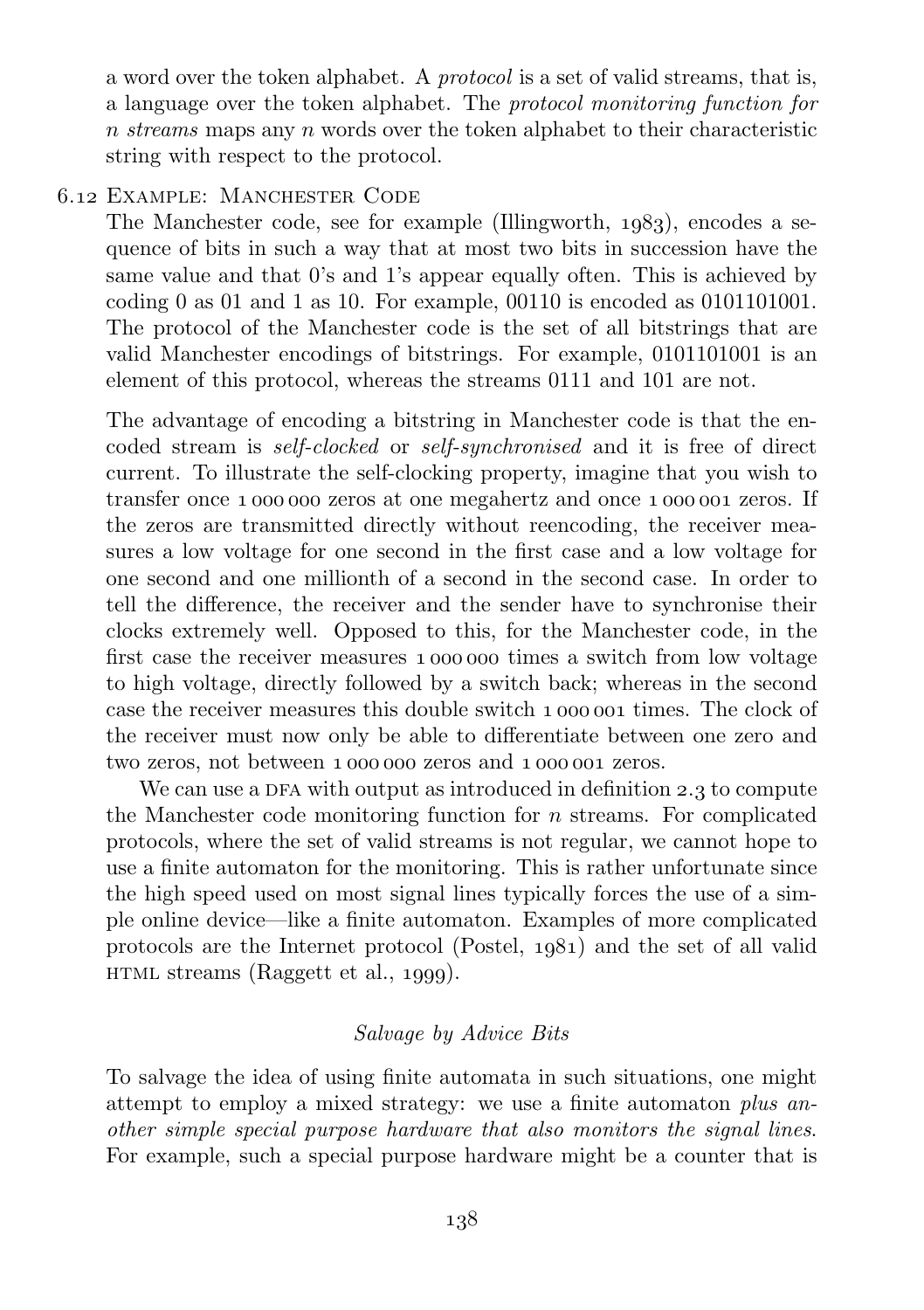a word over the token alphabet. A *protocol* is a set of valid streams, that is, a language over the token alphabet. The *protocol monitoring function for $n$ streams* maps any $n$ words over the token alphabet to their characteristic string with respect to the protocol.

### 6.12 Example: Manchester Code

The Manchester code, see for example (Illingworth, 1983), encodes a sequence of bits in such a way that at most two bits in succession have the same value and that 0's and 1's appear equally often. This is achieved by coding 0 as 01 and 1 as 10. For example, 00110 is encoded as 0101101001. The protocol of the Manchester code is the set of all bitstrings that are valid Manchester encodings of bitstrings. For example, 0101101001 is an element of this protocol, whereas the streams 0111 and 101 are not.

The advantage of encoding a bitstring in Manchester code is that the encoded stream is *self-clocked* or *self-synchronised* and it is free of direct current. To illustrate the self-clocking property, imagine that you wish to transfer once 1 000 000 zeros at one megahertz and once 1 000 001 zeros. If the zeros are transmitted directly without reencoding, the receiver measures a low voltage for one second in the first case and a low voltage for one second and one millionth of a second in the second case. In order to tell the difference, the receiver and the sender have to synchronise their clocks extremely well. Opposed to this, for the Manchester code, in the first case the receiver measures 1 000 000 times a switch from low voltage to high voltage, directly followed by a switch back; whereas in the second case the receiver measures this double switch 1 000 001 times. The clock of the receiver must now only be able to differentiate between one zero and two zeros, not between 1 000 000 zeros and 1 000 001 zeros.

We can use a DFA with output as introduced in definition 2.3 to compute the Manchester code monitoring function for $n$ streams. For complicated protocols, where the set of valid streams is not regular, we cannot hope to use a finite automaton for the monitoring. This is rather unfortunate since the high speed used on most signal lines typically forces the use of a simple online device—like a finite automaton. Examples of more complicated protocols are the Internet protocol (Postel, 1981) and the set of all valid HTML streams (Raggett et al., 1999).

*Salvage by Advice Bits*

To salvage the idea of using finite automata in such situations, one might attempt to employ a mixed strategy: we use a finite automaton *plus another simple special purpose hardware that also monitors the signal lines*. For example, such a special purpose hardware might be a counter that is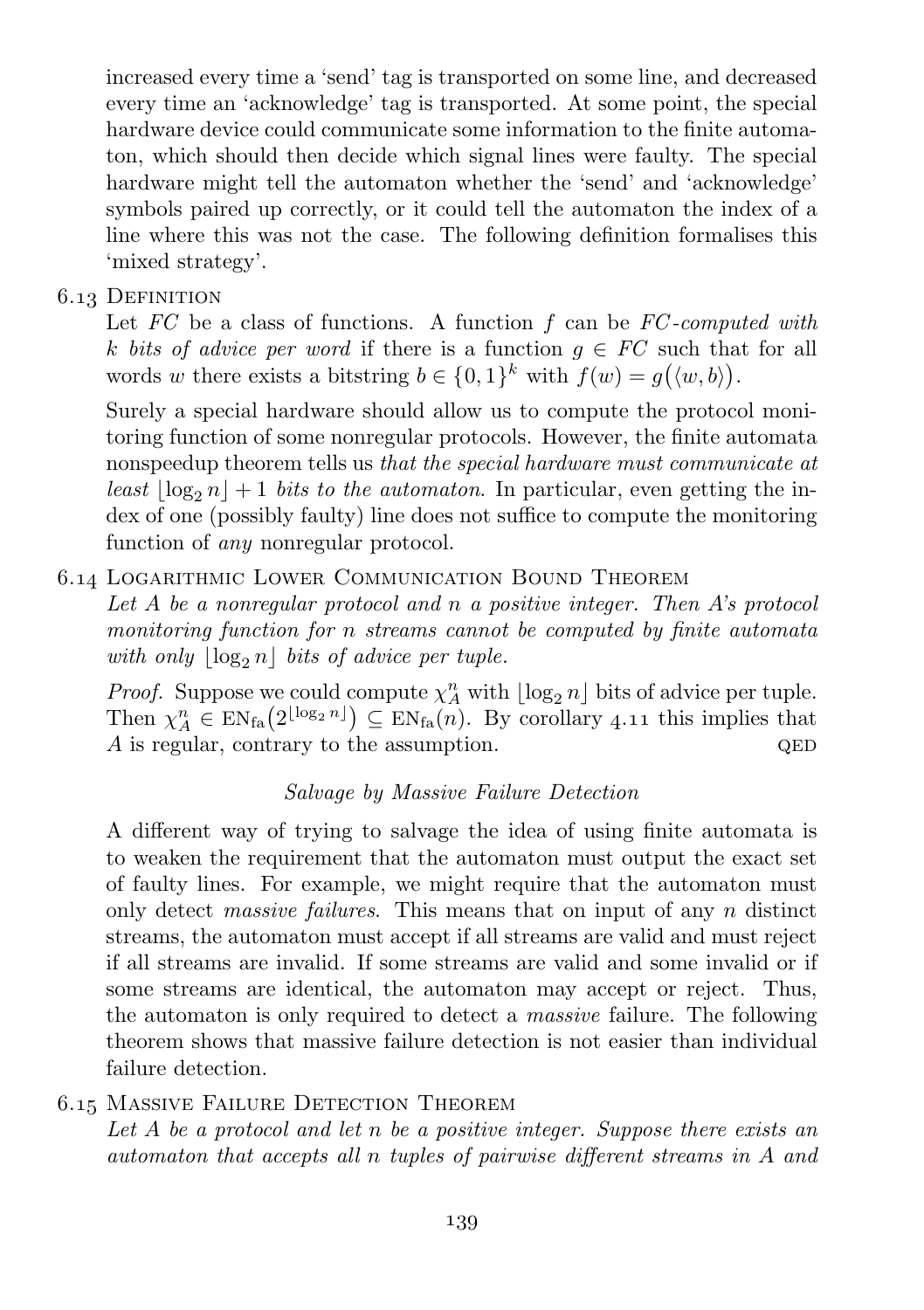increased every time a 'send' tag is transported on some line, and decreased every time an 'acknowledge' tag is transported. At some point, the special hardware device could communicate some information to the finite automaton, which should then decide which signal lines were faulty. The special hardware might tell the automaton whether the 'send' and 'acknowledge' symbols paired up correctly, or it could tell the automaton the index of a line where this was not the case. The following definition formalises this 'mixed strategy'.

6.13 Definition

Let $FC$ be a class of functions. A function $f$ can be *FC-computed with $k$ bits of advice per word* if there is a function $g \in FC$ such that for all words $w$ there exists a bitstring $b \in \{0,1\}^k$ with $f(w) = g(\langle w, b \rangle)$.

Surely a special hardware should allow us to compute the protocol monitoring function of some nonregular protocols. However, the finite automata nonspeedup theorem tells us *that the special hardware must communicate at least $\lfloor \log_2 n \rfloor + 1$ bits to the automaton*. In particular, even getting the index of one (possibly faulty) line does not suffice to compute the monitoring function of *any* nonregular protocol.

6.14 Logarithmic Lower Communication Bound Theorem

*Let $A$ be a nonregular protocol and $n$ a positive integer. Then $A$'s protocol monitoring function for $n$ streams cannot be computed by finite automata with only $\lfloor \log_2 n \rfloor$ bits of advice per tuple.*

*Proof.* Suppose we could compute $\chi_A^n$ with $\lfloor \log_2 n \rfloor$ bits of advice per tuple. Then $\chi_A^n \in \mathrm{EN}_{\mathrm{fa}}\big(2^{\lfloor \log_2 n \rfloor}\big) \subseteq \mathrm{EN}_{\mathrm{fa}}(n)$. By corollary 4.11 this implies that $A$ is regular, contrary to the assumption. QED

*Salvage by Massive Failure Detection*

A different way of trying to salvage the idea of using finite automata is to weaken the requirement that the automaton must output the exact set of faulty lines. For example, we might require that the automaton must only detect *massive failures*. This means that on input of any $n$ distinct streams, the automaton must accept if all streams are valid and must reject if all streams are invalid. If some streams are valid and some invalid or if some streams are identical, the automaton may accept or reject. Thus, the automaton is only required to detect a *massive* failure. The following theorem shows that massive failure detection is not easier than individual failure detection.

6.15 Massive Failure Detection Theorem

*Let $A$ be a protocol and let $n$ be a positive integer. Suppose there exists an automaton that accepts all $n$ tuples of pairwise different streams in $A$ and*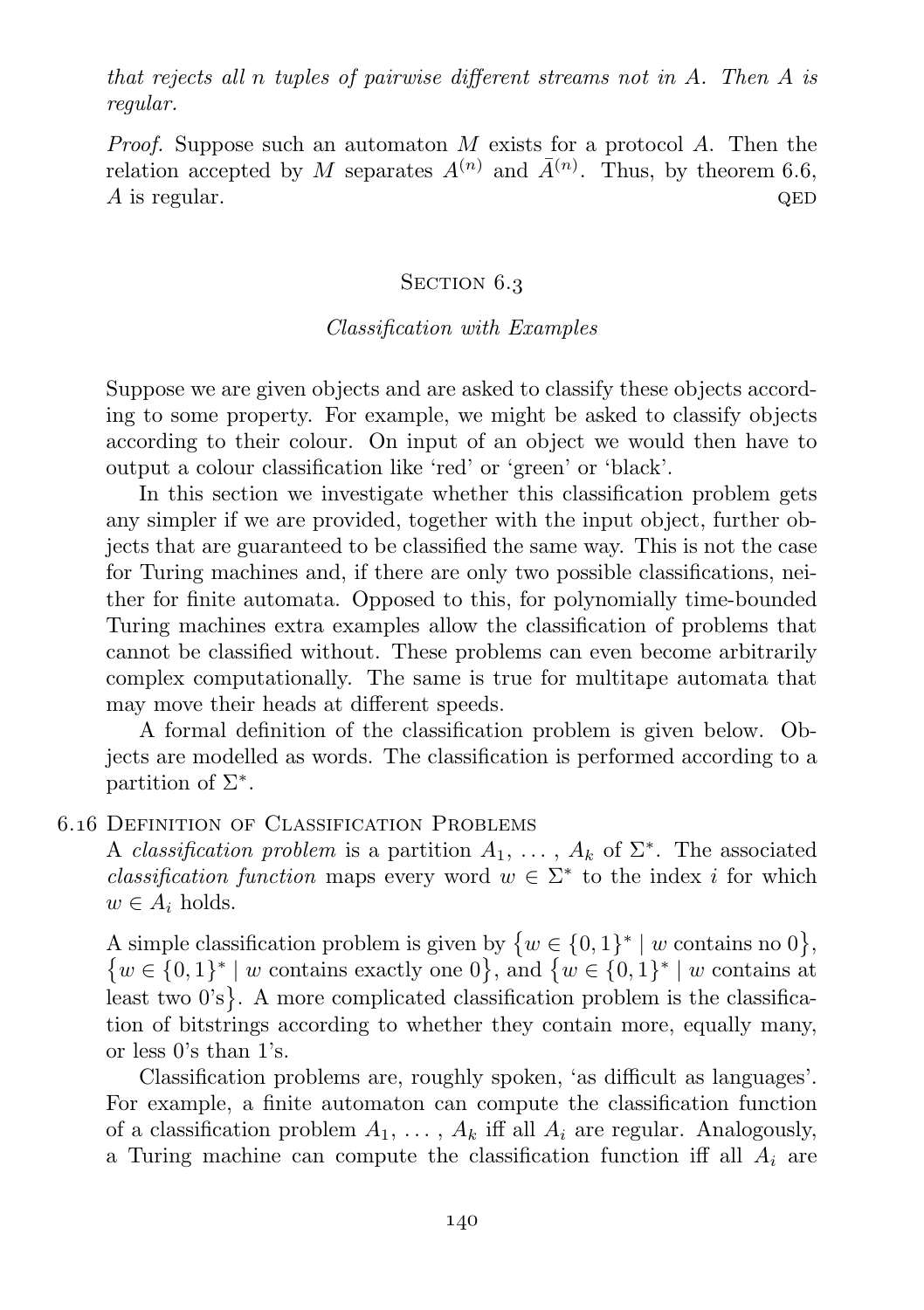*that rejects all n tuples of pairwise different streams not in A. Then A is regular.*

*Proof.* Suppose such an automaton $M$ exists for a protocol $A$. Then the relation accepted by $M$ separates $A^{(n)}$ and $\bar{A}^{(n)}$. Thus, by theorem 6.6, $A$ is regular. QED

## Section 6.3

### *Classification with Examples*

Suppose we are given objects and are asked to classify these objects according to some property. For example, we might be asked to classify objects according to their colour. On input of an object we would then have to output a colour classification like 'red' or 'green' or 'black'.

In this section we investigate whether this classification problem gets any simpler if we are provided, together with the input object, further objects that are guaranteed to be classified the same way. This is not the case for Turing machines and, if there are only two possible classifications, neither for finite automata. Opposed to this, for polynomially time-bounded Turing machines extra examples allow the classification of problems that cannot be classified without. These problems can even become arbitrarily complex computationally. The same is true for multitape automata that may move their heads at different speeds.

A formal definition of the classification problem is given below. Objects are modelled as words. The classification is performed according to a partition of $\Sigma^*$.

#### 6.16 Definition of Classification Problems

A *classification problem* is a partition $A_1, \dots, A_k$ of $\Sigma^*$. The associated *classification function* maps every word $w \in \Sigma^*$ to the index $i$ for which $w \in A_i$ holds.

A simple classification problem is given by $\{w \in \{0,1\}^* \mid w \text{ contains no } 0\}$, $\{w \in \{0,1\}^* \mid w \text{ contains exactly one } 0\}$, and $\{w \in \{0,1\}^* \mid w \text{ contains at least two } 0\text{'s}\}$. A more complicated classification problem is the classification of bitstrings according to whether they contain more, equally many, or less 0's than 1's.

Classification problems are, roughly spoken, 'as difficult as languages'. For example, a finite automaton can compute the classification function of a classification problem $A_1, \dots, A_k$ iff all $A_i$ are regular. Analogously, a Turing machine can compute the classification function iff all $A_i$ are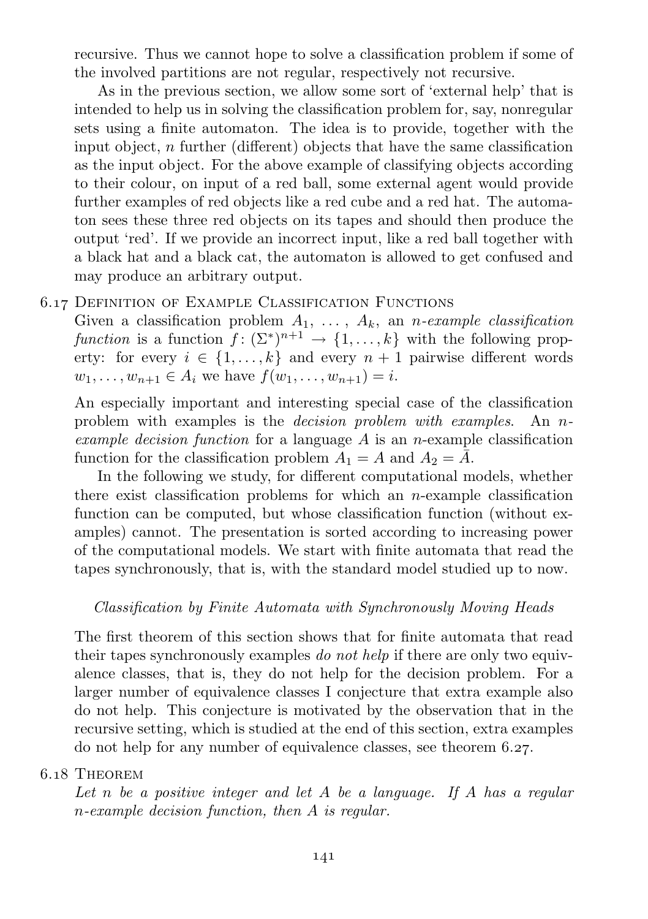recursive. Thus we cannot hope to solve a classification problem if some of the involved partitions are not regular, respectively not recursive.

As in the previous section, we allow some sort of 'external help' that is intended to help us in solving the classification problem for, say, nonregular sets using a finite automaton. The idea is to provide, together with the input object, $n$ further (different) objects that have the same classification as the input object. For the above example of classifying objects according to their colour, on input of a red ball, some external agent would provide further examples of red objects like a red cube and a red hat. The automaton sees these three red objects on its tapes and should then produce the output 'red'. If we provide an incorrect input, like a red ball together with a black hat and a black cat, the automaton is allowed to get confused and may produce an arbitrary output.

6.17 Definition of Example Classification Functions

Given a classification problem $A_1, \ldots, A_k$, an *n-example classification function* is a function $f\colon (\Sigma^*)^{n+1} \to \{1, \ldots, k\}$ with the following property: for every $i \in \{1, \ldots, k\}$ and every $n+1$ pairwise different words $w_1, \ldots, w_{n+1} \in A_i$ we have $f(w_1, \ldots, w_{n+1}) = i$.

An especially important and interesting special case of the classification problem with examples is the *decision problem with examples*. An *n-example decision function* for a language $A$ is an $n$-example classification function for the classification problem $A_1 = A$ and $A_2 = \bar{A}$.

In the following we study, for different computational models, whether there exist classification problems for which an $n$-example classification function can be computed, but whose classification function (without examples) cannot. The presentation is sorted according to increasing power of the computational models. We start with finite automata that read the tapes synchronously, that is, with the standard model studied up to now.

*Classification by Finite Automata with Synchronously Moving Heads*

The first theorem of this section shows that for finite automata that read their tapes synchronously examples *do not help* if there are only two equivalence classes, that is, they do not help for the decision problem. For a larger number of equivalence classes I conjecture that extra example also do not help. This conjecture is motivated by the observation that in the recursive setting, which is studied at the end of this section, extra examples do not help for any number of equivalence classes, see theorem 6.27.

6.18 Theorem

*Let $n$ be a positive integer and let $A$ be a language. If $A$ has a regular $n$-example decision function, then $A$ is regular.*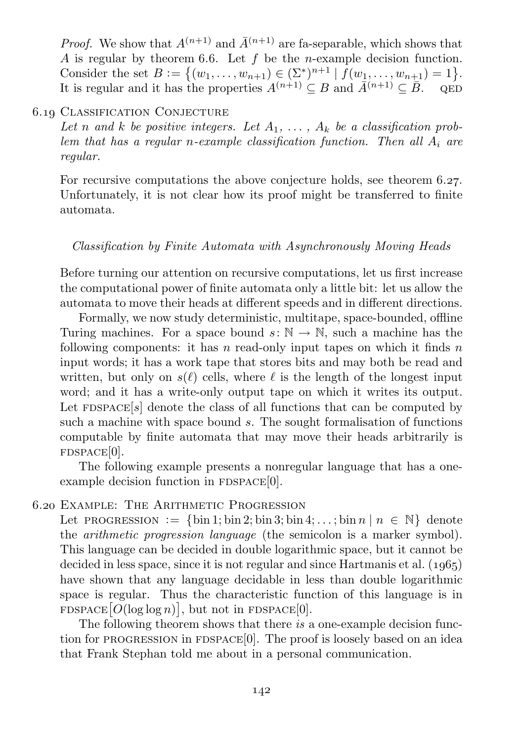*Proof.* We show that $A^{(n+1)}$ and $\bar{A}^{(n+1)}$ are fa-separable, which shows that $A$ is regular by theorem 6.6. Let $f$ be the $n$-example decision function. Consider the set $B := \{(w_1, \dots, w_{n+1}) \in (\Sigma^*)^{n+1} \mid f(w_1, \dots, w_{n+1}) = 1\}$. It is regular and it has the properties $A^{(n+1)} \subseteq B$ and $\bar{A}^{(n+1)} \subseteq \bar{B}$. QED

6.19 Classification Conjecture

*Let $n$ and $k$ be positive integers. Let $A_1, \dots, A_k$ be a classification problem that has a regular $n$-example classification function. Then all $A_i$ are regular.*

For recursive computations the above conjecture holds, see theorem 6.27. Unfortunately, it is not clear how its proof might be transferred to finite automata.

### *Classification by Finite Automata with Asynchronously Moving Heads*

Before turning our attention on recursive computations, let us first increase the computational power of finite automata only a little bit: let us allow the automata to move their heads at different speeds and in different directions.

Formally, we now study deterministic, multitape, space-bounded, offline Turing machines. For a space bound $s \colon \mathbb{N} \to \mathbb{N}$, such a machine has the following components: it has $n$ read-only input tapes on which it finds $n$ input words; it has a work tape that stores bits and may both be read and written, but only on $s(\ell)$ cells, where $\ell$ is the length of the longest input word; and it has a write-only output tape on which it writes its output. Let FDSPACE$[s]$ denote the class of all functions that can be computed by such a machine with space bound $s$. The sought formalisation of functions computable by finite automata that may move their heads arbitrarily is FDSPACE$[0]$.

The following example presents a nonregular language that has a one-example decision function in FDSPACE$[0]$.

6.20 Example: The Arithmetic Progression

Let PROGRESSION $:= \{\operatorname{bin} 1; \operatorname{bin} 2; \operatorname{bin} 3; \operatorname{bin} 4; \dots ; \operatorname{bin} n \mid n \in \mathbb{N}\}$ denote the *arithmetic progression language* (the semicolon is a marker symbol). This language can be decided in double logarithmic space, but it cannot be decided in less space, since it is not regular and since Hartmanis et al. (1965) have shown that any language decidable in less than double logarithmic space is regular. Thus the characteristic function of this language is in FDSPACE$\big[O(\log \log n)\big]$, but not in FDSPACE$[0]$.

The following theorem shows that there *is* a one-example decision function for PROGRESSION in FDSPACE$[0]$. The proof is loosely based on an idea that Frank Stephan told me about in a personal communication.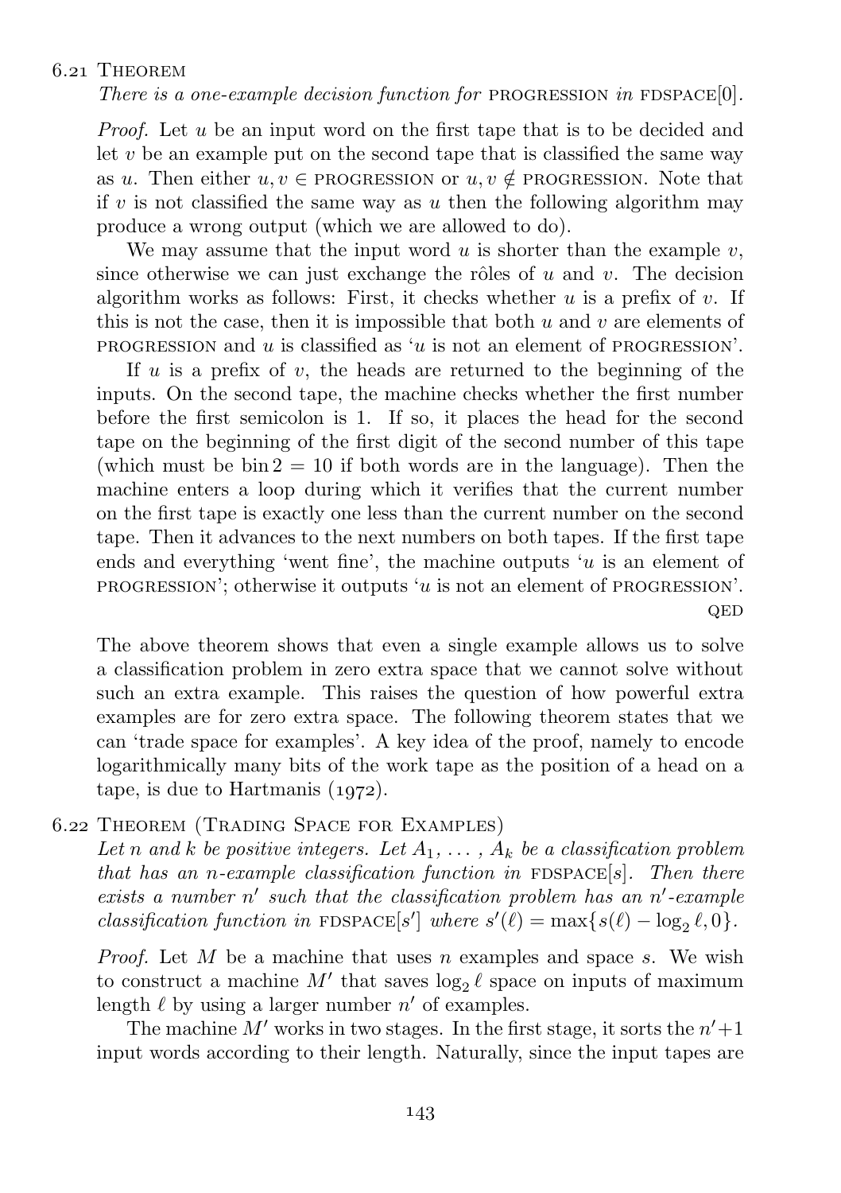6.21 Theorem

*There is a one-example decision function for* PROGRESSION *in* FDSPACE[0].

*Proof.* Let $u$ be an input word on the first tape that is to be decided and let $v$ be an example put on the second tape that is classified the same way as $u$. Then either $u, v \in$ PROGRESSION or $u, v \notin$ PROGRESSION. Note that if $v$ is not classified the same way as $u$ then the following algorithm may produce a wrong output (which we are allowed to do).

We may assume that the input word $u$ is shorter than the example $v$, since otherwise we can just exchange the rôles of $u$ and $v$. The decision algorithm works as follows: First, it checks whether $u$ is a prefix of $v$. If this is not the case, then it is impossible that both $u$ and $v$ are elements of PROGRESSION and $u$ is classified as '$u$ is not an element of PROGRESSION'.

If $u$ is a prefix of $v$, the heads are returned to the beginning of the inputs. On the second tape, the machine checks whether the first number before the first semicolon is 1. If so, it places the head for the second tape on the beginning of the first digit of the second number of this tape (which must be $\operatorname{bin} 2 = 10$ if both words are in the language). Then the machine enters a loop during which it verifies that the current number on the first tape is exactly one less than the current number on the second tape. Then it advances to the next numbers on both tapes. If the first tape ends and everything 'went fine', the machine outputs '$u$ is an element of PROGRESSION'; otherwise it outputs '$u$ is not an element of PROGRESSION'.

QED

The above theorem shows that even a single example allows us to solve a classification problem in zero extra space that we cannot solve without such an extra example. This raises the question of how powerful extra examples are for zero extra space. The following theorem states that we can 'trade space for examples'. A key idea of the proof, namely to encode logarithmically many bits of the work tape as the position of a head on a tape, is due to Hartmanis (1972).

6.22 Theorem (Trading Space for Examples)

*Let $n$ and $k$ be positive integers. Let $A_1, \dots, A_k$ be a classification problem that has an $n$-example classification function in* FDSPACE[$s$]. *Then there exists a number $n'$ such that the classification problem has an $n'$-example classification function in* FDSPACE[$s'$] *where $s'(\ell) = \max\{s(\ell) - \log_2 \ell, 0\}$.*

*Proof.* Let $M$ be a machine that uses $n$ examples and space $s$. We wish to construct a machine $M'$ that saves $\log_2 \ell$ space on inputs of maximum length $\ell$ by using a larger number $n'$ of examples.

The machine $M'$ works in two stages. In the first stage, it sorts the $n'+1$ input words according to their length. Naturally, since the input tapes are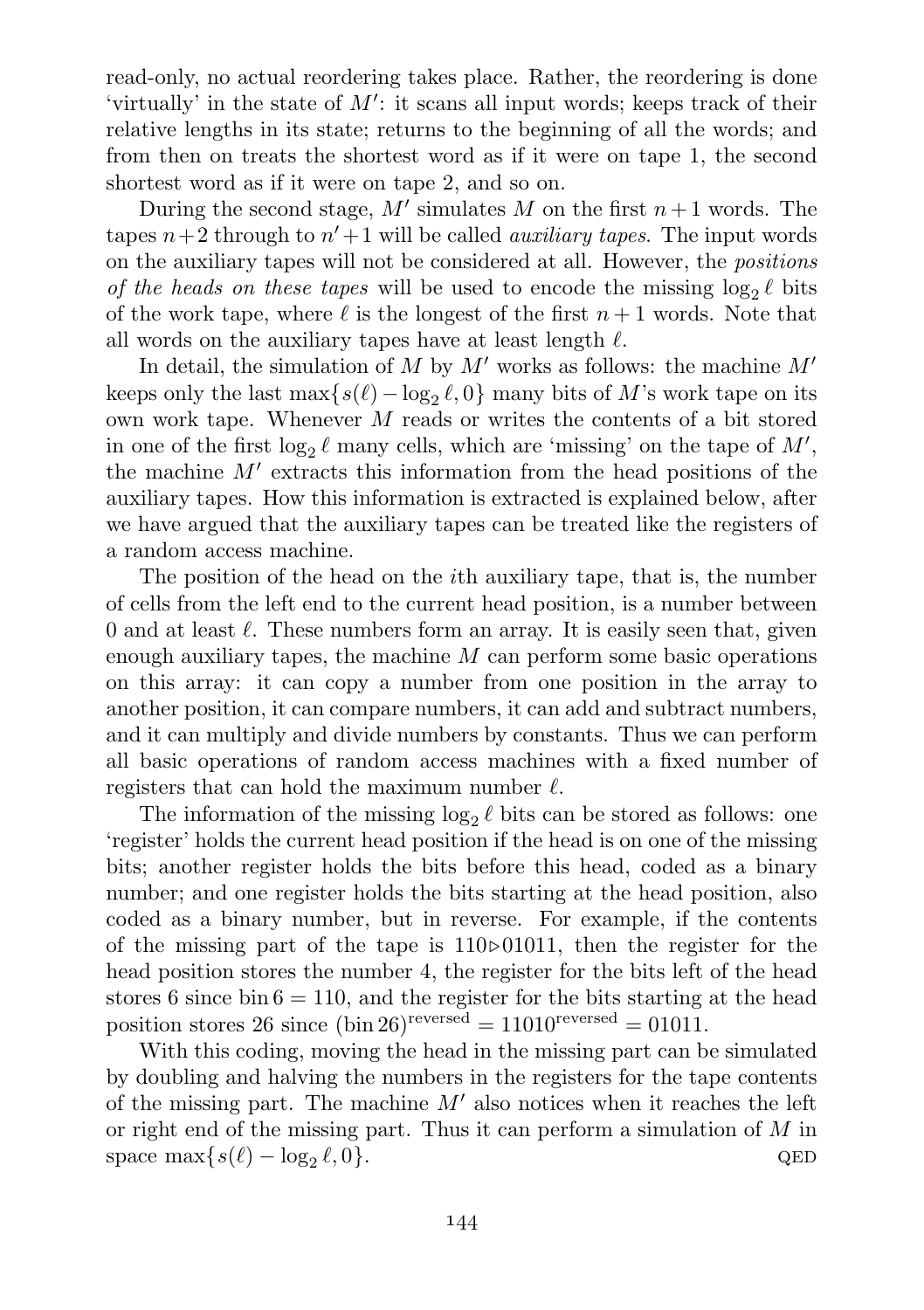read-only, no actual reordering takes place. Rather, the reordering is done 'virtually' in the state of $M'$: it scans all input words; keeps track of their relative lengths in its state; returns to the beginning of all the words; and from then on treats the shortest word as if it were on tape 1, the second shortest word as if it were on tape 2, and so on.

During the second stage, $M'$ simulates $M$ on the first $n+1$ words. The tapes $n+2$ through to $n'+1$ will be called *auxiliary tapes*. The input words on the auxiliary tapes will not be considered at all. However, the *positions of the heads on these tapes* will be used to encode the missing $\log_2 \ell$ bits of the work tape, where $\ell$ is the longest of the first $n+1$ words. Note that all words on the auxiliary tapes have at least length $\ell$.

In detail, the simulation of $M$ by $M'$ works as follows: the machine $M'$ keeps only the last $\max\{s(\ell) - \log_2 \ell, 0\}$ many bits of $M$'s work tape on its own work tape. Whenever $M$ reads or writes the contents of a bit stored in one of the first $\log_2 \ell$ many cells, which are 'missing' on the tape of $M'$, the machine $M'$ extracts this information from the head positions of the auxiliary tapes. How this information is extracted is explained below, after we have argued that the auxiliary tapes can be treated like the registers of a random access machine.

The position of the head on the $i$th auxiliary tape, that is, the number of cells from the left end to the current head position, is a number between 0 and at least $\ell$. These numbers form an array. It is easily seen that, given enough auxiliary tapes, the machine $M$ can perform some basic operations on this array: it can copy a number from one position in the array to another position, it can compare numbers, it can add and subtract numbers, and it can multiply and divide numbers by constants. Thus we can perform all basic operations of random access machines with a fixed number of registers that can hold the maximum number $\ell$.

The information of the missing $\log_2 \ell$ bits can be stored as follows: one 'register' holds the current head position if the head is on one of the missing bits; another register holds the bits before this head, coded as a binary number; and one register holds the bits starting at the head position, also coded as a binary number, but in reverse. For example, if the contents of the missing part of the tape is $110\triangleright 01011$, then the register for the head position stores the number 4, the register for the bits left of the head stores 6 since $\operatorname{bin} 6 = 110$, and the register for the bits starting at the head position stores 26 since $(\operatorname{bin} 26)^{\text{reversed}} = 11010^{\text{reversed}} = 01011$.

With this coding, moving the head in the missing part can be simulated by doubling and halving the numbers in the registers for the tape contents of the missing part. The machine $M'$ also notices when it reaches the left or right end of the missing part. Thus it can perform a simulation of $M$ in space $\max\{s(\ell) - \log_2 \ell, 0\}$. QED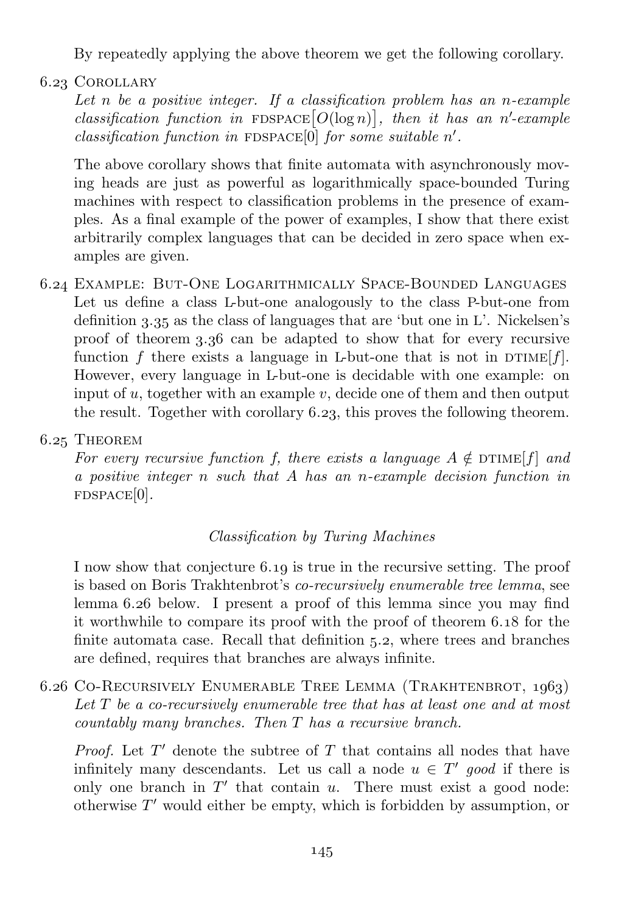By repeatedly applying the above theorem we get the following corollary.

6.23 Corollary
*Let $n$ be a positive integer. If a classification problem has an $n$-example classification function in* $\text{FDSPACE}[O(\log n)]$*, then it has an $n'$-example classification function in* $\text{FDSPACE}[0]$ *for some suitable $n'$.*

The above corollary shows that finite automata with asynchronously moving heads are just as powerful as logarithmically space-bounded Turing machines with respect to classification problems in the presence of examples. As a final example of the power of examples, I show that there exist arbitrarily complex languages that can be decided in zero space when examples are given.

6.24 Example: But-One Logarithmically Space-Bounded Languages
Let us define a class L-but-one analogously to the class P-but-one from definition 3.35 as the class of languages that are 'but one in L'. Nickelsen's proof of theorem 3.36 can be adapted to show that for every recursive function $f$ there exists a language in L-but-one that is not in $\text{DTIME}[f]$. However, every language in L-but-one is decidable with one example: on input of $u$, together with an example $v$, decide one of them and then output the result. Together with corollary 6.23, this proves the following theorem.

6.25 Theorem
*For every recursive function $f$, there exists a language $A \notin \text{DTIME}[f]$ and a positive integer $n$ such that $A$ has an $n$-example decision function in* $\text{FDSPACE}[0]$.

## *Classification by Turing Machines*

I now show that conjecture 6.19 is true in the recursive setting. The proof is based on Boris Trakhtenbrot's *co-recursively enumerable tree lemma*, see lemma 6.26 below. I present a proof of this lemma since you may find it worthwhile to compare its proof with the proof of theorem 6.18 for the finite automata case. Recall that definition 5.2, where trees and branches are defined, requires that branches are always infinite.

6.26 Co-Recursively Enumerable Tree Lemma (Trakhtenbrot, 1963)
*Let $T$ be a co-recursively enumerable tree that has at least one and at most countably many branches. Then $T$ has a recursive branch.*

*Proof.* Let $T'$ denote the subtree of $T$ that contains all nodes that have infinitely many descendants. Let us call a node $u \in T'$ *good* if there is only one branch in $T'$ that contain $u$. There must exist a good node: otherwise $T'$ would either be empty, which is forbidden by assumption, or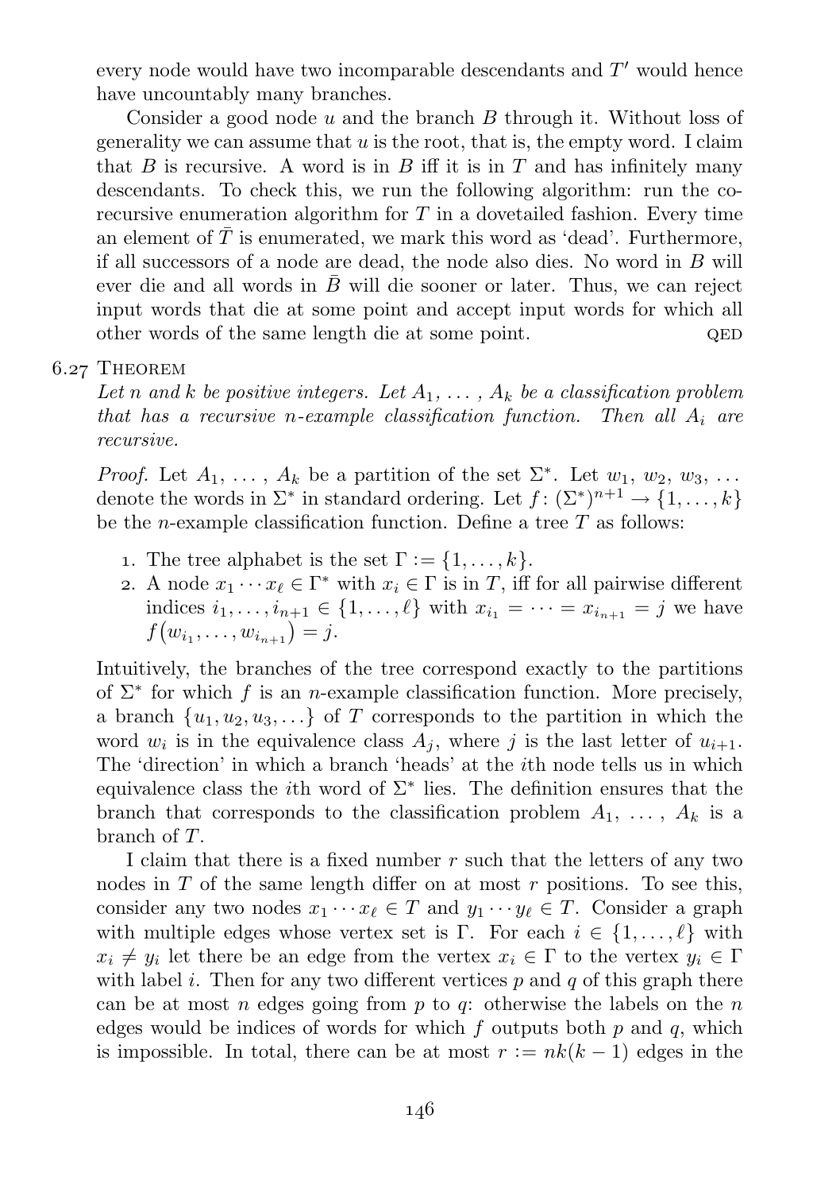every node would have two incomparable descendants and $T'$ would hence have uncountably many branches.

Consider a good node $u$ and the branch $B$ through it. Without loss of generality we can assume that $u$ is the root, that is, the empty word. I claim that $B$ is recursive. A word is in $B$ iff it is in $T$ and has infinitely many descendants. To check this, we run the following algorithm: run the co-recursive enumeration algorithm for $T$ in a dovetailed fashion. Every time an element of $\bar{T}$ is enumerated, we mark this word as 'dead'. Furthermore, if all successors of a node are dead, the node also dies. No word in $B$ will ever die and all words in $\bar{B}$ will die sooner or later. Thus, we can reject input words that die at some point and accept input words for which all other words of the same length die at some point. QED

6.27 Theorem

*Let $n$ and $k$ be positive integers. Let $A_1, \dots, A_k$ be a classification problem that has a recursive $n$-example classification function. Then all $A_i$ are recursive.*

*Proof.* Let $A_1, \dots, A_k$ be a partition of the set $\Sigma^*$. Let $w_1, w_2, w_3, \dots$ denote the words in $\Sigma^*$ in standard ordering. Let $f\colon (\Sigma^*)^{n+1} \to \{1, \dots, k\}$ be the $n$-example classification function. Define a tree $T$ as follows:

1. The tree alphabet is the set $\Gamma := \{1, \dots, k\}$.
2. A node $x_1 \cdots x_\ell \in \Gamma^*$ with $x_i \in \Gamma$ is in $T$, iff for all pairwise different indices $i_1, \dots, i_{n+1} \in \{1, \dots, \ell\}$ with $x_{i_1} = \dots = x_{i_{n+1}} = j$ we have $f(w_{i_1}, \dots, w_{i_{n+1}}) = j$.

Intuitively, the branches of the tree correspond exactly to the partitions of $\Sigma^*$ for which $f$ is an $n$-example classification function. More precisely, a branch $\{u_1, u_2, u_3, \dots\}$ of $T$ corresponds to the partition in which the word $w_i$ is in the equivalence class $A_j$, where $j$ is the last letter of $u_{i+1}$. The 'direction' in which a branch 'heads' at the $i$th node tells us in which equivalence class the $i$th word of $\Sigma^*$ lies. The definition ensures that the branch that corresponds to the classification problem $A_1, \dots, A_k$ is a branch of $T$.

I claim that there is a fixed number $r$ such that the letters of any two nodes in $T$ of the same length differ on at most $r$ positions. To see this, consider any two nodes $x_1 \cdots x_\ell \in T$ and $y_1 \cdots y_\ell \in T$. Consider a graph with multiple edges whose vertex set is $\Gamma$. For each $i \in \{1, \dots, \ell\}$ with $x_i \neq y_i$ let there be an edge from the vertex $x_i \in \Gamma$ to the vertex $y_i \in \Gamma$ with label $i$. Then for any two different vertices $p$ and $q$ of this graph there can be at most $n$ edges going from $p$ to $q$: otherwise the labels on the $n$ edges would be indices of words for which $f$ outputs both $p$ and $q$, which is impossible. In total, there can be at most $r := nk(k-1)$ edges in the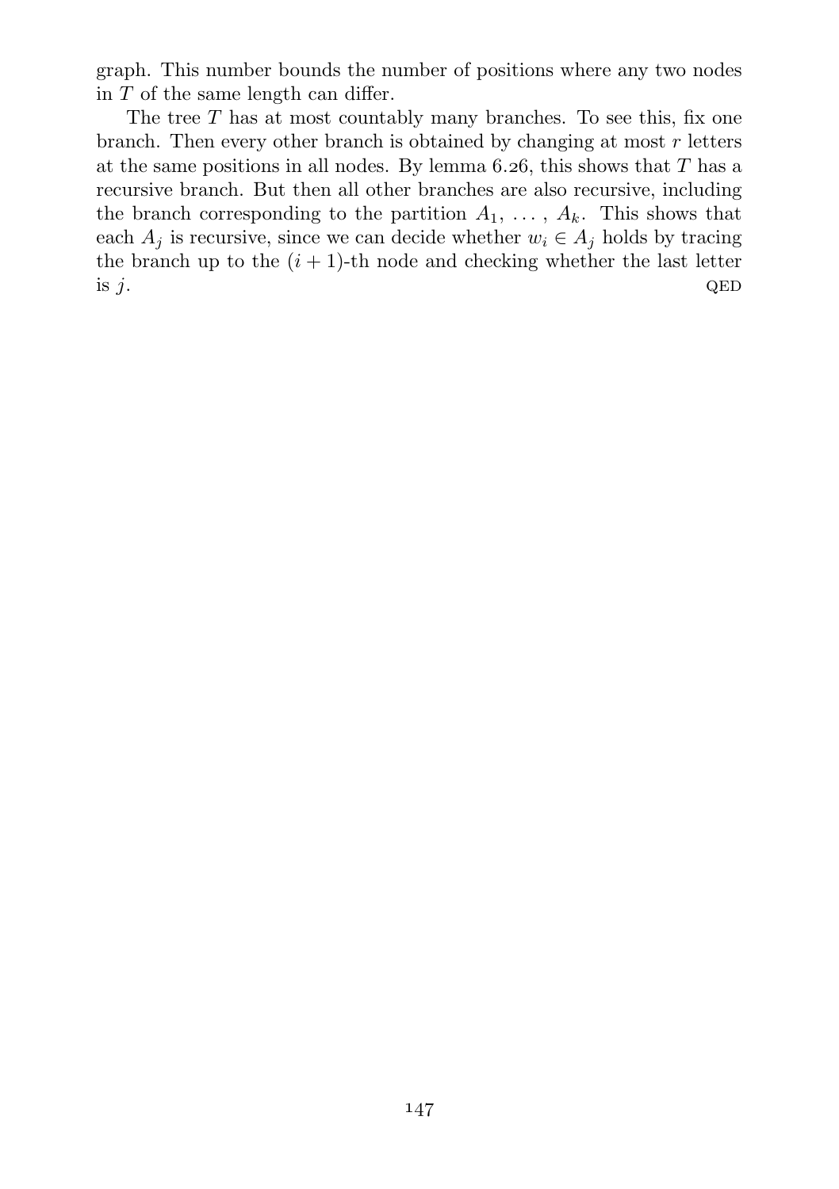graph. This number bounds the number of positions where any two nodes in $T$ of the same length can differ.

The tree $T$ has at most countably many branches. To see this, fix one branch. Then every other branch is obtained by changing at most $r$ letters at the same positions in all nodes. By lemma 6.26, this shows that $T$ has a recursive branch. But then all other branches are also recursive, including the branch corresponding to the partition $A_1, \ldots, A_k$. This shows that each $A_j$ is recursive, since we can decide whether $w_i \in A_j$ holds by tracing the branch up to the $(i+1)$-th node and checking whether the last letter is $j$. QED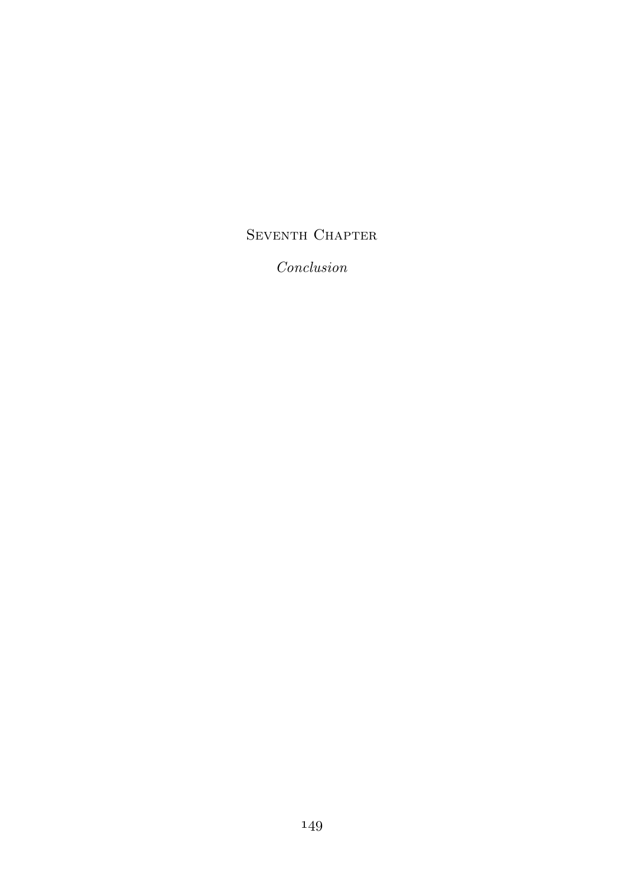# Seventh Chapter

*Conclusion*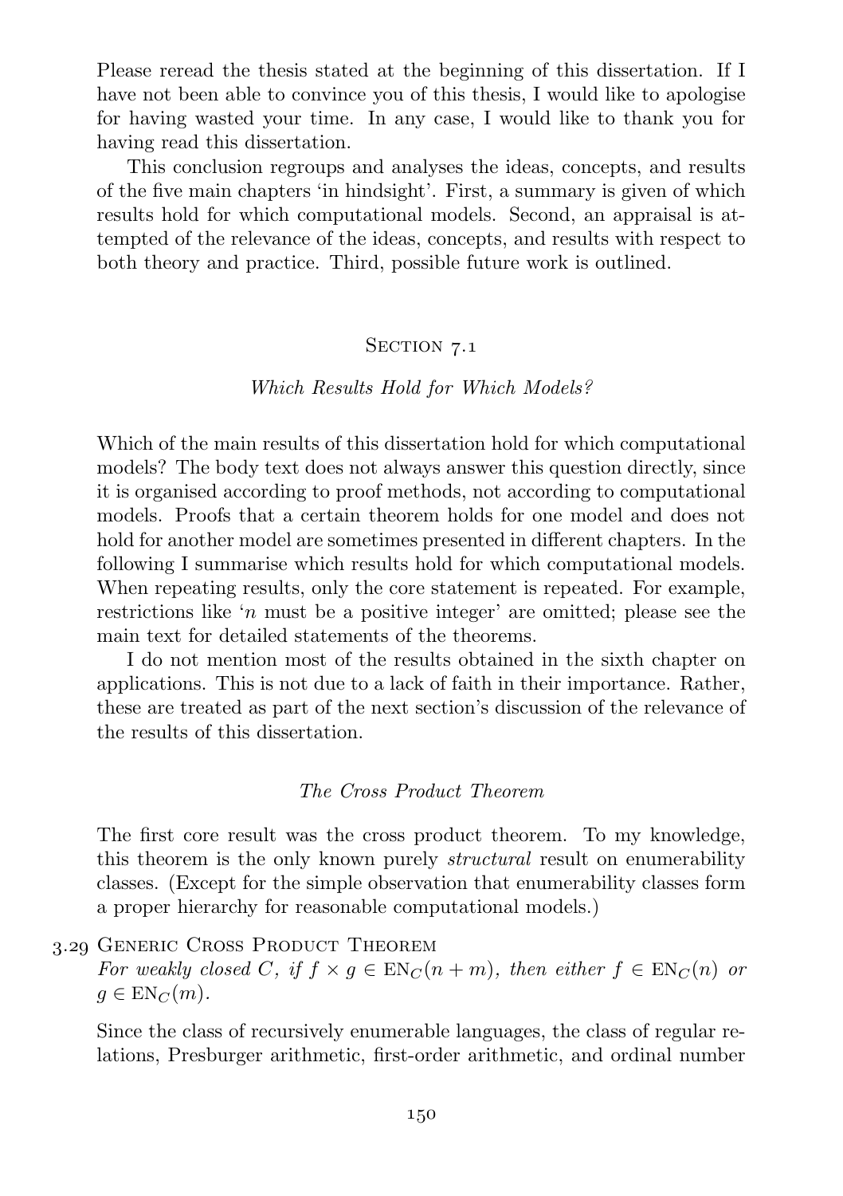Please reread the thesis stated at the beginning of this dissertation. If I have not been able to convince you of this thesis, I would like to apologise for having wasted your time. In any case, I would like to thank you for having read this dissertation.

This conclusion regroups and analyses the ideas, concepts, and results of the five main chapters 'in hindsight'. First, a summary is given of which results hold for which computational models. Second, an appraisal is attempted of the relevance of the ideas, concepts, and results with respect to both theory and practice. Third, possible future work is outlined.

## Section 7.1

### *Which Results Hold for Which Models?*

Which of the main results of this dissertation hold for which computational models? The body text does not always answer this question directly, since it is organised according to proof methods, not according to computational models. Proofs that a certain theorem holds for one model and does not hold for another model are sometimes presented in different chapters. In the following I summarise which results hold for which computational models. When repeating results, only the core statement is repeated. For example, restrictions like '$n$ must be a positive integer' are omitted; please see the main text for detailed statements of the theorems.

I do not mention most of the results obtained in the sixth chapter on applications. This is not due to a lack of faith in their importance. Rather, these are treated as part of the next section's discussion of the relevance of the results of this dissertation.

#### *The Cross Product Theorem*

The first core result was the cross product theorem. To my knowledge, this theorem is the only known purely *structural* result on enumerability classes. (Except for the simple observation that enumerability classes form a proper hierarchy for reasonable computational models.)

3.29 Generic Cross Product Theorem
*For weakly closed $C$, if $f \times g \in \mathrm{EN}_C(n+m)$, then either $f \in \mathrm{EN}_C(n)$ or $g \in \mathrm{EN}_C(m)$.*

Since the class of recursively enumerable languages, the class of regular relations, Presburger arithmetic, first-order arithmetic, and ordinal number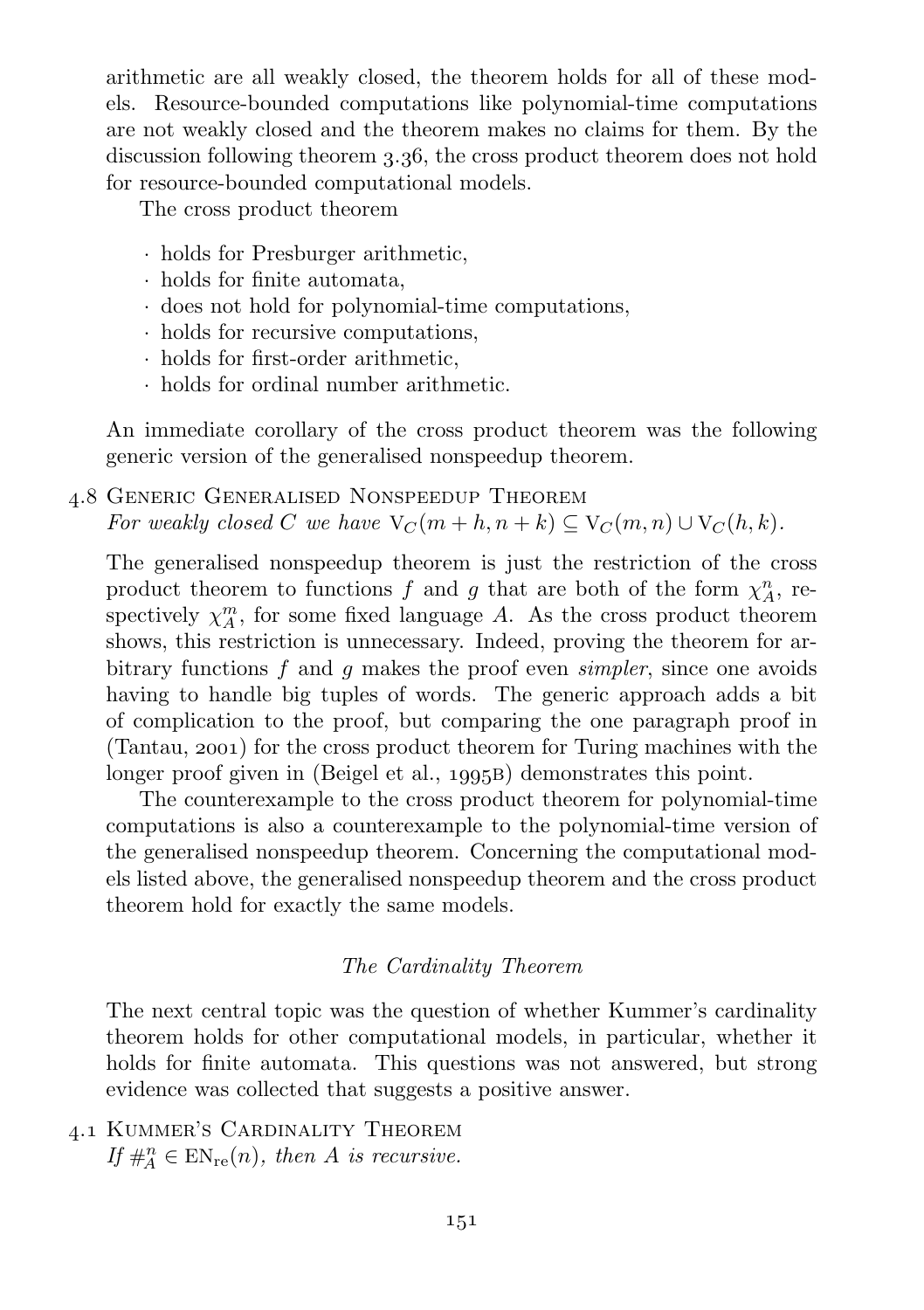arithmetic are all weakly closed, the theorem holds for all of these models. Resource-bounded computations like polynomial-time computations are not weakly closed and the theorem makes no claims for them. By the discussion following theorem 3.36, the cross product theorem does not hold for resource-bounded computational models.

The cross product theorem

- holds for Presburger arithmetic,
- holds for finite automata,
- does not hold for polynomial-time computations,
- holds for recursive computations,
- holds for first-order arithmetic,
- holds for ordinal number arithmetic.

An immediate corollary of the cross product theorem was the following generic version of the generalised nonspeedup theorem.

4.8 Generic Generalised Nonspeedup Theorem
*For weakly closed $C$ we have $\mathrm{V}_C(m+h, n+k) \subseteq \mathrm{V}_C(m,n) \cup \mathrm{V}_C(h,k)$.*

The generalised nonspeedup theorem is just the restriction of the cross product theorem to functions $f$ and $g$ that are both of the form $\chi_A^n$, respectively $\chi_A^m$, for some fixed language $A$. As the cross product theorem shows, this restriction is unnecessary. Indeed, proving the theorem for arbitrary functions $f$ and $g$ makes the proof even *simpler*, since one avoids having to handle big tuples of words. The generic approach adds a bit of complication to the proof, but comparing the one paragraph proof in (Tantau, 2001) for the cross product theorem for Turing machines with the longer proof given in (Beigel et al., 1995b) demonstrates this point.

The counterexample to the cross product theorem for polynomial-time computations is also a counterexample to the polynomial-time version of the generalised nonspeedup theorem. Concerning the computational models listed above, the generalised nonspeedup theorem and the cross product theorem hold for exactly the same models.

### *The Cardinality Theorem*

The next central topic was the question of whether Kummer's cardinality theorem holds for other computational models, in particular, whether it holds for finite automata. This questions was not answered, but strong evidence was collected that suggests a positive answer.

4.1 Kummer's Cardinality Theorem
*If $\#_A^n \in \mathrm{EN}_{\mathrm{re}}(n)$, then $A$ is recursive.*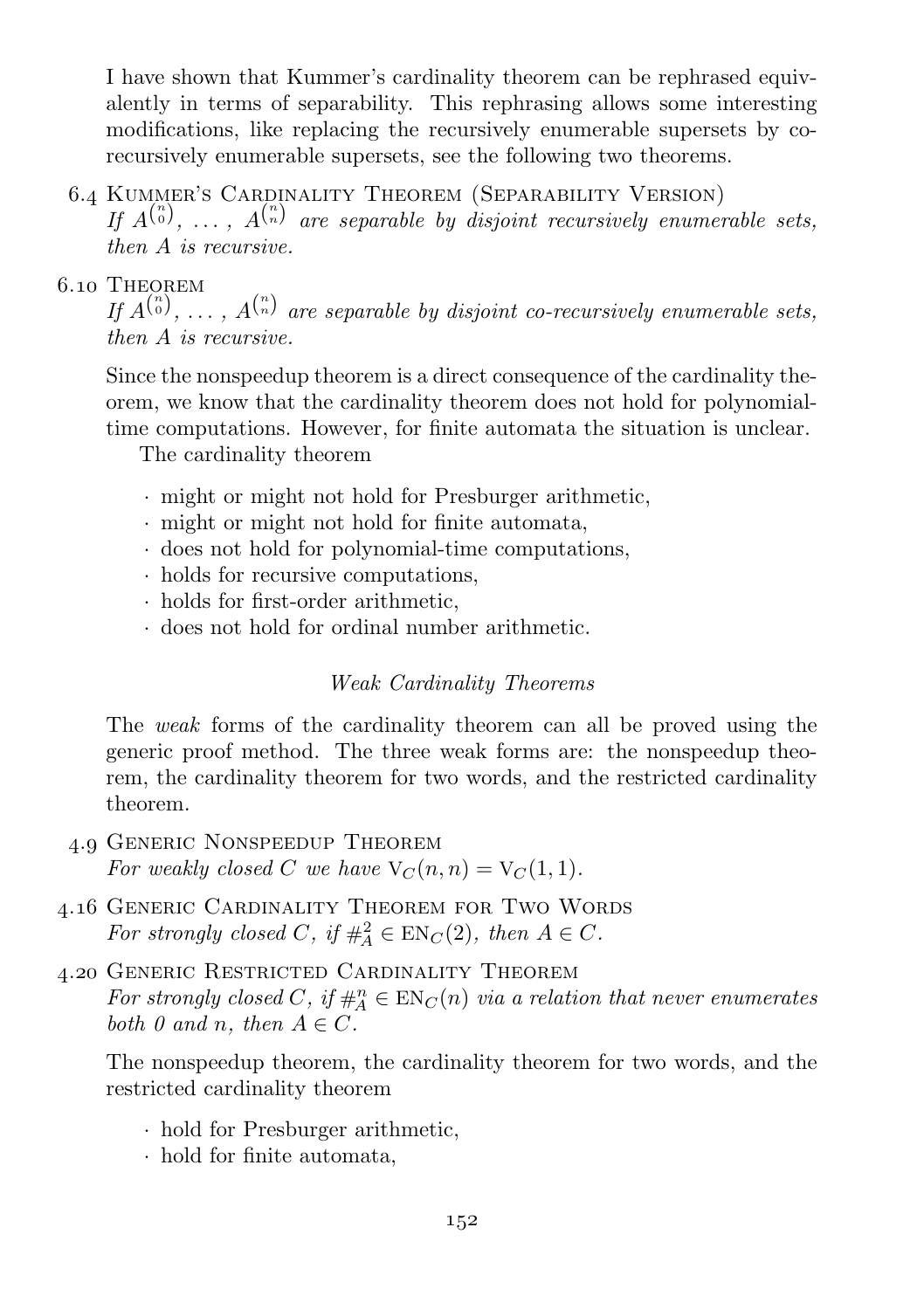I have shown that Kummer's cardinality theorem can be rephrased equivalently in terms of separability. This rephrasing allows some interesting modifications, like replacing the recursively enumerable supersets by co-recursively enumerable supersets, see the following two theorems.

6.4 Kummer's Cardinality Theorem (Separability Version)
*If $A^{\binom{n}{0}}, \dots, A^{\binom{n}{n}}$ are separable by disjoint recursively enumerable sets, then $A$ is recursive.*

6.10 Theorem
*If $A^{\binom{n}{0}}, \dots, A^{\binom{n}{n}}$ are separable by disjoint co-recursively enumerable sets, then $A$ is recursive.*

Since the nonspeedup theorem is a direct consequence of the cardinality theorem, we know that the cardinality theorem does not hold for polynomial-time computations. However, for finite automata the situation is unclear.

The cardinality theorem

- might or might not hold for Presburger arithmetic,
- might or might not hold for finite automata,
- does not hold for polynomial-time computations,
- holds for recursive computations,
- holds for first-order arithmetic,
- does not hold for ordinal number arithmetic.

### *Weak Cardinality Theorems*

The *weak* forms of the cardinality theorem can all be proved using the generic proof method. The three weak forms are: the nonspeedup theorem, the cardinality theorem for two words, and the restricted cardinality theorem.

4.9 Generic Nonspeedup Theorem
*For weakly closed $C$ we have $\mathrm{V}_C(n,n) = \mathrm{V}_C(1,1)$.*

4.16 Generic Cardinality Theorem for Two Words
*For strongly closed $C$, if $\#_A^2 \in \mathrm{EN}_C(2)$, then $A \in C$.*

4.20 Generic Restricted Cardinality Theorem
*For strongly closed $C$, if $\#_A^n \in \mathrm{EN}_C(n)$ via a relation that never enumerates both 0 and $n$, then $A \in C$.*

The nonspeedup theorem, the cardinality theorem for two words, and the restricted cardinality theorem

- hold for Presburger arithmetic,
- hold for finite automata,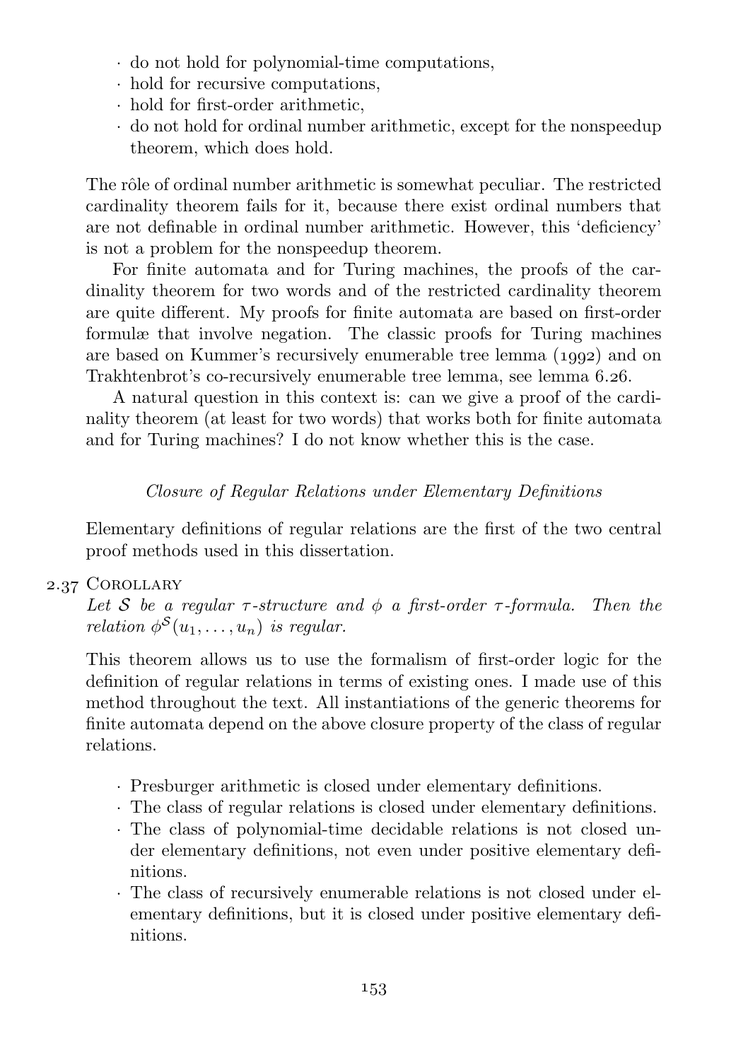- do not hold for polynomial-time computations,
- hold for recursive computations,
- hold for first-order arithmetic,
- do not hold for ordinal number arithmetic, except for the nonspeedup theorem, which does hold.

The rôle of ordinal number arithmetic is somewhat peculiar. The restricted cardinality theorem fails for it, because there exist ordinal numbers that are not definable in ordinal number arithmetic. However, this 'deficiency' is not a problem for the nonspeedup theorem.

For finite automata and for Turing machines, the proofs of the cardinality theorem for two words and of the restricted cardinality theorem are quite different. My proofs for finite automata are based on first-order formulæ that involve negation. The classic proofs for Turing machines are based on Kummer's recursively enumerable tree lemma (1992) and on Trakhtenbrot's co-recursively enumerable tree lemma, see lemma 6.26.

A natural question in this context is: can we give a proof of the cardinality theorem (at least for two words) that works both for finite automata and for Turing machines? I do not know whether this is the case.

### *Closure of Regular Relations under Elementary Definitions*

Elementary definitions of regular relations are the first of the two central proof methods used in this dissertation.

2.37 Corollary

*Let $\mathcal{S}$ be a regular $\tau$-structure and $\phi$ a first-order $\tau$-formula. Then the relation $\phi^{\mathcal{S}}(u_1, \dots, u_n)$ is regular.*

This theorem allows us to use the formalism of first-order logic for the definition of regular relations in terms of existing ones. I made use of this method throughout the text. All instantiations of the generic theorems for finite automata depend on the above closure property of the class of regular relations.

- Presburger arithmetic is closed under elementary definitions.
- The class of regular relations is closed under elementary definitions.
- The class of polynomial-time decidable relations is not closed under elementary definitions, not even under positive elementary definitions.
- The class of recursively enumerable relations is not closed under elementary definitions, but it is closed under positive elementary definitions.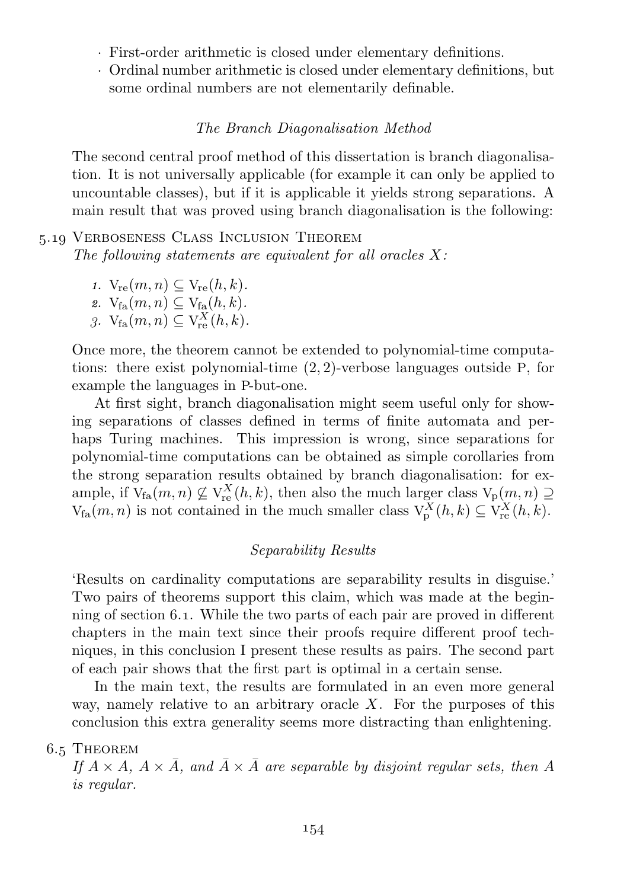- First-order arithmetic is closed under elementary definitions.
- Ordinal number arithmetic is closed under elementary definitions, but some ordinal numbers are not elementarily definable.

### *The Branch Diagonalisation Method*

The second central proof method of this dissertation is branch diagonalisation. It is not universally applicable (for example it can only be applied to uncountable classes), but if it is applicable it yields strong separations. A main result that was proved using branch diagonalisation is the following:

5.19 Verboseness Class Inclusion Theorem
*The following statements are equivalent for all oracles $X$:*

1. $\mathrm{V}_{\mathrm{re}}(m,n) \subseteq \mathrm{V}_{\mathrm{re}}(h,k)$.
2. $\mathrm{V}_{\mathrm{fa}}(m,n) \subseteq \mathrm{V}_{\mathrm{fa}}(h,k)$.
3. $\mathrm{V}_{\mathrm{fa}}(m,n) \subseteq \mathrm{V}^{X}_{\mathrm{re}}(h,k)$.

Once more, the theorem cannot be extended to polynomial-time computations: there exist polynomial-time $(2,2)$-verbose languages outside P, for example the languages in P-but-one.

At first sight, branch diagonalisation might seem useful only for showing separations of classes defined in terms of finite automata and perhaps Turing machines. This impression is wrong, since separations for polynomial-time computations can be obtained as simple corollaries from the strong separation results obtained by branch diagonalisation: for example, if $\mathrm{V}_{\mathrm{fa}}(m,n) \not\subseteq \mathrm{V}^{X}_{\mathrm{re}}(h,k)$, then also the much larger class $\mathrm{V}_{\mathrm{p}}(m,n) \supseteq \mathrm{V}_{\mathrm{fa}}(m,n)$ is not contained in the much smaller class $\mathrm{V}^{X}_{\mathrm{p}}(h,k) \subseteq \mathrm{V}^{X}_{\mathrm{re}}(h,k)$.

### *Separability Results*

'Results on cardinality computations are separability results in disguise.' Two pairs of theorems support this claim, which was made at the beginning of section 6.1. While the two parts of each pair are proved in different chapters in the main text since their proofs require different proof techniques, in this conclusion I present these results as pairs. The second part of each pair shows that the first part is optimal in a certain sense.

In the main text, the results are formulated in an even more general way, namely relative to an arbitrary oracle $X$. For the purposes of this conclusion this extra generality seems more distracting than enlightening.

6.5 Theorem
*If $A \times A$, $A \times \bar{A}$, and $\bar{A} \times \bar{A}$ are separable by disjoint regular sets, then $A$ is regular.*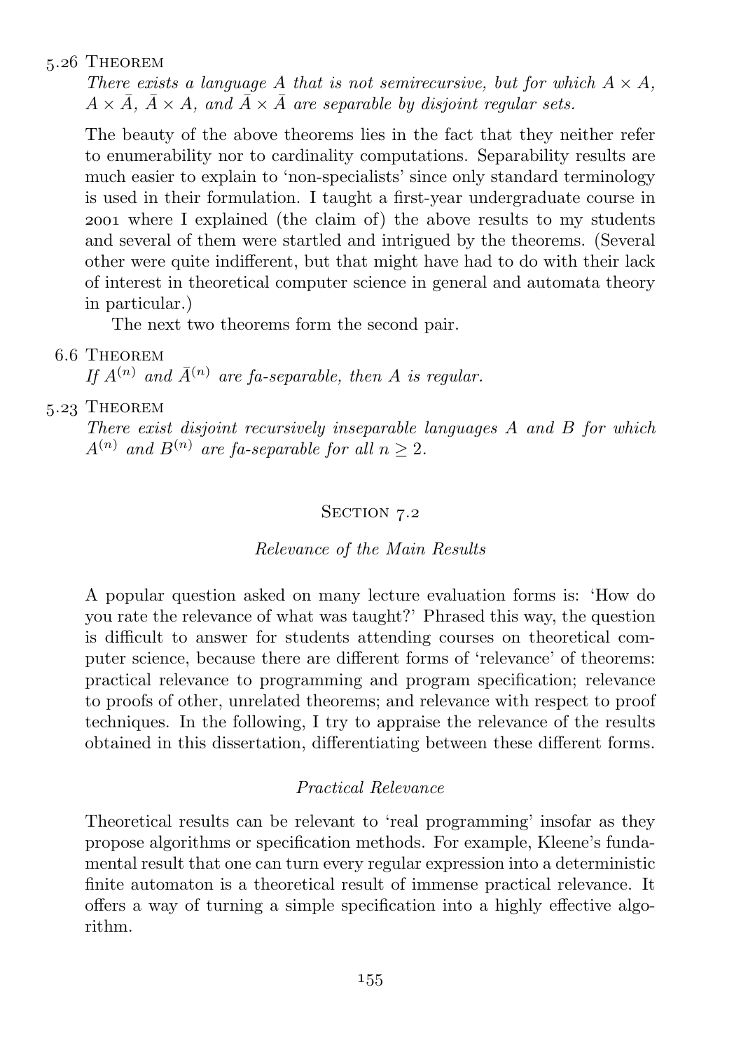5.26 Theorem
*There exists a language $A$ that is not semirecursive, but for which $A \times A$, $A \times \bar{A}$, $\bar{A} \times A$, and $\bar{A} \times \bar{A}$ are separable by disjoint regular sets.*

The beauty of the above theorems lies in the fact that they neither refer to enumerability nor to cardinality computations. Separability results are much easier to explain to 'non-specialists' since only standard terminology is used in their formulation. I taught a first-year undergraduate course in 2001 where I explained (the claim of) the above results to my students and several of them were startled and intrigued by the theorems. (Several other were quite indifferent, but that might have had to do with their lack of interest in theoretical computer science in general and automata theory in particular.)

The next two theorems form the second pair.

6.6 Theorem
*If $A^{(n)}$ and $\bar{A}^{(n)}$ are fa-separable, then $A$ is regular.*

5.23 Theorem
*There exist disjoint recursively inseparable languages $A$ and $B$ for which $A^{(n)}$ and $B^{(n)}$ are fa-separable for all $n \geq 2$.*

## Section 7.2

### *Relevance of the Main Results*

A popular question asked on many lecture evaluation forms is: 'How do you rate the relevance of what was taught?' Phrased this way, the question is difficult to answer for students attending courses on theoretical computer science, because there are different forms of 'relevance' of theorems: practical relevance to programming and program specification; relevance to proofs of other, unrelated theorems; and relevance with respect to proof techniques. In the following, I try to appraise the relevance of the results obtained in this dissertation, differentiating between these different forms.

#### *Practical Relevance*

Theoretical results can be relevant to 'real programming' insofar as they propose algorithms or specification methods. For example, Kleene's fundamental result that one can turn every regular expression into a deterministic finite automaton is a theoretical result of immense practical relevance. It offers a way of turning a simple specification into a highly effective algorithm.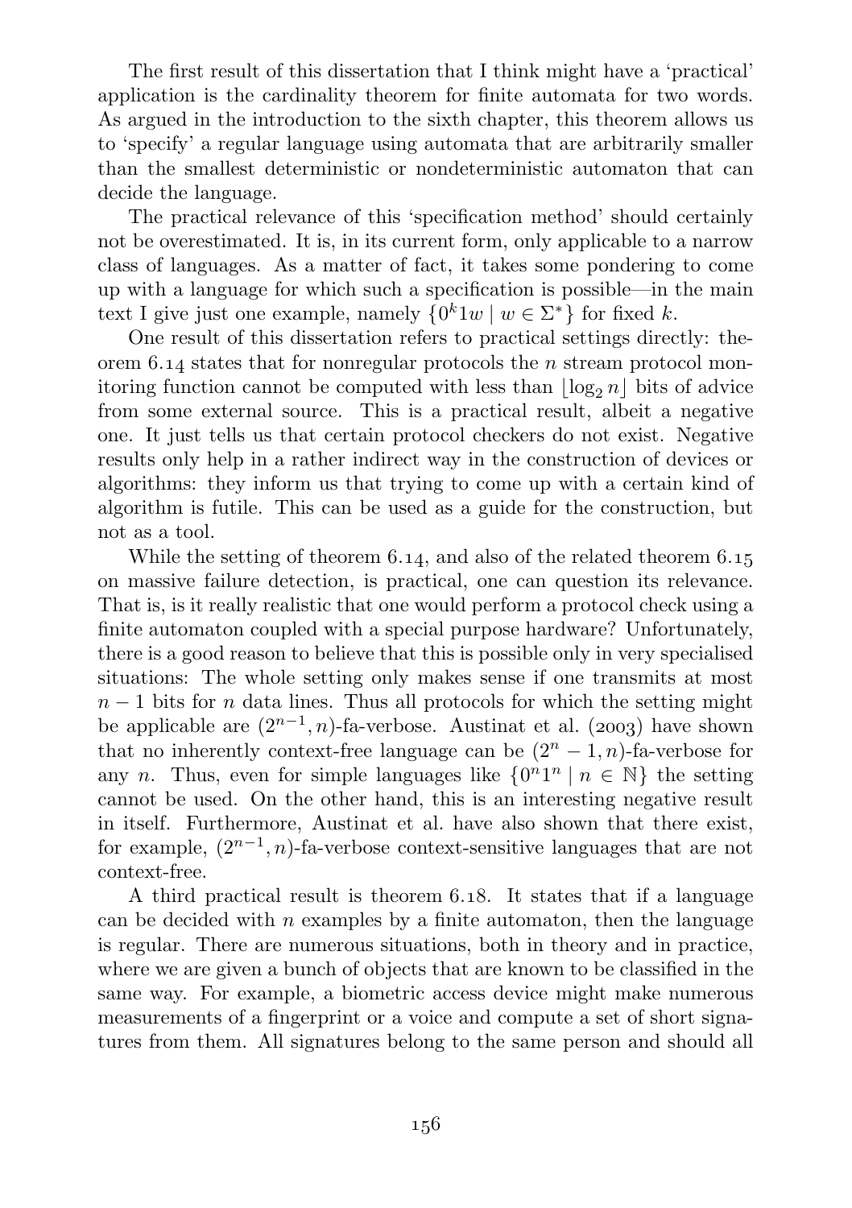The first result of this dissertation that I think might have a 'practical' application is the cardinality theorem for finite automata for two words. As argued in the introduction to the sixth chapter, this theorem allows us to 'specify' a regular language using automata that are arbitrarily smaller than the smallest deterministic or nondeterministic automaton that can decide the language.

The practical relevance of this 'specification method' should certainly not be overestimated. It is, in its current form, only applicable to a narrow class of languages. As a matter of fact, it takes some pondering to come up with a language for which such a specification is possible—in the main text I give just one example, namely $\{0^k 1 w \mid w \in \Sigma^*\}$ for fixed $k$.

One result of this dissertation refers to practical settings directly: theorem 6.14 states that for nonregular protocols the $n$ stream protocol monitoring function cannot be computed with less than $\lfloor \log_2 n \rfloor$ bits of advice from some external source. This is a practical result, albeit a negative one. It just tells us that certain protocol checkers do not exist. Negative results only help in a rather indirect way in the construction of devices or algorithms: they inform us that trying to come up with a certain kind of algorithm is futile. This can be used as a guide for the construction, but not as a tool.

While the setting of theorem 6.14, and also of the related theorem 6.15 on massive failure detection, is practical, one can question its relevance. That is, is it really realistic that one would perform a protocol check using a finite automaton coupled with a special purpose hardware? Unfortunately, there is a good reason to believe that this is possible only in very specialised situations: The whole setting only makes sense if one transmits at most $n-1$ bits for $n$ data lines. Thus all protocols for which the setting might be applicable are $(2^{n-1}, n)$-fa-verbose. Austinat et al. (2003) have shown that no inherently context-free language can be $(2^n - 1, n)$-fa-verbose for any $n$. Thus, even for simple languages like $\{0^n 1^n \mid n \in \mathbb{N}\}$ the setting cannot be used. On the other hand, this is an interesting negative result in itself. Furthermore, Austinat et al. have also shown that there exist, for example, $(2^{n-1}, n)$-fa-verbose context-sensitive languages that are not context-free.

A third practical result is theorem 6.18. It states that if a language can be decided with $n$ examples by a finite automaton, then the language is regular. There are numerous situations, both in theory and in practice, where we are given a bunch of objects that are known to be classified in the same way. For example, a biometric access device might make numerous measurements of a fingerprint or a voice and compute a set of short signatures from them. All signatures belong to the same person and should all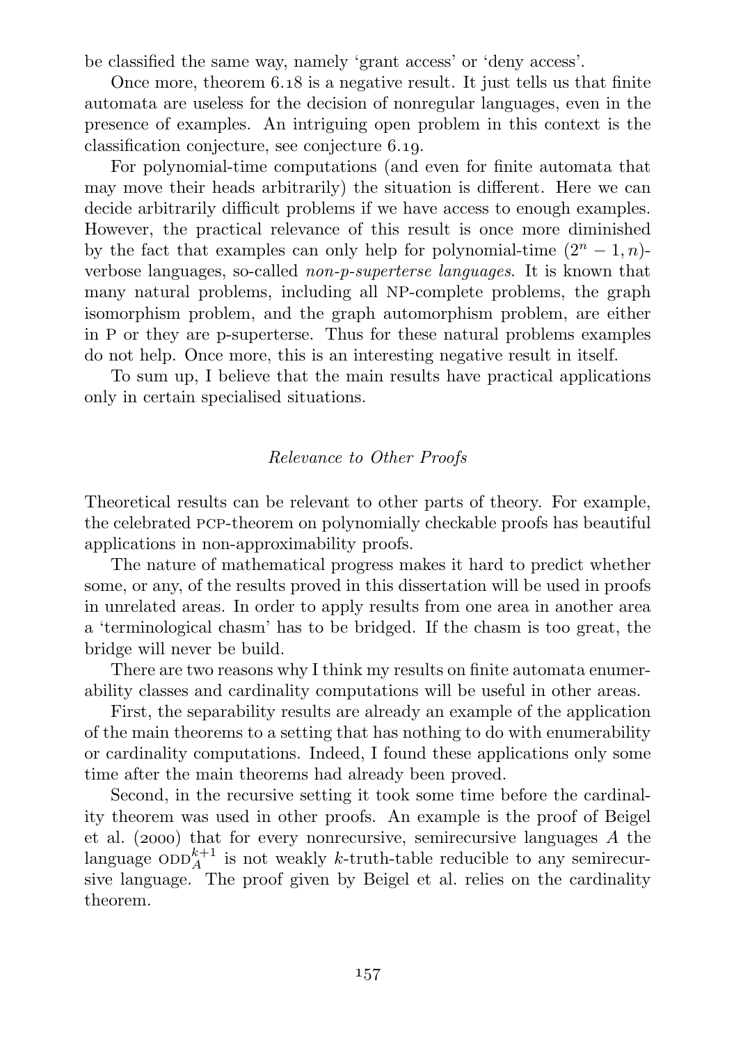be classified the same way, namely 'grant access' or 'deny access'.

Once more, theorem 6.18 is a negative result. It just tells us that finite automata are useless for the decision of nonregular languages, even in the presence of examples. An intriguing open problem in this context is the classification conjecture, see conjecture 6.19.

For polynomial-time computations (and even for finite automata that may move their heads arbitrarily) the situation is different. Here we can decide arbitrarily difficult problems if we have access to enough examples. However, the practical relevance of this result is once more diminished by the fact that examples can only help for polynomial-time $(2^n - 1, n)$-verbose languages, so-called *non-p-superterse languages*. It is known that many natural problems, including all NP-complete problems, the graph isomorphism problem, and the graph automorphism problem, are either in P or they are p-superterse. Thus for these natural problems examples do not help. Once more, this is an interesting negative result in itself.

To sum up, I believe that the main results have practical applications only in certain specialised situations.

### *Relevance to Other Proofs*

Theoretical results can be relevant to other parts of theory. For example, the celebrated PCP-theorem on polynomially checkable proofs has beautiful applications in non-approximability proofs.

The nature of mathematical progress makes it hard to predict whether some, or any, of the results proved in this dissertation will be used in proofs in unrelated areas. In order to apply results from one area in another area a 'terminological chasm' has to be bridged. If the chasm is too great, the bridge will never be build.

There are two reasons why I think my results on finite automata enumerability classes and cardinality computations will be useful in other areas.

First, the separability results are already an example of the application of the main theorems to a setting that has nothing to do with enumerability or cardinality computations. Indeed, I found these applications only some time after the main theorems had already been proved.

Second, in the recursive setting it took some time before the cardinality theorem was used in other proofs. An example is the proof of Beigel et al. (2000) that for every nonrecursive, semirecursive languages $A$ the language $\text{ODD}_A^{k+1}$ is not weakly $k$-truth-table reducible to any semirecursive language. The proof given by Beigel et al. relies on the cardinality theorem.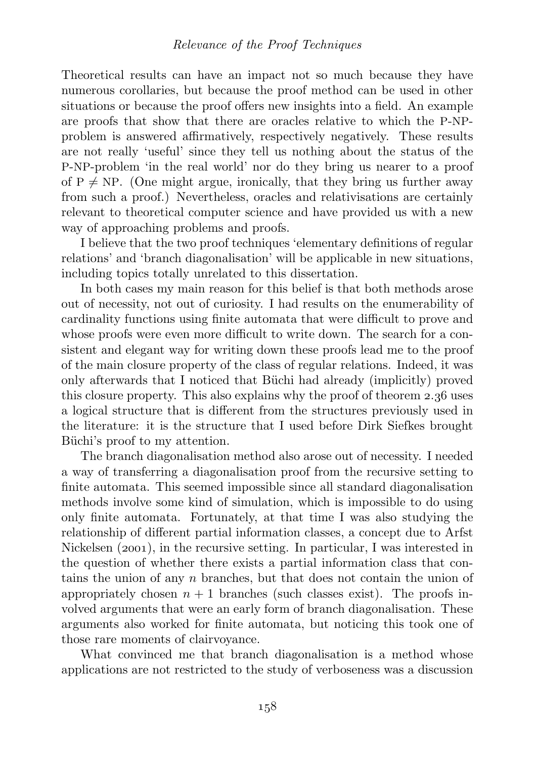Theoretical results can have an impact not so much because they have numerous corollaries, but because the proof method can be used in other situations or because the proof offers new insights into a field. An example are proofs that show that there are oracles relative to which the P-NP-problem is answered affirmatively, respectively negatively. These results are not really 'useful' since they tell us nothing about the status of the P-NP-problem 'in the real world' nor do they bring us nearer to a proof of $\mathrm{P} \neq \mathrm{NP}$. (One might argue, ironically, that they bring us further away from such a proof.) Nevertheless, oracles and relativisations are certainly relevant to theoretical computer science and have provided us with a new way of approaching problems and proofs.

I believe that the two proof techniques 'elementary definitions of regular relations' and 'branch diagonalisation' will be applicable in new situations, including topics totally unrelated to this dissertation.

In both cases my main reason for this belief is that both methods arose out of necessity, not out of curiosity. I had results on the enumerability of cardinality functions using finite automata that were difficult to prove and whose proofs were even more difficult to write down. The search for a consistent and elegant way for writing down these proofs lead me to the proof of the main closure property of the class of regular relations. Indeed, it was only afterwards that I noticed that Büchi had already (implicitly) proved this closure property. This also explains why the proof of theorem 2.36 uses a logical structure that is different from the structures previously used in the literature: it is the structure that I used before Dirk Siefkes brought Büchi's proof to my attention.

The branch diagonalisation method also arose out of necessity. I needed a way of transferring a diagonalisation proof from the recursive setting to finite automata. This seemed impossible since all standard diagonalisation methods involve some kind of simulation, which is impossible to do using only finite automata. Fortunately, at that time I was also studying the relationship of different partial information classes, a concept due to Arfst Nickelsen (2001), in the recursive setting. In particular, I was interested in the question of whether there exists a partial information class that contains the union of any $n$ branches, but that does not contain the union of appropriately chosen $n+1$ branches (such classes exist). The proofs involved arguments that were an early form of branch diagonalisation. These arguments also worked for finite automata, but noticing this took one of those rare moments of clairvoyance.

What convinced me that branch diagonalisation is a method whose applications are not restricted to the study of verboseness was a discussion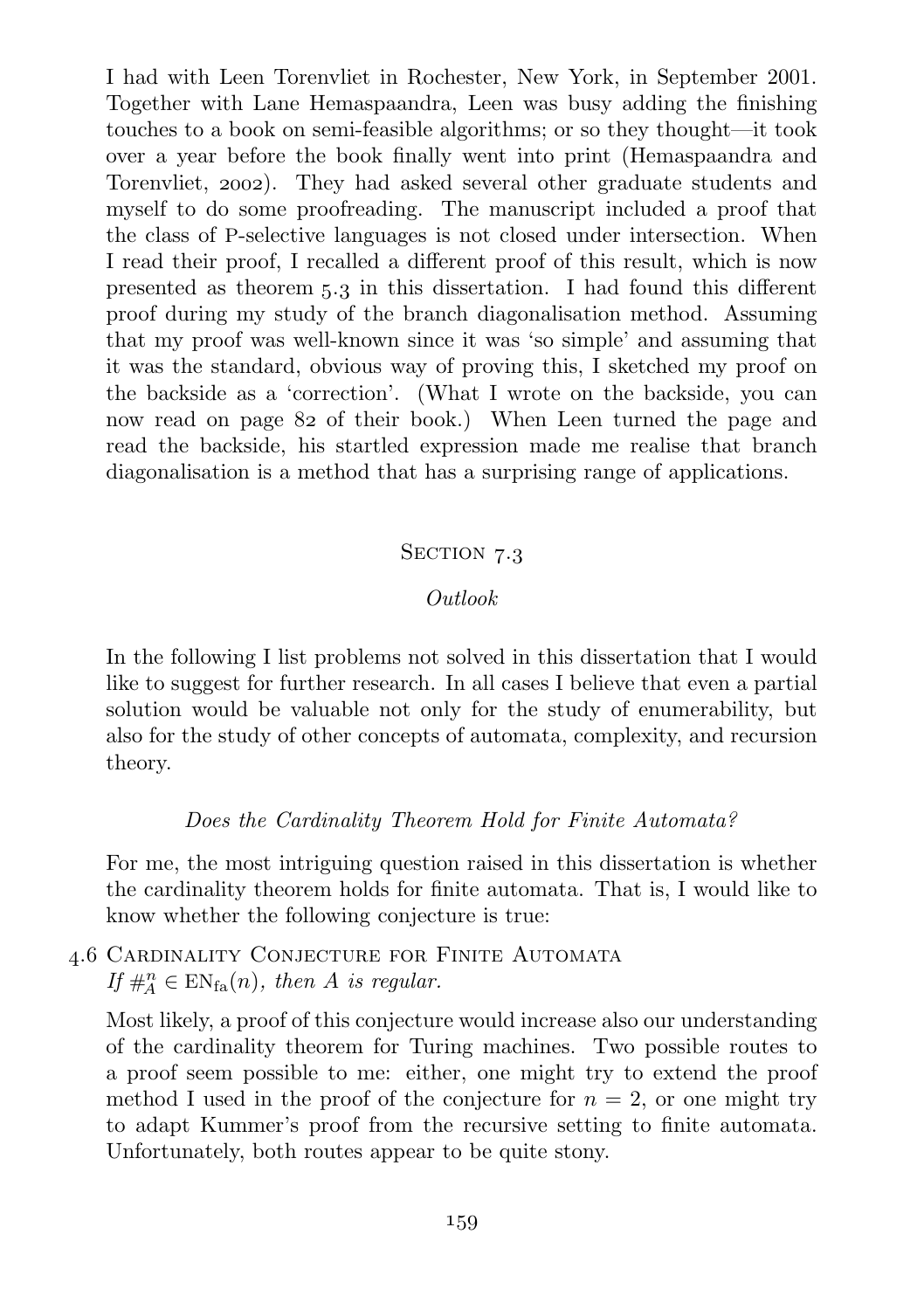I had with Leen Torenvliet in Rochester, New York, in September 2001. Together with Lane Hemaspaandra, Leen was busy adding the finishing touches to a book on semi-feasible algorithms; or so they thought—it took over a year before the book finally went into print (Hemaspaandra and Torenvliet, 2002). They had asked several other graduate students and myself to do some proofreading. The manuscript included a proof that the class of P-selective languages is not closed under intersection. When I read their proof, I recalled a different proof of this result, which is now presented as theorem 5.3 in this dissertation. I had found this different proof during my study of the branch diagonalisation method. Assuming that my proof was well-known since it was 'so simple' and assuming that it was the standard, obvious way of proving this, I sketched my proof on the backside as a 'correction'. (What I wrote on the backside, you can now read on page 82 of their book.) When Leen turned the page and read the backside, his startled expression made me realise that branch diagonalisation is a method that has a surprising range of applications.

## Section 7.3

### *Outlook*

In the following I list problems not solved in this dissertation that I would like to suggest for further research. In all cases I believe that even a partial solution would be valuable not only for the study of enumerability, but also for the study of other concepts of automata, complexity, and recursion theory.

#### *Does the Cardinality Theorem Hold for Finite Automata?*

For me, the most intriguing question raised in this dissertation is whether the cardinality theorem holds for finite automata. That is, I would like to know whether the following conjecture is true:

4.6 Cardinality Conjecture for Finite Automata
*If* $\#_A^n \in \mathrm{EN}_{\mathrm{fa}}(n)$*, then* $A$ *is regular.*

Most likely, a proof of this conjecture would increase also our understanding of the cardinality theorem for Turing machines. Two possible routes to a proof seem possible to me: either, one might try to extend the proof method I used in the proof of the conjecture for $n = 2$, or one might try to adapt Kummer's proof from the recursive setting to finite automata. Unfortunately, both routes appear to be quite stony.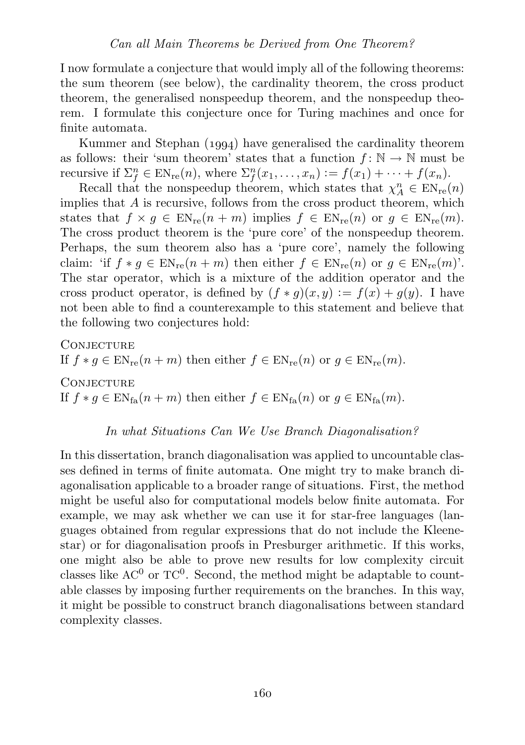*Can all Main Theorems be Derived from One Theorem?*

I now formulate a conjecture that would imply all of the following theorems: the sum theorem (see below), the cardinality theorem, the cross product theorem, the generalised nonspeedup theorem, and the nonspeedup theorem. I formulate this conjecture once for Turing machines and once for finite automata.

Kummer and Stephan (1994) have generalised the cardinality theorem as follows: their 'sum theorem' states that a function $f : \mathbb{N} \to \mathbb{N}$ must be recursive if $\Sigma_f^n \in \mathrm{EN}_{\mathrm{re}}(n)$, where $\Sigma_f^n(x_1, \dots, x_n) := f(x_1) + \dots + f(x_n)$.

Recall that the nonspeedup theorem, which states that $\chi_A^n \in \mathrm{EN}_{\mathrm{re}}(n)$ implies that $A$ is recursive, follows from the cross product theorem, which states that $f \times g \in \mathrm{EN}_{\mathrm{re}}(n+m)$ implies $f \in \mathrm{EN}_{\mathrm{re}}(n)$ or $g \in \mathrm{EN}_{\mathrm{re}}(m)$. The cross product theorem is the 'pure core' of the nonspeedup theorem. Perhaps, the sum theorem also has a 'pure core', namely the following claim: 'if $f * g \in \mathrm{EN}_{\mathrm{re}}(n+m)$ then either $f \in \mathrm{EN}_{\mathrm{re}}(n)$ or $g \in \mathrm{EN}_{\mathrm{re}}(m)$'. The star operator, which is a mixture of the addition operator and the cross product operator, is defined by $(f * g)(x, y) := f(x) + g(y)$. I have not been able to find a counterexample to this statement and believe that the following two conjectures hold:

Conjecture
If $f * g \in \mathrm{EN}_{\mathrm{re}}(n+m)$ then either $f \in \mathrm{EN}_{\mathrm{re}}(n)$ or $g \in \mathrm{EN}_{\mathrm{re}}(m)$.

Conjecture
If $f * g \in \mathrm{EN}_{\mathrm{fa}}(n+m)$ then either $f \in \mathrm{EN}_{\mathrm{fa}}(n)$ or $g \in \mathrm{EN}_{\mathrm{fa}}(m)$.

*In what Situations Can We Use Branch Diagonalisation?*

In this dissertation, branch diagonalisation was applied to uncountable classes defined in terms of finite automata. One might try to make branch diagonalisation applicable to a broader range of situations. First, the method might be useful also for computational models below finite automata. For example, we may ask whether we can use it for star-free languages (languages obtained from regular expressions that do not include the Kleene-star) or for diagonalisation proofs in Presburger arithmetic. If this works, one might also be able to prove new results for low complexity circuit classes like $\mathrm{AC}^0$ or $\mathrm{TC}^0$. Second, the method might be adaptable to countable classes by imposing further requirements on the branches. In this way, it might be possible to construct branch diagonalisations between standard complexity classes.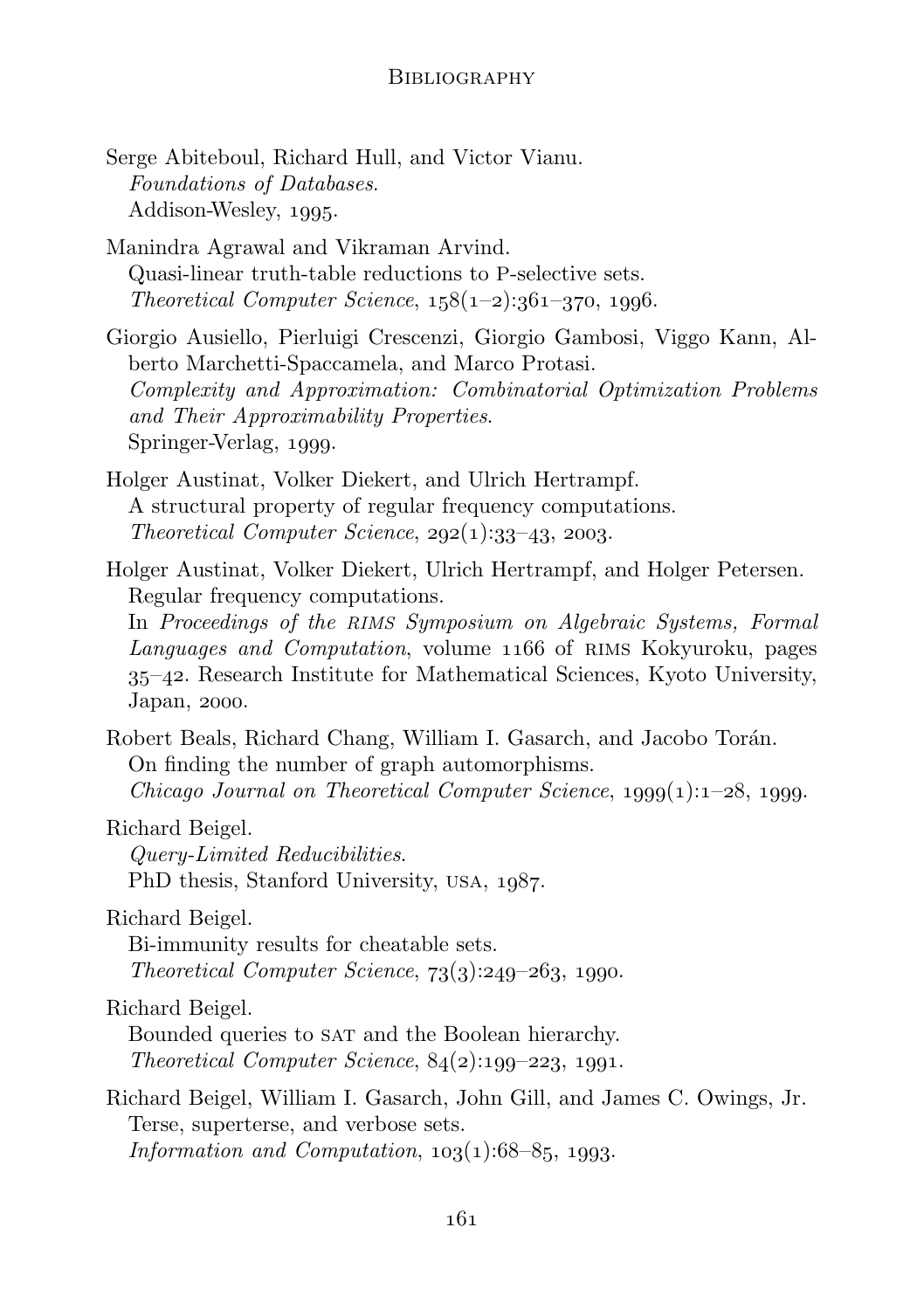Serge Abiteboul, Richard Hull, and Victor Vianu.
*Foundations of Databases*.
Addison-Wesley, 1995.

Manindra Agrawal and Vikraman Arvind.
Quasi-linear truth-table reductions to P-selective sets.
*Theoretical Computer Science*, 158(1–2):361–370, 1996.

Giorgio Ausiello, Pierluigi Crescenzi, Giorgio Gambosi, Viggo Kann, Alberto Marchetti-Spaccamela, and Marco Protasi.
*Complexity and Approximation: Combinatorial Optimization Problems and Their Approximability Properties*.
Springer-Verlag, 1999.

Holger Austinat, Volker Diekert, and Ulrich Hertrampf.
A structural property of regular frequency computations.
*Theoretical Computer Science*, 292(1):33–43, 2003.

Holger Austinat, Volker Diekert, Ulrich Hertrampf, and Holger Petersen.
Regular frequency computations.
In *Proceedings of the RIMS Symposium on Algebraic Systems, Formal Languages and Computation*, volume 1166 of RIMS Kokyuroku, pages 35–42. Research Institute for Mathematical Sciences, Kyoto University, Japan, 2000.

Robert Beals, Richard Chang, William I. Gasarch, and Jacobo Torán.
On finding the number of graph automorphisms.
*Chicago Journal on Theoretical Computer Science*, 1999(1):1–28, 1999.

Richard Beigel.
*Query-Limited Reducibilities*.
PhD thesis, Stanford University, USA, 1987.

Richard Beigel.
Bi-immunity results for cheatable sets.
*Theoretical Computer Science*, 73(3):249–263, 1990.

Richard Beigel.
Bounded queries to SAT and the Boolean hierarchy.
*Theoretical Computer Science*, 84(2):199–223, 1991.

Richard Beigel, William I. Gasarch, John Gill, and James C. Owings, Jr.
Terse, superterse, and verbose sets.
*Information and Computation*, 103(1):68–85, 1993.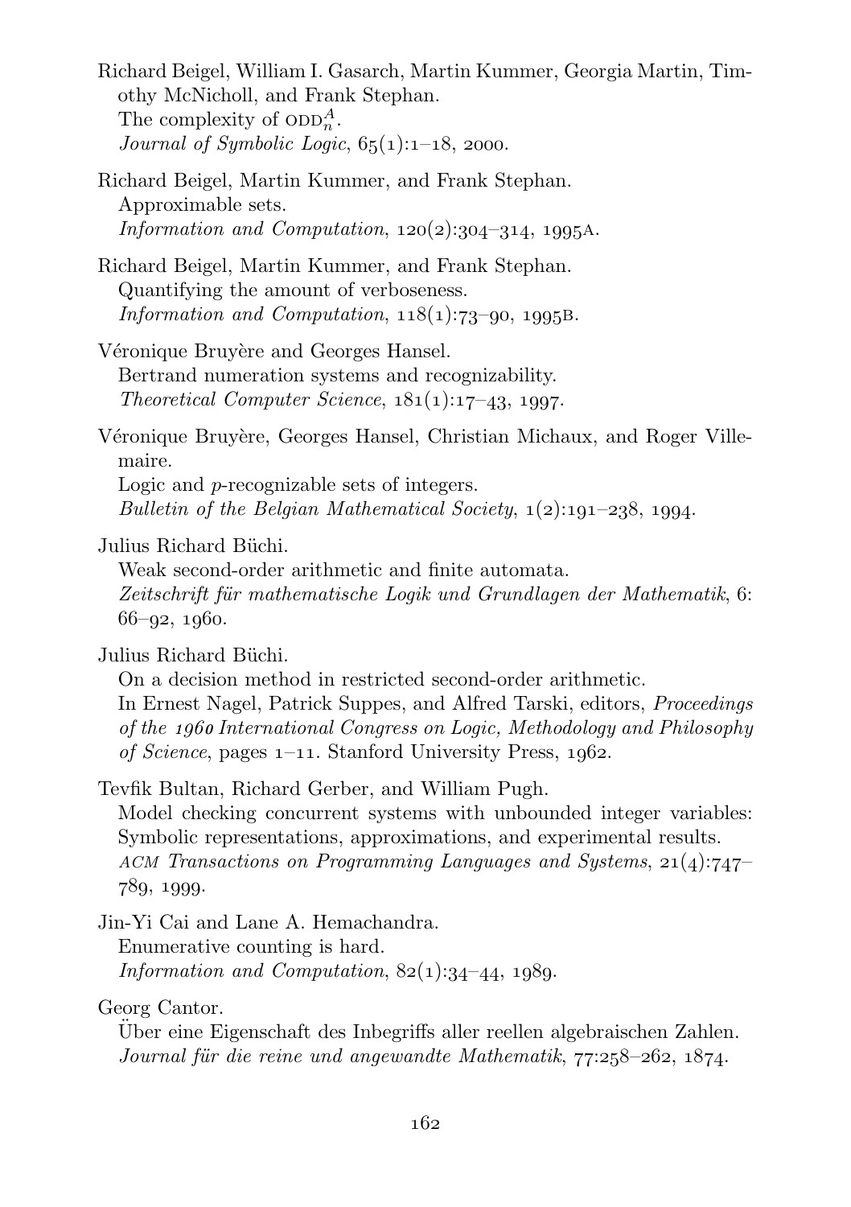Richard Beigel, William I. Gasarch, Martin Kummer, Georgia Martin, Timothy McNicholl, and Frank Stephan.
The complexity of $\text{ODD}_n^A$.
*Journal of Symbolic Logic*, 65(1):1–18, 2000.

Richard Beigel, Martin Kummer, and Frank Stephan.
Approximable sets.
*Information and Computation*, 120(2):304–314, 1995A.

Richard Beigel, Martin Kummer, and Frank Stephan.
Quantifying the amount of verboseness.
*Information and Computation*, 118(1):73–90, 1995B.

Véronique Bruyère and Georges Hansel.
Bertrand numeration systems and recognizability.
*Theoretical Computer Science*, 181(1):17–43, 1997.

Véronique Bruyère, Georges Hansel, Christian Michaux, and Roger Villemaire.
Logic and $p$-recognizable sets of integers.
*Bulletin of the Belgian Mathematical Society*, 1(2):191–238, 1994.

Julius Richard Büchi.
Weak second-order arithmetic and finite automata.
*Zeitschrift für mathematische Logik und Grundlagen der Mathematik*, 6: 66–92, 1960.

Julius Richard Büchi.
On a decision method in restricted second-order arithmetic.
In Ernest Nagel, Patrick Suppes, and Alfred Tarski, editors, *Proceedings of the 1960 International Congress on Logic, Methodology and Philosophy of Science*, pages 1–11. Stanford University Press, 1962.

Tevfik Bultan, Richard Gerber, and William Pugh.
Model checking concurrent systems with unbounded integer variables: Symbolic representations, approximations, and experimental results.
*ACM Transactions on Programming Languages and Systems*, 21(4):747–789, 1999.

Jin-Yi Cai and Lane A. Hemachandra.
Enumerative counting is hard.
*Information and Computation*, 82(1):34–44, 1989.

Georg Cantor.
Über eine Eigenschaft des Inbegriffs aller reellen algebraischen Zahlen.
*Journal für die reine und angewandte Mathematik*, 77:258–262, 1874.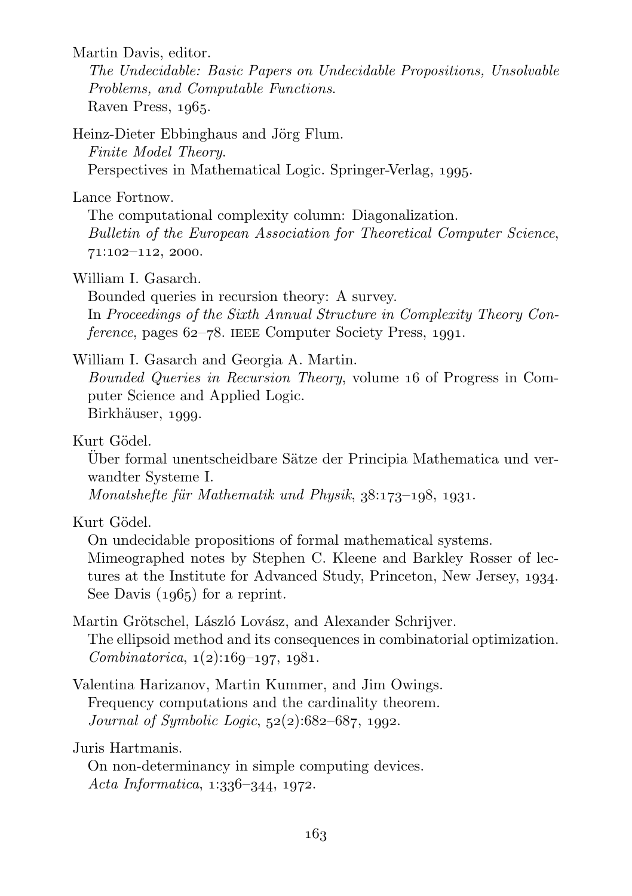Martin Davis, editor.
*The Undecidable: Basic Papers on Undecidable Propositions, Unsolvable Problems, and Computable Functions.*
Raven Press, 1965.

Heinz-Dieter Ebbinghaus and Jörg Flum.
*Finite Model Theory.*
Perspectives in Mathematical Logic. Springer-Verlag, 1995.

Lance Fortnow.
The computational complexity column: Diagonalization.
*Bulletin of the European Association for Theoretical Computer Science*, 71:102–112, 2000.

William I. Gasarch.
Bounded queries in recursion theory: A survey.
In *Proceedings of the Sixth Annual Structure in Complexity Theory Conference*, pages 62–78. IEEE Computer Society Press, 1991.

William I. Gasarch and Georgia A. Martin.
*Bounded Queries in Recursion Theory*, volume 16 of Progress in Computer Science and Applied Logic.
Birkhäuser, 1999.

Kurt Gödel.
Über formal unentscheidbare Sätze der Principia Mathematica und verwandter Systeme I.
*Monatshefte für Mathematik und Physik*, 38:173–198, 1931.

Kurt Gödel.
On undecidable propositions of formal mathematical systems.
Mimeographed notes by Stephen C. Kleene and Barkley Rosser of lectures at the Institute for Advanced Study, Princeton, New Jersey, 1934. See Davis (1965) for a reprint.

Martin Grötschel, László Lovász, and Alexander Schrijver.
The ellipsoid method and its consequences in combinatorial optimization.
*Combinatorica*, 1(2):169–197, 1981.

Valentina Harizanov, Martin Kummer, and Jim Owings.
Frequency computations and the cardinality theorem.
*Journal of Symbolic Logic*, 52(2):682–687, 1992.

Juris Hartmanis.
On non-determinancy in simple computing devices.
*Acta Informatica*, 1:336–344, 1972.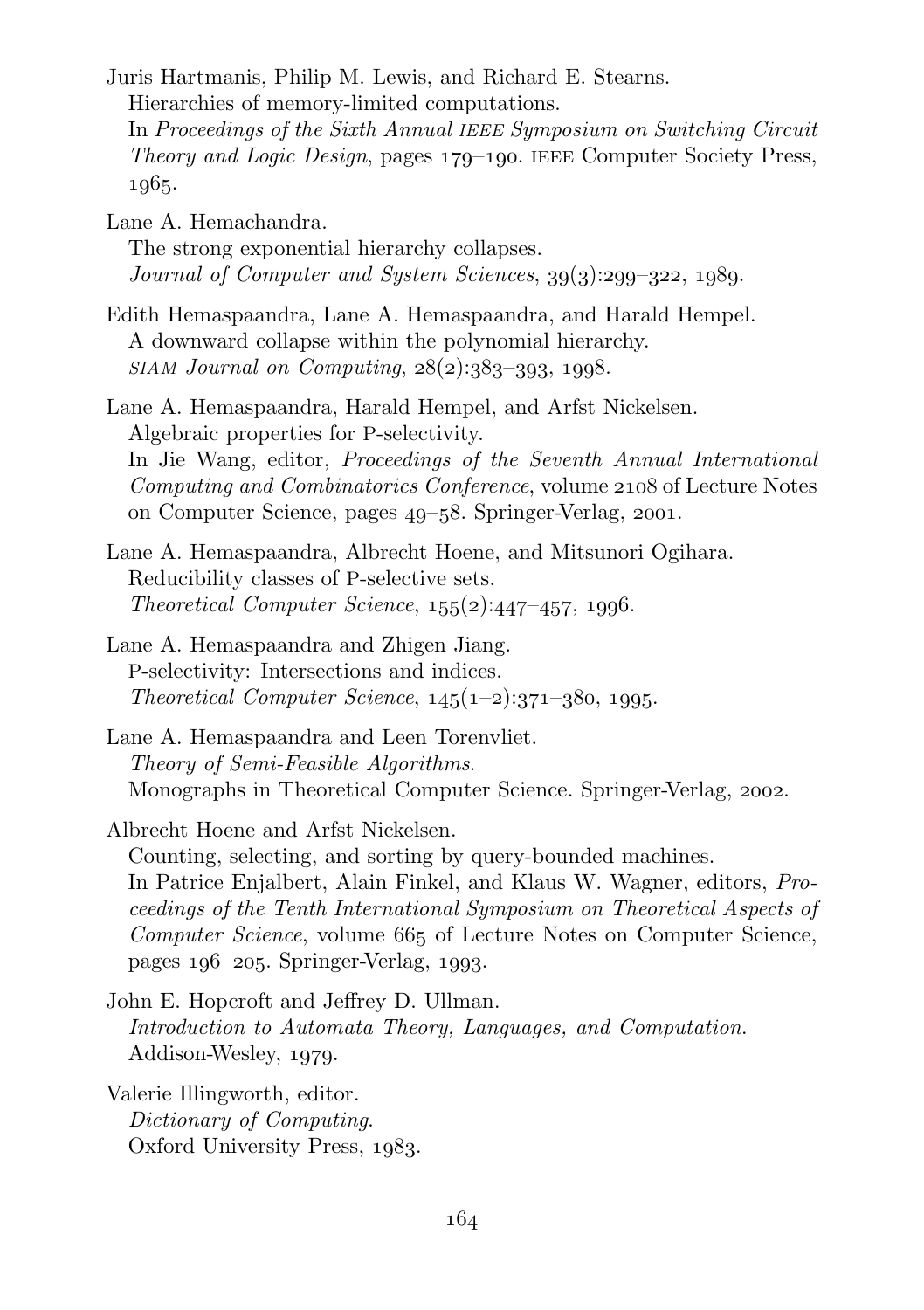Juris Hartmanis, Philip M. Lewis, and Richard E. Stearns.
Hierarchies of memory-limited computations.
In *Proceedings of the Sixth Annual IEEE Symposium on Switching Circuit Theory and Logic Design*, pages 179–190. IEEE Computer Society Press, 1965.

Lane A. Hemachandra.
The strong exponential hierarchy collapses.
*Journal of Computer and System Sciences*, 39(3):299–322, 1989.

Edith Hemaspaandra, Lane A. Hemaspaandra, and Harald Hempel.
A downward collapse within the polynomial hierarchy.
*SIAM Journal on Computing*, 28(2):383–393, 1998.

Lane A. Hemaspaandra, Harald Hempel, and Arfst Nickelsen.
Algebraic properties for P-selectivity.
In Jie Wang, editor, *Proceedings of the Seventh Annual International Computing and Combinatorics Conference*, volume 2108 of Lecture Notes on Computer Science, pages 49–58. Springer-Verlag, 2001.

Lane A. Hemaspaandra, Albrecht Hoene, and Mitsunori Ogihara.
Reducibility classes of P-selective sets.
*Theoretical Computer Science*, 155(2):447–457, 1996.

Lane A. Hemaspaandra and Zhigen Jiang.
P-selectivity: Intersections and indices.
*Theoretical Computer Science*, 145(1–2):371–380, 1995.

Lane A. Hemaspaandra and Leen Torenvliet.
*Theory of Semi-Feasible Algorithms*.
Monographs in Theoretical Computer Science. Springer-Verlag, 2002.

Albrecht Hoene and Arfst Nickelsen.
Counting, selecting, and sorting by query-bounded machines.
In Patrice Enjalbert, Alain Finkel, and Klaus W. Wagner, editors, *Proceedings of the Tenth International Symposium on Theoretical Aspects of Computer Science*, volume 665 of Lecture Notes on Computer Science, pages 196–205. Springer-Verlag, 1993.

John E. Hopcroft and Jeffrey D. Ullman.
*Introduction to Automata Theory, Languages, and Computation*.
Addison-Wesley, 1979.

Valerie Illingworth, editor.
*Dictionary of Computing*.
Oxford University Press, 1983.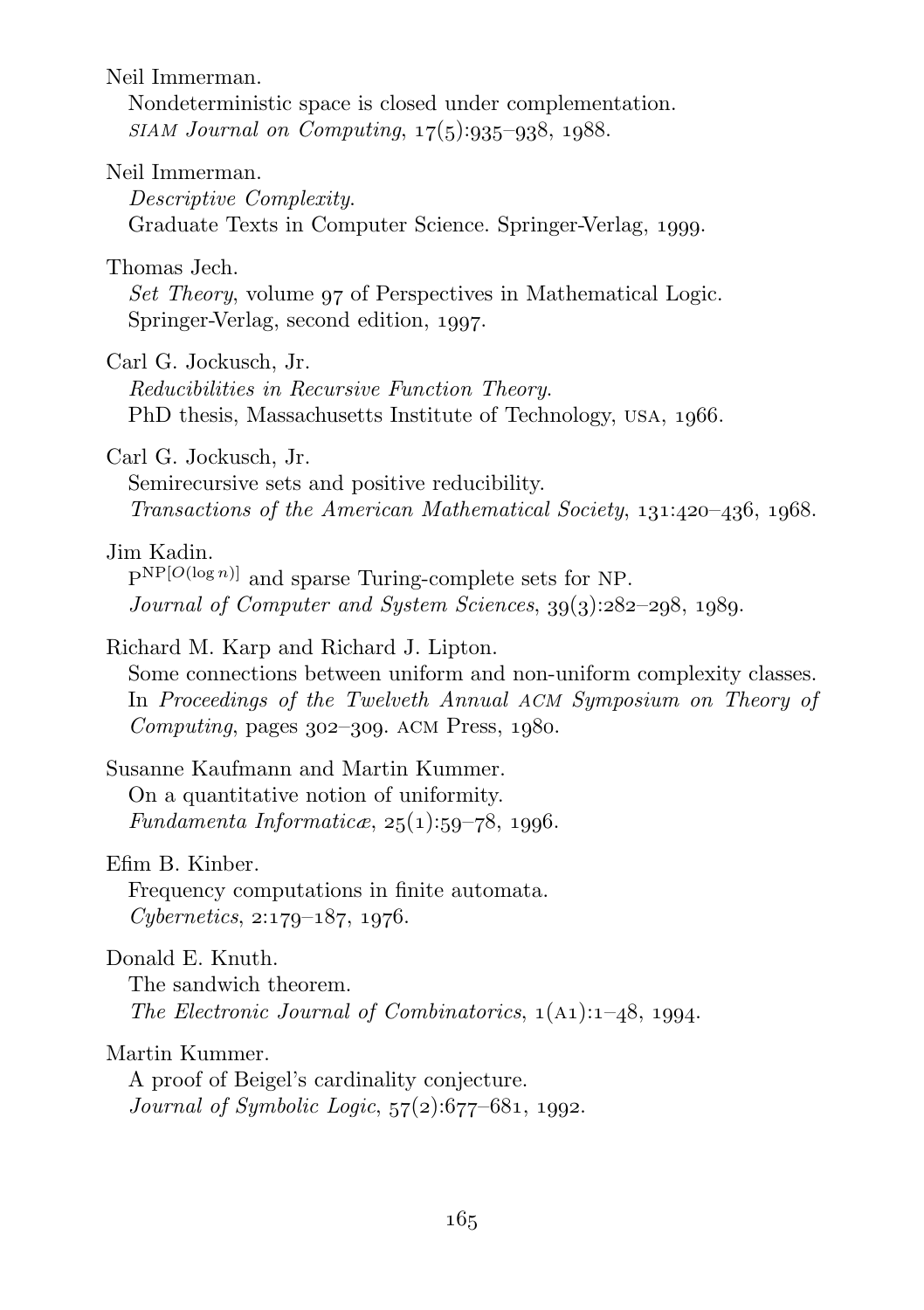Neil Immerman.
Nondeterministic space is closed under complementation.
*SIAM Journal on Computing*, 17(5):935–938, 1988.

Neil Immerman.
*Descriptive Complexity*.
Graduate Texts in Computer Science. Springer-Verlag, 1999.

Thomas Jech.
*Set Theory*, volume 97 of Perspectives in Mathematical Logic.
Springer-Verlag, second edition, 1997.

Carl G. Jockusch, Jr.
*Reducibilities in Recursive Function Theory*.
PhD thesis, Massachusetts Institute of Technology, USA, 1966.

Carl G. Jockusch, Jr.
Semirecursive sets and positive reducibility.
*Transactions of the American Mathematical Society*, 131:420–436, 1968.

Jim Kadin.
$\mathrm{P}^{\mathrm{NP}[O(\log n)]}$ and sparse Turing-complete sets for NP.
*Journal of Computer and System Sciences*, 39(3):282–298, 1989.

Richard M. Karp and Richard J. Lipton.
Some connections between uniform and non-uniform complexity classes.
In *Proceedings of the Twelveth Annual ACM Symposium on Theory of Computing*, pages 302–309. ACM Press, 1980.

Susanne Kaufmann and Martin Kummer.
On a quantitative notion of uniformity.
*Fundamenta Informaticæ*, 25(1):59–78, 1996.

Efim B. Kinber.
Frequency computations in finite automata.
*Cybernetics*, 2:179–187, 1976.

Donald E. Knuth.
The sandwich theorem.
*The Electronic Journal of Combinatorics*, 1(A1):1–48, 1994.

Martin Kummer.
A proof of Beigel's cardinality conjecture.
*Journal of Symbolic Logic*, 57(2):677–681, 1992.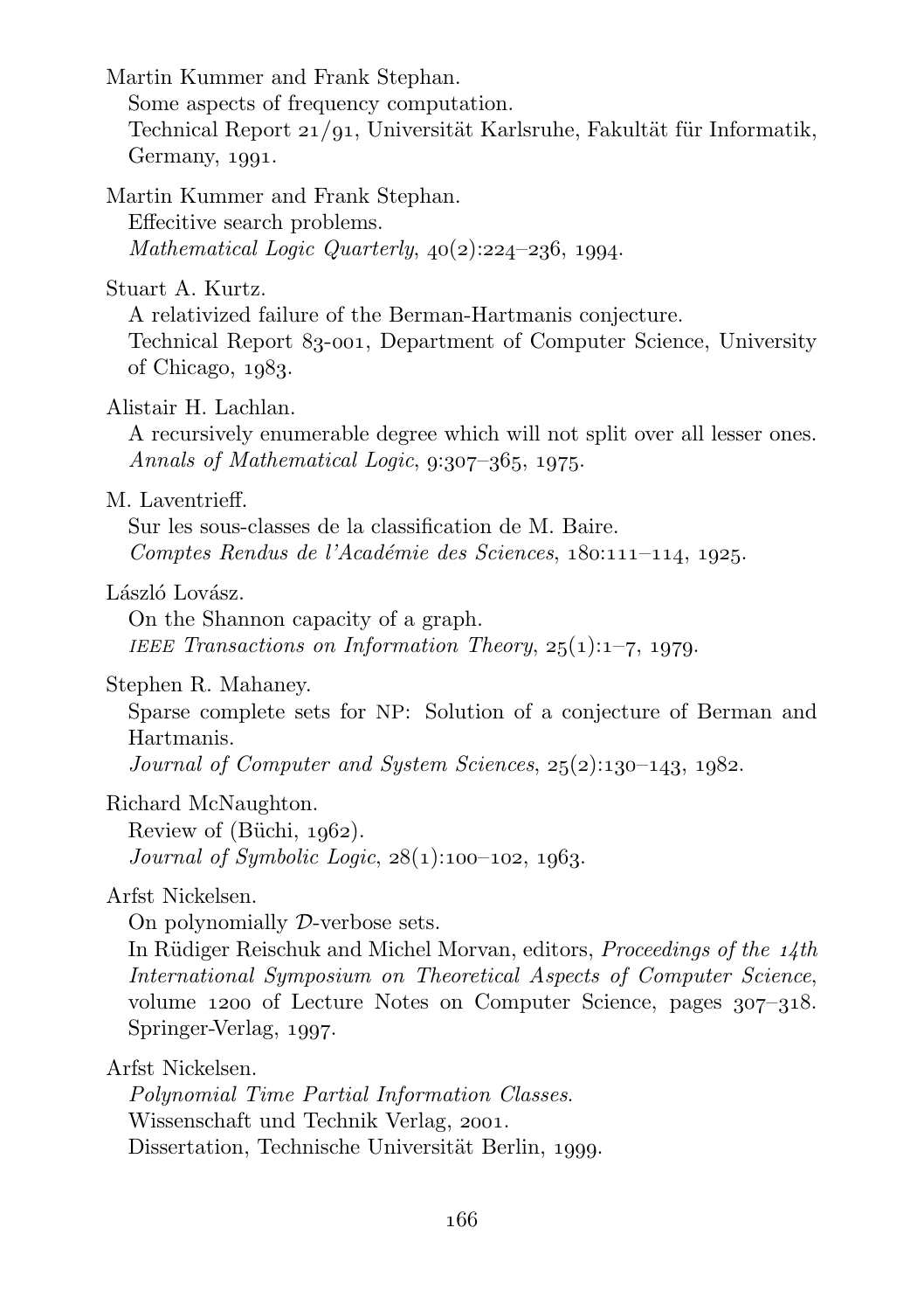Martin Kummer and Frank Stephan.
Some aspects of frequency computation.
Technical Report 21/91, Universität Karlsruhe, Fakultät für Informatik, Germany, 1991.

Martin Kummer and Frank Stephan.
Effecitive search problems.
*Mathematical Logic Quarterly*, 40(2):224–236, 1994.

Stuart A. Kurtz.
A relativized failure of the Berman-Hartmanis conjecture.
Technical Report 83-001, Department of Computer Science, University of Chicago, 1983.

Alistair H. Lachlan.
A recursively enumerable degree which will not split over all lesser ones.
*Annals of Mathematical Logic*, 9:307–365, 1975.

M. Laventrieff.
Sur les sous-classes de la classification de M. Baire.
*Comptes Rendus de l'Académie des Sciences*, 180:111–114, 1925.

László Lovász.
On the Shannon capacity of a graph.
*IEEE Transactions on Information Theory*, 25(1):1–7, 1979.

Stephen R. Mahaney.
Sparse complete sets for NP: Solution of a conjecture of Berman and Hartmanis.
*Journal of Computer and System Sciences*, 25(2):130–143, 1982.

Richard McNaughton.
Review of (Büchi, 1962).
*Journal of Symbolic Logic*, 28(1):100–102, 1963.

Arfst Nickelsen.
On polynomially $\mathcal{D}$-verbose sets.
In Rüdiger Reischuk and Michel Morvan, editors, *Proceedings of the 14th International Symposium on Theoretical Aspects of Computer Science*, volume 1200 of Lecture Notes on Computer Science, pages 307–318. Springer-Verlag, 1997.

Arfst Nickelsen.
*Polynomial Time Partial Information Classes*.
Wissenschaft und Technik Verlag, 2001.
Dissertation, Technische Universität Berlin, 1999.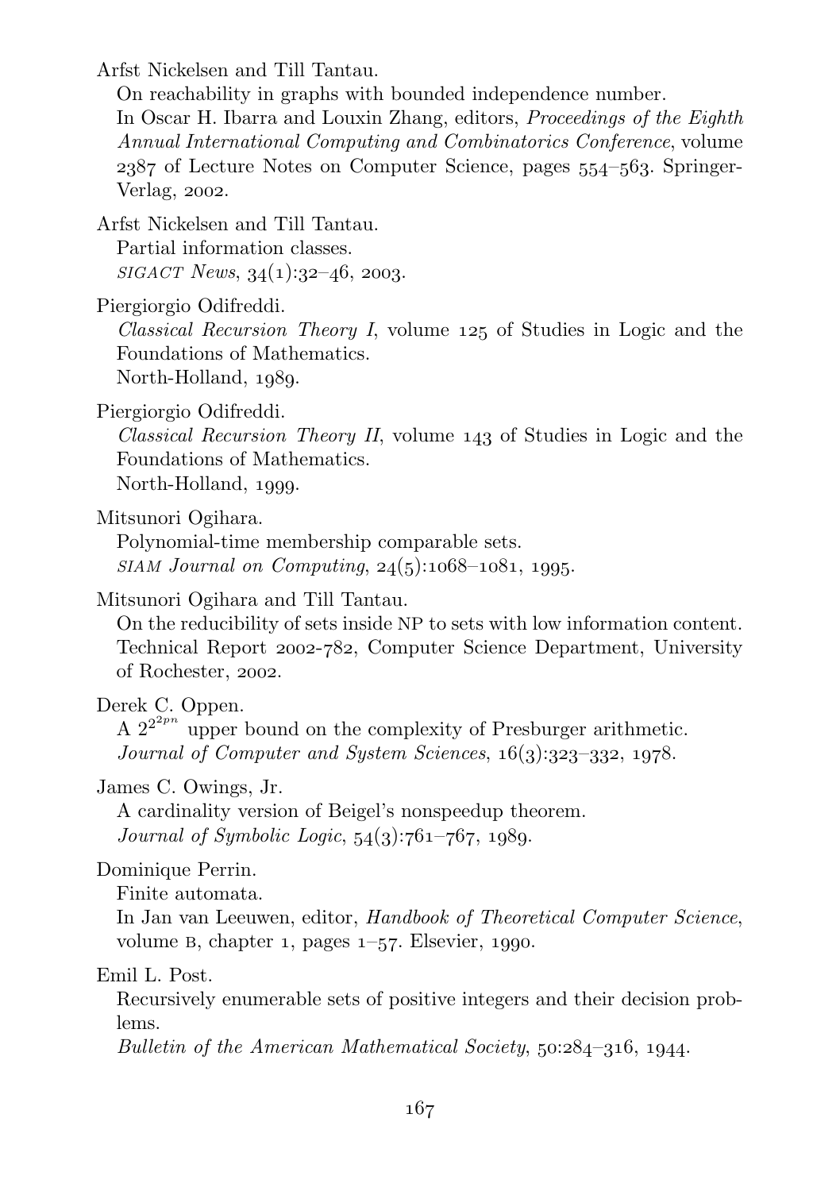Arfst Nickelsen and Till Tantau.
On reachability in graphs with bounded independence number.
In Oscar H. Ibarra and Louxin Zhang, editors, *Proceedings of the Eighth Annual International Computing and Combinatorics Conference*, volume 2387 of Lecture Notes on Computer Science, pages 554–563. Springer-Verlag, 2002.

Arfst Nickelsen and Till Tantau.
Partial information classes.
*SIGACT News*, 34(1):32–46, 2003.

Piergiorgio Odifreddi.
*Classical Recursion Theory I*, volume 125 of Studies in Logic and the Foundations of Mathematics.
North-Holland, 1989.

Piergiorgio Odifreddi.
*Classical Recursion Theory II*, volume 143 of Studies in Logic and the Foundations of Mathematics.
North-Holland, 1999.

Mitsunori Ogihara.
Polynomial-time membership comparable sets.
*SIAM Journal on Computing*, 24(5):1068–1081, 1995.

Mitsunori Ogihara and Till Tantau.
On the reducibility of sets inside NP to sets with low information content.
Technical Report 2002-782, Computer Science Department, University of Rochester, 2002.

Derek C. Oppen.
A $2^{2^{2pn}}$ upper bound on the complexity of Presburger arithmetic.
*Journal of Computer and System Sciences*, 16(3):323–332, 1978.

James C. Owings, Jr.
A cardinality version of Beigel's nonspeedup theorem.
*Journal of Symbolic Logic*, 54(3):761–767, 1989.

Dominique Perrin.
Finite automata.
In Jan van Leeuwen, editor, *Handbook of Theoretical Computer Science*, volume B, chapter 1, pages 1–57. Elsevier, 1990.

Emil L. Post.
Recursively enumerable sets of positive integers and their decision problems.
*Bulletin of the American Mathematical Society*, 50:284–316, 1944.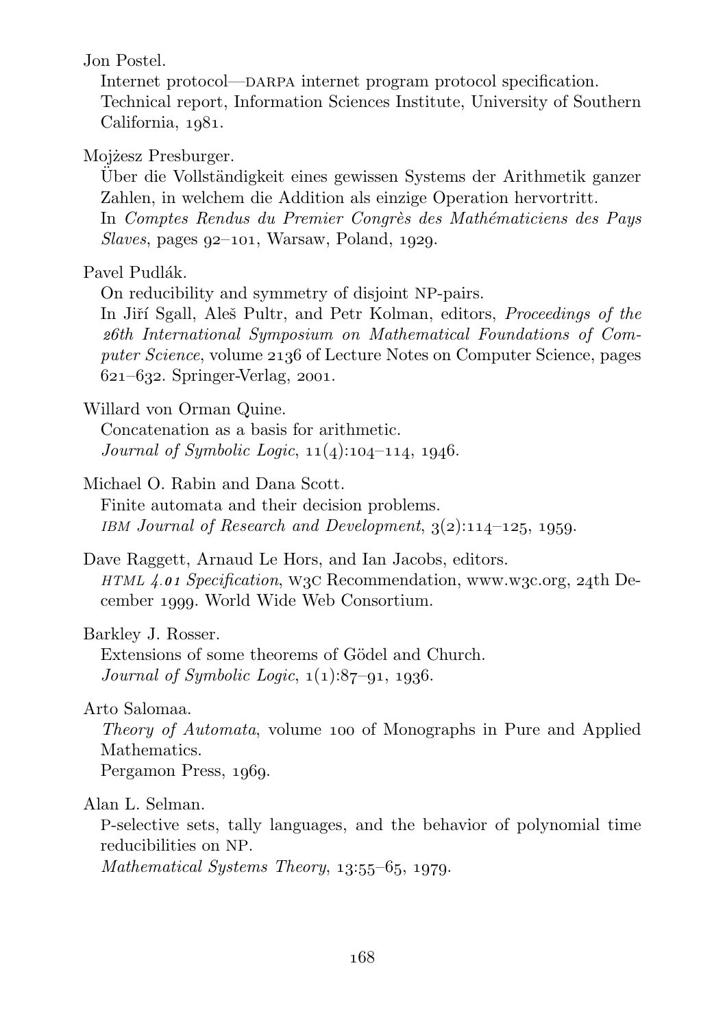Jon Postel.
Internet protocol—DARPA internet program protocol specification.
Technical report, Information Sciences Institute, University of Southern California, 1981.

Mojżesz Presburger.
Über die Vollständigkeit eines gewissen Systems der Arithmetik ganzer Zahlen, in welchem die Addition als einzige Operation hervortritt.
In *Comptes Rendus du Premier Congrès des Mathématiciens des Pays Slaves*, pages 92–101, Warsaw, Poland, 1929.

Pavel Pudlák.
On reducibility and symmetry of disjoint NP-pairs.
In Jiří Sgall, Aleš Pultr, and Petr Kolman, editors, *Proceedings of the 26th International Symposium on Mathematical Foundations of Computer Science*, volume 2136 of Lecture Notes on Computer Science, pages 621–632. Springer-Verlag, 2001.

Willard von Orman Quine.
Concatenation as a basis for arithmetic.
*Journal of Symbolic Logic*, 11(4):104–114, 1946.

Michael O. Rabin and Dana Scott.
Finite automata and their decision problems.
*IBM Journal of Research and Development*, 3(2):114–125, 1959.

Dave Raggett, Arnaud Le Hors, and Ian Jacobs, editors.
*HTML 4.01 Specification*, W3C Recommendation, www.w3c.org, 24th December 1999. World Wide Web Consortium.

Barkley J. Rosser.
Extensions of some theorems of Gödel and Church.
*Journal of Symbolic Logic*, 1(1):87–91, 1936.

Arto Salomaa.
*Theory of Automata*, volume 100 of Monographs in Pure and Applied Mathematics.
Pergamon Press, 1969.

Alan L. Selman.
P-selective sets, tally languages, and the behavior of polynomial time reducibilities on NP.
*Mathematical Systems Theory*, 13:55–65, 1979.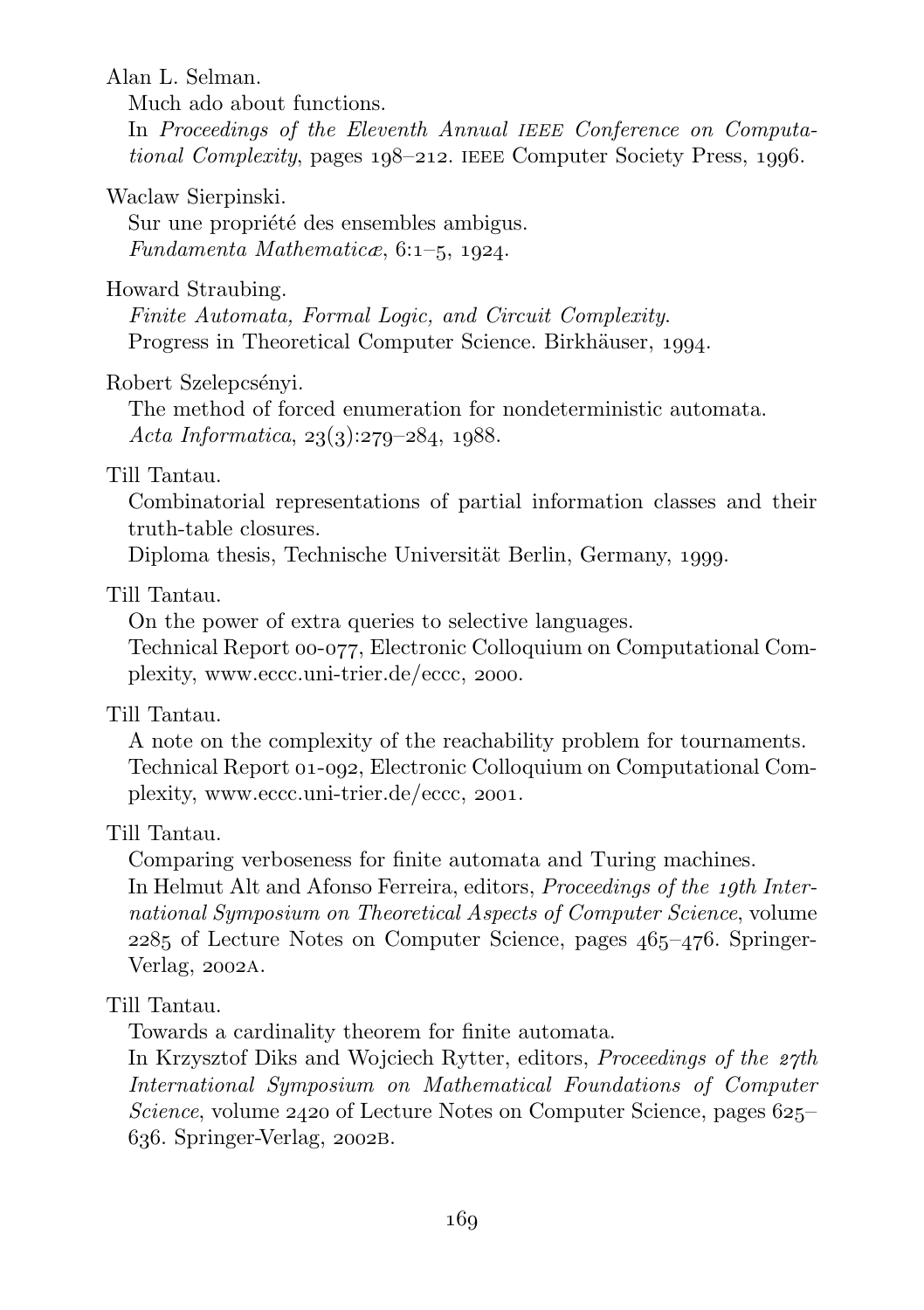Alan L. Selman.
Much ado about functions.
In *Proceedings of the Eleventh Annual IEEE Conference on Computational Complexity*, pages 198–212. IEEE Computer Society Press, 1996.

Waclaw Sierpinski.
Sur une propriété des ensembles ambigus.
*Fundamenta Mathematicæ*, 6:1–5, 1924.

Howard Straubing.
*Finite Automata, Formal Logic, and Circuit Complexity.*
Progress in Theoretical Computer Science. Birkhäuser, 1994.

Robert Szelepcsényi.
The method of forced enumeration for nondeterministic automata.
*Acta Informatica*, 23(3):279–284, 1988.

Till Tantau.
Combinatorial representations of partial information classes and their truth-table closures.
Diploma thesis, Technische Universität Berlin, Germany, 1999.

Till Tantau.
On the power of extra queries to selective languages.
Technical Report 00-077, Electronic Colloquium on Computational Complexity, www.eccc.uni-trier.de/eccc, 2000.

Till Tantau.
A note on the complexity of the reachability problem for tournaments.
Technical Report 01-092, Electronic Colloquium on Computational Complexity, www.eccc.uni-trier.de/eccc, 2001.

Till Tantau.
Comparing verboseness for finite automata and Turing machines.
In Helmut Alt and Afonso Ferreira, editors, *Proceedings of the 19th International Symposium on Theoretical Aspects of Computer Science*, volume 2285 of Lecture Notes on Computer Science, pages 465–476. Springer-Verlag, 2002a.

Till Tantau.
Towards a cardinality theorem for finite automata.
In Krzysztof Diks and Wojciech Rytter, editors, *Proceedings of the 27th International Symposium on Mathematical Foundations of Computer Science*, volume 2420 of Lecture Notes on Computer Science, pages 625–636. Springer-Verlag, 2002b.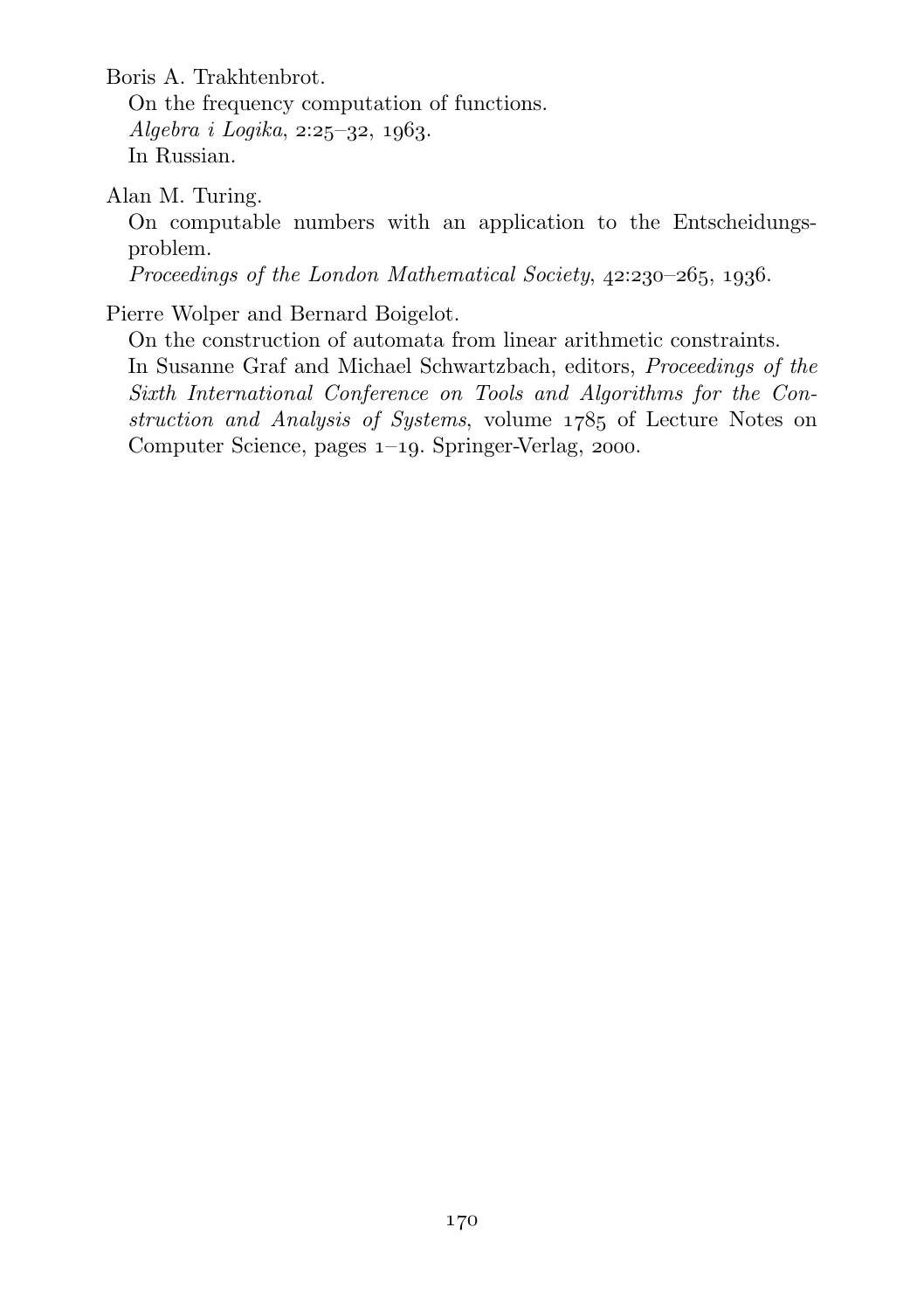Boris A. Trakhtenbrot.
On the frequency computation of functions.
*Algebra i Logika*, 2:25–32, 1963.
In Russian.

Alan M. Turing.
On computable numbers with an application to the Entscheidungsproblem.
*Proceedings of the London Mathematical Society*, 42:230–265, 1936.

Pierre Wolper and Bernard Boigelot.
On the construction of automata from linear arithmetic constraints.
In Susanne Graf and Michael Schwartzbach, editors, *Proceedings of the Sixth International Conference on Tools and Algorithms for the Construction and Analysis of Systems*, volume 1785 of Lecture Notes on Computer Science, pages 1–19. Springer-Verlag, 2000.